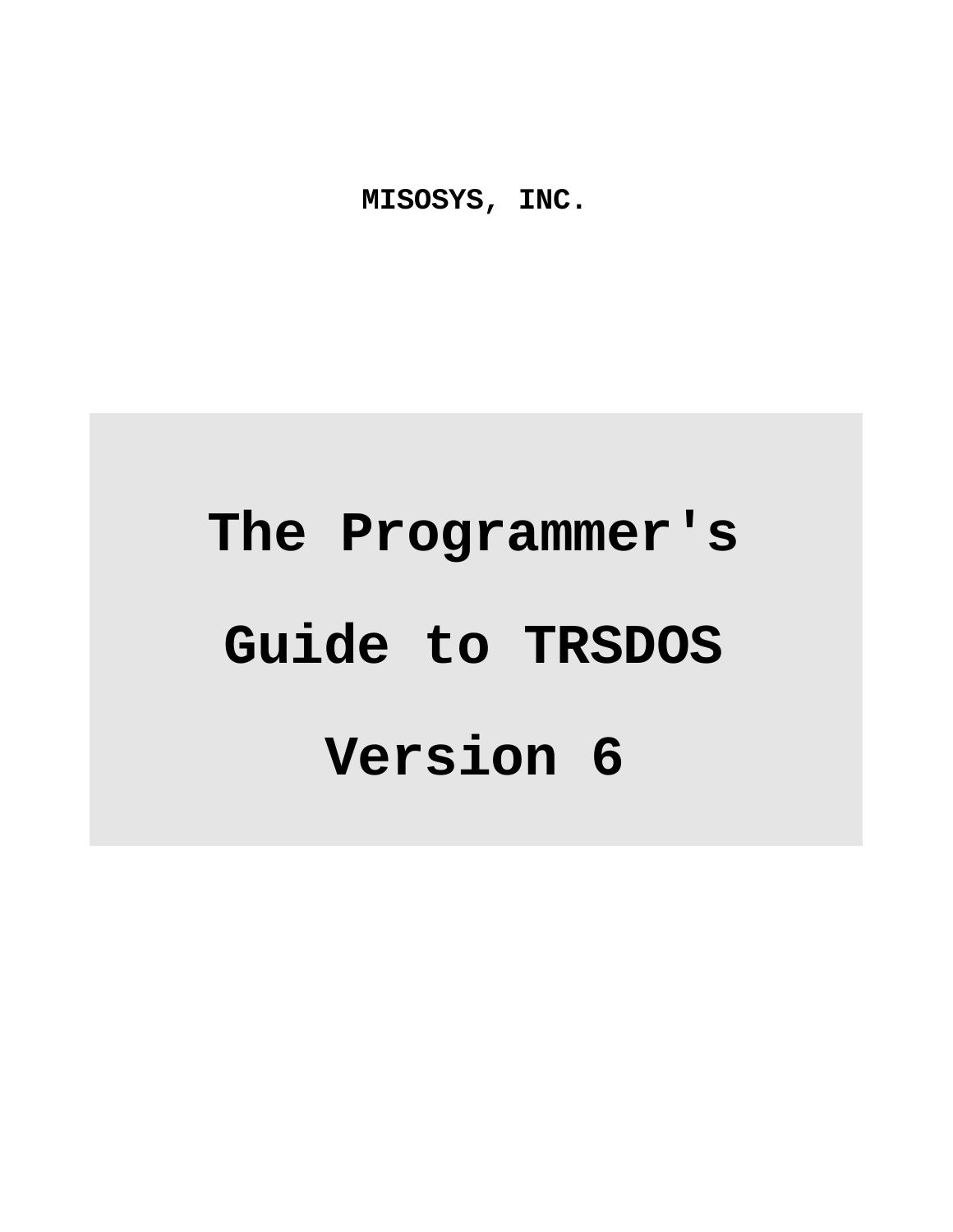**MISOSYS, INC.**

# The Programmer's Guide to TRSDOS Version 6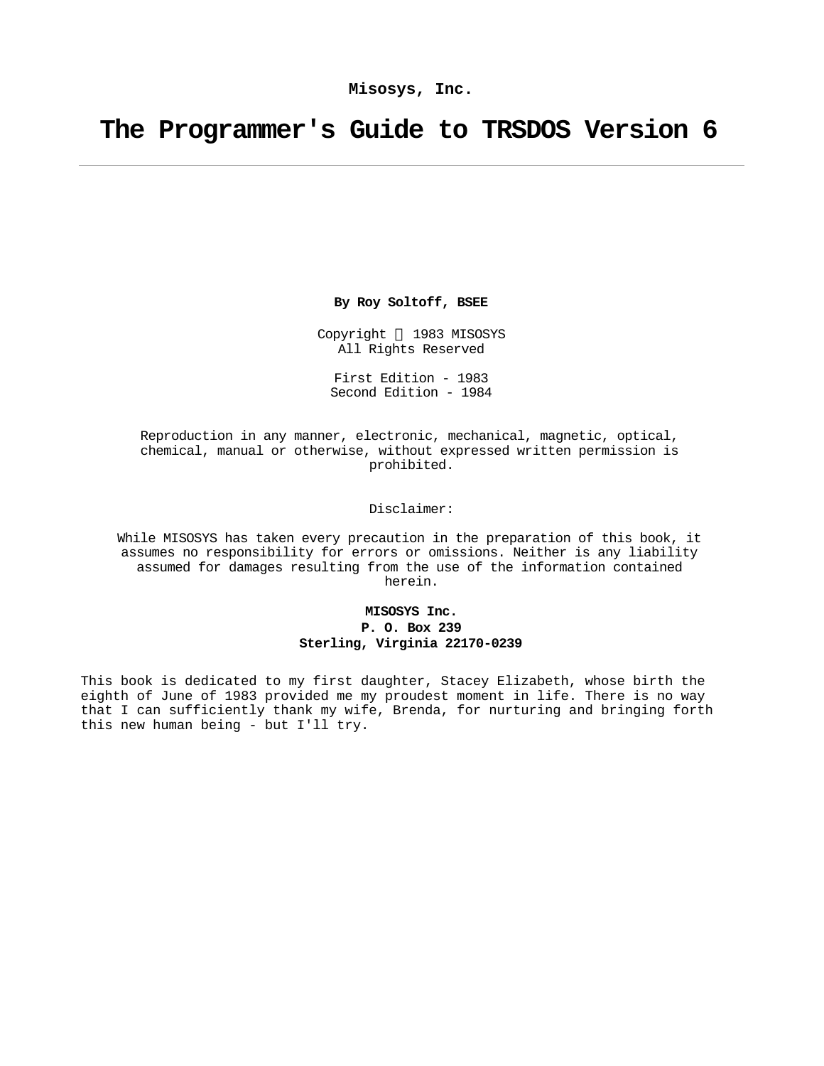**Misosys, Inc.**

# The Programmer's Guide to TRSDOS Version 6

---

**By Roy Soltoff, BSEE**

Copyright © 1983 MISOSYS
All Rights Reserved

First Edition - 1983
Second Edition - 1984

Reproduction in any manner, electronic, mechanical, magnetic, optical, chemical, manual or otherwise, without expressed written permission is prohibited.

Disclaimer:

While MISOSYS has taken every precaution in the preparation of this book, it assumes no responsibility for errors or omissions. Neither is any liability assumed for damages resulting from the use of the information contained herein.

**MISOSYS Inc.**
**P. O. Box 239**
**Sterling, Virginia 22170-0239**

This book is dedicated to my first daughter, Stacey Elizabeth, whose birth the eighth of June of 1983 provided me my proudest moment in life. There is no way that I can sufficiently thank my wife, Brenda, for nurturing and bringing forth this new human being - but I'll try.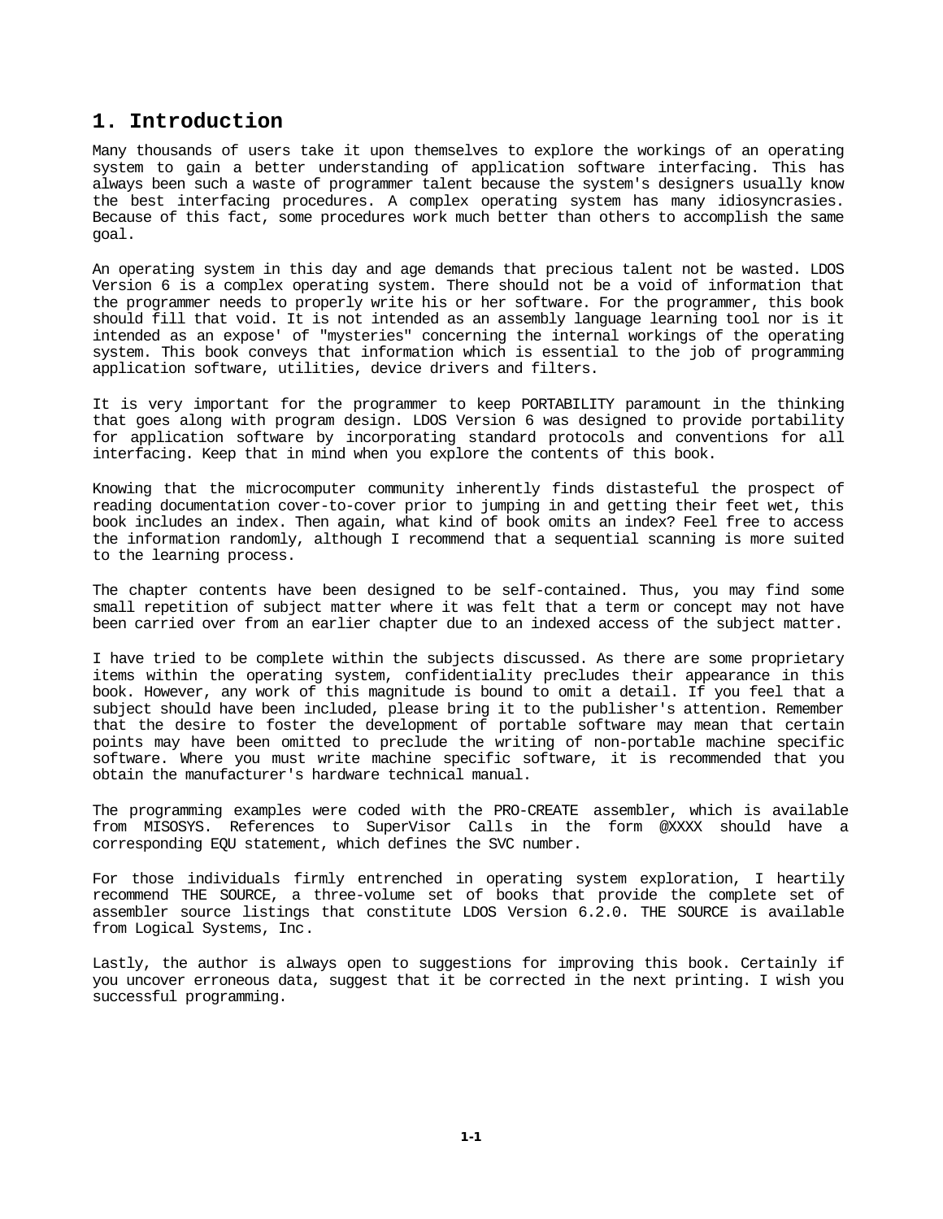# 1. Introduction

Many thousands of users take it upon themselves to explore the workings of an operating system to gain a better understanding of application software interfacing. This has always been such a waste of programmer talent because the system's designers usually know the best interfacing procedures. A complex operating system has many idiosyncrasies. Because of this fact, some procedures work much better than others to accomplish the same goal.

An operating system in this day and age demands that precious talent not be wasted. LDOS Version 6 is a complex operating system. There should not be a void of information that the programmer needs to properly write his or her software. For the programmer, this book should fill that void. It is not intended as an assembly language learning tool nor is it intended as an expose' of "mysteries" concerning the internal workings of the operating system. This book conveys that information which is essential to the job of programming application software, utilities, device drivers and filters.

It is very important for the programmer to keep PORTABILITY paramount in the thinking that goes along with program design. LDOS Version 6 was designed to provide portability for application software by incorporating standard protocols and conventions for all interfacing. Keep that in mind when you explore the contents of this book.

Knowing that the microcomputer community inherently finds distasteful the prospect of reading documentation cover-to-cover prior to jumping in and getting their feet wet, this book includes an index. Then again, what kind of book omits an index? Feel free to access the information randomly, although I recommend that a sequential scanning is more suited to the learning process.

The chapter contents have been designed to be self-contained. Thus, you may find some small repetition of subject matter where it was felt that a term or concept may not have been carried over from an earlier chapter due to an indexed access of the subject matter.

I have tried to be complete within the subjects discussed. As there are some proprietary items within the operating system, confidentiality precludes their appearance in this book. However, any work of this magnitude is bound to omit a detail. If you feel that a subject should have been included, please bring it to the publisher's attention. Remember that the desire to foster the development of portable software may mean that certain points may have been omitted to preclude the writing of non-portable machine specific software. Where you must write machine specific software, it is recommended that you obtain the manufacturer's hardware technical manual.

The programming examples were coded with the PRO-CREATE assembler, which is available from MISOSYS. References to SuperVisor Calls in the form @XXXX should have a corresponding EQU statement, which defines the SVC number.

For those individuals firmly entrenched in operating system exploration, I heartily recommend THE SOURCE, a three-volume set of books that provide the complete set of assembler source listings that constitute LDOS Version 6.2.0. THE SOURCE is available from Logical Systems, Inc.

Lastly, the author is always open to suggestions for improving this book. Certainly if you uncover erroneous data, suggest that it be corrected in the next printing. I wish you successful programming.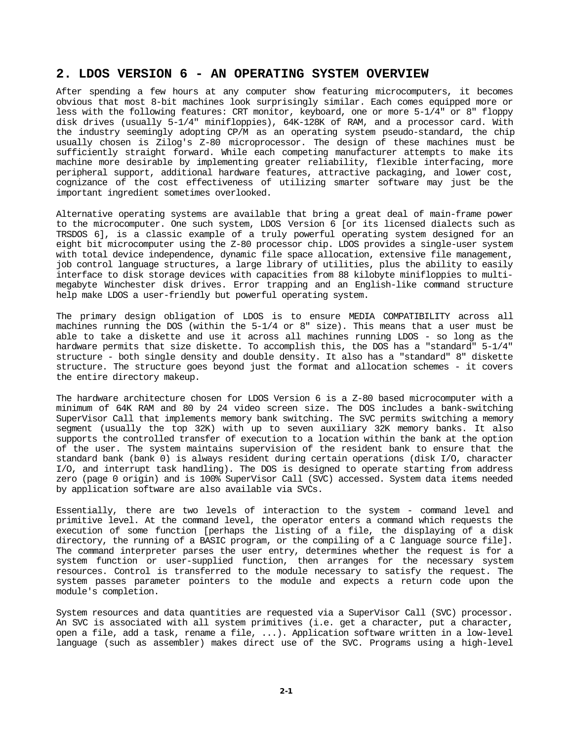## 2. LDOS VERSION 6 - AN OPERATING SYSTEM OVERVIEW

After spending a few hours at any computer show featuring microcomputers, it becomes obvious that most 8-bit machines look surprisingly similar. Each comes equipped more or less with the following features: CRT monitor, keyboard, one or more 5-1/4" or 8" floppy disk drives (usually 5-1/4" minifloppies), 64K-128K of RAM, and a processor card. With the industry seemingly adopting CP/M as an operating system pseudo-standard, the chip usually chosen is Zilog's Z-80 microprocessor. The design of these machines must be sufficiently straight forward. While each competing manufacturer attempts to make its machine more desirable by implementing greater reliability, flexible interfacing, more peripheral support, additional hardware features, attractive packaging, and lower cost, cognizance of the cost effectiveness of utilizing smarter software may just be the important ingredient sometimes overlooked.

Alternative operating systems are available that bring a great deal of main-frame power to the microcomputer. One such system, LDOS Version 6 [or its licensed dialects such as TRSDOS 6], is a classic example of a truly powerful operating system designed for an eight bit microcomputer using the Z-80 processor chip. LDOS provides a single-user system with total device independence, dynamic file space allocation, extensive file management, job control language structures, a large library of utilities, plus the ability to easily interface to disk storage devices with capacities from 88 kilobyte minifloppies to multi-megabyte Winchester disk drives. Error trapping and an English-like command structure help make LDOS a user-friendly but powerful operating system.

The primary design obligation of LDOS is to ensure MEDIA COMPATIBILITY across all machines running the DOS (within the 5-1/4 or 8" size). This means that a user must be able to take a diskette and use it across all machines running LDOS - so long as the hardware permits that size diskette. To accomplish this, the DOS has a "standard" 5-1/4" structure - both single density and double density. It also has a "standard" 8" diskette structure. The structure goes beyond just the format and allocation schemes - it covers the entire directory makeup.

The hardware architecture chosen for LDOS Version 6 is a Z-80 based microcomputer with a minimum of 64K RAM and 80 by 24 video screen size. The DOS includes a bank-switching SuperVisor Call that implements memory bank switching. The SVC permits switching a memory segment (usually the top 32K) with up to seven auxiliary 32K memory banks. It also supports the controlled transfer of execution to a location within the bank at the option of the user. The system maintains supervision of the resident bank to ensure that the standard bank (bank 0) is always resident during certain operations (disk I/O, character I/O, and interrupt task handling). The DOS is designed to operate starting from address zero (page 0 origin) and is 100% SuperVisor Call (SVC) accessed. System data items needed by application software are also available via SVCs.

Essentially, there are two levels of interaction to the system - command level and primitive level. At the command level, the operator enters a command which requests the execution of some function [perhaps the listing of a file, the displaying of a disk directory, the running of a BASIC program, or the compiling of a C language source file]. The command interpreter parses the user entry, determines whether the request is for a system function or user-supplied function, then arranges for the necessary system resources. Control is transferred to the module necessary to satisfy the request. The system passes parameter pointers to the module and expects a return code upon the module's completion.

System resources and data quantities are requested via a SuperVisor Call (SVC) processor. An SVC is associated with all system primitives (i.e. get a character, put a character, open a file, add a task, rename a file, ...). Application software written in a low-level language (such as assembler) makes direct use of the SVC. Programs using a high-level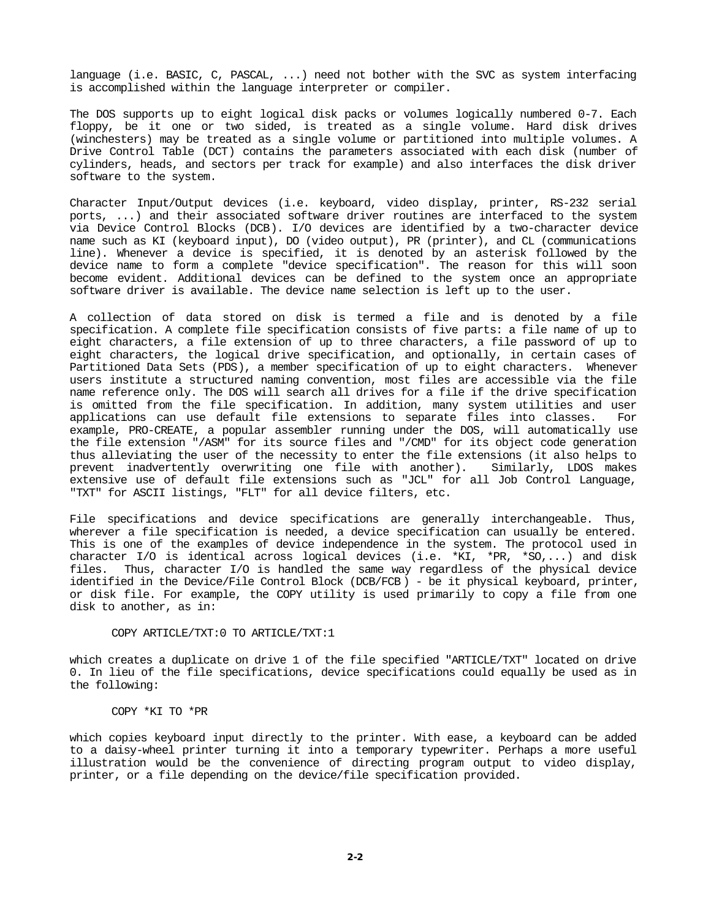language (i.e. BASIC, C, PASCAL, ...) need not bother with the SVC as system interfacing is accomplished within the language interpreter or compiler.

The DOS supports up to eight logical disk packs or volumes logically numbered 0-7. Each floppy, be it one or two sided, is treated as a single volume. Hard disk drives (winchesters) may be treated as a single volume or partitioned into multiple volumes. A Drive Control Table (DCT) contains the parameters associated with each disk (number of cylinders, heads, and sectors per track for example) and also interfaces the disk driver software to the system.

Character Input/Output devices (i.e. keyboard, video display, printer, RS-232 serial ports, ...) and their associated software driver routines are interfaced to the system via Device Control Blocks (DCB). I/O devices are identified by a two-character device name such as KI (keyboard input), DO (video output), PR (printer), and CL (communications line). Whenever a device is specified, it is denoted by an asterisk followed by the device name to form a complete "device specification". The reason for this will soon become evident. Additional devices can be defined to the system once an appropriate software driver is available. The device name selection is left up to the user.

A collection of data stored on disk is termed a file and is denoted by a file specification. A complete file specification consists of five parts: a file name of up to eight characters, a file extension of up to three characters, a file password of up to eight characters, the logical drive specification, and optionally, in certain cases of Partitioned Data Sets (PDS), a member specification of up to eight characters. Whenever users institute a structured naming convention, most files are accessible via the file name reference only. The DOS will search all drives for a file if the drive specification is omitted from the file specification. In addition, many system utilities and user applications can use default file extensions to separate files into classes. For example, PRO-CREATE, a popular assembler running under the DOS, will automatically use the file extension "/ASM" for its source files and "/CMD" for its object code generation thus alleviating the user of the necessity to enter the file extensions (it also helps to prevent inadvertently overwriting one file with another). Similarly, LDOS makes extensive use of default file extensions such as "JCL" for all Job Control Language, "TXT" for ASCII listings, "FLT" for all device filters, etc.

File specifications and device specifications are generally interchangeable. Thus, wherever a file specification is needed, a device specification can usually be entered. This is one of the examples of device independence in the system. The protocol used in character I/O is identical across logical devices (i.e. *KI, *PR, *SO,...) and disk files. Thus, character I/O is handled the same way regardless of the physical device identified in the Device/File Control Block (DCB/FCB) - be it physical keyboard, printer, or disk file. For example, the COPY utility is used primarily to copy a file from one disk to another, as in:

```
COPY ARTICLE/TXT:0 TO ARTICLE/TXT:1
```

which creates a duplicate on drive 1 of the file specified "ARTICLE/TXT" located on drive 0. In lieu of the file specifications, device specifications could equally be used as in the following:

```
COPY *KI TO *PR
```

which copies keyboard input directly to the printer. With ease, a keyboard can be added to a daisy-wheel printer turning it into a temporary typewriter. Perhaps a more useful illustration would be the convenience of directing program output to video display, printer, or a file depending on the device/file specification provided.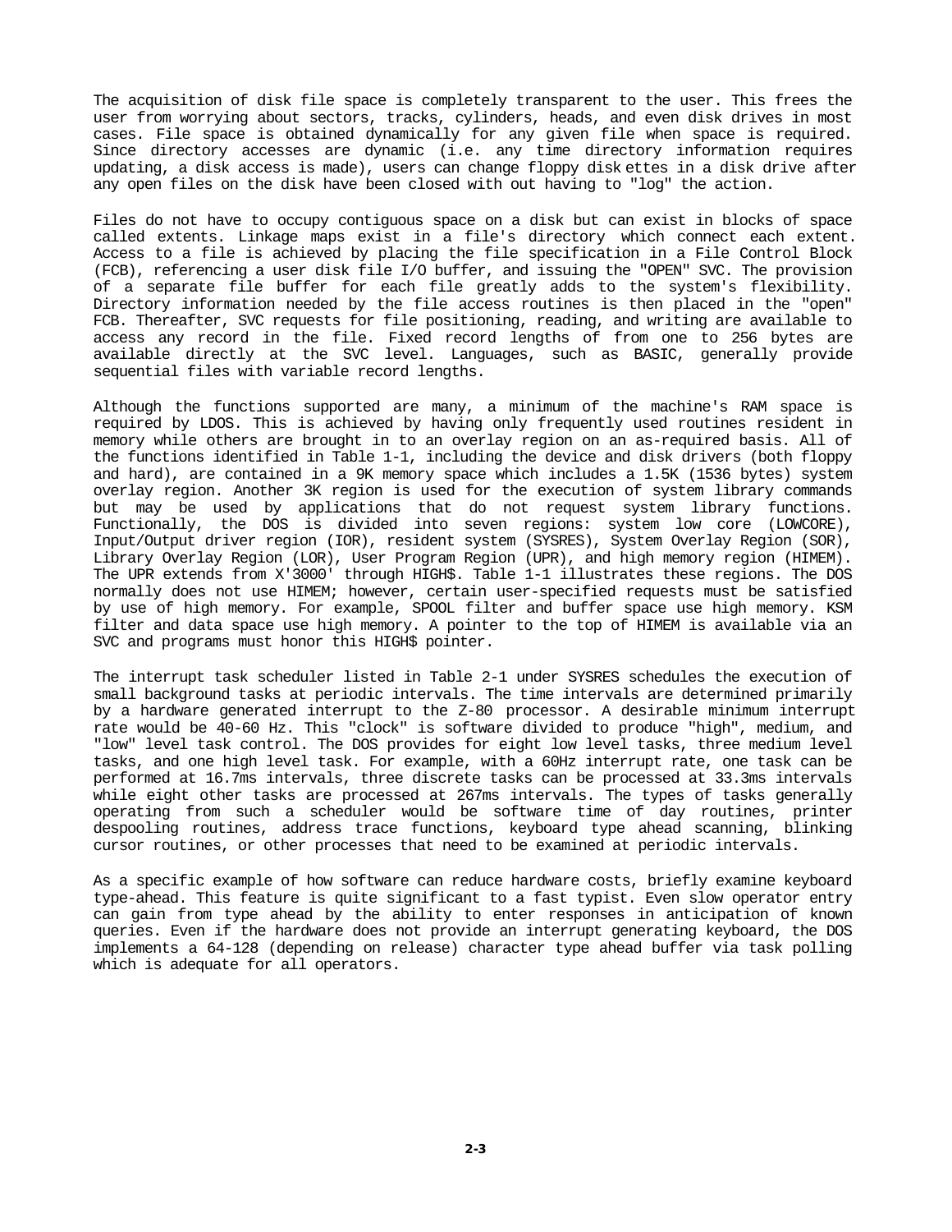The acquisition of disk file space is completely transparent to the user. This frees the user from worrying about sectors, tracks, cylinders, heads, and even disk drives in most cases. File space is obtained dynamically for any given file when space is required. Since directory accesses are dynamic (i.e. any time directory information requires updating, a disk access is made), users can change floppy disk ettes in a disk drive after any open files on the disk have been closed with out having to "log" the action.

Files do not have to occupy contiguous space on a disk but can exist in blocks of space called extents. Linkage maps exist in a file's directory which connect each extent. Access to a file is achieved by placing the file specification in a File Control Block (FCB), referencing a user disk file I/O buffer, and issuing the "OPEN" SVC. The provision of a separate file buffer for each file greatly adds to the system's flexibility. Directory information needed by the file access routines is then placed in the "open" FCB. Thereafter, SVC requests for file positioning, reading, and writing are available to access any record in the file. Fixed record lengths of from one to 256 bytes are available directly at the SVC level. Languages, such as BASIC, generally provide sequential files with variable record lengths.

Although the functions supported are many, a minimum of the machine's RAM space is required by LDOS. This is achieved by having only frequently used routines resident in memory while others are brought in to an overlay region on an as-required basis. All of the functions identified in Table 1-1, including the device and disk drivers (both floppy and hard), are contained in a 9K memory space which includes a 1.5K (1536 bytes) system overlay region. Another 3K region is used for the execution of system library commands but may be used by applications that do not request system library functions. Functionally, the DOS is divided into seven regions: system low core (LOWCORE), Input/Output driver region (IOR), resident system (SYSRES), System Overlay Region (SOR), Library Overlay Region (LOR), User Program Region (UPR), and high memory region (HIMEM). The UPR extends from X'3000' through HIGH$. Table 1-1 illustrates these regions. The DOS normally does not use HIMEM; however, certain user-specified requests must be satisfied by use of high memory. For example, SPOOL filter and buffer space use high memory. KSM filter and data space use high memory. A pointer to the top of HIMEM is available via an SVC and programs must honor this HIGH$ pointer.

The interrupt task scheduler listed in Table 2-1 under SYSRES schedules the execution of small background tasks at periodic intervals. The time intervals are determined primarily by a hardware generated interrupt to the Z-80 processor. A desirable minimum interrupt rate would be 40-60 Hz. This "clock" is software divided to produce "high", medium, and "low" level task control. The DOS provides for eight low level tasks, three medium level tasks, and one high level task. For example, with a 60Hz interrupt rate, one task can be performed at 16.7ms intervals, three discrete tasks can be processed at 33.3ms intervals while eight other tasks are processed at 267ms intervals. The types of tasks generally operating from such a scheduler would be software time of day routines, printer despooling routines, address trace functions, keyboard type ahead scanning, blinking cursor routines, or other processes that need to be examined at periodic intervals.

As a specific example of how software can reduce hardware costs, briefly examine keyboard type-ahead. This feature is quite significant to a fast typist. Even slow operator entry can gain from type ahead by the ability to enter responses in anticipation of known queries. Even if the hardware does not provide an interrupt generating keyboard, the DOS implements a 64-128 (depending on release) character type ahead buffer via task polling which is adequate for all operators.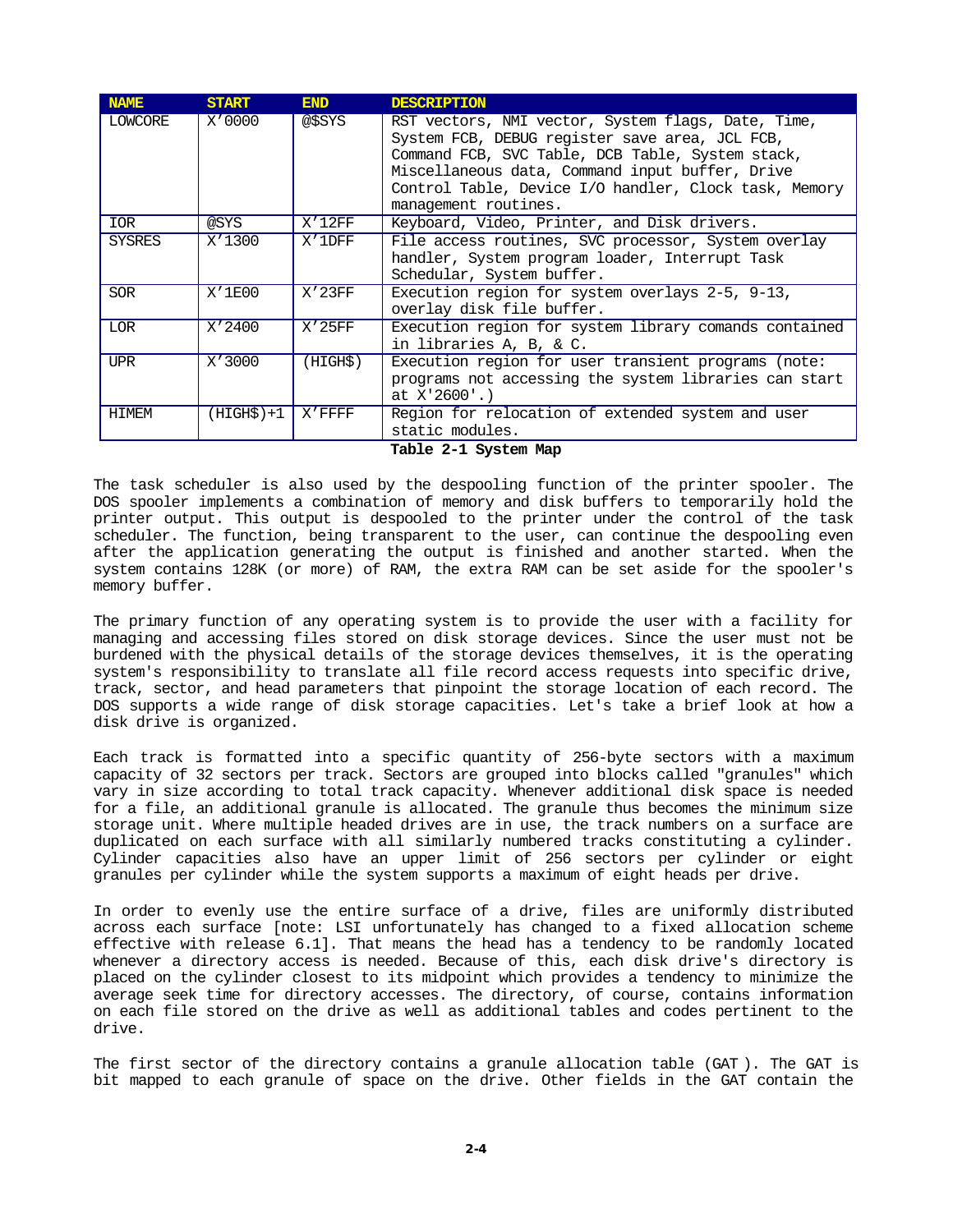| NAME | START | END | DESCRIPTION |
|---|---|---|---|
| LOWCORE | X'0000 | @$SYS | RST vectors, NMI vector, System flags, Date, Time, System FCB, DEBUG register save area, JCL FCB, Command FCB, SVC Table, DCB Table, System stack, Miscellaneous data, Command input buffer, Drive Control Table, Device I/O handler, Clock task, Memory management routines. |
| IOR | @SYS | X'12FF | Keyboard, Video, Printer, and Disk drivers. |
| SYSRES | X'1300 | X'1DFF | File access routines, SVC processor, System overlay handler, System program loader, Interrupt Task Schedular, System buffer. |
| SOR | X'1E00 | X'23FF | Execution region for system overlays 2-5, 9-13, overlay disk file buffer. |
| LOR | X'2400 | X'25FF | Execution region for system library comands contained in libraries A, B, & C. |
| UPR | X'3000 | (HIGH$) | Execution region for user transient programs (note: programs not accessing the system libraries can start at X'2600'.) |
| HIMEM | (HIGH$)+1 | X'FFFF | Region for relocation of extended system and user static modules. |

**Table 2-1 System Map**

The task scheduler is also used by the despooling function of the printer spooler. The DOS spooler implements a combination of memory and disk buffers to temporarily hold the printer output. This output is despooled to the printer under the control of the task scheduler. The function, being transparent to the user, can continue the despooling even after the application generating the output is finished and another started. When the system contains 128K (or more) of RAM, the extra RAM can be set aside for the spooler's memory buffer.

The primary function of any operating system is to provide the user with a facility for managing and accessing files stored on disk storage devices. Since the user must not be burdened with the physical details of the storage devices themselves, it is the operating system's responsibility to translate all file record access requests into specific drive, track, sector, and head parameters that pinpoint the storage location of each record. The DOS supports a wide range of disk storage capacities. Let's take a brief look at how a disk drive is organized.

Each track is formatted into a specific quantity of 256-byte sectors with a maximum capacity of 32 sectors per track. Sectors are grouped into blocks called "granules" which vary in size according to total track capacity. Whenever additional disk space is needed for a file, an additional granule is allocated. The granule thus becomes the minimum size storage unit. Where multiple headed drives are in use, the track numbers on a surface are duplicated on each surface with all similarly numbered tracks constituting a cylinder. Cylinder capacities also have an upper limit of 256 sectors per cylinder or eight granules per cylinder while the system supports a maximum of eight heads per drive.

In order to evenly use the entire surface of a drive, files are uniformly distributed across each surface [note: LSI unfortunately has changed to a fixed allocation scheme effective with release 6.1]. That means the head has a tendency to be randomly located whenever a directory access is needed. Because of this, each disk drive's directory is placed on the cylinder closest to its midpoint which provides a tendency to minimize the average seek time for directory accesses. The directory, of course, contains information on each file stored on the drive as well as additional tables and codes pertinent to the drive.

The first sector of the directory contains a granule allocation table (GAT ). The GAT is bit mapped to each granule of space on the drive. Other fields in the GAT contain the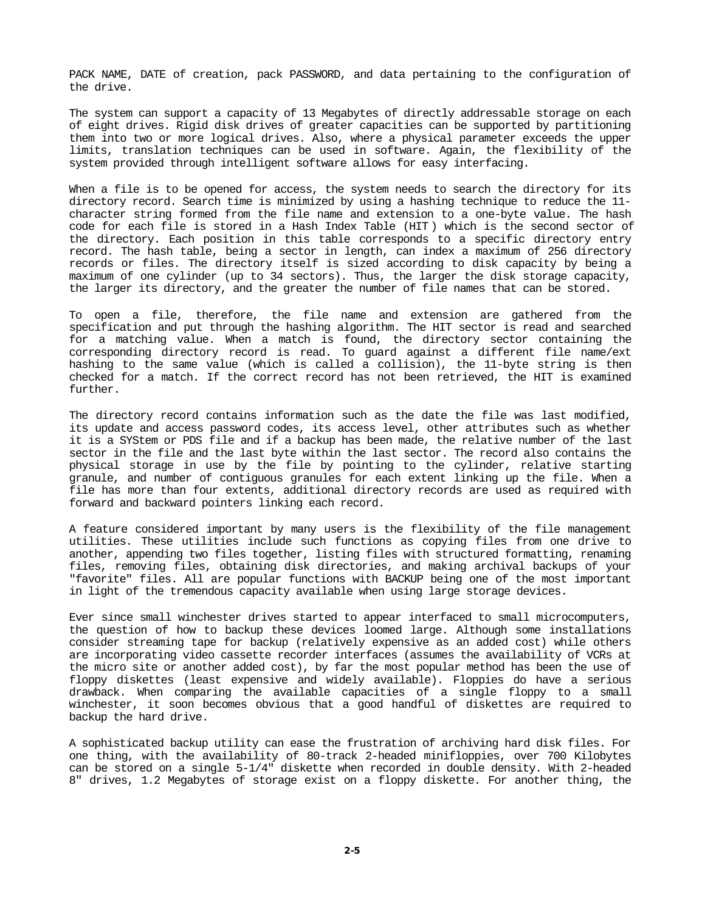PACK NAME, DATE of creation, pack PASSWORD, and data pertaining to the configuration of the drive.

The system can support a capacity of 13 Megabytes of directly addressable storage on each of eight drives. Rigid disk drives of greater capacities can be supported by partitioning them into two or more logical drives. Also, where a physical parameter exceeds the upper limits, translation techniques can be used in software. Again, the flexibility of the system provided through intelligent software allows for easy interfacing.

When a file is to be opened for access, the system needs to search the directory for its directory record. Search time is minimized by using a hashing technique to reduce the 11-character string formed from the file name and extension to a one-byte value. The hash code for each file is stored in a Hash Index Table (HIT) which is the second sector of the directory. Each position in this table corresponds to a specific directory entry record. The hash table, being a sector in length, can index a maximum of 256 directory records or files. The directory itself is sized according to disk capacity by being a maximum of one cylinder (up to 34 sectors). Thus, the larger the disk storage capacity, the larger its directory, and the greater the number of file names that can be stored.

To open a file, therefore, the file name and extension are gathered from the specification and put through the hashing algorithm. The HIT sector is read and searched for a matching value. When a match is found, the directory sector containing the corresponding directory record is read. To guard against a different file name/ext hashing to the same value (which is called a collision), the 11-byte string is then checked for a match. If the correct record has not been retrieved, the HIT is examined further.

The directory record contains information such as the date the file was last modified, its update and access password codes, its access level, other attributes such as whether it is a SYStem or PDS file and if a backup has been made, the relative number of the last sector in the file and the last byte within the last sector. The record also contains the physical storage in use by the file by pointing to the cylinder, relative starting granule, and number of contiguous granules for each extent linking up the file. When a file has more than four extents, additional directory records are used as required with forward and backward pointers linking each record.

A feature considered important by many users is the flexibility of the file management utilities. These utilities include such functions as copying files from one drive to another, appending two files together, listing files with structured formatting, renaming files, removing files, obtaining disk directories, and making archival backups of your "favorite" files. All are popular functions with BACKUP being one of the most important in light of the tremendous capacity available when using large storage devices.

Ever since small winchester drives started to appear interfaced to small microcomputers, the question of how to backup these devices loomed large. Although some installations consider streaming tape for backup (relatively expensive as an added cost) while others are incorporating video cassette recorder interfaces (assumes the availability of VCRs at the micro site or another added cost), by far the most popular method has been the use of floppy diskettes (least expensive and widely available). Floppies do have a serious drawback. When comparing the available capacities of a single floppy to a small winchester, it soon becomes obvious that a good handful of diskettes are required to backup the hard drive.

A sophisticated backup utility can ease the frustration of archiving hard disk files. For one thing, with the availability of 80-track 2-headed minifloppies, over 700 Kilobytes can be stored on a single 5-1/4" diskette when recorded in double density. With 2-headed 8" drives, 1.2 Megabytes of storage exist on a floppy diskette. For another thing, the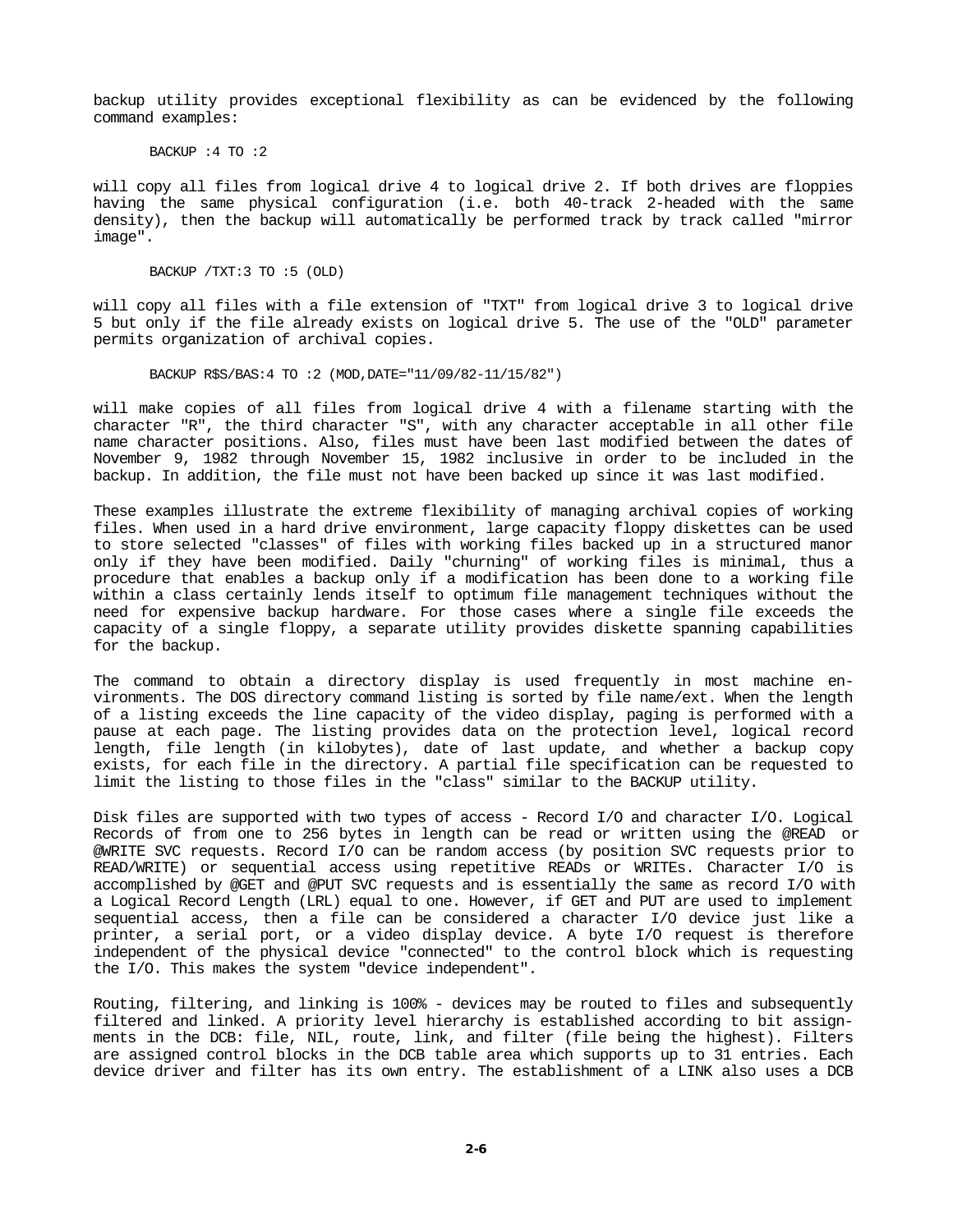backup utility provides exceptional flexibility as can be evidenced by the following command examples:

```
BACKUP :4 TO :2
```

will copy all files from logical drive 4 to logical drive 2. If both drives are floppies having the same physical configuration (i.e. both 40-track 2-headed with the same density), then the backup will automatically be performed track by track called "mirror image".

```
BACKUP /TXT:3 TO :5 (OLD)
```

will copy all files with a file extension of "TXT" from logical drive 3 to logical drive 5 but only if the file already exists on logical drive 5. The use of the "OLD" parameter permits organization of archival copies.

```
BACKUP R$S/BAS:4 TO :2 (MOD,DATE="11/09/82-11/15/82")
```

will make copies of all files from logical drive 4 with a filename starting with the character "R", the third character "S", with any character acceptable in all other file name character positions. Also, files must have been last modified between the dates of November 9, 1982 through November 15, 1982 inclusive in order to be included in the backup. In addition, the file must not have been backed up since it was last modified.

These examples illustrate the extreme flexibility of managing archival copies of working files. When used in a hard drive environment, large capacity floppy diskettes can be used to store selected "classes" of files with working files backed up in a structured manor only if they have been modified. Daily "churning" of working files is minimal, thus a procedure that enables a backup only if a modification has been done to a working file within a class certainly lends itself to optimum file management techniques without the need for expensive backup hardware. For those cases where a single file exceeds the capacity of a single floppy, a separate utility provides diskette spanning capabilities for the backup.

The command to obtain a directory display is used frequently in most machine environments. The DOS directory command listing is sorted by file name/ext. When the length of a listing exceeds the line capacity of the video display, paging is performed with a pause at each page. The listing provides data on the protection level, logical record length, file length (in kilobytes), date of last update, and whether a backup copy exists, for each file in the directory. A partial file specification can be requested to limit the listing to those files in the "class" similar to the BACKUP utility.

Disk files are supported with two types of access - Record I/O and character I/O. Logical Records of from one to 256 bytes in length can be read or written using the @READ or @WRITE SVC requests. Record I/O can be random access (by position SVC requests prior to READ/WRITE) or sequential access using repetitive READs or WRITEs. Character I/O is accomplished by @GET and @PUT SVC requests and is essentially the same as record I/O with a Logical Record Length (LRL) equal to one. However, if GET and PUT are used to implement sequential access, then a file can be considered a character I/O device just like a printer, a serial port, or a video display device. A byte I/O request is therefore independent of the physical device "connected" to the control block which is requesting the I/O. This makes the system "device independent".

Routing, filtering, and linking is 100% - devices may be routed to files and subsequently filtered and linked. A priority level hierarchy is established according to bit assignments in the DCB: file, NIL, route, link, and filter (file being the highest). Filters are assigned control blocks in the DCB table area which supports up to 31 entries. Each device driver and filter has its own entry. The establishment of a LINK also uses a DCB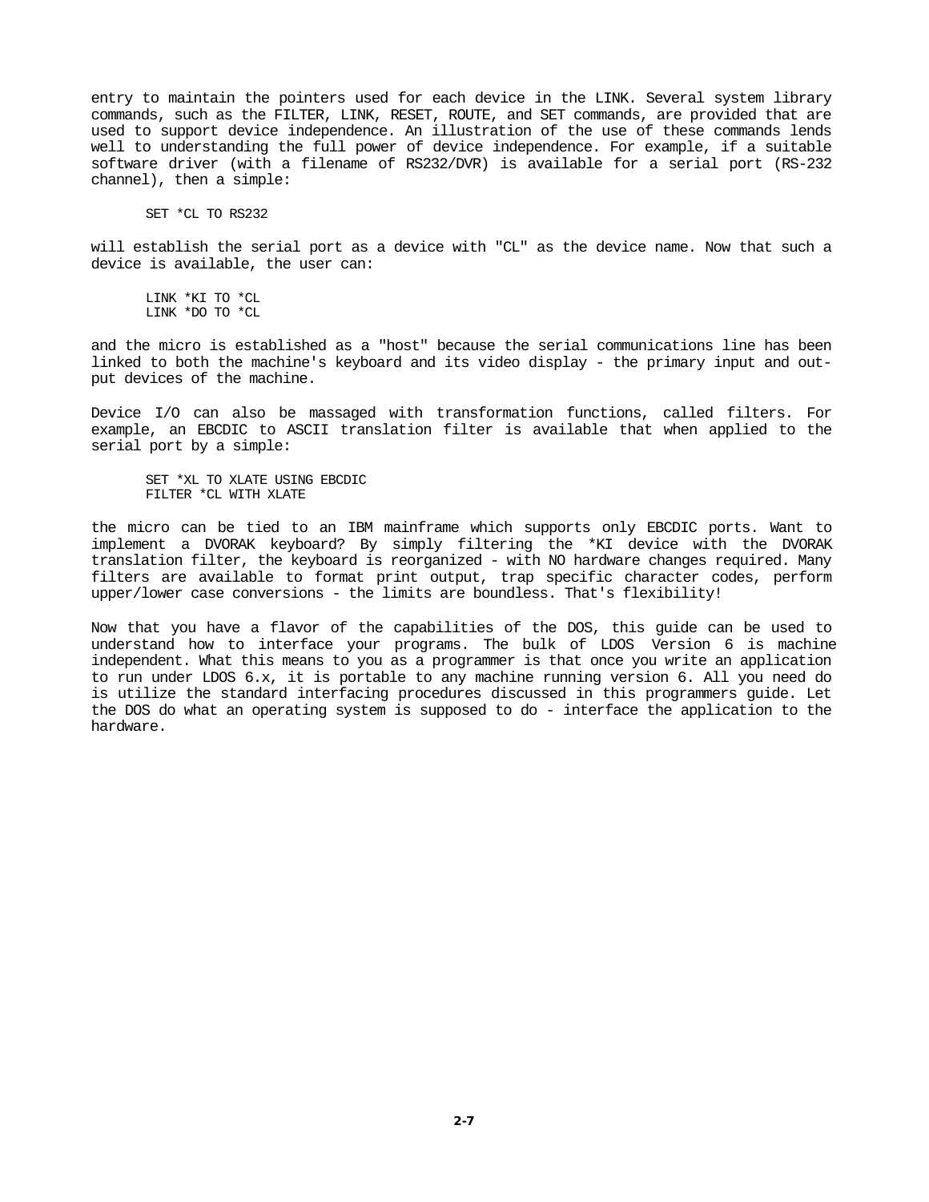entry to maintain the pointers used for each device in the LINK. Several system library commands, such as the FILTER, LINK, RESET, ROUTE, and SET commands, are provided that are used to support device independence. An illustration of the use of these commands lends well to understanding the full power of device independence. For example, if a suitable software driver (with a filename of RS232/DVR) is available for a serial port (RS-232 channel), then a simple:

```
SET *CL TO RS232
```

will establish the serial port as a device with "CL" as the device name. Now that such a device is available, the user can:

```
LINK *KI TO *CL
LINK *DO TO *CL
```

and the micro is established as a "host" because the serial communications line has been linked to both the machine's keyboard and its video display - the primary input and output devices of the machine.

Device I/O can also be massaged with transformation functions, called filters. For example, an EBCDIC to ASCII translation filter is available that when applied to the serial port by a simple:

```
SET *XL TO XLATE USING EBCDIC
FILTER *CL WITH XLATE
```

the micro can be tied to an IBM mainframe which supports only EBCDIC ports. Want to implement a DVORAK keyboard? By simply filtering the *KI device with the DVORAK translation filter, the keyboard is reorganized - with NO hardware changes required. Many filters are available to format print output, trap specific character codes, perform upper/lower case conversions - the limits are boundless. That's flexibility!

Now that you have a flavor of the capabilities of the DOS, this guide can be used to understand how to interface your programs. The bulk of LDOS Version 6 is machine independent. What this means to you as a programmer is that once you write an application to run under LDOS 6.x, it is portable to any machine running version 6. All you need do is utilize the standard interfacing procedures discussed in this programmers guide. Let the DOS do what an operating system is supposed to do - interface the application to the hardware.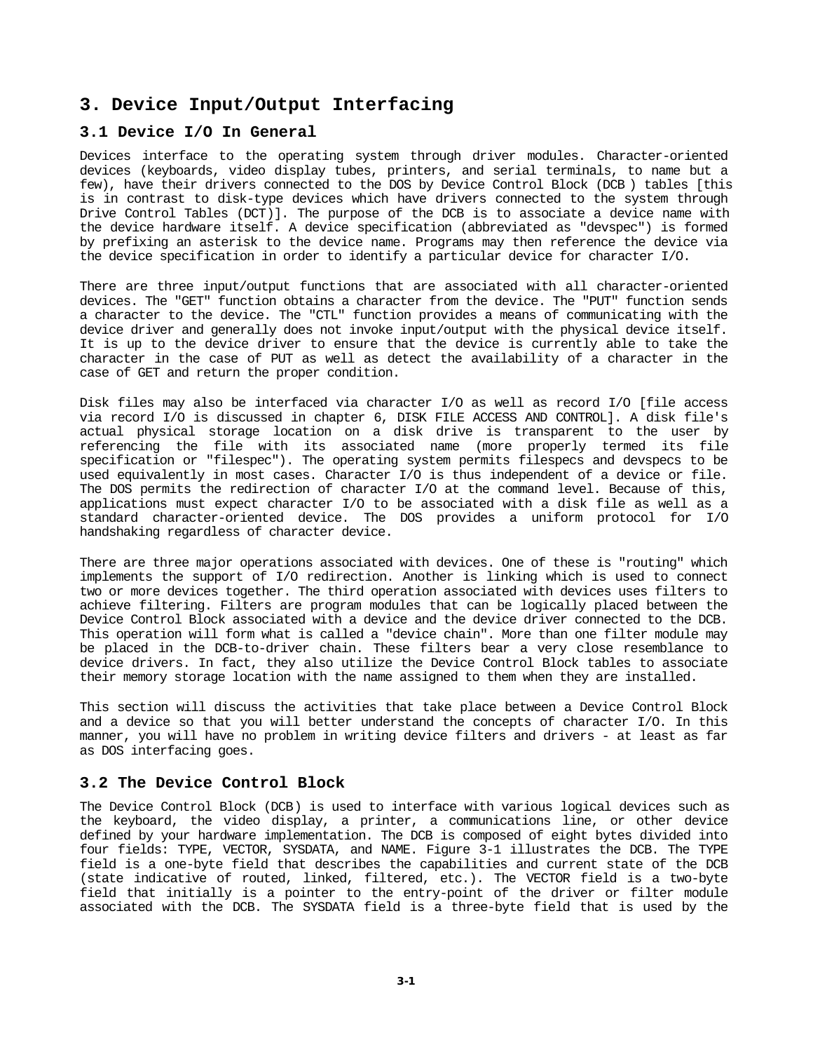# 3. Device Input/Output Interfacing

## 3.1 Device I/O In General

Devices interface to the operating system through driver modules. Character-oriented devices (keyboards, video display tubes, printers, and serial terminals, to name but a few), have their drivers connected to the DOS by Device Control Block (DCB ) tables [this is in contrast to disk-type devices which have drivers connected to the system through Drive Control Tables (DCT)]. The purpose of the DCB is to associate a device name with the device hardware itself. A device specification (abbreviated as "devspec") is formed by prefixing an asterisk to the device name. Programs may then reference the device via the device specification in order to identify a particular device for character I/O.

There are three input/output functions that are associated with all character-oriented devices. The "GET" function obtains a character from the device. The "PUT" function sends a character to the device. The "CTL" function provides a means of communicating with the device driver and generally does not invoke input/output with the physical device itself. It is up to the device driver to ensure that the device is currently able to take the character in the case of PUT as well as detect the availability of a character in the case of GET and return the proper condition.

Disk files may also be interfaced via character I/O as well as record I/O [file access via record I/O is discussed in chapter 6, DISK FILE ACCESS AND CONTROL]. A disk file's actual physical storage location on a disk drive is transparent to the user by referencing the file with its associated name (more properly termed its file specification or "filespec"). The operating system permits filespecs and devspecs to be used equivalently in most cases. Character I/O is thus independent of a device or file. The DOS permits the redirection of character I/O at the command level. Because of this, applications must expect character I/O to be associated with a disk file as well as a standard character-oriented device. The DOS provides a uniform protocol for I/O handshaking regardless of character device.

There are three major operations associated with devices. One of these is "routing" which implements the support of I/O redirection. Another is linking which is used to connect two or more devices together. The third operation associated with devices uses filters to achieve filtering. Filters are program modules that can be logically placed between the Device Control Block associated with a device and the device driver connected to the DCB. This operation will form what is called a "device chain". More than one filter module may be placed in the DCB-to-driver chain. These filters bear a very close resemblance to device drivers. In fact, they also utilize the Device Control Block tables to associate their memory storage location with the name assigned to them when they are installed.

This section will discuss the activities that take place between a Device Control Block and a device so that you will better understand the concepts of character I/O. In this manner, you will have no problem in writing device filters and drivers - at least as far as DOS interfacing goes.

## 3.2 The Device Control Block

The Device Control Block (DCB) is used to interface with various logical devices such as the keyboard, the video display, a printer, a communications line, or other device defined by your hardware implementation. The DCB is composed of eight bytes divided into four fields: TYPE, VECTOR, SYSDATA, and NAME. Figure 3-1 illustrates the DCB. The TYPE field is a one-byte field that describes the capabilities and current state of the DCB (state indicative of routed, linked, filtered, etc.). The VECTOR field is a two-byte field that initially is a pointer to the entry-point of the driver or filter module associated with the DCB. The SYSDATA field is a three-byte field that is used by the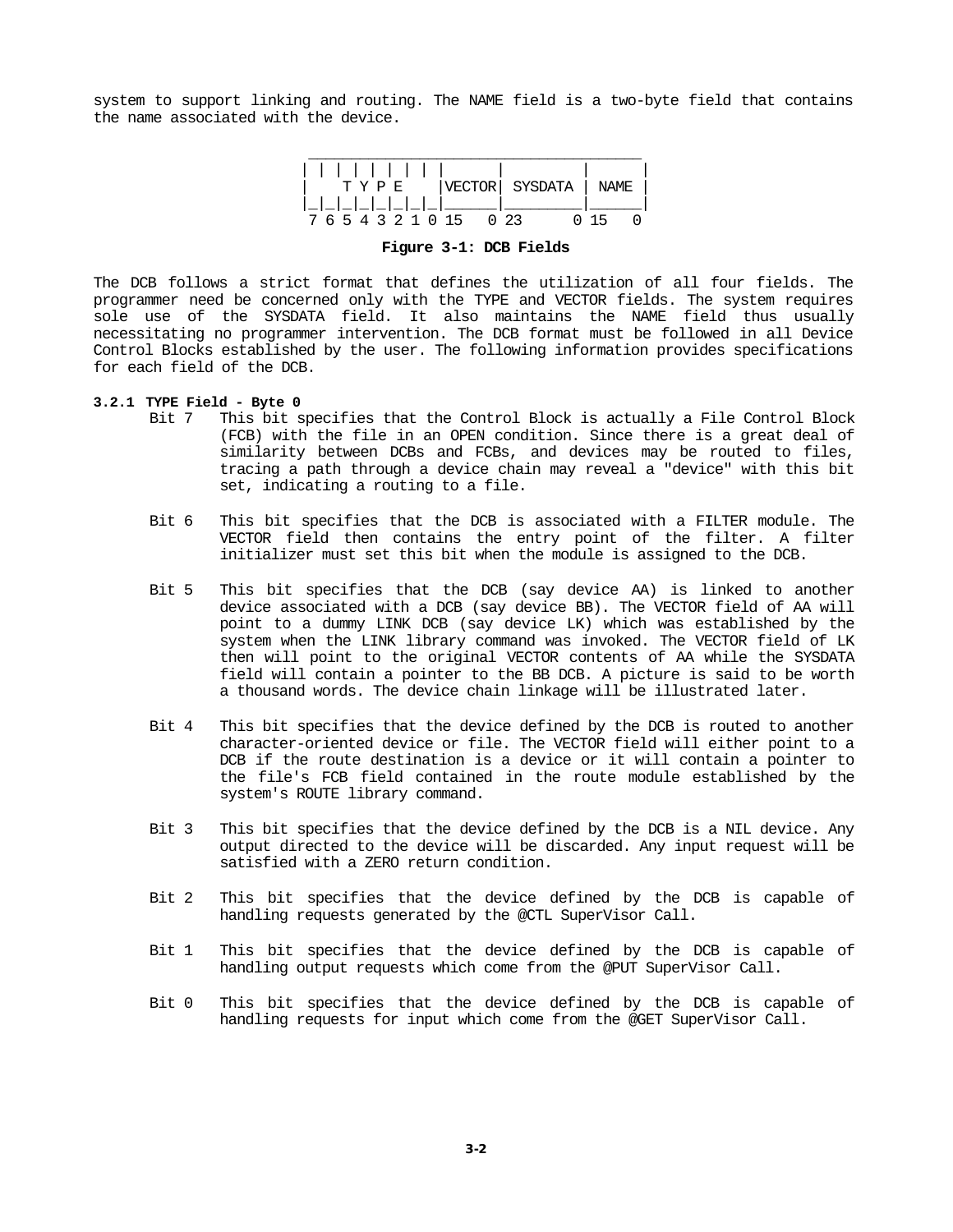system to support linking and routing. The NAME field is a two-byte field that contains the name associated with the device.

```
 _____________________________________
| | | | | | | | |      |         |      |
|   T Y P E    |VECTOR| SYSDATA | NAME |
|_|_|_|_|_|_|_|_|______|_________|______|
 7 6 5 4 3 2 1 0 15   0 23      0 15   0
```

**Figure 3-1: DCB Fields**

The DCB follows a strict format that defines the utilization of all four fields. The programmer need be concerned only with the TYPE and VECTOR fields. The system requires sole use of the SYSDATA field. It also maintains the NAME field thus usually necessitating no programmer intervention. The DCB format must be followed in all Device Control Blocks established by the user. The following information provides specifications for each field of the DCB.

### 3.2.1 TYPE Field - Byte 0

Bit 7 This bit specifies that the Control Block is actually a File Control Block (FCB) with the file in an OPEN condition. Since there is a great deal of similarity between DCBs and FCBs, and devices may be routed to files, tracing a path through a device chain may reveal a "device" with this bit set, indicating a routing to a file.

Bit 6 This bit specifies that the DCB is associated with a FILTER module. The VECTOR field then contains the entry point of the filter. A filter initializer must set this bit when the module is assigned to the DCB.

Bit 5 This bit specifies that the DCB (say device AA) is linked to another device associated with a DCB (say device BB). The VECTOR field of AA will point to a dummy LINK DCB (say device LK) which was established by the system when the LINK library command was invoked. The VECTOR field of LK then will point to the original VECTOR contents of AA while the SYSDATA field will contain a pointer to the BB DCB. A picture is said to be worth a thousand words. The device chain linkage will be illustrated later.

Bit 4 This bit specifies that the device defined by the DCB is routed to another character-oriented device or file. The VECTOR field will either point to a DCB if the route destination is a device or it will contain a pointer to the file's FCB field contained in the route module established by the system's ROUTE library command.

Bit 3 This bit specifies that the device defined by the DCB is a NIL device. Any output directed to the device will be discarded. Any input request will be satisfied with a ZERO return condition.

Bit 2 This bit specifies that the device defined by the DCB is capable of handling requests generated by the @CTL SuperVisor Call.

Bit 1 This bit specifies that the device defined by the DCB is capable of handling output requests which come from the @PUT SuperVisor Call.

Bit 0 This bit specifies that the device defined by the DCB is capable of handling requests for input which come from the @GET SuperVisor Call.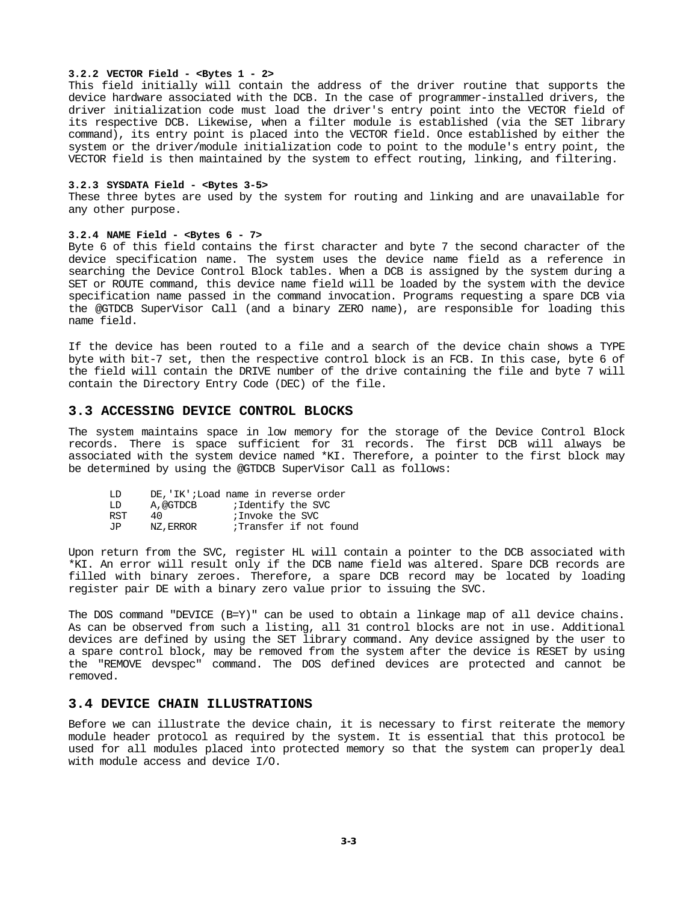#### 3.2.2 VECTOR Field - <Bytes 1 - 2>

This field initially will contain the address of the driver routine that supports the device hardware associated with the DCB. In the case of programmer-installed drivers, the driver initialization code must load the driver's entry point into the VECTOR field of its respective DCB. Likewise, when a filter module is established (via the SET library command), its entry point is placed into the VECTOR field. Once established by either the system or the driver/module initialization code to point to the module's entry point, the VECTOR field is then maintained by the system to effect routing, linking, and filtering.

#### 3.2.3 SYSDATA Field - <Bytes 3-5>

These three bytes are used by the system for routing and linking and are unavailable for any other purpose.

#### 3.2.4 NAME Field - <Bytes 6 - 7>

Byte 6 of this field contains the first character and byte 7 the second character of the device specification name. The system uses the device name field as a reference in searching the Device Control Block tables. When a DCB is assigned by the system during a SET or ROUTE command, this device name field will be loaded by the system with the device specification name passed in the command invocation. Programs requesting a spare DCB via the @GTDCB SuperVisor Call (and a binary ZERO name), are responsible for loading this name field.

If the device has been routed to a file and a search of the device chain shows a TYPE byte with bit-7 set, then the respective control block is an FCB. In this case, byte 6 of the field will contain the DRIVE number of the drive containing the file and byte 7 will contain the Directory Entry Code (DEC) of the file.

## 3.3 ACCESSING DEVICE CONTROL BLOCKS

The system maintains space in low memory for the storage of the Device Control Block records. There is space sufficient for 31 records. The first DCB will always be associated with the system device named *KI. Therefore, a pointer to the first block may be determined by using the @GTDCB SuperVisor Call as follows:

```
LD      DE,'IK';Load name in reverse order
LD      A,@GTDCB      ;Identify the SVC
RST     40            ;Invoke the SVC
JP      NZ,ERROR      ;Transfer if not found
```

Upon return from the SVC, register HL will contain a pointer to the DCB associated with *KI. An error will result only if the DCB name field was altered. Spare DCB records are filled with binary zeroes. Therefore, a spare DCB record may be located by loading register pair DE with a binary zero value prior to issuing the SVC.

The DOS command "DEVICE (B=Y)" can be used to obtain a linkage map of all device chains. As can be observed from such a listing, all 31 control blocks are not in use. Additional devices are defined by using the SET library command. Any device assigned by the user to a spare control block, may be removed from the system after the device is RESET by using the "REMOVE devspec" command. The DOS defined devices are protected and cannot be removed.

## 3.4 DEVICE CHAIN ILLUSTRATIONS

Before we can illustrate the device chain, it is necessary to first reiterate the memory module header protocol as required by the system. It is essential that this protocol be used for all modules placed into protected memory so that the system can properly deal with module access and device I/O.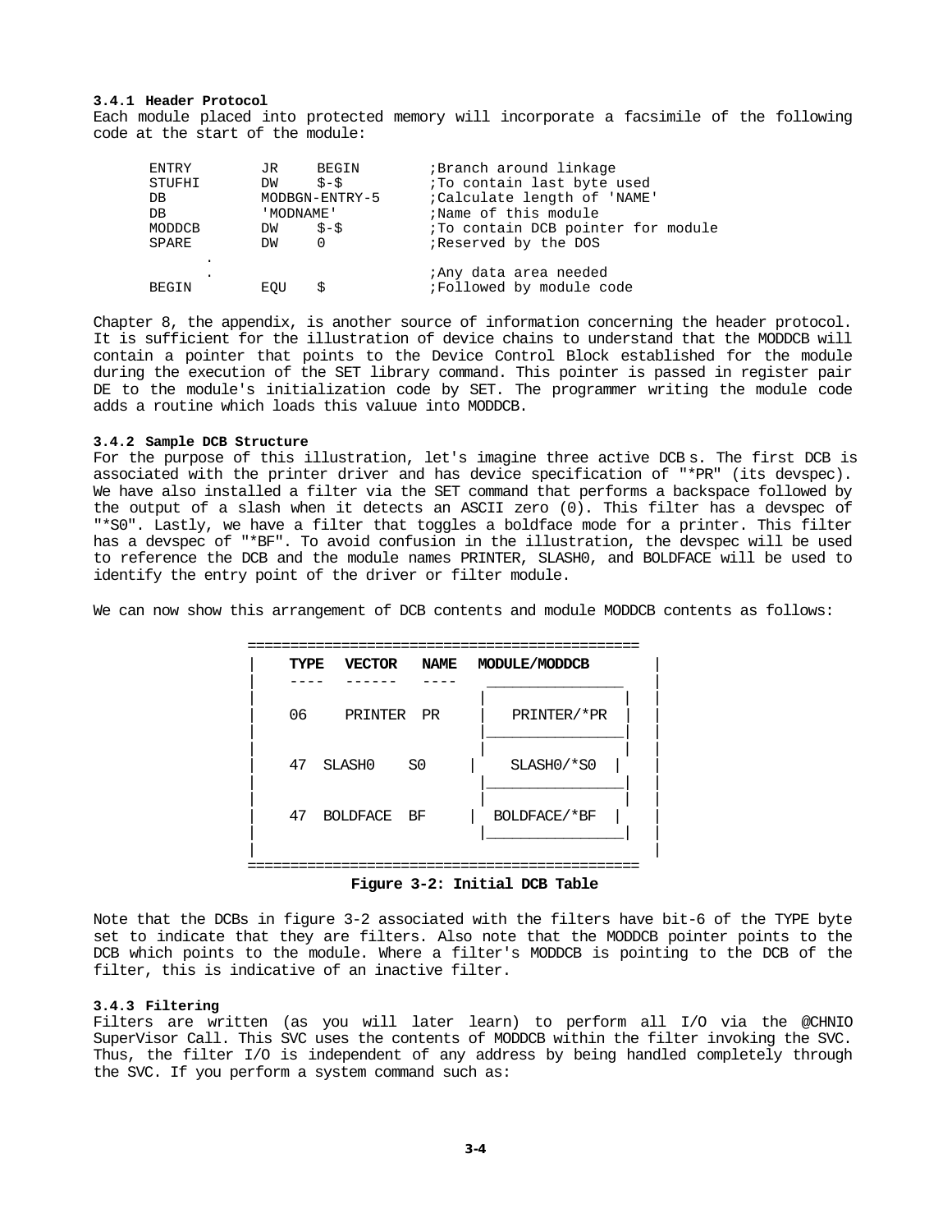**3.4.1 Header Protocol**
Each module placed into protected memory will incorporate a facsimile of the following code at the start of the module:

```
ENTRY       JR    BEGIN          ;Branch around linkage
STUFHI      DW    $-$            ;To contain last byte used
DB          MODBGN-ENTRY-5       ;Calculate length of 'NAME'
DB          'MODNAME'            ;Name of this module
MODDCB      DW    $-$            ;To contain DCB pointer for module
SPARE       DW    0              ;Reserved by the DOS
    .
    .                            ;Any data area needed
BEGIN       EQU   $              ;Followed by module code
```

Chapter 8, the appendix, is another source of information concerning the header protocol. It is sufficient for the illustration of device chains to understand that the MODDCB will contain a pointer that points to the Device Control Block established for the module during the execution of the SET library command. This pointer is passed in register pair DE to the module's initialization code by SET. The programmer writing the module code adds a routine which loads this valuue into MODDCB.

**3.4.2 Sample DCB Structure**
For the purpose of this illustration, let's imagine three active DCB s. The first DCB is associated with the printer driver and has device specification of "*PR" (its devspec). We have also installed a filter via the SET command that performs a backspace followed by the output of a slash when it detects an ASCII zero (0). This filter has a devspec of "*S0". Lastly, we have a filter that toggles a boldface mode for a printer. This filter has a devspec of "*BF". To avoid confusion in the illustration, the devspec will be used to reference the DCB and the module names PRINTER, SLASH0, and BOLDFACE will be used to identify the entry point of the driver or filter module.

We can now show this arrangement of DCB contents and module MODDCB contents as follows:

| TYPE | VECTOR | NAME | MODULE/MODDCB |
|---|---|---|---|
| 06 | PRINTER | PR | PRINTER/*PR |
| 47 | SLASH0 | S0 | SLASH0/*S0 |
| 47 | BOLDFACE | BF | BOLDFACE/*BF |

**Figure 3-2: Initial DCB Table**

Note that the DCBs in figure 3-2 associated with the filters have bit-6 of the TYPE byte set to indicate that they are filters. Also note that the MODDCB pointer points to the DCB which points to the module. Where a filter's MODDCB is pointing to the DCB of the filter, this is indicative of an inactive filter.

**3.4.3 Filtering**
Filters are written (as you will later learn) to perform all I/O via the @CHNIO SuperVisor Call. This SVC uses the contents of MODDCB within the filter invoking the SVC. Thus, the filter I/O is independent of any address by being handled completely through the SVC. If you perform a system command such as: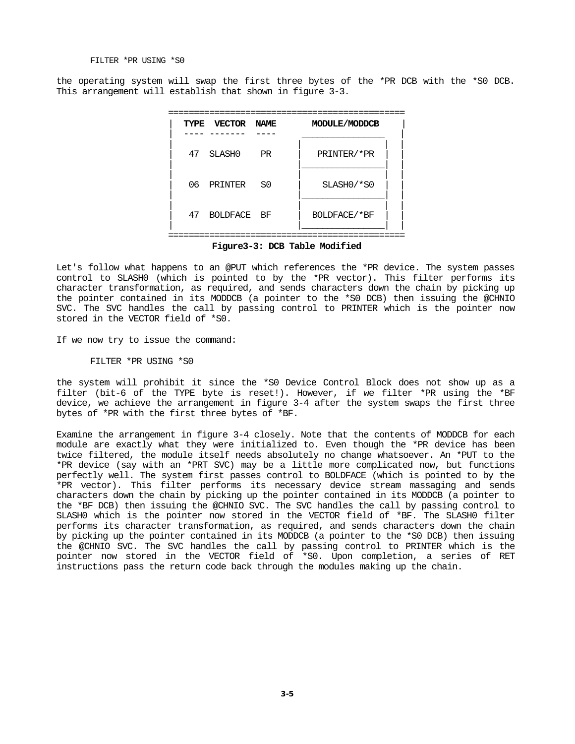```
FILTER *PR USING *S0
```

the operating system will swap the first three bytes of the *PR DCB with the *S0 DCB. This arrangement will establish that shown in figure 3-3.

| TYPE | VECTOR | NAME | MODULE/MODDCB |
|---|---|---|---|
| 47 | SLASH0 | PR | PRINTER/*PR |
| 06 | PRINTER | S0 | SLASH0/*S0 |
| 47 | BOLDFACE | BF | BOLDFACE/*BF |

**Figure3-3: DCB Table Modified**

Let's follow what happens to an @PUT which references the *PR device. The system passes control to SLASH0 (which is pointed to by the *PR vector). This filter performs its character transformation, as required, and sends characters down the chain by picking up the pointer contained in its MODDCB (a pointer to the *S0 DCB) then issuing the @CHNIO SVC. The SVC handles the call by passing control to PRINTER which is the pointer now stored in the VECTOR field of *S0.

If we now try to issue the command:

```
FILTER *PR USING *S0
```

the system will prohibit it since the *S0 Device Control Block does not show up as a filter (bit-6 of the TYPE byte is reset!). However, if we filter *PR using the *BF device, we achieve the arrangement in figure 3-4 after the system swaps the first three bytes of *PR with the first three bytes of *BF.

Examine the arrangement in figure 3-4 closely. Note that the contents of MODDCB for each module are exactly what they were initialized to. Even though the *PR device has been twice filtered, the module itself needs absolutely no change whatsoever. An *PUT to the *PR device (say with an *PRT SVC) may be a little more complicated now, but functions perfectly well. The system first passes control to BOLDFACE (which is pointed to by the *PR vector). This filter performs its necessary device stream massaging and sends characters down the chain by picking up the pointer contained in its MODDCB (a pointer to the *BF DCB) then issuing the @CHNIO SVC. The SVC handles the call by passing control to SLASH0 which is the pointer now stored in the VECTOR field of *BF. The SLASH0 filter performs its character transformation, as required, and sends characters down the chain by picking up the pointer contained in its MODDCB (a pointer to the *S0 DCB) then issuing the @CHNIO SVC. The SVC handles the call by passing control to PRINTER which is the pointer now stored in the VECTOR field of *S0. Upon completion, a series of RET instructions pass the return code back through the modules making up the chain.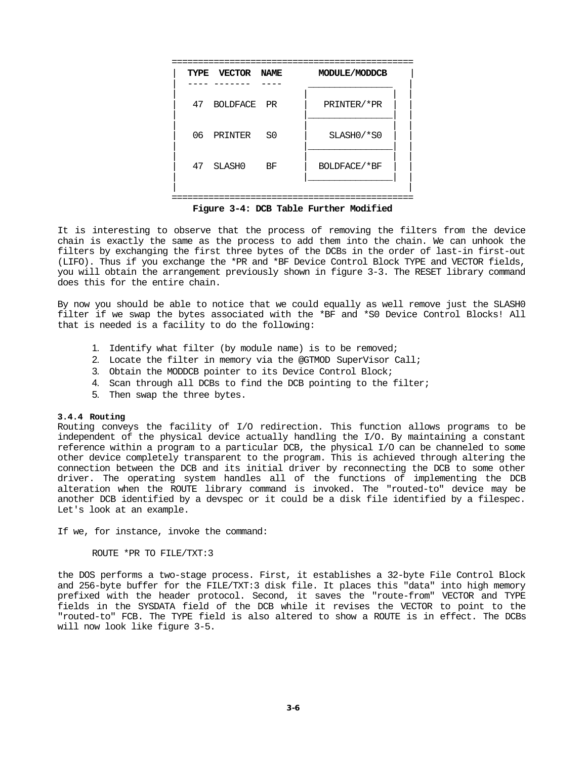| TYPE | VECTOR | NAME | MODULE/MODDCB |
| --- | --- | --- | --- |
| 47 | BOLDFACE | PR | PRINTER/*PR |
| 06 | PRINTER | S0 | SLASH0/*S0 |
| 47 | SLASH0 | BF | BOLDFACE/*BF |

**Figure 3-4: DCB Table Further Modified**

It is interesting to observe that the process of removing the filters from the device chain is exactly the same as the process to add them into the chain. We can unhook the filters by exchanging the first three bytes of the DCBs in the order of last-in first-out (LIFO). Thus if you exchange the *PR and *BF Device Control Block TYPE and VECTOR fields, you will obtain the arrangement previously shown in figure 3-3. The RESET library command does this for the entire chain.

By now you should be able to notice that we could equally as well remove just the SLASH0 filter if we swap the bytes associated with the *BF and *S0 Device Control Blocks! All that is needed is a facility to do the following:

1. Identify what filter (by module name) is to be removed;
2. Locate the filter in memory via the @GTMOD SuperVisor Call;
3. Obtain the MODDCB pointer to its Device Control Block;
4. Scan through all DCBs to find the DCB pointing to the filter;
5. Then swap the three bytes.

**3.4.4 Routing**

Routing conveys the facility of I/O redirection. This function allows programs to be independent of the physical device actually handling the I/O. By maintaining a constant reference within a program to a particular DCB, the physical I/O can be channeled to some other device completely transparent to the program. This is achieved through altering the connection between the DCB and its initial driver by reconnecting the DCB to some other driver. The operating system handles all of the functions of implementing the DCB alteration when the ROUTE library command is invoked. The "routed-to" device may be another DCB identified by a devspec or it could be a disk file identified by a filespec. Let's look at an example.

If we, for instance, invoke the command:

```
ROUTE *PR TO FILE/TXT:3
```

the DOS performs a two-stage process. First, it establishes a 32-byte File Control Block and 256-byte buffer for the FILE/TXT:3 disk file. It places this "data" into high memory prefixed with the header protocol. Second, it saves the "route-from" VECTOR and TYPE fields in the SYSDATA field of the DCB while it revises the VECTOR to point to the "routed-to" FCB. The TYPE field is also altered to show a ROUTE is in effect. The DCBs will now look like figure 3-5.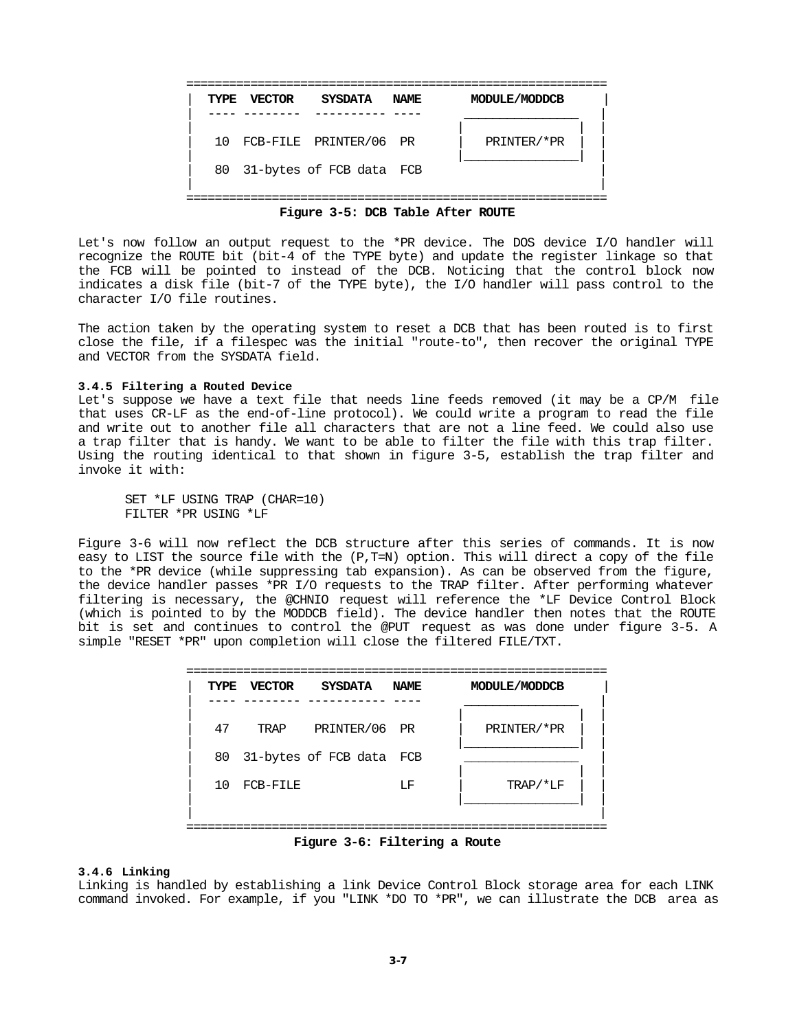| TYPE | VECTOR | SYSDATA | NAME | MODULE/MODDCB |
|---|---|---|---|---|
| 10 | FCB-FILE | PRINTER/06 | PR | PRINTER/*PR |
| 80 | 31-bytes of FCB data | | FCB | |

**Figure 3-5: DCB Table After ROUTE**

Let's now follow an output request to the *PR device. The DOS device I/O handler will recognize the ROUTE bit (bit-4 of the TYPE byte) and update the register linkage so that the FCB will be pointed to instead of the DCB. Noticing that the control block now indicates a disk file (bit-7 of the TYPE byte), the I/O handler will pass control to the character I/O file routines.

The action taken by the operating system to reset a DCB that has been routed is to first close the file, if a filespec was the initial "route-to", then recover the original TYPE and VECTOR from the SYSDATA field.

#### 3.4.5 Filtering a Routed Device

Let's suppose we have a text file that needs line feeds removed (it may be a CP/M file that uses CR-LF as the end-of-line protocol). We could write a program to read the file and write out to another file all characters that are not a line feed. We could also use a trap filter that is handy. We want to be able to filter the file with this trap filter. Using the routing identical to that shown in figure 3-5, establish the trap filter and invoke it with:

```
SET *LF USING TRAP (CHAR=10)
FILTER *PR USING *LF
```

Figure 3-6 will now reflect the DCB structure after this series of commands. It is now easy to LIST the source file with the (P,T=N) option. This will direct a copy of the file to the *PR device (while suppressing tab expansion). As can be observed from the figure, the device handler passes *PR I/O requests to the TRAP filter. After performing whatever filtering is necessary, the @CHNIO request will reference the *LF Device Control Block (which is pointed to by the MODDCB field). The device handler then notes that the ROUTE bit is set and continues to control the @PUT request as was done under figure 3-5. A simple "RESET *PR" upon completion will close the filtered FILE/TXT.

| TYPE | VECTOR | SYSDATA | NAME | MODULE/MODDCB |
|---|---|---|---|---|
| 47 | TRAP | PRINTER/06 | PR | PRINTER/*PR |
| 80 | 31-bytes of FCB data | | FCB | |
| 10 | FCB-FILE | | LF | TRAP/*LF |

**Figure 3-6: Filtering a Route**

#### 3.4.6 Linking

Linking is handled by establishing a link Device Control Block storage area for each LINK command invoked. For example, if you "LINK *DO TO *PR", we can illustrate the DCB area as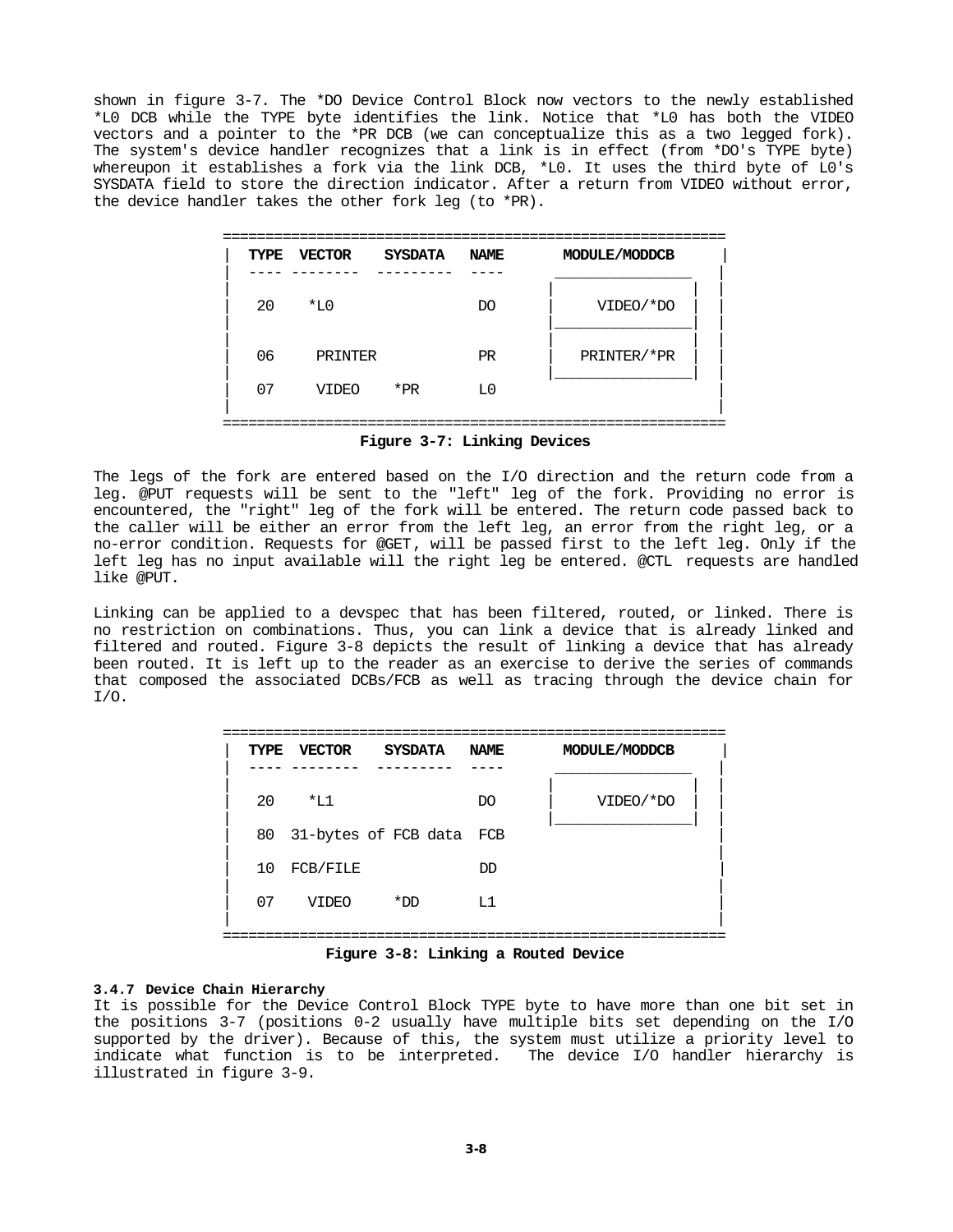shown in figure 3-7. The *DO Device Control Block now vectors to the newly established *L0 DCB while the TYPE byte identifies the link. Notice that *L0 has both the VIDEO vectors and a pointer to the *PR DCB (we can conceptualize this as a two legged fork). The system's device handler recognizes that a link is in effect (from *DO's TYPE byte) whereupon it establishes a fork via the link DCB, *L0. It uses the third byte of L0's SYSDATA field to store the direction indicator. After a return from VIDEO without error, the device handler takes the other fork leg (to *PR).

| TYPE | VECTOR | SYSDATA | NAME | MODULE/MODDCB |
|---|---|---|---|---|
| 20 | *L0 | | DO | VIDEO/*DO |
| 06 | PRINTER | | PR | PRINTER/*PR |
| 07 | VIDEO | *PR | L0 | |

**Figure 3-7: Linking Devices**

The legs of the fork are entered based on the I/O direction and the return code from a leg. @PUT requests will be sent to the "left" leg of the fork. Providing no error is encountered, the "right" leg of the fork will be entered. The return code passed back to the caller will be either an error from the left leg, an error from the right leg, or a no-error condition. Requests for @GET, will be passed first to the left leg. Only if the left leg has no input available will the right leg be entered. @CTL requests are handled like @PUT.

Linking can be applied to a devspec that has been filtered, routed, or linked. There is no restriction on combinations. Thus, you can link a device that is already linked and filtered and routed. Figure 3-8 depicts the result of linking a device that has already been routed. It is left up to the reader as an exercise to derive the series of commands that composed the associated DCBs/FCB as well as tracing through the device chain for I/O.

| TYPE | VECTOR | SYSDATA | NAME | MODULE/MODDCB |
|---|---|---|---|---|
| 20 | *L1 | | DO | VIDEO/*DO |
| 80 | 31-bytes of FCB data | | FCB | |
| 10 | FCB/FILE | | DD | |
| 07 | VIDEO | *DD | L1 | |

**Figure 3-8: Linking a Routed Device**

#### 3.4.7 Device Chain Hierarchy

It is possible for the Device Control Block TYPE byte to have more than one bit set in the positions 3-7 (positions 0-2 usually have multiple bits set depending on the I/O supported by the driver). Because of this, the system must utilize a priority level to indicate what function is to be interpreted. The device I/O handler hierarchy is illustrated in figure 3-9.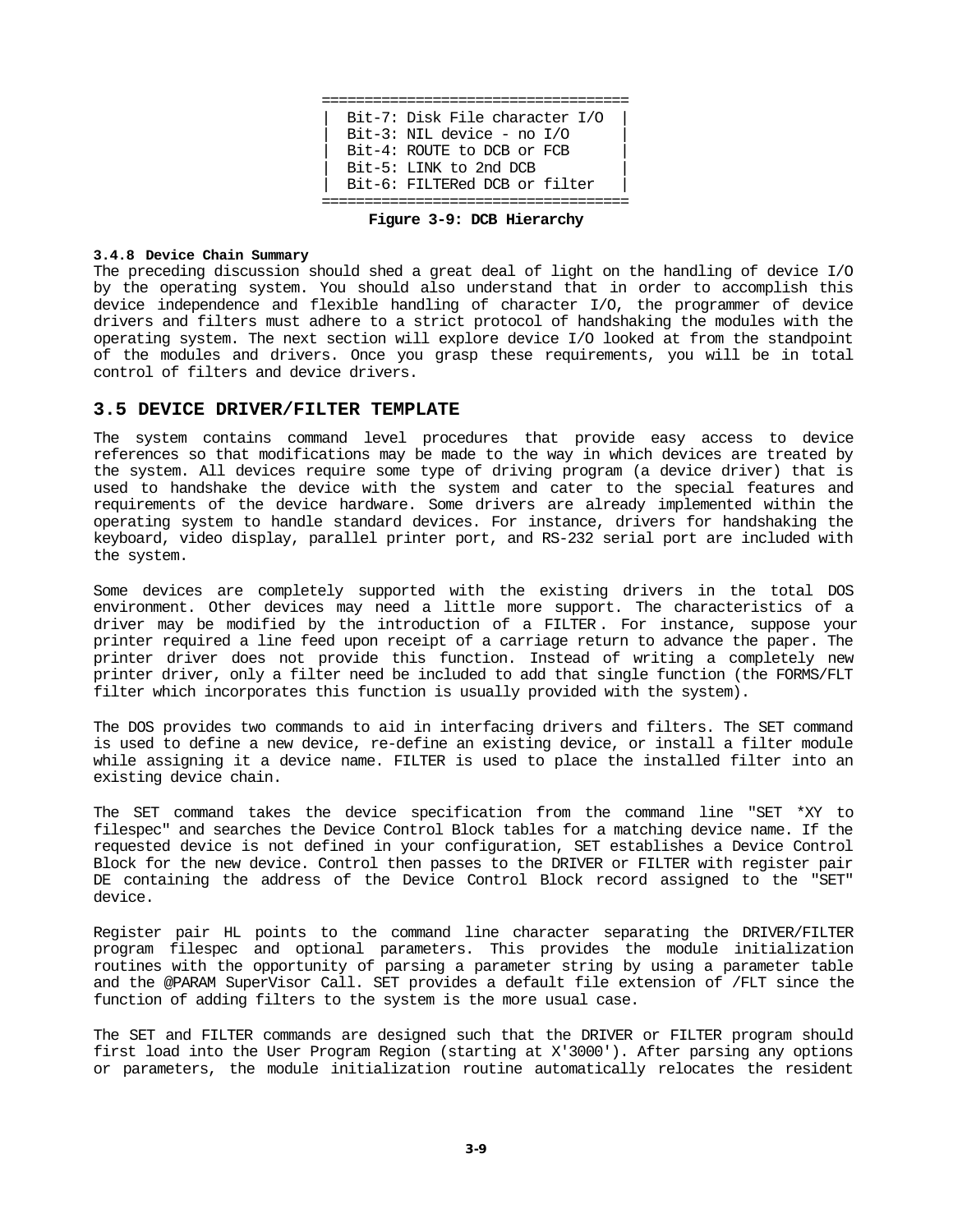```
===================================
| Bit-7: Disk File character I/O  |
| Bit-3: NIL device - no I/O      |
| Bit-4: ROUTE to DCB or FCB      |
| Bit-5: LINK to 2nd DCB          |
| Bit-6: FILTERed DCB or filter   |
===================================
```

**Figure 3-9: DCB Hierarchy**

#### 3.4.8 Device Chain Summary

The preceding discussion should shed a great deal of light on the handling of device I/O by the operating system. You should also understand that in order to accomplish this device independence and flexible handling of character I/O, the programmer of device drivers and filters must adhere to a strict protocol of handshaking the modules with the operating system. The next section will explore device I/O looked at from the standpoint of the modules and drivers. Once you grasp these requirements, you will be in total control of filters and device drivers.

## 3.5 DEVICE DRIVER/FILTER TEMPLATE

The system contains command level procedures that provide easy access to device references so that modifications may be made to the way in which devices are treated by the system. All devices require some type of driving program (a device driver) that is used to handshake the device with the system and cater to the special features and requirements of the device hardware. Some drivers are already implemented within the operating system to handle standard devices. For instance, drivers for handshaking the keyboard, video display, parallel printer port, and RS-232 serial port are included with the system.

Some devices are completely supported with the existing drivers in the total DOS environment. Other devices may need a little more support. The characteristics of a driver may be modified by the introduction of a FILTER. For instance, suppose your printer required a line feed upon receipt of a carriage return to advance the paper. The printer driver does not provide this function. Instead of writing a completely new printer driver, only a filter need be included to add that single function (the FORMS/FLT filter which incorporates this function is usually provided with the system).

The DOS provides two commands to aid in interfacing drivers and filters. The SET command is used to define a new device, re-define an existing device, or install a filter module while assigning it a device name. FILTER is used to place the installed filter into an existing device chain.

The SET command takes the device specification from the command line "SET *XY to filespec" and searches the Device Control Block tables for a matching device name. If the requested device is not defined in your configuration, SET establishes a Device Control Block for the new device. Control then passes to the DRIVER or FILTER with register pair DE containing the address of the Device Control Block record assigned to the "SET" device.

Register pair HL points to the command line character separating the DRIVER/FILTER program filespec and optional parameters. This provides the module initialization routines with the opportunity of parsing a parameter string by using a parameter table and the @PARAM SuperVisor Call. SET provides a default file extension of /FLT since the function of adding filters to the system is the more usual case.

The SET and FILTER commands are designed such that the DRIVER or FILTER program should first load into the User Program Region (starting at X'3000'). After parsing any options or parameters, the module initialization routine automatically relocates the resident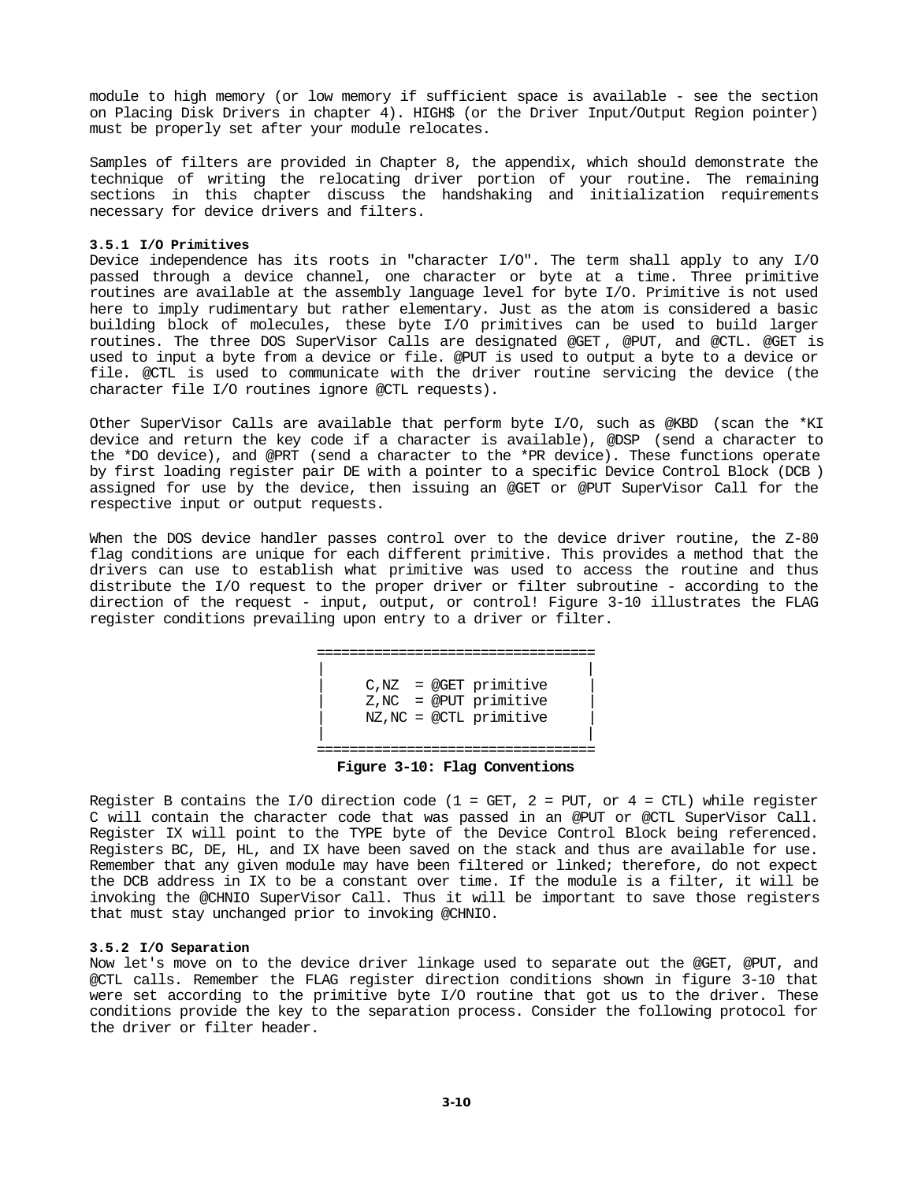module to high memory (or low memory if sufficient space is available - see the section on Placing Disk Drivers in chapter 4). HIGH$ (or the Driver Input/Output Region pointer) must be properly set after your module relocates.

Samples of filters are provided in Chapter 8, the appendix, which should demonstrate the technique of writing the relocating driver portion of your routine. The remaining sections in this chapter discuss the handshaking and initialization requirements necessary for device drivers and filters.

### 3.5.1 I/O Primitives

Device independence has its roots in "character I/O". The term shall apply to any I/O passed through a device channel, one character or byte at a time. Three primitive routines are available at the assembly language level for byte I/O. Primitive is not used here to imply rudimentary but rather elementary. Just as the atom is considered a basic building block of molecules, these byte I/O primitives can be used to build larger routines. The three DOS SuperVisor Calls are designated @GET, @PUT, and @CTL. @GET is used to input a byte from a device or file. @PUT is used to output a byte to a device or file. @CTL is used to communicate with the driver routine servicing the device (the character file I/O routines ignore @CTL requests).

Other SuperVisor Calls are available that perform byte I/O, such as @KBD (scan the *KI device and return the key code if a character is available), @DSP (send a character to the *DO device), and @PRT (send a character to the *PR device). These functions operate by first loading register pair DE with a pointer to a specific Device Control Block (DCB) assigned for use by the device, then issuing an @GET or @PUT SuperVisor Call for the respective input or output requests.

When the DOS device handler passes control over to the device driver routine, the Z-80 flag conditions are unique for each different primitive. This provides a method that the drivers can use to establish what primitive was used to access the routine and thus distribute the I/O request to the proper driver or filter subroutine - according to the direction of the request - input, output, or control! Figure 3-10 illustrates the FLAG register conditions prevailing upon entry to a driver or filter.

```
==================================
|                                |
|     C,NZ  = @GET primitive     |
|     Z,NC  = @PUT primitive     |
|     NZ,NC = @CTL primitive     |
|                                |
==================================
```

**Figure 3-10: Flag Conventions**

Register B contains the I/O direction code (1 = GET, 2 = PUT, or 4 = CTL) while register C will contain the character code that was passed in an @PUT or @CTL SuperVisor Call. Register IX will point to the TYPE byte of the Device Control Block being referenced. Registers BC, DE, HL, and IX have been saved on the stack and thus are available for use. Remember that any given module may have been filtered or linked; therefore, do not expect the DCB address in IX to be a constant over time. If the module is a filter, it will be invoking the @CHNIO SuperVisor Call. Thus it will be important to save those registers that must stay unchanged prior to invoking @CHNIO.

### 3.5.2 I/O Separation

Now let's move on to the device driver linkage used to separate out the @GET, @PUT, and @CTL calls. Remember the FLAG register direction conditions shown in figure 3-10 that were set according to the primitive byte I/O routine that got us to the driver. These conditions provide the key to the separation process. Consider the following protocol for the driver or filter header.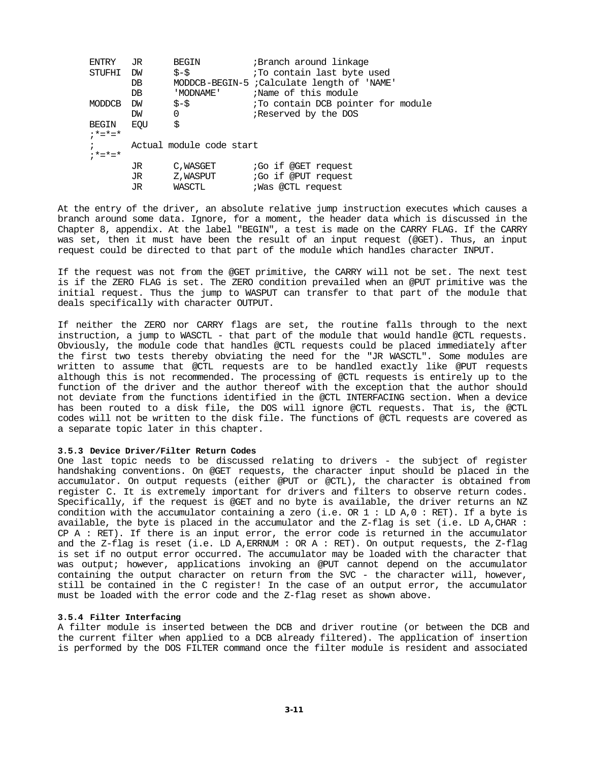```
ENTRY   JR      BEGIN           ;Branch around linkage
STUFHI  DW      $-$             ;To contain last byte used
        DB      MODDCB-BEGIN-5 ;Calculate length of 'NAME'
        DB      'MODNAME'       ;Name of this module
MODDCB  DW      $-$             ;To contain DCB pointer for module
        DW      0               ;Reserved by the DOS
BEGIN   EQU     $
;*=*=*
;       Actual module code start
;*=*=*
        JR      C,WASGET        ;Go if @GET request
        JR      Z,WASPUT        ;Go if @PUT request
        JR      WASCTL          ;Was @CTL request
```

At the entry of the driver, an absolute relative jump instruction executes which causes a branch around some data. Ignore, for a moment, the header data which is discussed in the Chapter 8, appendix. At the label "BEGIN", a test is made on the CARRY FLAG. If the CARRY was set, then it must have been the result of an input request (@GET). Thus, an input request could be directed to that part of the module which handles character INPUT.

If the request was not from the @GET primitive, the CARRY will not be set. The next test is if the ZERO FLAG is set. The ZERO condition prevailed when an @PUT primitive was the initial request. Thus the jump to WASPUT can transfer to that part of the module that deals specifically with character OUTPUT.

If neither the ZERO nor CARRY flags are set, the routine falls through to the next instruction, a jump to WASCTL - that part of the module that would handle @CTL requests. Obviously, the module code that handles @CTL requests could be placed immediately after the first two tests thereby obviating the need for the "JR WASCTL". Some modules are written to assume that @CTL requests are to be handled exactly like @PUT requests although this is not recommended. The processing of @CTL requests is entirely up to the function of the driver and the author thereof with the exception that the author should not deviate from the functions identified in the @CTL INTERFACING section. When a device has been routed to a disk file, the DOS will ignore @CTL requests. That is, the @CTL codes will not be written to the disk file. The functions of @CTL requests are covered as a separate topic later in this chapter.

### 3.5.3 Device Driver/Filter Return Codes

One last topic needs to be discussed relating to drivers - the subject of register handshaking conventions. On @GET requests, the character input should be placed in the accumulator. On output requests (either @PUT or @CTL), the character is obtained from register C. It is extremely important for drivers and filters to observe return codes. Specifically, if the request is @GET and no byte is available, the driver returns an NZ condition with the accumulator containing a zero (i.e. OR 1 : LD A,0 : RET). If a byte is available, the byte is placed in the accumulator and the Z-flag is set (i.e. LD A,CHAR : CP A : RET). If there is an input error, the error code is returned in the accumulator and the Z-flag is reset (i.e. LD A,ERRNUM : OR A : RET). On output requests, the Z-flag is set if no output error occurred. The accumulator may be loaded with the character that was output; however, applications invoking an @PUT cannot depend on the accumulator containing the output character on return from the SVC - the character will, however, still be contained in the C register! In the case of an output error, the accumulator must be loaded with the error code and the Z-flag reset as shown above.

### 3.5.4 Filter Interfacing

A filter module is inserted between the DCB and driver routine (or between the DCB and the current filter when applied to a DCB already filtered). The application of insertion is performed by the DOS FILTER command once the filter module is resident and associated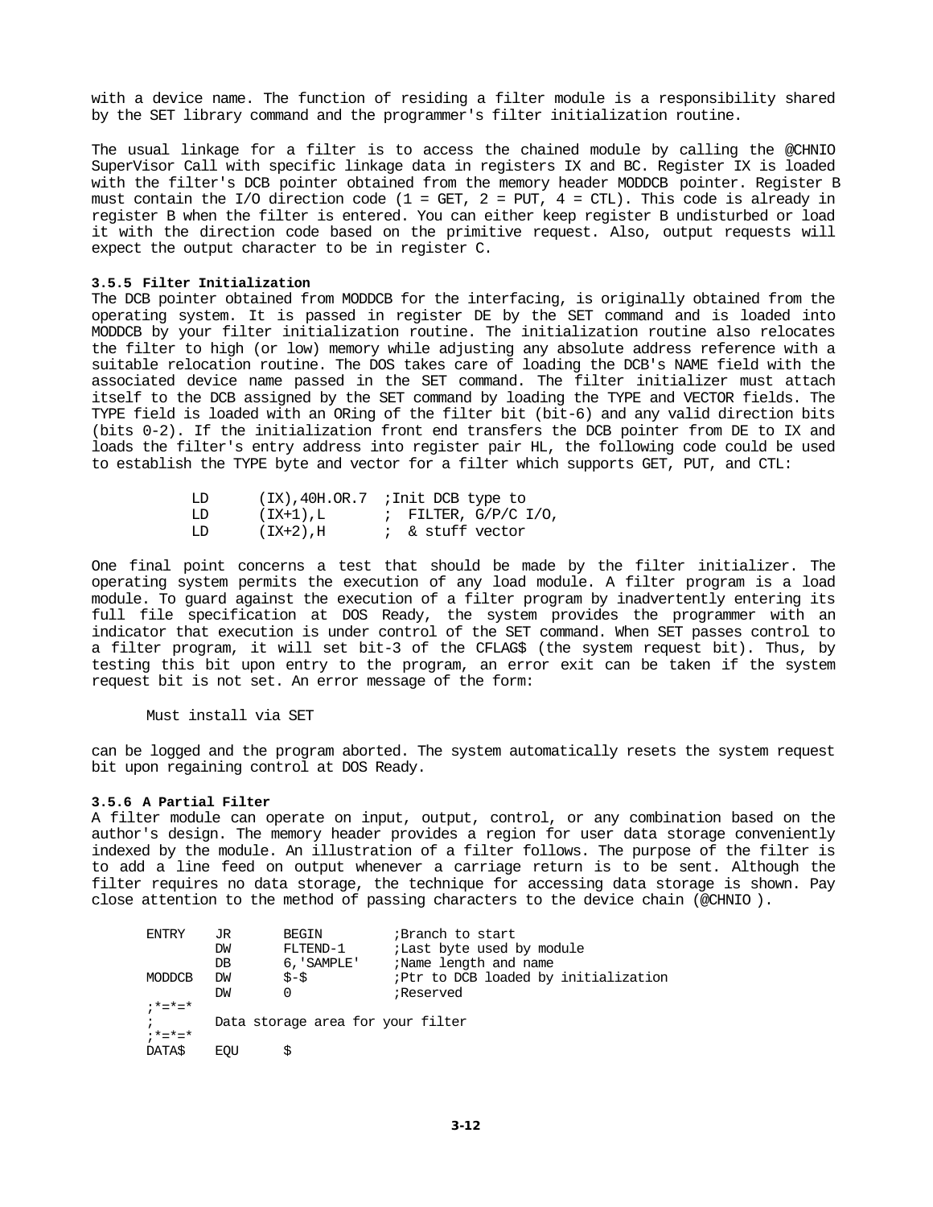with a device name. The function of residing a filter module is a responsibility shared by the SET library command and the programmer's filter initialization routine.

The usual linkage for a filter is to access the chained module by calling the @CHNIO SuperVisor Call with specific linkage data in registers IX and BC. Register IX is loaded with the filter's DCB pointer obtained from the memory header MODDCB pointer. Register B must contain the I/O direction code (1 = GET, 2 = PUT, 4 = CTL). This code is already in register B when the filter is entered. You can either keep register B undisturbed or load it with the direction code based on the primitive request. Also, output requests will expect the output character to be in register C.

### 3.5.5 Filter Initialization

The DCB pointer obtained from MODDCB for the interfacing, is originally obtained from the operating system. It is passed in register DE by the SET command and is loaded into MODDCB by your filter initialization routine. The initialization routine also relocates the filter to high (or low) memory while adjusting any absolute address reference with a suitable relocation routine. The DOS takes care of loading the DCB's NAME field with the associated device name passed in the SET command. The filter initializer must attach itself to the DCB assigned by the SET command by loading the TYPE and VECTOR fields. The TYPE field is loaded with an ORing of the filter bit (bit-6) and any valid direction bits (bits 0-2). If the initialization front end transfers the DCB pointer from DE to IX and loads the filter's entry address into register pair HL, the following code could be used to establish the TYPE byte and vector for a filter which supports GET, PUT, and CTL:

```
        LD      (IX),40H.OR.7  ;Init DCB type to
        LD      (IX+1),L       ; FILTER, G/P/C I/O,
        LD      (IX+2),H       ; & stuff vector
```

One final point concerns a test that should be made by the filter initializer. The operating system permits the execution of any load module. A filter program is a load module. To guard against the execution of a filter program by inadvertently entering its full file specification at DOS Ready, the system provides the programmer with an indicator that execution is under control of the SET command. When SET passes control to a filter program, it will set bit-3 of the CFLAG$ (the system request bit). Thus, by testing this bit upon entry to the program, an error exit can be taken if the system request bit is not set. An error message of the form:

```
Must install via SET
```

can be logged and the program aborted. The system automatically resets the system request bit upon regaining control at DOS Ready.

### 3.5.6 A Partial Filter

A filter module can operate on input, output, control, or any combination based on the author's design. The memory header provides a region for user data storage conveniently indexed by the module. An illustration of a filter follows. The purpose of the filter is to add a line feed on output whenever a carriage return is to be sent. Although the filter requires no data storage, the technique for accessing data storage is shown. Pay close attention to the method of passing characters to the device chain (@CHNIO ).

```
ENTRY   JR      BEGIN           ;Branch to start
        DW      FLTEND-1        ;Last byte used by module
        DB      6,'SAMPLE'      ;Name length and name
MODDCB  DW      $-$             ;Ptr to DCB loaded by initialization
        DW      0               ;Reserved
;*=*=*
;       Data storage area for your filter
;*=*=*
DATA$   EQU     $
```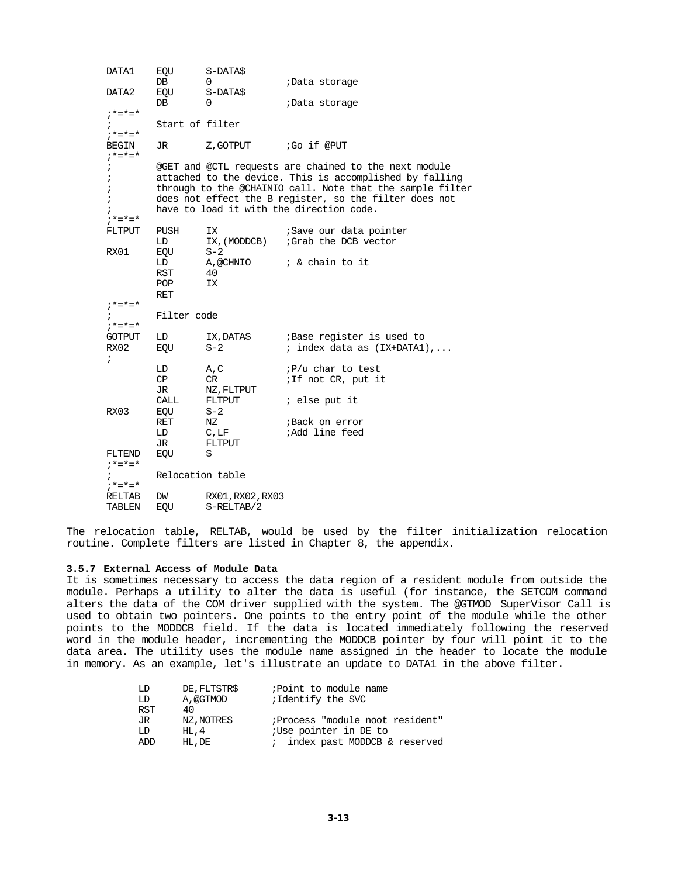```
DATA1   EQU     $-DATA$
        DB      0               ;Data storage
DATA2   EQU     $-DATA$
        DB      0               ;Data storage
;*=*=*
;       Start of filter
;*=*=*
BEGIN   JR      Z,GOTPUT        ;Go if @PUT
;*=*=*
;       @GET and @CTL requests are chained to the next module
;       attached to the device. This is accomplished by falling
;       through to the @CHAINIO call. Note that the sample filter
;       does not effect the B register, so the filter does not
;       have to load it with the direction code.
;*=*=*
FLTPUT  PUSH    IX              ;Save our data pointer
        LD      IX,(MODDCB)     ;Grab the DCB vector
RX01    EQU     $-2
        LD      A,@CHNIO        ; & chain to it
        RST     40
        POP     IX
        RET
;*=*=*
;       Filter code
;*=*=*
GOTPUT  LD      IX,DATA$        ;Base register is used to
RX02    EQU     $-2             ; index data as (IX+DATA1),...
;
        LD      A,C             ;P/u char to test
        CP      CR              ;If not CR, put it
        JR      NZ,FLTPUT
        CALL    FLTPUT          ; else put it
RX03    EQU     $-2
        RET     NZ              ;Back on error
        LD      C,LF            ;Add line feed
        JR      FLTPUT
FLTEND  EQU     $
;*=*=*
;       Relocation table
;*=*=*
RELTAB  DW      RX01,RX02,RX03
TABLEN  EQU     $-RELTAB/2
```

The relocation table, RELTAB, would be used by the filter initialization relocation routine. Complete filters are listed in Chapter 8, the appendix.

**3.5.7 External Access of Module Data**

It is sometimes necessary to access the data region of a resident module from outside the module. Perhaps a utility to alter the data is useful (for instance, the SETCOM command alters the data of the COM driver supplied with the system. The @GTMOD SuperVisor Call is used to obtain two pointers. One points to the entry point of the module while the other points to the MODDCB field. If the data is located immediately following the reserved word in the module header, incrementing the MODDCB pointer by four will point it to the data area. The utility uses the module name assigned in the header to locate the module in memory. As an example, let's illustrate an update to DATA1 in the above filter.

```
        LD      DE,FLTSTR$      ;Point to module name
        LD      A,@GTMOD        ;Identify the SVC
        RST     40
        JR      NZ,NOTRES       ;Process "module noot resident"
        LD      HL,4            ;Use pointer in DE to
        ADD     HL,DE           ;  index past MODDCB & reserved
```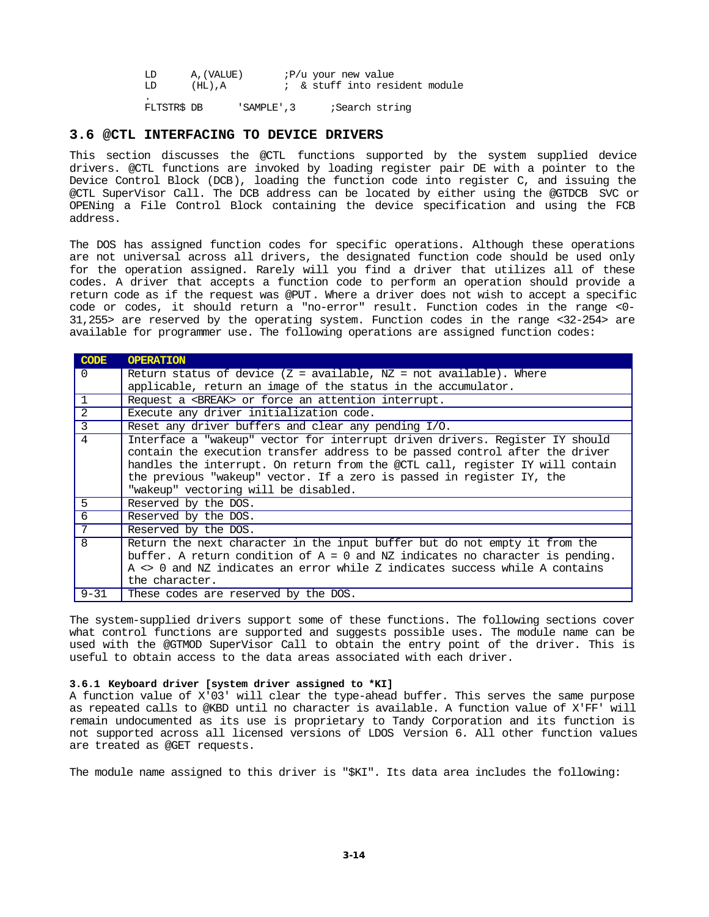```
        LD      A,(VALUE)       ;P/u your new value
        LD      (HL),A          ; & stuff into resident module
        .
        FLTSTR$ DB      'SAMPLE',3      ;Search string
```

## 3.6 @CTL INTERFACING TO DEVICE DRIVERS

This section discusses the @CTL functions supported by the system supplied device drivers. @CTL functions are invoked by loading register pair DE with a pointer to the Device Control Block (DCB), loading the function code into register C, and issuing the @CTL SuperVisor Call. The DCB address can be located by either using the @GTDCB SVC or OPENing a File Control Block containing the device specification and using the FCB address.

The DOS has assigned function codes for specific operations. Although these operations are not universal across all drivers, the designated function code should be used only for the operation assigned. Rarely will you find a driver that utilizes all of these codes. A driver that accepts a function code to perform an operation should provide a return code as if the request was @PUT. Where a driver does not wish to accept a specific code or codes, it should return a "no-error" result. Function codes in the range <0-31,255> are reserved by the operating system. Function codes in the range <32-254> are available for programmer use. The following operations are assigned function codes:

| CODE | OPERATION |
|---|---|
| 0 | Return status of device (Z = available, NZ = not available). Where applicable, return an image of the status in the accumulator. |
| 1 | Request a <BREAK> or force an attention interrupt. |
| 2 | Execute any driver initialization code. |
| 3 | Reset any driver buffers and clear any pending I/O. |
| 4 | Interface a "wakeup" vector for interrupt driven drivers. Register IY should contain the execution transfer address to be passed control after the driver handles the interrupt. On return from the @CTL call, register IY will contain the previous "wakeup" vector. If a zero is passed in register IY, the "wakeup" vectoring will be disabled. |
| 5 | Reserved by the DOS. |
| 6 | Reserved by the DOS. |
| 7 | Reserved by the DOS. |
| 8 | Return the next character in the input buffer but do not empty it from the buffer. A return condition of A = 0 and NZ indicates no character is pending. A <> 0 and NZ indicates an error while Z indicates success while A contains the character. |
| 9-31 | These codes are reserved by the DOS. |

The system-supplied drivers support some of these functions. The following sections cover what control functions are supported and suggests possible uses. The module name can be used with the @GTMOD SuperVisor Call to obtain the entry point of the driver. This is useful to obtain access to the data areas associated with each driver.

#### 3.6.1 Keyboard driver [system driver assigned to *KI]

A function value of X'03' will clear the type-ahead buffer. This serves the same purpose as repeated calls to @KBD until no character is available. A function value of X'FF' will remain undocumented as its use is proprietary to Tandy Corporation and its function is not supported across all licensed versions of LDOS Version 6. All other function values are treated as @GET requests.

The module name assigned to this driver is "$KI". Its data area includes the following: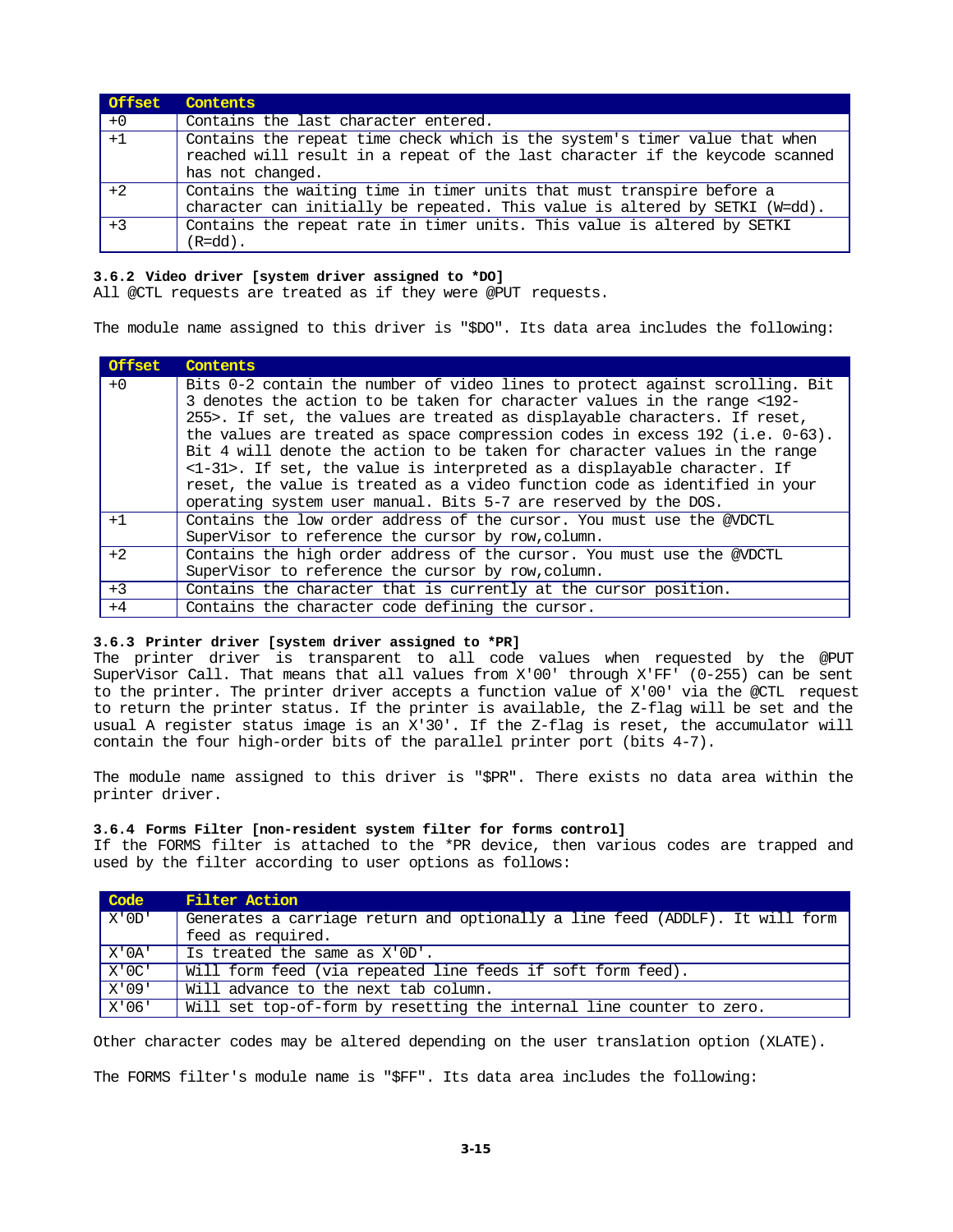| Offset | Contents |
|---|---|
| +0 | Contains the last character entered. |
| +1 | Contains the repeat time check which is the system's timer value that when reached will result in a repeat of the last character if the keycode scanned has not changed. |
| +2 | Contains the waiting time in timer units that must transpire before a character can initially be repeated. This value is altered by SETKI (W=dd). |
| +3 | Contains the repeat rate in timer units. This value is altered by SETKI (R=dd). |

### 3.6.2 Video driver [system driver assigned to *DO]

All @CTL requests are treated as if they were @PUT requests.

The module name assigned to this driver is "$DO". Its data area includes the following:

| Offset | Contents |
|---|---|
| +0 | Bits 0-2 contain the number of video lines to protect against scrolling. Bit 3 denotes the action to be taken for character values in the range <192-255>. If set, the values are treated as displayable characters. If reset, the values are treated as space compression codes in excess 192 (i.e. 0-63). Bit 4 will denote the action to be taken for character values in the range <1-31>. If set, the value is interpreted as a displayable character. If reset, the value is treated as a video function code as identified in your operating system user manual. Bits 5-7 are reserved by the DOS. |
| +1 | Contains the low order address of the cursor. You must use the @VDCTL SuperVisor to reference the cursor by row,column. |
| +2 | Contains the high order address of the cursor. You must use the @VDCTL SuperVisor to reference the cursor by row,column. |
| +3 | Contains the character that is currently at the cursor position. |
| +4 | Contains the character code defining the cursor. |

### 3.6.3 Printer driver [system driver assigned to *PR]

The printer driver is transparent to all code values when requested by the @PUT SuperVisor Call. That means that all values from X'00' through X'FF' (0-255) can be sent to the printer. The printer driver accepts a function value of X'00' via the @CTL request to return the printer status. If the printer is available, the Z-flag will be set and the usual A register status image is an X'30'. If the Z-flag is reset, the accumulator will contain the four high-order bits of the parallel printer port (bits 4-7).

The module name assigned to this driver is "$PR". There exists no data area within the printer driver.

### 3.6.4 Forms Filter [non-resident system filter for forms control]

If the FORMS filter is attached to the *PR device, then various codes are trapped and used by the filter according to user options as follows:

| Code | Filter Action |
|---|---|
| X'0D' | Generates a carriage return and optionally a line feed (ADDLF). It will form feed as required. |
| X'0A' | Is treated the same as X'0D'. |
| X'0C' | Will form feed (via repeated line feeds if soft form feed). |
| X'09' | Will advance to the next tab column. |
| X'06' | Will set top-of-form by resetting the internal line counter to zero. |

Other character codes may be altered depending on the user translation option (XLATE).

The FORMS filter's module name is "$FF". Its data area includes the following: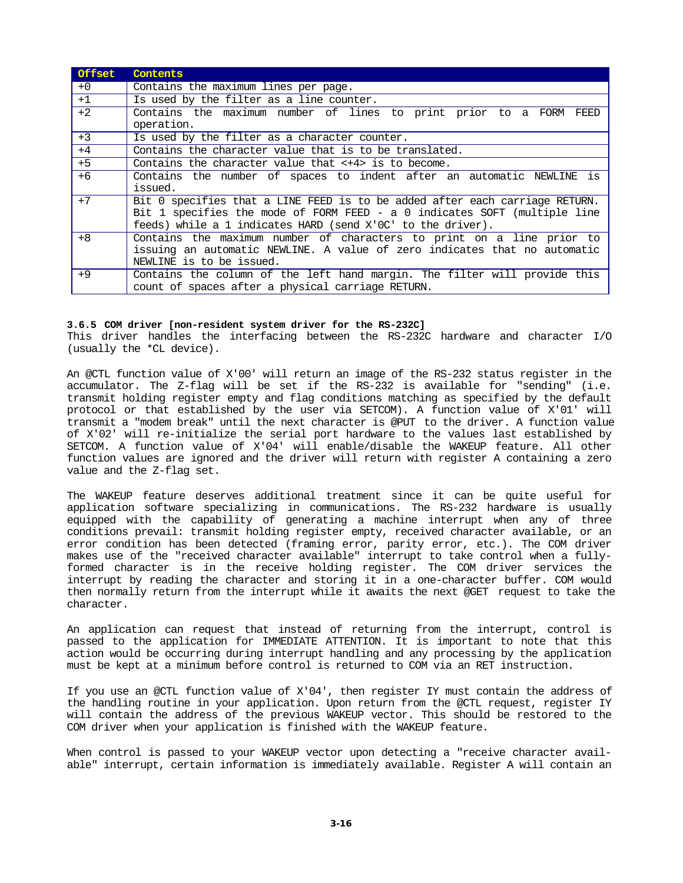| Offset | Contents |
|---|---|
| +0 | Contains the maximum lines per page. |
| +1 | Is used by the filter as a line counter. |
| +2 | Contains the maximum number of lines to print prior to a FORM FEED operation. |
| +3 | Is used by the filter as a character counter. |
| +4 | Contains the character value that is to be translated. |
| +5 | Contains the character value that <+4> is to become. |
| +6 | Contains the number of spaces to indent after an automatic NEWLINE is issued. |
| +7 | Bit 0 specifies that a LINE FEED is to be added after each carriage RETURN. Bit 1 specifies the mode of FORM FEED - a 0 indicates SOFT (multiple line feeds) while a 1 indicates HARD (send X'0C' to the driver). |
| +8 | Contains the maximum number of characters to print on a line prior to issuing an automatic NEWLINE. A value of zero indicates that no automatic NEWLINE is to be issued. |
| +9 | Contains the column of the left hand margin. The filter will provide this count of spaces after a physical carriage RETURN. |

### 3.6.5 COM driver [non-resident system driver for the RS-232C]

This driver handles the interfacing between the RS-232C hardware and character I/O (usually the *CL device).

An @CTL function value of X'00' will return an image of the RS-232 status register in the accumulator. The Z-flag will be set if the RS-232 is available for "sending" (i.e. transmit holding register empty and flag conditions matching as specified by the default protocol or that established by the user via SETCOM). A function value of X'01' will transmit a "modem break" until the next character is @PUT to the driver. A function value of X'02' will re-initialize the serial port hardware to the values last established by SETCOM. A function value of X'04' will enable/disable the WAKEUP feature. All other function values are ignored and the driver will return with register A containing a zero value and the Z-flag set.

The WAKEUP feature deserves additional treatment since it can be quite useful for application software specializing in communications. The RS-232 hardware is usually equipped with the capability of generating a machine interrupt when any of three conditions prevail: transmit holding register empty, received character available, or an error condition has been detected (framing error, parity error, etc.). The COM driver makes use of the "received character available" interrupt to take control when a fully-formed character is in the receive holding register. The COM driver services the interrupt by reading the character and storing it in a one-character buffer. COM would then normally return from the interrupt while it awaits the next @GET request to take the character.

An application can request that instead of returning from the interrupt, control is passed to the application for IMMEDIATE ATTENTION. It is important to note that this action would be occurring during interrupt handling and any processing by the application must be kept at a minimum before control is returned to COM via an RET instruction.

If you use an @CTL function value of X'04', then register IY must contain the address of the handling routine in your application. Upon return from the @CTL request, register IY will contain the address of the previous WAKEUP vector. This should be restored to the COM driver when your application is finished with the WAKEUP feature.

When control is passed to your WAKEUP vector upon detecting a "receive character available" interrupt, certain information is immediately available. Register A will contain an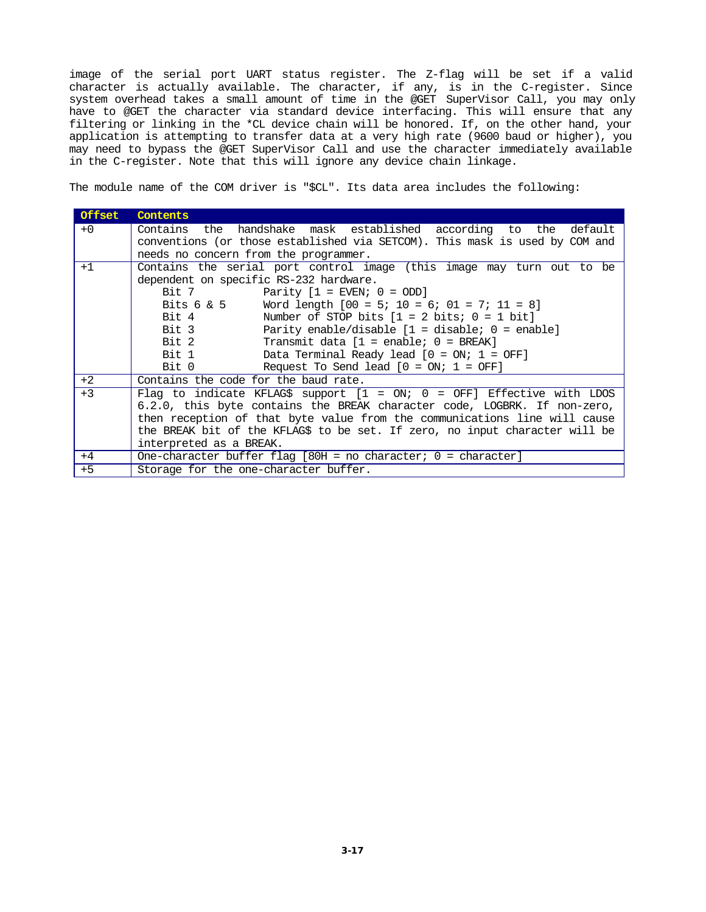image of the serial port UART status register. The Z-flag will be set if a valid character is actually available. The character, if any, is in the C-register. Since system overhead takes a small amount of time in the @GET SuperVisor Call, you may only have to @GET the character via standard device interfacing. This will ensure that any filtering or linking in the *CL device chain will be honored. If, on the other hand, your application is attempting to transfer data at a very high rate (9600 baud or higher), you may need to bypass the @GET SuperVisor Call and use the character immediately available in the C-register. Note that this will ignore any device chain linkage.

The module name of the COM driver is "$CL". Its data area includes the following:

| Offset | Contents |
| --- | --- |
| +0 | Contains the handshake mask established according to the default conventions (or those established via SETCOM). This mask is used by COM and needs no concern from the programmer. |
| +1 | Contains the serial port control image (this image may turn out to be dependent on specific RS-232 hardware.<br>Bit 7 — Parity [1 = EVEN; 0 = ODD]<br>Bits 6 & 5 — Word length [00 = 5; 10 = 6; 01 = 7; 11 = 8]<br>Bit 4 — Number of STOP bits [1 = 2 bits; 0 = 1 bit]<br>Bit 3 — Parity enable/disable [1 = disable; 0 = enable]<br>Bit 2 — Transmit data [1 = enable; 0 = BREAK]<br>Bit 1 — Data Terminal Ready lead [0 = ON; 1 = OFF]<br>Bit 0 — Request To Send lead [0 = ON; 1 = OFF] |
| +2 | Contains the code for the baud rate. |
| +3 | Flag to indicate KFLAG$ support [1 = ON; 0 = OFF] Effective with LDOS 6.2.0, this byte contains the BREAK character code, LOGBRK. If non-zero, then reception of that byte value from the communications line will cause the BREAK bit of the KFLAG$ to be set. If zero, no input character will be interpreted as a BREAK. |
| +4 | One-character buffer flag [80H = no character; 0 = character] |
| +5 | Storage for the one-character buffer. |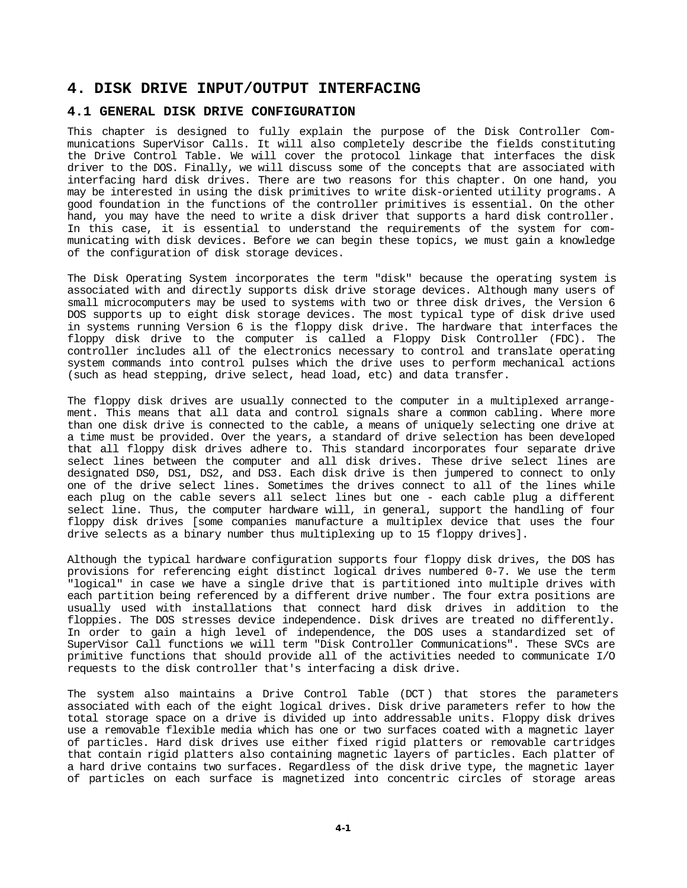# 4. DISK DRIVE INPUT/OUTPUT INTERFACING

## 4.1 GENERAL DISK DRIVE CONFIGURATION

This chapter is designed to fully explain the purpose of the Disk Controller Communications SuperVisor Calls. It will also completely describe the fields constituting the Drive Control Table. We will cover the protocol linkage that interfaces the disk driver to the DOS. Finally, we will discuss some of the concepts that are associated with interfacing hard disk drives. There are two reasons for this chapter. On one hand, you may be interested in using the disk primitives to write disk-oriented utility programs. A good foundation in the functions of the controller primitives is essential. On the other hand, you may have the need to write a disk driver that supports a hard disk controller. In this case, it is essential to understand the requirements of the system for communicating with disk devices. Before we can begin these topics, we must gain a knowledge of the configuration of disk storage devices.

The Disk Operating System incorporates the term "disk" because the operating system is associated with and directly supports disk drive storage devices. Although many users of small microcomputers may be used to systems with two or three disk drives, the Version 6 DOS supports up to eight disk storage devices. The most typical type of disk drive used in systems running Version 6 is the floppy disk drive. The hardware that interfaces the floppy disk drive to the computer is called a Floppy Disk Controller (FDC). The controller includes all of the electronics necessary to control and translate operating system commands into control pulses which the drive uses to perform mechanical actions (such as head stepping, drive select, head load, etc) and data transfer.

The floppy disk drives are usually connected to the computer in a multiplexed arrangement. This means that all data and control signals share a common cabling. Where more than one disk drive is connected to the cable, a means of uniquely selecting one drive at a time must be provided. Over the years, a standard of drive selection has been developed that all floppy disk drives adhere to. This standard incorporates four separate drive select lines between the computer and all disk drives. These drive select lines are designated DS0, DS1, DS2, and DS3. Each disk drive is then jumpered to connect to only one of the drive select lines. Sometimes the drives connect to all of the lines while each plug on the cable severs all select lines but one - each cable plug a different select line. Thus, the computer hardware will, in general, support the handling of four floppy disk drives [some companies manufacture a multiplex device that uses the four drive selects as a binary number thus multiplexing up to 15 floppy drives].

Although the typical hardware configuration supports four floppy disk drives, the DOS has provisions for referencing eight distinct logical drives numbered 0-7. We use the term "logical" in case we have a single drive that is partitioned into multiple drives with each partition being referenced by a different drive number. The four extra positions are usually used with installations that connect hard disk drives in addition to the floppies. The DOS stresses device independence. Disk drives are treated no differently. In order to gain a high level of independence, the DOS uses a standardized set of SuperVisor Call functions we will term "Disk Controller Communications". These SVCs are primitive functions that should provide all of the activities needed to communicate I/O requests to the disk controller that's interfacing a disk drive.

The system also maintains a Drive Control Table (DCT) that stores the parameters associated with each of the eight logical drives. Disk drive parameters refer to how the total storage space on a drive is divided up into addressable units. Floppy disk drives use a removable flexible media which has one or two surfaces coated with a magnetic layer of particles. Hard disk drives use either fixed rigid platters or removable cartridges that contain rigid platters also containing magnetic layers of particles. Each platter of a hard drive contains two surfaces. Regardless of the disk drive type, the magnetic layer of particles on each surface is magnetized into concentric circles of storage areas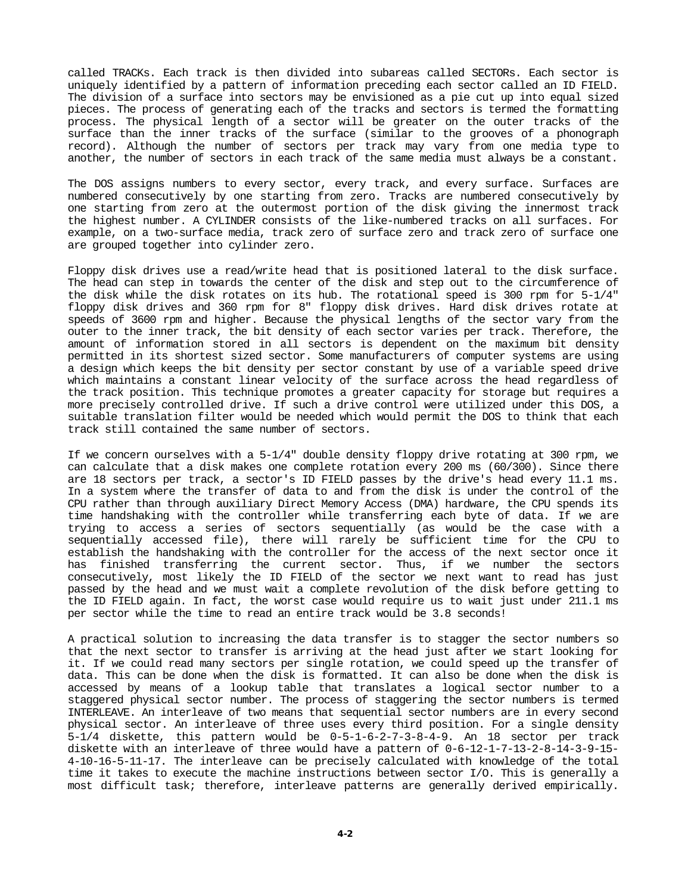called TRACKs. Each track is then divided into subareas called SECTORs. Each sector is uniquely identified by a pattern of information preceding each sector called an ID FIELD. The division of a surface into sectors may be envisioned as a pie cut up into equal sized pieces. The process of generating each of the tracks and sectors is termed the formatting process. The physical length of a sector will be greater on the outer tracks of the surface than the inner tracks of the surface (similar to the grooves of a phonograph record). Although the number of sectors per track may vary from one media type to another, the number of sectors in each track of the same media must always be a constant.

The DOS assigns numbers to every sector, every track, and every surface. Surfaces are numbered consecutively by one starting from zero. Tracks are numbered consecutively by one starting from zero at the outermost portion of the disk giving the innermost track the highest number. A CYLINDER consists of the like-numbered tracks on all surfaces. For example, on a two-surface media, track zero of surface zero and track zero of surface one are grouped together into cylinder zero.

Floppy disk drives use a read/write head that is positioned lateral to the disk surface. The head can step in towards the center of the disk and step out to the circumference of the disk while the disk rotates on its hub. The rotational speed is 300 rpm for 5-1/4" floppy disk drives and 360 rpm for 8" floppy disk drives. Hard disk drives rotate at speeds of 3600 rpm and higher. Because the physical lengths of the sector vary from the outer to the inner track, the bit density of each sector varies per track. Therefore, the amount of information stored in all sectors is dependent on the maximum bit density permitted in its shortest sized sector. Some manufacturers of computer systems are using a design which keeps the bit density per sector constant by use of a variable speed drive which maintains a constant linear velocity of the surface across the head regardless of the track position. This technique promotes a greater capacity for storage but requires a more precisely controlled drive. If such a drive control were utilized under this DOS, a suitable translation filter would be needed which would permit the DOS to think that each track still contained the same number of sectors.

If we concern ourselves with a 5-1/4" double density floppy drive rotating at 300 rpm, we can calculate that a disk makes one complete rotation every 200 ms (60/300). Since there are 18 sectors per track, a sector's ID FIELD passes by the drive's head every 11.1 ms. In a system where the transfer of data to and from the disk is under the control of the CPU rather than through auxiliary Direct Memory Access (DMA) hardware, the CPU spends its time handshaking with the controller while transferring each byte of data. If we are trying to access a series of sectors sequentially (as would be the case with a sequentially accessed file), there will rarely be sufficient time for the CPU to establish the handshaking with the controller for the access of the next sector once it has finished transferring the current sector. Thus, if we number the sectors consecutively, most likely the ID FIELD of the sector we next want to read has just passed by the head and we must wait a complete revolution of the disk before getting to the ID FIELD again. In fact, the worst case would require us to wait just under 211.1 ms per sector while the time to read an entire track would be 3.8 seconds!

A practical solution to increasing the data transfer is to stagger the sector numbers so that the next sector to transfer is arriving at the head just after we start looking for it. If we could read many sectors per single rotation, we could speed up the transfer of data. This can be done when the disk is formatted. It can also be done when the disk is accessed by means of a lookup table that translates a logical sector number to a staggered physical sector number. The process of staggering the sector numbers is termed INTERLEAVE. An interleave of two means that sequential sector numbers are in every second physical sector. An interleave of three uses every third position. For a single density 5-1/4 diskette, this pattern would be 0-5-1-6-2-7-3-8-4-9. An 18 sector per track diskette with an interleave of three would have a pattern of 0-6-12-1-7-13-2-8-14-3-9-15-4-10-16-5-11-17. The interleave can be precisely calculated with knowledge of the total time it takes to execute the machine instructions between sector I/O. This is generally a most difficult task; therefore, interleave patterns are generally derived empirically.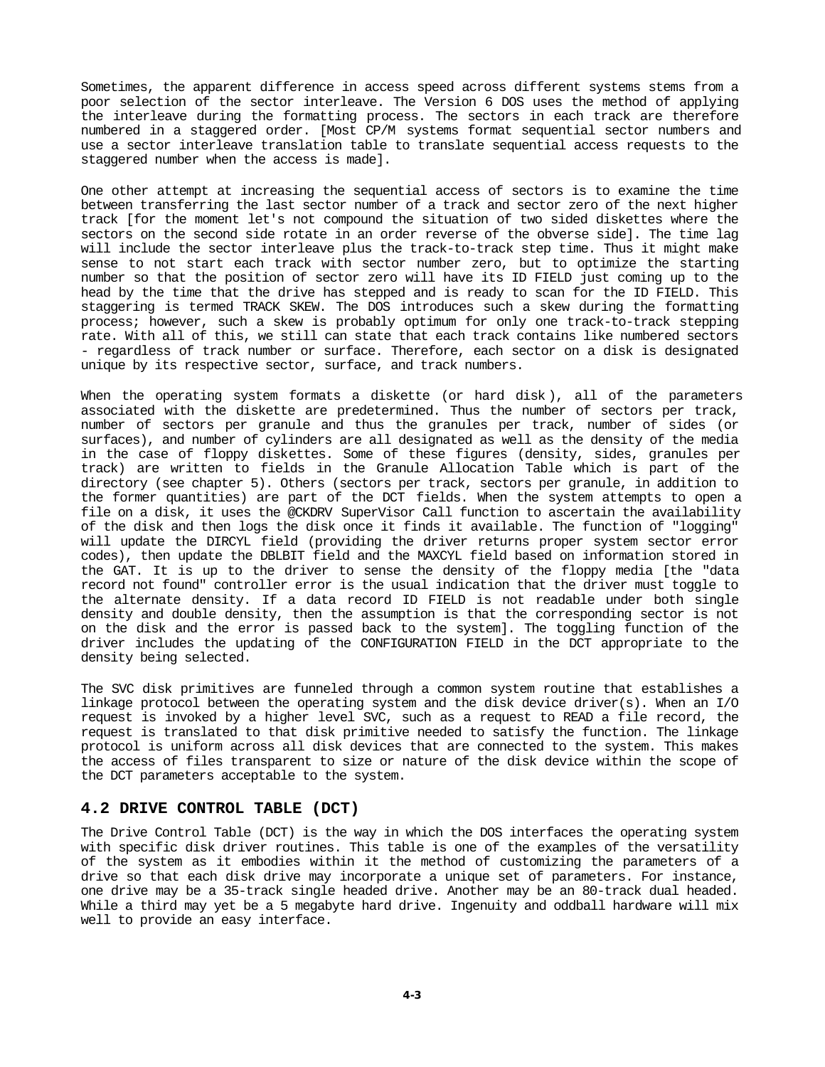Sometimes, the apparent difference in access speed across different systems stems from a poor selection of the sector interleave. The Version 6 DOS uses the method of applying the interleave during the formatting process. The sectors in each track are therefore numbered in a staggered order. [Most CP/M systems format sequential sector numbers and use a sector interleave translation table to translate sequential access requests to the staggered number when the access is made].

One other attempt at increasing the sequential access of sectors is to examine the time between transferring the last sector number of a track and sector zero of the next higher track [for the moment let's not compound the situation of two sided diskettes where the sectors on the second side rotate in an order reverse of the obverse side]. The time lag will include the sector interleave plus the track-to-track step time. Thus it might make sense to not start each track with sector number zero, but to optimize the starting number so that the position of sector zero will have its ID FIELD just coming up to the head by the time that the drive has stepped and is ready to scan for the ID FIELD. This staggering is termed TRACK SKEW. The DOS introduces such a skew during the formatting process; however, such a skew is probably optimum for only one track-to-track stepping rate. With all of this, we still can state that each track contains like numbered sectors - regardless of track number or surface. Therefore, each sector on a disk is designated unique by its respective sector, surface, and track numbers.

When the operating system formats a diskette (or hard disk ), all of the parameters associated with the diskette are predetermined. Thus the number of sectors per track, number of sectors per granule and thus the granules per track, number of sides (or surfaces), and number of cylinders are all designated as well as the density of the media in the case of floppy diskettes. Some of these figures (density, sides, granules per track) are written to fields in the Granule Allocation Table which is part of the directory (see chapter 5). Others (sectors per track, sectors per granule, in addition to the former quantities) are part of the DCT fields. When the system attempts to open a file on a disk, it uses the @CKDRV SuperVisor Call function to ascertain the availability of the disk and then logs the disk once it finds it available. The function of "logging" will update the DIRCYL field (providing the driver returns proper system sector error codes), then update the DBLBIT field and the MAXCYL field based on information stored in the GAT. It is up to the driver to sense the density of the floppy media [the "data record not found" controller error is the usual indication that the driver must toggle to the alternate density. If a data record ID FIELD is not readable under both single density and double density, then the assumption is that the corresponding sector is not on the disk and the error is passed back to the system]. The toggling function of the driver includes the updating of the CONFIGURATION FIELD in the DCT appropriate to the density being selected.

The SVC disk primitives are funneled through a common system routine that establishes a linkage protocol between the operating system and the disk device driver(s). When an I/O request is invoked by a higher level SVC, such as a request to READ a file record, the request is translated to that disk primitive needed to satisfy the function. The linkage protocol is uniform across all disk devices that are connected to the system. This makes the access of files transparent to size or nature of the disk device within the scope of the DCT parameters acceptable to the system.

## 4.2 DRIVE CONTROL TABLE (DCT)

The Drive Control Table (DCT) is the way in which the DOS interfaces the operating system with specific disk driver routines. This table is one of the examples of the versatility of the system as it embodies within it the method of customizing the parameters of a drive so that each disk drive may incorporate a unique set of parameters. For instance, one drive may be a 35-track single headed drive. Another may be an 80-track dual headed. While a third may yet be a 5 megabyte hard drive. Ingenuity and oddball hardware will mix well to provide an easy interface.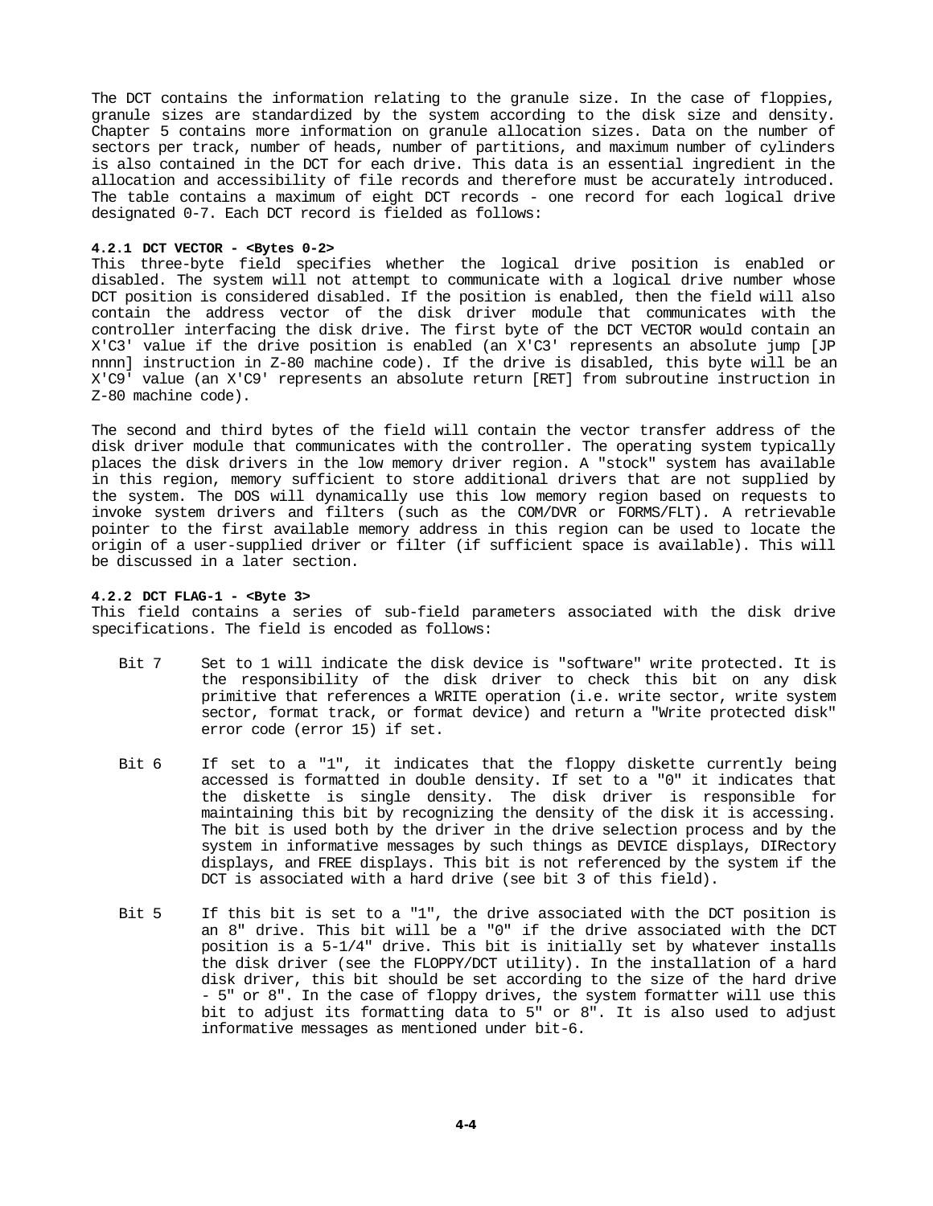The DCT contains the information relating to the granule size. In the case of floppies, granule sizes are standardized by the system according to the disk size and density. Chapter 5 contains more information on granule allocation sizes. Data on the number of sectors per track, number of heads, number of partitions, and maximum number of cylinders is also contained in the DCT for each drive. This data is an essential ingredient in the allocation and accessibility of file records and therefore must be accurately introduced. The table contains a maximum of eight DCT records - one record for each logical drive designated 0-7. Each DCT record is fielded as follows:

### 4.2.1 DCT VECTOR - <Bytes 0-2>

This three-byte field specifies whether the logical drive position is enabled or disabled. The system will not attempt to communicate with a logical drive number whose DCT position is considered disabled. If the position is enabled, then the field will also contain the address vector of the disk driver module that communicates with the controller interfacing the disk drive. The first byte of the DCT VECTOR would contain an X'C3' value if the drive position is enabled (an X'C3' represents an absolute jump [JP nnnn] instruction in Z-80 machine code). If the drive is disabled, this byte will be an X'C9' value (an X'C9' represents an absolute return [RET] from subroutine instruction in Z-80 machine code).

The second and third bytes of the field will contain the vector transfer address of the disk driver module that communicates with the controller. The operating system typically places the disk drivers in the low memory driver region. A "stock" system has available in this region, memory sufficient to store additional drivers that are not supplied by the system. The DOS will dynamically use this low memory region based on requests to invoke system drivers and filters (such as the COM/DVR or FORMS/FLT). A retrievable pointer to the first available memory address in this region can be used to locate the origin of a user-supplied driver or filter (if sufficient space is available). This will be discussed in a later section.

### 4.2.2 DCT FLAG-1 - <Byte 3>

This field contains a series of sub-field parameters associated with the disk drive specifications. The field is encoded as follows:

- Bit 7 — Set to 1 will indicate the disk device is "software" write protected. It is the responsibility of the disk driver to check this bit on any disk primitive that references a WRITE operation (i.e. write sector, write system sector, format track, or format device) and return a "Write protected disk" error code (error 15) if set.

- Bit 6 — If set to a "1", it indicates that the floppy diskette currently being accessed is formatted in double density. If set to a "0" it indicates that the diskette is single density. The disk driver is responsible for maintaining this bit by recognizing the density of the disk it is accessing. The bit is used both by the driver in the drive selection process and by the system in informative messages by such things as DEVICE displays, DIRectory displays, and FREE displays. This bit is not referenced by the system if the DCT is associated with a hard drive (see bit 3 of this field).

- Bit 5 — If this bit is set to a "1", the drive associated with the DCT position is an 8" drive. This bit will be a "0" if the drive associated with the DCT position is a 5-1/4" drive. This bit is initially set by whatever installs the disk driver (see the FLOPPY/DCT utility). In the installation of a hard disk driver, this bit should be set according to the size of the hard drive - 5" or 8". In the case of floppy drives, the system formatter will use this bit to adjust its formatting data to 5" or 8". It is also used to adjust informative messages as mentioned under bit-6.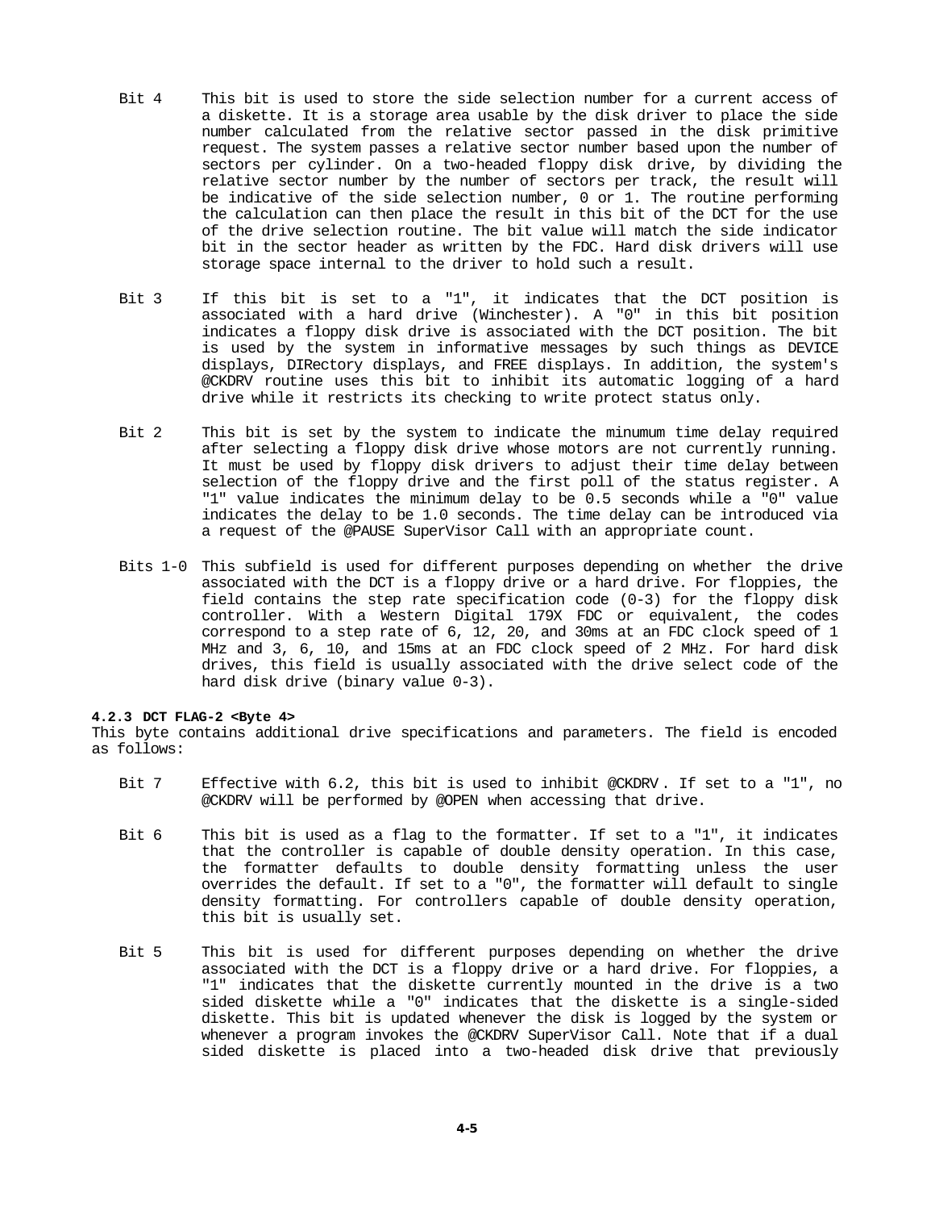Bit 4 This bit is used to store the side selection number for a current access of a diskette. It is a storage area usable by the disk driver to place the side number calculated from the relative sector passed in the disk primitive request. The system passes a relative sector number based upon the number of sectors per cylinder. On a two-headed floppy disk drive, by dividing the relative sector number by the number of sectors per track, the result will be indicative of the side selection number, 0 or 1. The routine performing the calculation can then place the result in this bit of the DCT for the use of the drive selection routine. The bit value will match the side indicator bit in the sector header as written by the FDC. Hard disk drivers will use storage space internal to the driver to hold such a result.

Bit 3 If this bit is set to a "1", it indicates that the DCT position is associated with a hard drive (Winchester). A "0" in this bit position indicates a floppy disk drive is associated with the DCT position. The bit is used by the system in informative messages by such things as DEVICE displays, DIRectory displays, and FREE displays. In addition, the system's @CKDRV routine uses this bit to inhibit its automatic logging of a hard drive while it restricts its checking to write protect status only.

Bit 2 This bit is set by the system to indicate the minumum time delay required after selecting a floppy disk drive whose motors are not currently running. It must be used by floppy disk drivers to adjust their time delay between selection of the floppy drive and the first poll of the status register. A "1" value indicates the minimum delay to be 0.5 seconds while a "0" value indicates the delay to be 1.0 seconds. The time delay can be introduced via a request of the @PAUSE SuperVisor Call with an appropriate count.

Bits 1-0 This subfield is used for different purposes depending on whether the drive associated with the DCT is a floppy drive or a hard drive. For floppies, the field contains the step rate specification code (0-3) for the floppy disk controller. With a Western Digital 179X FDC or equivalent, the codes correspond to a step rate of 6, 12, 20, and 30ms at an FDC clock speed of 1 MHz and 3, 6, 10, and 15ms at an FDC clock speed of 2 MHz. For hard disk drives, this field is usually associated with the drive select code of the hard disk drive (binary value 0-3).

#### 4.2.3 DCT FLAG-2 <Byte 4>

This byte contains additional drive specifications and parameters. The field is encoded as follows:

Bit 7 Effective with 6.2, this bit is used to inhibit @CKDRV. If set to a "1", no @CKDRV will be performed by @OPEN when accessing that drive.

Bit 6 This bit is used as a flag to the formatter. If set to a "1", it indicates that the controller is capable of double density operation. In this case, the formatter defaults to double density formatting unless the user overrides the default. If set to a "0", the formatter will default to single density formatting. For controllers capable of double density operation, this bit is usually set.

Bit 5 This bit is used for different purposes depending on whether the drive associated with the DCT is a floppy drive or a hard drive. For floppies, a "1" indicates that the diskette currently mounted in the drive is a two sided diskette while a "0" indicates that the diskette is a single-sided diskette. This bit is updated whenever the disk is logged by the system or whenever a program invokes the @CKDRV SuperVisor Call. Note that if a dual sided diskette is placed into a two-headed disk drive that previously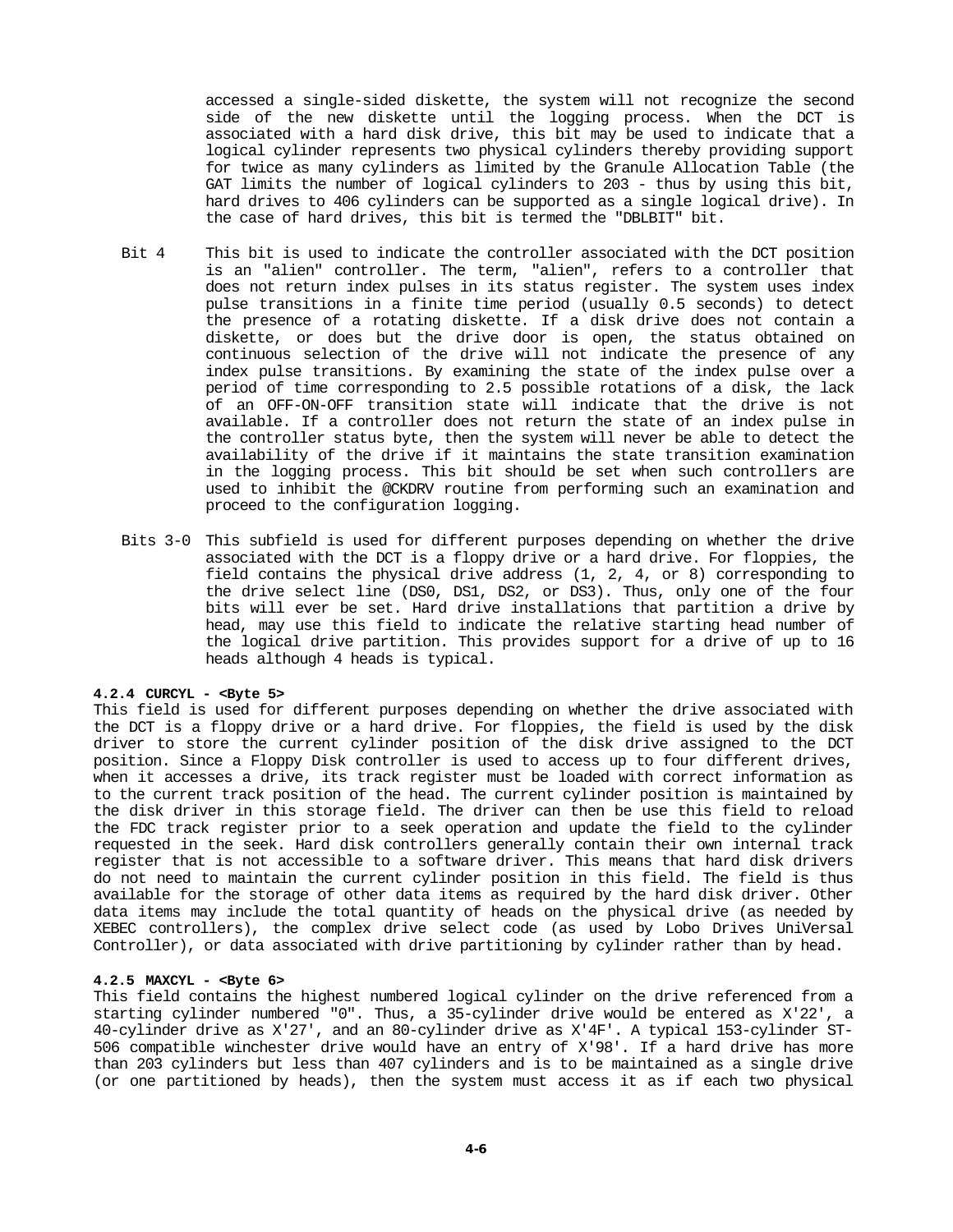accessed a single-sided diskette, the system will not recognize the second side of the new diskette until the logging process. When the DCT is associated with a hard disk drive, this bit may be used to indicate that a logical cylinder represents two physical cylinders thereby providing support for twice as many cylinders as limited by the Granule Allocation Table (the GAT limits the number of logical cylinders to 203 - thus by using this bit, hard drives to 406 cylinders can be supported as a single logical drive). In the case of hard drives, this bit is termed the "DBLBIT" bit.

Bit 4 This bit is used to indicate the controller associated with the DCT position is an "alien" controller. The term, "alien", refers to a controller that does not return index pulses in its status register. The system uses index pulse transitions in a finite time period (usually 0.5 seconds) to detect the presence of a rotating diskette. If a disk drive does not contain a diskette, or does but the drive door is open, the status obtained on continuous selection of the drive will not indicate the presence of any index pulse transitions. By examining the state of the index pulse over a period of time corresponding to 2.5 possible rotations of a disk, the lack of an OFF-ON-OFF transition state will indicate that the drive is not available. If a controller does not return the state of an index pulse in the controller status byte, then the system will never be able to detect the availability of the drive if it maintains the state transition examination in the logging process. This bit should be set when such controllers are used to inhibit the @CKDRV routine from performing such an examination and proceed to the configuration logging.

Bits 3-0 This subfield is used for different purposes depending on whether the drive associated with the DCT is a floppy drive or a hard drive. For floppies, the field contains the physical drive address (1, 2, 4, or 8) corresponding to the drive select line (DS0, DS1, DS2, or DS3). Thus, only one of the four bits will ever be set. Hard drive installations that partition a drive by head, may use this field to indicate the relative starting head number of the logical drive partition. This provides support for a drive of up to 16 heads although 4 heads is typical.

#### 4.2.4 CURCYL - <Byte 5>

This field is used for different purposes depending on whether the drive associated with the DCT is a floppy drive or a hard drive. For floppies, the field is used by the disk driver to store the current cylinder position of the disk drive assigned to the DCT position. Since a Floppy Disk controller is used to access up to four different drives, when it accesses a drive, its track register must be loaded with correct information as to the current track position of the head. The current cylinder position is maintained by the disk driver in this storage field. The driver can then be use this field to reload the FDC track register prior to a seek operation and update the field to the cylinder requested in the seek. Hard disk controllers generally contain their own internal track register that is not accessible to a software driver. This means that hard disk drivers do not need to maintain the current cylinder position in this field. The field is thus available for the storage of other data items as required by the hard disk driver. Other data items may include the total quantity of heads on the physical drive (as needed by XEBEC controllers), the complex drive select code (as used by Lobo Drives UniVersal Controller), or data associated with drive partitioning by cylinder rather than by head.

#### 4.2.5 MAXCYL - <Byte 6>

This field contains the highest numbered logical cylinder on the drive referenced from a starting cylinder numbered "0". Thus, a 35-cylinder drive would be entered as X'22', a 40-cylinder drive as X'27', and an 80-cylinder drive as X'4F'. A typical 153-cylinder ST-506 compatible winchester drive would have an entry of X'98'. If a hard drive has more than 203 cylinders but less than 407 cylinders and is to be maintained as a single drive (or one partitioned by heads), then the system must access it as if each two physical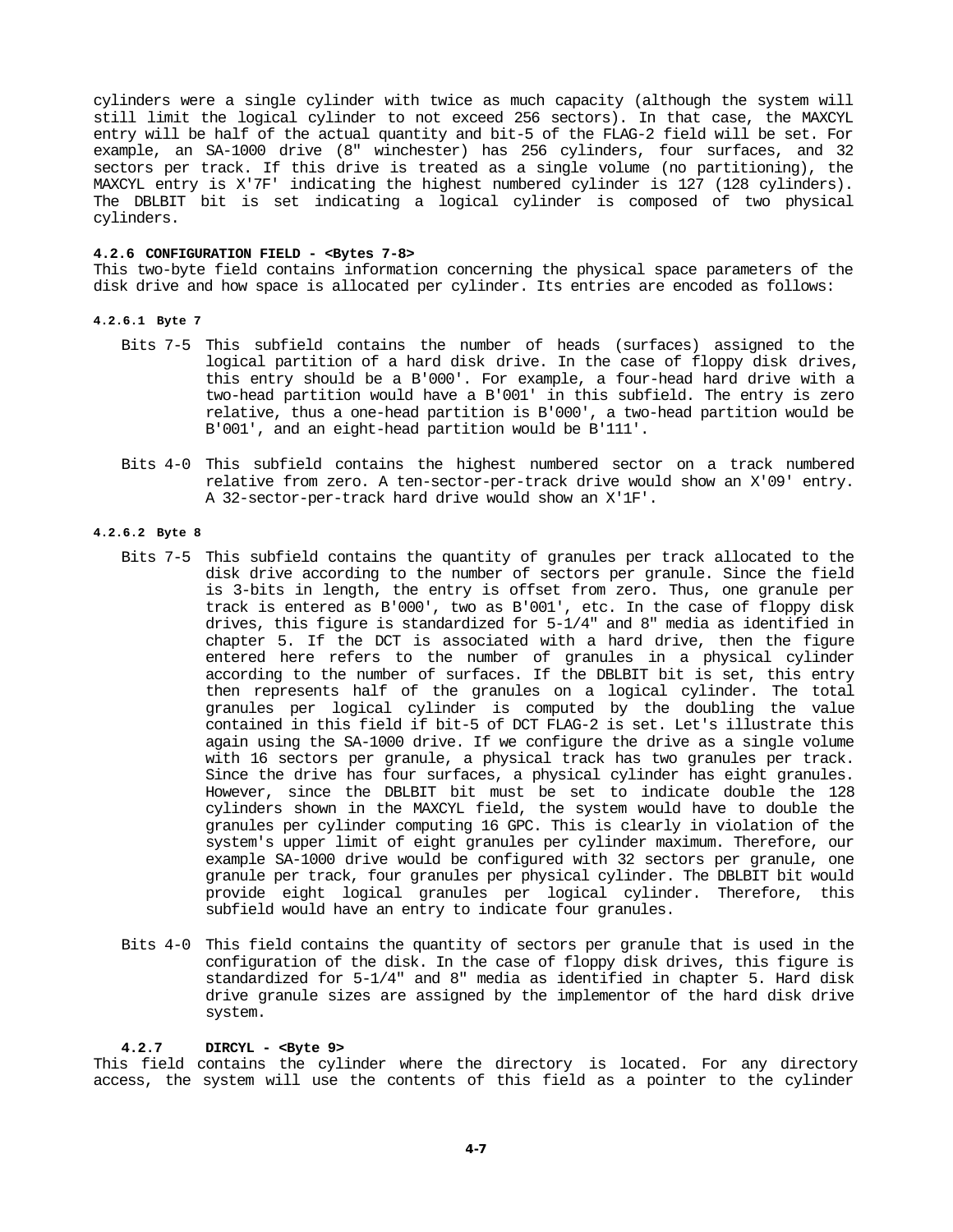cylinders were a single cylinder with twice as much capacity (although the system will still limit the logical cylinder to not exceed 256 sectors). In that case, the MAXCYL entry will be half of the actual quantity and bit-5 of the FLAG-2 field will be set. For example, an SA-1000 drive (8" winchester) has 256 cylinders, four surfaces, and 32 sectors per track. If this drive is treated as a single volume (no partitioning), the MAXCYL entry is X'7F' indicating the highest numbered cylinder is 127 (128 cylinders). The DBLBIT bit is set indicating a logical cylinder is composed of two physical cylinders.

#### 4.2.6 CONFIGURATION FIELD - <Bytes 7-8>

This two-byte field contains information concerning the physical space parameters of the disk drive and how space is allocated per cylinder. Its entries are encoded as follows:

##### 4.2.6.1 Byte 7

Bits 7-5 This subfield contains the number of heads (surfaces) assigned to the logical partition of a hard disk drive. In the case of floppy disk drives, this entry should be a B'000'. For example, a four-head hard drive with a two-head partition would have a B'001' in this subfield. The entry is zero relative, thus a one-head partition is B'000', a two-head partition would be B'001', and an eight-head partition would be B'111'.

Bits 4-0 This subfield contains the highest numbered sector on a track numbered relative from zero. A ten-sector-per-track drive would show an X'09' entry. A 32-sector-per-track hard drive would show an X'1F'.

##### 4.2.6.2 Byte 8

Bits 7-5 This subfield contains the quantity of granules per track allocated to the disk drive according to the number of sectors per granule. Since the field is 3-bits in length, the entry is offset from zero. Thus, one granule per track is entered as B'000', two as B'001', etc. In the case of floppy disk drives, this figure is standardized for 5-1/4" and 8" media as identified in chapter 5. If the DCT is associated with a hard drive, then the figure entered here refers to the number of granules in a physical cylinder according to the number of surfaces. If the DBLBIT bit is set, this entry then represents half of the granules on a logical cylinder. The total granules per logical cylinder is computed by the doubling the value contained in this field if bit-5 of DCT FLAG-2 is set. Let's illustrate this again using the SA-1000 drive. If we configure the drive as a single volume with 16 sectors per granule, a physical track has two granules per track. Since the drive has four surfaces, a physical cylinder has eight granules. However, since the DBLBIT bit must be set to indicate double the 128 cylinders shown in the MAXCYL field, the system would have to double the granules per cylinder computing 16 GPC. This is clearly in violation of the system's upper limit of eight granules per cylinder maximum. Therefore, our example SA-1000 drive would be configured with 32 sectors per granule, one granule per track, four granules per physical cylinder. The DBLBIT bit would provide eight logical granules per logical cylinder. Therefore, this subfield would have an entry to indicate four granules.

Bits 4-0 This field contains the quantity of sectors per granule that is used in the configuration of the disk. In the case of floppy disk drives, this figure is standardized for 5-1/4" and 8" media as identified in chapter 5. Hard disk drive granule sizes are assigned by the implementor of the hard disk drive system.

#### 4.2.7 DIRCYL - <Byte 9>

This field contains the cylinder where the directory is located. For any directory access, the system will use the contents of this field as a pointer to the cylinder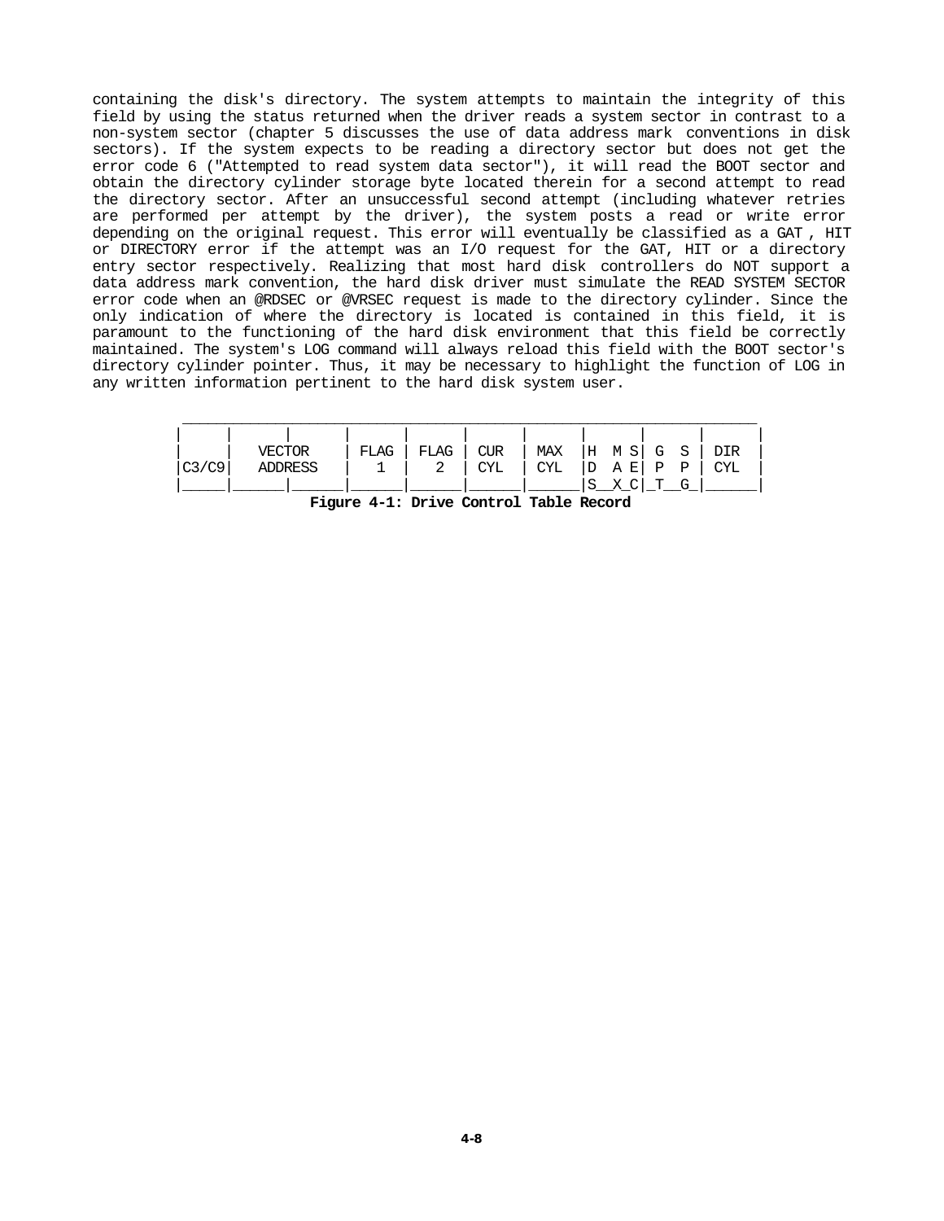containing the disk's directory. The system attempts to maintain the integrity of this field by using the status returned when the driver reads a system sector in contrast to a non-system sector (chapter 5 discusses the use of data address mark conventions in disk sectors). If the system expects to be reading a directory sector but does not get the error code 6 ("Attempted to read system data sector"), it will read the BOOT sector and obtain the directory cylinder storage byte located therein for a second attempt to read the directory sector. After an unsuccessful second attempt (including whatever retries are performed per attempt by the driver), the system posts a read or write error depending on the original request. This error will eventually be classified as a GAT , HIT or DIRECTORY error if the attempt was an I/O request for the GAT, HIT or a directory entry sector respectively. Realizing that most hard disk controllers do NOT support a data address mark convention, the hard disk driver must simulate the READ SYSTEM SECTOR error code when an @RDSEC or @VRSEC request is made to the directory cylinder. Since the only indication of where the directory is located is contained in this field, it is paramount to the functioning of the hard disk environment that this field be correctly maintained. The system's LOG command will always reload this field with the BOOT sector's directory cylinder pointer. Thus, it may be necessary to highlight the function of LOG in any written information pertinent to the hard disk system user.

```
 _____________________________________________________________________________
|     |      |      |      |      |      |      |       |       |      |
|     |    VECTOR   | FLAG | FLAG | CUR  | MAX  |H  M S| G  S  | DIR  |
|C3/C9|   ADDRESS   |  1   |  2   | CYL  | CYL  |D  A E| P  P  | CYL  |
|_____|______|______|______|______|______|______|S__X_C|_T__G_|______|
```

**Figure 4-1: Drive Control Table Record**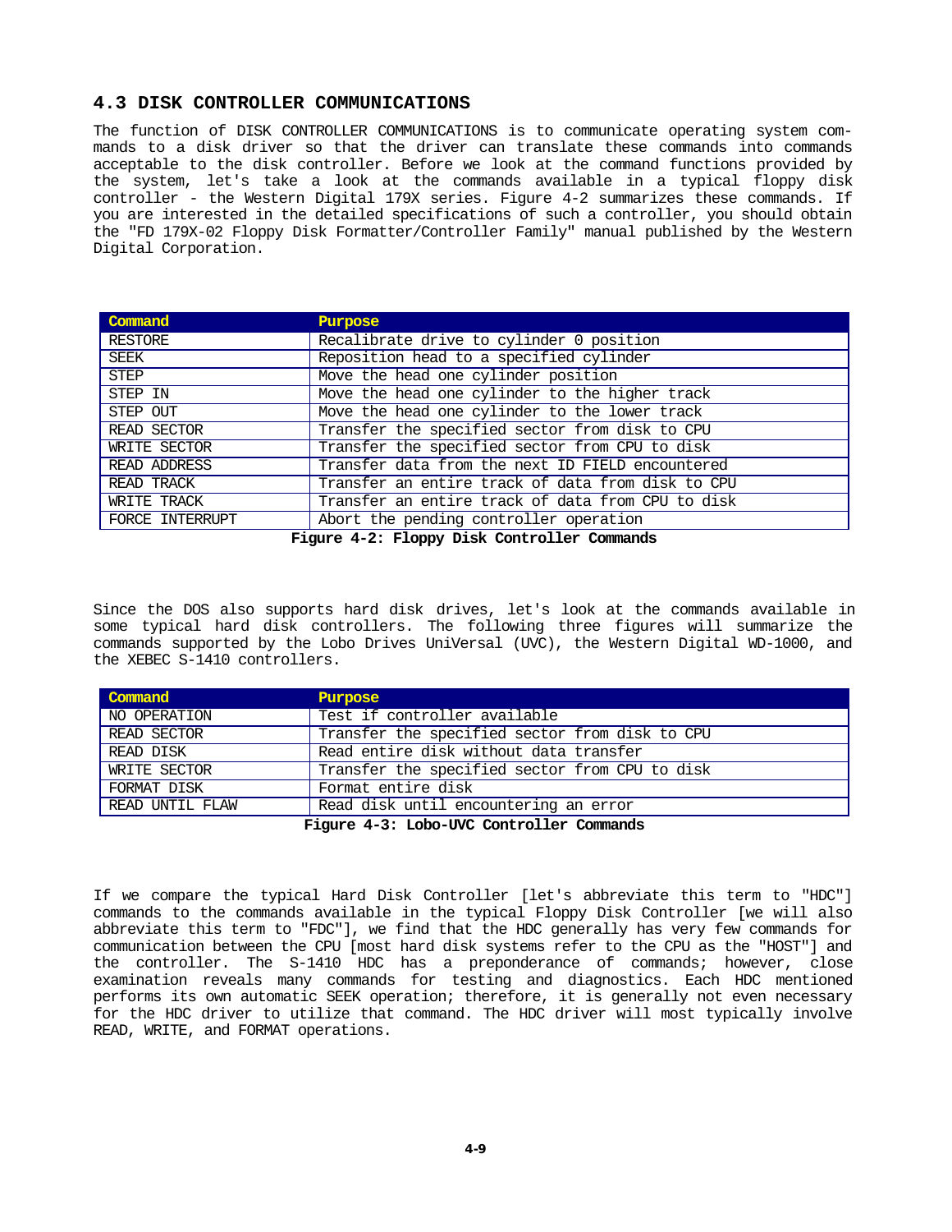## 4.3 DISK CONTROLLER COMMUNICATIONS

The function of DISK CONTROLLER COMMUNICATIONS is to communicate operating system commands to a disk driver so that the driver can translate these commands into commands acceptable to the disk controller. Before we look at the command functions provided by the system, let's take a look at the commands available in a typical floppy disk controller - the Western Digital 179X series. Figure 4-2 summarizes these commands. If you are interested in the detailed specifications of such a controller, you should obtain the "FD 179X-02 Floppy Disk Formatter/Controller Family" manual published by the Western Digital Corporation.

| Command | Purpose |
|---|---|
| RESTORE | Recalibrate drive to cylinder 0 position |
| SEEK | Reposition head to a specified cylinder |
| STEP | Move the head one cylinder position |
| STEP IN | Move the head one cylinder to the higher track |
| STEP OUT | Move the head one cylinder to the lower track |
| READ SECTOR | Transfer the specified sector from disk to CPU |
| WRITE SECTOR | Transfer the specified sector from CPU to disk |
| READ ADDRESS | Transfer data from the next ID FIELD encountered |
| READ TRACK | Transfer an entire track of data from disk to CPU |
| WRITE TRACK | Transfer an entire track of data from CPU to disk |
| FORCE INTERRUPT | Abort the pending controller operation |

**Figure 4-2: Floppy Disk Controller Commands**

Since the DOS also supports hard disk drives, let's look at the commands available in some typical hard disk controllers. The following three figures will summarize the commands supported by the Lobo Drives UniVersal (UVC), the Western Digital WD-1000, and the XEBEC S-1410 controllers.

| Command | Purpose |
|---|---|
| NO OPERATION | Test if controller available |
| READ SECTOR | Transfer the specified sector from disk to CPU |
| READ DISK | Read entire disk without data transfer |
| WRITE SECTOR | Transfer the specified sector from CPU to disk |
| FORMAT DISK | Format entire disk |
| READ UNTIL FLAW | Read disk until encountering an error |

**Figure 4-3: Lobo-UVC Controller Commands**

If we compare the typical Hard Disk Controller [let's abbreviate this term to "HDC"] commands to the commands available in the typical Floppy Disk Controller [we will also abbreviate this term to "FDC"], we find that the HDC generally has very few commands for communication between the CPU [most hard disk systems refer to the CPU as the "HOST"] and the controller. The S-1410 HDC has a preponderance of commands; however, close examination reveals many commands for testing and diagnostics. Each HDC mentioned performs its own automatic SEEK operation; therefore, it is generally not even necessary for the HDC driver to utilize that command. The HDC driver will most typically involve READ, WRITE, and FORMAT operations.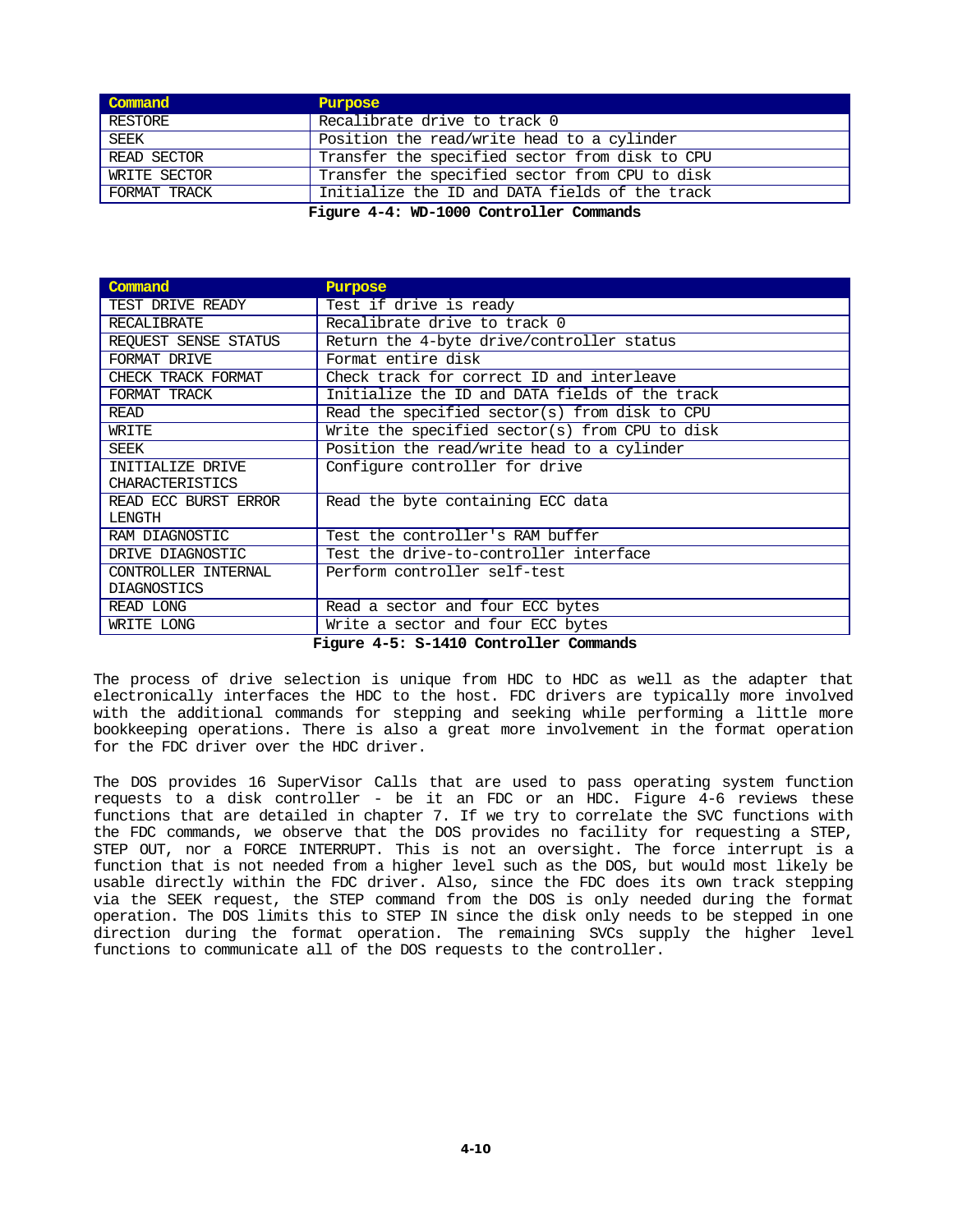| Command | Purpose |
|---|---|
| RESTORE | Recalibrate drive to track 0 |
| SEEK | Position the read/write head to a cylinder |
| READ SECTOR | Transfer the specified sector from disk to CPU |
| WRITE SECTOR | Transfer the specified sector from CPU to disk |
| FORMAT TRACK | Initialize the ID and DATA fields of the track |

**Figure 4-4: WD-1000 Controller Commands**

| Command | Purpose |
|---|---|
| TEST DRIVE READY | Test if drive is ready |
| RECALIBRATE | Recalibrate drive to track 0 |
| REQUEST SENSE STATUS | Return the 4-byte drive/controller status |
| FORMAT DRIVE | Format entire disk |
| CHECK TRACK FORMAT | Check track for correct ID and interleave |
| FORMAT TRACK | Initialize the ID and DATA fields of the track |
| READ | Read the specified sector(s) from disk to CPU |
| WRITE | Write the specified sector(s) from CPU to disk |
| SEEK | Position the read/write head to a cylinder |
| INITIALIZE DRIVE CHARACTERISTICS | Configure controller for drive |
| READ ECC BURST ERROR LENGTH | Read the byte containing ECC data |
| RAM DIAGNOSTIC | Test the controller's RAM buffer |
| DRIVE DIAGNOSTIC | Test the drive-to-controller interface |
| CONTROLLER INTERNAL DIAGNOSTICS | Perform controller self-test |
| READ LONG | Read a sector and four ECC bytes |
| WRITE LONG | Write a sector and four ECC bytes |

**Figure 4-5: S-1410 Controller Commands**

The process of drive selection is unique from HDC to HDC as well as the adapter that electronically interfaces the HDC to the host. FDC drivers are typically more involved with the additional commands for stepping and seeking while performing a little more bookkeeping operations. There is also a great more involvement in the format operation for the FDC driver over the HDC driver.

The DOS provides 16 SuperVisor Calls that are used to pass operating system function requests to a disk controller - be it an FDC or an HDC. Figure 4-6 reviews these functions that are detailed in chapter 7. If we try to correlate the SVC functions with the FDC commands, we observe that the DOS provides no facility for requesting a STEP, STEP OUT, nor a FORCE INTERRUPT. This is not an oversight. The force interrupt is a function that is not needed from a higher level such as the DOS, but would most likely be usable directly within the FDC driver. Also, since the FDC does its own track stepping via the SEEK request, the STEP command from the DOS is only needed during the format operation. The DOS limits this to STEP IN since the disk only needs to be stepped in one direction during the format operation. The remaining SVCs supply the higher level functions to communicate all of the DOS requests to the controller.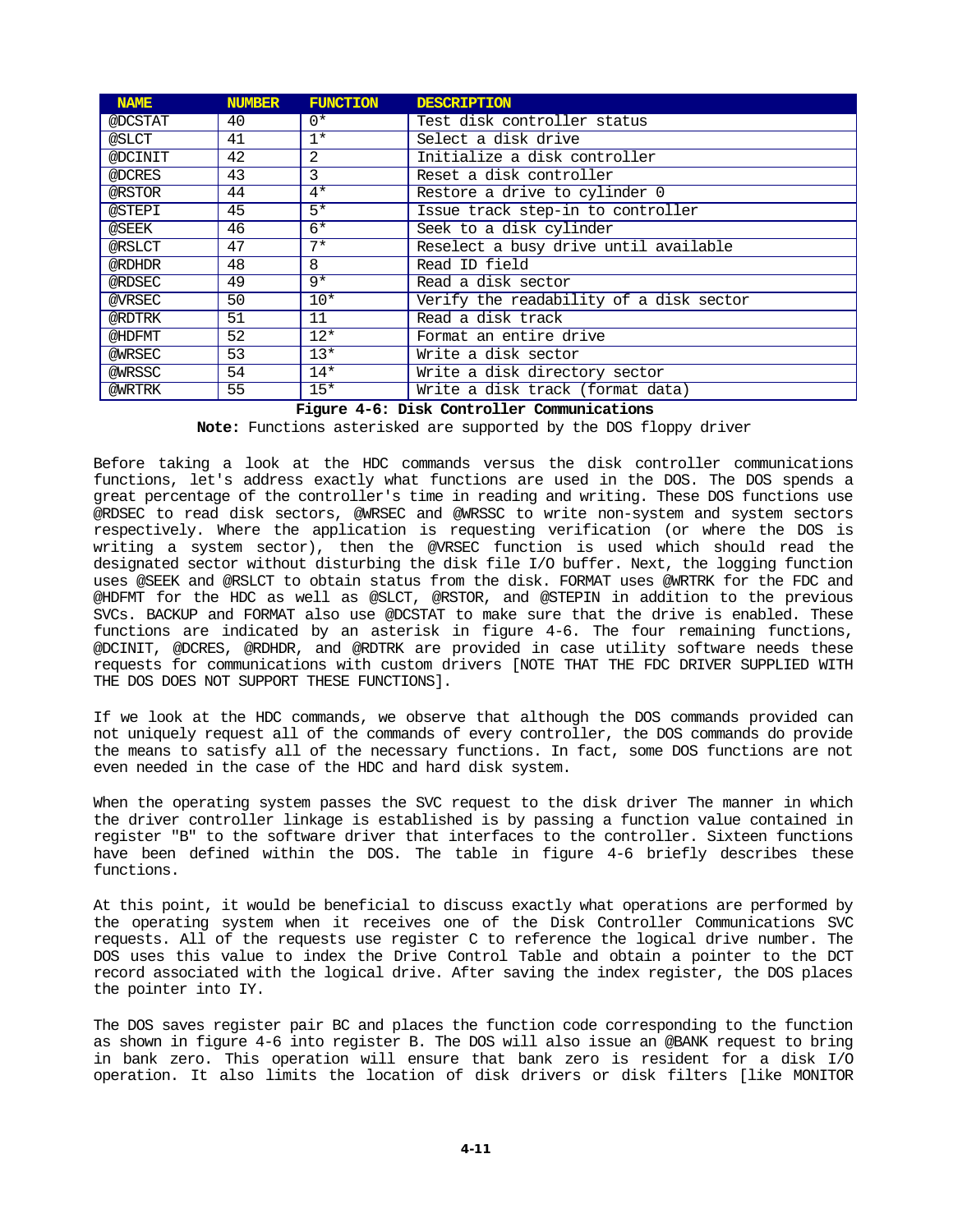| NAME | NUMBER | FUNCTION | DESCRIPTION |
|---|---|---|---|
| @DCSTAT | 40 | 0* | Test disk controller status |
| @SLCT | 41 | 1* | Select a disk drive |
| @DCINIT | 42 | 2 | Initialize a disk controller |
| @DCRES | 43 | 3 | Reset a disk controller |
| @RSTOR | 44 | 4* | Restore a drive to cylinder 0 |
| @STEPI | 45 | 5* | Issue track step-in to controller |
| @SEEK | 46 | 6* | Seek to a disk cylinder |
| @RSLCT | 47 | 7* | Reselect a busy drive until available |
| @RDHDR | 48 | 8 | Read ID field |
| @RDSEC | 49 | 9* | Read a disk sector |
| @VRSEC | 50 | 10* | Verify the readability of a disk sector |
| @RDTRK | 51 | 11 | Read a disk track |
| @HDFMT | 52 | 12* | Format an entire drive |
| @WRSEC | 53 | 13* | Write a disk sector |
| @WRSSC | 54 | 14* | Write a disk directory sector |
| @WRTRK | 55 | 15* | Write a disk track (format data) |

**Figure 4-6: Disk Controller Communications**

**Note:** Functions asterisked are supported by the DOS floppy driver

Before taking a look at the HDC commands versus the disk controller communications functions, let's address exactly what functions are used in the DOS. The DOS spends a great percentage of the controller's time in reading and writing. These DOS functions use @RDSEC to read disk sectors, @WRSEC and @WRSSC to write non-system and system sectors respectively. Where the application is requesting verification (or where the DOS is writing a system sector), then the @VRSEC function is used which should read the designated sector without disturbing the disk file I/O buffer. Next, the logging function uses @SEEK and @RSLCT to obtain status from the disk. FORMAT uses @WRTRK for the FDC and @HDFMT for the HDC as well as @SLCT, @RSTOR, and @STEPIN in addition to the previous SVCs. BACKUP and FORMAT also use @DCSTAT to make sure that the drive is enabled. These functions are indicated by an asterisk in figure 4-6. The four remaining functions, @DCINIT, @DCRES, @RDHDR, and @RDTRK are provided in case utility software needs these requests for communications with custom drivers [NOTE THAT THE FDC DRIVER SUPPLIED WITH THE DOS DOES NOT SUPPORT THESE FUNCTIONS].

If we look at the HDC commands, we observe that although the DOS commands provided can not uniquely request all of the commands of every controller, the DOS commands do provide the means to satisfy all of the necessary functions. In fact, some DOS functions are not even needed in the case of the HDC and hard disk system.

When the operating system passes the SVC request to the disk driver The manner in which the driver controller linkage is established is by passing a function value contained in register "B" to the software driver that interfaces to the controller. Sixteen functions have been defined within the DOS. The table in figure 4-6 briefly describes these functions.

At this point, it would be beneficial to discuss exactly what operations are performed by the operating system when it receives one of the Disk Controller Communications SVC requests. All of the requests use register C to reference the logical drive number. The DOS uses this value to index the Drive Control Table and obtain a pointer to the DCT record associated with the logical drive. After saving the index register, the DOS places the pointer into IY.

The DOS saves register pair BC and places the function code corresponding to the function as shown in figure 4-6 into register B. The DOS will also issue an @BANK request to bring in bank zero. This operation will ensure that bank zero is resident for a disk I/O operation. It also limits the location of disk drivers or disk filters [like MONITOR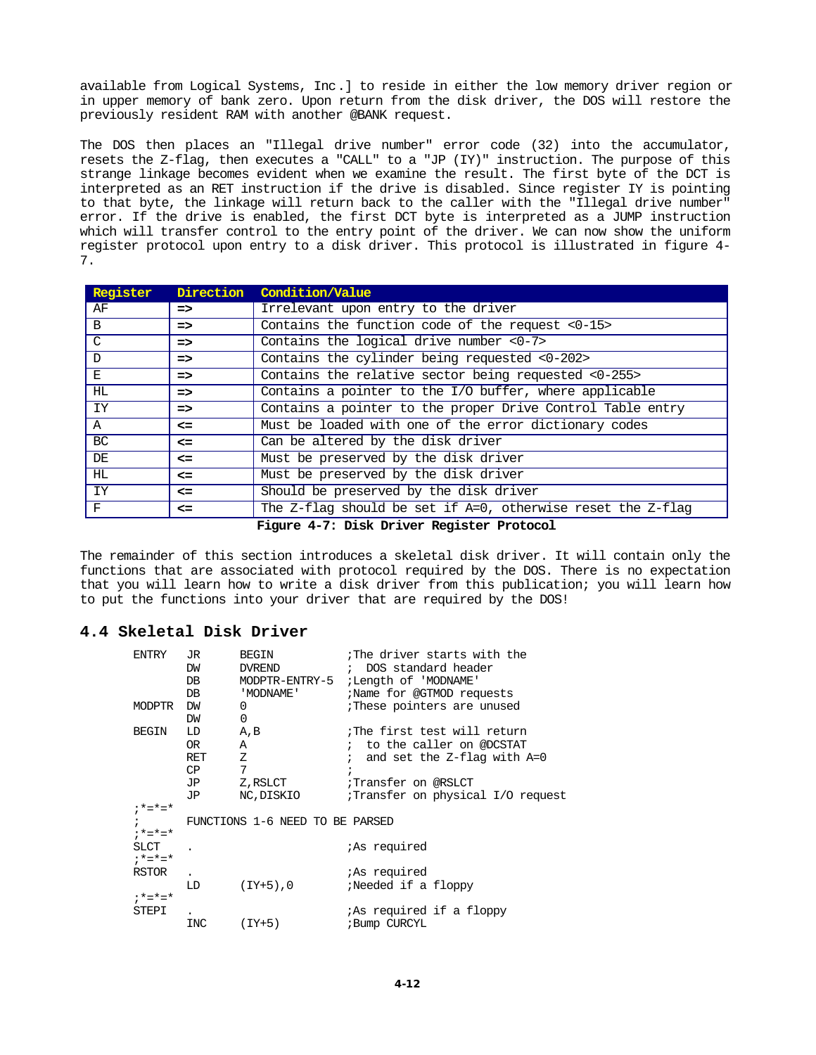available from Logical Systems, Inc.] to reside in either the low memory driver region or in upper memory of bank zero. Upon return from the disk driver, the DOS will restore the previously resident RAM with another @BANK request.

The DOS then places an "Illegal drive number" error code (32) into the accumulator, resets the Z-flag, then executes a "CALL" to a "JP (IY)" instruction. The purpose of this strange linkage becomes evident when we examine the result. The first byte of the DCT is interpreted as an RET instruction if the drive is disabled. Since register IY is pointing to that byte, the linkage will return back to the caller with the "Illegal drive number" error. If the drive is enabled, the first DCT byte is interpreted as a JUMP instruction which will transfer control to the entry point of the driver. We can now show the uniform register protocol upon entry to a disk driver. This protocol is illustrated in figure 4-7.

| Register | Direction | Condition/Value |
|---|---|---|
| AF | => | Irrelevant upon entry to the driver |
| B | => | Contains the function code of the request <0-15> |
| C | => | Contains the logical drive number <0-7> |
| D | => | Contains the cylinder being requested <0-202> |
| E | => | Contains the relative sector being requested <0-255> |
| HL | => | Contains a pointer to the I/O buffer, where applicable |
| IY | => | Contains a pointer to the proper Drive Control Table entry |
| A | <= | Must be loaded with one of the error dictionary codes |
| BC | <= | Can be altered by the disk driver |
| DE | <= | Must be preserved by the disk driver |
| HL | <= | Must be preserved by the disk driver |
| IY | <= | Should be preserved by the disk driver |
| F | <= | The Z-flag should be set if A=0, otherwise reset the Z-flag |

**Figure 4-7: Disk Driver Register Protocol**

The remainder of this section introduces a skeletal disk driver. It will contain only the functions that are associated with protocol required by the DOS. There is no expectation that you will learn how to write a disk driver from this publication; you will learn how to put the functions into your driver that are required by the DOS!

## 4.4 Skeletal Disk Driver

```
ENTRY   JR      BEGIN           ;The driver starts with the
        DW      DVREND          ;  DOS standard header
        DB      MODPTR-ENTRY-5  ;Length of 'MODNAME'
        DB      'MODNAME'       ;Name for @GTMOD requests
MODPTR  DW      0               ;These pointers are unused
        DW      0
BEGIN   LD      A,B             ;The first test will return
        OR      A               ;  to the caller on @DCSTAT
        RET     Z               ;  and set the Z-flag with A=0
        CP      7               ;
        JP      Z,RSLCT         ;Transfer on @RSLCT
        JP      NC,DISKIO       ;Transfer on physical I/O request
;*=*=*
;       FUNCTIONS 1-6 NEED TO BE PARSED
;*=*=*
SLCT    .                       ;As required
;*=*=*
RSTOR   .                       ;As required
        LD      (IY+5),0        ;Needed if a floppy
;*=*=*
STEPI   .                       ;As required if a floppy
        INC     (IY+5)          ;Bump CURCYL
```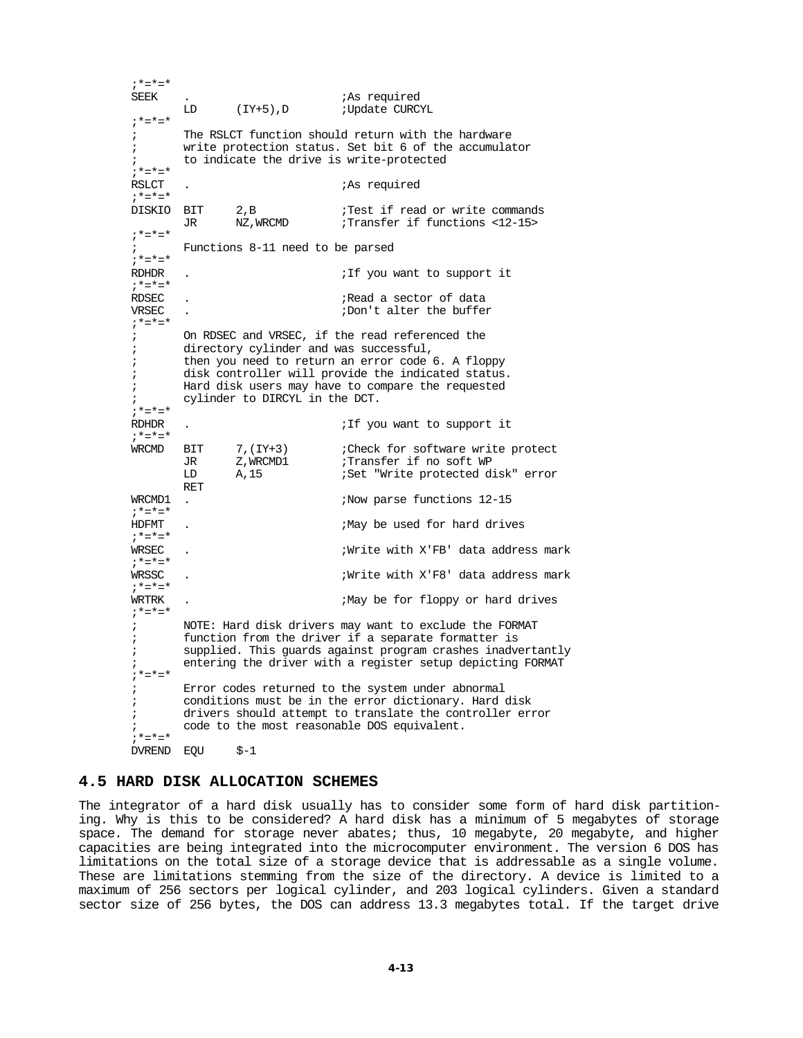```
;*=*=*
SEEK    .                       ;As required
        LD      (IY+5),D        ;Update CURCYL
;*=*=*
;       The RSLCT function should return with the hardware
;       write protection status. Set bit 6 of the accumulator
;       to indicate the drive is write-protected
;*=*=*
RSLCT   .                       ;As required
;*=*=*
DISKIO  BIT     2,B             ;Test if read or write commands
        JR      NZ,WRCMD        ;Transfer if functions <12-15>
;*=*=*
;       Functions 8-11 need to be parsed
;*=*=*
RDHDR   .                       ;If you want to support it
;*=*=*
RDSEC   .                       ;Read a sector of data
VRSEC   .                       ;Don't alter the buffer
;*=*=*
;       On RDSEC and VRSEC, if the read referenced the
;       directory cylinder and was successful,
;       then you need to return an error code 6. A floppy
;       disk controller will provide the indicated status.
;       Hard disk users may have to compare the requested
;       cylinder to DIRCYL in the DCT.
;*=*=*
RDHDR   .                       ;If you want to support it
;*=*=*
WRCMD   BIT     7,(IY+3)        ;Check for software write protect
        JR      Z,WRCMD1        ;Transfer if no soft WP
        LD      A,15            ;Set "Write protected disk" error
        RET
WRCMD1  .                       ;Now parse functions 12-15
;*=*=*
HDFMT   .                       ;May be used for hard drives
;*=*=*
WRSEC   .                       ;Write with X'FB' data address mark
;*=*=*
WRSSC   .                       ;Write with X'F8' data address mark
;*=*=*
WRTRK   .                       ;May be for floppy or hard drives
;*=*=*
;       NOTE: Hard disk drivers may want to exclude the FORMAT
;       function from the driver if a separate formatter is
;       supplied. This guards against program crashes inadvertantly
;       entering the driver with a register setup depicting FORMAT
;*=*=*
;       Error codes returned to the system under abnormal
;       conditions must be in the error dictionary. Hard disk
;       drivers should attempt to translate the controller error
;       code to the most reasonable DOS equivalent.
;*=*=*
DVREND  EQU     $-1
```

## 4.5 HARD DISK ALLOCATION SCHEMES

The integrator of a hard disk usually has to consider some form of hard disk partitioning. Why is this to be considered? A hard disk has a minimum of 5 megabytes of storage space. The demand for storage never abates; thus, 10 megabyte, 20 megabyte, and higher capacities are being integrated into the microcomputer environment. The version 6 DOS has limitations on the total size of a storage device that is addressable as a single volume. These are limitations stemming from the size of the directory. A device is limited to a maximum of 256 sectors per logical cylinder, and 203 logical cylinders. Given a standard sector size of 256 bytes, the DOS can address 13.3 megabytes total. If the target drive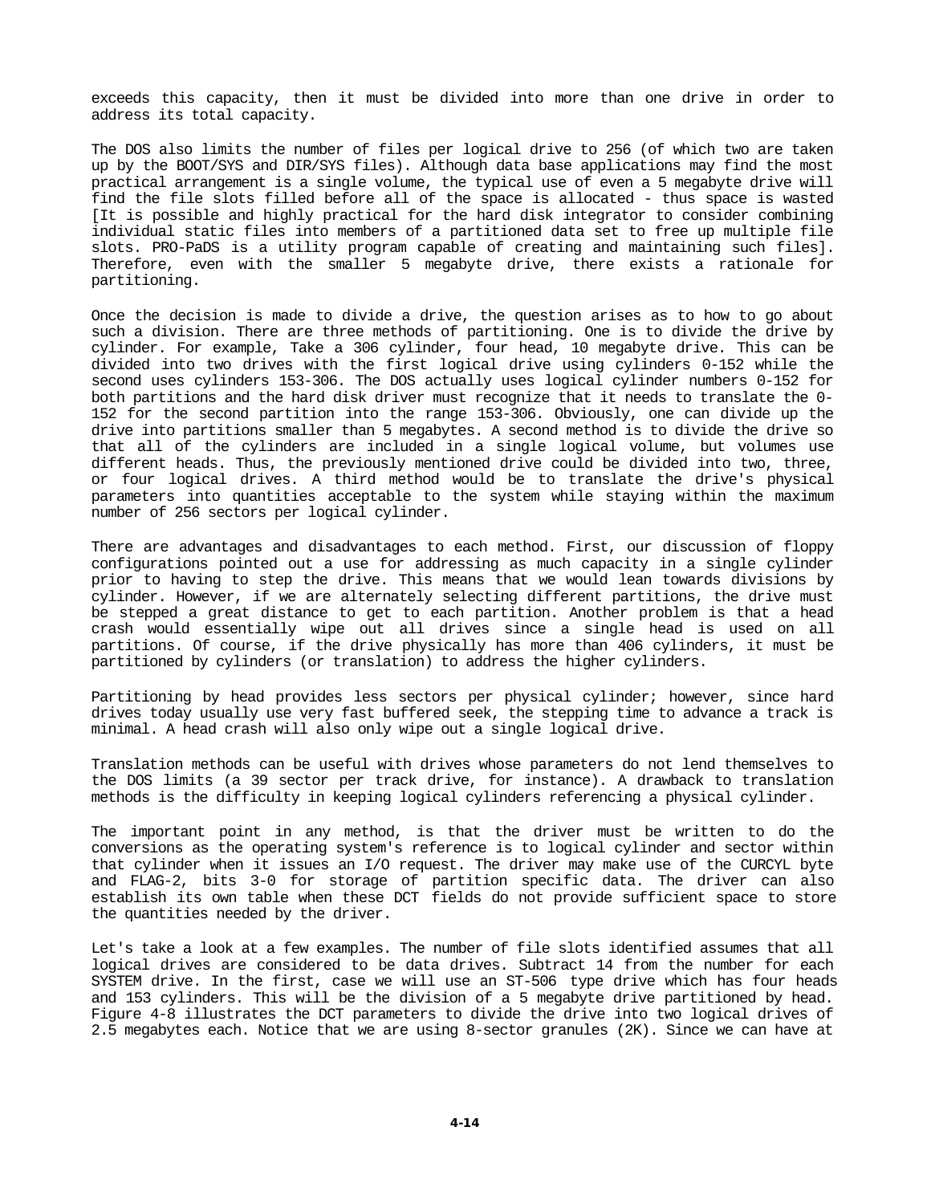exceeds this capacity, then it must be divided into more than one drive in order to address its total capacity.

The DOS also limits the number of files per logical drive to 256 (of which two are taken up by the BOOT/SYS and DIR/SYS files). Although data base applications may find the most practical arrangement is a single volume, the typical use of even a 5 megabyte drive will find the file slots filled before all of the space is allocated - thus space is wasted [It is possible and highly practical for the hard disk integrator to consider combining individual static files into members of a partitioned data set to free up multiple file slots. PRO-PaDS is a utility program capable of creating and maintaining such files]. Therefore, even with the smaller 5 megabyte drive, there exists a rationale for partitioning.

Once the decision is made to divide a drive, the question arises as to how to go about such a division. There are three methods of partitioning. One is to divide the drive by cylinder. For example, Take a 306 cylinder, four head, 10 megabyte drive. This can be divided into two drives with the first logical drive using cylinders 0-152 while the second uses cylinders 153-306. The DOS actually uses logical cylinder numbers 0-152 for both partitions and the hard disk driver must recognize that it needs to translate the 0-152 for the second partition into the range 153-306. Obviously, one can divide up the drive into partitions smaller than 5 megabytes. A second method is to divide the drive so that all of the cylinders are included in a single logical volume, but volumes use different heads. Thus, the previously mentioned drive could be divided into two, three, or four logical drives. A third method would be to translate the drive's physical parameters into quantities acceptable to the system while staying within the maximum number of 256 sectors per logical cylinder.

There are advantages and disadvantages to each method. First, our discussion of floppy configurations pointed out a use for addressing as much capacity in a single cylinder prior to having to step the drive. This means that we would lean towards divisions by cylinder. However, if we are alternately selecting different partitions, the drive must be stepped a great distance to get to each partition. Another problem is that a head crash would essentially wipe out all drives since a single head is used on all partitions. Of course, if the drive physically has more than 406 cylinders, it must be partitioned by cylinders (or translation) to address the higher cylinders.

Partitioning by head provides less sectors per physical cylinder; however, since hard drives today usually use very fast buffered seek, the stepping time to advance a track is minimal. A head crash will also only wipe out a single logical drive.

Translation methods can be useful with drives whose parameters do not lend themselves to the DOS limits (a 39 sector per track drive, for instance). A drawback to translation methods is the difficulty in keeping logical cylinders referencing a physical cylinder.

The important point in any method, is that the driver must be written to do the conversions as the operating system's reference is to logical cylinder and sector within that cylinder when it issues an I/O request. The driver may make use of the CURCYL byte and FLAG-2, bits 3-0 for storage of partition specific data. The driver can also establish its own table when these DCT fields do not provide sufficient space to store the quantities needed by the driver.

Let's take a look at a few examples. The number of file slots identified assumes that all logical drives are considered to be data drives. Subtract 14 from the number for each SYSTEM drive. In the first, case we will use an ST-506 type drive which has four heads and 153 cylinders. This will be the division of a 5 megabyte drive partitioned by head. Figure 4-8 illustrates the DCT parameters to divide the drive into two logical drives of 2.5 megabytes each. Notice that we are using 8-sector granules (2K). Since we can have at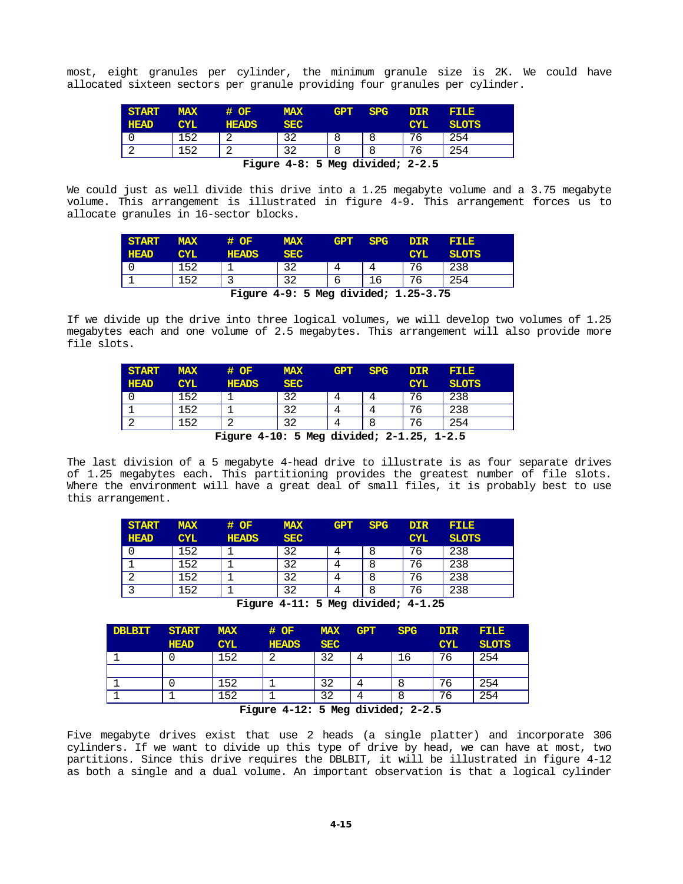most, eight granules per cylinder, the minimum granule size is 2K. We could have allocated sixteen sectors per granule providing four granules per cylinder.

| START HEAD | MAX CYL | # OF HEADS | MAX SEC | GPT | SPG | DIR CYL | FILE SLOTS |
|---|---|---|---|---|---|---|---|
| 0 | 152 | 2 | 32 | 8 | 8 | 76 | 254 |
| 2 | 152 | 2 | 32 | 8 | 8 | 76 | 254 |

**Figure 4-8: 5 Meg divided; 2-2.5**

We could just as well divide this drive into a 1.25 megabyte volume and a 3.75 megabyte volume. This arrangement is illustrated in figure 4-9. This arrangement forces us to allocate granules in 16-sector blocks.

| START HEAD | MAX CYL | # OF HEADS | MAX SEC | GPT | SPG | DIR CYL | FILE SLOTS |
|---|---|---|---|---|---|---|---|
| 0 | 152 | 1 | 32 | 4 | 4 | 76 | 238 |
| 1 | 152 | 3 | 32 | 6 | 16 | 76 | 254 |

**Figure 4-9: 5 Meg divided; 1.25-3.75**

If we divide up the drive into three logical volumes, we will develop two volumes of 1.25 megabytes each and one volume of 2.5 megabytes. This arrangement will also provide more file slots.

| START HEAD | MAX CYL | # OF HEADS | MAX SEC | GPT | SPG | DIR CYL | FILE SLOTS |
|---|---|---|---|---|---|---|---|
| 0 | 152 | 1 | 32 | 4 | 4 | 76 | 238 |
| 1 | 152 | 1 | 32 | 4 | 4 | 76 | 238 |
| 2 | 152 | 2 | 32 | 4 | 8 | 76 | 254 |

**Figure 4-10: 5 Meg divided; 2-1.25, 1-2.5**

The last division of a 5 megabyte 4-head drive to illustrate is as four separate drives of 1.25 megabytes each. This partitioning provides the greatest number of file slots. Where the environment will have a great deal of small files, it is probably best to use this arrangement.

| START HEAD | MAX CYL | # OF HEADS | MAX SEC | GPT | SPG | DIR CYL | FILE SLOTS |
|---|---|---|---|---|---|---|---|
| 0 | 152 | 1 | 32 | 4 | 8 | 76 | 238 |
| 1 | 152 | 1 | 32 | 4 | 8 | 76 | 238 |
| 2 | 152 | 1 | 32 | 4 | 8 | 76 | 238 |
| 3 | 152 | 1 | 32 | 4 | 8 | 76 | 238 |

**Figure 4-11: 5 Meg divided; 4-1.25**

| DBLBIT | START HEAD | MAX CYL | # OF HEADS | MAX SEC | GPT | SPG | DIR CYL | FILE SLOTS |
|---|---|---|---|---|---|---|---|---|
| 1 | 0 | 152 | 2 | 32 | 4 | 16 | 76 | 254 |
| | | | | | | | | |
| 1 | 0 | 152 | 1 | 32 | 4 | 8 | 76 | 254 |
| 1 | 1 | 152 | 1 | 32 | 4 | 8 | 76 | 254 |

**Figure 4-12: 5 Meg divided; 2-2.5**

Five megabyte drives exist that use 2 heads (a single platter) and incorporate 306 cylinders. If we want to divide up this type of drive by head, we can have at most, two partitions. Since this drive requires the DBLBIT, it will be illustrated in figure 4-12 as both a single and a dual volume. An important observation is that a logical cylinder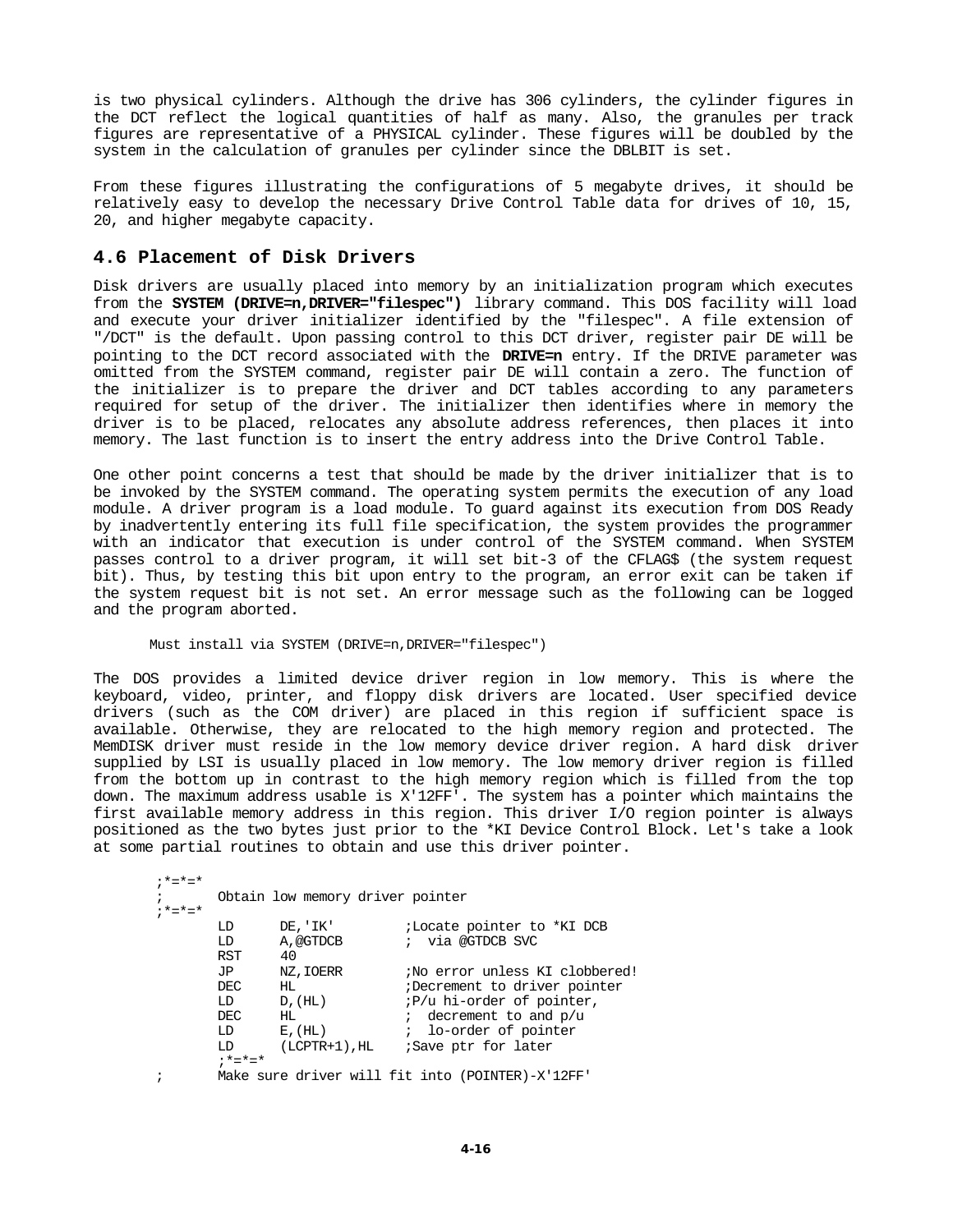is two physical cylinders. Although the drive has 306 cylinders, the cylinder figures in the DCT reflect the logical quantities of half as many. Also, the granules per track figures are representative of a PHYSICAL cylinder. These figures will be doubled by the system in the calculation of granules per cylinder since the DBLBIT is set.

From these figures illustrating the configurations of 5 megabyte drives, it should be relatively easy to develop the necessary Drive Control Table data for drives of 10, 15, 20, and higher megabyte capacity.

## 4.6 Placement of Disk Drivers

Disk drivers are usually placed into memory by an initialization program which executes from the **SYSTEM (DRIVE=n,DRIVER="filespec")** library command. This DOS facility will load and execute your driver initializer identified by the "filespec". A file extension of "/DCT" is the default. Upon passing control to this DCT driver, register pair DE will be pointing to the DCT record associated with the **DRIVE=n** entry. If the DRIVE parameter was omitted from the SYSTEM command, register pair DE will contain a zero. The function of the initializer is to prepare the driver and DCT tables according to any parameters required for setup of the driver. The initializer then identifies where in memory the driver is to be placed, relocates any absolute address references, then places it into memory. The last function is to insert the entry address into the Drive Control Table.

One other point concerns a test that should be made by the driver initializer that is to be invoked by the SYSTEM command. The operating system permits the execution of any load module. A driver program is a load module. To guard against its execution from DOS Ready by inadvertently entering its full file specification, the system provides the programmer with an indicator that execution is under control of the SYSTEM command. When SYSTEM passes control to a driver program, it will set bit-3 of the CFLAG$ (the system request bit). Thus, by testing this bit upon entry to the program, an error exit can be taken if the system request bit is not set. An error message such as the following can be logged and the program aborted.

```
Must install via SYSTEM (DRIVE=n,DRIVER="filespec")
```

The DOS provides a limited device driver region in low memory. This is where the keyboard, video, printer, and floppy disk drivers are located. User specified device drivers (such as the COM driver) are placed in this region if sufficient space is available. Otherwise, they are relocated to the high memory region and protected. The MemDISK driver must reside in the low memory device driver region. A hard disk driver supplied by LSI is usually placed in low memory. The low memory driver region is filled from the bottom up in contrast to the high memory region which is filled from the top down. The maximum address usable is X'12FF'. The system has a pointer which maintains the first available memory address in this region. This driver I/O region pointer is always positioned as the two bytes just prior to the *KI Device Control Block. Let's take a look at some partial routines to obtain and use this driver pointer.

```
;*=*=*
;       Obtain low memory driver pointer
;*=*=*
        LD      DE,'IK'         ;Locate pointer to *KI DCB
        LD      A,@GTDCB        ;  via @GTDCB SVC
        RST     40
        JP      NZ,IOERR        ;No error unless KI clobbered!
        DEC     HL              ;Decrement to driver pointer
        LD      D,(HL)          ;P/u hi-order of pointer,
        DEC     HL              ;  decrement to and p/u
        LD      E,(HL)          ;  lo-order of pointer
        LD      (LCPTR+1),HL    ;Save ptr for later
        ;*=*=*
;       Make sure driver will fit into (POINTER)-X'12FF'
```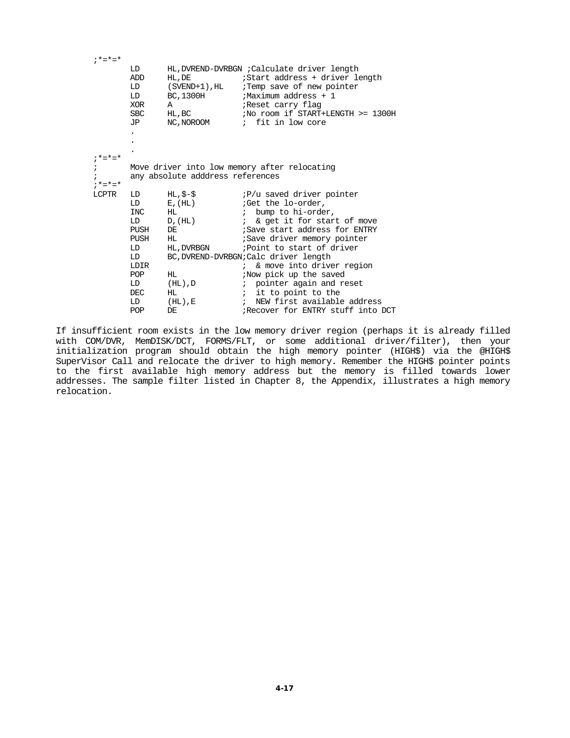```
;*=*=*
        LD      HL,DVREND-DVRBGN ;Calculate driver length
        ADD     HL,DE           ;Start address + driver length
        LD      (SVEND+1),HL    ;Temp save of new pointer
        LD      BC,1300H        ;Maximum address + 1
        XOR     A               ;Reset carry flag
        SBC     HL,BC           ;No room if START+LENGTH >= 1300H
        JP      NC,NOROOM       ;  fit in low core
        .
        .
        .
;*=*=*
;       Move driver into low memory after relocating
;       any absolute adddress references
;*=*=*
LCPTR   LD      HL,$-$          ;P/u saved driver pointer
        LD      E,(HL)          ;Get the lo-order,
        INC     HL              ;  bump to hi-order,
        LD      D,(HL)          ;  & get it for start of move
        PUSH    DE              ;Save start address for ENTRY
        PUSH    HL              ;Save driver memory pointer
        LD      HL,DVRBGN       ;Point to start of driver
        LD      BC,DVREND-DVRBGN;Calc driver length
        LDIR                    ;  & move into driver region
        POP     HL              ;Now pick up the saved
        LD      (HL),D          ;  pointer again and reset
        DEC     HL              ;  it to point to the
        LD      (HL),E          ;  NEW first available address
        POP     DE              ;Recover for ENTRY stuff into DCT
```

If insufficient room exists in the low memory driver region (perhaps it is already filled with COM/DVR, MemDISK/DCT, FORMS/FLT, or some additional driver/filter), then your initialization program should obtain the high memory pointer (HIGH$) via the @HIGH$ SuperVisor Call and relocate the driver to high memory. Remember the HIGH$ pointer points to the first available high memory address but the memory is filled towards lower addresses. The sample filter listed in Chapter 8, the Appendix, illustrates a high memory relocation.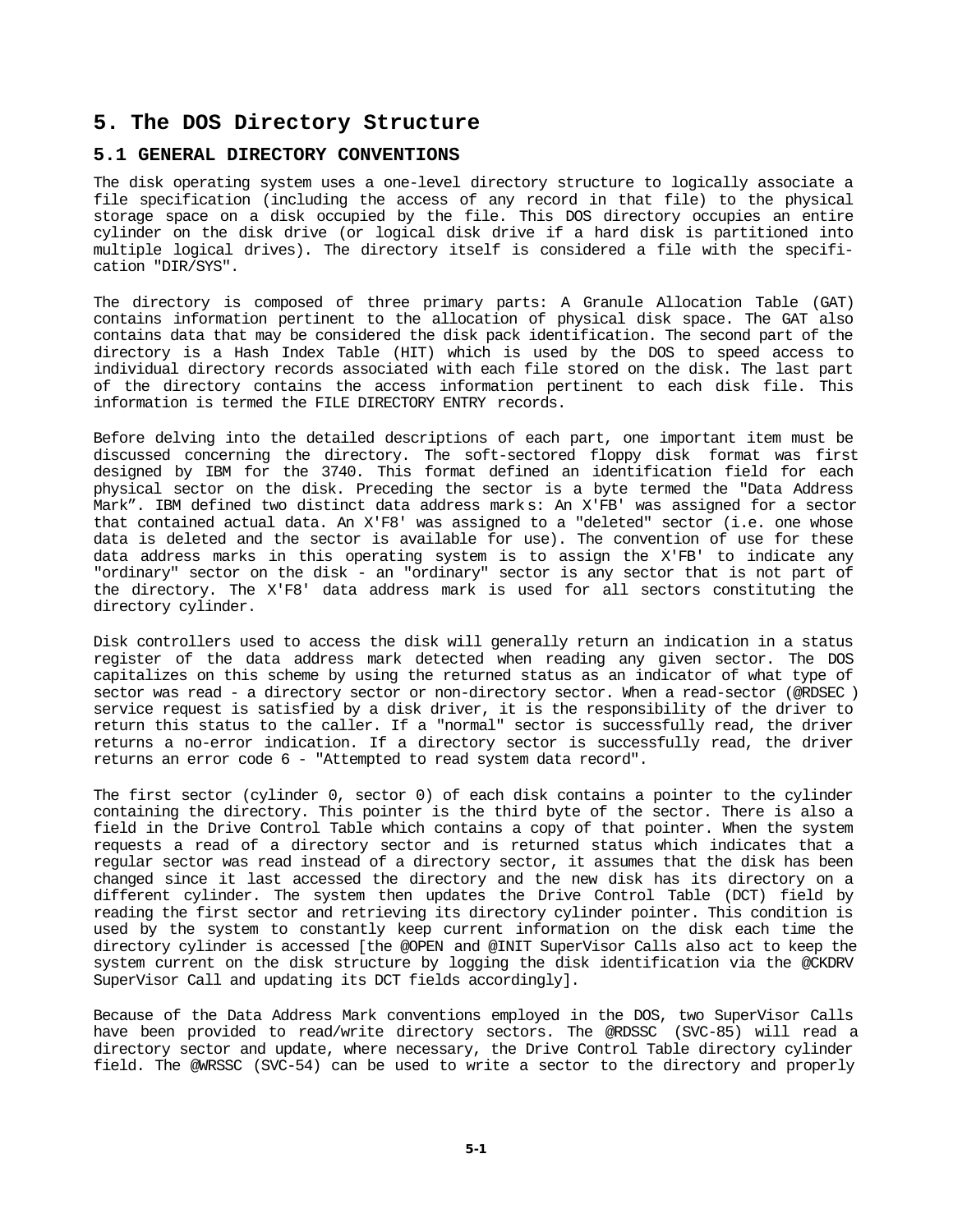# 5. The DOS Directory Structure

## 5.1 GENERAL DIRECTORY CONVENTIONS

The disk operating system uses a one-level directory structure to logically associate a file specification (including the access of any record in that file) to the physical storage space on a disk occupied by the file. This DOS directory occupies an entire cylinder on the disk drive (or logical disk drive if a hard disk is partitioned into multiple logical drives). The directory itself is considered a file with the specification "DIR/SYS".

The directory is composed of three primary parts: A Granule Allocation Table (GAT) contains information pertinent to the allocation of physical disk space. The GAT also contains data that may be considered the disk pack identification. The second part of the directory is a Hash Index Table (HIT) which is used by the DOS to speed access to individual directory records associated with each file stored on the disk. The last part of the directory contains the access information pertinent to each disk file. This information is termed the FILE DIRECTORY ENTRY records.

Before delving into the detailed descriptions of each part, one important item must be discussed concerning the directory. The soft-sectored floppy disk format was first designed by IBM for the 3740. This format defined an identification field for each physical sector on the disk. Preceding the sector is a byte termed the "Data Address Mark". IBM defined two distinct data address marks: An X'FB' was assigned for a sector that contained actual data. An X'F8' was assigned to a "deleted" sector (i.e. one whose data is deleted and the sector is available for use). The convention of use for these data address marks in this operating system is to assign the X'FB' to indicate any "ordinary" sector on the disk - an "ordinary" sector is any sector that is not part of the directory. The X'F8' data address mark is used for all sectors constituting the directory cylinder.

Disk controllers used to access the disk will generally return an indication in a status register of the data address mark detected when reading any given sector. The DOS capitalizes on this scheme by using the returned status as an indicator of what type of sector was read - a directory sector or non-directory sector. When a read-sector (@RDSEC) service request is satisfied by a disk driver, it is the responsibility of the driver to return this status to the caller. If a "normal" sector is successfully read, the driver returns a no-error indication. If a directory sector is successfully read, the driver returns an error code 6 - "Attempted to read system data record".

The first sector (cylinder 0, sector 0) of each disk contains a pointer to the cylinder containing the directory. This pointer is the third byte of the sector. There is also a field in the Drive Control Table which contains a copy of that pointer. When the system requests a read of a directory sector and is returned status which indicates that a regular sector was read instead of a directory sector, it assumes that the disk has been changed since it last accessed the directory and the new disk has its directory on a different cylinder. The system then updates the Drive Control Table (DCT) field by reading the first sector and retrieving its directory cylinder pointer. This condition is used by the system to constantly keep current information on the disk each time the directory cylinder is accessed [the @OPEN and @INIT SuperVisor Calls also act to keep the system current on the disk structure by logging the disk identification via the @CKDRV SuperVisor Call and updating its DCT fields accordingly].

Because of the Data Address Mark conventions employed in the DOS, two SuperVisor Calls have been provided to read/write directory sectors. The @RDSSC (SVC-85) will read a directory sector and update, where necessary, the Drive Control Table directory cylinder field. The @WRSSC (SVC-54) can be used to write a sector to the directory and properly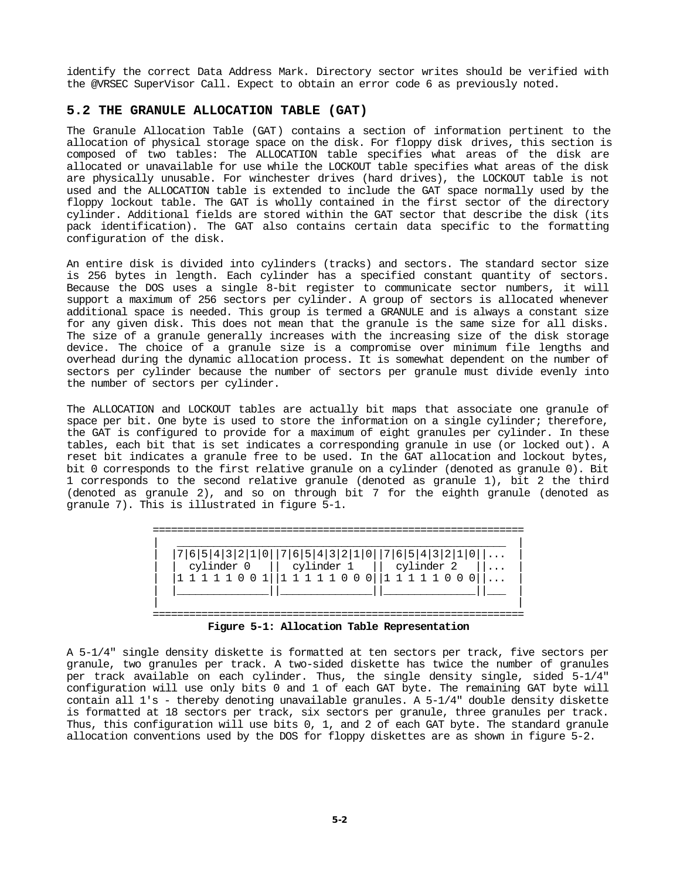identify the correct Data Address Mark. Directory sector writes should be verified with the @VRSEC SuperVisor Call. Expect to obtain an error code 6 as previously noted.

## 5.2 THE GRANULE ALLOCATION TABLE (GAT)

The Granule Allocation Table (GAT) contains a section of information pertinent to the allocation of physical storage space on the disk. For floppy disk drives, this section is composed of two tables: The ALLOCATION table specifies what areas of the disk are allocated or unavailable for use while the LOCKOUT table specifies what areas of the disk are physically unusable. For winchester drives (hard drives), the LOCKOUT table is not used and the ALLOCATION table is extended to include the GAT space normally used by the floppy lockout table. The GAT is wholly contained in the first sector of the directory cylinder. Additional fields are stored within the GAT sector that describe the disk (its pack identification). The GAT also contains certain data specific to the formatting configuration of the disk.

An entire disk is divided into cylinders (tracks) and sectors. The standard sector size is 256 bytes in length. Each cylinder has a specified constant quantity of sectors. Because the DOS uses a single 8-bit register to communicate sector numbers, it will support a maximum of 256 sectors per cylinder. A group of sectors is allocated whenever additional space is needed. This group is termed a GRANULE and is always a constant size for any given disk. This does not mean that the granule is the same size for all disks. The size of a granule generally increases with the increasing size of the disk storage device. The choice of a granule size is a compromise over minimum file lengths and overhead during the dynamic allocation process. It is somewhat dependent on the number of sectors per cylinder because the number of sectors per granule must divide evenly into the number of sectors per cylinder.

The ALLOCATION and LOCKOUT tables are actually bit maps that associate one granule of space per bit. One byte is used to store the information on a single cylinder; therefore, the GAT is configured to provide for a maximum of eight granules per cylinder. In these tables, each bit that is set indicates a corresponding granule in use (or locked out). A reset bit indicates a granule free to be used. In the GAT allocation and lockout bytes, bit 0 corresponds to the first relative granule on a cylinder (denoted as granule 0). Bit 1 corresponds to the second relative granule (denoted as granule 1), bit 2 the third (denoted as granule 2), and so on through bit 7 for the eighth granule (denoted as granule 7). This is illustrated in figure 5-1.

```
=============================================================
|   ______________________________________________________  |
|  |7|6|5|4|3|2|1|0||7|6|5|4|3|2|1|0||7|6|5|4|3|2|1|0||...  |
|  |  cylinder 0   ||  cylinder 1   ||  cylinder 2   ||...  |
|  |1 1 1 1 1 0 0 1||1 1 1 1 1 0 0 0||1 1 1 1 1 0 0 0||...  |
|  |_______________||_______________||_______________||___  |
|                                                           |
=============================================================
```

**Figure 5-1: Allocation Table Representation**

A 5-1/4" single density diskette is formatted at ten sectors per track, five sectors per granule, two granules per track. A two-sided diskette has twice the number of granules per track available on each cylinder. Thus, the single density single, sided 5-1/4" configuration will use only bits 0 and 1 of each GAT byte. The remaining GAT byte will contain all 1's - thereby denoting unavailable granules. A 5-1/4" double density diskette is formatted at 18 sectors per track, six sectors per granule, three granules per track. Thus, this configuration will use bits 0, 1, and 2 of each GAT byte. The standard granule allocation conventions used by the DOS for floppy diskettes are as shown in figure 5-2.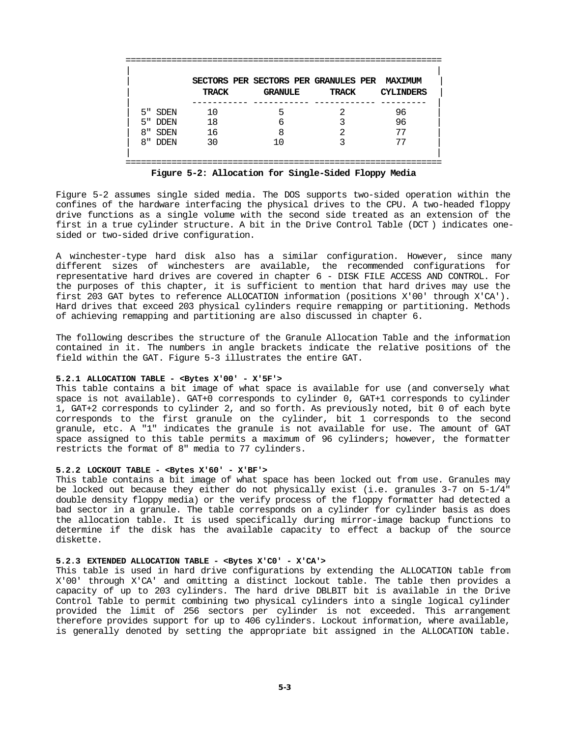|  | SECTORS PER TRACK | SECTORS PER GRANULE | GRANULES PER TRACK | MAXIMUM CYLINDERS |
|---|---|---|---|---|
| 5" SDEN | 10 | 5 | 2 | 96 |
| 5" DDEN | 18 | 6 | 3 | 96 |
| 8" SDEN | 16 | 8 | 2 | 77 |
| 8" DDEN | 30 | 10 | 3 | 77 |

**Figure 5-2: Allocation for Single-Sided Floppy Media**

Figure 5-2 assumes single sided media. The DOS supports two-sided operation within the confines of the hardware interfacing the physical drives to the CPU. A two-headed floppy drive functions as a single volume with the second side treated as an extension of the first in a true cylinder structure. A bit in the Drive Control Table (DCT ) indicates one-sided or two-sided drive configuration.

A winchester-type hard disk also has a similar configuration. However, since many different sizes of winchesters are available, the recommended configurations for representative hard drives are covered in chapter 6 - DISK FILE ACCESS AND CONTROL. For the purposes of this chapter, it is sufficient to mention that hard drives may use the first 203 GAT bytes to reference ALLOCATION information (positions X'00' through X'CA'). Hard drives that exceed 203 physical cylinders require remapping or partitioning. Methods of achieving remapping and partitioning are also discussed in chapter 6.

The following describes the structure of the Granule Allocation Table and the information contained in it. The numbers in angle brackets indicate the relative positions of the field within the GAT. Figure 5-3 illustrates the entire GAT.

#### 5.2.1 ALLOCATION TABLE - <Bytes X'00' - X'5F'>

This table contains a bit image of what space is available for use (and conversely what space is not available). GAT+0 corresponds to cylinder 0, GAT+1 corresponds to cylinder 1, GAT+2 corresponds to cylinder 2, and so forth. As previously noted, bit 0 of each byte corresponds to the first granule on the cylinder, bit 1 corresponds to the second granule, etc. A "1" indicates the granule is not available for use. The amount of GAT space assigned to this table permits a maximum of 96 cylinders; however, the formatter restricts the format of 8" media to 77 cylinders.

#### 5.2.2 LOCKOUT TABLE - <Bytes X'60' - X'BF'>

This table contains a bit image of what space has been locked out from use. Granules may be locked out because they either do not physically exist (i.e. granules 3-7 on 5-1/4" double density floppy media) or the verify process of the floppy formatter had detected a bad sector in a granule. The table corresponds on a cylinder for cylinder basis as does the allocation table. It is used specifically during mirror-image backup functions to determine if the disk has the available capacity to effect a backup of the source diskette.

#### 5.2.3 EXTENDED ALLOCATION TABLE - <Bytes X'C0' - X'CA'>

This table is used in hard drive configurations by extending the ALLOCATION table from X'00' through X'CA' and omitting a distinct lockout table. The table then provides a capacity of up to 203 cylinders. The hard drive DBLBIT bit is available in the Drive Control Table to permit combining two physical cylinders into a single logical cylinder provided the limit of 256 sectors per cylinder is not exceeded. This arrangement therefore provides support for up to 406 cylinders. Lockout information, where available, is generally denoted by setting the appropriate bit assigned in the ALLOCATION table.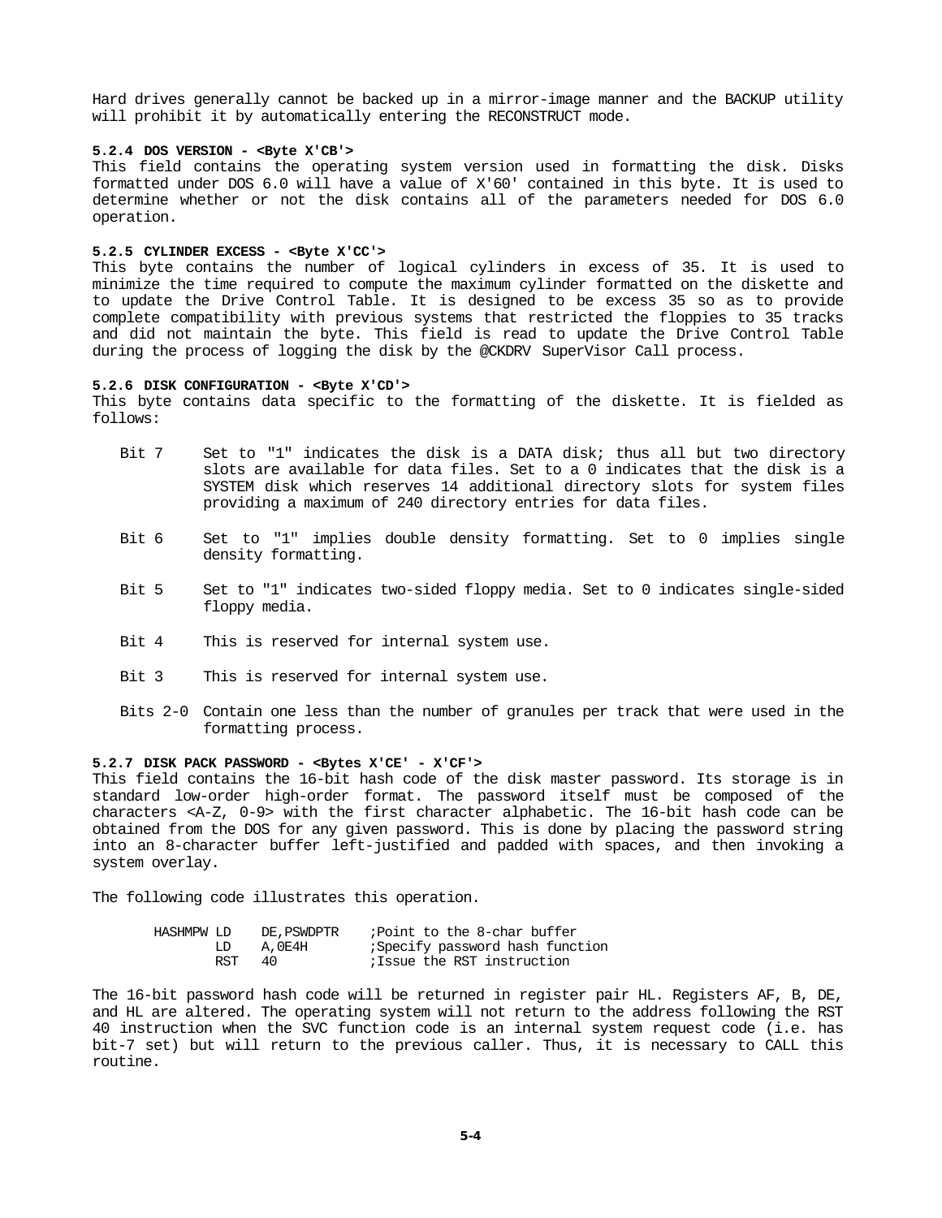Hard drives generally cannot be backed up in a mirror-image manner and the BACKUP utility will prohibit it by automatically entering the RECONSTRUCT mode.

#### 5.2.4 DOS VERSION - <Byte X'CB'>

This field contains the operating system version used in formatting the disk. Disks formatted under DOS 6.0 will have a value of X'60' contained in this byte. It is used to determine whether or not the disk contains all of the parameters needed for DOS 6.0 operation.

#### 5.2.5 CYLINDER EXCESS - <Byte X'CC'>

This byte contains the number of logical cylinders in excess of 35. It is used to minimize the time required to compute the maximum cylinder formatted on the diskette and to update the Drive Control Table. It is designed to be excess 35 so as to provide complete compatibility with previous systems that restricted the floppies to 35 tracks and did not maintain the byte. This field is read to update the Drive Control Table during the process of logging the disk by the @CKDRV SuperVisor Call process.

#### 5.2.6 DISK CONFIGURATION - <Byte X'CD'>

This byte contains data specific to the formatting of the diskette. It is fielded as follows:

- Bit 7 — Set to "1" indicates the disk is a DATA disk; thus all but two directory slots are available for data files. Set to a 0 indicates that the disk is a SYSTEM disk which reserves 14 additional directory slots for system files providing a maximum of 240 directory entries for data files.
- Bit 6 — Set to "1" implies double density formatting. Set to 0 implies single density formatting.
- Bit 5 — Set to "1" indicates two-sided floppy media. Set to 0 indicates single-sided floppy media.
- Bit 4 — This is reserved for internal system use.
- Bit 3 — This is reserved for internal system use.
- Bits 2-0 — Contain one less than the number of granules per track that were used in the formatting process.

#### 5.2.7 DISK PACK PASSWORD - <Bytes X'CE' - X'CF'>

This field contains the 16-bit hash code of the disk master password. Its storage is in standard low-order high-order format. The password itself must be composed of the characters <A-Z, 0-9> with the first character alphabetic. The 16-bit hash code can be obtained from the DOS for any given password. This is done by placing the password string into an 8-character buffer left-justified and padded with spaces, and then invoking a system overlay.

The following code illustrates this operation.

```
HASHMPW LD     DE,PSWDPTR    ;Point to the 8-char buffer
        LD     A,0E4H        ;Specify password hash function
        RST    40            ;Issue the RST instruction
```

The 16-bit password hash code will be returned in register pair HL. Registers AF, B, DE, and HL are altered. The operating system will not return to the address following the RST 40 instruction when the SVC function code is an internal system request code (i.e. has bit-7 set) but will return to the previous caller. Thus, it is necessary to CALL this routine.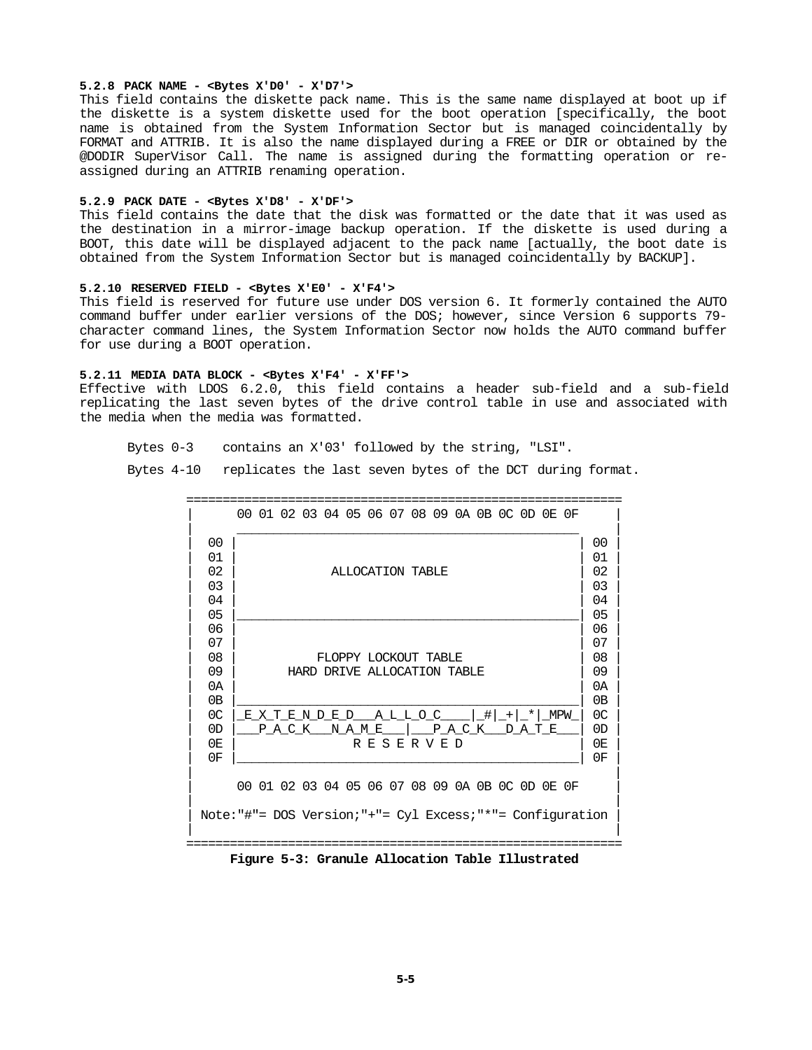**5.2.8 PACK NAME - <Bytes X'D0' - X'D7'>**

This field contains the diskette pack name. This is the same name displayed at boot up if the diskette is a system diskette used for the boot operation [specifically, the boot name is obtained from the System Information Sector but is managed coincidentally by FORMAT and ATTRIB. It is also the name displayed during a FREE or DIR or obtained by the @DODIR SuperVisor Call. The name is assigned during the formatting operation or re-assigned during an ATTRIB renaming operation.

**5.2.9 PACK DATE - <Bytes X'D8' - X'DF'>**

This field contains the date that the disk was formatted or the date that it was used as the destination in a mirror-image backup operation. If the diskette is used during a BOOT, this date will be displayed adjacent to the pack name [actually, the boot date is obtained from the System Information Sector but is managed coincidentally by BACKUP].

**5.2.10 RESERVED FIELD - <Bytes X'E0' - X'F4'>**

This field is reserved for future use under DOS version 6. It formerly contained the AUTO command buffer under earlier versions of the DOS; however, since Version 6 supports 79-character command lines, the System Information Sector now holds the AUTO command buffer for use during a BOOT operation.

**5.2.11 MEDIA DATA BLOCK - <Bytes X'F4' - X'FF'>**

Effective with LDOS 6.2.0, this field contains a header sub-field and a sub-field replicating the last seven bytes of the drive control table in use and associated with the media when the media was formatted.

Bytes 0-3 contains an X'03' followed by the string, "LSI".

Bytes 4-10 replicates the last seven bytes of the DCT during format.

```
==========================================================
|      00 01 02 03 04 05 06 07 08 09 0A 0B 0C 0D 0E 0F      |
|      _____________________________________________      |
|  00 |                                             | 00 |
|  01 |                                             | 01 |
|  02 |             ALLOCATION TABLE                | 02 |
|  03 |                                             | 03 |
|  04 |                                             | 04 |
|  05 |_____________________________________________| 05 |
|  06 |                                             | 06 |
|  07 |                                             | 07 |
|  08 |           FLOPPY LOCKOUT TABLE              | 08 |
|  09 |        HARD DRIVE ALLOCATION TABLE          | 09 |
|  0A |                                             | 0A |
|  0B |_____________________________________________| 0B |
|  0C |_E_X_T_E_N_D_E_D___A_L_L_O_C____|_#|_+|_*|_MPW_| 0C |
|  0D |___P_A_C_K___N_A_M_E___|___P_A_C_K___D_A_T_E___| 0D |
|  0E |              R E S E R V E D                | 0E |
|  0F |_____________________________________________| 0F |
|                                                          |
|      00 01 02 03 04 05 06 07 08 09 0A 0B 0C 0D 0E 0F      |
|                                                          |
| Note:"#"= DOS Version;"+"= Cyl Excess;"*"= Configuration |
|                                                          |
==========================================================
```

**Figure 5-3: Granule Allocation Table Illustrated**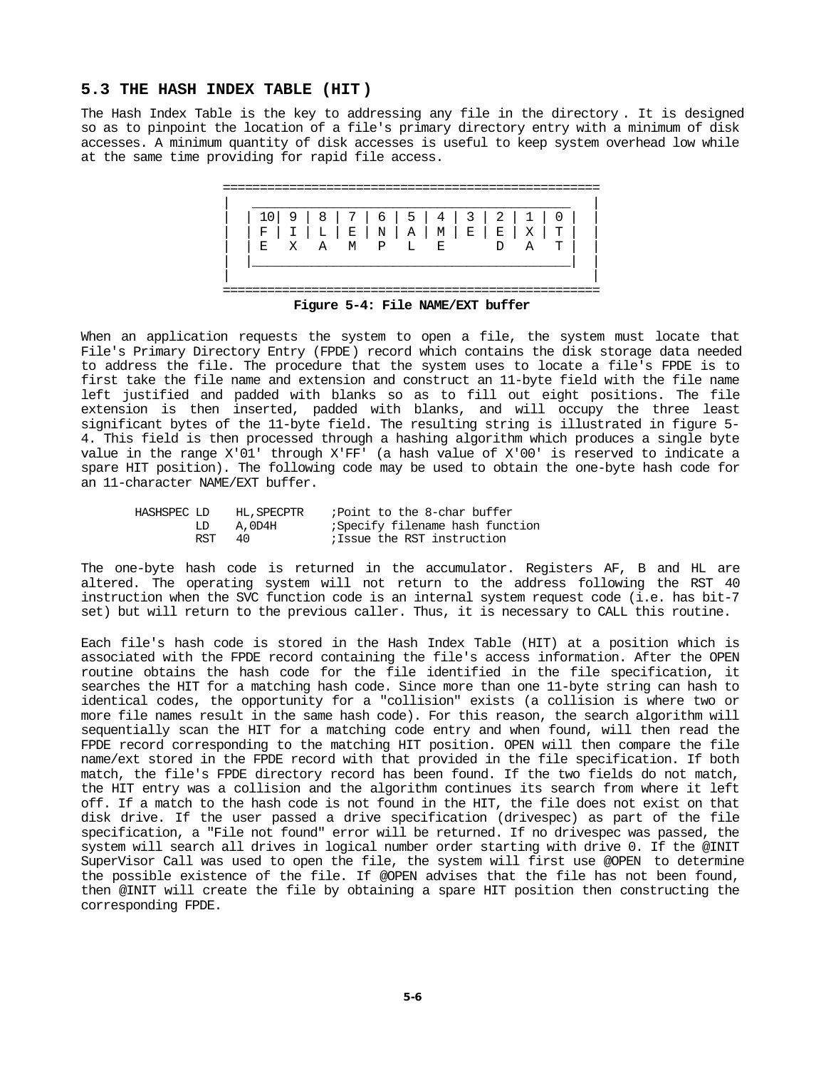## 5.3 THE HASH INDEX TABLE (HIT)

The Hash Index Table is the key to addressing any file in the directory. It is designed so as to pinpoint the location of a file's primary directory entry with a minimum of disk accesses. A minimum quantity of disk accesses is useful to keep system overhead low while at the same time providing for rapid file access.

```
 ==================================================
|  ___________________________________________     |
|  | 10| 9 | 8 | 7 | 6 | 5 | 4 | 3 | 2 | 1 | 0 |   |
|  | F | I | L | E | N | A | M | E | E | X | T |   |
|  | E   X   A   M   P   L   E       D   A   T |   |
|  |___________________________________________|   |
|                                                  |
 ==================================================
```

**Figure 5-4: File NAME/EXT buffer**

When an application requests the system to open a file, the system must locate that File's Primary Directory Entry (FPDE) record which contains the disk storage data needed to address the file. The procedure that the system uses to locate a file's FPDE is to first take the file name and extension and construct an 11-byte field with the file name left justified and padded with blanks so as to fill out eight positions. The file extension is then inserted, padded with blanks, and will occupy the three least significant bytes of the 11-byte field. The resulting string is illustrated in figure 5-4. This field is then processed through a hashing algorithm which produces a single byte value in the range X'01' through X'FF' (a hash value of X'00' is reserved to indicate a spare HIT position). The following code may be used to obtain the one-byte hash code for an 11-character NAME/EXT buffer.

```
HASHSPEC LD     HL,SPECPTR    ;Point to the 8-char buffer
         LD     A,0D4H        ;Specify filename hash function
         RST    40            ;Issue the RST instruction
```

The one-byte hash code is returned in the accumulator. Registers AF, B and HL are altered. The operating system will not return to the address following the RST 40 instruction when the SVC function code is an internal system request code (i.e. has bit-7 set) but will return to the previous caller. Thus, it is necessary to CALL this routine.

Each file's hash code is stored in the Hash Index Table (HIT) at a position which is associated with the FPDE record containing the file's access information. After the OPEN routine obtains the hash code for the file identified in the file specification, it searches the HIT for a matching hash code. Since more than one 11-byte string can hash to identical codes, the opportunity for a "collision" exists (a collision is where two or more file names result in the same hash code). For this reason, the search algorithm will sequentially scan the HIT for a matching code entry and when found, will then read the FPDE record corresponding to the matching HIT position. OPEN will then compare the file name/ext stored in the FPDE record with that provided in the file specification. If both match, the file's FPDE directory record has been found. If the two fields do not match, the HIT entry was a collision and the algorithm continues its search from where it left off. If a match to the hash code is not found in the HIT, the file does not exist on that disk drive. If the user passed a drive specification (drivespec) as part of the file specification, a "File not found" error will be returned. If no drivespec was passed, the system will search all drives in logical number order starting with drive 0. If the @INIT SuperVisor Call was used to open the file, the system will first use @OPEN to determine the possible existence of the file. If @OPEN advises that the file has not been found, then @INIT will create the file by obtaining a spare HIT position then constructing the corresponding FPDE.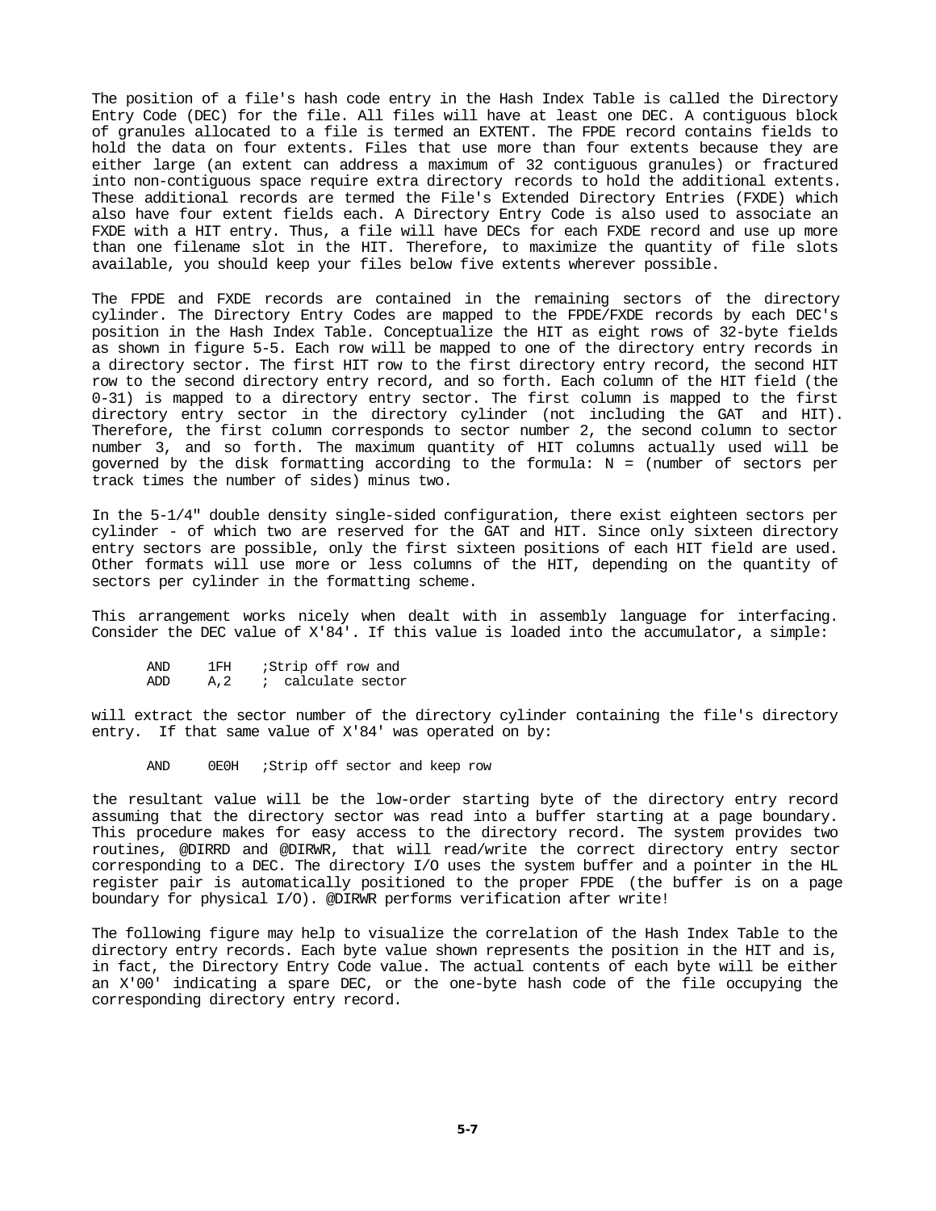The position of a file's hash code entry in the Hash Index Table is called the Directory Entry Code (DEC) for the file. All files will have at least one DEC. A contiguous block of granules allocated to a file is termed an EXTENT. The FPDE record contains fields to hold the data on four extents. Files that use more than four extents because they are either large (an extent can address a maximum of 32 contiguous granules) or fractured into non-contiguous space require extra directory records to hold the additional extents. These additional records are termed the File's Extended Directory Entries (FXDE) which also have four extent fields each. A Directory Entry Code is also used to associate an FXDE with a HIT entry. Thus, a file will have DECs for each FXDE record and use up more than one filename slot in the HIT. Therefore, to maximize the quantity of file slots available, you should keep your files below five extents wherever possible.

The FPDE and FXDE records are contained in the remaining sectors of the directory cylinder. The Directory Entry Codes are mapped to the FPDE/FXDE records by each DEC's position in the Hash Index Table. Conceptualize the HIT as eight rows of 32-byte fields as shown in figure 5-5. Each row will be mapped to one of the directory entry records in a directory sector. The first HIT row to the first directory entry record, the second HIT row to the second directory entry record, and so forth. Each column of the HIT field (the 0-31) is mapped to a directory entry sector. The first column is mapped to the first directory entry sector in the directory cylinder (not including the GAT and HIT). Therefore, the first column corresponds to sector number 2, the second column to sector number 3, and so forth. The maximum quantity of HIT columns actually used will be governed by the disk formatting according to the formula: N = (number of sectors per track times the number of sides) minus two.

In the 5-1/4" double density single-sided configuration, there exist eighteen sectors per cylinder - of which two are reserved for the GAT and HIT. Since only sixteen directory entry sectors are possible, only the first sixteen positions of each HIT field are used. Other formats will use more or less columns of the HIT, depending on the quantity of sectors per cylinder in the formatting scheme.

This arrangement works nicely when dealt with in assembly language for interfacing. Consider the DEC value of X'84'. If this value is loaded into the accumulator, a simple:

```
AND     1FH    ;Strip off row and
ADD     A,2    ;  calculate sector
```

will extract the sector number of the directory cylinder containing the file's directory entry. If that same value of X'84' was operated on by:

```
AND     0E0H   ;Strip off sector and keep row
```

the resultant value will be the low-order starting byte of the directory entry record assuming that the directory sector was read into a buffer starting at a page boundary. This procedure makes for easy access to the directory record. The system provides two routines, @DIRRD and @DIRWR, that will read/write the correct directory entry sector corresponding to a DEC. The directory I/O uses the system buffer and a pointer in the HL register pair is automatically positioned to the proper FPDE (the buffer is on a page boundary for physical I/O). @DIRWR performs verification after write!

The following figure may help to visualize the correlation of the Hash Index Table to the directory entry records. Each byte value shown represents the position in the HIT and is, in fact, the Directory Entry Code value. The actual contents of each byte will be either an X'00' indicating a spare DEC, or the one-byte hash code of the file occupying the corresponding directory entry record.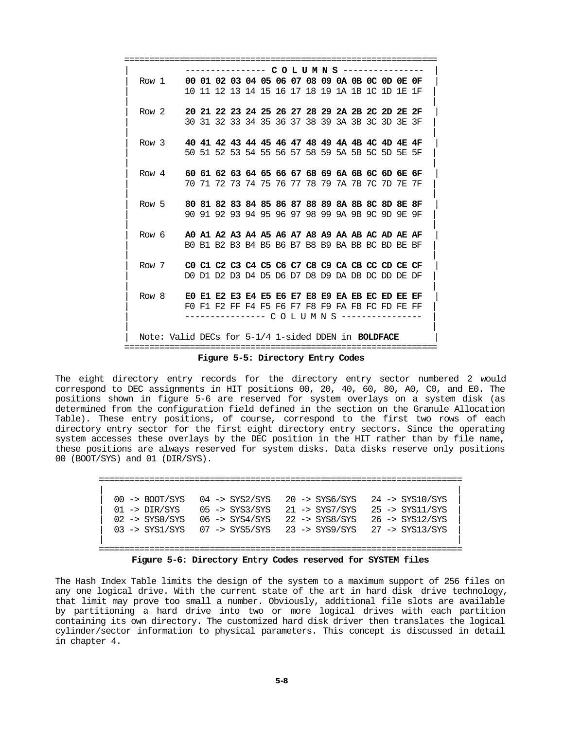```
==============================================================
|           --------------- C O L U M N S ----------------   |
|  Row 1    00 01 02 03 04 05 06 07 08 09 0A 0B 0C 0D 0E 0F  |
|           10 11 12 13 14 15 16 17 18 19 1A 1B 1C 1D 1E 1F  |
|                                                            |
|  Row 2    20 21 22 23 24 25 26 27 28 29 2A 2B 2C 2D 2E 2F  |
|           30 31 32 33 34 35 36 37 38 39 3A 3B 3C 3D 3E 3F  |
|                                                            |
|  Row 3    40 41 42 43 44 45 46 47 48 49 4A 4B 4C 4D 4E 4F  |
|           50 51 52 53 54 55 56 57 58 59 5A 5B 5C 5D 5E 5F  |
|                                                            |
|  Row 4    60 61 62 63 64 65 66 67 68 69 6A 6B 6C 6D 6E 6F  |
|           70 71 72 73 74 75 76 77 78 79 7A 7B 7C 7D 7E 7F  |
|                                                            |
|  Row 5    80 81 82 83 84 85 86 87 88 89 8A 8B 8C 8D 8E 8F  |
|           90 91 92 93 94 95 96 97 98 99 9A 9B 9C 9D 9E 9F  |
|                                                            |
|  Row 6    A0 A1 A2 A3 A4 A5 A6 A7 A8 A9 AA AB AC AD AE AF  |
|           B0 B1 B2 B3 B4 B5 B6 B7 B8 B9 BA BB BC BD BE BF  |
|                                                            |
|  Row 7    C0 C1 C2 C3 C4 C5 C6 C7 C8 C9 CA CB CC CD CE CF  |
|           D0 D1 D2 D3 D4 D5 D6 D7 D8 D9 DA DB DC DD DE DF  |
|                                                            |
|  Row 8    E0 E1 E2 E3 E4 E5 E6 E7 E8 E9 EA EB EC ED EE EF  |
|           F0 F1 F2 FF F4 F5 F6 F7 F8 F9 FA FB FC FD FE FF  |
|           --------------- C O L U M N S ---------------    |
|                                                            |
|  Note: Valid DECs for 5-1/4 1-sided DDEN in BOLDFACE        |
==============================================================
```

**Figure 5-5: Directory Entry Codes**

The eight directory entry records for the directory entry sector numbered 2 would correspond to DEC assignments in HIT positions 00, 20, 40, 60, 80, A0, C0, and E0. The positions shown in figure 5-6 are reserved for system overlays on a system disk (as determined from the configuration field defined in the section on the Granule Allocation Table). These entry positions, of course, correspond to the first two rows of each directory entry sector for the first eight directory entry sectors. Since the operating system accesses these overlays by the DEC position in the HIT rather than by file name, these positions are always reserved for system disks. Data disks reserve only positions 00 (BOOT/SYS) and 01 (DIR/SYS).

```
=======================================================================
|                                                                     |
|  00 -> BOOT/SYS   04 -> SYS2/SYS   20 -> SYS6/SYS   24 -> SYS10/SYS  |
|  01 -> DIR/SYS    05 -> SYS3/SYS   21 -> SYS7/SYS   25 -> SYS11/SYS  |
|  02 -> SYS0/SYS   06 -> SYS4/SYS   22 -> SYS8/SYS   26 -> SYS12/SYS  |
|  03 -> SYS1/SYS   07 -> SYS5/SYS   23 -> SYS9/SYS   27 -> SYS13/SYS  |
|                                                                     |
=======================================================================
```

**Figure 5-6: Directory Entry Codes reserved for SYSTEM files**

The Hash Index Table limits the design of the system to a maximum support of 256 files on any one logical drive. With the current state of the art in hard disk drive technology, that limit may prove too small a number. Obviously, additional file slots are available by partitioning a hard drive into two or more logical drives with each partition containing its own directory. The customized hard disk driver then translates the logical cylinder/sector information to physical parameters. This concept is discussed in detail in chapter 4.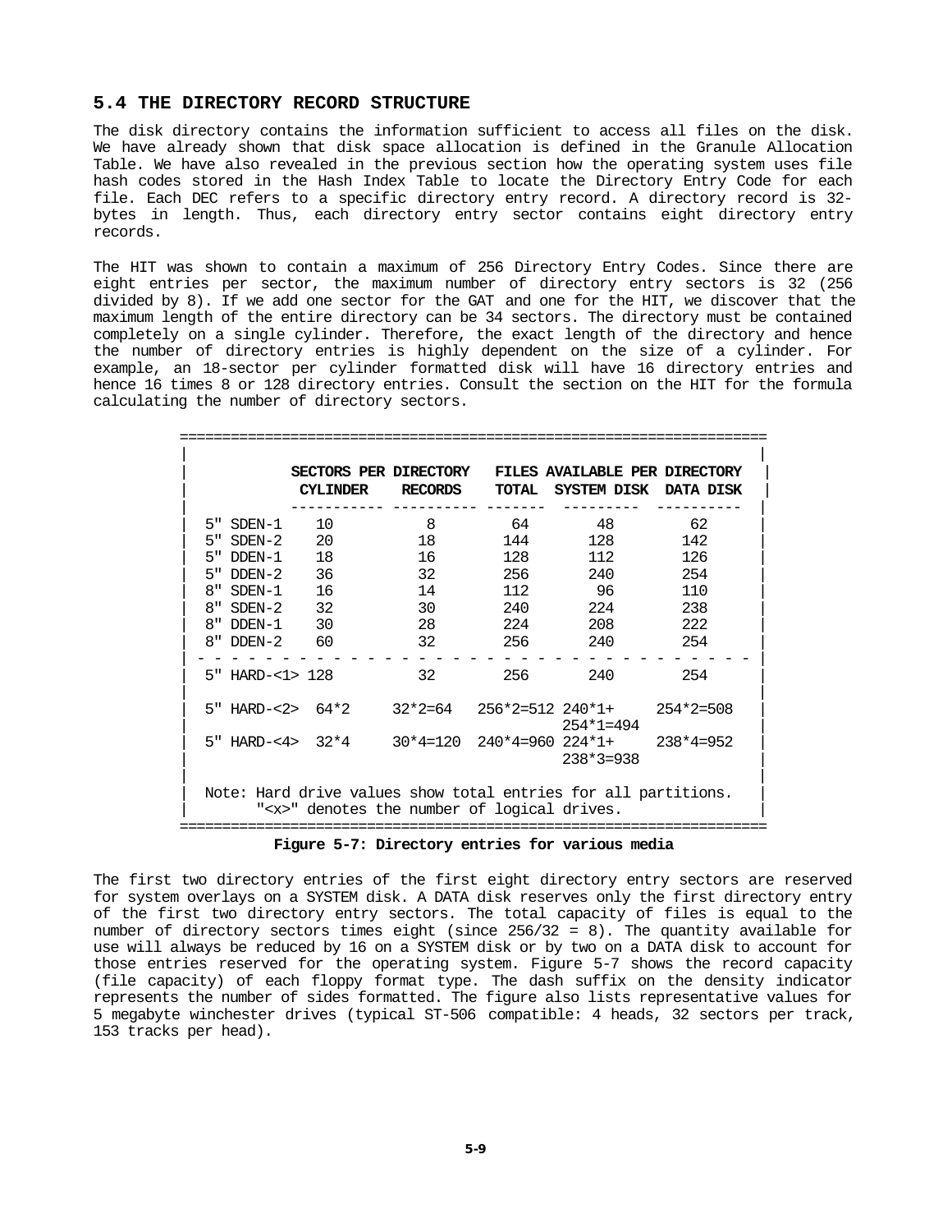## 5.4 THE DIRECTORY RECORD STRUCTURE

The disk directory contains the information sufficient to access all files on the disk. We have already shown that disk space allocation is defined in the Granule Allocation Table. We have also revealed in the previous section how the operating system uses file hash codes stored in the Hash Index Table to locate the Directory Entry Code for each file. Each DEC refers to a specific directory entry record. A directory record is 32-bytes in length. Thus, each directory entry sector contains eight directory entry records.

The HIT was shown to contain a maximum of 256 Directory Entry Codes. Since there are eight entries per sector, the maximum number of directory entry sectors is 32 (256 divided by 8). If we add one sector for the GAT and one for the HIT, we discover that the maximum length of the entire directory can be 34 sectors. The directory must be contained completely on a single cylinder. Therefore, the exact length of the directory and hence the number of directory entries is highly dependent on the size of a cylinder. For example, an 18-sector per cylinder formatted disk will have 16 directory entries and hence 16 times 8 or 128 directory entries. Consult the section on the HIT for the formula calculating the number of directory sectors.

| | SECTORS PER CYLINDER | DIRECTORY RECORDS | FILES AVAILABLE PER DIRECTORY TOTAL | SYSTEM DISK | DATA DISK |
|---|---|---|---|---|---|
| 5" SDEN-1 | 10 | 8 | 64 | 48 | 62 |
| 5" SDEN-2 | 20 | 18 | 144 | 128 | 142 |
| 5" DDEN-1 | 18 | 16 | 128 | 112 | 126 |
| 5" DDEN-2 | 36 | 32 | 256 | 240 | 254 |
| 8" SDEN-1 | 16 | 14 | 112 | 96 | 110 |
| 8" SDEN-2 | 32 | 30 | 240 | 224 | 238 |
| 8" DDEN-1 | 30 | 28 | 224 | 208 | 222 |
| 8" DDEN-2 | 60 | 32 | 256 | 240 | 254 |
| 5" HARD-<1> | 128 | 32 | 256 | 240 | 254 |
| 5" HARD-<2> | 64*2 | 32*2=64 | 256*2=512 | 240*1+ 254*1=494 | 254*2=508 |
| 5" HARD-<4> | 32*4 | 30*4=120 | 240*4=960 | 224*1+ 238*3=938 | 238*4=952 |

Note: Hard drive values show total entries for all partitions. "<x>" denotes the number of logical drives.

**Figure 5-7: Directory entries for various media**

The first two directory entries of the first eight directory entry sectors are reserved for system overlays on a SYSTEM disk. A DATA disk reserves only the first directory entry of the first two directory entry sectors. The total capacity of files is equal to the number of directory sectors times eight (since 256/32 = 8). The quantity available for use will always be reduced by 16 on a SYSTEM disk or by two on a DATA disk to account for those entries reserved for the operating system. Figure 5-7 shows the record capacity (file capacity) of each floppy format type. The dash suffix on the density indicator represents the number of sides formatted. The figure also lists representative values for 5 megabyte winchester drives (typical ST-506 compatible: 4 heads, 32 sectors per track, 153 tracks per head).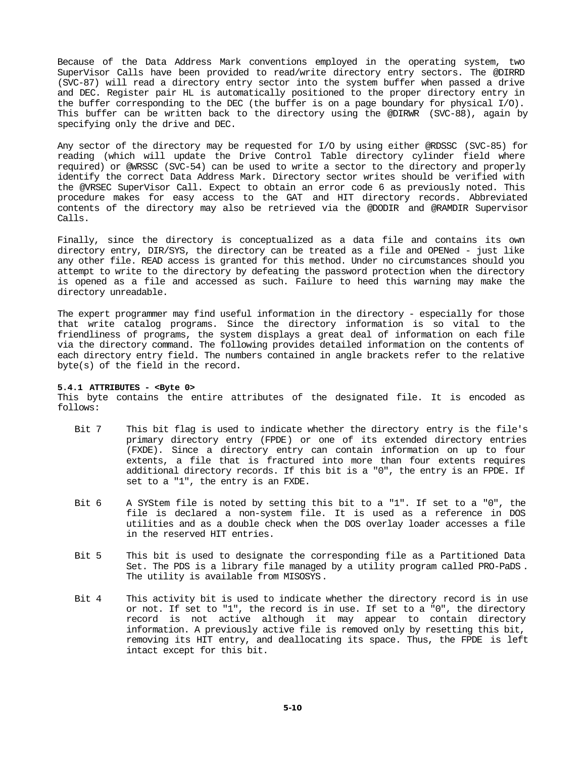Because of the Data Address Mark conventions employed in the operating system, two SuperVisor Calls have been provided to read/write directory entry sectors. The @DIRRD (SVC-87) will read a directory entry sector into the system buffer when passed a drive and DEC. Register pair HL is automatically positioned to the proper directory entry in the buffer corresponding to the DEC (the buffer is on a page boundary for physical I/O). This buffer can be written back to the directory using the @DIRWR (SVC-88), again by specifying only the drive and DEC.

Any sector of the directory may be requested for I/O by using either @RDSSC (SVC-85) for reading (which will update the Drive Control Table directory cylinder field where required) or @WRSSC (SVC-54) can be used to write a sector to the directory and properly identify the correct Data Address Mark. Directory sector writes should be verified with the @VRSEC SuperVisor Call. Expect to obtain an error code 6 as previously noted. This procedure makes for easy access to the GAT and HIT directory records. Abbreviated contents of the directory may also be retrieved via the @DODIR and @RAMDIR Supervisor Calls.

Finally, since the directory is conceptualized as a data file and contains its own directory entry, DIR/SYS, the directory can be treated as a file and OPENed - just like any other file. READ access is granted for this method. Under no circumstances should you attempt to write to the directory by defeating the password protection when the directory is opened as a file and accessed as such. Failure to heed this warning may make the directory unreadable.

The expert programmer may find useful information in the directory - especially for those that write catalog programs. Since the directory information is so vital to the friendliness of programs, the system displays a great deal of information on each file via the directory command. The following provides detailed information on the contents of each directory entry field. The numbers contained in angle brackets refer to the relative byte(s) of the field in the record.

#### 5.4.1 ATTRIBUTES - <Byte 0>

This byte contains the entire attributes of the designated file. It is encoded as follows:

- Bit 7 — This bit flag is used to indicate whether the directory entry is the file's primary directory entry (FPDE) or one of its extended directory entries (FXDE). Since a directory entry can contain information on up to four extents, a file that is fractured into more than four extents requires additional directory records. If this bit is a "0", the entry is an FPDE. If set to a "1", the entry is an FXDE.

- Bit 6 — A SYStem file is noted by setting this bit to a "1". If set to a "0", the file is declared a non-system file. It is used as a reference in DOS utilities and as a double check when the DOS overlay loader accesses a file in the reserved HIT entries.

- Bit 5 — This bit is used to designate the corresponding file as a Partitioned Data Set. The PDS is a library file managed by a utility program called PRO-PaDS . The utility is available from MISOSYS .

- Bit 4 — This activity bit is used to indicate whether the directory record is in use or not. If set to "1", the record is in use. If set to a "0", the directory record is not active although it may appear to contain directory information. A previously active file is removed only by resetting this bit, removing its HIT entry, and deallocating its space. Thus, the FPDE is left intact except for this bit.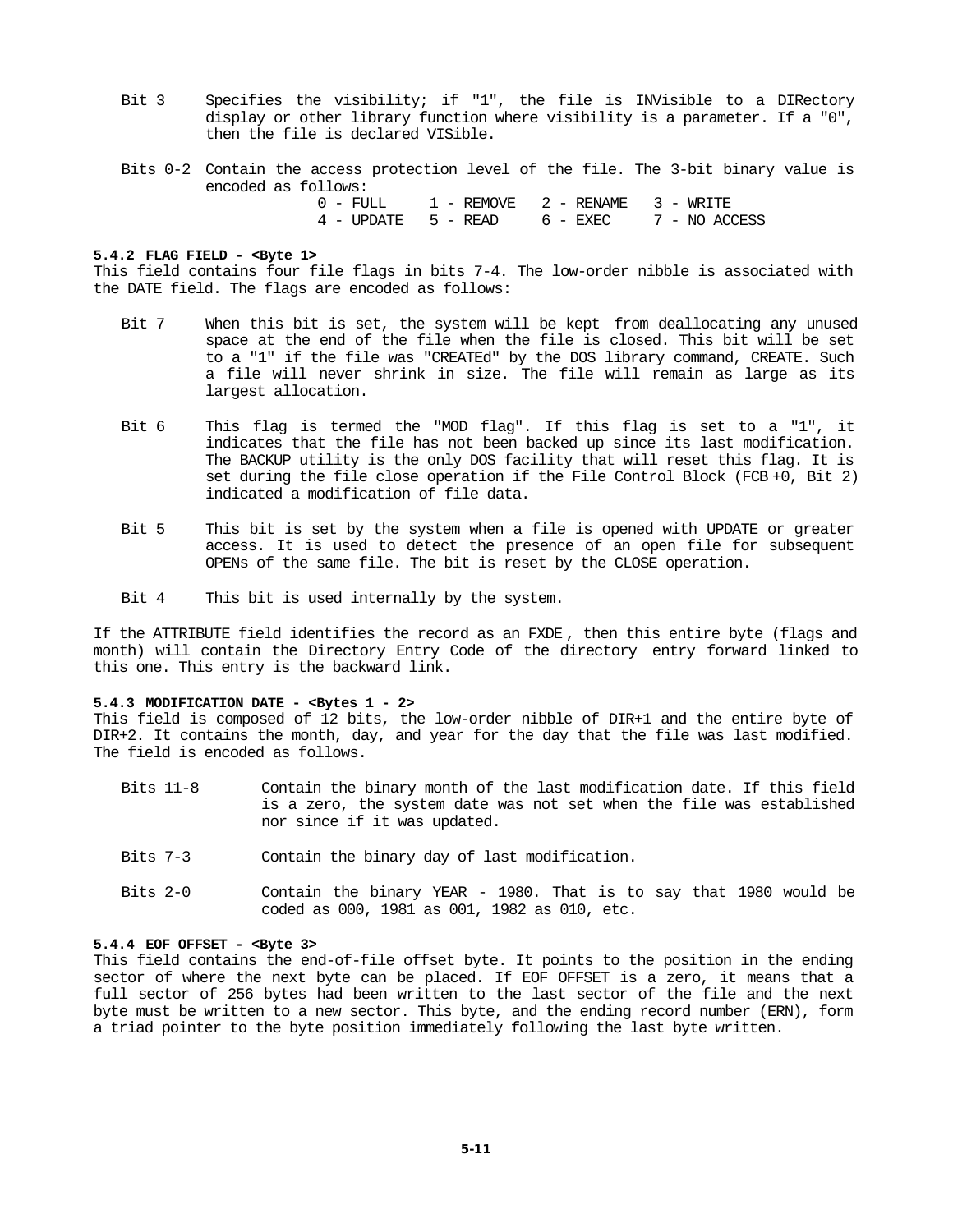Bit 3 Specifies the visibility; if "1", the file is INVisible to a DIRectory display or other library function where visibility is a parameter. If a "0", then the file is declared VISible.

Bits 0-2 Contain the access protection level of the file. The 3-bit binary value is encoded as follows:

```
0 - FULL     1 - REMOVE   2 - RENAME   3 - WRITE
4 - UPDATE   5 - READ     6 - EXEC     7 - NO ACCESS
```

**5.4.2 FLAG FIELD - <Byte 1>**

This field contains four file flags in bits 7-4. The low-order nibble is associated with the DATE field. The flags are encoded as follows:

Bit 7 When this bit is set, the system will be kept from deallocating any unused space at the end of the file when the file is closed. This bit will be set to a "1" if the file was "CREATEd" by the DOS library command, CREATE. Such a file will never shrink in size. The file will remain as large as its largest allocation.

Bit 6 This flag is termed the "MOD flag". If this flag is set to a "1", it indicates that the file has not been backed up since its last modification. The BACKUP utility is the only DOS facility that will reset this flag. It is set during the file close operation if the File Control Block (FCB +0, Bit 2) indicated a modification of file data.

Bit 5 This bit is set by the system when a file is opened with UPDATE or greater access. It is used to detect the presence of an open file for subsequent OPENs of the same file. The bit is reset by the CLOSE operation.

Bit 4 This bit is used internally by the system.

If the ATTRIBUTE field identifies the record as an FXDE, then this entire byte (flags and month) will contain the Directory Entry Code of the directory entry forward linked to this one. This entry is the backward link.

**5.4.3 MODIFICATION DATE - <Bytes 1 - 2>**

This field is composed of 12 bits, the low-order nibble of DIR+1 and the entire byte of DIR+2. It contains the month, day, and year for the day that the file was last modified. The field is encoded as follows.

Bits 11-8 Contain the binary month of the last modification date. If this field is a zero, the system date was not set when the file was established nor since if it was updated.

Bits 7-3 Contain the binary day of last modification.

Bits 2-0 Contain the binary YEAR - 1980. That is to say that 1980 would be coded as 000, 1981 as 001, 1982 as 010, etc.

**5.4.4 EOF OFFSET - <Byte 3>**

This field contains the end-of-file offset byte. It points to the position in the ending sector of where the next byte can be placed. If EOF OFFSET is a zero, it means that a full sector of 256 bytes had been written to the last sector of the file and the next byte must be written to a new sector. This byte, and the ending record number (ERN), form a triad pointer to the byte position immediately following the last byte written.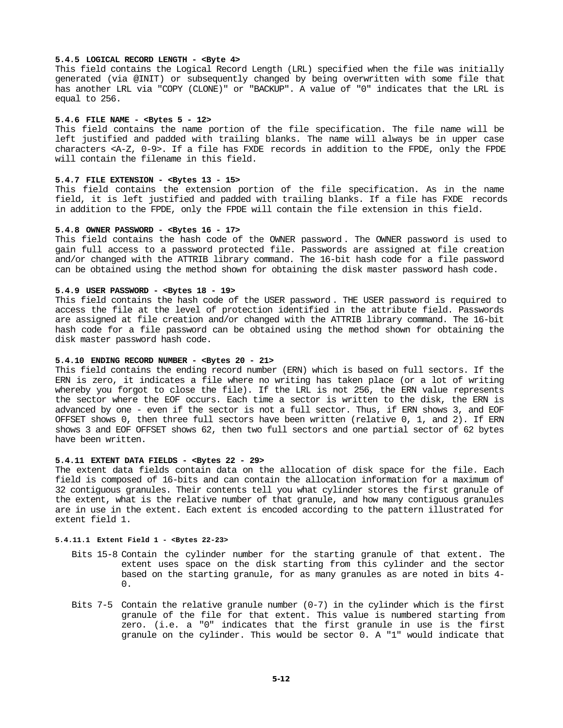#### 5.4.5 LOGICAL RECORD LENGTH - <Byte 4>

This field contains the Logical Record Length (LRL) specified when the file was initially generated (via @INIT) or subsequently changed by being overwritten with some file that has another LRL via "COPY (CLONE)" or "BACKUP". A value of "0" indicates that the LRL is equal to 256.

#### 5.4.6 FILE NAME - <Bytes 5 - 12>

This field contains the name portion of the file specification. The file name will be left justified and padded with trailing blanks. The name will always be in upper case characters <A-Z, 0-9>. If a file has FXDE records in addition to the FPDE, only the FPDE will contain the filename in this field.

#### 5.4.7 FILE EXTENSION - <Bytes 13 - 15>

This field contains the extension portion of the file specification. As in the name field, it is left justified and padded with trailing blanks. If a file has FXDE records in addition to the FPDE, only the FPDE will contain the file extension in this field.

#### 5.4.8 OWNER PASSWORD - <Bytes 16 - 17>

This field contains the hash code of the OWNER password. The OWNER password is used to gain full access to a password protected file. Passwords are assigned at file creation and/or changed with the ATTRIB library command. The 16-bit hash code for a file password can be obtained using the method shown for obtaining the disk master password hash code.

#### 5.4.9 USER PASSWORD - <Bytes 18 - 19>

This field contains the hash code of the USER password. THE USER password is required to access the file at the level of protection identified in the attribute field. Passwords are assigned at file creation and/or changed with the ATTRIB library command. The 16-bit hash code for a file password can be obtained using the method shown for obtaining the disk master password hash code.

#### 5.4.10 ENDING RECORD NUMBER - <Bytes 20 - 21>

This field contains the ending record number (ERN) which is based on full sectors. If the ERN is zero, it indicates a file where no writing has taken place (or a lot of writing whereby you forgot to close the file). If the LRL is not 256, the ERN value represents the sector where the EOF occurs. Each time a sector is written to the disk, the ERN is advanced by one - even if the sector is not a full sector. Thus, if ERN shows 3, and EOF OFFSET shows 0, then three full sectors have been written (relative 0, 1, and 2). If ERN shows 3 and EOF OFFSET shows 62, then two full sectors and one partial sector of 62 bytes have been written.

#### 5.4.11 EXTENT DATA FIELDS - <Bytes 22 - 29>

The extent data fields contain data on the allocation of disk space for the file. Each field is composed of 16-bits and can contain the allocation information for a maximum of 32 contiguous granules. Their contents tell you what cylinder stores the first granule of the extent, what is the relative number of that granule, and how many contiguous granules are in use in the extent. Each extent is encoded according to the pattern illustrated for extent field 1.

##### 5.4.11.1 Extent Field 1 - <Bytes 22-23>

Bits 15-8 Contain the cylinder number for the starting granule of that extent. The extent uses space on the disk starting from this cylinder and the sector based on the starting granule, for as many granules as are noted in bits 4-0.

Bits 7-5 Contain the relative granule number (0-7) in the cylinder which is the first granule of the file for that extent. This value is numbered starting from zero. (i.e. a "0" indicates that the first granule in use is the first granule on the cylinder. This would be sector 0. A "1" would indicate that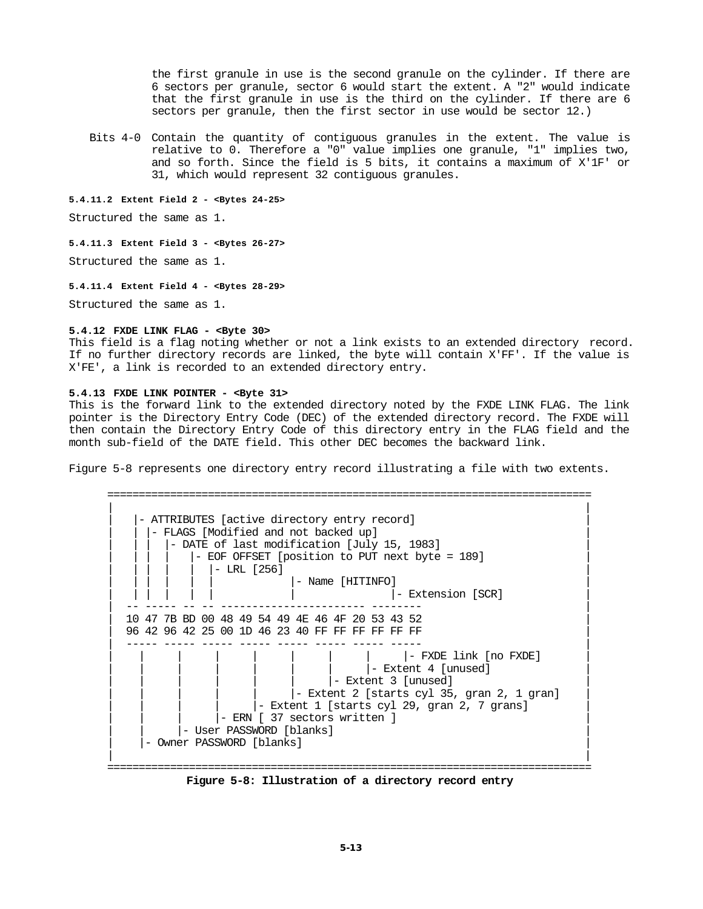the first granule in use is the second granule on the cylinder. If there are 6 sectors per granule, sector 6 would start the extent. A "2" would indicate that the first granule in use is the third on the cylinder. If there are 6 sectors per granule, then the first sector in use would be sector 12.)

Bits 4-0 Contain the quantity of contiguous granules in the extent. The value is relative to 0. Therefore a "0" value implies one granule, "1" implies two, and so forth. Since the field is 5 bits, it contains a maximum of X'1F' or 31, which would represent 32 contiguous granules.

##### 5.4.11.2 Extent Field 2 - <Bytes 24-25>

Structured the same as 1.

##### 5.4.11.3 Extent Field 3 - <Bytes 26-27>

Structured the same as 1.

##### 5.4.11.4 Extent Field 4 - <Bytes 28-29>

Structured the same as 1.

#### 5.4.12 FXDE LINK FLAG - <Byte 30>

This field is a flag noting whether or not a link exists to an extended directory record. If no further directory records are linked, the byte will contain X'FF'. If the value is X'FE', a link is recorded to an extended directory entry.

#### 5.4.13 FXDE LINK POINTER - <Byte 31>

This is the forward link to the extended directory noted by the FXDE LINK FLAG. The link pointer is the Directory Entry Code (DEC) of the extended directory record. The FXDE will then contain the Directory Entry Code of this directory entry in the FLAG field and the month sub-field of the DATE field. This other DEC becomes the backward link.

Figure 5-8 represents one directory entry record illustrating a file with two extents.

```
=============================================================================
|                                                                           |
|   |- ATTRIBUTES [active directory entry record]                           |
|   | |- FLAGS [Modified and not backed up]                                 |
|   | |  |- DATE of last modification [July 15, 1983]                      |
|   | |  |    |- EOF OFFSET [position to PUT next byte = 189]               |
|   | |  |    |  |- LRL [256]                                               |
|   | |  |    |  |           |- Name [HITINFO]                              |
|   | |  |    |  |           |              |- Extension [SCR]              |
|  -- ----- -- -- ----------------------- --------                          |
|  10 47 7B BD 00 48 49 54 49 4E 46 4F 20 53 43 52                          |
|  96 42 96 42 25 00 1D 46 23 40 FF FF FF FF FF FF                          |
|  ----- ----- ----- ----- ----- ----- ----- -----                          |
|    |     |     |     |     |     |     |     |- FXDE link [no FXDE]       |
|    |     |     |     |     |     |     |- Extent 4 [unused]               |
|    |     |     |     |     |     |- Extent 3 [unused]                     |
|    |     |     |     |     |- Extent 2 [starts cyl 35, gran 2, 1 gran]    |
|    |     |     |     |- Extent 1 [starts cyl 29, gran 2, 7 grans]         |
|    |     |     |- ERN [ 37 sectors written ]                               |
|    |     |- User PASSWORD [blanks]                                        |
|    |- Owner PASSWORD [blanks]                                             |
|                                                                           |
=============================================================================
```

**Figure 5-8: Illustration of a directory record entry**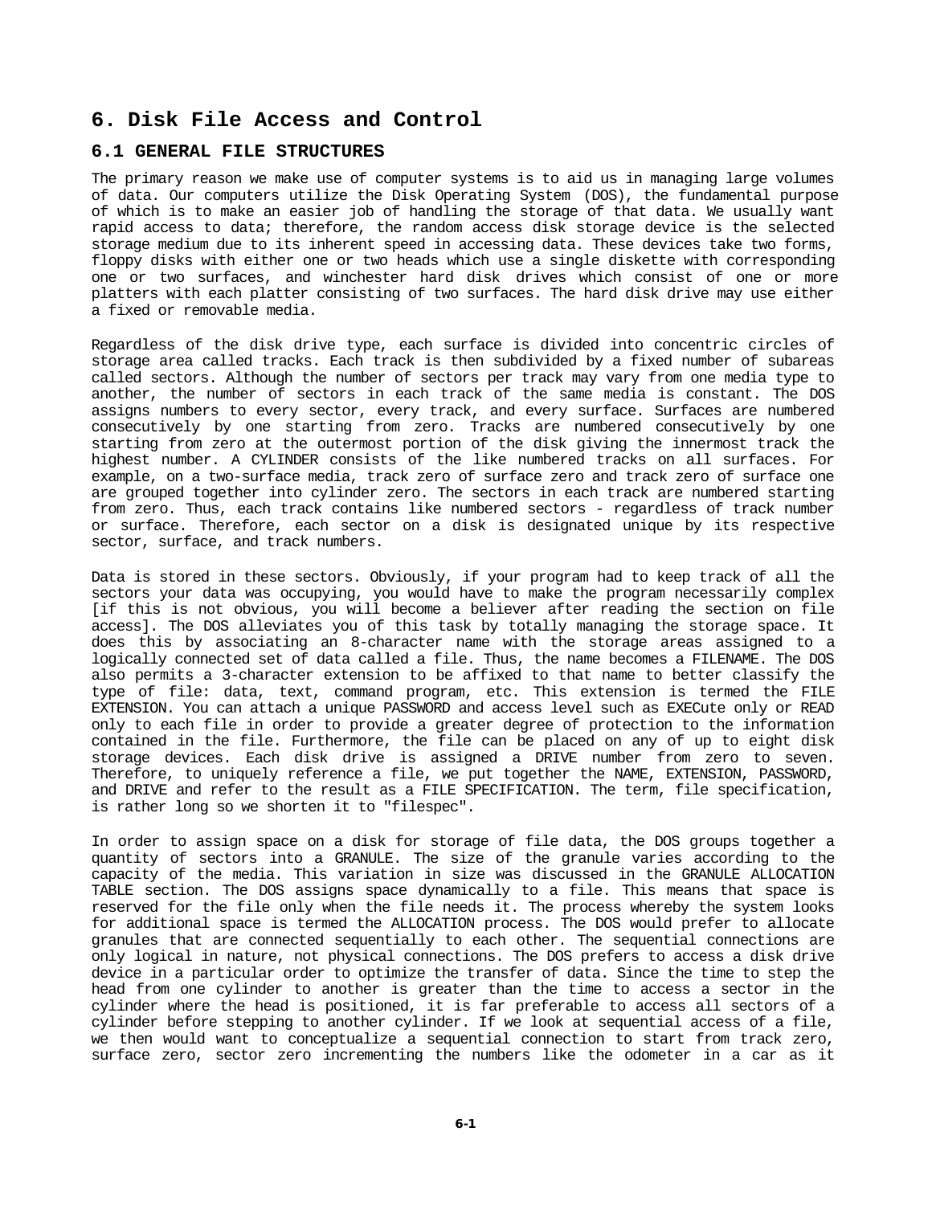# 6. Disk File Access and Control

## 6.1 GENERAL FILE STRUCTURES

The primary reason we make use of computer systems is to aid us in managing large volumes of data. Our computers utilize the Disk Operating System (DOS), the fundamental purpose of which is to make an easier job of handling the storage of that data. We usually want rapid access to data; therefore, the random access disk storage device is the selected storage medium due to its inherent speed in accessing data. These devices take two forms, floppy disks with either one or two heads which use a single diskette with corresponding one or two surfaces, and winchester hard disk drives which consist of one or more platters with each platter consisting of two surfaces. The hard disk drive may use either a fixed or removable media.

Regardless of the disk drive type, each surface is divided into concentric circles of storage area called tracks. Each track is then subdivided by a fixed number of subareas called sectors. Although the number of sectors per track may vary from one media type to another, the number of sectors in each track of the same media is constant. The DOS assigns numbers to every sector, every track, and every surface. Surfaces are numbered consecutively by one starting from zero. Tracks are numbered consecutively by one starting from zero at the outermost portion of the disk giving the innermost track the highest number. A CYLINDER consists of the like numbered tracks on all surfaces. For example, on a two-surface media, track zero of surface zero and track zero of surface one are grouped together into cylinder zero. The sectors in each track are numbered starting from zero. Thus, each track contains like numbered sectors - regardless of track number or surface. Therefore, each sector on a disk is designated unique by its respective sector, surface, and track numbers.

Data is stored in these sectors. Obviously, if your program had to keep track of all the sectors your data was occupying, you would have to make the program necessarily complex [if this is not obvious, you will become a believer after reading the section on file access]. The DOS alleviates you of this task by totally managing the storage space. It does this by associating an 8-character name with the storage areas assigned to a logically connected set of data called a file. Thus, the name becomes a FILENAME. The DOS also permits a 3-character extension to be affixed to that name to better classify the type of file: data, text, command program, etc. This extension is termed the FILE EXTENSION. You can attach a unique PASSWORD and access level such as EXECute only or READ only to each file in order to provide a greater degree of protection to the information contained in the file. Furthermore, the file can be placed on any of up to eight disk storage devices. Each disk drive is assigned a DRIVE number from zero to seven. Therefore, to uniquely reference a file, we put together the NAME, EXTENSION, PASSWORD, and DRIVE and refer to the result as a FILE SPECIFICATION. The term, file specification, is rather long so we shorten it to "filespec".

In order to assign space on a disk for storage of file data, the DOS groups together a quantity of sectors into a GRANULE. The size of the granule varies according to the capacity of the media. This variation in size was discussed in the GRANULE ALLOCATION TABLE section. The DOS assigns space dynamically to a file. This means that space is reserved for the file only when the file needs it. The process whereby the system looks for additional space is termed the ALLOCATION process. The DOS would prefer to allocate granules that are connected sequentially to each other. The sequential connections are only logical in nature, not physical connections. The DOS prefers to access a disk drive device in a particular order to optimize the transfer of data. Since the time to step the head from one cylinder to another is greater than the time to access a sector in the cylinder where the head is positioned, it is far preferable to access all sectors of a cylinder before stepping to another cylinder. If we look at sequential access of a file, we then would want to conceptualize a sequential connection to start from track zero, surface zero, sector zero incrementing the numbers like the odometer in a car as it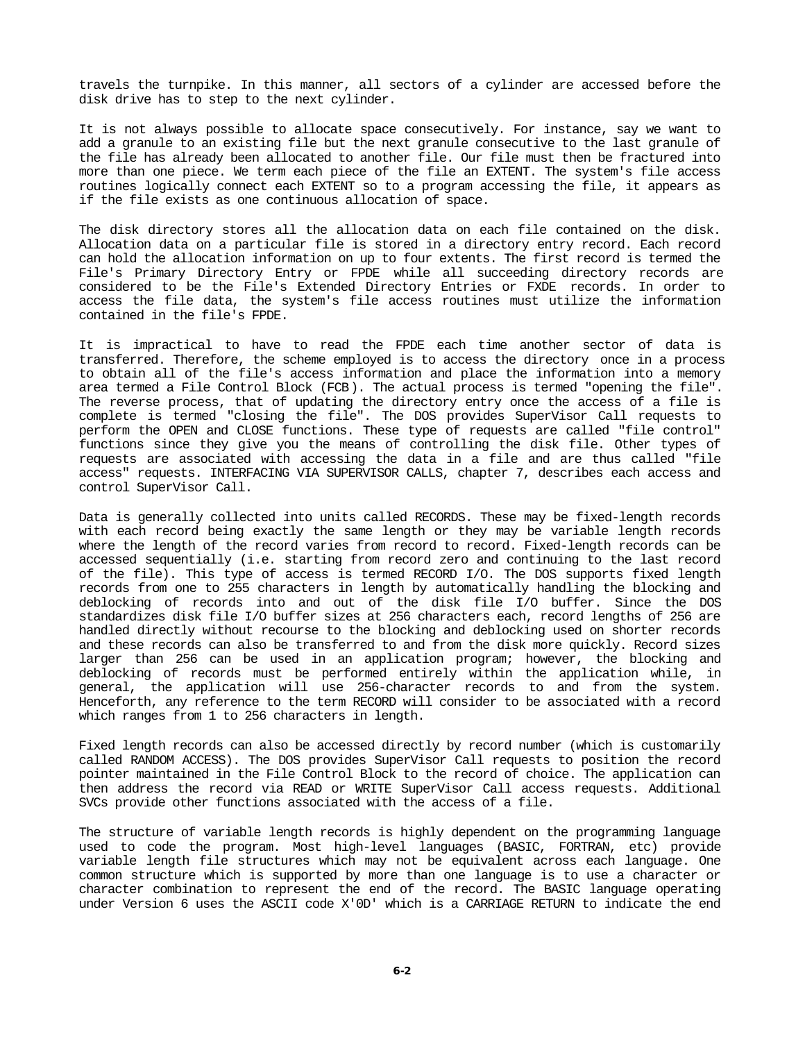travels the turnpike. In this manner, all sectors of a cylinder are accessed before the disk drive has to step to the next cylinder.

It is not always possible to allocate space consecutively. For instance, say we want to add a granule to an existing file but the next granule consecutive to the last granule of the file has already been allocated to another file. Our file must then be fractured into more than one piece. We term each piece of the file an EXTENT. The system's file access routines logically connect each EXTENT so to a program accessing the file, it appears as if the file exists as one continuous allocation of space.

The disk directory stores all the allocation data on each file contained on the disk. Allocation data on a particular file is stored in a directory entry record. Each record can hold the allocation information on up to four extents. The first record is termed the File's Primary Directory Entry or FPDE while all succeeding directory records are considered to be the File's Extended Directory Entries or FXDE records. In order to access the file data, the system's file access routines must utilize the information contained in the file's FPDE.

It is impractical to have to read the FPDE each time another sector of data is transferred. Therefore, the scheme employed is to access the directory once in a process to obtain all of the file's access information and place the information into a memory area termed a File Control Block (FCB). The actual process is termed "opening the file". The reverse process, that of updating the directory entry once the access of a file is complete is termed "closing the file". The DOS provides SuperVisor Call requests to perform the OPEN and CLOSE functions. These type of requests are called "file control" functions since they give you the means of controlling the disk file. Other types of requests are associated with accessing the data in a file and are thus called "file access" requests. INTERFACING VIA SUPERVISOR CALLS, chapter 7, describes each access and control SuperVisor Call.

Data is generally collected into units called RECORDS. These may be fixed-length records with each record being exactly the same length or they may be variable length records where the length of the record varies from record to record. Fixed-length records can be accessed sequentially (i.e. starting from record zero and continuing to the last record of the file). This type of access is termed RECORD I/O. The DOS supports fixed length records from one to 255 characters in length by automatically handling the blocking and deblocking of records into and out of the disk file I/O buffer. Since the DOS standardizes disk file I/O buffer sizes at 256 characters each, record lengths of 256 are handled directly without recourse to the blocking and deblocking used on shorter records and these records can also be transferred to and from the disk more quickly. Record sizes larger than 256 can be used in an application program; however, the blocking and deblocking of records must be performed entirely within the application while, in general, the application will use 256-character records to and from the system. Henceforth, any reference to the term RECORD will consider to be associated with a record which ranges from 1 to 256 characters in length.

Fixed length records can also be accessed directly by record number (which is customarily called RANDOM ACCESS). The DOS provides SuperVisor Call requests to position the record pointer maintained in the File Control Block to the record of choice. The application can then address the record via READ or WRITE SuperVisor Call access requests. Additional SVCs provide other functions associated with the access of a file.

The structure of variable length records is highly dependent on the programming language used to code the program. Most high-level languages (BASIC, FORTRAN, etc) provide variable length file structures which may not be equivalent across each language. One common structure which is supported by more than one language is to use a character or character combination to represent the end of the record. The BASIC language operating under Version 6 uses the ASCII code X'0D' which is a CARRIAGE RETURN to indicate the end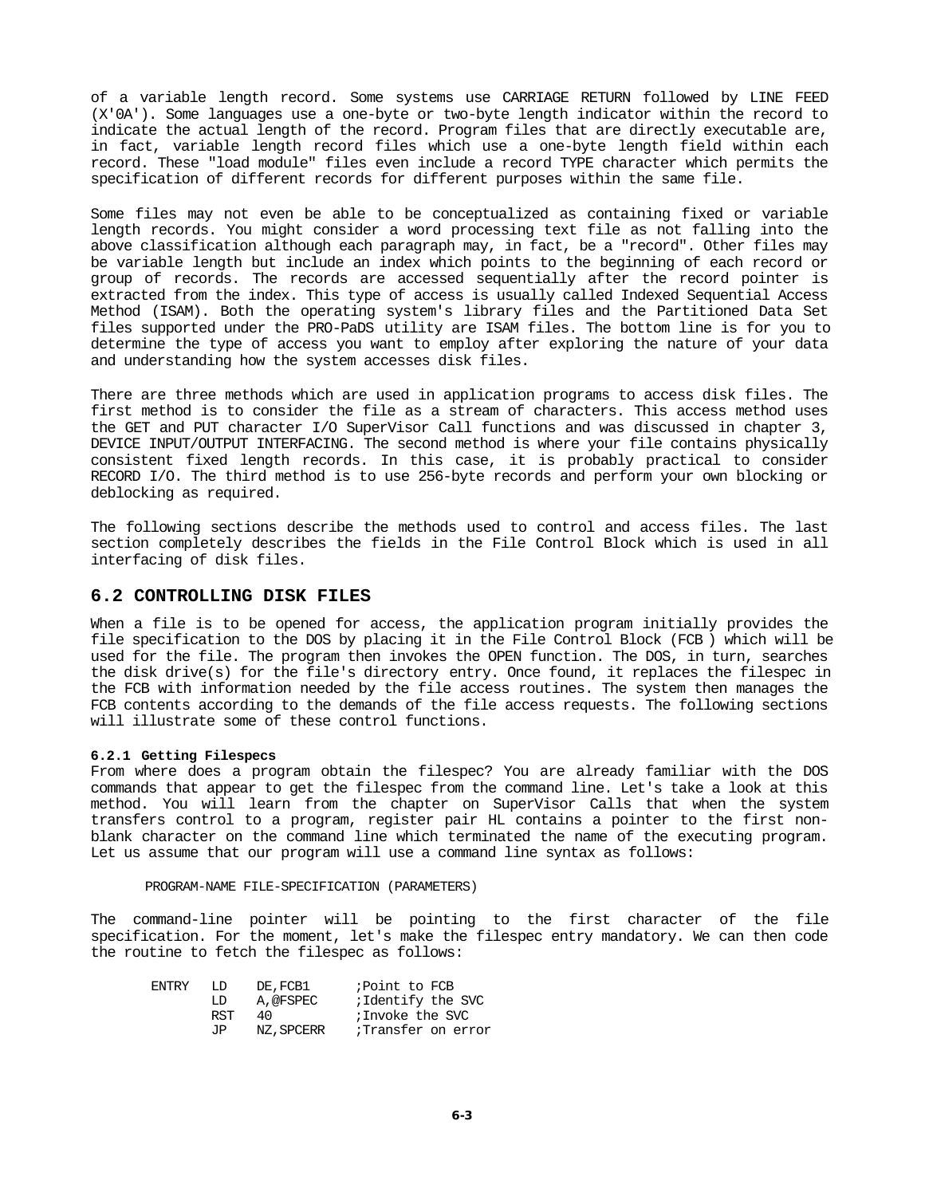of a variable length record. Some systems use CARRIAGE RETURN followed by LINE FEED (X'0A'). Some languages use a one-byte or two-byte length indicator within the record to indicate the actual length of the record. Program files that are directly executable are, in fact, variable length record files which use a one-byte length field within each record. These "load module" files even include a record TYPE character which permits the specification of different records for different purposes within the same file.

Some files may not even be able to be conceptualized as containing fixed or variable length records. You might consider a word processing text file as not falling into the above classification although each paragraph may, in fact, be a "record". Other files may be variable length but include an index which points to the beginning of each record or group of records. The records are accessed sequentially after the record pointer is extracted from the index. This type of access is usually called Indexed Sequential Access Method (ISAM). Both the operating system's library files and the Partitioned Data Set files supported under the PRO-PaDS utility are ISAM files. The bottom line is for you to determine the type of access you want to employ after exploring the nature of your data and understanding how the system accesses disk files.

There are three methods which are used in application programs to access disk files. The first method is to consider the file as a stream of characters. This access method uses the GET and PUT character I/O SuperVisor Call functions and was discussed in chapter 3, DEVICE INPUT/OUTPUT INTERFACING. The second method is where your file contains physically consistent fixed length records. In this case, it is probably practical to consider RECORD I/O. The third method is to use 256-byte records and perform your own blocking or deblocking as required.

The following sections describe the methods used to control and access files. The last section completely describes the fields in the File Control Block which is used in all interfacing of disk files.

## 6.2 CONTROLLING DISK FILES

When a file is to be opened for access, the application program initially provides the file specification to the DOS by placing it in the File Control Block (FCB ) which will be used for the file. The program then invokes the OPEN function. The DOS, in turn, searches the disk drive(s) for the file's directory entry. Once found, it replaces the filespec in the FCB with information needed by the file access routines. The system then manages the FCB contents according to the demands of the file access requests. The following sections will illustrate some of these control functions.

### 6.2.1 Getting Filespecs

From where does a program obtain the filespec? You are already familiar with the DOS commands that appear to get the filespec from the command line. Let's take a look at this method. You will learn from the chapter on SuperVisor Calls that when the system transfers control to a program, register pair HL contains a pointer to the first non-blank character on the command line which terminated the name of the executing program. Let us assume that our program will use a command line syntax as follows:

```
PROGRAM-NAME FILE-SPECIFICATION (PARAMETERS)
```

The command-line pointer will be pointing to the first character of the file specification. For the moment, let's make the filespec entry mandatory. We can then code the routine to fetch the filespec as follows:

```
ENTRY   LD    DE,FCB1      ;Point to FCB
        LD    A,@FSPEC     ;Identify the SVC
        RST   40           ;Invoke the SVC
        JP    NZ,SPCERR    ;Transfer on error
```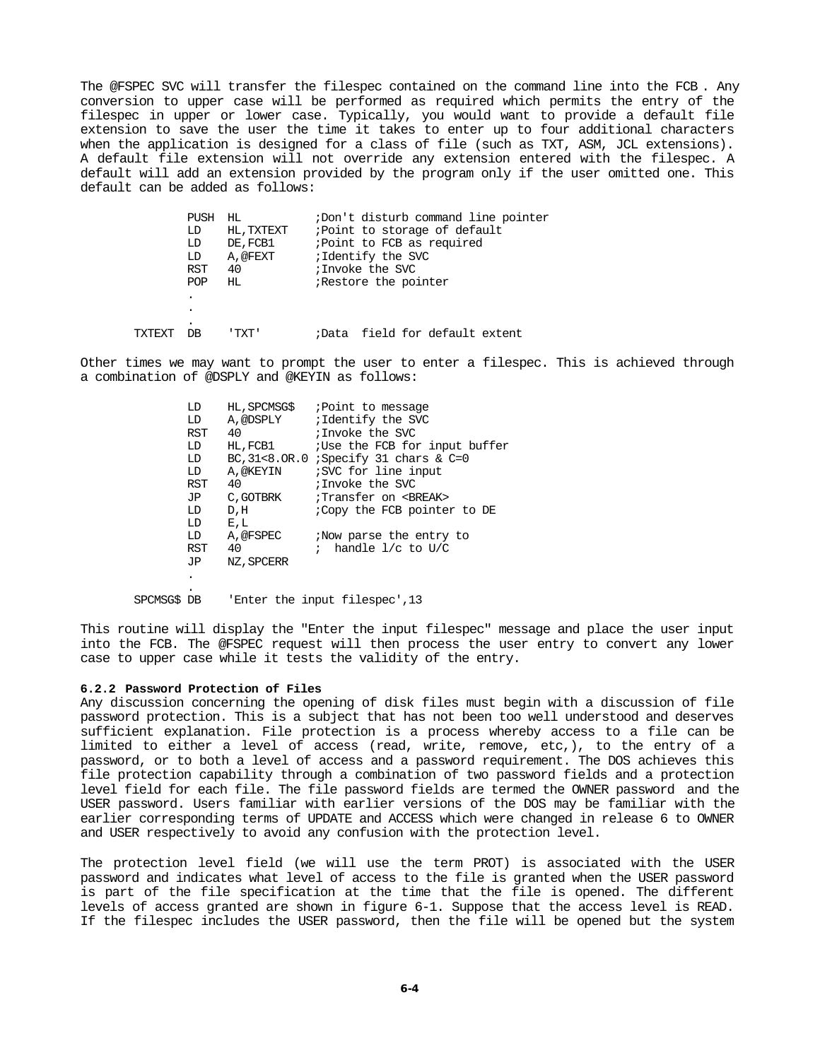The @FSPEC SVC will transfer the filespec contained on the command line into the FCB . Any conversion to upper case will be performed as required which permits the entry of the filespec in upper or lower case. Typically, you would want to provide a default file extension to save the user the time it takes to enter up to four additional characters when the application is designed for a class of file (such as TXT, ASM, JCL extensions). A default file extension will not override any extension entered with the filespec. A default will add an extension provided by the program only if the user omitted one. This default can be added as follows:

```
        PUSH  HL            ;Don't disturb command line pointer
        LD    HL,TXTEXT     ;Point to storage of default
        LD    DE,FCB1       ;Point to FCB as required
        LD    A,@FEXT       ;Identify the SVC
        RST   40            ;Invoke the SVC
        POP   HL            ;Restore the pointer
        .
        .
        .
TXTEXT  DB    'TXT'         ;Data  field for default extent
```

Other times we may want to prompt the user to enter a filespec. This is achieved through a combination of @DSPLY and @KEYIN as follows:

```
        LD    HL,SPCMSG$    ;Point to message
        LD    A,@DSPLY      ;Identify the SVC
        RST   40            ;Invoke the SVC
        LD    HL,FCB1       ;Use the FCB for input buffer
        LD    BC,31<8.OR.0  ;Specify 31 chars & C=0
        LD    A,@KEYIN      ;SVC for line input
        RST   40            ;Invoke the SVC
        JP    C,GOTBRK      ;Transfer on <BREAK>
        LD    D,H           ;Copy the FCB pointer to DE
        LD    E,L
        LD    A,@FSPEC      ;Now parse the entry to
        RST   40            ;  handle l/c to U/C
        JP    NZ,SPCERR
        .
        .
SPCMSG$ DB    'Enter the input filespec',13
```

This routine will display the "Enter the input filespec" message and place the user input into the FCB. The @FSPEC request will then process the user entry to convert any lower case to upper case while it tests the validity of the entry.

#### 6.2.2 Password Protection of Files

Any discussion concerning the opening of disk files must begin with a discussion of file password protection. This is a subject that has not been too well understood and deserves sufficient explanation. File protection is a process whereby access to a file can be limited to either a level of access (read, write, remove, etc,), to the entry of a password, or to both a level of access and a password requirement. The DOS achieves this file protection capability through a combination of two password fields and a protection level field for each file. The file password fields are termed the OWNER password and the USER password. Users familiar with earlier versions of the DOS may be familiar with the earlier corresponding terms of UPDATE and ACCESS which were changed in release 6 to OWNER and USER respectively to avoid any confusion with the protection level.

The protection level field (we will use the term PROT) is associated with the USER password and indicates what level of access to the file is granted when the USER password is part of the file specification at the time that the file is opened. The different levels of access granted are shown in figure 6-1. Suppose that the access level is READ. If the filespec includes the USER password, then the file will be opened but the system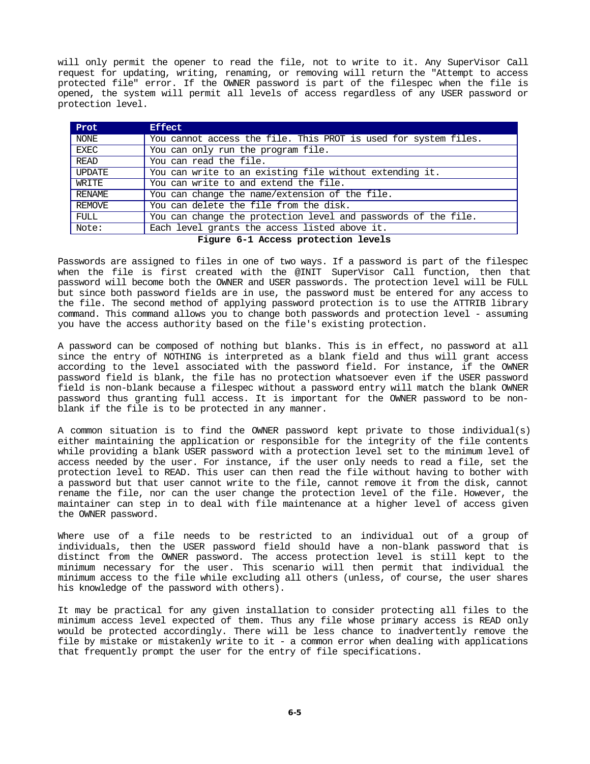will only permit the opener to read the file, not to write to it. Any SuperVisor Call request for updating, writing, renaming, or removing will return the "Attempt to access protected file" error. If the OWNER password is part of the filespec when the file is opened, the system will permit all levels of access regardless of any USER password or protection level.

| Prot | Effect |
|---|---|
| NONE | You cannot access the file. This PROT is used for system files. |
| EXEC | You can only run the program file. |
| READ | You can read the file. |
| UPDATE | You can write to an existing file without extending it. |
| WRITE | You can write to and extend the file. |
| RENAME | You can change the name/extension of the file. |
| REMOVE | You can delete the file from the disk. |
| FULL | You can change the protection level and passwords of the file. |
| Note: | Each level grants the access listed above it. |

**Figure 6-1 Access protection levels**

Passwords are assigned to files in one of two ways. If a password is part of the filespec when the file is first created with the @INIT SuperVisor Call function, then that password will become both the OWNER and USER passwords. The protection level will be FULL but since both password fields are in use, the password must be entered for any access to the file. The second method of applying password protection is to use the ATTRIB library command. This command allows you to change both passwords and protection level - assuming you have the access authority based on the file's existing protection.

A password can be composed of nothing but blanks. This is in effect, no password at all since the entry of NOTHING is interpreted as a blank field and thus will grant access according to the level associated with the password field. For instance, if the OWNER password field is blank, the file has no protection whatsoever even if the USER password field is non-blank because a filespec without a password entry will match the blank OWNER password thus granting full access. It is important for the OWNER password to be non-blank if the file is to be protected in any manner.

A common situation is to find the OWNER password kept private to those individual(s) either maintaining the application or responsible for the integrity of the file contents while providing a blank USER password with a protection level set to the minimum level of access needed by the user. For instance, if the user only needs to read a file, set the protection level to READ. This user can then read the file without having to bother with a password but that user cannot write to the file, cannot remove it from the disk, cannot rename the file, nor can the user change the protection level of the file. However, the maintainer can step in to deal with file maintenance at a higher level of access given the OWNER password.

Where use of a file needs to be restricted to an individual out of a group of individuals, then the USER password field should have a non-blank password that is distinct from the OWNER password. The access protection level is still kept to the minimum necessary for the user. This scenario will then permit that individual the minimum access to the file while excluding all others (unless, of course, the user shares his knowledge of the password with others).

It may be practical for any given installation to consider protecting all files to the minimum access level expected of them. Thus any file whose primary access is READ only would be protected accordingly. There will be less chance to inadvertently remove the file by mistake or mistakenly write to it - a common error when dealing with applications that frequently prompt the user for the entry of file specifications.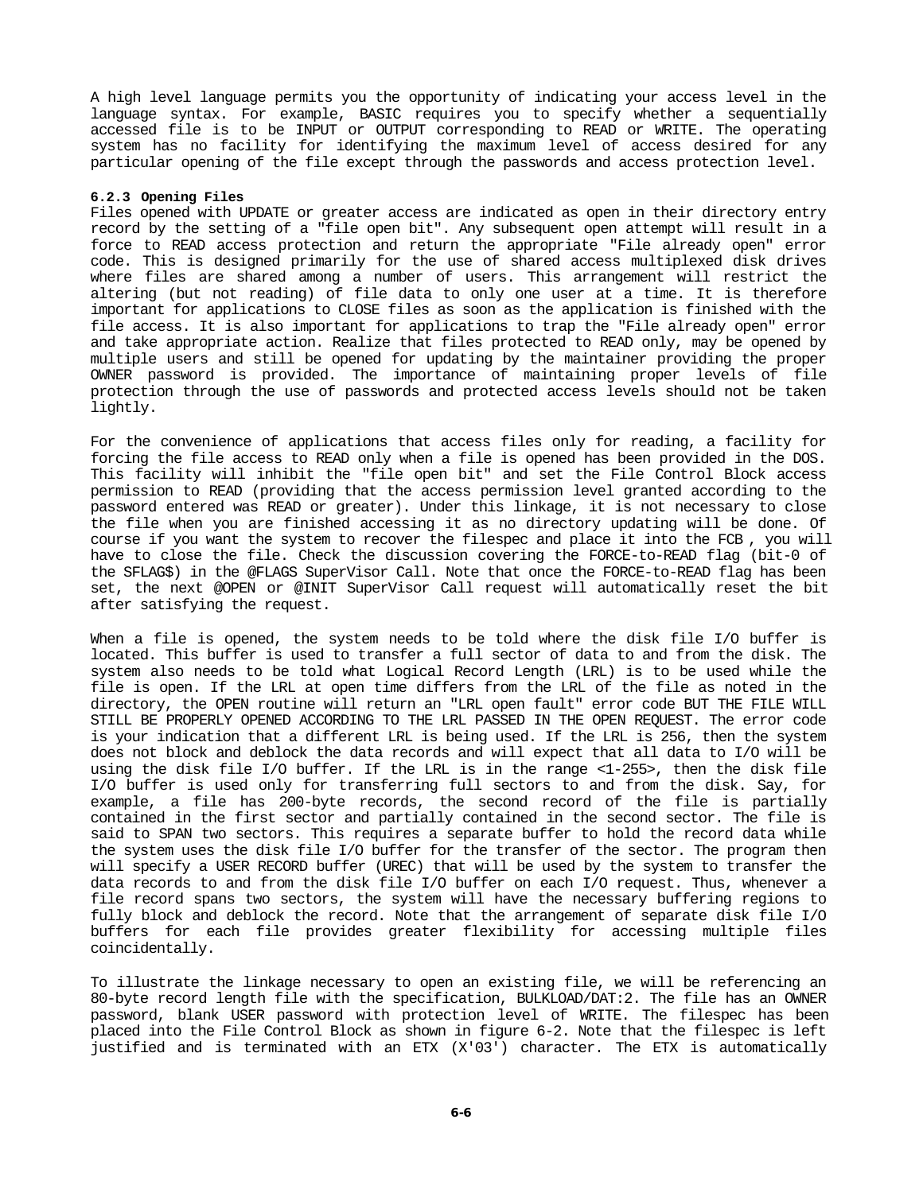A high level language permits you the opportunity of indicating your access level in the language syntax. For example, BASIC requires you to specify whether a sequentially accessed file is to be INPUT or OUTPUT corresponding to READ or WRITE. The operating system has no facility for identifying the maximum level of access desired for any particular opening of the file except through the passwords and access protection level.

### 6.2.3 Opening Files

Files opened with UPDATE or greater access are indicated as open in their directory entry record by the setting of a "file open bit". Any subsequent open attempt will result in a force to READ access protection and return the appropriate "File already open" error code. This is designed primarily for the use of shared access multiplexed disk drives where files are shared among a number of users. This arrangement will restrict the altering (but not reading) of file data to only one user at a time. It is therefore important for applications to CLOSE files as soon as the application is finished with the file access. It is also important for applications to trap the "File already open" error and take appropriate action. Realize that files protected to READ only, may be opened by multiple users and still be opened for updating by the maintainer providing the proper OWNER password is provided. The importance of maintaining proper levels of file protection through the use of passwords and protected access levels should not be taken lightly.

For the convenience of applications that access files only for reading, a facility for forcing the file access to READ only when a file is opened has been provided in the DOS. This facility will inhibit the "file open bit" and set the File Control Block access permission to READ (providing that the access permission level granted according to the password entered was READ or greater). Under this linkage, it is not necessary to close the file when you are finished accessing it as no directory updating will be done. Of course if you want the system to recover the filespec and place it into the FCB , you will have to close the file. Check the discussion covering the FORCE-to-READ flag (bit-0 of the SFLAG$) in the @FLAGS SuperVisor Call. Note that once the FORCE-to-READ flag has been set, the next @OPEN or @INIT SuperVisor Call request will automatically reset the bit after satisfying the request.

When a file is opened, the system needs to be told where the disk file I/O buffer is located. This buffer is used to transfer a full sector of data to and from the disk. The system also needs to be told what Logical Record Length (LRL) is to be used while the file is open. If the LRL at open time differs from the LRL of the file as noted in the directory, the OPEN routine will return an "LRL open fault" error code BUT THE FILE WILL STILL BE PROPERLY OPENED ACCORDING TO THE LRL PASSED IN THE OPEN REQUEST. The error code is your indication that a different LRL is being used. If the LRL is 256, then the system does not block and deblock the data records and will expect that all data to I/O will be using the disk file I/O buffer. If the LRL is in the range <1-255>, then the disk file I/O buffer is used only for transferring full sectors to and from the disk. Say, for example, a file has 200-byte records, the second record of the file is partially contained in the first sector and partially contained in the second sector. The file is said to SPAN two sectors. This requires a separate buffer to hold the record data while the system uses the disk file I/O buffer for the transfer of the sector. The program then will specify a USER RECORD buffer (UREC) that will be used by the system to transfer the data records to and from the disk file I/O buffer on each I/O request. Thus, whenever a file record spans two sectors, the system will have the necessary buffering regions to fully block and deblock the record. Note that the arrangement of separate disk file I/O buffers for each file provides greater flexibility for accessing multiple files coincidentally.

To illustrate the linkage necessary to open an existing file, we will be referencing an 80-byte record length file with the specification, BULKLOAD/DAT:2. The file has an OWNER password, blank USER password with protection level of WRITE. The filespec has been placed into the File Control Block as shown in figure 6-2. Note that the filespec is left justified and is terminated with an ETX (X'03') character. The ETX is automatically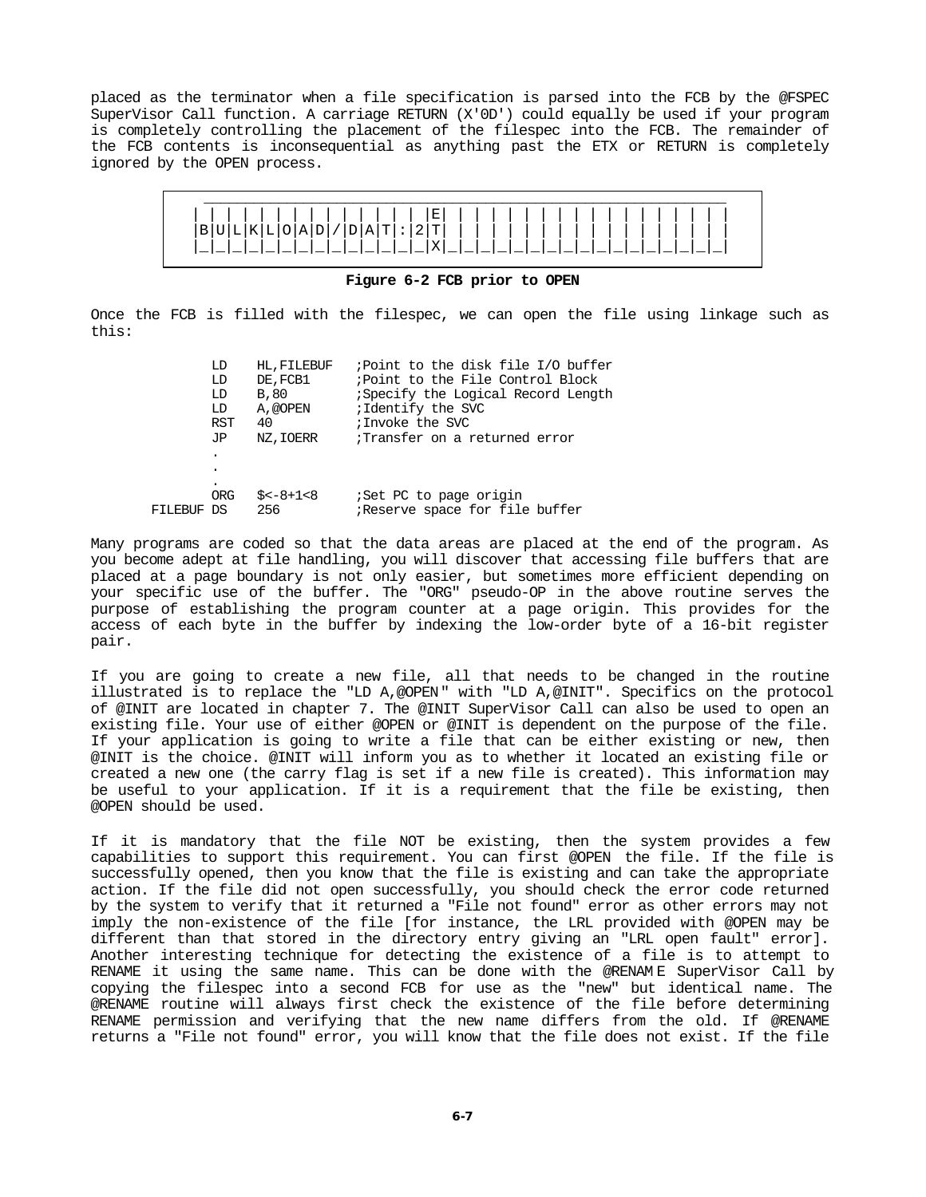placed as the terminator when a file specification is parsed into the FCB by the @FSPEC SuperVisor Call function. A carriage RETURN (X'0D') could equally be used if your program is completely controlling the placement of the filespec into the FCB. The remainder of the FCB contents is inconsequential as anything past the ETX or RETURN is completely ignored by the OPEN process.

```
 _____________________________________________________________
| | | | | | | | | | | | | | |E| | | | | | | | | | | | | | | | | |
|B|U|L|K|L|O|A|D|/|D|A|T|:|2|T| | | | | | | | | | | | | | | | | |
|_|_|_|_|_|_|_|_|_|_|_|_|_|_|X|_|_|_|_|_|_|_|_|_|_|_|_|_|_|_|_|_|
```

**Figure 6-2 FCB prior to OPEN**

Once the FCB is filled with the filespec, we can open the file using linkage such as this:

```
          LD    HL,FILEBUF   ;Point to the disk file I/O buffer
          LD    DE,FCB1      ;Point to the File Control Block
          LD    B,80         ;Specify the Logical Record Length
          LD    A,@OPEN      ;Identify the SVC
          RST   40           ;Invoke the SVC
          JP    NZ,IOERR     ;Transfer on a returned error
          .
          .
          .
          ORG   $<-8+1<8     ;Set PC to page origin
FILEBUF   DS    256          ;Reserve space for file buffer
```

Many programs are coded so that the data areas are placed at the end of the program. As you become adept at file handling, you will discover that accessing file buffers that are placed at a page boundary is not only easier, but sometimes more efficient depending on your specific use of the buffer. The "ORG" pseudo-OP in the above routine serves the purpose of establishing the program counter at a page origin. This provides for the access of each byte in the buffer by indexing the low-order byte of a 16-bit register pair.

If you are going to create a new file, all that needs to be changed in the routine illustrated is to replace the "LD A,@OPEN" with "LD A,@INIT". Specifics on the protocol of @INIT are located in chapter 7. The @INIT SuperVisor Call can also be used to open an existing file. Your use of either @OPEN or @INIT is dependent on the purpose of the file. If your application is going to write a file that can be either existing or new, then @INIT is the choice. @INIT will inform you as to whether it located an existing file or created a new one (the carry flag is set if a new file is created). This information may be useful to your application. If it is a requirement that the file be existing, then @OPEN should be used.

If it is mandatory that the file NOT be existing, then the system provides a few capabilities to support this requirement. You can first @OPEN the file. If the file is successfully opened, then you know that the file is existing and can take the appropriate action. If the file did not open successfully, you should check the error code returned by the system to verify that it returned a "File not found" error as other errors may not imply the non-existence of the file [for instance, the LRL provided with @OPEN may be different than that stored in the directory entry giving an "LRL open fault" error]. Another interesting technique for detecting the existence of a file is to attempt to RENAME it using the same name. This can be done with the @RENAME SuperVisor Call by copying the filespec into a second FCB for use as the "new" but identical name. The @RENAME routine will always first check the existence of the file before determining RENAME permission and verifying that the new name differs from the old. If @RENAME returns a "File not found" error, you will know that the file does not exist. If the file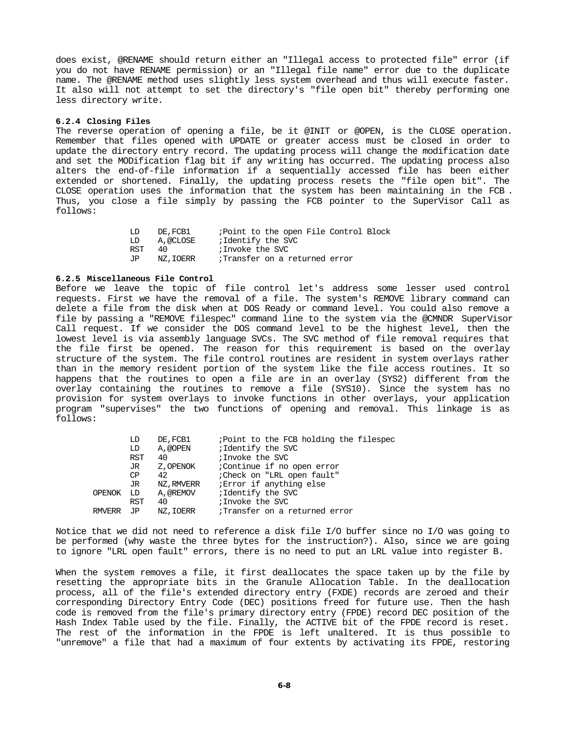does exist, @RENAME should return either an "Illegal access to protected file" error (if you do not have RENAME permission) or an "Illegal file name" error due to the duplicate name. The @RENAME method uses slightly less system overhead and thus will execute faster. It also will not attempt to set the directory's "file open bit" thereby performing one less directory write.

### 6.2.4 Closing Files

The reverse operation of opening a file, be it @INIT or @OPEN, is the CLOSE operation. Remember that files opened with UPDATE or greater access must be closed in order to update the directory entry record. The updating process will change the modification date and set the MODification flag bit if any writing has occurred. The updating process also alters the end-of-file information if a sequentially accessed file has been either extended or shortened. Finally, the updating process resets the "file open bit". The CLOSE operation uses the information that the system has been maintaining in the FCB . Thus, you close a file simply by passing the FCB pointer to the SuperVisor Call as follows:

```
        LD    DE,FCB1      ;Point to the open File Control Block
        LD    A,@CLOSE     ;Identify the SVC
        RST   40           ;Invoke the SVC
        JP    NZ,IOERR     ;Transfer on a returned error
```

### 6.2.5 Miscellaneous File Control

Before we leave the topic of file control let's address some lesser used control requests. First we have the removal of a file. The system's REMOVE library command can delete a file from the disk when at DOS Ready or command level. You could also remove a file by passing a "REMOVE filespec" command line to the system via the @CMNDR SuperVisor Call request. If we consider the DOS command level to be the highest level, then the lowest level is via assembly language SVCs. The SVC method of file removal requires that the file first be opened. The reason for this requirement is based on the overlay structure of the system. The file control routines are resident in system overlays rather than in the memory resident portion of the system like the file access routines. It so happens that the routines to open a file are in an overlay (SYS2) different from the overlay containing the routines to remove a file (SYS10). Since the system has no provision for system overlays to invoke functions in other overlays, your application program "supervises" the two functions of opening and removal. This linkage is as follows:

```
        LD    DE,FCB1      ;Point to the FCB holding the filespec
        LD    A,@OPEN      ;Identify the SVC
        RST   40           ;Invoke the SVC
        JR    Z,OPENOK     ;Continue if no open error
        CP    42           ;Check on "LRL open fault"
        JR    NZ,RMVERR    ;Error if anything else
OPENOK  LD    A,@REMOV     ;Identify the SVC
        RST   40           ;Invoke the SVC
RMVERR  JP    NZ,IOERR     ;Transfer on a returned error
```

Notice that we did not need to reference a disk file I/O buffer since no I/O was going to be performed (why waste the three bytes for the instruction?). Also, since we are going to ignore "LRL open fault" errors, there is no need to put an LRL value into register B.

When the system removes a file, it first deallocates the space taken up by the file by resetting the appropriate bits in the Granule Allocation Table. In the deallocation process, all of the file's extended directory entry (FXDE) records are zeroed and their corresponding Directory Entry Code (DEC) positions freed for future use. Then the hash code is removed from the file's primary directory entry (FPDE) record DEC position of the Hash Index Table used by the file. Finally, the ACTIVE bit of the FPDE record is reset. The rest of the information in the FPDE is left unaltered. It is thus possible to "unremove" a file that had a maximum of four extents by activating its FPDE, restoring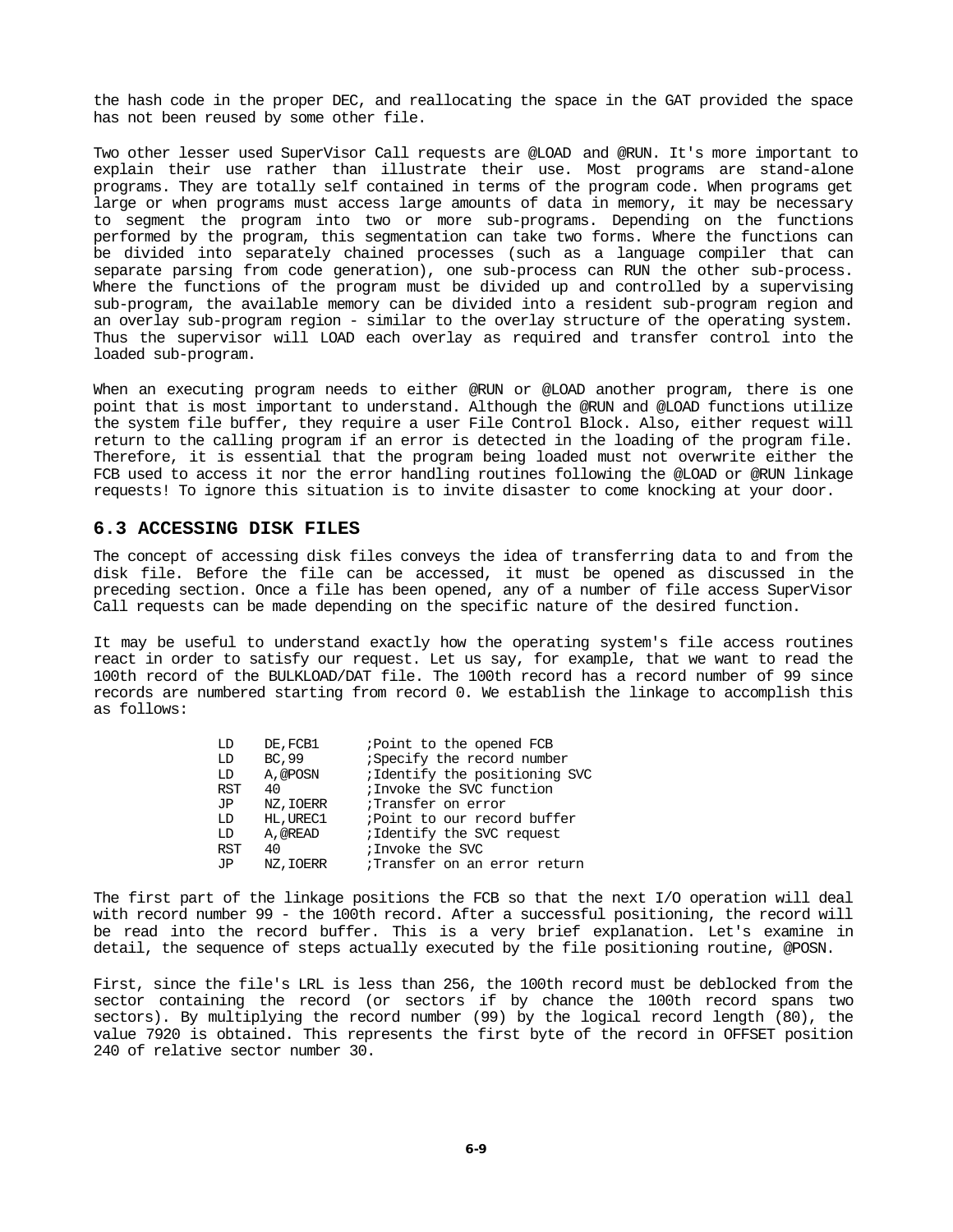the hash code in the proper DEC, and reallocating the space in the GAT provided the space has not been reused by some other file.

Two other lesser used SuperVisor Call requests are @LOAD and @RUN. It's more important to explain their use rather than illustrate their use. Most programs are stand-alone programs. They are totally self contained in terms of the program code. When programs get large or when programs must access large amounts of data in memory, it may be necessary to segment the program into two or more sub-programs. Depending on the functions performed by the program, this segmentation can take two forms. Where the functions can be divided into separately chained processes (such as a language compiler that can separate parsing from code generation), one sub-process can RUN the other sub-process. Where the functions of the program must be divided up and controlled by a supervising sub-program, the available memory can be divided into a resident sub-program region and an overlay sub-program region - similar to the overlay structure of the operating system. Thus the supervisor will LOAD each overlay as required and transfer control into the loaded sub-program.

When an executing program needs to either @RUN or @LOAD another program, there is one point that is most important to understand. Although the @RUN and @LOAD functions utilize the system file buffer, they require a user File Control Block. Also, either request will return to the calling program if an error is detected in the loading of the program file. Therefore, it is essential that the program being loaded must not overwrite either the FCB used to access it nor the error handling routines following the @LOAD or @RUN linkage requests! To ignore this situation is to invite disaster to come knocking at your door.

## 6.3 ACCESSING DISK FILES

The concept of accessing disk files conveys the idea of transferring data to and from the disk file. Before the file can be accessed, it must be opened as discussed in the preceding section. Once a file has been opened, any of a number of file access SuperVisor Call requests can be made depending on the specific nature of the desired function.

It may be useful to understand exactly how the operating system's file access routines react in order to satisfy our request. Let us say, for example, that we want to read the 100th record of the BULKLOAD/DAT file. The 100th record has a record number of 99 since records are numbered starting from record 0. We establish the linkage to accomplish this as follows:

```
LD      DE,FCB1     ;Point to the opened FCB
LD      BC,99       ;Specify the record number
LD      A,@POSN     ;Identify the positioning SVC
RST     40          ;Invoke the SVC function
JP      NZ,IOERR    ;Transfer on error
LD      HL,UREC1    ;Point to our record buffer
LD      A,@READ     ;Identify the SVC request
RST     40          ;Invoke the SVC
JP      NZ,IOERR    ;Transfer on an error return
```

The first part of the linkage positions the FCB so that the next I/O operation will deal with record number 99 - the 100th record. After a successful positioning, the record will be read into the record buffer. This is a very brief explanation. Let's examine in detail, the sequence of steps actually executed by the file positioning routine, @POSN.

First, since the file's LRL is less than 256, the 100th record must be deblocked from the sector containing the record (or sectors if by chance the 100th record spans two sectors). By multiplying the record number (99) by the logical record length (80), the value 7920 is obtained. This represents the first byte of the record in OFFSET position 240 of relative sector number 30.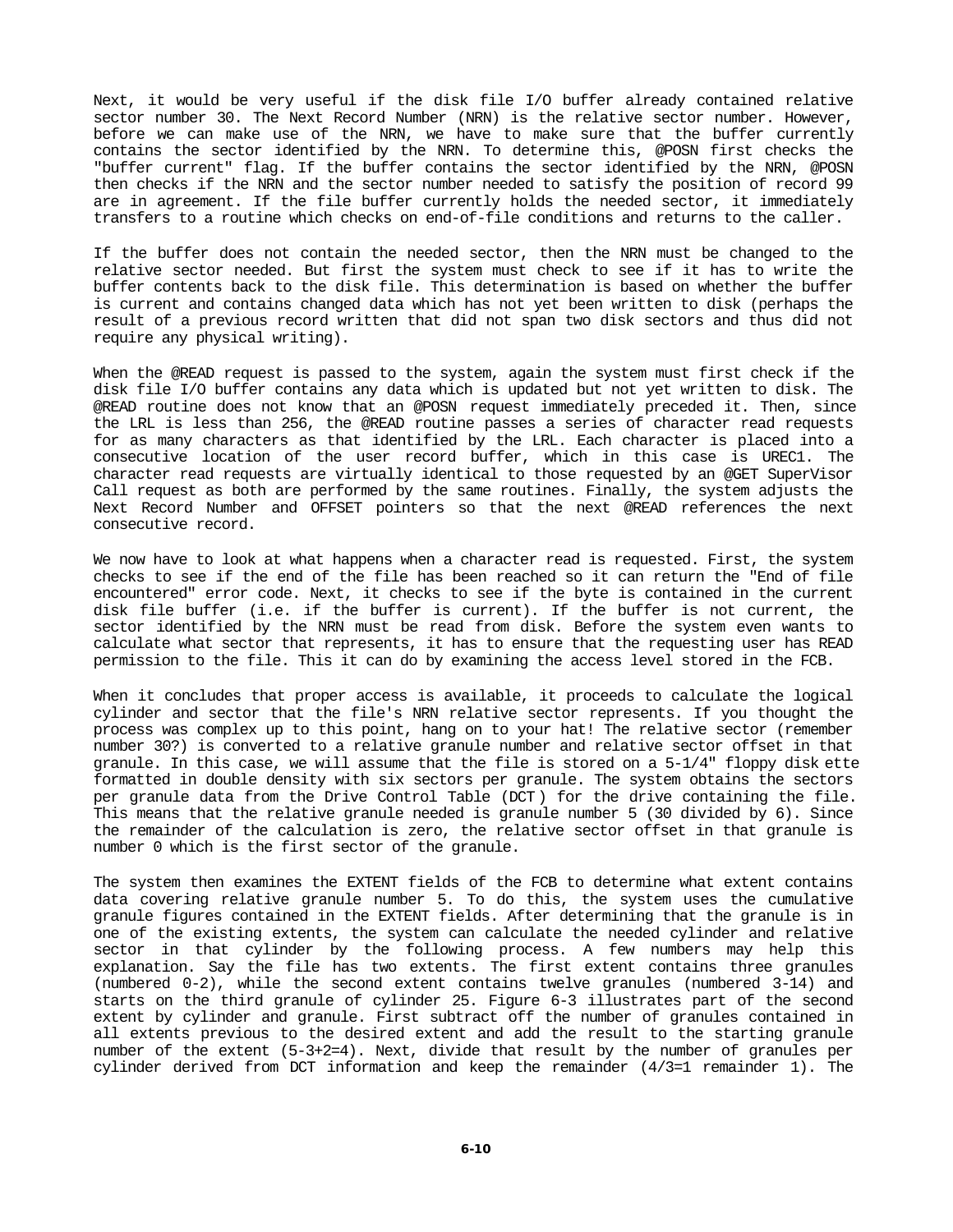Next, it would be very useful if the disk file I/O buffer already contained relative sector number 30. The Next Record Number (NRN) is the relative sector number. However, before we can make use of the NRN, we have to make sure that the buffer currently contains the sector identified by the NRN. To determine this, @POSN first checks the "buffer current" flag. If the buffer contains the sector identified by the NRN, @POSN then checks if the NRN and the sector number needed to satisfy the position of record 99 are in agreement. If the file buffer currently holds the needed sector, it immediately transfers to a routine which checks on end-of-file conditions and returns to the caller.

If the buffer does not contain the needed sector, then the NRN must be changed to the relative sector needed. But first the system must check to see if it has to write the buffer contents back to the disk file. This determination is based on whether the buffer is current and contains changed data which has not yet been written to disk (perhaps the result of a previous record written that did not span two disk sectors and thus did not require any physical writing).

When the @READ request is passed to the system, again the system must first check if the disk file I/O buffer contains any data which is updated but not yet written to disk. The @READ routine does not know that an @POSN request immediately preceded it. Then, since the LRL is less than 256, the @READ routine passes a series of character read requests for as many characters as that identified by the LRL. Each character is placed into a consecutive location of the user record buffer, which in this case is UREC1. The character read requests are virtually identical to those requested by an @GET SuperVisor Call request as both are performed by the same routines. Finally, the system adjusts the Next Record Number and OFFSET pointers so that the next @READ references the next consecutive record.

We now have to look at what happens when a character read is requested. First, the system checks to see if the end of the file has been reached so it can return the "End of file encountered" error code. Next, it checks to see if the byte is contained in the current disk file buffer (i.e. if the buffer is current). If the buffer is not current, the sector identified by the NRN must be read from disk. Before the system even wants to calculate what sector that represents, it has to ensure that the requesting user has READ permission to the file. This it can do by examining the access level stored in the FCB.

When it concludes that proper access is available, it proceeds to calculate the logical cylinder and sector that the file's NRN relative sector represents. If you thought the process was complex up to this point, hang on to your hat! The relative sector (remember number 30?) is converted to a relative granule number and relative sector offset in that granule. In this case, we will assume that the file is stored on a 5-1/4" floppy diskette formatted in double density with six sectors per granule. The system obtains the sectors per granule data from the Drive Control Table (DCT) for the drive containing the file. This means that the relative granule needed is granule number 5 (30 divided by 6). Since the remainder of the calculation is zero, the relative sector offset in that granule is number 0 which is the first sector of the granule.

The system then examines the EXTENT fields of the FCB to determine what extent contains data covering relative granule number 5. To do this, the system uses the cumulative granule figures contained in the EXTENT fields. After determining that the granule is in one of the existing extents, the system can calculate the needed cylinder and relative sector in that cylinder by the following process. A few numbers may help this explanation. Say the file has two extents. The first extent contains three granules (numbered 0-2), while the second extent contains twelve granules (numbered 3-14) and starts on the third granule of cylinder 25. Figure 6-3 illustrates part of the second extent by cylinder and granule. First subtract off the number of granules contained in all extents previous to the desired extent and add the result to the starting granule number of the extent (5-3+2=4). Next, divide that result by the number of granules per cylinder derived from DCT information and keep the remainder (4/3=1 remainder 1). The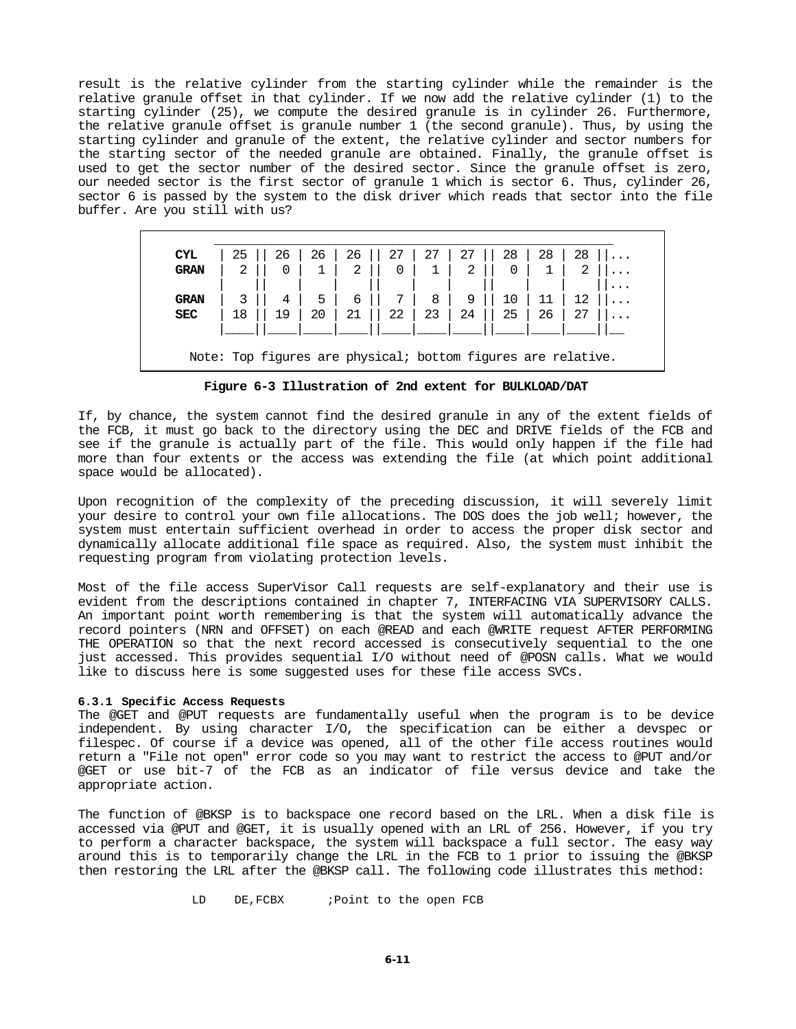result is the relative cylinder from the starting cylinder while the remainder is the relative granule offset in that cylinder. If we now add the relative cylinder (1) to the starting cylinder (25), we compute the desired granule is in cylinder 26. Furthermore, the relative granule offset is granule number 1 (the second granule). Thus, by using the starting cylinder and granule of the extent, the relative cylinder and sector numbers for the starting sector of the needed granule are obtained. Finally, the granule offset is used to get the sector number of the desired sector. Since the granule offset is zero, our needed sector is the first sector of granule 1 which is sector 6. Thus, cylinder 26, sector 6 is passed by the system to the disk driver which reads that sector into the file buffer. Are you still with us?

| **CYL** | 25 | 26 | 26 | 26 | 27 | 27 | 27 | 28 | 28 | 28 | ... |
|---|---|---|---|---|---|---|---|---|---|---|---|
| **GRAN** | 2 | 0 | 1 | 2 | 0 | 1 | 2 | 0 | 1 | 2 | ... |
| | | | | | | | | | | | ... |
| **GRAN** | 3 | 4 | 5 | 6 | 7 | 8 | 9 | 10 | 11 | 12 | ... |
| **SEC** | 18 | 19 | 20 | 21 | 22 | 23 | 24 | 25 | 26 | 27 | ... |

Note: Top figures are physical; bottom figures are relative.

**Figure 6-3 Illustration of 2nd extent for BULKLOAD/DAT**

If, by chance, the system cannot find the desired granule in any of the extent fields of the FCB, it must go back to the directory using the DEC and DRIVE fields of the FCB and see if the granule is actually part of the file. This would only happen if the file had more than four extents or the access was extending the file (at which point additional space would be allocated).

Upon recognition of the complexity of the preceding discussion, it will severely limit your desire to control your own file allocations. The DOS does the job well; however, the system must entertain sufficient overhead in order to access the proper disk sector and dynamically allocate additional file space as required. Also, the system must inhibit the requesting program from violating protection levels.

Most of the file access SuperVisor Call requests are self-explanatory and their use is evident from the descriptions contained in chapter 7, INTERFACING VIA SUPERVISORY CALLS. An important point worth remembering is that the system will automatically advance the record pointers (NRN and OFFSET) on each @READ and each @WRITE request AFTER PERFORMING THE OPERATION so that the next record accessed is consecutively sequential to the one just accessed. This provides sequential I/O without need of @POSN calls. What we would like to discuss here is some suggested uses for these file access SVCs.

### 6.3.1 Specific Access Requests

The @GET and @PUT requests are fundamentally useful when the program is to be device independent. By using character I/O, the specification can be either a devspec or filespec. Of course if a device was opened, all of the other file access routines would return a "File not open" error code so you may want to restrict the access to @PUT and/or @GET or use bit-7 of the FCB as an indicator of file versus device and take the appropriate action.

The function of @BKSP is to backspace one record based on the LRL. When a disk file is accessed via @PUT and @GET, it is usually opened with an LRL of 256. However, if you try to perform a character backspace, the system will backspace a full sector. The easy way around this is to temporarily change the LRL in the FCB to 1 prior to issuing the @BKSP then restoring the LRL after the @BKSP call. The following code illustrates this method:

```
        LD    DE,FCBX      ;Point to the open FCB
```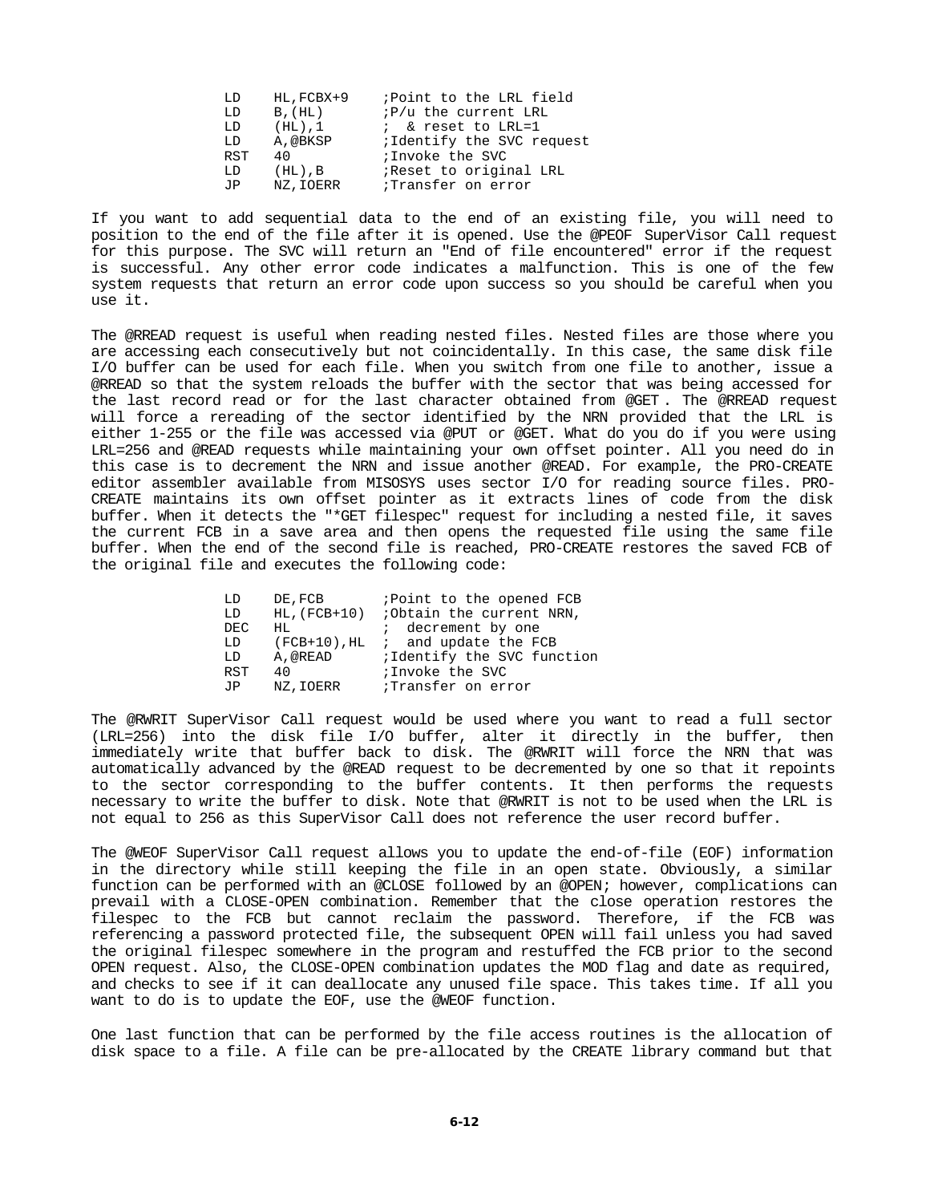```
LD      HL,FCBX+9       ;Point to the LRL field
LD      B,(HL)          ;P/u the current LRL
LD      (HL),1          ; & reset to LRL=1
LD      A,@BKSP         ;Identify the SVC request
RST     40              ;Invoke the SVC
LD      (HL),B          ;Reset to original LRL
JP      NZ,IOERR        ;Transfer on error
```

If you want to add sequential data to the end of an existing file, you will need to position to the end of the file after it is opened. Use the @PEOF SuperVisor Call request for this purpose. The SVC will return an "End of file encountered" error if the request is successful. Any other error code indicates a malfunction. This is one of the few system requests that return an error code upon success so you should be careful when you use it.

The @RREAD request is useful when reading nested files. Nested files are those where you are accessing each consecutively but not coincidentally. In this case, the same disk file I/O buffer can be used for each file. When you switch from one file to another, issue a @RREAD so that the system reloads the buffer with the sector that was being accessed for the last record read or for the last character obtained from @GET. The @RREAD request will force a rereading of the sector identified by the NRN provided that the LRL is either 1-255 or the file was accessed via @PUT or @GET. What do you do if you were using LRL=256 and @READ requests while maintaining your own offset pointer. All you need do in this case is to decrement the NRN and issue another @READ. For example, the PRO-CREATE editor assembler available from MISOSYS uses sector I/O for reading source files. PRO-CREATE maintains its own offset pointer as it extracts lines of code from the disk buffer. When it detects the "*GET filespec" request for including a nested file, it saves the current FCB in a save area and then opens the requested file using the same file buffer. When the end of the second file is reached, PRO-CREATE restores the saved FCB of the original file and executes the following code:

```
LD      DE,FCB          ;Point to the opened FCB
LD      HL,(FCB+10)     ;Obtain the current NRN,
DEC     HL              ; decrement by one
LD      (FCB+10),HL     ; and update the FCB
LD      A,@READ         ;Identify the SVC function
RST     40              ;Invoke the SVC
JP      NZ,IOERR        ;Transfer on error
```

The @RWRIT SuperVisor Call request would be used where you want to read a full sector (LRL=256) into the disk file I/O buffer, alter it directly in the buffer, then immediately write that buffer back to disk. The @RWRIT will force the NRN that was automatically advanced by the @READ request to be decremented by one so that it repoints to the sector corresponding to the buffer contents. It then performs the requests necessary to write the buffer to disk. Note that @RWRIT is not to be used when the LRL is not equal to 256 as this SuperVisor Call does not reference the user record buffer.

The @WEOF SuperVisor Call request allows you to update the end-of-file (EOF) information in the directory while still keeping the file in an open state. Obviously, a similar function can be performed with an @CLOSE followed by an @OPEN; however, complications can prevail with a CLOSE-OPEN combination. Remember that the close operation restores the filespec to the FCB but cannot reclaim the password. Therefore, if the FCB was referencing a password protected file, the subsequent OPEN will fail unless you had saved the original filespec somewhere in the program and restuffed the FCB prior to the second OPEN request. Also, the CLOSE-OPEN combination updates the MOD flag and date as required, and checks to see if it can deallocate any unused file space. This takes time. If all you want to do is to update the EOF, use the @WEOF function.

One last function that can be performed by the file access routines is the allocation of disk space to a file. A file can be pre-allocated by the CREATE library command but that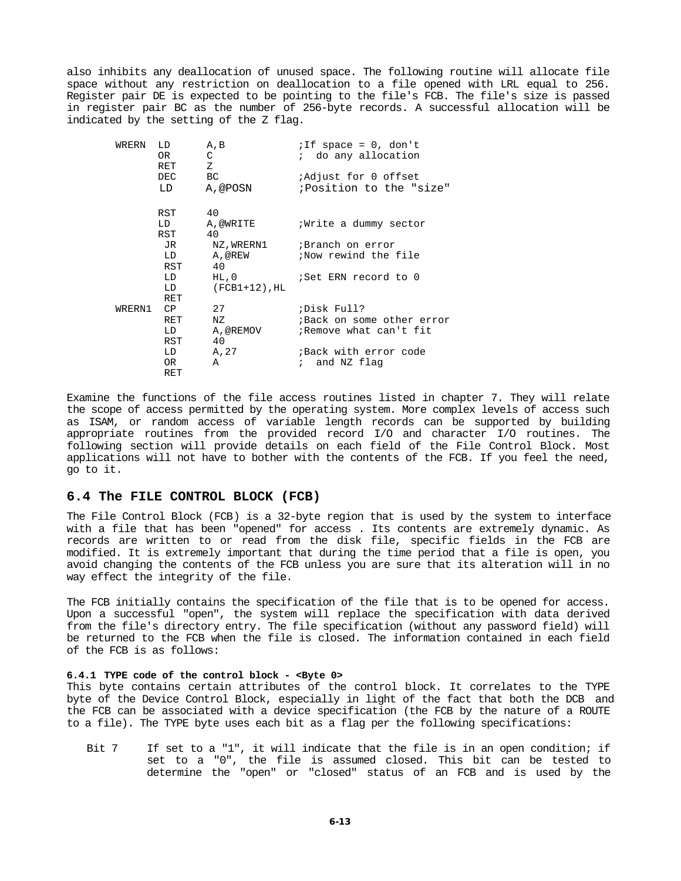also inhibits any deallocation of unused space. The following routine will allocate file space without any restriction on deallocation to a file opened with LRL equal to 256. Register pair DE is expected to be pointing to the file's FCB. The file's size is passed in register pair BC as the number of 256-byte records. A successful allocation will be indicated by the setting of the Z flag.

```
WRERN   LD      A,B             ;If space = 0, don't
        OR      C               ;  do any allocation
        RET     Z
        DEC     BC              ;Adjust for 0 offset
        LD      A,@POSN         ;Position to the "size"

        RST     40
        LD      A,@WRITE        ;Write a dummy sector
        RST     40
        JR      NZ,WRERN1       ;Branch on error
        LD      A,@REW          ;Now rewind the file
        RST     40
        LD      HL,0            ;Set ERN record to 0
        LD      (FCB1+12),HL
        RET
WRERN1  CP      27              ;Disk Full?
        RET     NZ              ;Back on some other error
        LD      A,@REMOV        ;Remove what can't fit
        RST     40
        LD      A,27            ;Back with error code
        OR      A               ;  and NZ flag
        RET
```

Examine the functions of the file access routines listed in chapter 7. They will relate the scope of access permitted by the operating system. More complex levels of access such as ISAM, or random access of variable length records can be supported by building appropriate routines from the provided record I/O and character I/O routines. The following section will provide details on each field of the File Control Block. Most applications will not have to bother with the contents of the FCB. If you feel the need, go to it.

## 6.4 The FILE CONTROL BLOCK (FCB)

The File Control Block (FCB) is a 32-byte region that is used by the system to interface with a file that has been "opened" for access . Its contents are extremely dynamic. As records are written to or read from the disk file, specific fields in the FCB are modified. It is extremely important that during the time period that a file is open, you avoid changing the contents of the FCB unless you are sure that its alteration will in no way effect the integrity of the file.

The FCB initially contains the specification of the file that is to be opened for access. Upon a successful "open", the system will replace the specification with data derived from the file's directory entry. The file specification (without any password field) will be returned to the FCB when the file is closed. The information contained in each field of the FCB is as follows:

#### 6.4.1 TYPE code of the control block - <Byte 0>

This byte contains certain attributes of the control block. It correlates to the TYPE byte of the Device Control Block, especially in light of the fact that both the DCB and the FCB can be associated with a device specification (the FCB by the nature of a ROUTE to a file). The TYPE byte uses each bit as a flag per the following specifications:

Bit 7 If set to a "1", it will indicate that the file is in an open condition; if set to a "0", the file is assumed closed. This bit can be tested to determine the "open" or "closed" status of an FCB and is used by the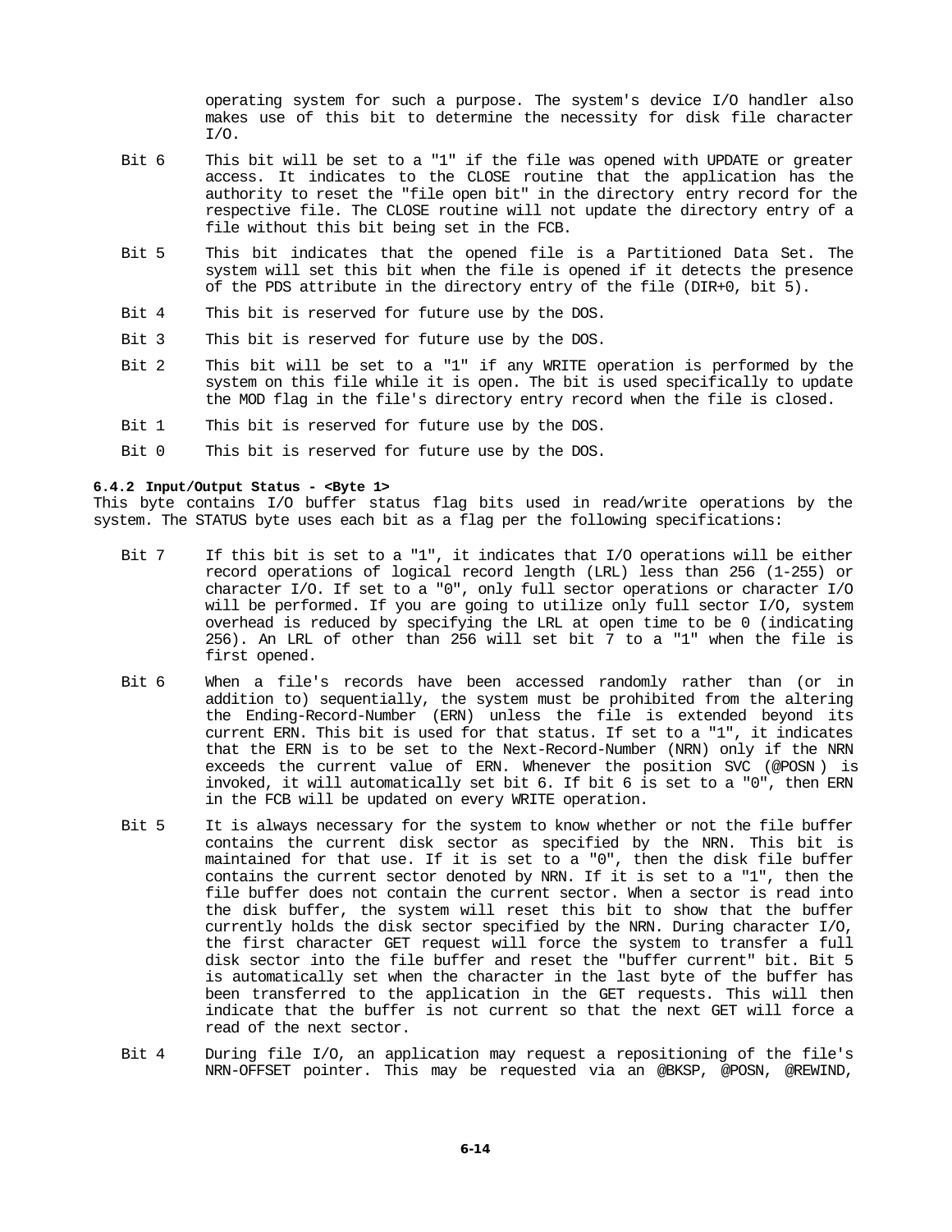operating system for such a purpose. The system's device I/O handler also makes use of this bit to determine the necessity for disk file character I/O.

Bit 6 This bit will be set to a "1" if the file was opened with UPDATE or greater access. It indicates to the CLOSE routine that the application has the authority to reset the "file open bit" in the directory entry record for the respective file. The CLOSE routine will not update the directory entry of a file without this bit being set in the FCB.

Bit 5 This bit indicates that the opened file is a Partitioned Data Set. The system will set this bit when the file is opened if it detects the presence of the PDS attribute in the directory entry of the file (DIR+0, bit 5).

Bit 4 This bit is reserved for future use by the DOS.

Bit 3 This bit is reserved for future use by the DOS.

Bit 2 This bit will be set to a "1" if any WRITE operation is performed by the system on this file while it is open. The bit is used specifically to update the MOD flag in the file's directory entry record when the file is closed.

Bit 1 This bit is reserved for future use by the DOS.

Bit 0 This bit is reserved for future use by the DOS.

#### 6.4.2 Input/Output Status - <Byte 1>

This byte contains I/O buffer status flag bits used in read/write operations by the system. The STATUS byte uses each bit as a flag per the following specifications:

Bit 7 If this bit is set to a "1", it indicates that I/O operations will be either record operations of logical record length (LRL) less than 256 (1-255) or character I/O. If set to a "0", only full sector operations or character I/O will be performed. If you are going to utilize only full sector I/O, system overhead is reduced by specifying the LRL at open time to be 0 (indicating 256). An LRL of other than 256 will set bit 7 to a "1" when the file is first opened.

Bit 6 When a file's records have been accessed randomly rather than (or in addition to) sequentially, the system must be prohibited from the altering the Ending-Record-Number (ERN) unless the file is extended beyond its current ERN. This bit is used for that status. If set to a "1", it indicates that the ERN is to be set to the Next-Record-Number (NRN) only if the NRN exceeds the current value of ERN. Whenever the position SVC (@POSN ) is invoked, it will automatically set bit 6. If bit 6 is set to a "0", then ERN in the FCB will be updated on every WRITE operation.

Bit 5 It is always necessary for the system to know whether or not the file buffer contains the current disk sector as specified by the NRN. This bit is maintained for that use. If it is set to a "0", then the disk file buffer contains the current sector denoted by NRN. If it is set to a "1", then the file buffer does not contain the current sector. When a sector is read into the disk buffer, the system will reset this bit to show that the buffer currently holds the disk sector specified by the NRN. During character I/O, the first character GET request will force the system to transfer a full disk sector into the file buffer and reset the "buffer current" bit. Bit 5 is automatically set when the character in the last byte of the buffer has been transferred to the application in the GET requests. This will then indicate that the buffer is not current so that the next GET will force a read of the next sector.

Bit 4 During file I/O, an application may request a repositioning of the file's NRN-OFFSET pointer. This may be requested via an @BKSP, @POSN, @REWIND,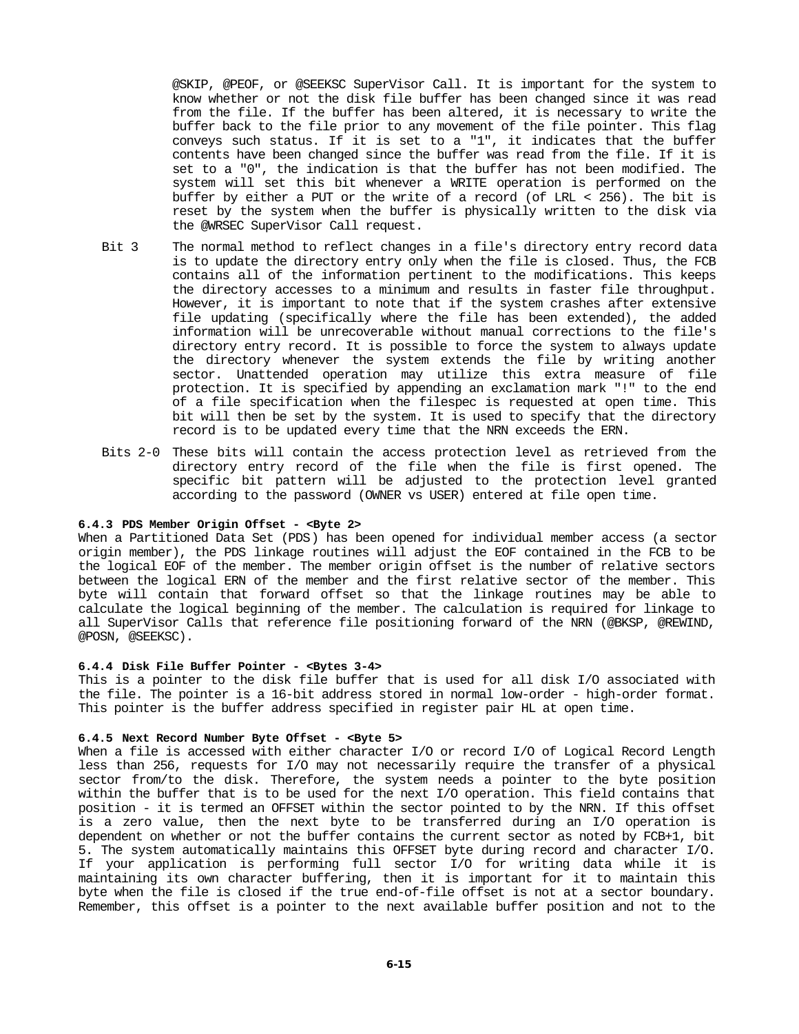@SKIP, @PEOF, or @SEEKSC SuperVisor Call. It is important for the system to know whether or not the disk file buffer has been changed since it was read from the file. If the buffer has been altered, it is necessary to write the buffer back to the file prior to any movement of the file pointer. This flag conveys such status. If it is set to a "1", it indicates that the buffer contents have been changed since the buffer was read from the file. If it is set to a "0", the indication is that the buffer has not been modified. The system will set this bit whenever a WRITE operation is performed on the buffer by either a PUT or the write of a record (of LRL < 256). The bit is reset by the system when the buffer is physically written to the disk via the @WRSEC SuperVisor Call request.

Bit 3 — The normal method to reflect changes in a file's directory entry record data is to update the directory entry only when the file is closed. Thus, the FCB contains all of the information pertinent to the modifications. This keeps the directory accesses to a minimum and results in faster file throughput. However, it is important to note that if the system crashes after extensive file updating (specifically where the file has been extended), the added information will be unrecoverable without manual corrections to the file's directory entry record. It is possible to force the system to always update the directory whenever the system extends the file by writing another sector. Unattended operation may utilize this extra measure of file protection. It is specified by appending an exclamation mark "!" to the end of a file specification when the filespec is requested at open time. This bit will then be set by the system. It is used to specify that the directory record is to be updated every time that the NRN exceeds the ERN.

Bits 2-0 — These bits will contain the access protection level as retrieved from the directory entry record of the file when the file is first opened. The specific bit pattern will be adjusted to the protection level granted according to the password (OWNER vs USER) entered at file open time.

#### 6.4.3 PDS Member Origin Offset - <Byte 2>

When a Partitioned Data Set (PDS) has been opened for individual member access (a sector origin member), the PDS linkage routines will adjust the EOF contained in the FCB to be the logical EOF of the member. The member origin offset is the number of relative sectors between the logical ERN of the member and the first relative sector of the member. This byte will contain that forward offset so that the linkage routines may be able to calculate the logical beginning of the member. The calculation is required for linkage to all SuperVisor Calls that reference file positioning forward of the NRN (@BKSP, @REWIND, @POSN, @SEEKSC).

#### 6.4.4 Disk File Buffer Pointer - <Bytes 3-4>

This is a pointer to the disk file buffer that is used for all disk I/O associated with the file. The pointer is a 16-bit address stored in normal low-order - high-order format. This pointer is the buffer address specified in register pair HL at open time.

#### 6.4.5 Next Record Number Byte Offset - <Byte 5>

When a file is accessed with either character I/O or record I/O of Logical Record Length less than 256, requests for I/O may not necessarily require the transfer of a physical sector from/to the disk. Therefore, the system needs a pointer to the byte position within the buffer that is to be used for the next I/O operation. This field contains that position - it is termed an OFFSET within the sector pointed to by the NRN. If this offset is a zero value, then the next byte to be transferred during an I/O operation is dependent on whether or not the buffer contains the current sector as noted by FCB+1, bit 5. The system automatically maintains this OFFSET byte during record and character I/O. If your application is performing full sector I/O for writing data while it is maintaining its own character buffering, then it is important for it to maintain this byte when the file is closed if the true end-of-file offset is not at a sector boundary. Remember, this offset is a pointer to the next available buffer position and not to the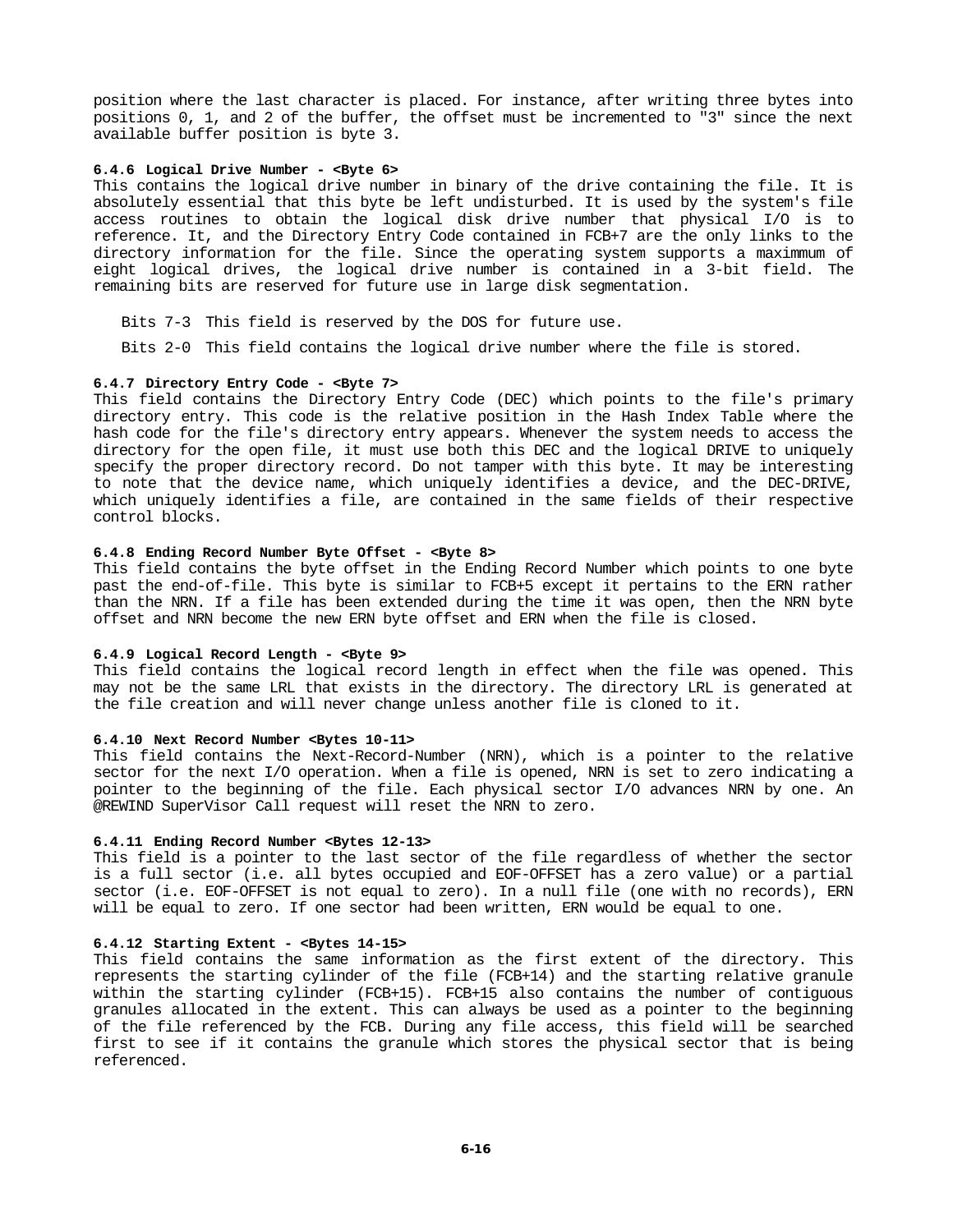position where the last character is placed. For instance, after writing three bytes into positions 0, 1, and 2 of the buffer, the offset must be incremented to "3" since the next available buffer position is byte 3.

#### 6.4.6 Logical Drive Number - <Byte 6>

This contains the logical drive number in binary of the drive containing the file. It is absolutely essential that this byte be left undisturbed. It is used by the system's file access routines to obtain the logical disk drive number that physical I/O is to reference. It, and the Directory Entry Code contained in FCB+7 are the only links to the directory information for the file. Since the operating system supports a maximmum of eight logical drives, the logical drive number is contained in a 3-bit field. The remaining bits are reserved for future use in large disk segmentation.

Bits 7-3 This field is reserved by the DOS for future use.

Bits 2-0 This field contains the logical drive number where the file is stored.

#### 6.4.7 Directory Entry Code - <Byte 7>

This field contains the Directory Entry Code (DEC) which points to the file's primary directory entry. This code is the relative position in the Hash Index Table where the hash code for the file's directory entry appears. Whenever the system needs to access the directory for the open file, it must use both this DEC and the logical DRIVE to uniquely specify the proper directory record. Do not tamper with this byte. It may be interesting to note that the device name, which uniquely identifies a device, and the DEC-DRIVE, which uniquely identifies a file, are contained in the same fields of their respective control blocks.

#### 6.4.8 Ending Record Number Byte Offset - <Byte 8>

This field contains the byte offset in the Ending Record Number which points to one byte past the end-of-file. This byte is similar to FCB+5 except it pertains to the ERN rather than the NRN. If a file has been extended during the time it was open, then the NRN byte offset and NRN become the new ERN byte offset and ERN when the file is closed.

#### 6.4.9 Logical Record Length - <Byte 9>

This field contains the logical record length in effect when the file was opened. This may not be the same LRL that exists in the directory. The directory LRL is generated at the file creation and will never change unless another file is cloned to it.

#### 6.4.10 Next Record Number <Bytes 10-11>

This field contains the Next-Record-Number (NRN), which is a pointer to the relative sector for the next I/O operation. When a file is opened, NRN is set to zero indicating a pointer to the beginning of the file. Each physical sector I/O advances NRN by one. An @REWIND SuperVisor Call request will reset the NRN to zero.

#### 6.4.11 Ending Record Number <Bytes 12-13>

This field is a pointer to the last sector of the file regardless of whether the sector is a full sector (i.e. all bytes occupied and EOF-OFFSET has a zero value) or a partial sector (i.e. EOF-OFFSET is not equal to zero). In a null file (one with no records), ERN will be equal to zero. If one sector had been written, ERN would be equal to one.

#### 6.4.12 Starting Extent - <Bytes 14-15>

This field contains the same information as the first extent of the directory. This represents the starting cylinder of the file (FCB+14) and the starting relative granule within the starting cylinder (FCB+15). FCB+15 also contains the number of contiguous granules allocated in the extent. This can always be used as a pointer to the beginning of the file referenced by the FCB. During any file access, this field will be searched first to see if it contains the granule which stores the physical sector that is being referenced.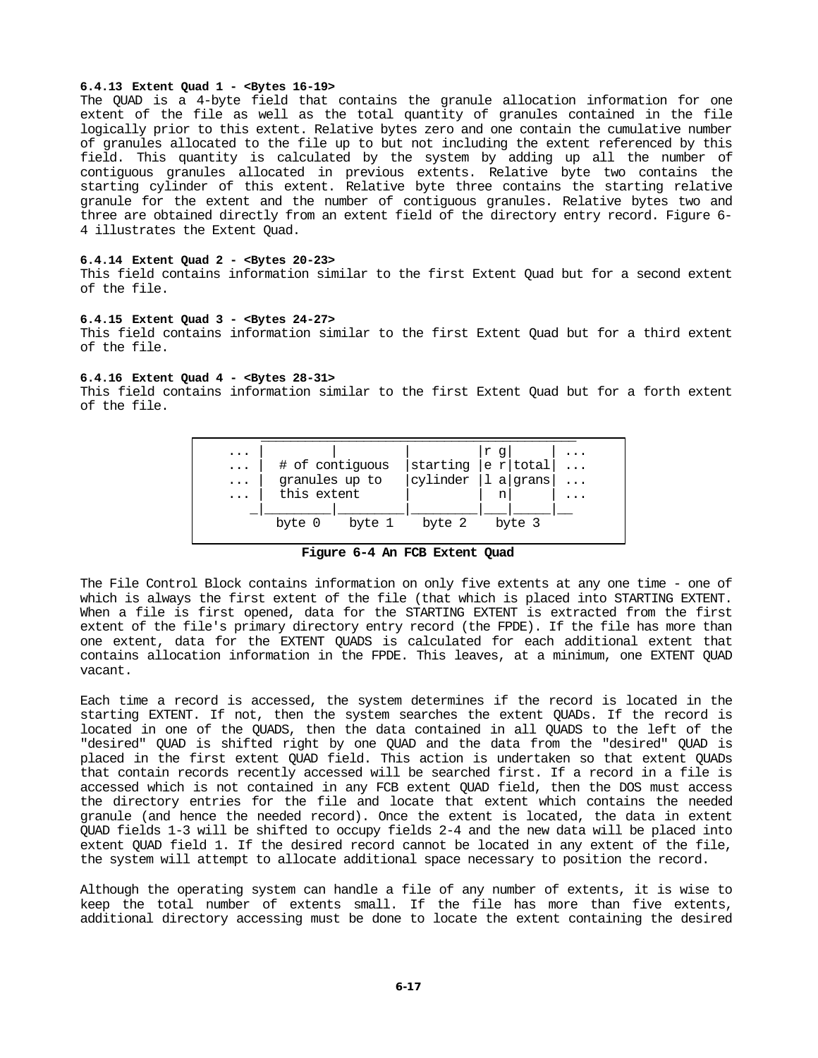#### 6.4.13 Extent Quad 1 - <Bytes 16-19>

The QUAD is a 4-byte field that contains the granule allocation information for one extent of the file as well as the total quantity of granules contained in the file logically prior to this extent. Relative bytes zero and one contain the cumulative number of granules allocated to the file up to but not including the extent referenced by this field. This quantity is calculated by the system by adding up all the number of contiguous granules allocated in previous extents. Relative byte two contains the starting cylinder of this extent. Relative byte three contains the starting relative granule for the extent and the number of contiguous granules. Relative bytes two and three are obtained directly from an extent field of the directory entry record. Figure 6-4 illustrates the Extent Quad.

#### 6.4.14 Extent Quad 2 - <Bytes 20-23>

This field contains information similar to the first Extent Quad but for a second extent of the file.

#### 6.4.15 Extent Quad 3 - <Bytes 24-27>

This field contains information similar to the first Extent Quad but for a third extent of the file.

#### 6.4.16 Extent Quad 4 - <Bytes 28-31>

This field contains information similar to the first Extent Quad but for a forth extent of the file.

```
 ... |          |         |          |r g|     | ...
 ... |  # of contiguous   |starting  |e r|total| ...
 ... |  granules up to    |cylinder  |l a|grans| ...
 ... |  this extent       |          |  n|     | ...
    _|__________|_________|__________|___|_____|__
      byte 0     byte 1     byte 2     byte 3
```

**Figure 6-4 An FCB Extent Quad**

The File Control Block contains information on only five extents at any one time - one of which is always the first extent of the file (that which is placed into STARTING EXTENT. When a file is first opened, data for the STARTING EXTENT is extracted from the first extent of the file's primary directory entry record (the FPDE). If the file has more than one extent, data for the EXTENT QUADS is calculated for each additional extent that contains allocation information in the FPDE. This leaves, at a minimum, one EXTENT QUAD vacant.

Each time a record is accessed, the system determines if the record is located in the starting EXTENT. If not, then the system searches the extent QUADs. If the record is located in one of the QUADS, then the data contained in all QUADS to the left of the "desired" QUAD is shifted right by one QUAD and the data from the "desired" QUAD is placed in the first extent QUAD field. This action is undertaken so that extent QUADs that contain records recently accessed will be searched first. If a record in a file is accessed which is not contained in any FCB extent QUAD field, then the DOS must access the directory entries for the file and locate that extent which contains the needed granule (and hence the needed record). Once the extent is located, the data in extent QUAD fields 1-3 will be shifted to occupy fields 2-4 and the new data will be placed into extent QUAD field 1. If the desired record cannot be located in any extent of the file, the system will attempt to allocate additional space necessary to position the record.

Although the operating system can handle a file of any number of extents, it is wise to keep the total number of extents small. If the file has more than five extents, additional directory accessing must be done to locate the extent containing the desired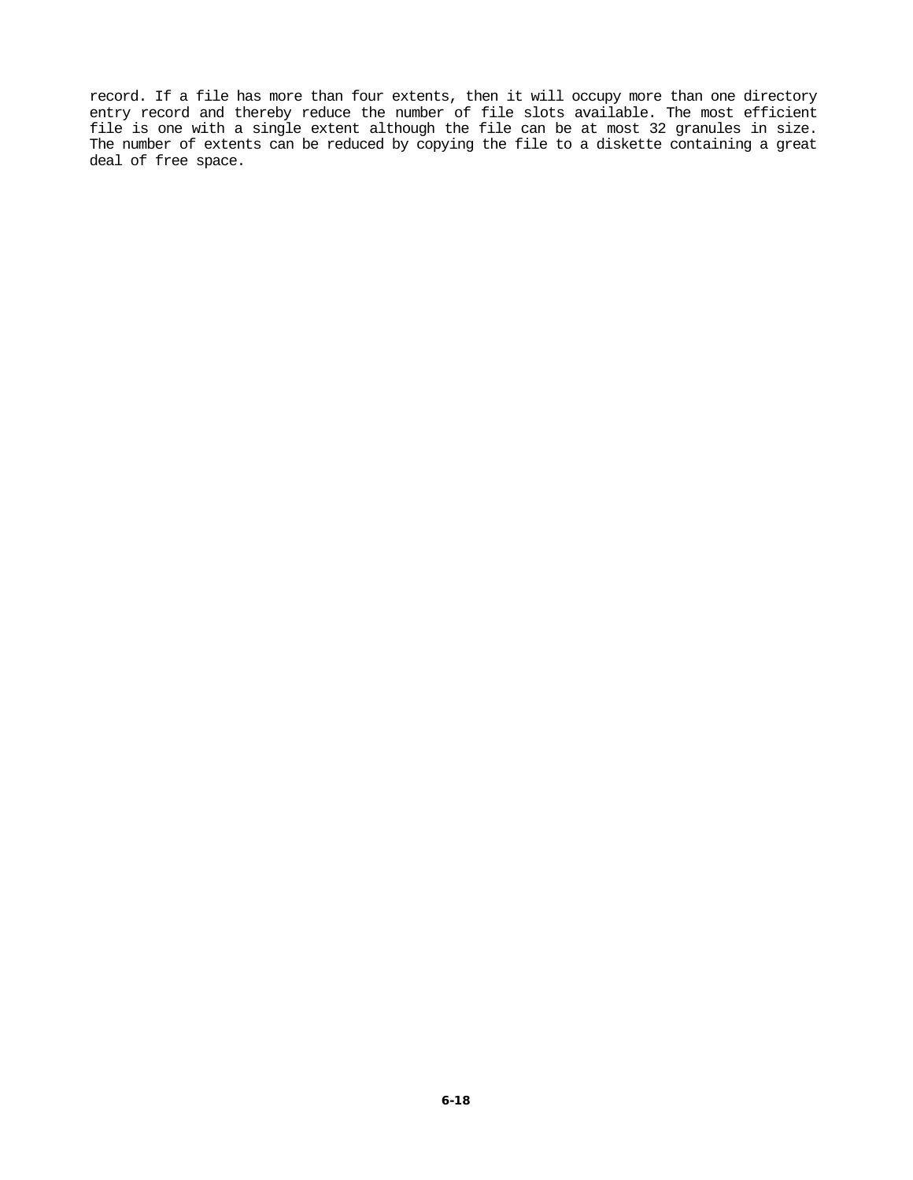record. If a file has more than four extents, then it will occupy more than one directory entry record and thereby reduce the number of file slots available. The most efficient file is one with a single extent although the file can be at most 32 granules in size. The number of extents can be reduced by copying the file to a diskette containing a great deal of free space.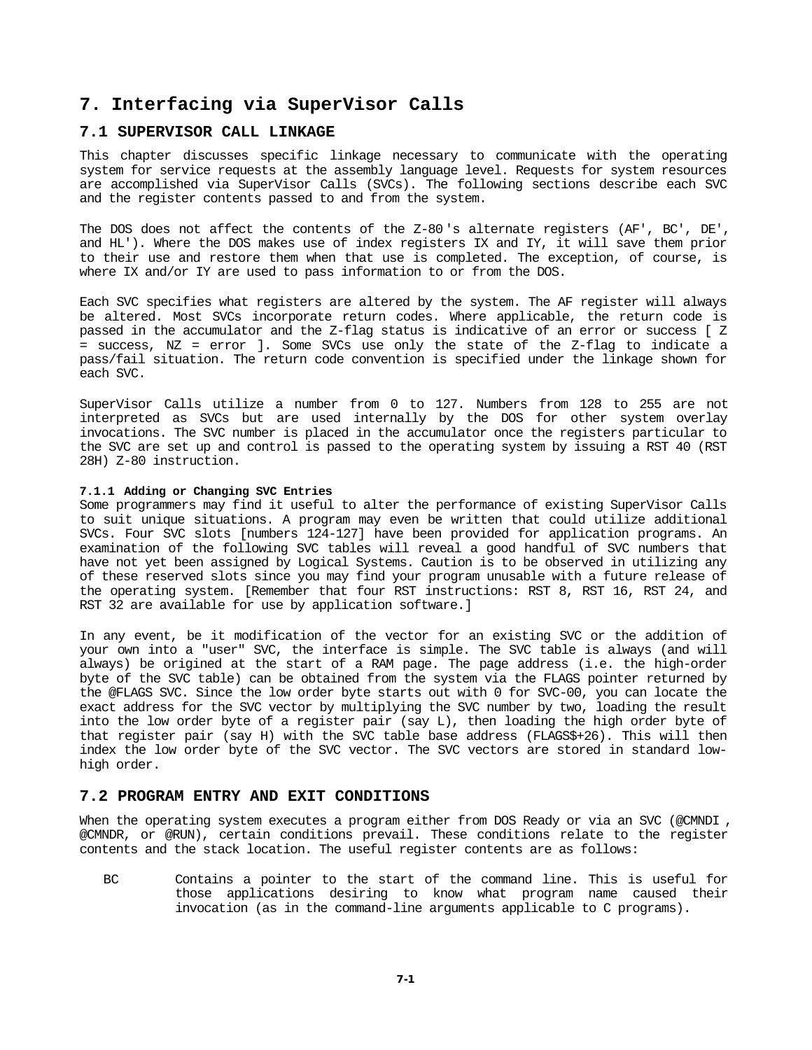# 7. Interfacing via SuperVisor Calls

## 7.1 SUPERVISOR CALL LINKAGE

This chapter discusses specific linkage necessary to communicate with the operating system for service requests at the assembly language level. Requests for system resources are accomplished via SuperVisor Calls (SVCs). The following sections describe each SVC and the register contents passed to and from the system.

The DOS does not affect the contents of the Z-80's alternate registers (AF', BC', DE', and HL'). Where the DOS makes use of index registers IX and IY, it will save them prior to their use and restore them when that use is completed. The exception, of course, is where IX and/or IY are used to pass information to or from the DOS.

Each SVC specifies what registers are altered by the system. The AF register will always be altered. Most SVCs incorporate return codes. Where applicable, the return code is passed in the accumulator and the Z-flag status is indicative of an error or success [ Z = success, NZ = error ]. Some SVCs use only the state of the Z-flag to indicate a pass/fail situation. The return code convention is specified under the linkage shown for each SVC.

SuperVisor Calls utilize a number from 0 to 127. Numbers from 128 to 255 are not interpreted as SVCs but are used internally by the DOS for other system overlay invocations. The SVC number is placed in the accumulator once the registers particular to the SVC are set up and control is passed to the operating system by issuing a RST 40 (RST 28H) Z-80 instruction.

#### 7.1.1 Adding or Changing SVC Entries

Some programmers may find it useful to alter the performance of existing SuperVisor Calls to suit unique situations. A program may even be written that could utilize additional SVCs. Four SVC slots [numbers 124-127] have been provided for application programs. An examination of the following SVC tables will reveal a good handful of SVC numbers that have not yet been assigned by Logical Systems. Caution is to be observed in utilizing any of these reserved slots since you may find your program unusable with a future release of the operating system. [Remember that four RST instructions: RST 8, RST 16, RST 24, and RST 32 are available for use by application software.]

In any event, be it modification of the vector for an existing SVC or the addition of your own into a "user" SVC, the interface is simple. The SVC table is always (and will always) be origined at the start of a RAM page. The page address (i.e. the high-order byte of the SVC table) can be obtained from the system via the FLAGS pointer returned by the @FLAGS SVC. Since the low order byte starts out with 0 for SVC-00, you can locate the exact address for the SVC vector by multiplying the SVC number by two, loading the result into the low order byte of a register pair (say L), then loading the high order byte of that register pair (say H) with the SVC table base address (FLAGS$+26). This will then index the low order byte of the SVC vector. The SVC vectors are stored in standard low-high order.

## 7.2 PROGRAM ENTRY AND EXIT CONDITIONS

When the operating system executes a program either from DOS Ready or via an SVC (@CMNDI , @CMNDR, or @RUN), certain conditions prevail. These conditions relate to the register contents and the stack location. The useful register contents are as follows:

- BC — Contains a pointer to the start of the command line. This is useful for those applications desiring to know what program name caused their invocation (as in the command-line arguments applicable to C programs).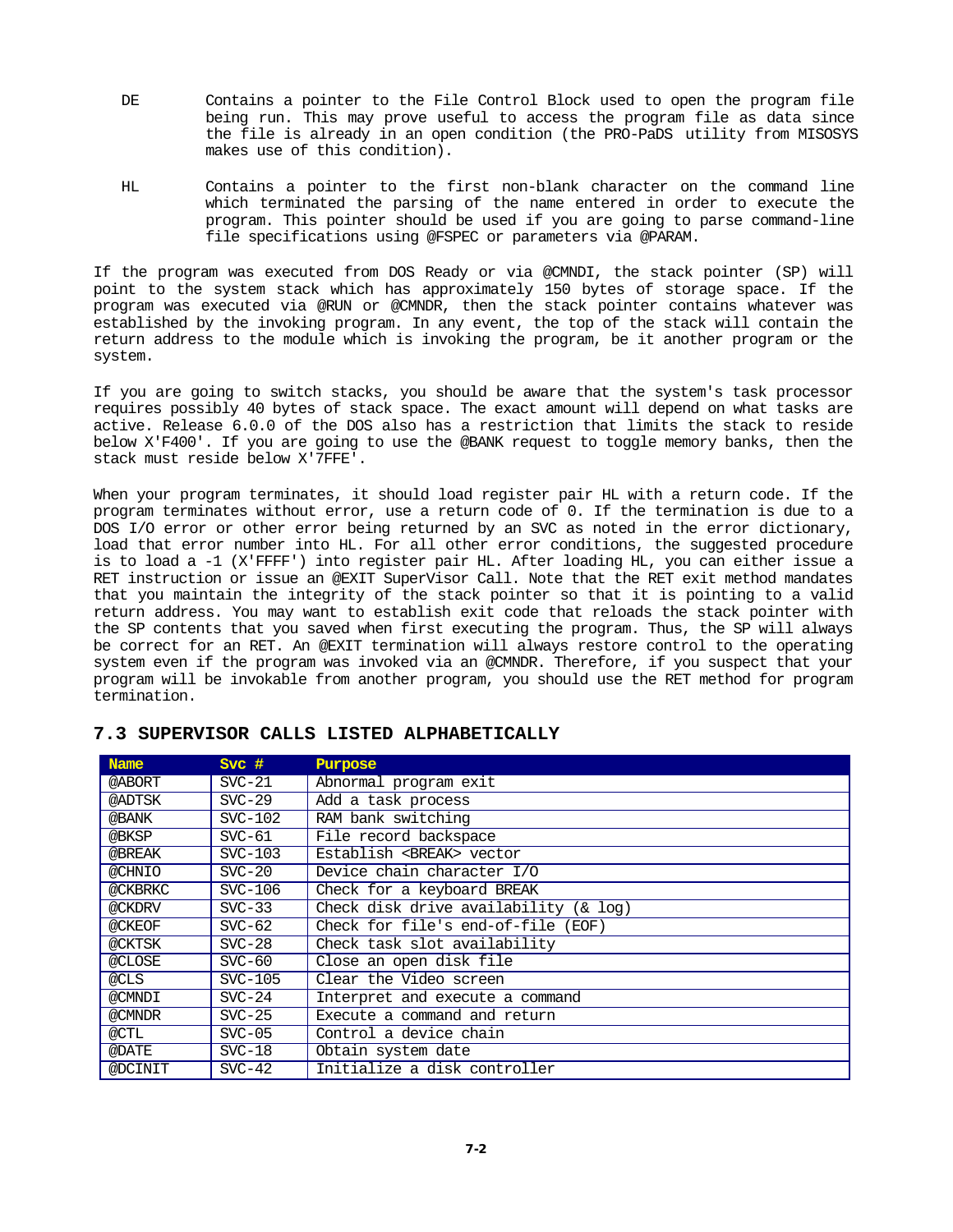DE Contains a pointer to the File Control Block used to open the program file being run. This may prove useful to access the program file as data since the file is already in an open condition (the PRO-PaDS utility from MISOSYS makes use of this condition).

HL Contains a pointer to the first non-blank character on the command line which terminated the parsing of the name entered in order to execute the program. This pointer should be used if you are going to parse command-line file specifications using @FSPEC or parameters via @PARAM.

If the program was executed from DOS Ready or via @CMNDI, the stack pointer (SP) will point to the system stack which has approximately 150 bytes of storage space. If the program was executed via @RUN or @CMNDR, then the stack pointer contains whatever was established by the invoking program. In any event, the top of the stack will contain the return address to the module which is invoking the program, be it another program or the system.

If you are going to switch stacks, you should be aware that the system's task processor requires possibly 40 bytes of stack space. The exact amount will depend on what tasks are active. Release 6.0.0 of the DOS also has a restriction that limits the stack to reside below X'F400'. If you are going to use the @BANK request to toggle memory banks, then the stack must reside below X'7FFE'.

When your program terminates, it should load register pair HL with a return code. If the program terminates without error, use a return code of 0. If the termination is due to a DOS I/O error or other error being returned by an SVC as noted in the error dictionary, load that error number into HL. For all other error conditions, the suggested procedure is to load a -1 (X'FFFF') into register pair HL. After loading HL, you can either issue a RET instruction or issue an @EXIT SuperVisor Call. Note that the RET exit method mandates that you maintain the integrity of the stack pointer so that it is pointing to a valid return address. You may want to establish exit code that reloads the stack pointer with the SP contents that you saved when first executing the program. Thus, the SP will always be correct for an RET. An @EXIT termination will always restore control to the operating system even if the program was invoked via an @CMNDR. Therefore, if you suspect that your program will be invokable from another program, you should use the RET method for program termination.

## 7.3 SUPERVISOR CALLS LISTED ALPHABETICALLY

| Name | Svc # | Purpose |
|---|---|---|
| @ABORT | SVC-21 | Abnormal program exit |
| @ADTSK | SVC-29 | Add a task process |
| @BANK | SVC-102 | RAM bank switching |
| @BKSP | SVC-61 | File record backspace |
| @BREAK | SVC-103 | Establish <BREAK> vector |
| @CHNIO | SVC-20 | Device chain character I/O |
| @CKBRKC | SVC-106 | Check for a keyboard BREAK |
| @CKDRV | SVC-33 | Check disk drive availability (& log) |
| @CKEOF | SVC-62 | Check for file's end-of-file (EOF) |
| @CKTSK | SVC-28 | Check task slot availability |
| @CLOSE | SVC-60 | Close an open disk file |
| @CLS | SVC-105 | Clear the Video screen |
| @CMNDI | SVC-24 | Interpret and execute a command |
| @CMNDR | SVC-25 | Execute a command and return |
| @CTL | SVC-05 | Control a device chain |
| @DATE | SVC-18 | Obtain system date |
| @DCINIT | SVC-42 | Initialize a disk controller |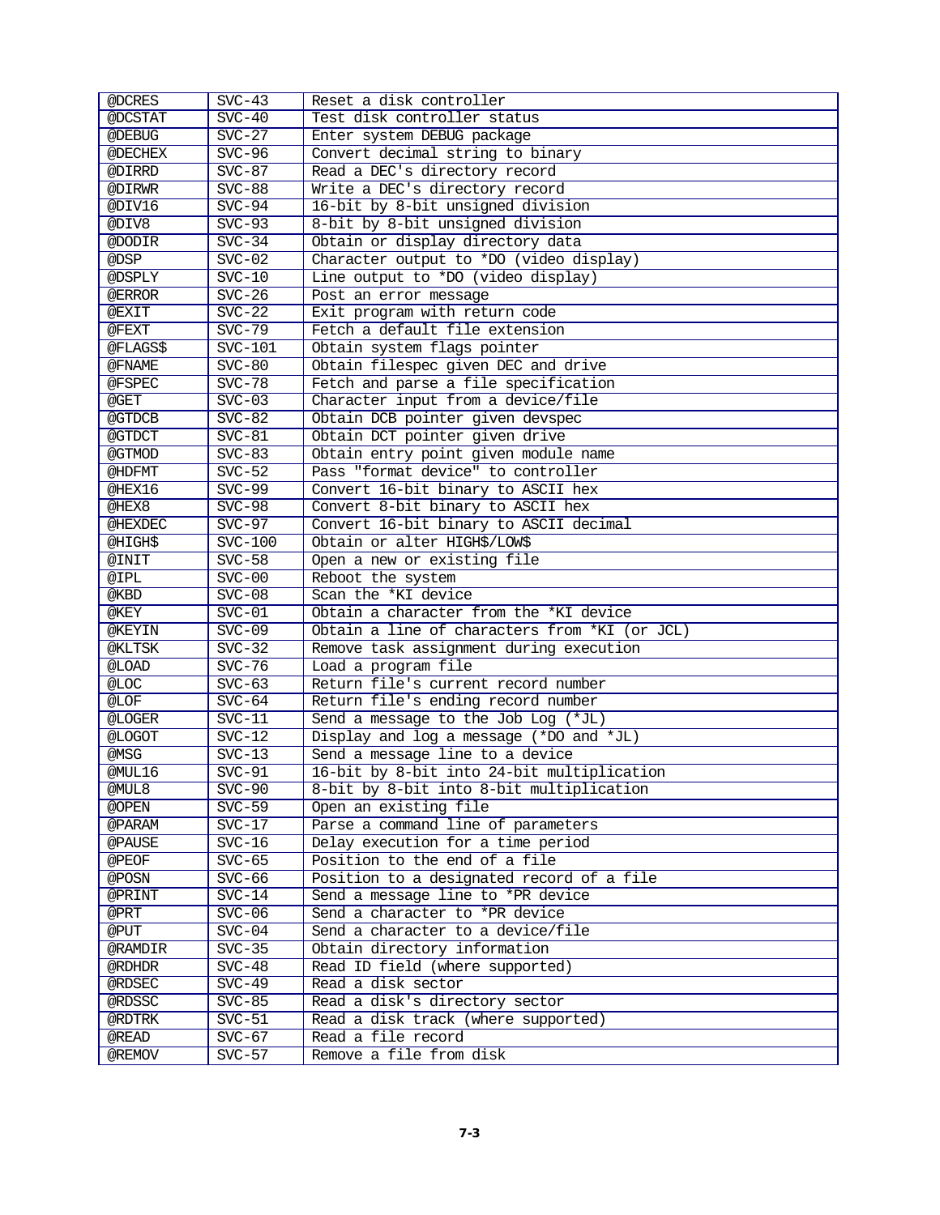| @DCRES | SVC-43 | Reset a disk controller |
|---|---|---|
| @DCSTAT | SVC-40 | Test disk controller status |
| @DEBUG | SVC-27 | Enter system DEBUG package |
| @DECHEX | SVC-96 | Convert decimal string to binary |
| @DIRRD | SVC-87 | Read a DEC's directory record |
| @DIRWR | SVC-88 | Write a DEC's directory record |
| @DIV16 | SVC-94 | 16-bit by 8-bit unsigned division |
| @DIV8 | SVC-93 | 8-bit by 8-bit unsigned division |
| @DODIR | SVC-34 | Obtain or display directory data |
| @DSP | SVC-02 | Character output to *DO (video display) |
| @DSPLY | SVC-10 | Line output to *DO (video display) |
| @ERROR | SVC-26 | Post an error message |
| @EXIT | SVC-22 | Exit program with return code |
| @FEXT | SVC-79 | Fetch a default file extension |
| @FLAGS$ | SVC-101 | Obtain system flags pointer |
| @FNAME | SVC-80 | Obtain filespec given DEC and drive |
| @FSPEC | SVC-78 | Fetch and parse a file specification |
| @GET | SVC-03 | Character input from a device/file |
| @GTDCB | SVC-82 | Obtain DCB pointer given devspec |
| @GTDCT | SVC-81 | Obtain DCT pointer given drive |
| @GTMOD | SVC-83 | Obtain entry point given module name |
| @HDFMT | SVC-52 | Pass "format device" to controller |
| @HEX16 | SVC-99 | Convert 16-bit binary to ASCII hex |
| @HEX8 | SVC-98 | Convert 8-bit binary to ASCII hex |
| @HEXDEC | SVC-97 | Convert 16-bit binary to ASCII decimal |
| @HIGH$ | SVC-100 | Obtain or alter HIGH$/LOW$ |
| @INIT | SVC-58 | Open a new or existing file |
| @IPL | SVC-00 | Reboot the system |
| @KBD | SVC-08 | Scan the *KI device |
| @KEY | SVC-01 | Obtain a character from the *KI device |
| @KEYIN | SVC-09 | Obtain a line of characters from *KI (or JCL) |
| @KLTSK | SVC-32 | Remove task assignment during execution |
| @LOAD | SVC-76 | Load a program file |
| @LOC | SVC-63 | Return file's current record number |
| @LOF | SVC-64 | Return file's ending record number |
| @LOGER | SVC-11 | Send a message to the Job Log (*JL) |
| @LOGOT | SVC-12 | Display and log a message (*DO and *JL) |
| @MSG | SVC-13 | Send a message line to a device |
| @MUL16 | SVC-91 | 16-bit by 8-bit into 24-bit multiplication |
| @MUL8 | SVC-90 | 8-bit by 8-bit into 8-bit multiplication |
| @OPEN | SVC-59 | Open an existing file |
| @PARAM | SVC-17 | Parse a command line of parameters |
| @PAUSE | SVC-16 | Delay execution for a time period |
| @PEOF | SVC-65 | Position to the end of a file |
| @POSN | SVC-66 | Position to a designated record of a file |
| @PRINT | SVC-14 | Send a message line to *PR device |
| @PRT | SVC-06 | Send a character to *PR device |
| @PUT | SVC-04 | Send a character to a device/file |
| @RAMDIR | SVC-35 | Obtain directory information |
| @RDHDR | SVC-48 | Read ID field (where supported) |
| @RDSEC | SVC-49 | Read a disk sector |
| @RDSSC | SVC-85 | Read a disk's directory sector |
| @RDTRK | SVC-51 | Read a disk track (where supported) |
| @READ | SVC-67 | Read a file record |
| @REMOV | SVC-57 | Remove a file from disk |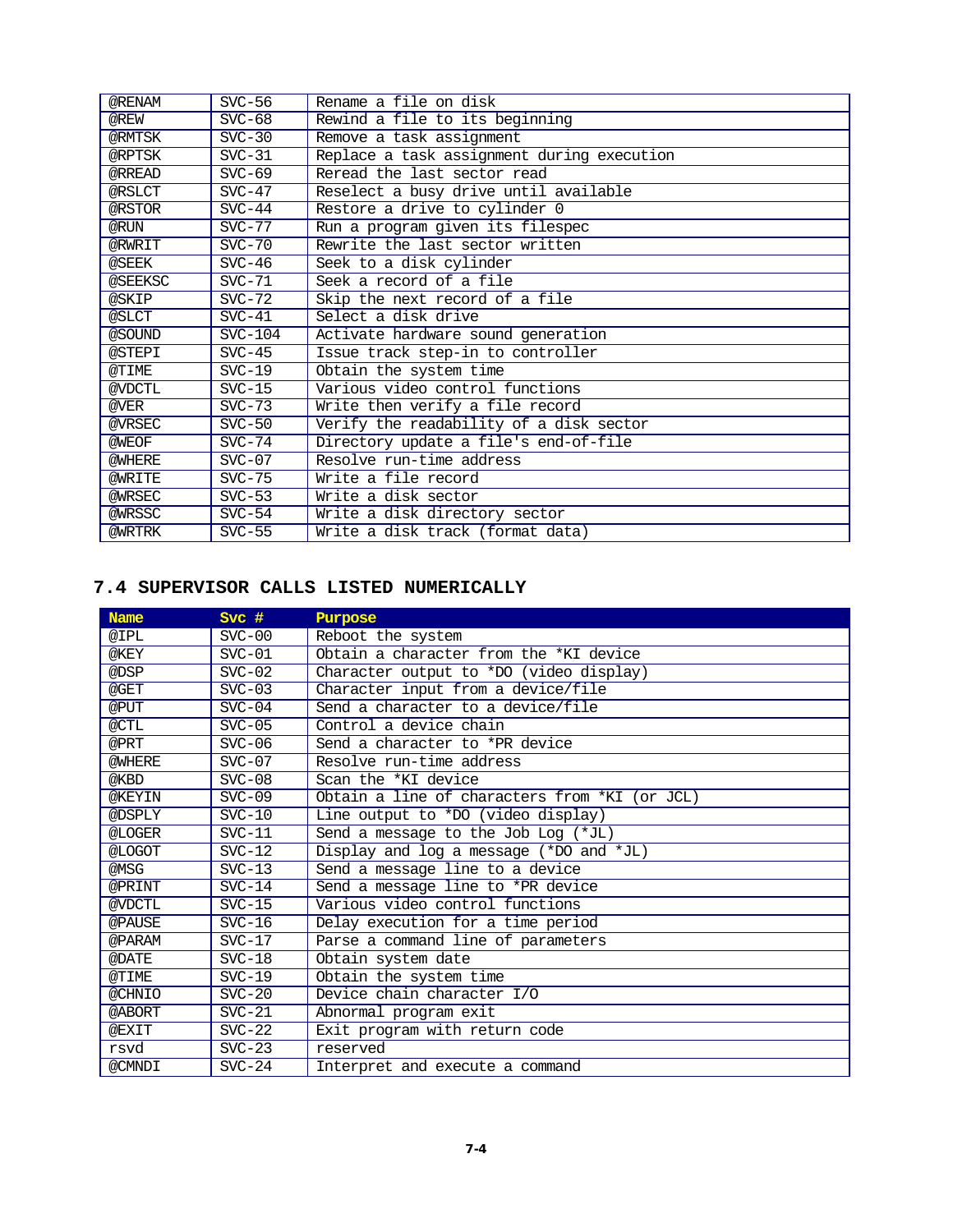| | | |
|---|---|---|
| @RENAM | SVC-56 | Rename a file on disk |
| @REW | SVC-68 | Rewind a file to its beginning |
| @RMTSK | SVC-30 | Remove a task assignment |
| @RPTSK | SVC-31 | Replace a task assignment during execution |
| @RREAD | SVC-69 | Reread the last sector read |
| @RSLCT | SVC-47 | Reselect a busy drive until available |
| @RSTOR | SVC-44 | Restore a drive to cylinder 0 |
| @RUN | SVC-77 | Run a program given its filespec |
| @RWRIT | SVC-70 | Rewrite the last sector written |
| @SEEK | SVC-46 | Seek to a disk cylinder |
| @SEEKSC | SVC-71 | Seek a record of a file |
| @SKIP | SVC-72 | Skip the next record of a file |
| @SLCT | SVC-41 | Select a disk drive |
| @SOUND | SVC-104 | Activate hardware sound generation |
| @STEPI | SVC-45 | Issue track step-in to controller |
| @TIME | SVC-19 | Obtain the system time |
| @VDCTL | SVC-15 | Various video control functions |
| @VER | SVC-73 | Write then verify a file record |
| @VRSEC | SVC-50 | Verify the readability of a disk sector |
| @WEOF | SVC-74 | Directory update a file's end-of-file |
| @WHERE | SVC-07 | Resolve run-time address |
| @WRITE | SVC-75 | Write a file record |
| @WRSEC | SVC-53 | Write a disk sector |
| @WRSSC | SVC-54 | Write a disk directory sector |
| @WRTRK | SVC-55 | Write a disk track (format data) |

## 7.4 SUPERVISOR CALLS LISTED NUMERICALLY

| Name | Svc # | Purpose |
|---|---|---|
| @IPL | SVC-00 | Reboot the system |
| @KEY | SVC-01 | Obtain a character from the *KI device |
| @DSP | SVC-02 | Character output to *DO (video display) |
| @GET | SVC-03 | Character input from a device/file |
| @PUT | SVC-04 | Send a character to a device/file |
| @CTL | SVC-05 | Control a device chain |
| @PRT | SVC-06 | Send a character to *PR device |
| @WHERE | SVC-07 | Resolve run-time address |
| @KBD | SVC-08 | Scan the *KI device |
| @KEYIN | SVC-09 | Obtain a line of characters from *KI (or JCL) |
| @DSPLY | SVC-10 | Line output to *DO (video display) |
| @LOGER | SVC-11 | Send a message to the Job Log (*JL) |
| @LOGOT | SVC-12 | Display and log a message (*DO and *JL) |
| @MSG | SVC-13 | Send a message line to a device |
| @PRINT | SVC-14 | Send a message line to *PR device |
| @VDCTL | SVC-15 | Various video control functions |
| @PAUSE | SVC-16 | Delay execution for a time period |
| @PARAM | SVC-17 | Parse a command line of parameters |
| @DATE | SVC-18 | Obtain system date |
| @TIME | SVC-19 | Obtain the system time |
| @CHNIO | SVC-20 | Device chain character I/O |
| @ABORT | SVC-21 | Abnormal program exit |
| @EXIT | SVC-22 | Exit program with return code |
| rsvd | SVC-23 | reserved |
| @CMNDI | SVC-24 | Interpret and execute a command |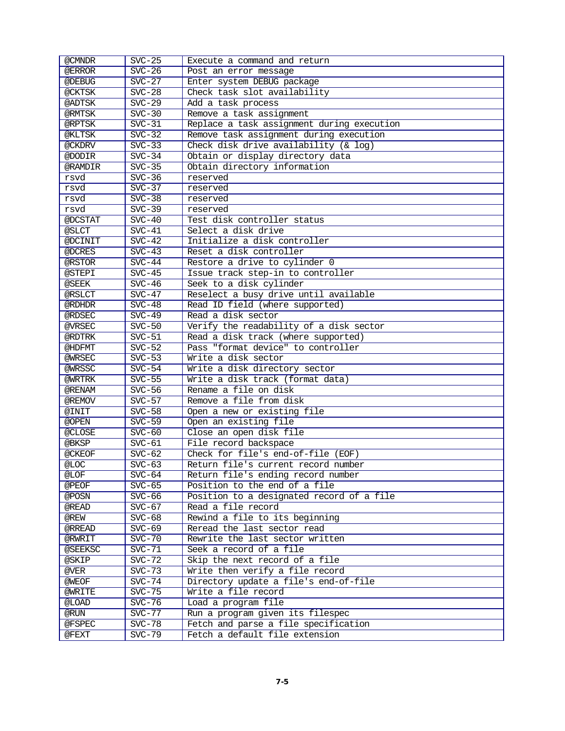| @CMNDR | SVC-25 | Execute a command and return |
|---|---|---|
| @ERROR | SVC-26 | Post an error message |
| @DEBUG | SVC-27 | Enter system DEBUG package |
| @CKTSK | SVC-28 | Check task slot availability |
| @ADTSK | SVC-29 | Add a task process |
| @RMTSK | SVC-30 | Remove a task assignment |
| @RPTSK | SVC-31 | Replace a task assignment during execution |
| @KLTSK | SVC-32 | Remove task assignment during execution |
| @CKDRV | SVC-33 | Check disk drive availability (& log) |
| @DODIR | SVC-34 | Obtain or display directory data |
| @RAMDIR | SVC-35 | Obtain directory information |
| rsvd | SVC-36 | reserved |
| rsvd | SVC-37 | reserved |
| rsvd | SVC-38 | reserved |
| rsvd | SVC-39 | reserved |
| @DCSTAT | SVC-40 | Test disk controller status |
| @SLCT | SVC-41 | Select a disk drive |
| @DCINIT | SVC-42 | Initialize a disk controller |
| @DCRES | SVC-43 | Reset a disk controller |
| @RSTOR | SVC-44 | Restore a drive to cylinder 0 |
| @STEPI | SVC-45 | Issue track step-in to controller |
| @SEEK | SVC-46 | Seek to a disk cylinder |
| @RSLCT | SVC-47 | Reselect a busy drive until available |
| @RDHDR | SVC-48 | Read ID field (where supported) |
| @RDSEC | SVC-49 | Read a disk sector |
| @VRSEC | SVC-50 | Verify the readability of a disk sector |
| @RDTRK | SVC-51 | Read a disk track (where supported) |
| @HDFMT | SVC-52 | Pass "format device" to controller |
| @WRSEC | SVC-53 | Write a disk sector |
| @WRSSC | SVC-54 | Write a disk directory sector |
| @WRTRK | SVC-55 | Write a disk track (format data) |
| @RENAM | SVC-56 | Rename a file on disk |
| @REMOV | SVC-57 | Remove a file from disk |
| @INIT | SVC-58 | Open a new or existing file |
| @OPEN | SVC-59 | Open an existing file |
| @CLOSE | SVC-60 | Close an open disk file |
| @BKSP | SVC-61 | File record backspace |
| @CKEOF | SVC-62 | Check for file's end-of-file (EOF) |
| @LOC | SVC-63 | Return file's current record number |
| @LOF | SVC-64 | Return file's ending record number |
| @PEOF | SVC-65 | Position to the end of a file |
| @POSN | SVC-66 | Position to a designated record of a file |
| @READ | SVC-67 | Read a file record |
| @REW | SVC-68 | Rewind a file to its beginning |
| @RREAD | SVC-69 | Reread the last sector read |
| @RWRIT | SVC-70 | Rewrite the last sector written |
| @SEEKSC | SVC-71 | Seek a record of a file |
| @SKIP | SVC-72 | Skip the next record of a file |
| @VER | SVC-73 | Write then verify a file record |
| @WEOF | SVC-74 | Directory update a file's end-of-file |
| @WRITE | SVC-75 | Write a file record |
| @LOAD | SVC-76 | Load a program file |
| @RUN | SVC-77 | Run a program given its filespec |
| @FSPEC | SVC-78 | Fetch and parse a file specification |
| @FEXT | SVC-79 | Fetch a default file extension |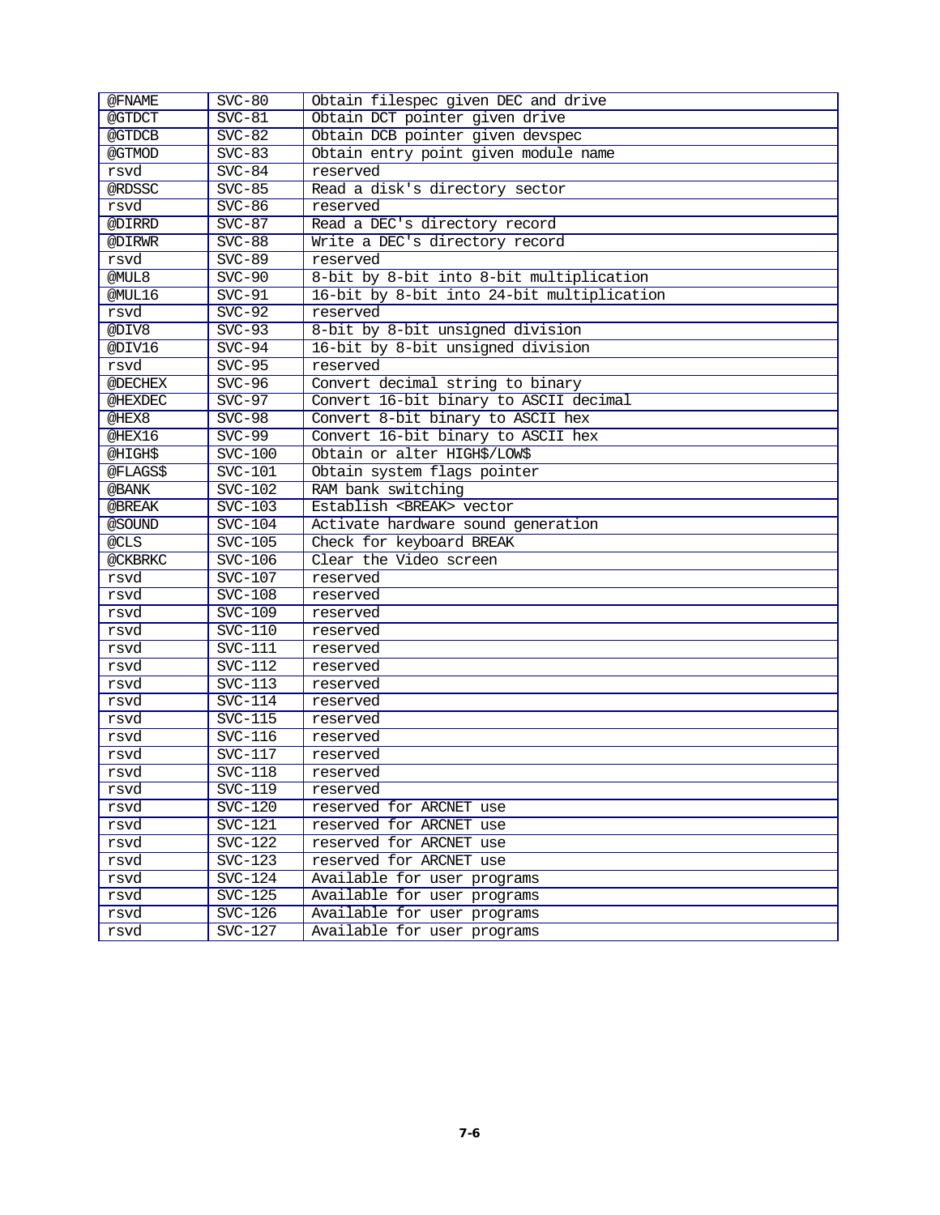| @FNAME | SVC-80 | Obtain filespec given DEC and drive |
|---|---|---|
| @GTDCT | SVC-81 | Obtain DCT pointer given drive |
| @GTDCB | SVC-82 | Obtain DCB pointer given devspec |
| @GTMOD | SVC-83 | Obtain entry point given module name |
| rsvd | SVC-84 | reserved |
| @RDSSC | SVC-85 | Read a disk's directory sector |
| rsvd | SVC-86 | reserved |
| @DIRRD | SVC-87 | Read a DEC's directory record |
| @DIRWR | SVC-88 | Write a DEC's directory record |
| rsvd | SVC-89 | reserved |
| @MUL8 | SVC-90 | 8-bit by 8-bit into 8-bit multiplication |
| @MUL16 | SVC-91 | 16-bit by 8-bit into 24-bit multiplication |
| rsvd | SVC-92 | reserved |
| @DIV8 | SVC-93 | 8-bit by 8-bit unsigned division |
| @DIV16 | SVC-94 | 16-bit by 8-bit unsigned division |
| rsvd | SVC-95 | reserved |
| @DECHEX | SVC-96 | Convert decimal string to binary |
| @HEXDEC | SVC-97 | Convert 16-bit binary to ASCII decimal |
| @HEX8 | SVC-98 | Convert 8-bit binary to ASCII hex |
| @HEX16 | SVC-99 | Convert 16-bit binary to ASCII hex |
| @HIGH$ | SVC-100 | Obtain or alter HIGH$/LOW$ |
| @FLAGS$ | SVC-101 | Obtain system flags pointer |
| @BANK | SVC-102 | RAM bank switching |
| @BREAK | SVC-103 | Establish <BREAK> vector |
| @SOUND | SVC-104 | Activate hardware sound generation |
| @CLS | SVC-105 | Check for keyboard BREAK |
| @CKBRKC | SVC-106 | Clear the Video screen |
| rsvd | SVC-107 | reserved |
| rsvd | SVC-108 | reserved |
| rsvd | SVC-109 | reserved |
| rsvd | SVC-110 | reserved |
| rsvd | SVC-111 | reserved |
| rsvd | SVC-112 | reserved |
| rsvd | SVC-113 | reserved |
| rsvd | SVC-114 | reserved |
| rsvd | SVC-115 | reserved |
| rsvd | SVC-116 | reserved |
| rsvd | SVC-117 | reserved |
| rsvd | SVC-118 | reserved |
| rsvd | SVC-119 | reserved |
| rsvd | SVC-120 | reserved for ARCNET use |
| rsvd | SVC-121 | reserved for ARCNET use |
| rsvd | SVC-122 | reserved for ARCNET use |
| rsvd | SVC-123 | reserved for ARCNET use |
| rsvd | SVC-124 | Available for user programs |
| rsvd | SVC-125 | Available for user programs |
| rsvd | SVC-126 | Available for user programs |
| rsvd | SVC-127 | Available for user programs |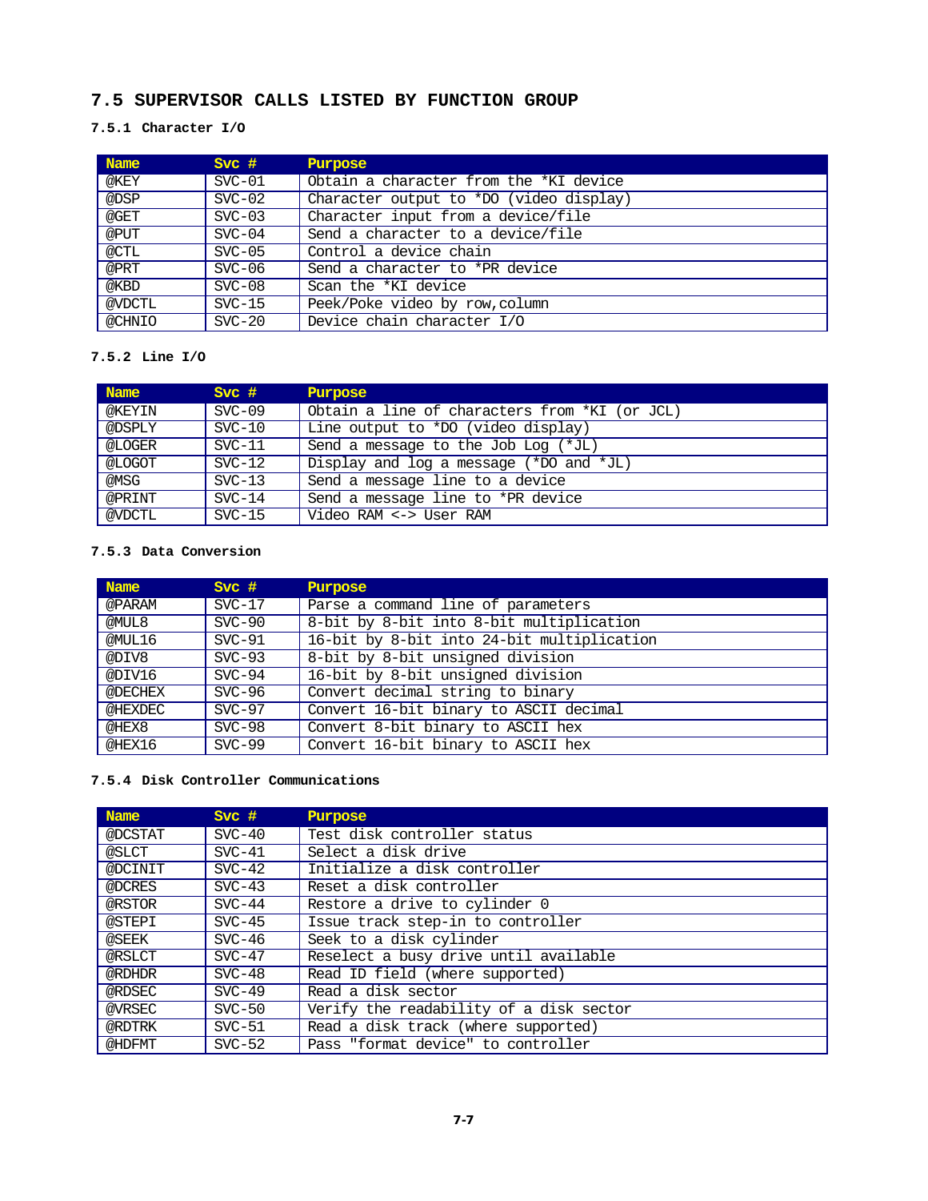## 7.5 SUPERVISOR CALLS LISTED BY FUNCTION GROUP

### 7.5.1 Character I/O

| Name | Svc # | Purpose |
|---|---|---|
| @KEY | SVC-01 | Obtain a character from the *KI device |
| @DSP | SVC-02 | Character output to *DO (video display) |
| @GET | SVC-03 | Character input from a device/file |
| @PUT | SVC-04 | Send a character to a device/file |
| @CTL | SVC-05 | Control a device chain |
| @PRT | SVC-06 | Send a character to *PR device |
| @KBD | SVC-08 | Scan the *KI device |
| @VDCTL | SVC-15 | Peek/Poke video by row,column |
| @CHNIO | SVC-20 | Device chain character I/O |

### 7.5.2 Line I/O

| Name | Svc # | Purpose |
|---|---|---|
| @KEYIN | SVC-09 | Obtain a line of characters from *KI (or JCL) |
| @DSPLY | SVC-10 | Line output to *DO (video display) |
| @LOGER | SVC-11 | Send a message to the Job Log (*JL) |
| @LOGOT | SVC-12 | Display and log a message (*DO and *JL) |
| @MSG | SVC-13 | Send a message line to a device |
| @PRINT | SVC-14 | Send a message line to *PR device |
| @VDCTL | SVC-15 | Video RAM <-> User RAM |

### 7.5.3 Data Conversion

| Name | Svc # | Purpose |
|---|---|---|
| @PARAM | SVC-17 | Parse a command line of parameters |
| @MUL8 | SVC-90 | 8-bit by 8-bit into 8-bit multiplication |
| @MUL16 | SVC-91 | 16-bit by 8-bit into 24-bit multiplication |
| @DIV8 | SVC-93 | 8-bit by 8-bit unsigned division |
| @DIV16 | SVC-94 | 16-bit by 8-bit unsigned division |
| @DECHEX | SVC-96 | Convert decimal string to binary |
| @HEXDEC | SVC-97 | Convert 16-bit binary to ASCII decimal |
| @HEX8 | SVC-98 | Convert 8-bit binary to ASCII hex |
| @HEX16 | SVC-99 | Convert 16-bit binary to ASCII hex |

### 7.5.4 Disk Controller Communications

| Name | Svc # | Purpose |
|---|---|---|
| @DCSTAT | SVC-40 | Test disk controller status |
| @SLCT | SVC-41 | Select a disk drive |
| @DCINIT | SVC-42 | Initialize a disk controller |
| @DCRES | SVC-43 | Reset a disk controller |
| @RSTOR | SVC-44 | Restore a drive to cylinder 0 |
| @STEPI | SVC-45 | Issue track step-in to controller |
| @SEEK | SVC-46 | Seek to a disk cylinder |
| @RSLCT | SVC-47 | Reselect a busy drive until available |
| @RDHDR | SVC-48 | Read ID field (where supported) |
| @RDSEC | SVC-49 | Read a disk sector |
| @VRSEC | SVC-50 | Verify the readability of a disk sector |
| @RDTRK | SVC-51 | Read a disk track (where supported) |
| @HDFMT | SVC-52 | Pass "format device" to controller |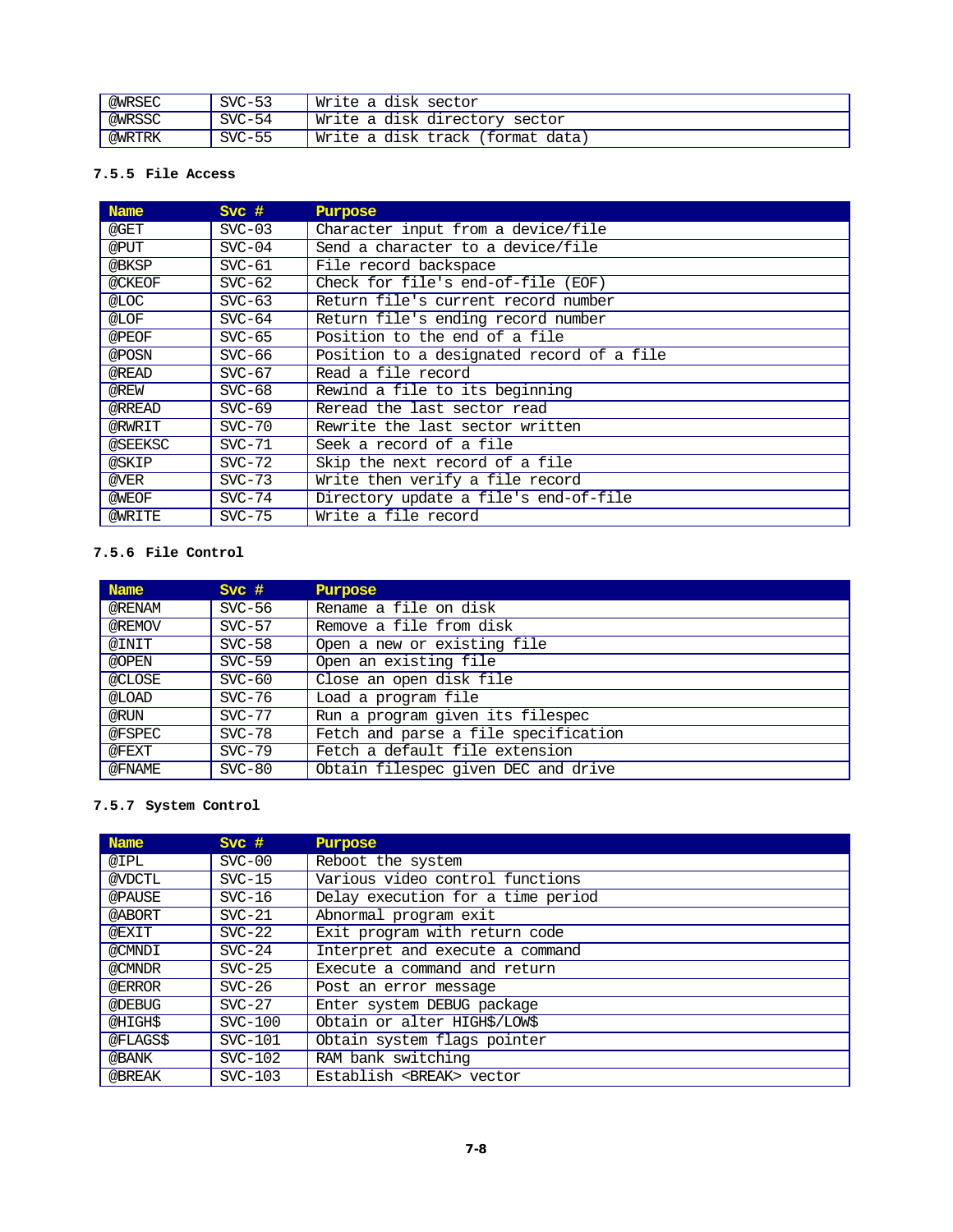| @WRSEC | SVC-53 | Write a disk sector |
|---|---|---|
| @WRSSC | SVC-54 | Write a disk directory sector |
| @WRTRK | SVC-55 | Write a disk track (format data) |

### 7.5.5 File Access

| Name | Svc # | Purpose |
|---|---|---|
| @GET | SVC-03 | Character input from a device/file |
| @PUT | SVC-04 | Send a character to a device/file |
| @BKSP | SVC-61 | File record backspace |
| @CKEOF | SVC-62 | Check for file's end-of-file (EOF) |
| @LOC | SVC-63 | Return file's current record number |
| @LOF | SVC-64 | Return file's ending record number |
| @PEOF | SVC-65 | Position to the end of a file |
| @POSN | SVC-66 | Position to a designated record of a file |
| @READ | SVC-67 | Read a file record |
| @REW | SVC-68 | Rewind a file to its beginning |
| @RREAD | SVC-69 | Reread the last sector read |
| @RWRIT | SVC-70 | Rewrite the last sector written |
| @SEEKSC | SVC-71 | Seek a record of a file |
| @SKIP | SVC-72 | Skip the next record of a file |
| @VER | SVC-73 | Write then verify a file record |
| @WEOF | SVC-74 | Directory update a file's end-of-file |
| @WRITE | SVC-75 | Write a file record |

### 7.5.6 File Control

| Name | Svc # | Purpose |
|---|---|---|
| @RENAM | SVC-56 | Rename a file on disk |
| @REMOV | SVC-57 | Remove a file from disk |
| @INIT | SVC-58 | Open a new or existing file |
| @OPEN | SVC-59 | Open an existing file |
| @CLOSE | SVC-60 | Close an open disk file |
| @LOAD | SVC-76 | Load a program file |
| @RUN | SVC-77 | Run a program given its filespec |
| @FSPEC | SVC-78 | Fetch and parse a file specification |
| @FEXT | SVC-79 | Fetch a default file extension |
| @FNAME | SVC-80 | Obtain filespec given DEC and drive |

### 7.5.7 System Control

| Name | Svc # | Purpose |
|---|---|---|
| @IPL | SVC-00 | Reboot the system |
| @VDCTL | SVC-15 | Various video control functions |
| @PAUSE | SVC-16 | Delay execution for a time period |
| @ABORT | SVC-21 | Abnormal program exit |
| @EXIT | SVC-22 | Exit program with return code |
| @CMNDI | SVC-24 | Interpret and execute a command |
| @CMNDR | SVC-25 | Execute a command and return |
| @ERROR | SVC-26 | Post an error message |
| @DEBUG | SVC-27 | Enter system DEBUG package |
| @HIGH$ | SVC-100 | Obtain or alter HIGH$/LOW$ |
| @FLAGS$ | SVC-101 | Obtain system flags pointer |
| @BANK | SVC-102 | RAM bank switching |
| @BREAK | SVC-103 | Establish <BREAK> vector |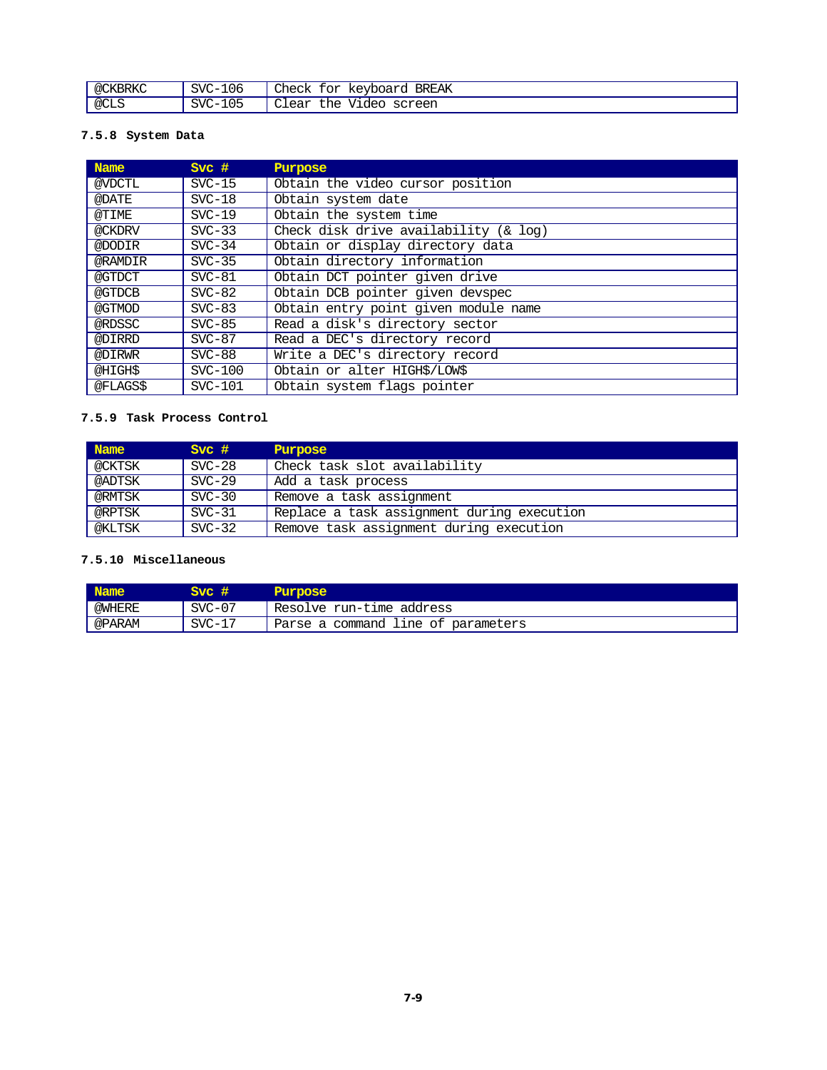| | | |
|---|---|---|
| @CKBRKC | SVC-106 | Check for keyboard BREAK |
| @CLS | SVC-105 | Clear the Video screen |

### 7.5.8 System Data

| Name | Svc # | Purpose |
|---|---|---|
| @VDCTL | SVC-15 | Obtain the video cursor position |
| @DATE | SVC-18 | Obtain system date |
| @TIME | SVC-19 | Obtain the system time |
| @CKDRV | SVC-33 | Check disk drive availability (& log) |
| @DODIR | SVC-34 | Obtain or display directory data |
| @RAMDIR | SVC-35 | Obtain directory information |
| @GTDCT | SVC-81 | Obtain DCT pointer given drive |
| @GTDCB | SVC-82 | Obtain DCB pointer given devspec |
| @GTMOD | SVC-83 | Obtain entry point given module name |
| @RDSSC | SVC-85 | Read a disk's directory sector |
| @DIRRD | SVC-87 | Read a DEC's directory record |
| @DIRWR | SVC-88 | Write a DEC's directory record |
| @HIGH$ | SVC-100 | Obtain or alter HIGH$/LOW$ |
| @FLAGS$ | SVC-101 | Obtain system flags pointer |

### 7.5.9 Task Process Control

| Name | Svc # | Purpose |
|---|---|---|
| @CKTSK | SVC-28 | Check task slot availability |
| @ADTSK | SVC-29 | Add a task process |
| @RMTSK | SVC-30 | Remove a task assignment |
| @RPTSK | SVC-31 | Replace a task assignment during execution |
| @KLTSK | SVC-32 | Remove task assignment during execution |

### 7.5.10 Miscellaneous

| Name | Svc # | Purpose |
|---|---|---|
| @WHERE | SVC-07 | Resolve run-time address |
| @PARAM | SVC-17 | Parse a command line of parameters |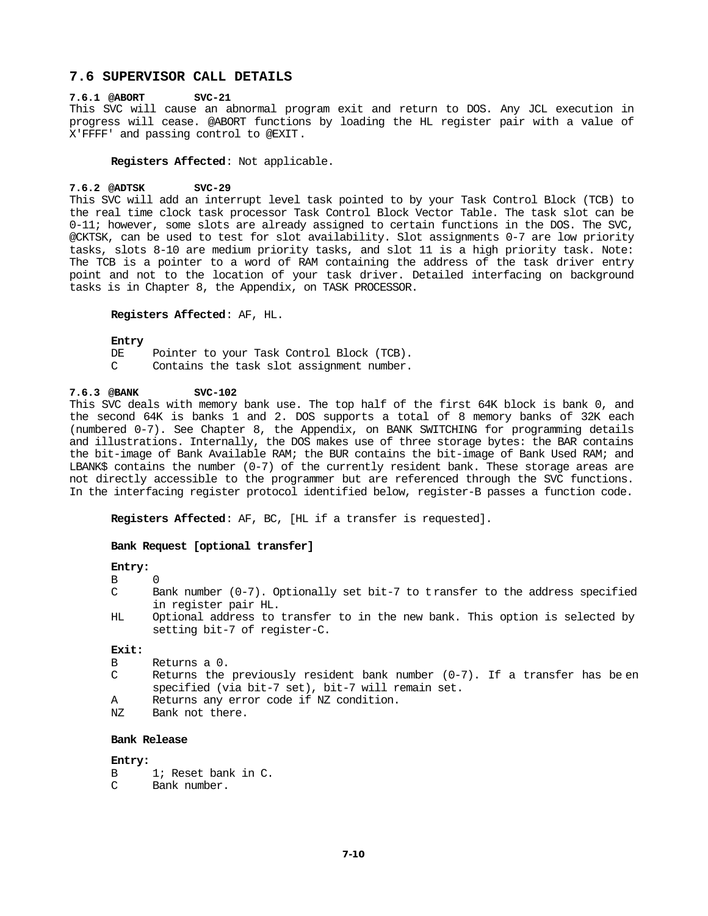## 7.6 SUPERVISOR CALL DETAILS

**7.6.1 @ABORT SVC-21**

This SVC will cause an abnormal program exit and return to DOS. Any JCL execution in progress will cease. @ABORT functions by loading the HL register pair with a value of X'FFFF' and passing control to @EXIT.

**Registers Affected**: Not applicable.

**7.6.2 @ADTSK SVC-29**

This SVC will add an interrupt level task pointed to by your Task Control Block (TCB) to the real time clock task processor Task Control Block Vector Table. The task slot can be 0-11; however, some slots are already assigned to certain functions in the DOS. The SVC, @CKTSK, can be used to test for slot availability. Slot assignments 0-7 are low priority tasks, slots 8-10 are medium priority tasks, and slot 11 is a high priority task. Note: The TCB is a pointer to a word of RAM containing the address of the task driver entry point and not to the location of your task driver. Detailed interfacing on background tasks is in Chapter 8, the Appendix, on TASK PROCESSOR.

**Registers Affected**: AF, HL.

**Entry**

DE Pointer to your Task Control Block (TCB).
C Contains the task slot assignment number.

**7.6.3 @BANK SVC-102**

This SVC deals with memory bank use. The top half of the first 64K block is bank 0, and the second 64K is banks 1 and 2. DOS supports a total of 8 memory banks of 32K each (numbered 0-7). See Chapter 8, the Appendix, on BANK SWITCHING for programming details and illustrations. Internally, the DOS makes use of three storage bytes: the BAR contains the bit-image of Bank Available RAM; the BUR contains the bit-image of Bank Used RAM; and LBANK$ contains the number (0-7) of the currently resident bank. These storage areas are not directly accessible to the programmer but are referenced through the SVC functions. In the interfacing register protocol identified below, register-B passes a function code.

**Registers Affected**: AF, BC, [HL if a transfer is requested].

**Bank Request [optional transfer]**

**Entry:**

B 0
C Bank number (0-7). Optionally set bit-7 to transfer to the address specified in register pair HL.
HL Optional address to transfer to in the new bank. This option is selected by setting bit-7 of register-C.

**Exit:**

B Returns a 0.
C Returns the previously resident bank number (0-7). If a transfer has been specified (via bit-7 set), bit-7 will remain set.
A Returns any error code if NZ condition.
NZ Bank not there.

**Bank Release**

**Entry:**

B 1; Reset bank in C.
C Bank number.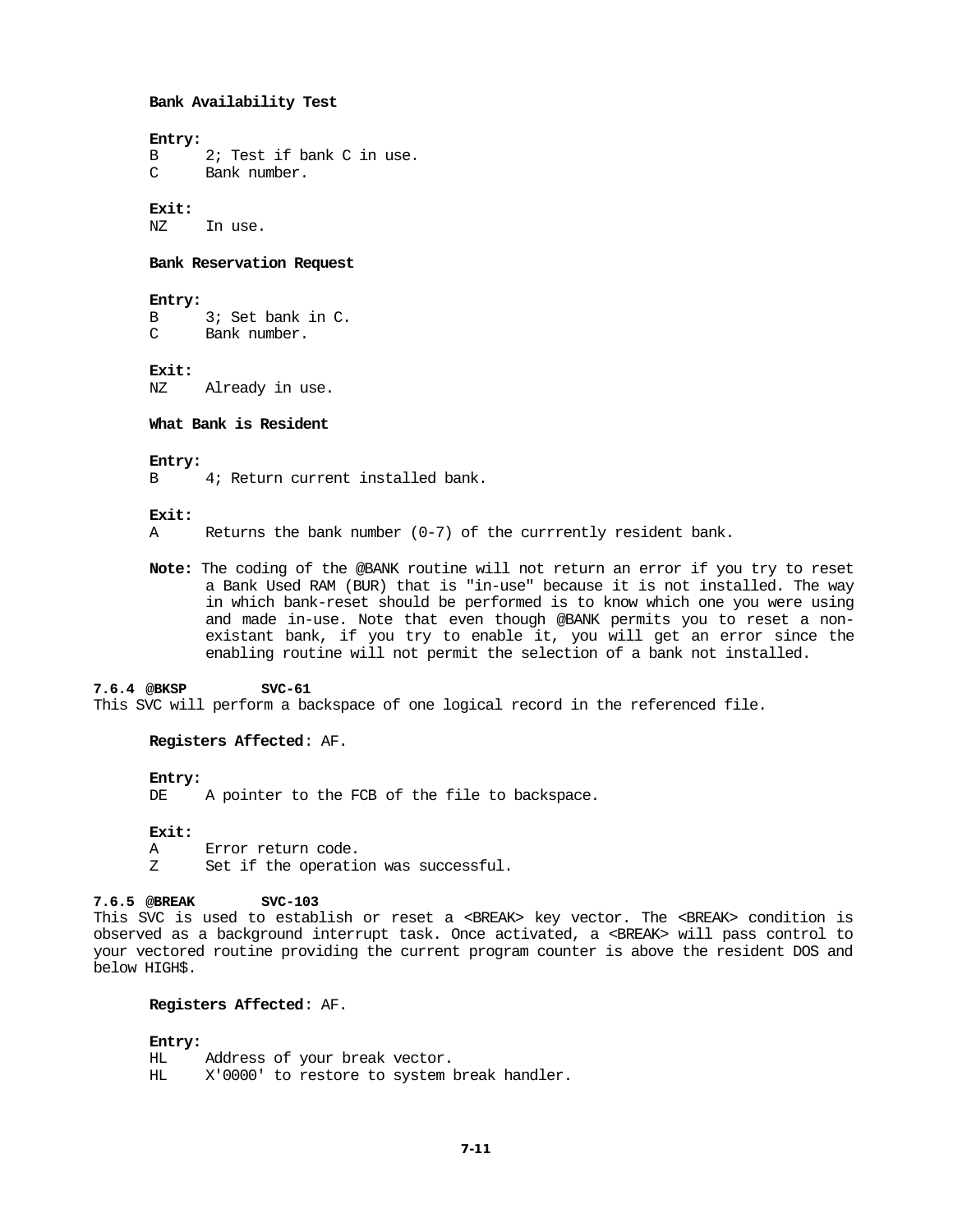**Bank Availability Test**

**Entry:**
B     2; Test if bank C in use.
C     Bank number.

**Exit:**
NZ    In use.

**Bank Reservation Request**

**Entry:**
B     3; Set bank in C.
C     Bank number.

**Exit:**
NZ    Already in use.

**What Bank is Resident**

**Entry:**
B     4; Return current installed bank.

**Exit:**
A     Returns the bank number (0-7) of the currrently resident bank.

**Note:** The coding of the @BANK routine will not return an error if you try to reset a Bank Used RAM (BUR) that is "in-use" because it is not installed. The way in which bank-reset should be performed is to know which one you were using and made in-use. Note that even though @BANK permits you to reset a non-existant bank, if you try to enable it, you will get an error since the enabling routine will not permit the selection of a bank not installed.

### 7.6.4 @BKSP SVC-61

This SVC will perform a backspace of one logical record in the referenced file.

**Registers Affected**: AF.

**Entry:**
DE    A pointer to the FCB of the file to backspace.

**Exit:**
A     Error return code.
Z     Set if the operation was successful.

### 7.6.5 @BREAK SVC-103

This SVC is used to establish or reset a <BREAK> key vector. The <BREAK> condition is observed as a background interrupt task. Once activated, a <BREAK> will pass control to your vectored routine providing the current program counter is above the resident DOS and below HIGH$.

**Registers Affected**: AF.

**Entry:**
HL    Address of your break vector.
HL    X'0000' to restore to system break handler.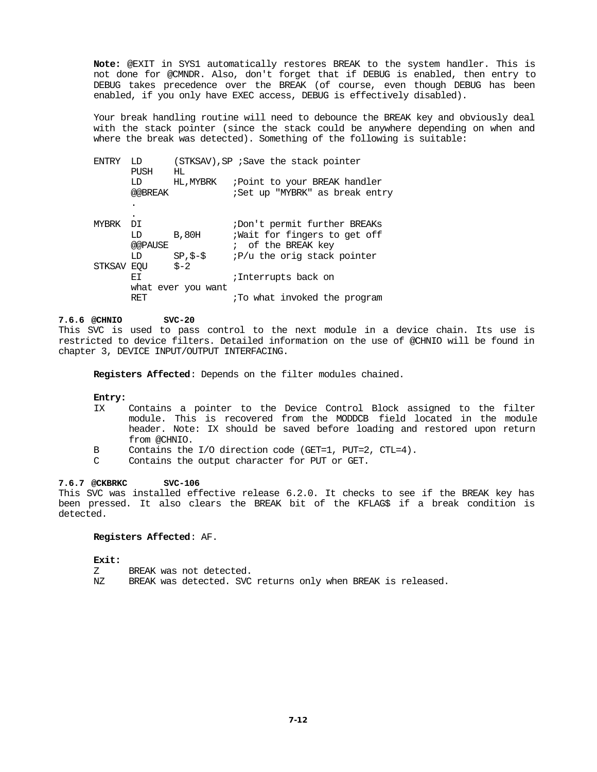**Note:** @EXIT in SYS1 automatically restores BREAK to the system handler. This is not done for @CMNDR. Also, don't forget that if DEBUG is enabled, then entry to DEBUG takes precedence over the BREAK (of course, even though DEBUG has been enabled, if you only have EXEC access, DEBUG is effectively disabled).

Your break handling routine will need to debounce the BREAK key and obviously deal with the stack pointer (since the stack could be anywhere depending on when and where the break was detected). Something of the following is suitable:

```
ENTRY  LD      (STKSAV),SP ;Save the stack pointer
       PUSH    HL
       LD      HL,MYBRK    ;Point to your BREAK handler
       @@BREAK             ;Set up "MYBRK" as break entry
       .
       .
MYBRK  DI                  ;Don't permit further BREAKs
       LD      B,80H       ;Wait for fingers to get off
       @@PAUSE             ;  of the BREAK key
       LD      SP,$-$      ;P/u the orig stack pointer
STKSAV EQU     $-2
       EI                  ;Interrupts back on
       what ever you want
       RET                 ;To what invoked the program
```

### 7.6.6 @CHNIO SVC-20

This SVC is used to pass control to the next module in a device chain. Its use is restricted to device filters. Detailed information on the use of @CHNIO will be found in chapter 3, DEVICE INPUT/OUTPUT INTERFACING.

**Registers Affected**: Depends on the filter modules chained.

**Entry:**

- IX Contains a pointer to the Device Control Block assigned to the filter module. This is recovered from the MODDCB field located in the module header. Note: IX should be saved before loading and restored upon return from @CHNIO.
- B Contains the I/O direction code (GET=1, PUT=2, CTL=4).
- C Contains the output character for PUT or GET.

### 7.6.7 @CKBRKC SVC-106

This SVC was installed effective release 6.2.0. It checks to see if the BREAK key has been pressed. It also clears the BREAK bit of the KFLAG$ if a break condition is detected.

**Registers Affected**: AF.

**Exit:**

- Z BREAK was not detected.
- NZ BREAK was detected. SVC returns only when BREAK is released.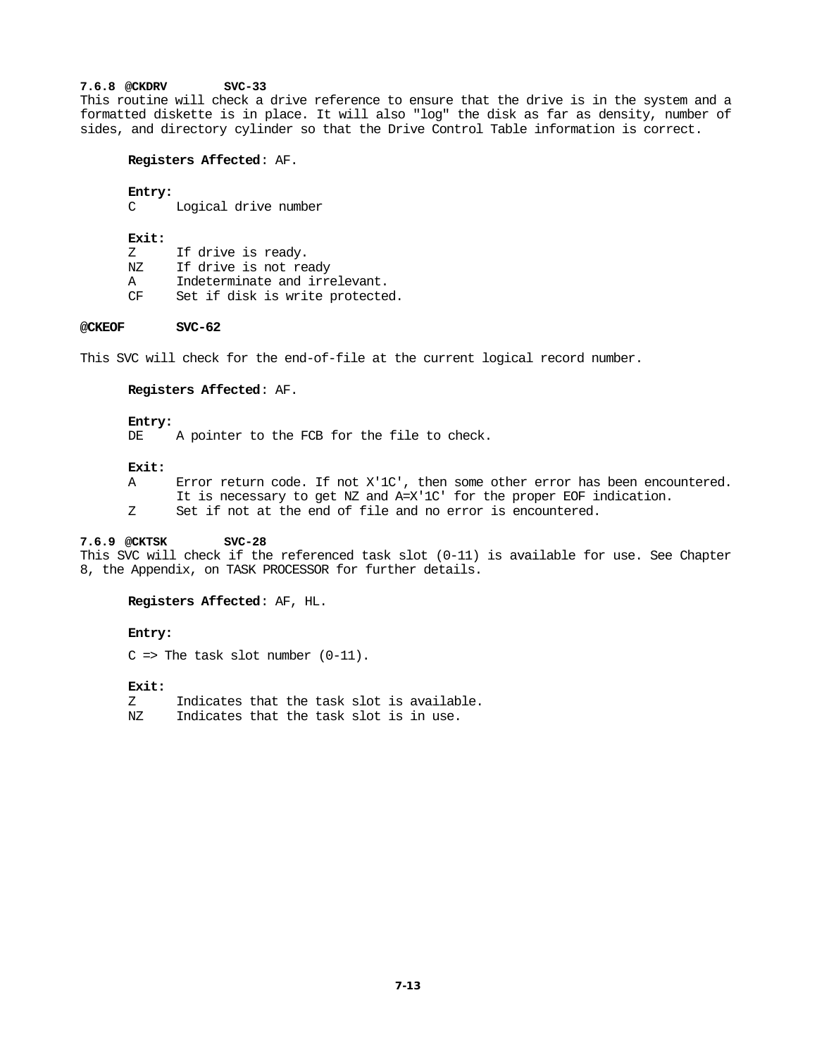### 7.6.8 @CKDRV SVC-33

This routine will check a drive reference to ensure that the drive is in the system and a formatted diskette is in place. It will also "log" the disk as far as density, number of sides, and directory cylinder so that the Drive Control Table information is correct.

**Registers Affected**: AF.

**Entry:**

C Logical drive number

**Exit:**

Z If drive is ready.
NZ If drive is not ready
A Indeterminate and irrelevant.
CF Set if disk is write protected.

### @CKEOF SVC-62

This SVC will check for the end-of-file at the current logical record number.

**Registers Affected**: AF.

**Entry:**

DE A pointer to the FCB for the file to check.

**Exit:**

A Error return code. If not X'1C', then some other error has been encountered. It is necessary to get NZ and A=X'1C' for the proper EOF indication.
Z Set if not at the end of file and no error is encountered.

### 7.6.9 @CKTSK SVC-28

This SVC will check if the referenced task slot (0-11) is available for use. See Chapter 8, the Appendix, on TASK PROCESSOR for further details.

**Registers Affected**: AF, HL.

**Entry:**

C => The task slot number (0-11).

**Exit:**

Z Indicates that the task slot is available.
NZ Indicates that the task slot is in use.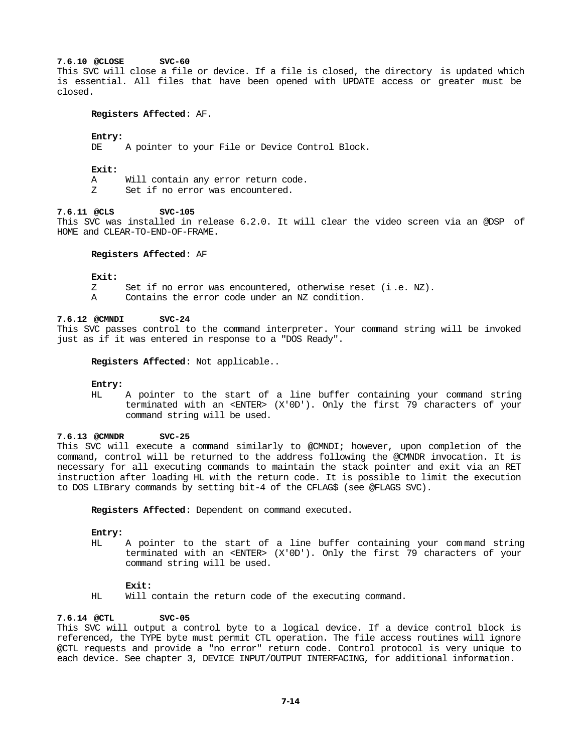### 7.6.10 @CLOSE SVC-60

This SVC will close a file or device. If a file is closed, the directory is updated which is essential. All files that have been opened with UPDATE access or greater must be closed.

**Registers Affected**: AF.

**Entry:**

DE A pointer to your File or Device Control Block.

**Exit:**

A Will contain any error return code.
Z Set if no error was encountered.

### 7.6.11 @CLS SVC-105

This SVC was installed in release 6.2.0. It will clear the video screen via an @DSP of HOME and CLEAR-TO-END-OF-FRAME.

**Registers Affected**: AF

**Exit:**

Z Set if no error was encountered, otherwise reset (i.e. NZ).
A Contains the error code under an NZ condition.

### 7.6.12 @CMNDI SVC-24

This SVC passes control to the command interpreter. Your command string will be invoked just as if it was entered in response to a "DOS Ready".

**Registers Affected**: Not applicable..

**Entry:**

HL A pointer to the start of a line buffer containing your command string terminated with an <ENTER> (X'0D'). Only the first 79 characters of your command string will be used.

### 7.6.13 @CMNDR SVC-25

This SVC will execute a command similarly to @CMNDI; however, upon completion of the command, control will be returned to the address following the @CMNDR invocation. It is necessary for all executing commands to maintain the stack pointer and exit via an RET instruction after loading HL with the return code. It is possible to limit the execution to DOS LIBrary commands by setting bit-4 of the CFLAG$ (see @FLAGS SVC).

**Registers Affected**: Dependent on command executed.

**Entry:**

HL A pointer to the start of a line buffer containing your command string terminated with an <ENTER> (X'0D'). Only the first 79 characters of your command string will be used.

**Exit:**

HL Will contain the return code of the executing command.

### 7.6.14 @CTL SVC-05

This SVC will output a control byte to a logical device. If a device control block is referenced, the TYPE byte must permit CTL operation. The file access routines will ignore @CTL requests and provide a "no error" return code. Control protocol is very unique to each device. See chapter 3, DEVICE INPUT/OUTPUT INTERFACING, for additional information.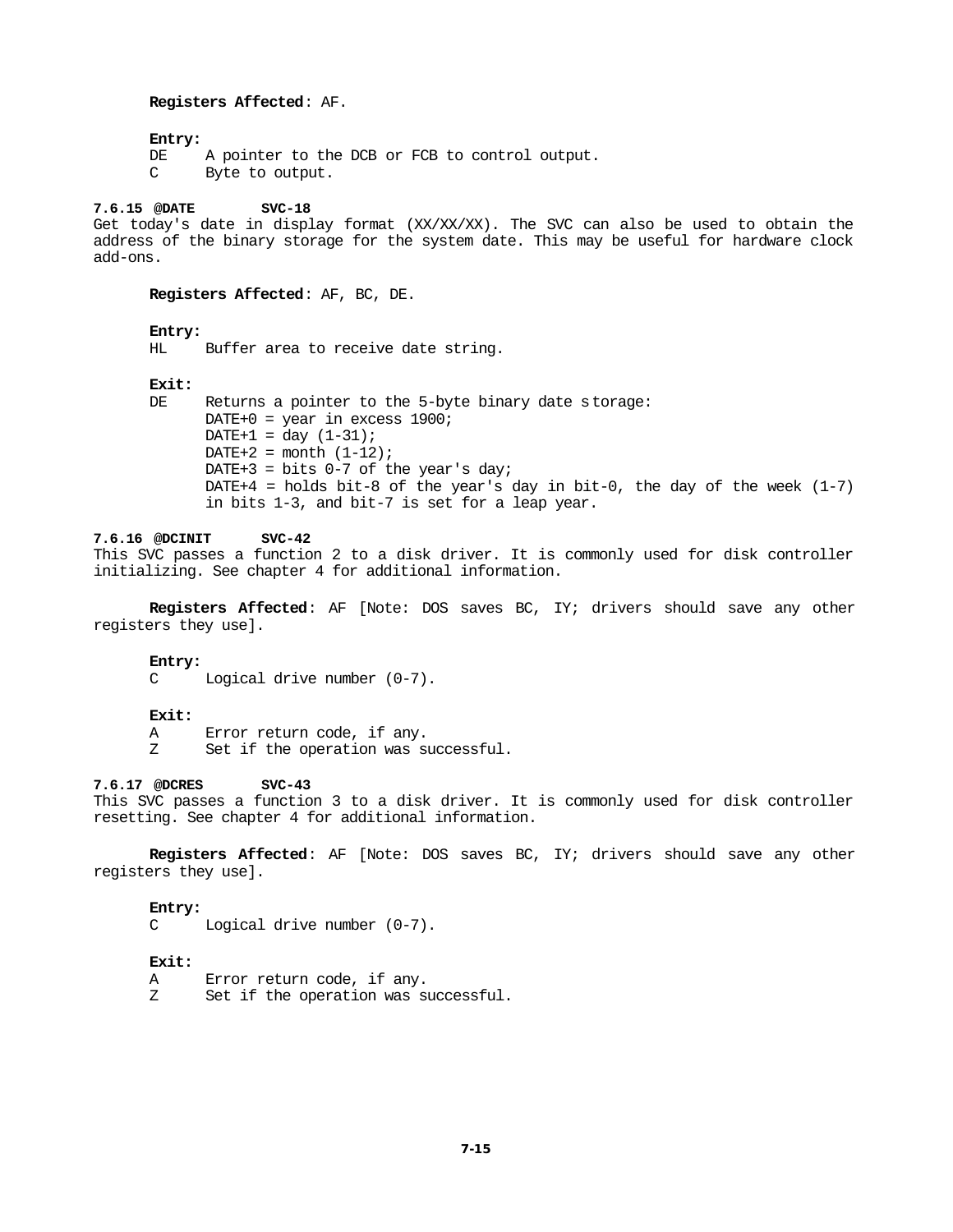**Registers Affected**: AF.

**Entry:**
DE    A pointer to the DCB or FCB to control output.
C     Byte to output.

### 7.6.15 @DATE    SVC-18

Get today's date in display format (XX/XX/XX). The SVC can also be used to obtain the address of the binary storage for the system date. This may be useful for hardware clock add-ons.

**Registers Affected**: AF, BC, DE.

**Entry:**
HL    Buffer area to receive date string.

**Exit:**
DE    Returns a pointer to the 5-byte binary date storage:
DATE+0 = year in excess 1900;
DATE+1 = day (1-31);
DATE+2 = month (1-12);
DATE+3 = bits 0-7 of the year's day;
DATE+4 = holds bit-8 of the year's day in bit-0, the day of the week (1-7) in bits 1-3, and bit-7 is set for a leap year.

### 7.6.16 @DCINIT    SVC-42

This SVC passes a function 2 to a disk driver. It is commonly used for disk controller initializing. See chapter 4 for additional information.

**Registers Affected**: AF [Note: DOS saves BC, IY; drivers should save any other registers they use].

**Entry:**
C     Logical drive number (0-7).

**Exit:**
A     Error return code, if any.
Z     Set if the operation was successful.

### 7.6.17 @DCRES    SVC-43

This SVC passes a function 3 to a disk driver. It is commonly used for disk controller resetting. See chapter 4 for additional information.

**Registers Affected**: AF [Note: DOS saves BC, IY; drivers should save any other registers they use].

**Entry:**
C     Logical drive number (0-7).

**Exit:**
A     Error return code, if any.
Z     Set if the operation was successful.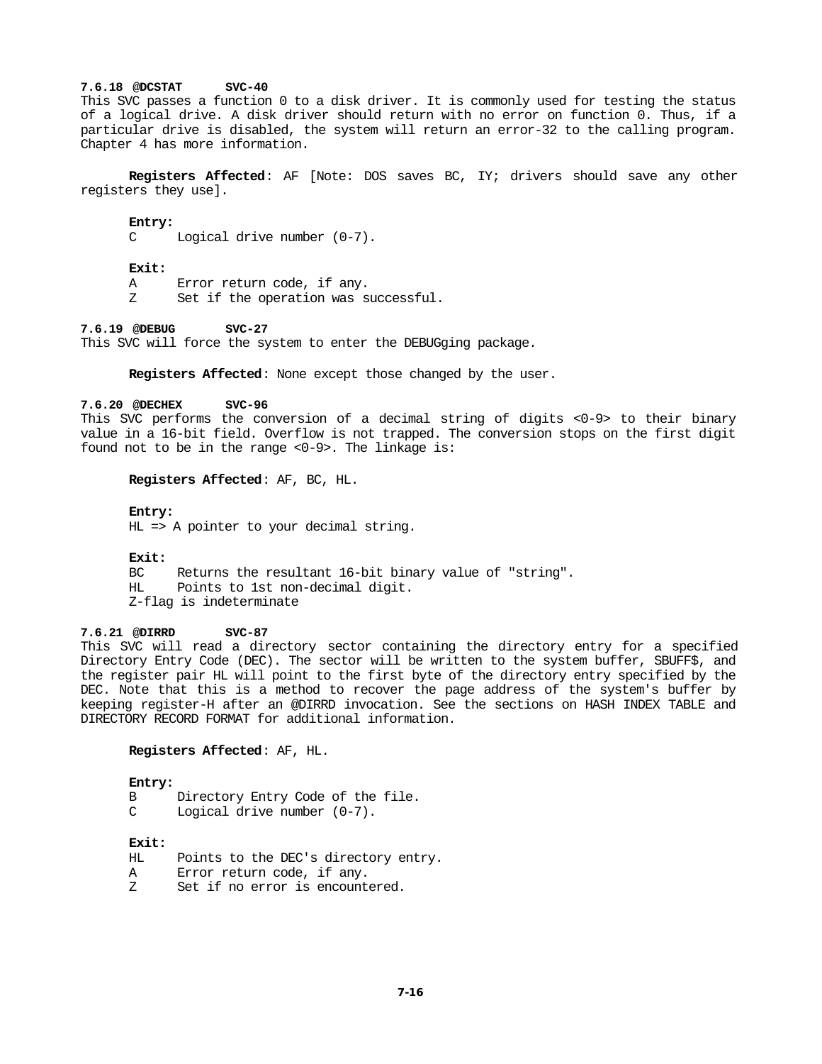### 7.6.18 @DCSTAT SVC-40

This SVC passes a function 0 to a disk driver. It is commonly used for testing the status of a logical drive. A disk driver should return with no error on function 0. Thus, if a particular drive is disabled, the system will return an error-32 to the calling program. Chapter 4 has more information.

**Registers Affected**: AF [Note: DOS saves BC, IY; drivers should save any other registers they use].

**Entry:**

C    Logical drive number (0-7).

**Exit:**

A    Error return code, if any.
Z    Set if the operation was successful.

### 7.6.19 @DEBUG SVC-27

This SVC will force the system to enter the DEBUGging package.

**Registers Affected**: None except those changed by the user.

### 7.6.20 @DECHEX SVC-96

This SVC performs the conversion of a decimal string of digits <0-9> to their binary value in a 16-bit field. Overflow is not trapped. The conversion stops on the first digit found not to be in the range <0-9>. The linkage is:

**Registers Affected**: AF, BC, HL.

**Entry:**

HL => A pointer to your decimal string.

**Exit:**

BC    Returns the resultant 16-bit binary value of "string".
HL    Points to 1st non-decimal digit.
Z-flag is indeterminate

### 7.6.21 @DIRRD SVC-87

This SVC will read a directory sector containing the directory entry for a specified Directory Entry Code (DEC). The sector will be written to the system buffer, SBUFF$, and the register pair HL will point to the first byte of the directory entry specified by the DEC. Note that this is a method to recover the page address of the system's buffer by keeping register-H after an @DIRRD invocation. See the sections on HASH INDEX TABLE and DIRECTORY RECORD FORMAT for additional information.

**Registers Affected**: AF, HL.

**Entry:**

B    Directory Entry Code of the file.
C    Logical drive number (0-7).

**Exit:**

HL    Points to the DEC's directory entry.
A    Error return code, if any.
Z    Set if no error is encountered.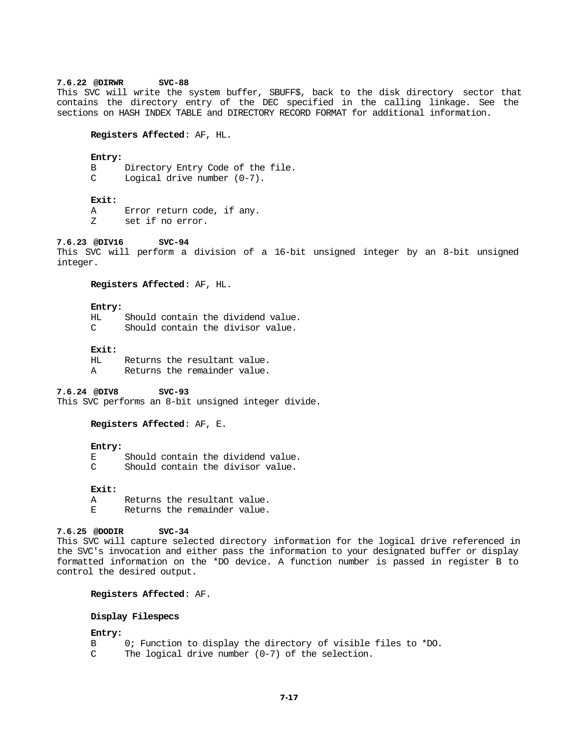### 7.6.22 @DIRWR SVC-88

This SVC will write the system buffer, SBUFF$, back to the disk directory sector that contains the directory entry of the DEC specified in the calling linkage. See the sections on HASH INDEX TABLE and DIRECTORY RECORD FORMAT for additional information.

**Registers Affected**: AF, HL.

**Entry:**

B Directory Entry Code of the file.
C Logical drive number (0-7).

**Exit:**

A Error return code, if any.
Z set if no error.

### 7.6.23 @DIV16 SVC-94

This SVC will perform a division of a 16-bit unsigned integer by an 8-bit unsigned integer.

**Registers Affected**: AF, HL.

**Entry:**

HL Should contain the dividend value.
C Should contain the divisor value.

**Exit:**

HL Returns the resultant value.
A Returns the remainder value.

### 7.6.24 @DIV8 SVC-93

This SVC performs an 8-bit unsigned integer divide.

**Registers Affected**: AF, E.

**Entry:**

E Should contain the dividend value.
C Should contain the divisor value.

**Exit:**

A Returns the resultant value.
E Returns the remainder value.

### 7.6.25 @DODIR SVC-34

This SVC will capture selected directory information for the logical drive referenced in the SVC's invocation and either pass the information to your designated buffer or display formatted information on the *DO device. A function number is passed in register B to control the desired output.

**Registers Affected**: AF.

**Display Filespecs**

**Entry:**

B 0; Function to display the directory of visible files to *DO.
C The logical drive number (0-7) of the selection.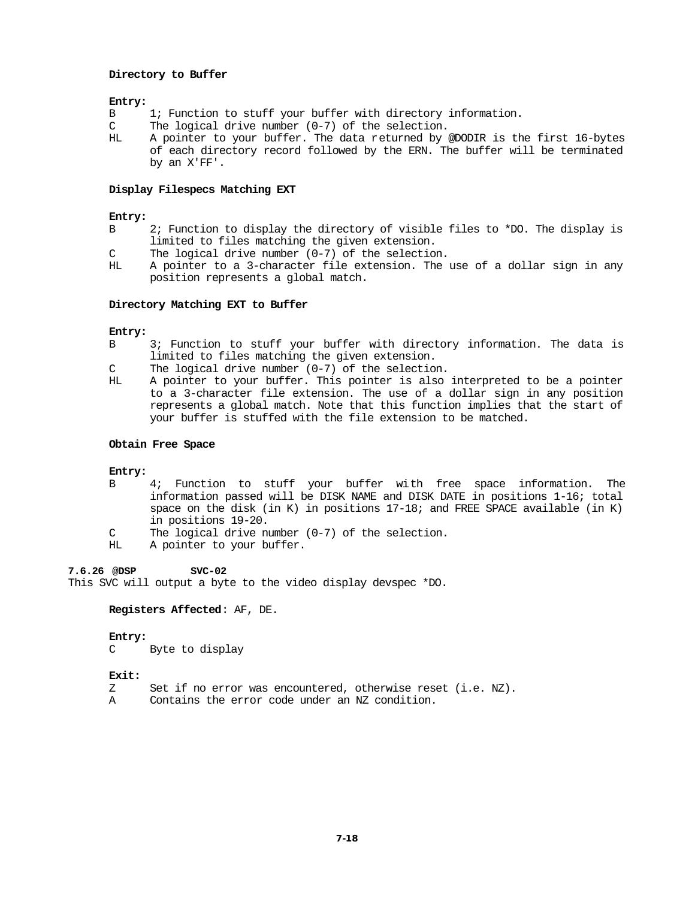**Directory to Buffer**

**Entry:**

- B 1; Function to stuff your buffer with directory information.
- C The logical drive number (0-7) of the selection.
- HL A pointer to your buffer. The data returned by @DODIR is the first 16-bytes of each directory record followed by the ERN. The buffer will be terminated by an X'FF'.

**Display Filespecs Matching EXT**

**Entry:**

- B 2; Function to display the directory of visible files to *DO. The display is limited to files matching the given extension.
- C The logical drive number (0-7) of the selection.
- HL A pointer to a 3-character file extension. The use of a dollar sign in any position represents a global match.

**Directory Matching EXT to Buffer**

**Entry:**

- B 3; Function to stuff your buffer with directory information. The data is limited to files matching the given extension.
- C The logical drive number (0-7) of the selection.
- HL A pointer to your buffer. This pointer is also interpreted to be a pointer to a 3-character file extension. The use of a dollar sign in any position represents a global match. Note that this function implies that the start of your buffer is stuffed with the file extension to be matched.

**Obtain Free Space**

**Entry:**

- B 4; Function to stuff your buffer with free space information. The information passed will be DISK NAME and DISK DATE in positions 1-16; total space on the disk (in K) in positions 17-18; and FREE SPACE available (in K) in positions 19-20.
- C The logical drive number (0-7) of the selection.
- HL A pointer to your buffer.

### 7.6.26 @DSP SVC-02

This SVC will output a byte to the video display devspec *DO.

**Registers Affected**: AF, DE.

**Entry:**

- C Byte to display

**Exit:**

- Z Set if no error was encountered, otherwise reset (i.e. NZ).
- A Contains the error code under an NZ condition.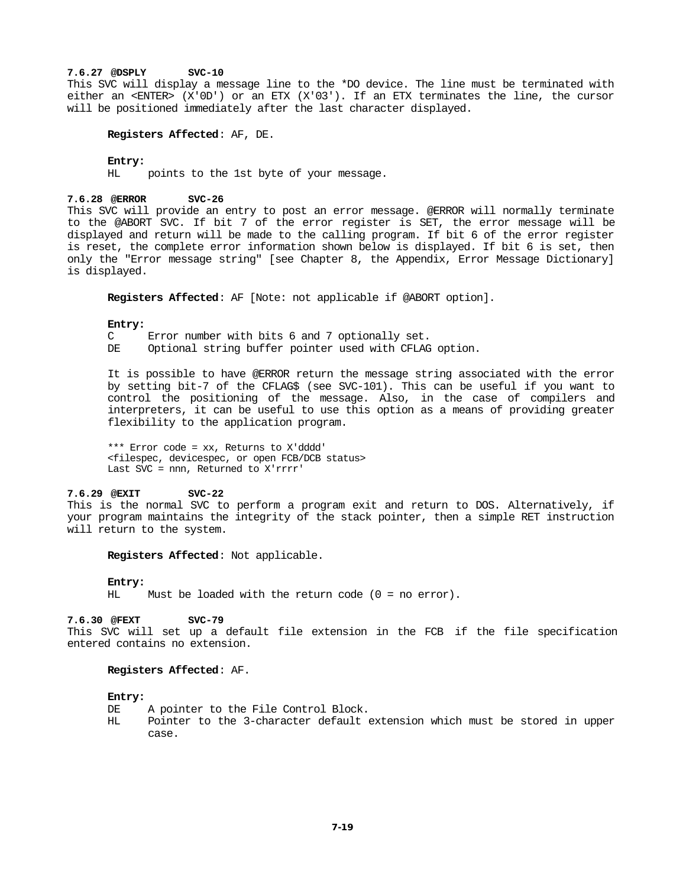#### 7.6.27 @DSPLY SVC-10

This SVC will display a message line to the *DO device. The line must be terminated with either an <ENTER> (X'0D') or an ETX (X'03'). If an ETX terminates the line, the cursor will be positioned immediately after the last character displayed.

**Registers Affected**: AF, DE.

**Entry:**

HL points to the 1st byte of your message.

#### 7.6.28 @ERROR SVC-26

This SVC will provide an entry to post an error message. @ERROR will normally terminate to the @ABORT SVC. If bit 7 of the error register is SET, the error message will be displayed and return will be made to the calling program. If bit 6 of the error register is reset, the complete error information shown below is displayed. If bit 6 is set, then only the "Error message string" [see Chapter 8, the Appendix, Error Message Dictionary] is displayed.

**Registers Affected**: AF [Note: not applicable if @ABORT option].

**Entry:**

C Error number with bits 6 and 7 optionally set.
DE Optional string buffer pointer used with CFLAG option.

It is possible to have @ERROR return the message string associated with the error by setting bit-7 of the CFLAG$ (see SVC-101). This can be useful if you want to control the positioning of the message. Also, in the case of compilers and interpreters, it can be useful to use this option as a means of providing greater flexibility to the application program.

```
*** Error code = xx, Returns to X'dddd'
<filespec, devicespec, or open FCB/DCB status>
Last SVC = nnn, Returned to X'rrrr'
```

#### 7.6.29 @EXIT SVC-22

This is the normal SVC to perform a program exit and return to DOS. Alternatively, if your program maintains the integrity of the stack pointer, then a simple RET instruction will return to the system.

**Registers Affected**: Not applicable.

**Entry:**

HL Must be loaded with the return code (0 = no error).

#### 7.6.30 @FEXT SVC-79

This SVC will set up a default file extension in the FCB if the file specification entered contains no extension.

**Registers Affected**: AF.

**Entry:**

DE A pointer to the File Control Block.
HL Pointer to the 3-character default extension which must be stored in upper case.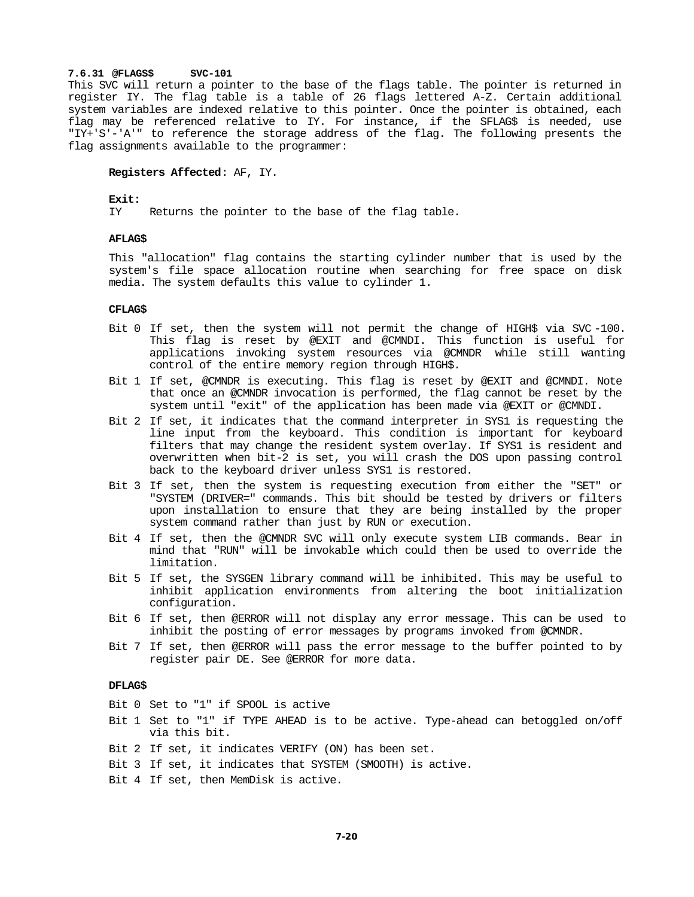### 7.6.31 @FLAGS$ SVC-101

This SVC will return a pointer to the base of the flags table. The pointer is returned in register IY. The flag table is a table of 26 flags lettered A-Z. Certain additional system variables are indexed relative to this pointer. Once the pointer is obtained, each flag may be referenced relative to IY. For instance, if the SFLAG$ is needed, use "IY+'S'-'A'" to reference the storage address of the flag. The following presents the flag assignments available to the programmer:

**Registers Affected**: AF, IY.

**Exit:**

IY Returns the pointer to the base of the flag table.

**AFLAG$**

This "allocation" flag contains the starting cylinder number that is used by the system's file space allocation routine when searching for free space on disk media. The system defaults this value to cylinder 1.

**CFLAG$**

- Bit 0 If set, then the system will not permit the change of HIGH$ via SVC-100. This flag is reset by @EXIT and @CMNDI. This function is useful for applications invoking system resources via @CMNDR while still wanting control of the entire memory region through HIGH$.
- Bit 1 If set, @CMNDR is executing. This flag is reset by @EXIT and @CMNDI. Note that once an @CMNDR invocation is performed, the flag cannot be reset by the system until "exit" of the application has been made via @EXIT or @CMNDI.
- Bit 2 If set, it indicates that the command interpreter in SYS1 is requesting the line input from the keyboard. This condition is important for keyboard filters that may change the resident system overlay. If SYS1 is resident and overwritten when bit-2 is set, you will crash the DOS upon passing control back to the keyboard driver unless SYS1 is restored.
- Bit 3 If set, then the system is requesting execution from either the "SET" or "SYSTEM (DRIVER=" commands. This bit should be tested by drivers or filters upon installation to ensure that they are being installed by the proper system command rather than just by RUN or execution.
- Bit 4 If set, then the @CMNDR SVC will only execute system LIB commands. Bear in mind that "RUN" will be invokable which could then be used to override the limitation.
- Bit 5 If set, the SYSGEN library command will be inhibited. This may be useful to inhibit application environments from altering the boot initialization configuration.
- Bit 6 If set, then @ERROR will not display any error message. This can be used to inhibit the posting of error messages by programs invoked from @CMNDR.
- Bit 7 If set, then @ERROR will pass the error message to the buffer pointed to by register pair DE. See @ERROR for more data.

**DFLAG$**

- Bit 0 Set to "1" if SPOOL is active
- Bit 1 Set to "1" if TYPE AHEAD is to be active. Type-ahead can betoggled on/off via this bit.
- Bit 2 If set, it indicates VERIFY (ON) has been set.
- Bit 3 If set, it indicates that SYSTEM (SMOOTH) is active.
- Bit 4 If set, then MemDisk is active.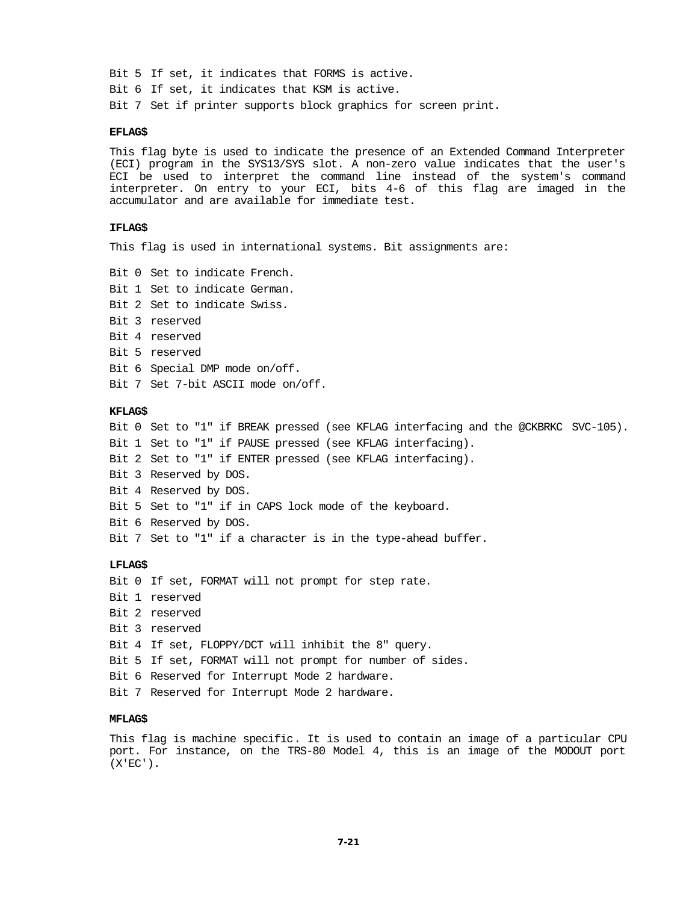Bit 5 If set, it indicates that FORMS is active.

Bit 6 If set, it indicates that KSM is active.

Bit 7 Set if printer supports block graphics for screen print.

**EFLAG$**

This flag byte is used to indicate the presence of an Extended Command Interpreter (ECI) program in the SYS13/SYS slot. A non-zero value indicates that the user's ECI be used to interpret the command line instead of the system's command interpreter. On entry to your ECI, bits 4-6 of this flag are imaged in the accumulator and are available for immediate test.

**IFLAG$**

This flag is used in international systems. Bit assignments are:

Bit 0 Set to indicate French.

Bit 1 Set to indicate German.

Bit 2 Set to indicate Swiss.

Bit 3 reserved

Bit 4 reserved

Bit 5 reserved

Bit 6 Special DMP mode on/off.

Bit 7 Set 7-bit ASCII mode on/off.

**KFLAG$**

Bit 0 Set to "1" if BREAK pressed (see KFLAG interfacing and the @CKBRKC SVC-105).

Bit 1 Set to "1" if PAUSE pressed (see KFLAG interfacing).

Bit 2 Set to "1" if ENTER pressed (see KFLAG interfacing).

Bit 3 Reserved by DOS.

Bit 4 Reserved by DOS.

Bit 5 Set to "1" if in CAPS lock mode of the keyboard.

Bit 6 Reserved by DOS.

Bit 7 Set to "1" if a character is in the type-ahead buffer.

**LFLAG$**

Bit 0 If set, FORMAT will not prompt for step rate.

Bit 1 reserved

Bit 2 reserved

Bit 3 reserved

Bit 4 If set, FLOPPY/DCT will inhibit the 8" query.

Bit 5 If set, FORMAT will not prompt for number of sides.

Bit 6 Reserved for Interrupt Mode 2 hardware.

Bit 7 Reserved for Interrupt Mode 2 hardware.

**MFLAG$**

This flag is machine specific. It is used to contain an image of a particular CPU port. For instance, on the TRS-80 Model 4, this is an image of the MODOUT port (X'EC').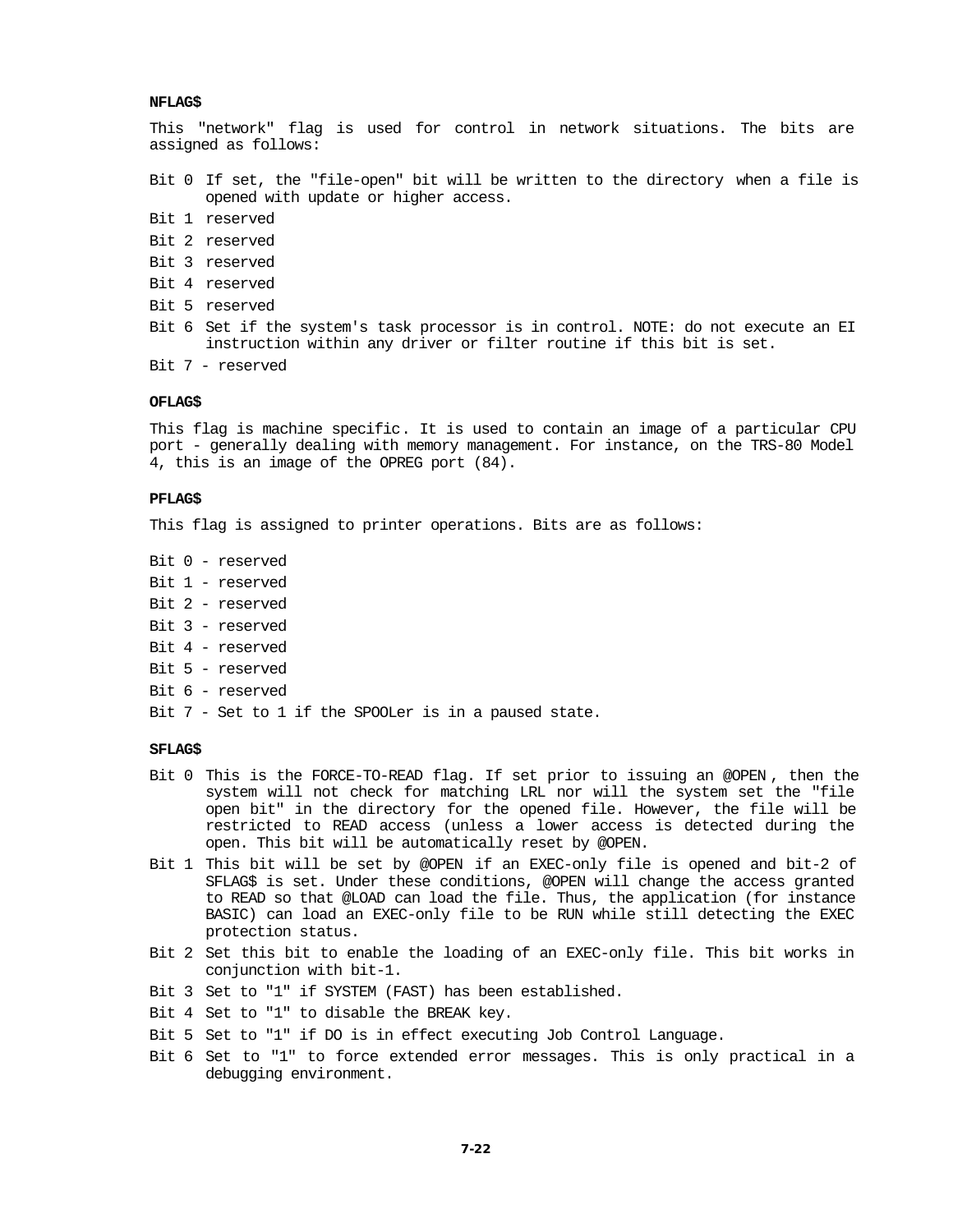**NFLAG$**

This "network" flag is used for control in network situations. The bits are assigned as follows:

- Bit 0 If set, the "file-open" bit will be written to the directory when a file is opened with update or higher access.
- Bit 1 reserved
- Bit 2 reserved
- Bit 3 reserved
- Bit 4 reserved
- Bit 5 reserved
- Bit 6 Set if the system's task processor is in control. NOTE: do not execute an EI instruction within any driver or filter routine if this bit is set.
- Bit 7 - reserved

**OFLAG$**

This flag is machine specific. It is used to contain an image of a particular CPU port - generally dealing with memory management. For instance, on the TRS-80 Model 4, this is an image of the OPREG port (84).

**PFLAG$**

This flag is assigned to printer operations. Bits are as follows:

- Bit 0 - reserved
- Bit 1 - reserved
- Bit 2 - reserved
- Bit 3 - reserved
- Bit 4 - reserved
- Bit 5 - reserved
- Bit 6 - reserved
- Bit 7 - Set to 1 if the SPOOLer is in a paused state.

**SFLAG$**

- Bit 0 This is the FORCE-TO-READ flag. If set prior to issuing an @OPEN , then the system will not check for matching LRL nor will the system set the "file open bit" in the directory for the opened file. However, the file will be restricted to READ access (unless a lower access is detected during the open. This bit will be automatically reset by @OPEN.
- Bit 1 This bit will be set by @OPEN if an EXEC-only file is opened and bit-2 of SFLAG$ is set. Under these conditions, @OPEN will change the access granted to READ so that @LOAD can load the file. Thus, the application (for instance BASIC) can load an EXEC-only file to be RUN while still detecting the EXEC protection status.
- Bit 2 Set this bit to enable the loading of an EXEC-only file. This bit works in conjunction with bit-1.
- Bit 3 Set to "1" if SYSTEM (FAST) has been established.
- Bit 4 Set to "1" to disable the BREAK key.
- Bit 5 Set to "1" if DO is in effect executing Job Control Language.
- Bit 6 Set to "1" to force extended error messages. This is only practical in a debugging environment.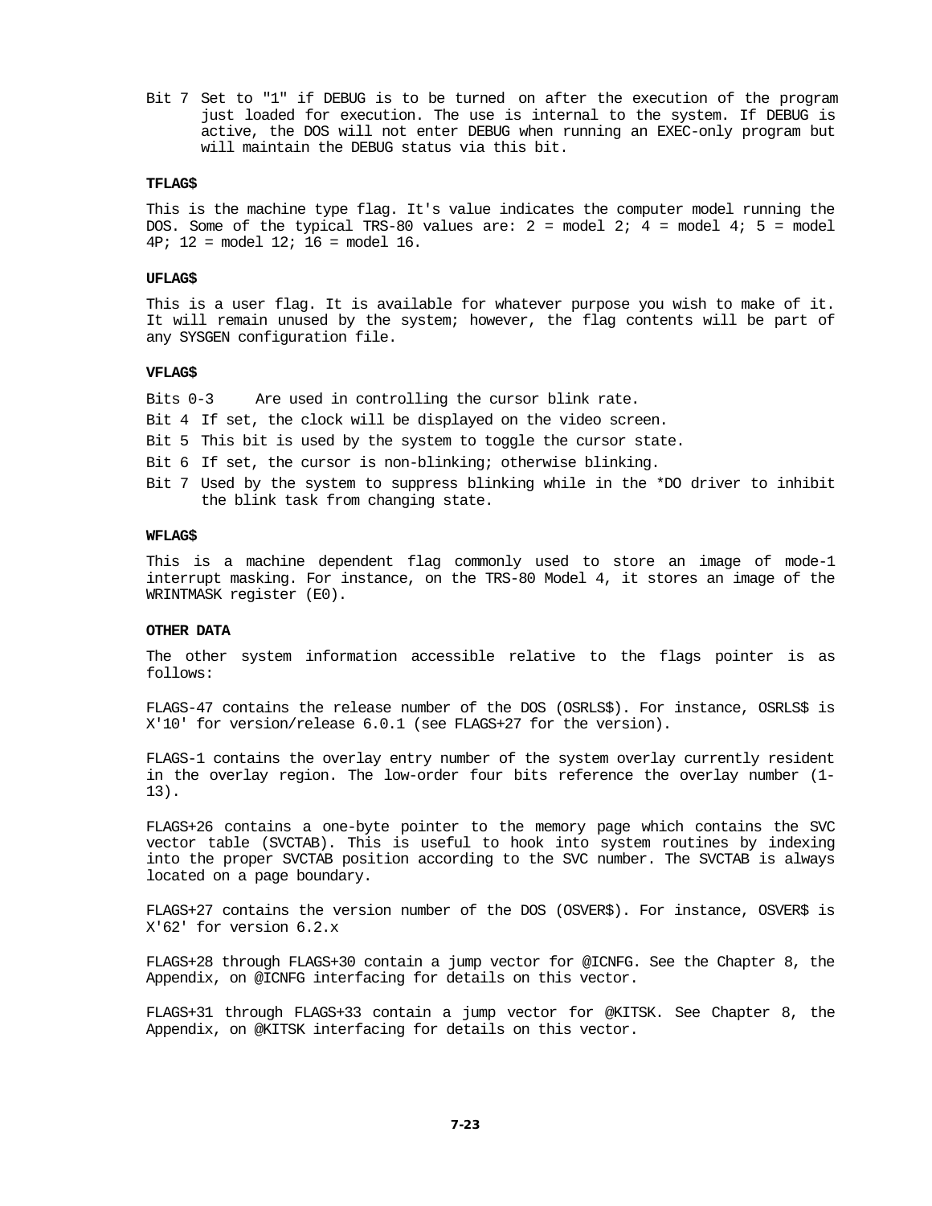Bit 7 Set to "1" if DEBUG is to be turned on after the execution of the program just loaded for execution. The use is internal to the system. If DEBUG is active, the DOS will not enter DEBUG when running an EXEC-only program but will maintain the DEBUG status via this bit.

**TFLAG$**

This is the machine type flag. It's value indicates the computer model running the DOS. Some of the typical TRS-80 values are: 2 = model 2; 4 = model 4; 5 = model 4P; 12 = model 12; 16 = model 16.

**UFLAG$**

This is a user flag. It is available for whatever purpose you wish to make of it. It will remain unused by the system; however, the flag contents will be part of any SYSGEN configuration file.

**VFLAG$**

Bits 0-3 Are used in controlling the cursor blink rate.

Bit 4 If set, the clock will be displayed on the video screen.

Bit 5 This bit is used by the system to toggle the cursor state.

Bit 6 If set, the cursor is non-blinking; otherwise blinking.

Bit 7 Used by the system to suppress blinking while in the *DO driver to inhibit the blink task from changing state.

**WFLAG$**

This is a machine dependent flag commonly used to store an image of mode-1 interrupt masking. For instance, on the TRS-80 Model 4, it stores an image of the WRINTMASK register (E0).

**OTHER DATA**

The other system information accessible relative to the flags pointer is as follows:

FLAGS-47 contains the release number of the DOS (OSRLS$). For instance, OSRLS$ is X'10' for version/release 6.0.1 (see FLAGS+27 for the version).

FLAGS-1 contains the overlay entry number of the system overlay currently resident in the overlay region. The low-order four bits reference the overlay number (1-13).

FLAGS+26 contains a one-byte pointer to the memory page which contains the SVC vector table (SVCTAB). This is useful to hook into system routines by indexing into the proper SVCTAB position according to the SVC number. The SVCTAB is always located on a page boundary.

FLAGS+27 contains the version number of the DOS (OSVER$). For instance, OSVER$ is X'62' for version 6.2.x

FLAGS+28 through FLAGS+30 contain a jump vector for @ICNFG. See the Chapter 8, the Appendix, on @ICNFG interfacing for details on this vector.

FLAGS+31 through FLAGS+33 contain a jump vector for @KITSK. See Chapter 8, the Appendix, on @KITSK interfacing for details on this vector.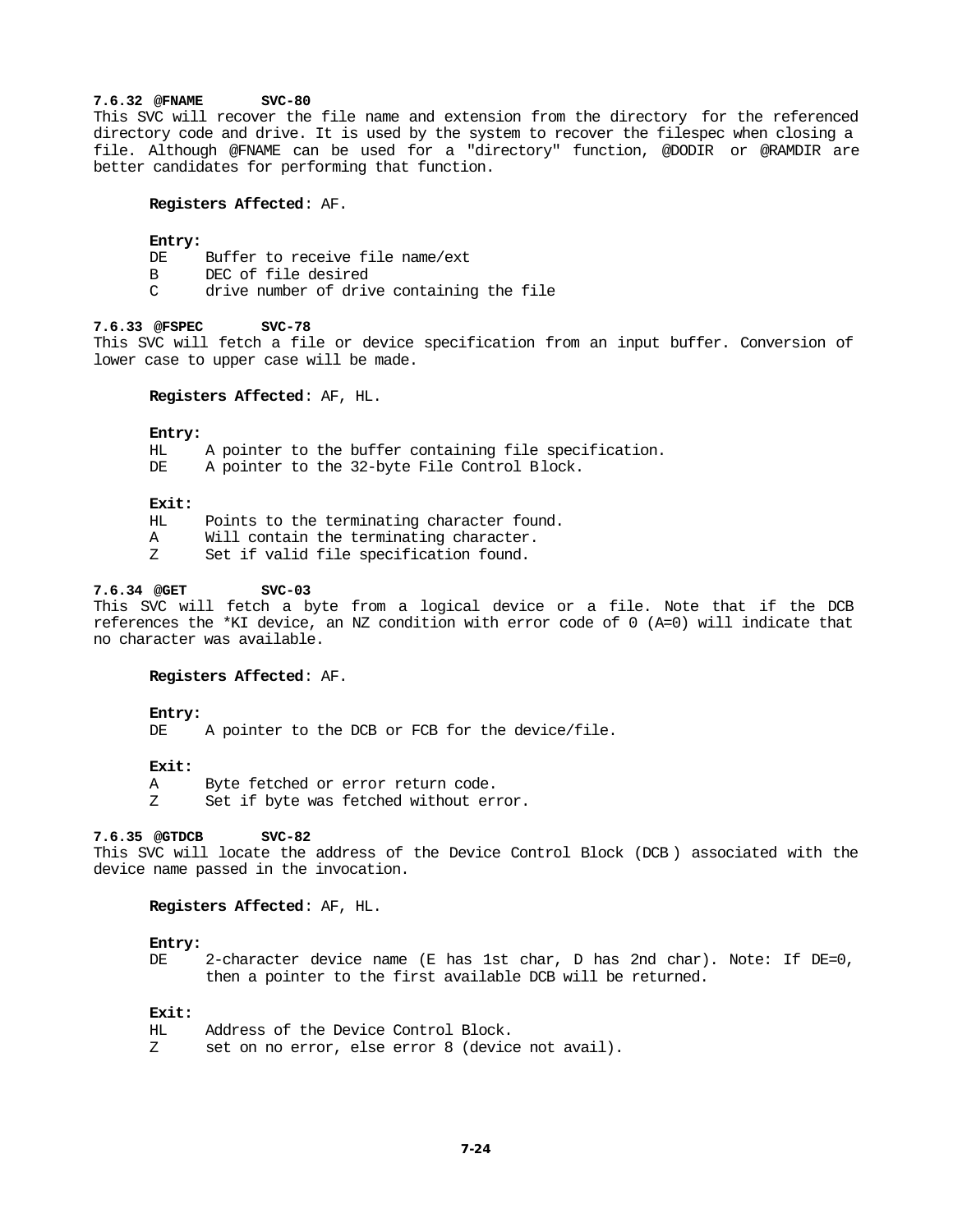### 7.6.32 @FNAME SVC-80

This SVC will recover the file name and extension from the directory for the referenced directory code and drive. It is used by the system to recover the filespec when closing a file. Although @FNAME can be used for a "directory" function, @DODIR or @RAMDIR are better candidates for performing that function.

**Registers Affected**: AF.

**Entry:**

| | |
|---|---|
| DE | Buffer to receive file name/ext |
| B | DEC of file desired |
| C | drive number of drive containing the file |

### 7.6.33 @FSPEC SVC-78

This SVC will fetch a file or device specification from an input buffer. Conversion of lower case to upper case will be made.

**Registers Affected**: AF, HL.

**Entry:**

| | |
|---|---|
| HL | A pointer to the buffer containing file specification. |
| DE | A pointer to the 32-byte File Control Block. |

**Exit:**

| | |
|---|---|
| HL | Points to the terminating character found. |
| A | Will contain the terminating character. |
| Z | Set if valid file specification found. |

### 7.6.34 @GET SVC-03

This SVC will fetch a byte from a logical device or a file. Note that if the DCB references the *KI device, an NZ condition with error code of 0 (A=0) will indicate that no character was available.

**Registers Affected**: AF.

**Entry:**

| | |
|---|---|
| DE | A pointer to the DCB or FCB for the device/file. |

**Exit:**

| | |
|---|---|
| A | Byte fetched or error return code. |
| Z | Set if byte was fetched without error. |

### 7.6.35 @GTDCB SVC-82

This SVC will locate the address of the Device Control Block (DCB ) associated with the device name passed in the invocation.

**Registers Affected**: AF, HL.

**Entry:**

| | |
|---|---|
| DE | 2-character device name (E has 1st char, D has 2nd char). Note: If DE=0, then a pointer to the first available DCB will be returned. |

**Exit:**

| | |
|---|---|
| HL | Address of the Device Control Block. |
| Z | set on no error, else error 8 (device not avail). |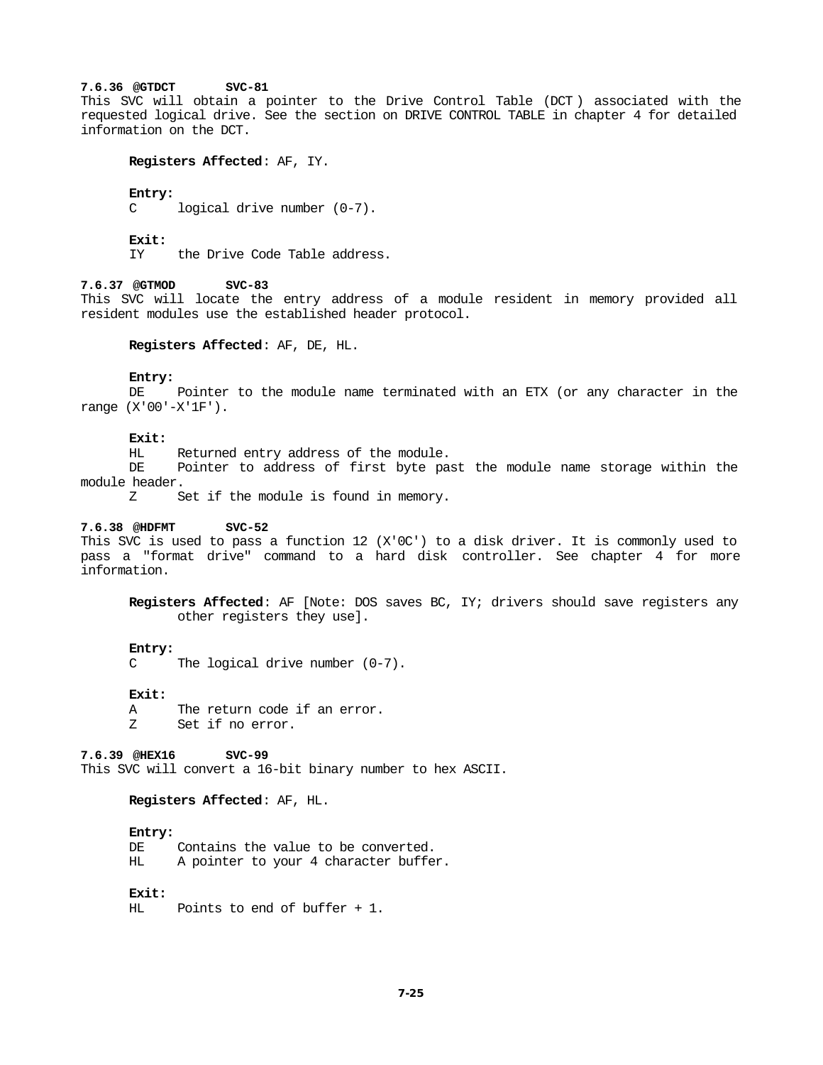### 7.6.36 @GTDCT SVC-81

This SVC will obtain a pointer to the Drive Control Table (DCT ) associated with the requested logical drive. See the section on DRIVE CONTROL TABLE in chapter 4 for detailed information on the DCT.

**Registers Affected**: AF, IY.

**Entry:**
C    logical drive number (0-7).

**Exit:**
IY    the Drive Code Table address.

### 7.6.37 @GTMOD SVC-83

This SVC will locate the entry address of a module resident in memory provided all resident modules use the established header protocol.

**Registers Affected**: AF, DE, HL.

**Entry:**
DE    Pointer to the module name terminated with an ETX (or any character in the range (X'00'-X'1F').

**Exit:**
HL    Returned entry address of the module.
DE    Pointer to address of first byte past the module name storage within the module header.
Z    Set if the module is found in memory.

### 7.6.38 @HDFMT SVC-52

This SVC is used to pass a function 12 (X'0C') to a disk driver. It is commonly used to pass a "format drive" command to a hard disk controller. See chapter 4 for more information.

**Registers Affected**: AF [Note: DOS saves BC, IY; drivers should save registers any other registers they use].

**Entry:**
C    The logical drive number (0-7).

**Exit:**
A    The return code if an error.
Z    Set if no error.

### 7.6.39 @HEX16 SVC-99

This SVC will convert a 16-bit binary number to hex ASCII.

**Registers Affected**: AF, HL.

**Entry:**
DE    Contains the value to be converted.
HL    A pointer to your 4 character buffer.

**Exit:**
HL    Points to end of buffer + 1.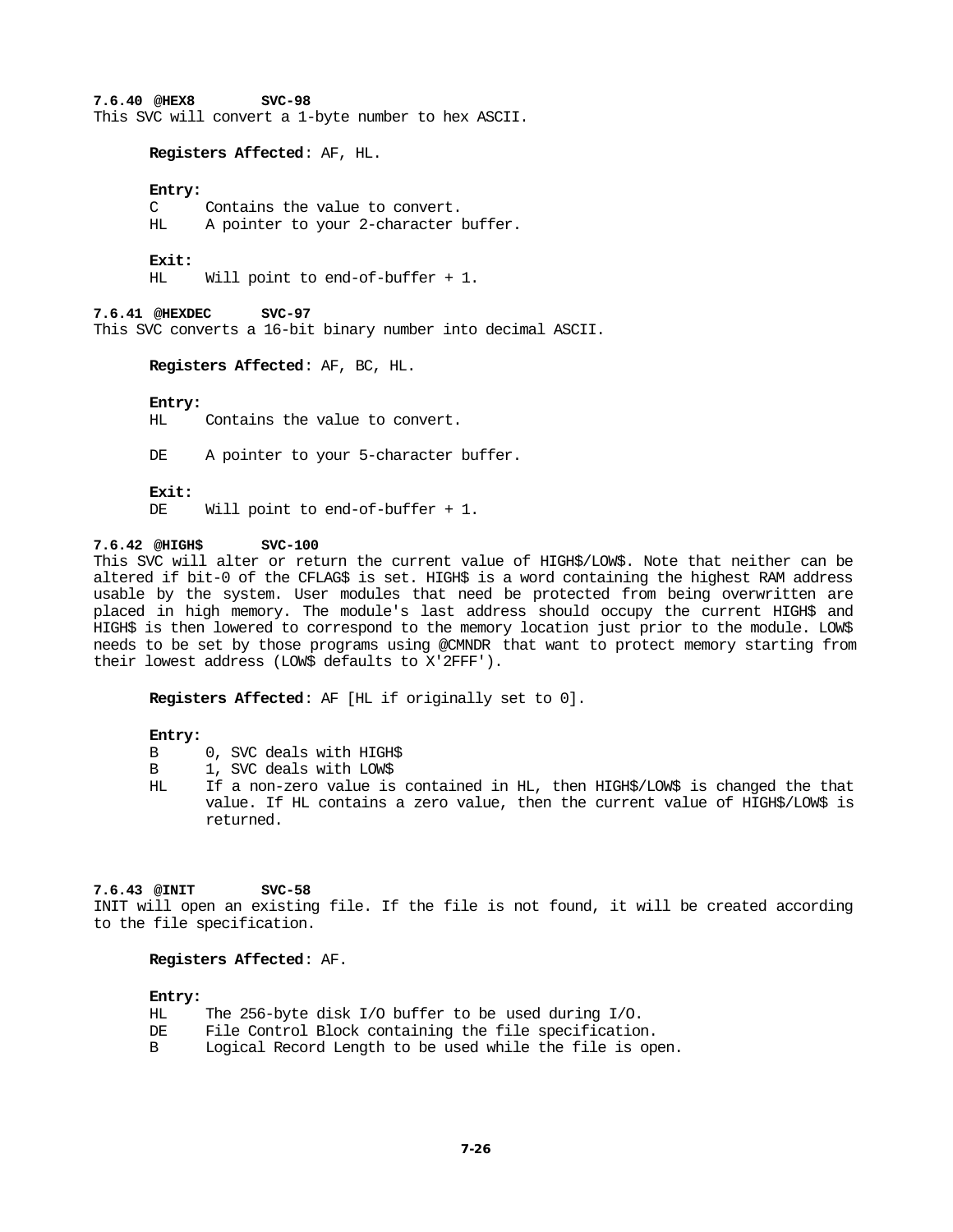### 7.6.40 @HEX8 SVC-98

This SVC will convert a 1-byte number to hex ASCII.

**Registers Affected**: AF, HL.

**Entry:**

C Contains the value to convert.
HL A pointer to your 2-character buffer.

**Exit:**

HL Will point to end-of-buffer + 1.

### 7.6.41 @HEXDEC SVC-97

This SVC converts a 16-bit binary number into decimal ASCII.

**Registers Affected**: AF, BC, HL.

**Entry:**

HL Contains the value to convert.

DE A pointer to your 5-character buffer.

**Exit:**

DE Will point to end-of-buffer + 1.

### 7.6.42 @HIGH$ SVC-100

This SVC will alter or return the current value of HIGH$/LOW$. Note that neither can be altered if bit-0 of the CFLAG$ is set. HIGH$ is a word containing the highest RAM address usable by the system. User modules that need be protected from being overwritten are placed in high memory. The module's last address should occupy the current HIGH$ and HIGH$ is then lowered to correspond to the memory location just prior to the module. LOW$ needs to be set by those programs using @CMNDR that want to protect memory starting from their lowest address (LOW$ defaults to X'2FFF').

**Registers Affected**: AF [HL if originally set to 0].

**Entry:**

B 0, SVC deals with HIGH$
B 1, SVC deals with LOW$
HL If a non-zero value is contained in HL, then HIGH$/LOW$ is changed the that value. If HL contains a zero value, then the current value of HIGH$/LOW$ is returned.

### 7.6.43 @INIT SVC-58

INIT will open an existing file. If the file is not found, it will be created according to the file specification.

**Registers Affected**: AF.

**Entry:**

HL The 256-byte disk I/O buffer to be used during I/O.
DE File Control Block containing the file specification.
B Logical Record Length to be used while the file is open.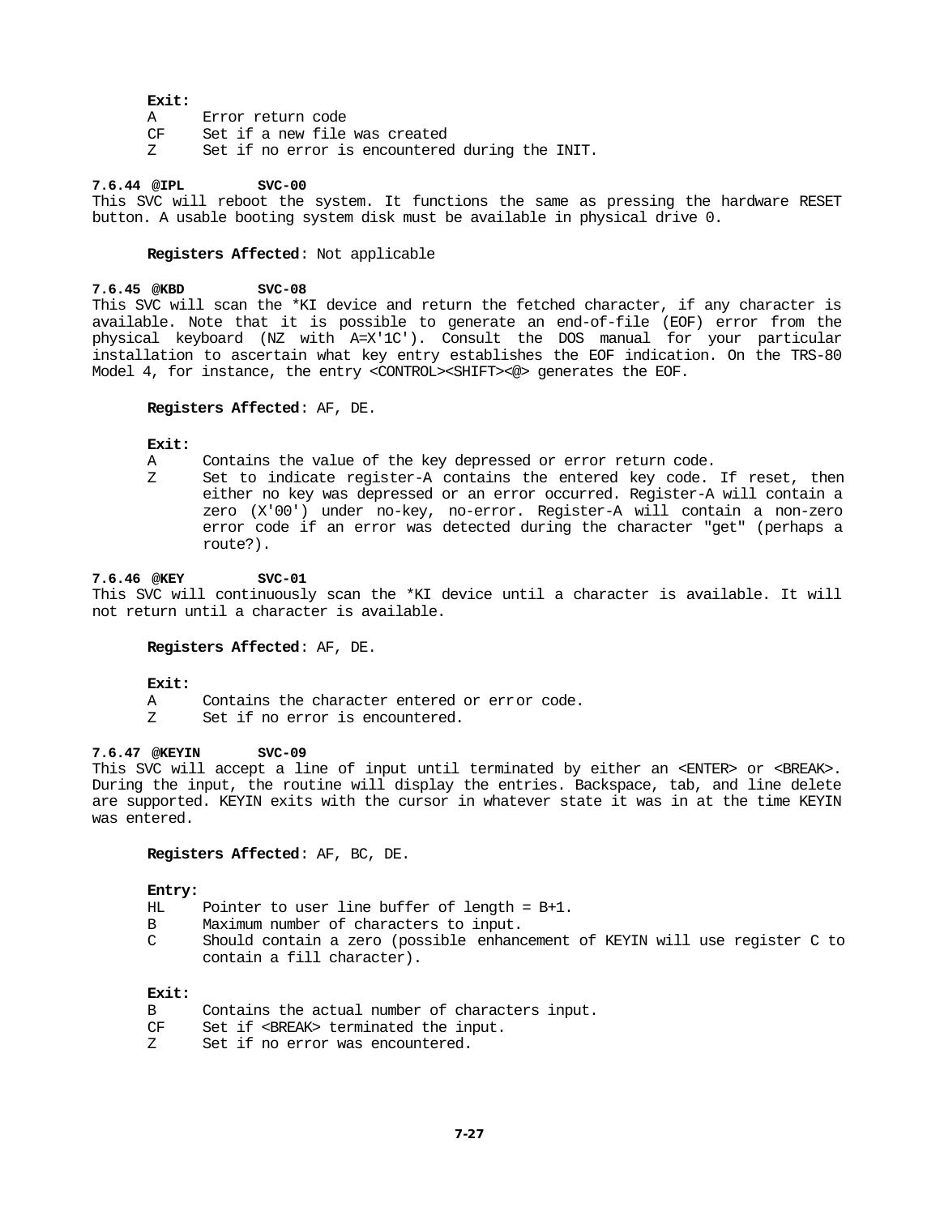**Exit:**

A Error return code
CF Set if a new file was created
Z Set if no error is encountered during the INIT.

### 7.6.44 @IPL SVC-00

This SVC will reboot the system. It functions the same as pressing the hardware RESET button. A usable booting system disk must be available in physical drive 0.

**Registers Affected**: Not applicable

### 7.6.45 @KBD SVC-08

This SVC will scan the *KI device and return the fetched character, if any character is available. Note that it is possible to generate an end-of-file (EOF) error from the physical keyboard (NZ with A=X'1C'). Consult the DOS manual for your particular installation to ascertain what key entry establishes the EOF indication. On the TRS-80 Model 4, for instance, the entry <CONTROL><SHIFT><@> generates the EOF.

**Registers Affected**: AF, DE.

**Exit:**

A Contains the value of the key depressed or error return code.
Z Set to indicate register-A contains the entered key code. If reset, then either no key was depressed or an error occurred. Register-A will contain a zero (X'00') under no-key, no-error. Register-A will contain a non-zero error code if an error was detected during the character "get" (perhaps a route?).

### 7.6.46 @KEY SVC-01

This SVC will continuously scan the *KI device until a character is available. It will not return until a character is available.

**Registers Affected**: AF, DE.

**Exit:**

A Contains the character entered or error code.
Z Set if no error is encountered.

### 7.6.47 @KEYIN SVC-09

This SVC will accept a line of input until terminated by either an <ENTER> or <BREAK>. During the input, the routine will display the entries. Backspace, tab, and line delete are supported. KEYIN exits with the cursor in whatever state it was in at the time KEYIN was entered.

**Registers Affected**: AF, BC, DE.

**Entry:**

HL Pointer to user line buffer of length = B+1.
B Maximum number of characters to input.
C Should contain a zero (possible enhancement of KEYIN will use register C to contain a fill character).

**Exit:**

B Contains the actual number of characters input.
CF Set if <BREAK> terminated the input.
Z Set if no error was encountered.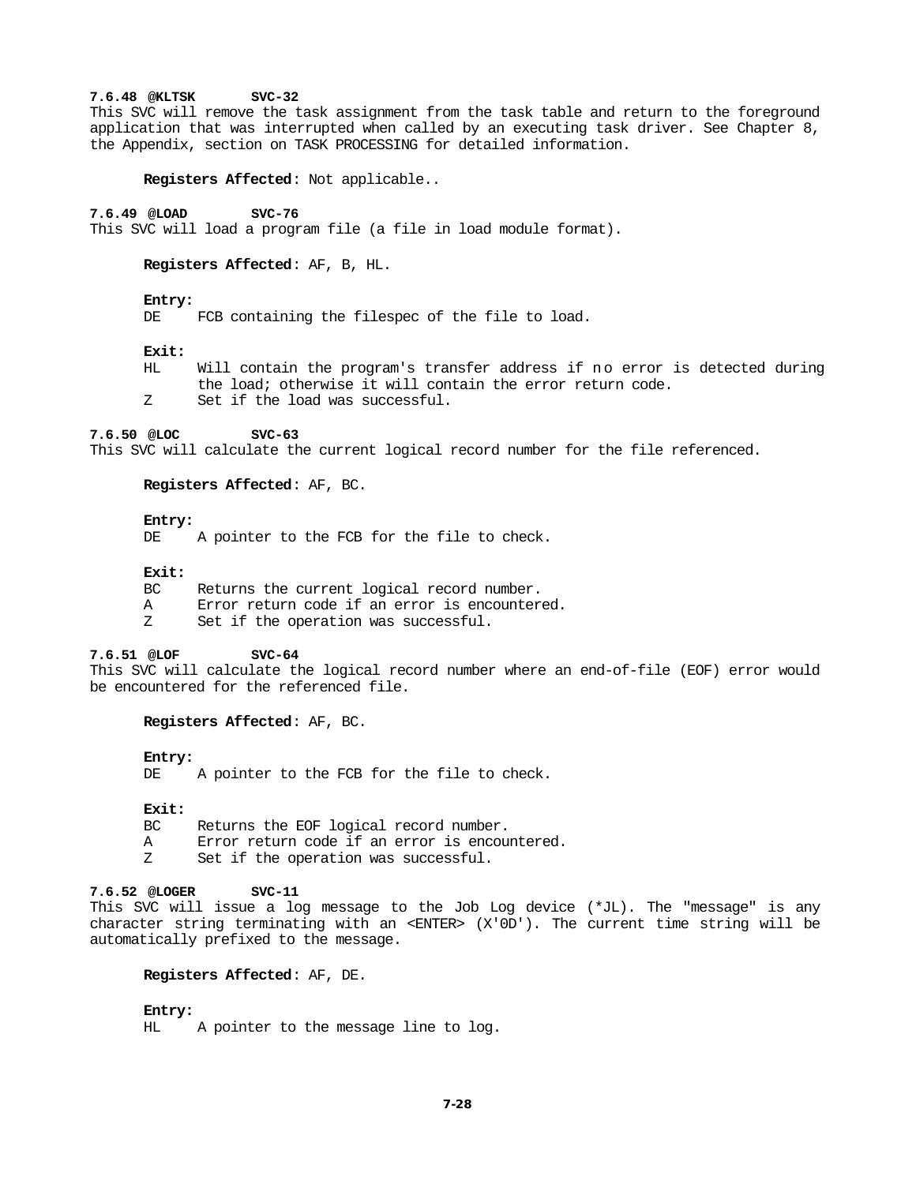**7.6.48 @KLTSK SVC-32**

This SVC will remove the task assignment from the task table and return to the foreground application that was interrupted when called by an executing task driver. See Chapter 8, the Appendix, section on TASK PROCESSING for detailed information.

**Registers Affected**: Not applicable..

**7.6.49 @LOAD SVC-76**

This SVC will load a program file (a file in load module format).

**Registers Affected**: AF, B, HL.

**Entry:**

DE FCB containing the filespec of the file to load.

**Exit:**

HL Will contain the program's transfer address if no error is detected during the load; otherwise it will contain the error return code.

Z Set if the load was successful.

**7.6.50 @LOC SVC-63**

This SVC will calculate the current logical record number for the file referenced.

**Registers Affected**: AF, BC.

**Entry:**

DE A pointer to the FCB for the file to check.

**Exit:**

BC Returns the current logical record number.

A Error return code if an error is encountered.

Z Set if the operation was successful.

**7.6.51 @LOF SVC-64**

This SVC will calculate the logical record number where an end-of-file (EOF) error would be encountered for the referenced file.

**Registers Affected**: AF, BC.

**Entry:**

DE A pointer to the FCB for the file to check.

**Exit:**

BC Returns the EOF logical record number.

A Error return code if an error is encountered.

Z Set if the operation was successful.

**7.6.52 @LOGER SVC-11**

This SVC will issue a log message to the Job Log device (*JL). The "message" is any character string terminating with an <ENTER> (X'0D'). The current time string will be automatically prefixed to the message.

**Registers Affected**: AF, DE.

**Entry:**

HL A pointer to the message line to log.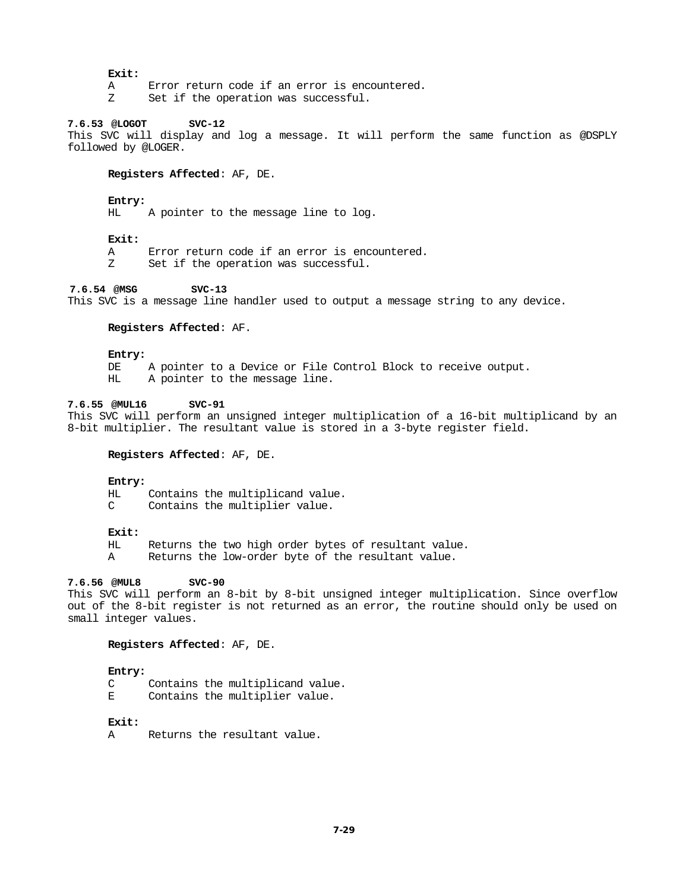**Exit:**

A	Error return code if an error is encountered.
Z	Set if the operation was successful.

#### 7.6.53 @LOGOT SVC-12

This SVC will display and log a message. It will perform the same function as @DSPLY followed by @LOGER.

**Registers Affected**: AF, DE.

**Entry:**

HL	A pointer to the message line to log.

**Exit:**

A	Error return code if an error is encountered.
Z	Set if the operation was successful.

#### 7.6.54 @MSG SVC-13

This SVC is a message line handler used to output a message string to any device.

**Registers Affected**: AF.

**Entry:**

DE	A pointer to a Device or File Control Block to receive output.
HL	A pointer to the message line.

#### 7.6.55 @MUL16 SVC-91

This SVC will perform an unsigned integer multiplication of a 16-bit multiplicand by an 8-bit multiplier. The resultant value is stored in a 3-byte register field.

**Registers Affected**: AF, DE.

**Entry:**

HL	Contains the multiplicand value.
C	Contains the multiplier value.

**Exit:**

HL	Returns the two high order bytes of resultant value.
A	Returns the low-order byte of the resultant value.

#### 7.6.56 @MUL8 SVC-90

This SVC will perform an 8-bit by 8-bit unsigned integer multiplication. Since overflow out of the 8-bit register is not returned as an error, the routine should only be used on small integer values.

**Registers Affected**: AF, DE.

**Entry:**

C	Contains the multiplicand value.
E	Contains the multiplier value.

**Exit:**

A	Returns the resultant value.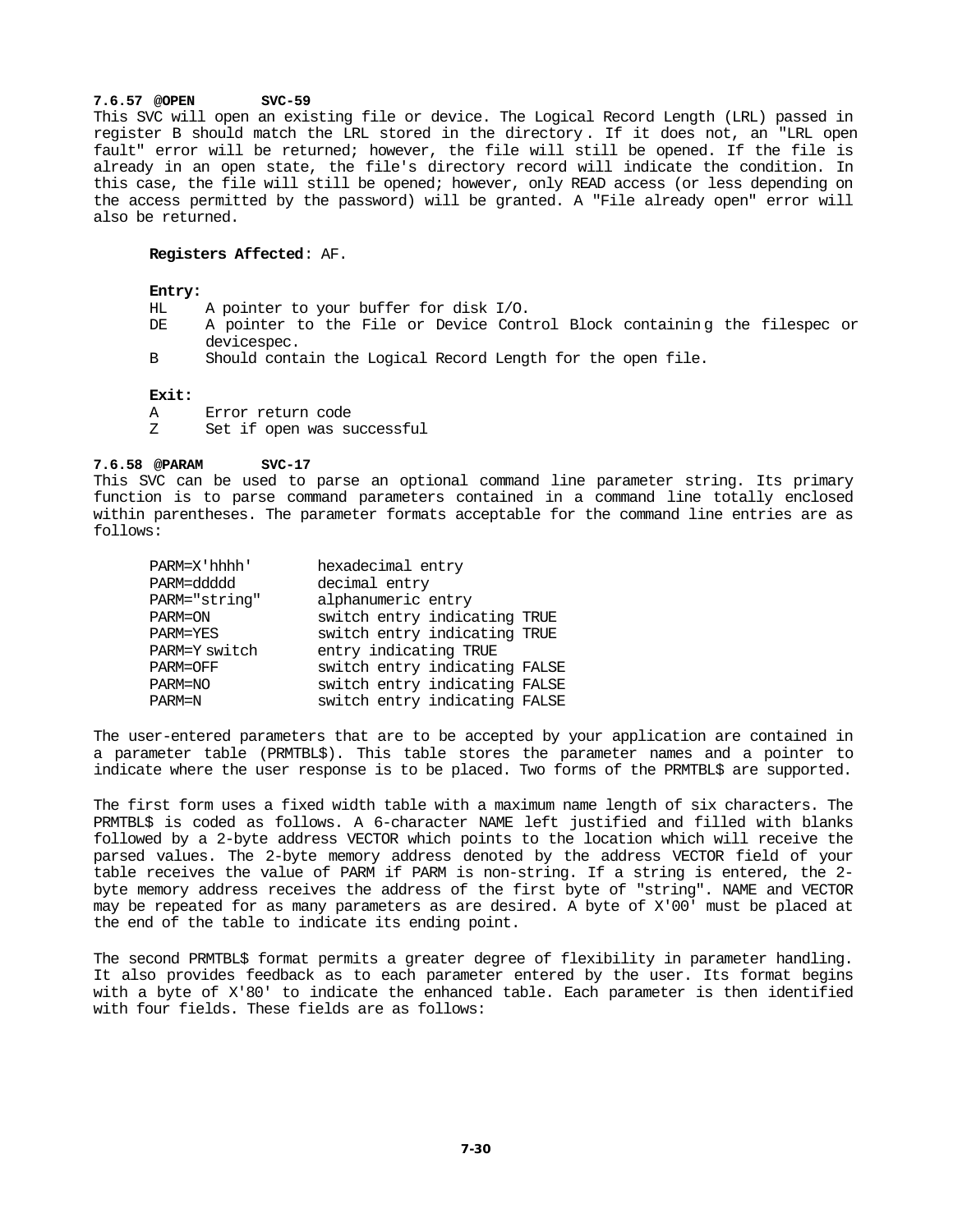#### 7.6.57 @OPEN SVC-59

This SVC will open an existing file or device. The Logical Record Length (LRL) passed in register B should match the LRL stored in the directory. If it does not, an "LRL open fault" error will be returned; however, the file will still be opened. If the file is already in an open state, the file's directory record will indicate the condition. In this case, the file will still be opened; however, only READ access (or less depending on the access permitted by the password) will be granted. A "File already open" error will also be returned.

**Registers Affected**: AF.

**Entry:**

- HL A pointer to your buffer for disk I/O.
- DE A pointer to the File or Device Control Block containing the filespec or devicespec.
- B Should contain the Logical Record Length for the open file.

**Exit:**

- A Error return code
- Z Set if open was successful

#### 7.6.58 @PARAM SVC-17

This SVC can be used to parse an optional command line parameter string. Its primary function is to parse command parameters contained in a command line totally enclosed within parentheses. The parameter formats acceptable for the command line entries are as follows:

| | |
|---|---|
| PARM=X'hhhh' | hexadecimal entry |
| PARM=ddddd | decimal entry |
| PARM="string" | alphanumeric entry |
| PARM=ON | switch entry indicating TRUE |
| PARM=YES | switch entry indicating TRUE |
| PARM=Y switch | entry indicating TRUE |
| PARM=OFF | switch entry indicating FALSE |
| PARM=NO | switch entry indicating FALSE |
| PARM=N | switch entry indicating FALSE |

The user-entered parameters that are to be accepted by your application are contained in a parameter table (PRMTBL$). This table stores the parameter names and a pointer to indicate where the user response is to be placed. Two forms of the PRMTBL$ are supported.

The first form uses a fixed width table with a maximum name length of six characters. The PRMTBL$ is coded as follows. A 6-character NAME left justified and filled with blanks followed by a 2-byte address VECTOR which points to the location which will receive the parsed values. The 2-byte memory address denoted by the address VECTOR field of your table receives the value of PARM if PARM is non-string. If a string is entered, the 2-byte memory address receives the address of the first byte of "string". NAME and VECTOR may be repeated for as many parameters as are desired. A byte of X'00' must be placed at the end of the table to indicate its ending point.

The second PRMTBL$ format permits a greater degree of flexibility in parameter handling. It also provides feedback as to each parameter entered by the user. Its format begins with a byte of X'80' to indicate the enhanced table. Each parameter is then identified with four fields. These fields are as follows: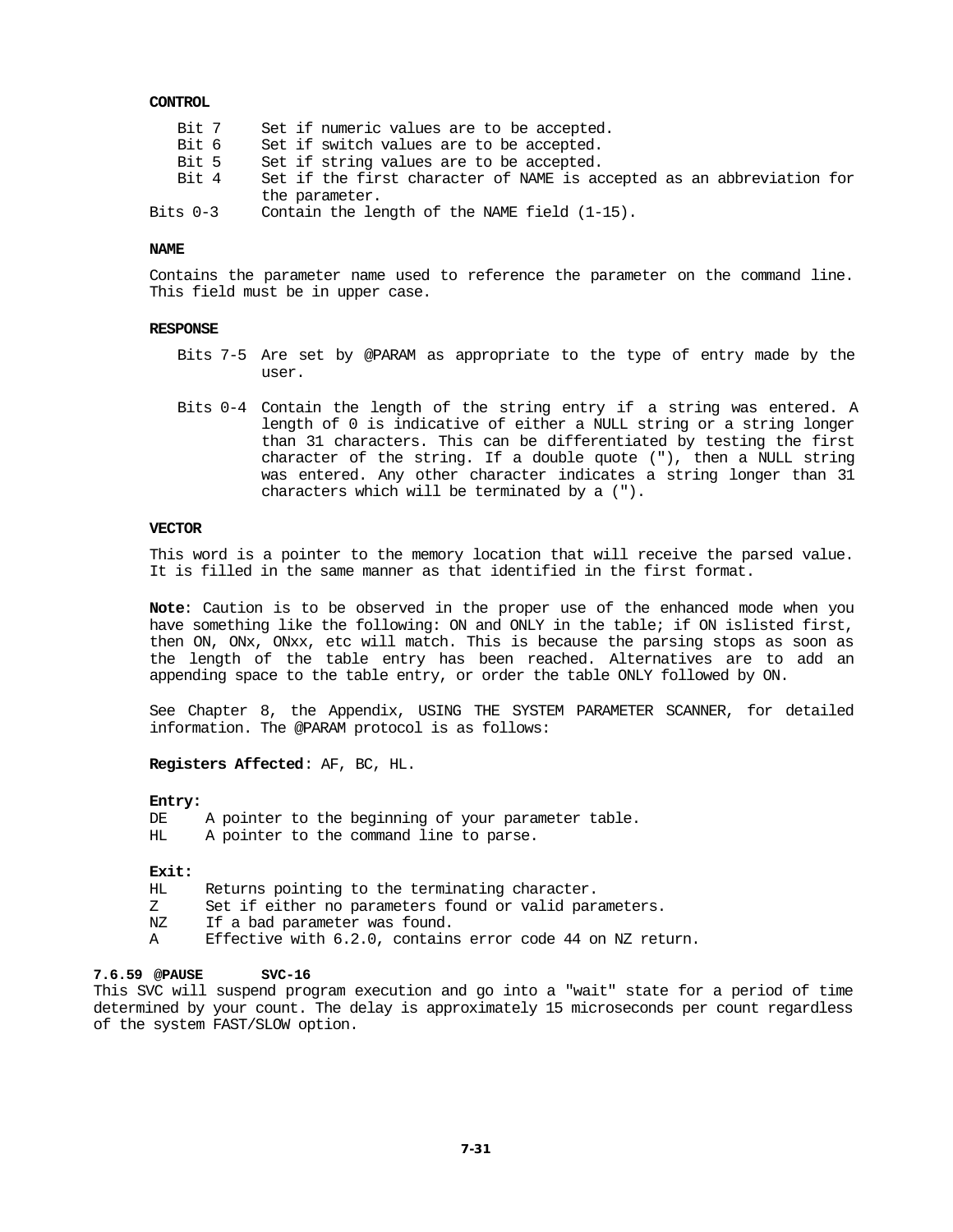**CONTROL**

| | |
|---|---|
| Bit 7 | Set if numeric values are to be accepted. |
| Bit 6 | Set if switch values are to be accepted. |
| Bit 5 | Set if string values are to be accepted. |
| Bit 4 | Set if the first character of NAME is accepted as an abbreviation for the parameter. |
| Bits 0-3 | Contain the length of the NAME field (1-15). |

**NAME**

Contains the parameter name used to reference the parameter on the command line. This field must be in upper case.

**RESPONSE**

| | |
|---|---|
| Bits 7-5 | Are set by @PARAM as appropriate to the type of entry made by the user. |
| Bits 0-4 | Contain the length of the string entry if a string was entered. A length of 0 is indicative of either a NULL string or a string longer than 31 characters. This can be differentiated by testing the first character of the string. If a double quote ("), then a NULL string was entered. Any other character indicates a string longer than 31 characters which will be terminated by a ("). |

**VECTOR**

This word is a pointer to the memory location that will receive the parsed value. It is filled in the same manner as that identified in the first format.

**Note**: Caution is to be observed in the proper use of the enhanced mode when you have something like the following: ON and ONLY in the table; if ON islisted first, then ON, ONx, ONxx, etc will match. This is because the parsing stops as soon as the length of the table entry has been reached. Alternatives are to add an appending space to the table entry, or order the table ONLY followed by ON.

See Chapter 8, the Appendix, USING THE SYSTEM PARAMETER SCANNER, for detailed information. The @PARAM protocol is as follows:

**Registers Affected**: AF, BC, HL.

**Entry:**

| | |
|---|---|
| DE | A pointer to the beginning of your parameter table. |
| HL | A pointer to the command line to parse. |

**Exit:**

| | |
|---|---|
| HL | Returns pointing to the terminating character. |
| Z | Set if either no parameters found or valid parameters. |
| NZ | If a bad parameter was found. |
| A | Effective with 6.2.0, contains error code 44 on NZ return. |

#### 7.6.59 @PAUSE SVC-16

This SVC will suspend program execution and go into a "wait" state for a period of time determined by your count. The delay is approximately 15 microseconds per count regardless of the system FAST/SLOW option.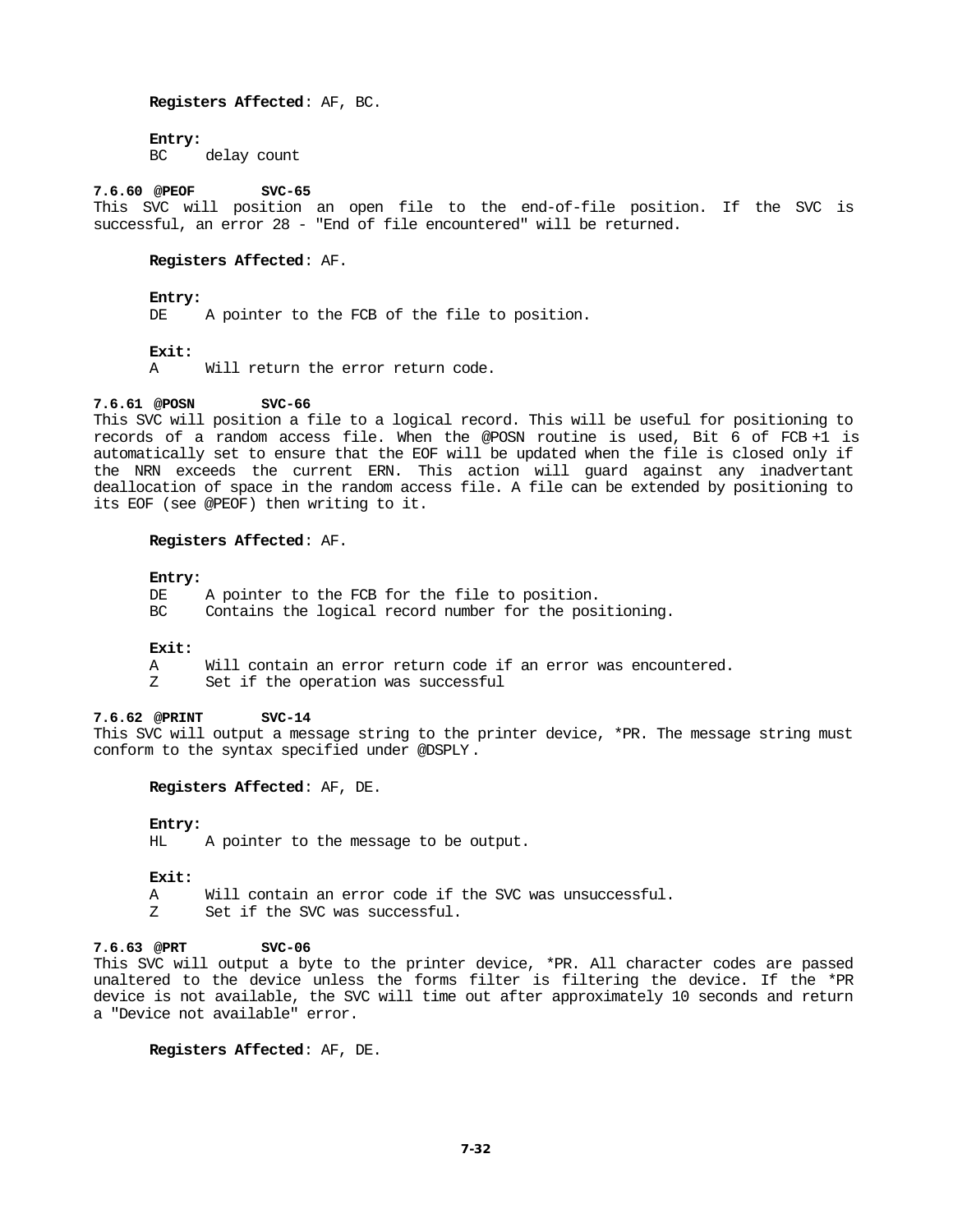**Registers Affected**: AF, BC.

**Entry:**
BC    delay count

#### 7.6.60 @PEOF    SVC-65

This SVC will position an open file to the end-of-file position. If the SVC is successful, an error 28 - "End of file encountered" will be returned.

**Registers Affected**: AF.

**Entry:**
DE    A pointer to the FCB of the file to position.

**Exit:**
A    Will return the error return code.

#### 7.6.61 @POSN    SVC-66

This SVC will position a file to a logical record. This will be useful for positioning to records of a random access file. When the @POSN routine is used, Bit 6 of FCB +1 is automatically set to ensure that the EOF will be updated when the file is closed only if the NRN exceeds the current ERN. This action will guard against any inadvertant deallocation of space in the random access file. A file can be extended by positioning to its EOF (see @PEOF) then writing to it.

**Registers Affected**: AF.

**Entry:**
DE    A pointer to the FCB for the file to position.
BC    Contains the logical record number for the positioning.

**Exit:**
A    Will contain an error return code if an error was encountered.
Z    Set if the operation was successful

#### 7.6.62 @PRINT    SVC-14

This SVC will output a message string to the printer device, *PR. The message string must conform to the syntax specified under @DSPLY.

**Registers Affected**: AF, DE.

**Entry:**
HL    A pointer to the message to be output.

**Exit:**
A    Will contain an error code if the SVC was unsuccessful.
Z    Set if the SVC was successful.

#### 7.6.63 @PRT    SVC-06

This SVC will output a byte to the printer device, *PR. All character codes are passed unaltered to the device unless the forms filter is filtering the device. If the *PR device is not available, the SVC will time out after approximately 10 seconds and return a "Device not available" error.

**Registers Affected**: AF, DE.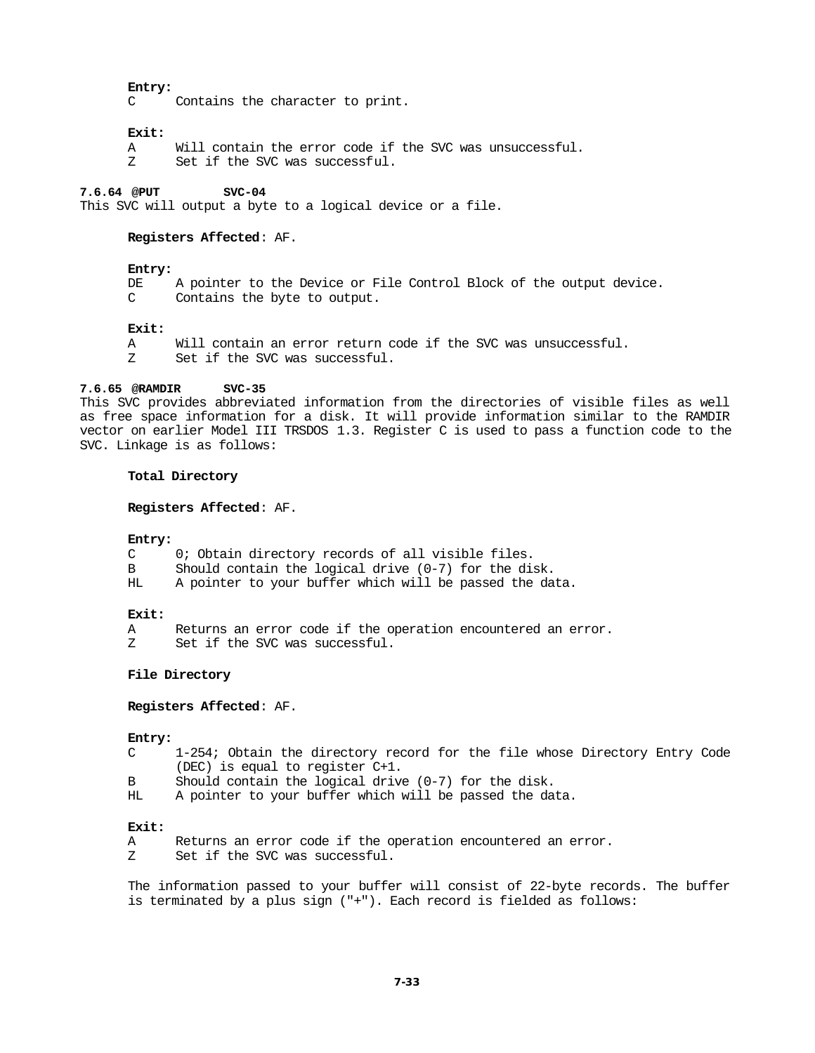**Entry:**

C     Contains the character to print.

**Exit:**

A     Will contain the error code if the SVC was unsuccessful.
Z     Set if the SVC was successful.

### 7.6.64 @PUT SVC-04

This SVC will output a byte to a logical device or a file.

**Registers Affected**: AF.

**Entry:**

DE    A pointer to the Device or File Control Block of the output device.
C     Contains the byte to output.

**Exit:**

A     Will contain an error return code if the SVC was unsuccessful.
Z     Set if the SVC was successful.

### 7.6.65 @RAMDIR SVC-35

This SVC provides abbreviated information from the directories of visible files as well as free space information for a disk. It will provide information similar to the RAMDIR vector on earlier Model III TRSDOS 1.3. Register C is used to pass a function code to the SVC. Linkage is as follows:

**Total Directory**

**Registers Affected**: AF.

**Entry:**

C     0; Obtain directory records of all visible files.
B     Should contain the logical drive (0-7) for the disk.
HL    A pointer to your buffer which will be passed the data.

**Exit:**

A     Returns an error code if the operation encountered an error.
Z     Set if the SVC was successful.

**File Directory**

**Registers Affected**: AF.

**Entry:**

C     1-254; Obtain the directory record for the file whose Directory Entry Code (DEC) is equal to register C+1.
B     Should contain the logical drive (0-7) for the disk.
HL    A pointer to your buffer which will be passed the data.

**Exit:**

A     Returns an error code if the operation encountered an error.
Z     Set if the SVC was successful.

The information passed to your buffer will consist of 22-byte records. The buffer is terminated by a plus sign ("+"). Each record is fielded as follows: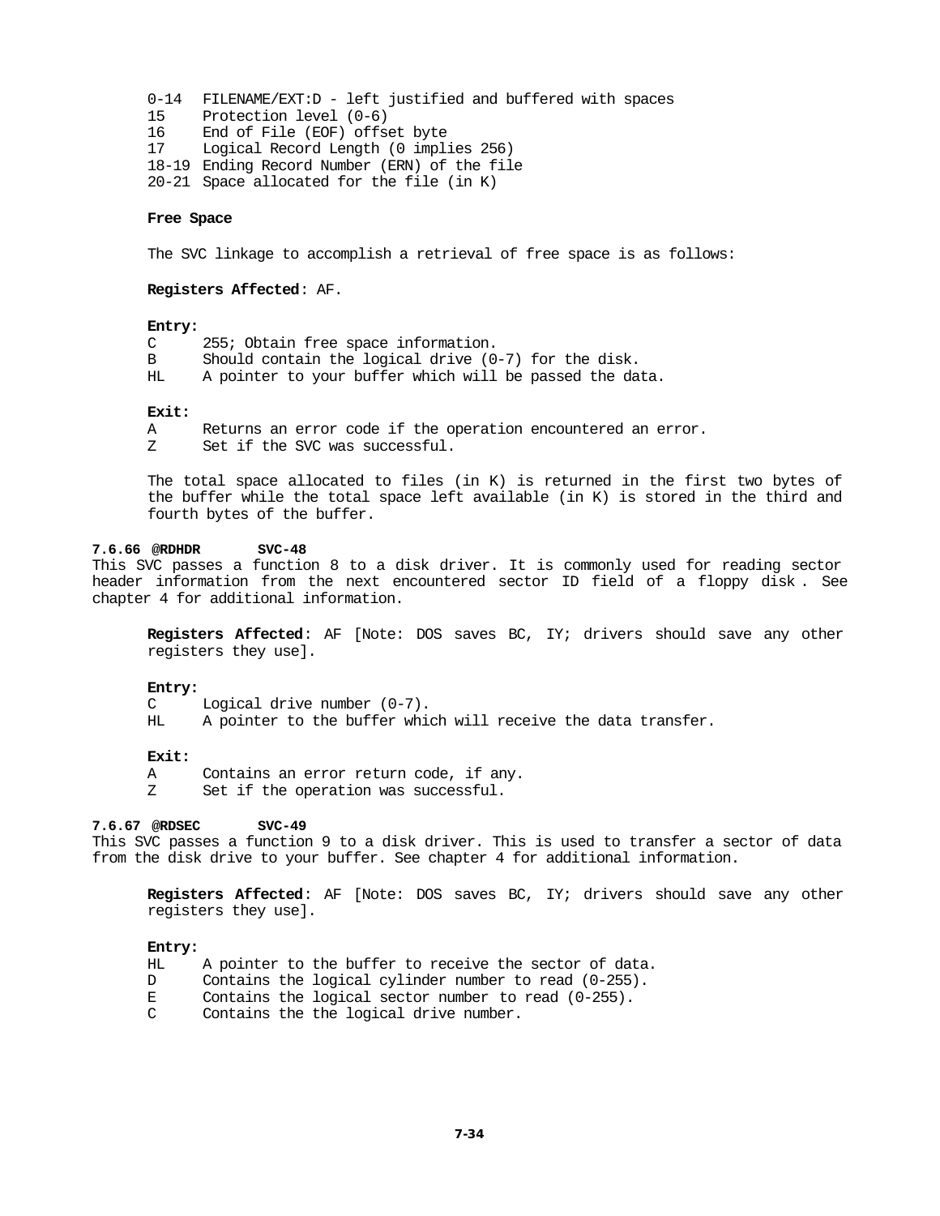0-14 FILENAME/EXT:D - left justified and buffered with spaces
15 Protection level (0-6)
16 End of File (EOF) offset byte
17 Logical Record Length (0 implies 256)
18-19 Ending Record Number (ERN) of the file
20-21 Space allocated for the file (in K)

**Free Space**

The SVC linkage to accomplish a retrieval of free space is as follows:

**Registers Affected**: AF.

**Entry:**

C 255; Obtain free space information.
B Should contain the logical drive (0-7) for the disk.
HL A pointer to your buffer which will be passed the data.

**Exit:**

A Returns an error code if the operation encountered an error.
Z Set if the SVC was successful.

The total space allocated to files (in K) is returned in the first two bytes of the buffer while the total space left available (in K) is stored in the third and fourth bytes of the buffer.

#### 7.6.66 @RDHDR SVC-48

This SVC passes a function 8 to a disk driver. It is commonly used for reading sector header information from the next encountered sector ID field of a floppy disk . See chapter 4 for additional information.

**Registers Affected**: AF [Note: DOS saves BC, IY; drivers should save any other registers they use].

**Entry:**

C Logical drive number (0-7).
HL A pointer to the buffer which will receive the data transfer.

**Exit:**

A Contains an error return code, if any.
Z Set if the operation was successful.

#### 7.6.67 @RDSEC SVC-49

This SVC passes a function 9 to a disk driver. This is used to transfer a sector of data from the disk drive to your buffer. See chapter 4 for additional information.

**Registers Affected**: AF [Note: DOS saves BC, IY; drivers should save any other registers they use].

**Entry:**

HL A pointer to the buffer to receive the sector of data.
D Contains the logical cylinder number to read (0-255).
E Contains the logical sector number to read (0-255).
C Contains the the logical drive number.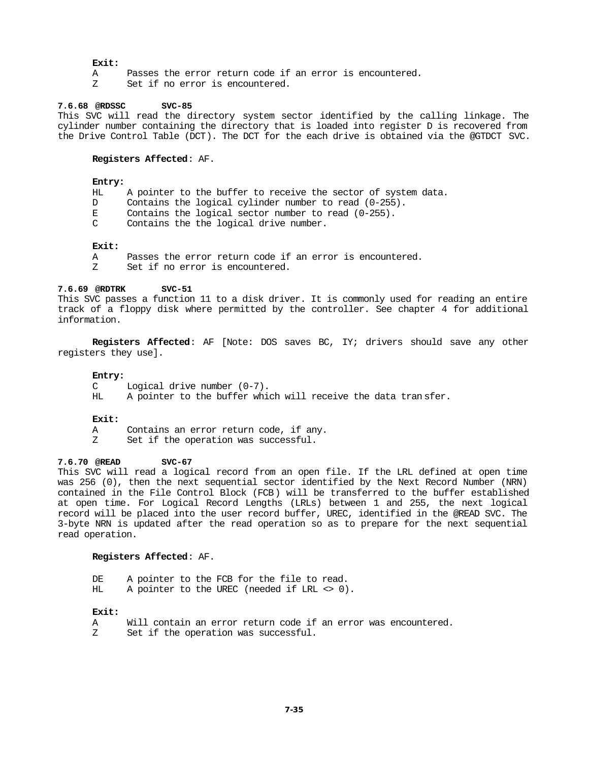**Exit:**

A    Passes the error return code if an error is encountered.
Z    Set if no error is encountered.

### 7.6.68 @RDSSC SVC-85

This SVC will read the directory system sector identified by the calling linkage. The cylinder number containing the directory that is loaded into register D is recovered from the Drive Control Table (DCT). The DCT for the each drive is obtained via the @GTDCT SVC.

**Registers Affected**: AF.

**Entry:**

HL    A pointer to the buffer to receive the sector of system data.
D    Contains the logical cylinder number to read (0-255).
E    Contains the logical sector number to read (0-255).
C    Contains the the logical drive number.

**Exit:**

A    Passes the error return code if an error is encountered.
Z    Set if no error is encountered.

### 7.6.69 @RDTRK SVC-51

This SVC passes a function 11 to a disk driver. It is commonly used for reading an entire track of a floppy disk where permitted by the controller. See chapter 4 for additional information.

**Registers Affected**: AF [Note: DOS saves BC, IY; drivers should save any other registers they use].

**Entry:**

C    Logical drive number (0-7).
HL    A pointer to the buffer which will receive the data tran sfer.

**Exit:**

A    Contains an error return code, if any.
Z    Set if the operation was successful.

### 7.6.70 @READ SVC-67

This SVC will read a logical record from an open file. If the LRL defined at open time was 256 (0), then the next sequential sector identified by the Next Record Number (NRN) contained in the File Control Block (FCB) will be transferred to the buffer established at open time. For Logical Record Lengths (LRLs) between 1 and 255, the next logical record will be placed into the user record buffer, UREC, identified in the @READ SVC. The 3-byte NRN is updated after the read operation so as to prepare for the next sequential read operation.

**Registers Affected**: AF.

DE    A pointer to the FCB for the file to read.
HL    A pointer to the UREC (needed if LRL <> 0).

**Exit:**

A    Will contain an error return code if an error was encountered.
Z    Set if the operation was successful.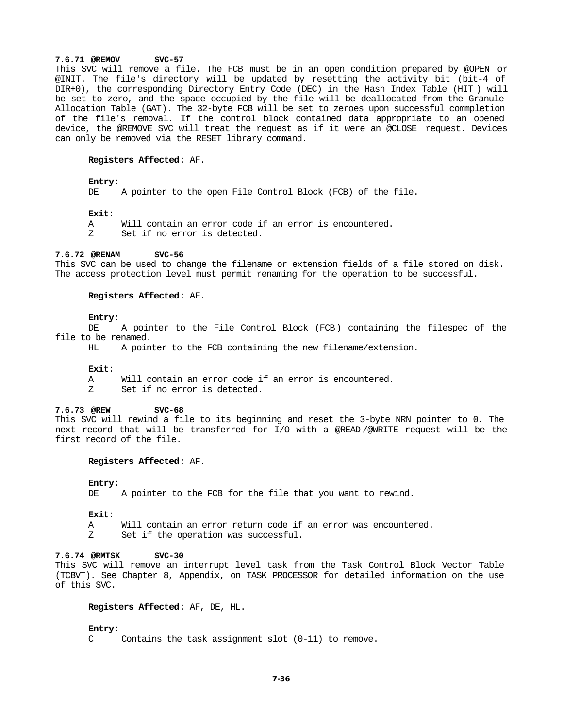#### 7.6.71 @REMOV SVC-57

This SVC will remove a file. The FCB must be in an open condition prepared by @OPEN or @INIT. The file's directory will be updated by resetting the activity bit (bit-4 of DIR+0), the corresponding Directory Entry Code (DEC) in the Hash Index Table (HIT ) will be set to zero, and the space occupied by the file will be deallocated from the Granule Allocation Table (GAT). The 32-byte FCB will be set to zeroes upon successful commpletion of the file's removal. If the control block contained data appropriate to an opened device, the @REMOVE SVC will treat the request as if it were an @CLOSE request. Devices can only be removed via the RESET library command.

**Registers Affected**: AF.

**Entry:**

DE  A pointer to the open File Control Block (FCB) of the file.

**Exit:**

A  Will contain an error code if an error is encountered.
Z  Set if no error is detected.

#### 7.6.72 @RENAM SVC-56

This SVC can be used to change the filename or extension fields of a file stored on disk. The access protection level must permit renaming for the operation to be successful.

**Registers Affected**: AF.

**Entry:**

DE  A pointer to the File Control Block (FCB) containing the filespec of the file to be renamed.
HL  A pointer to the FCB containing the new filename/extension.

**Exit:**

A  Will contain an error code if an error is encountered.
Z  Set if no error is detected.

#### 7.6.73 @REW SVC-68

This SVC will rewind a file to its beginning and reset the 3-byte NRN pointer to 0. The next record that will be transferred for I/O with a @READ /@WRITE request will be the first record of the file.

**Registers Affected**: AF.

**Entry:**

DE  A pointer to the FCB for the file that you want to rewind.

**Exit:**

A  Will contain an error return code if an error was encountered.
Z  Set if the operation was successful.

#### 7.6.74 @RMTSK SVC-30

This SVC will remove an interrupt level task from the Task Control Block Vector Table (TCBVT). See Chapter 8, Appendix, on TASK PROCESSOR for detailed information on the use of this SVC.

**Registers Affected**: AF, DE, HL.

**Entry:**

C  Contains the task assignment slot (0-11) to remove.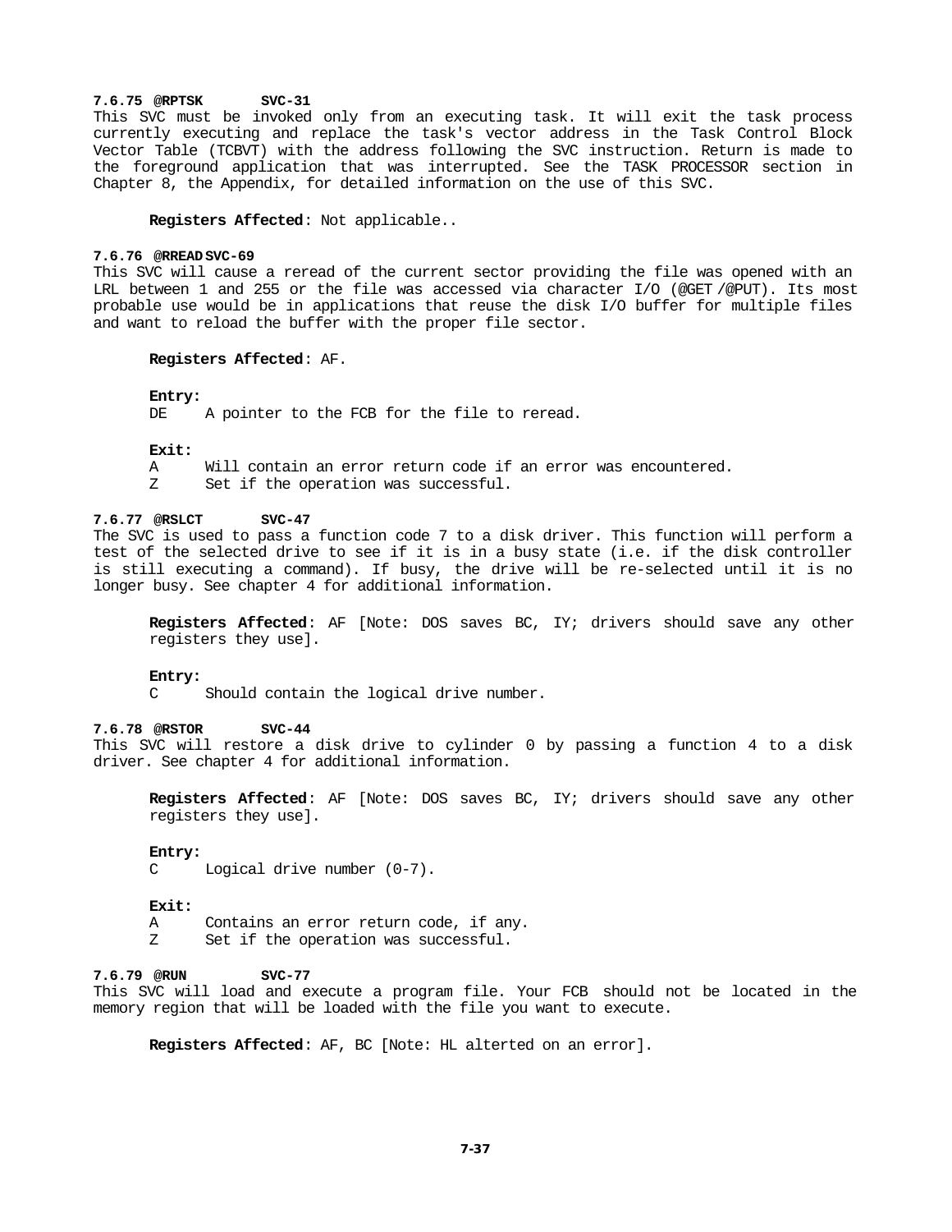#### 7.6.75 @RPTSK SVC-31

This SVC must be invoked only from an executing task. It will exit the task process currently executing and replace the task's vector address in the Task Control Block Vector Table (TCBVT) with the address following the SVC instruction. Return is made to the foreground application that was interrupted. See the TASK PROCESSOR section in Chapter 8, the Appendix, for detailed information on the use of this SVC.

**Registers Affected**: Not applicable..

#### 7.6.76 @RREAD SVC-69

This SVC will cause a reread of the current sector providing the file was opened with an LRL between 1 and 255 or the file was accessed via character I/O (@GET /@PUT). Its most probable use would be in applications that reuse the disk I/O buffer for multiple files and want to reload the buffer with the proper file sector.

**Registers Affected**: AF.

**Entry:**

DE A pointer to the FCB for the file to reread.

**Exit:**

A Will contain an error return code if an error was encountered.
Z Set if the operation was successful.

#### 7.6.77 @RSLCT SVC-47

The SVC is used to pass a function code 7 to a disk driver. This function will perform a test of the selected drive to see if it is in a busy state (i.e. if the disk controller is still executing a command). If busy, the drive will be re-selected until it is no longer busy. See chapter 4 for additional information.

**Registers Affected**: AF [Note: DOS saves BC, IY; drivers should save any other registers they use].

**Entry:**

C Should contain the logical drive number.

#### 7.6.78 @RSTOR SVC-44

This SVC will restore a disk drive to cylinder 0 by passing a function 4 to a disk driver. See chapter 4 for additional information.

**Registers Affected**: AF [Note: DOS saves BC, IY; drivers should save any other registers they use].

**Entry:**

C Logical drive number (0-7).

**Exit:**

A Contains an error return code, if any.
Z Set if the operation was successful.

#### 7.6.79 @RUN SVC-77

This SVC will load and execute a program file. Your FCB should not be located in the memory region that will be loaded with the file you want to execute.

**Registers Affected**: AF, BC [Note: HL alterted on an error].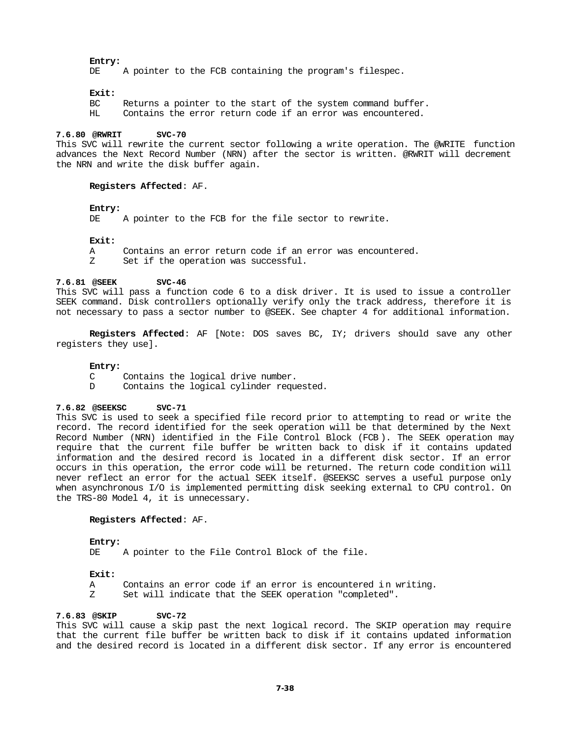**Entry:**
DE    A pointer to the FCB containing the program's filespec.

**Exit:**
BC    Returns a pointer to the start of the system command buffer.
HL    Contains the error return code if an error was encountered.

#### 7.6.80 @RWRIT SVC-70

This SVC will rewrite the current sector following a write operation. The @WRITE function advances the Next Record Number (NRN) after the sector is written. @RWRIT will decrement the NRN and write the disk buffer again.

**Registers Affected**: AF.

**Entry:**
DE    A pointer to the FCB for the file sector to rewrite.

**Exit:**
A     Contains an error return code if an error was encountered.
Z     Set if the operation was successful.

#### 7.6.81 @SEEK SVC-46

This SVC will pass a function code 6 to a disk driver. It is used to issue a controller SEEK command. Disk controllers optionally verify only the track address, therefore it is not necessary to pass a sector number to @SEEK. See chapter 4 for additional information.

**Registers Affected**: AF [Note: DOS saves BC, IY; drivers should save any other registers they use].

**Entry:**
C     Contains the logical drive number.
D     Contains the logical cylinder requested.

#### 7.6.82 @SEEKSC SVC-71

This SVC is used to seek a specified file record prior to attempting to read or write the record. The record identified for the seek operation will be that determined by the Next Record Number (NRN) identified in the File Control Block (FCB). The SEEK operation may require that the current file buffer be written back to disk if it contains updated information and the desired record is located in a different disk sector. If an error occurs in this operation, the error code will be returned. The return code condition will never reflect an error for the actual SEEK itself. @SEEKSC serves a useful purpose only when asynchronous I/O is implemented permitting disk seeking external to CPU control. On the TRS-80 Model 4, it is unnecessary.

**Registers Affected**: AF.

**Entry:**
DE    A pointer to the File Control Block of the file.

**Exit:**
A     Contains an error code if an error is encountered in writing.
Z     Set will indicate that the SEEK operation "completed".

#### 7.6.83 @SKIP SVC-72

This SVC will cause a skip past the next logical record. The SKIP operation may require that the current file buffer be written back to disk if it contains updated information and the desired record is located in a different disk sector. If any error is encountered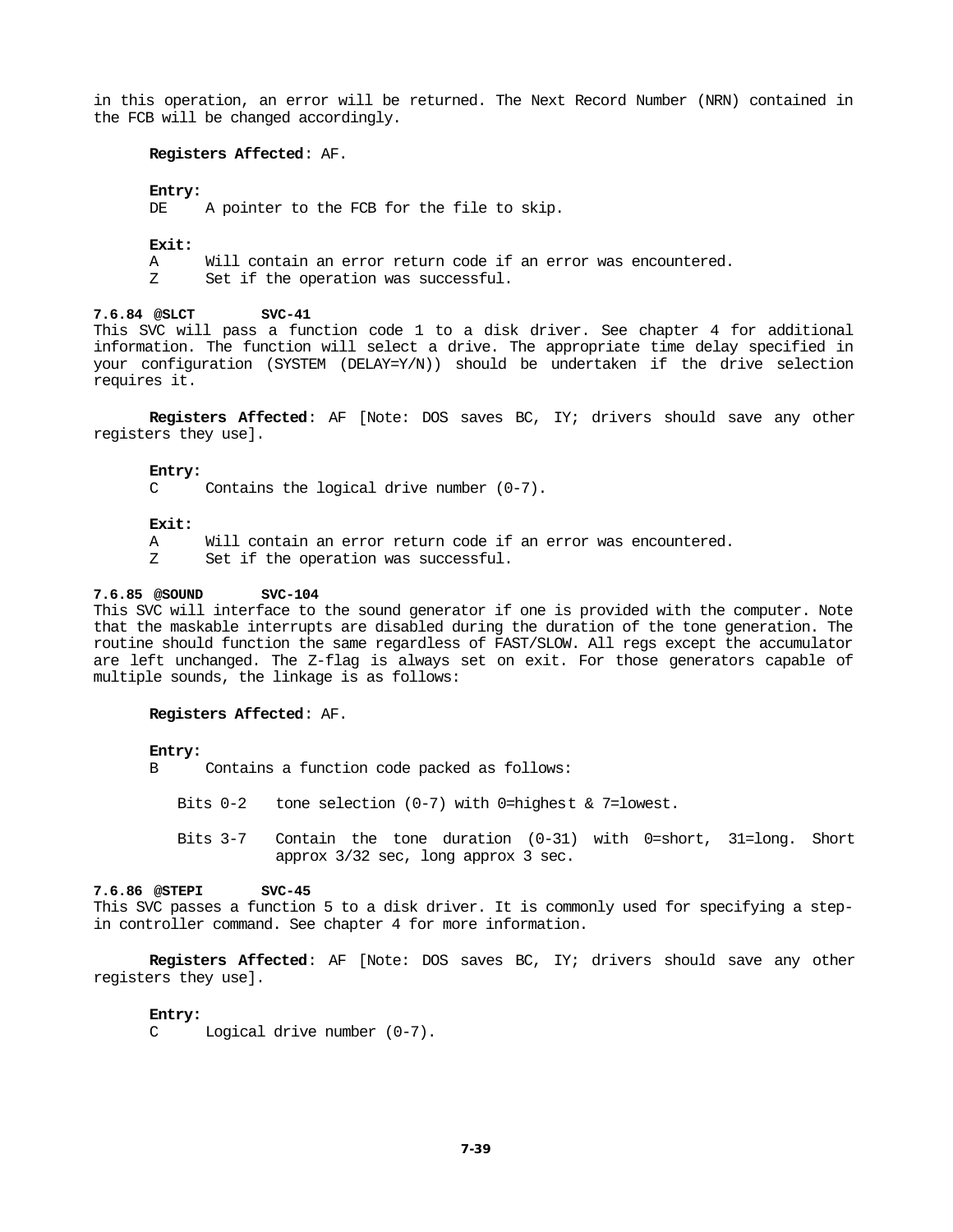in this operation, an error will be returned. The Next Record Number (NRN) contained in the FCB will be changed accordingly.

**Registers Affected**: AF.

**Entry:**
DE   A pointer to the FCB for the file to skip.

**Exit:**
A   Will contain an error return code if an error was encountered.
Z   Set if the operation was successful.

#### 7.6.84 @SLCT   SVC-41

This SVC will pass a function code 1 to a disk driver. See chapter 4 for additional information. The function will select a drive. The appropriate time delay specified in your configuration (SYSTEM (DELAY=Y/N)) should be undertaken if the drive selection requires it.

**Registers Affected**: AF [Note: DOS saves BC, IY; drivers should save any other registers they use].

**Entry:**
C   Contains the logical drive number (0-7).

**Exit:**
A   Will contain an error return code if an error was encountered.
Z   Set if the operation was successful.

#### 7.6.85 @SOUND   SVC-104

This SVC will interface to the sound generator if one is provided with the computer. Note that the maskable interrupts are disabled during the duration of the tone generation. The routine should function the same regardless of FAST/SLOW. All regs except the accumulator are left unchanged. The Z-flag is always set on exit. For those generators capable of multiple sounds, the linkage is as follows:

**Registers Affected**: AF.

**Entry:**
B   Contains a function code packed as follows:

Bits 0-2   tone selection (0-7) with 0=highest & 7=lowest.

Bits 3-7   Contain the tone duration (0-31) with 0=short, 31=long. Short approx 3/32 sec, long approx 3 sec.

#### 7.6.86 @STEPI   SVC-45

This SVC passes a function 5 to a disk driver. It is commonly used for specifying a step-in controller command. See chapter 4 for more information.

**Registers Affected**: AF [Note: DOS saves BC, IY; drivers should save any other registers they use].

**Entry:**
C   Logical drive number (0-7).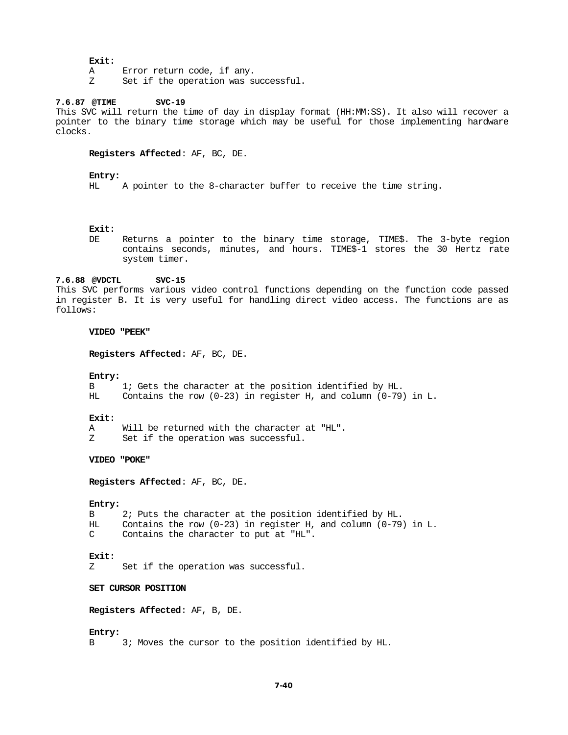**Exit:**

A      Error return code, if any.
Z      Set if the operation was successful.

#### 7.6.87 @TIME        SVC-19

This SVC will return the time of day in display format (HH:MM:SS). It also will recover a pointer to the binary time storage which may be useful for those implementing hardware clocks.

**Registers Affected**: AF, BC, DE.

**Entry:**

HL     A pointer to the 8-character buffer to receive the time string.

**Exit:**

DE     Returns a pointer to the binary time storage, TIME$. The 3-byte region contains seconds, minutes, and hours. TIME$-1 stores the 30 Hertz rate system timer.

#### 7.6.88 @VDCTL       SVC-15

This SVC performs various video control functions depending on the function code passed in register B. It is very useful for handling direct video access. The functions are as follows:

**VIDEO "PEEK"**

**Registers Affected**: AF, BC, DE.

**Entry:**

B      1; Gets the character at the position identified by HL.
HL     Contains the row (0-23) in register H, and column (0-79) in L.

**Exit:**

A      Will be returned with the character at "HL".
Z      Set if the operation was successful.

**VIDEO "POKE"**

**Registers Affected**: AF, BC, DE.

**Entry:**

B      2; Puts the character at the position identified by HL.
HL     Contains the row (0-23) in register H, and column (0-79) in L.
C      Contains the character to put at "HL".

**Exit:**

Z      Set if the operation was successful.

**SET CURSOR POSITION**

**Registers Affected**: AF, B, DE.

**Entry:**

B      3; Moves the cursor to the position identified by HL.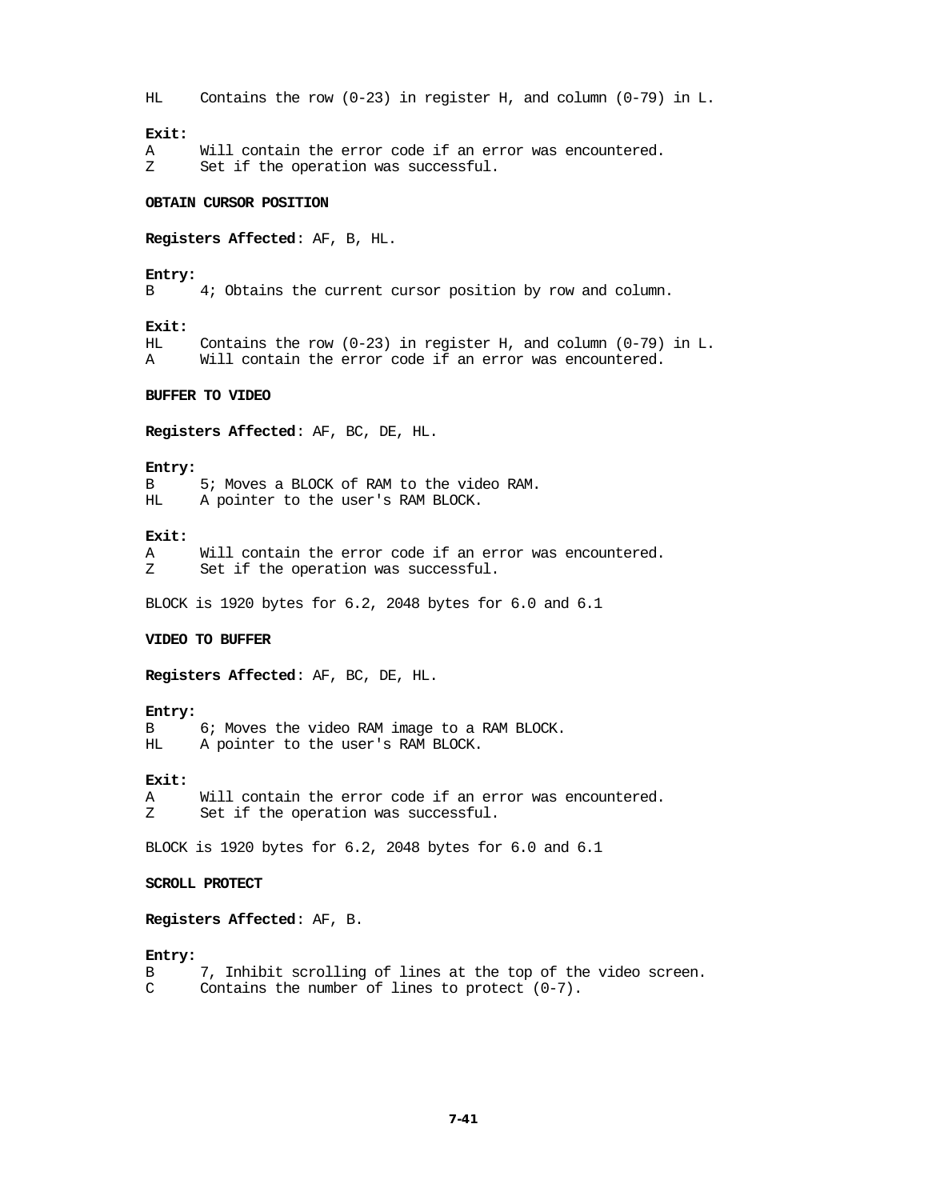HL     Contains the row (0-23) in register H, and column (0-79) in L.

**Exit:**
A      Will contain the error code if an error was encountered.
Z      Set if the operation was successful.

**OBTAIN CURSOR POSITION**

**Registers Affected**: AF, B, HL.

**Entry:**
B      4; Obtains the current cursor position by row and column.

**Exit:**
HL     Contains the row (0-23) in register H, and column (0-79) in L.
A      Will contain the error code if an error was encountered.

**BUFFER TO VIDEO**

**Registers Affected**: AF, BC, DE, HL.

**Entry:**
B      5; Moves a BLOCK of RAM to the video RAM.
HL     A pointer to the user's RAM BLOCK.

**Exit:**
A      Will contain the error code if an error was encountered.
Z      Set if the operation was successful.

BLOCK is 1920 bytes for 6.2, 2048 bytes for 6.0 and 6.1

**VIDEO TO BUFFER**

**Registers Affected**: AF, BC, DE, HL.

**Entry:**
B      6; Moves the video RAM image to a RAM BLOCK.
HL     A pointer to the user's RAM BLOCK.

**Exit:**
A      Will contain the error code if an error was encountered.
Z      Set if the operation was successful.

BLOCK is 1920 bytes for 6.2, 2048 bytes for 6.0 and 6.1

**SCROLL PROTECT**

**Registers Affected**: AF, B.

**Entry:**
B      7, Inhibit scrolling of lines at the top of the video screen.
C      Contains the number of lines to protect (0-7).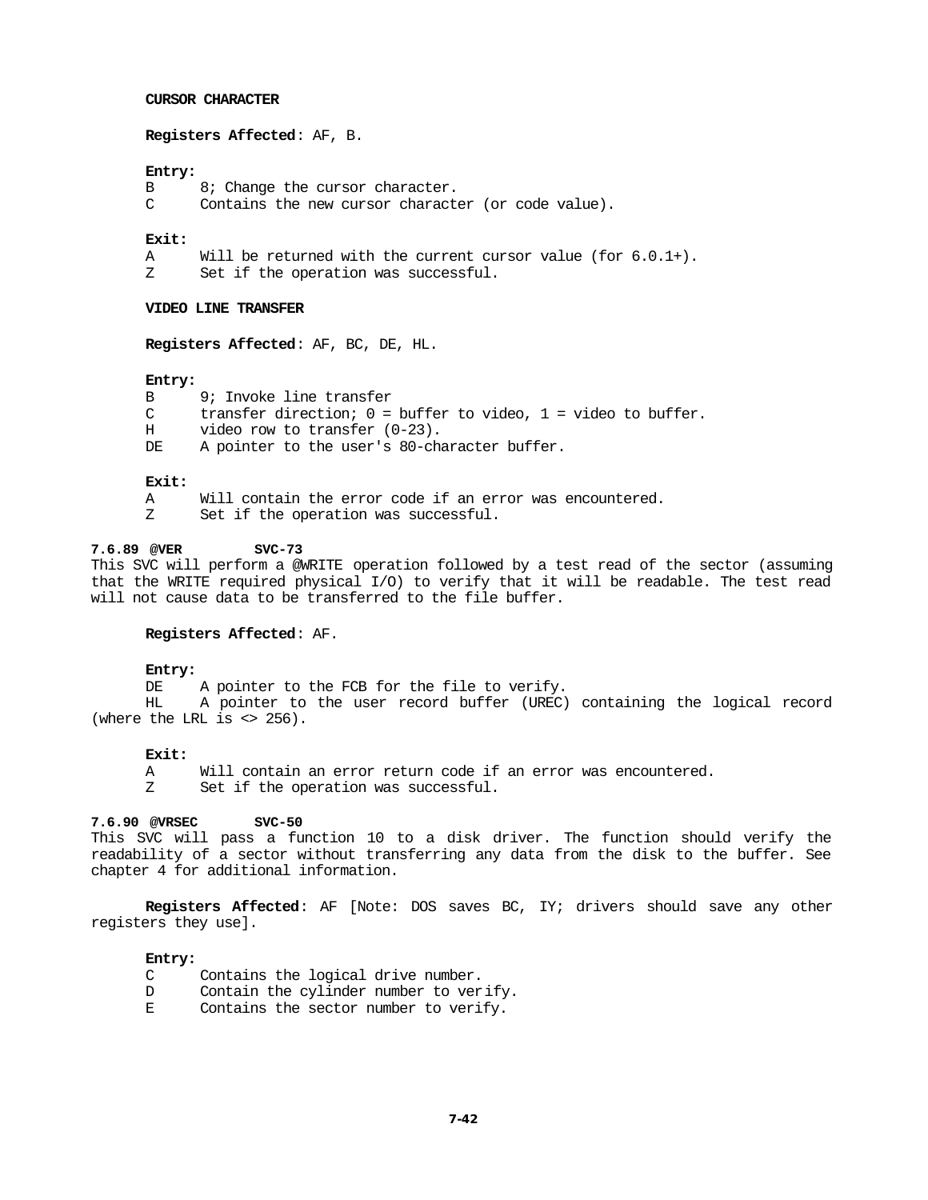**CURSOR CHARACTER**

**Registers Affected**: AF, B.

**Entry:**

B 8; Change the cursor character.
C Contains the new cursor character (or code value).

**Exit:**

A Will be returned with the current cursor value (for 6.0.1+).
Z Set if the operation was successful.

**VIDEO LINE TRANSFER**

**Registers Affected**: AF, BC, DE, HL.

**Entry:**

B 9; Invoke line transfer
C transfer direction; 0 = buffer to video, 1 = video to buffer.
H video row to transfer (0-23).
DE A pointer to the user's 80-character buffer.

**Exit:**

A Will contain the error code if an error was encountered.
Z Set if the operation was successful.

### 7.6.89 @VER SVC-73

This SVC will perform a @WRITE operation followed by a test read of the sector (assuming that the WRITE required physical I/O) to verify that it will be readable. The test read will not cause data to be transferred to the file buffer.

**Registers Affected**: AF.

**Entry:**

DE A pointer to the FCB for the file to verify.
HL A pointer to the user record buffer (UREC) containing the logical record (where the LRL is <> 256).

**Exit:**

A Will contain an error return code if an error was encountered.
Z Set if the operation was successful.

### 7.6.90 @VRSEC SVC-50

This SVC will pass a function 10 to a disk driver. The function should verify the readability of a sector without transferring any data from the disk to the buffer. See chapter 4 for additional information.

**Registers Affected**: AF [Note: DOS saves BC, IY; drivers should save any other registers they use].

**Entry:**

C Contains the logical drive number.
D Contain the cylinder number to verify.
E Contains the sector number to verify.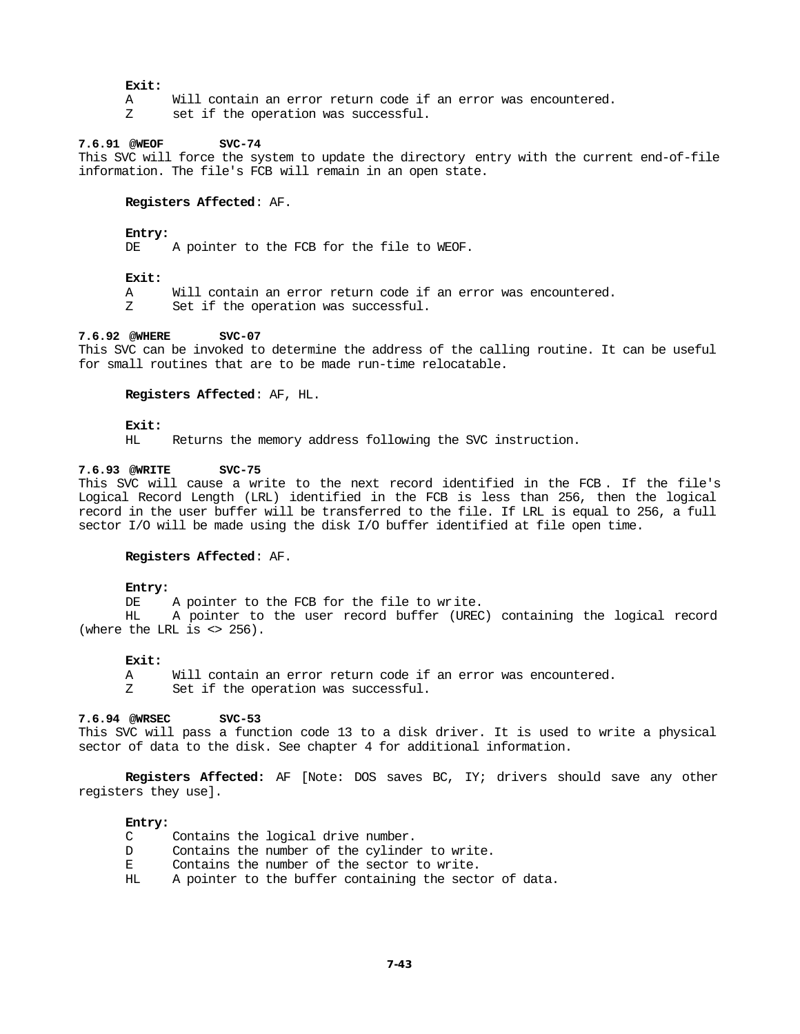**Exit:**

A Will contain an error return code if an error was encountered.
Z set if the operation was successful.

#### 7.6.91 @WEOF SVC-74

This SVC will force the system to update the directory entry with the current end-of-file information. The file's FCB will remain in an open state.

**Registers Affected**: AF.

**Entry:**

DE A pointer to the FCB for the file to WEOF.

**Exit:**

A Will contain an error return code if an error was encountered.
Z Set if the operation was successful.

#### 7.6.92 @WHERE SVC-07

This SVC can be invoked to determine the address of the calling routine. It can be useful for small routines that are to be made run-time relocatable.

**Registers Affected**: AF, HL.

**Exit:**

HL Returns the memory address following the SVC instruction.

#### 7.6.93 @WRITE SVC-75

This SVC will cause a write to the next record identified in the FCB . If the file's Logical Record Length (LRL) identified in the FCB is less than 256, then the logical record in the user buffer will be transferred to the file. If LRL is equal to 256, a full sector I/O will be made using the disk I/O buffer identified at file open time.

**Registers Affected**: AF.

**Entry:**

DE A pointer to the FCB for the file to write.
HL A pointer to the user record buffer (UREC) containing the logical record (where the LRL is <> 256).

**Exit:**

A Will contain an error return code if an error was encountered.
Z Set if the operation was successful.

#### 7.6.94 @WRSEC SVC-53

This SVC will pass a function code 13 to a disk driver. It is used to write a physical sector of data to the disk. See chapter 4 for additional information.

**Registers Affected:** AF [Note: DOS saves BC, IY; drivers should save any other registers they use].

**Entry:**

C Contains the logical drive number.
D Contains the number of the cylinder to write.
E Contains the number of the sector to write.
HL A pointer to the buffer containing the sector of data.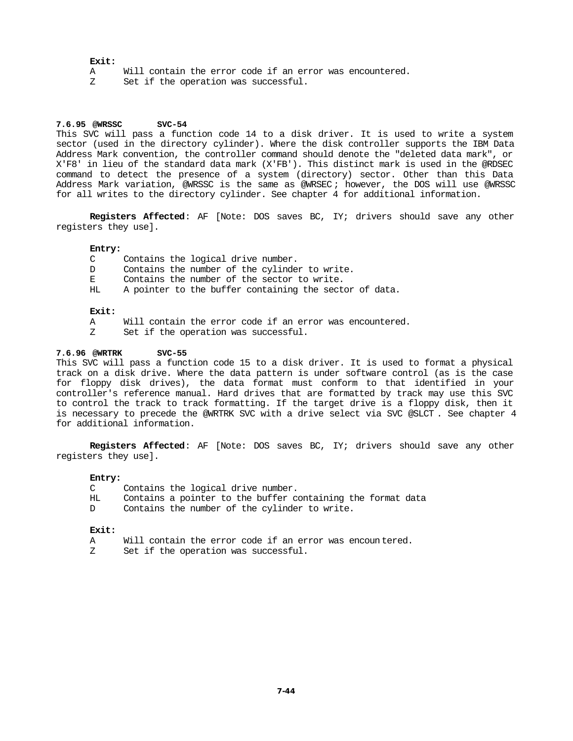**Exit:**

A     Will contain the error code if an error was encountered.
Z     Set if the operation was successful.

### 7.6.95 @WRSSC       SVC-54

This SVC will pass a function code 14 to a disk driver. It is used to write a system sector (used in the directory cylinder). Where the disk controller supports the IBM Data Address Mark convention, the controller command should denote the "deleted data mark", or X'F8' in lieu of the standard data mark (X'FB'). This distinct mark is used in the @RDSEC command to detect the presence of a system (directory) sector. Other than this Data Address Mark variation, @WRSSC is the same as @WRSEC ; however, the DOS will use @WRSSC for all writes to the directory cylinder. See chapter 4 for additional information.

**Registers Affected**: AF [Note: DOS saves BC, IY; drivers should save any other registers they use].

**Entry:**

C     Contains the logical drive number.
D     Contains the number of the cylinder to write.
E     Contains the number of the sector to write.
HL    A pointer to the buffer containing the sector of data.

**Exit:**

A     Will contain the error code if an error was encountered.
Z     Set if the operation was successful.

### 7.6.96 @WRTRK       SVC-55

This SVC will pass a function code 15 to a disk driver. It is used to format a physical track on a disk drive. Where the data pattern is under software control (as is the case for floppy disk drives), the data format must conform to that identified in your controller's reference manual. Hard drives that are formatted by track may use this SVC to control the track to track formatting. If the target drive is a floppy disk, then it is necessary to precede the @WRTRK SVC with a drive select via SVC @SLCT . See chapter 4 for additional information.

**Registers Affected**: AF [Note: DOS saves BC, IY; drivers should save any other registers they use].

**Entry:**

C     Contains the logical drive number.
HL    Contains a pointer to the buffer containing the format data
D     Contains the number of the cylinder to write.

**Exit:**

A     Will contain the error code if an error was encountered.
Z     Set if the operation was successful.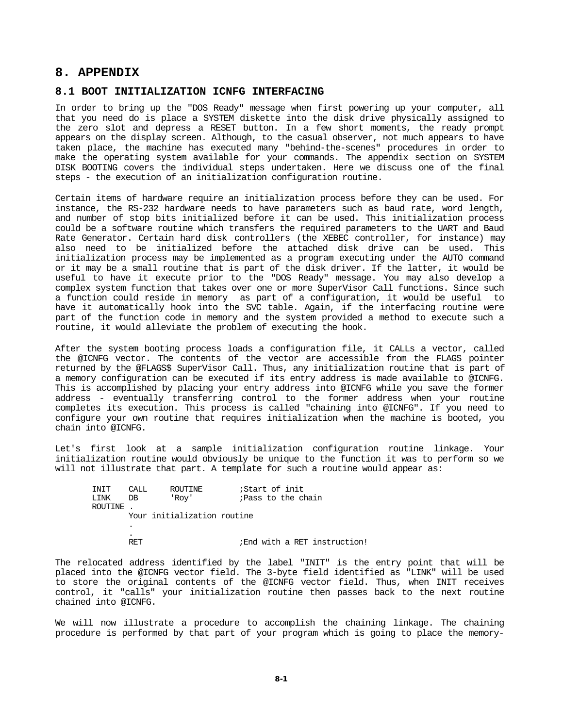# 8. APPENDIX

## 8.1 BOOT INITIALIZATION ICNFG INTERFACING

In order to bring up the "DOS Ready" message when first powering up your computer, all that you need do is place a SYSTEM diskette into the disk drive physically assigned to the zero slot and depress a RESET button. In a few short moments, the ready prompt appears on the display screen. Although, to the casual observer, not much appears to have taken place, the machine has executed many "behind-the-scenes" procedures in order to make the operating system available for your commands. The appendix section on SYSTEM DISK BOOTING covers the individual steps undertaken. Here we discuss one of the final steps - the execution of an initialization configuration routine.

Certain items of hardware require an initialization process before they can be used. For instance, the RS-232 hardware needs to have parameters such as baud rate, word length, and number of stop bits initialized before it can be used. This initialization process could be a software routine which transfers the required parameters to the UART and Baud Rate Generator. Certain hard disk controllers (the XEBEC controller, for instance) may also need to be initialized before the attached disk drive can be used. This initialization process may be implemented as a program executing under the AUTO command or it may be a small routine that is part of the disk driver. If the latter, it would be useful to have it execute prior to the "DOS Ready" message. You may also develop a complex system function that takes over one or more SuperVisor Call functions. Since such a function could reside in memory as part of a configuration, it would be useful to have it automatically hook into the SVC table. Again, if the interfacing routine were part of the function code in memory and the system provided a method to execute such a routine, it would alleviate the problem of executing the hook.

After the system booting process loads a configuration file, it CALLs a vector, called the @ICNFG vector. The contents of the vector are accessible from the FLAGS pointer returned by the @FLAGS$ SuperVisor Call. Thus, any initialization routine that is part of a memory configuration can be executed if its entry address is made available to @ICNFG. This is accomplished by placing your entry address into @ICNFG while you save the former address - eventually transferring control to the former address when your routine completes its execution. This process is called "chaining into @ICNFG". If you need to configure your own routine that requires initialization when the machine is booted, you chain into @ICNFG.

Let's first look at a sample initialization configuration routine linkage. Your initialization routine would obviously be unique to the function it was to perform so we will not illustrate that part. A template for such a routine would appear as:

```
INIT    CALL    ROUTINE         ;Start of init
LINK    DB      'Roy'           ;Pass to the chain
ROUTINE .
        Your initialization routine
        .
        .
        RET                     ;End with a RET instruction!
```

The relocated address identified by the label "INIT" is the entry point that will be placed into the @ICNFG vector field. The 3-byte field identified as "LINK" will be used to store the original contents of the @ICNFG vector field. Thus, when INIT receives control, it "calls" your initialization routine then passes back to the next routine chained into @ICNFG.

We will now illustrate a procedure to accomplish the chaining linkage. The chaining procedure is performed by that part of your program which is going to place the memory-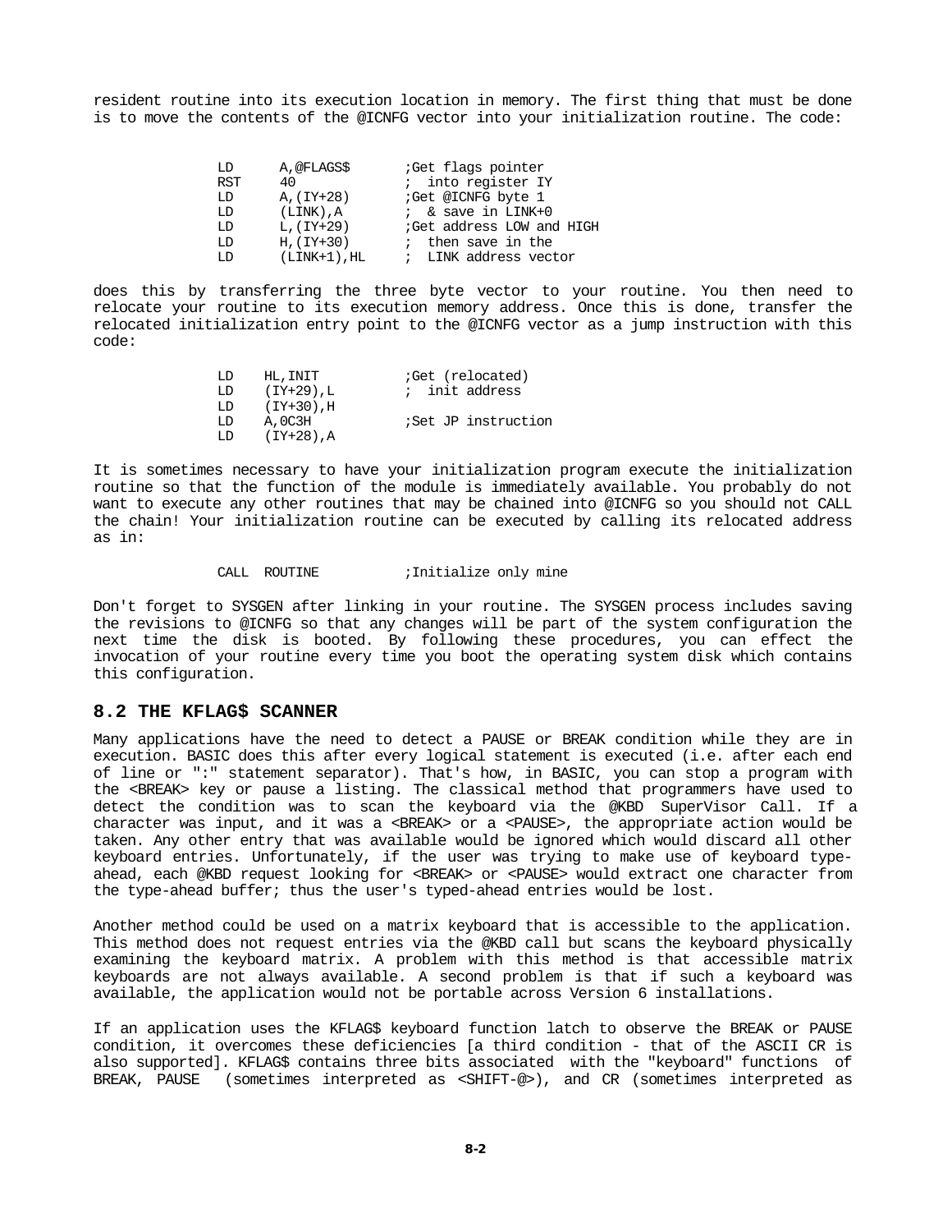resident routine into its execution location in memory. The first thing that must be done is to move the contents of the @ICNFG vector into your initialization routine. The code:

```
LD      A,@FLAGS$       ;Get flags pointer
RST     40              ; into register IY
LD      A,(IY+28)       ;Get @ICNFG byte 1
LD      (LINK),A        ; & save in LINK+0
LD      L,(IY+29)       ;Get address LOW and HIGH
LD      H,(IY+30)       ; then save in the
LD      (LINK+1),HL     ; LINK address vector
```

does this by transferring the three byte vector to your routine. You then need to relocate your routine to its execution memory address. Once this is done, transfer the relocated initialization entry point to the @ICNFG vector as a jump instruction with this code:

```
LD    HL,INIT          ;Get (relocated)
LD    (IY+29),L        ; init address
LD    (IY+30),H
LD    A,0C3H           ;Set JP instruction
LD    (IY+28),A
```

It is sometimes necessary to have your initialization program execute the initialization routine so that the function of the module is immediately available. You probably do not want to execute any other routines that may be chained into @ICNFG so you should not CALL the chain! Your initialization routine can be executed by calling its relocated address as in:

```
CALL  ROUTINE          ;Initialize only mine
```

Don't forget to SYSGEN after linking in your routine. The SYSGEN process includes saving the revisions to @ICNFG so that any changes will be part of the system configuration the next time the disk is booted. By following these procedures, you can effect the invocation of your routine every time you boot the operating system disk which contains this configuration.

## 8.2 THE KFLAG$ SCANNER

Many applications have the need to detect a PAUSE or BREAK condition while they are in execution. BASIC does this after every logical statement is executed (i.e. after each end of line or ":" statement separator). That's how, in BASIC, you can stop a program with the <BREAK> key or pause a listing. The classical method that programmers have used to detect the condition was to scan the keyboard via the @KBD SuperVisor Call. If a character was input, and it was a <BREAK> or a <PAUSE>, the appropriate action would be taken. Any other entry that was available would be ignored which would discard all other keyboard entries. Unfortunately, if the user was trying to make use of keyboard type-ahead, each @KBD request looking for <BREAK> or <PAUSE> would extract one character from the type-ahead buffer; thus the user's typed-ahead entries would be lost.

Another method could be used on a matrix keyboard that is accessible to the application. This method does not request entries via the @KBD call but scans the keyboard physically examining the keyboard matrix. A problem with this method is that accessible matrix keyboards are not always available. A second problem is that if such a keyboard was available, the application would not be portable across Version 6 installations.

If an application uses the KFLAG$ keyboard function latch to observe the BREAK or PAUSE condition, it overcomes these deficiencies [a third condition - that of the ASCII CR is also supported]. KFLAG$ contains three bits associated with the "keyboard" functions of BREAK, PAUSE (sometimes interpreted as <SHIFT-@>), and CR (sometimes interpreted as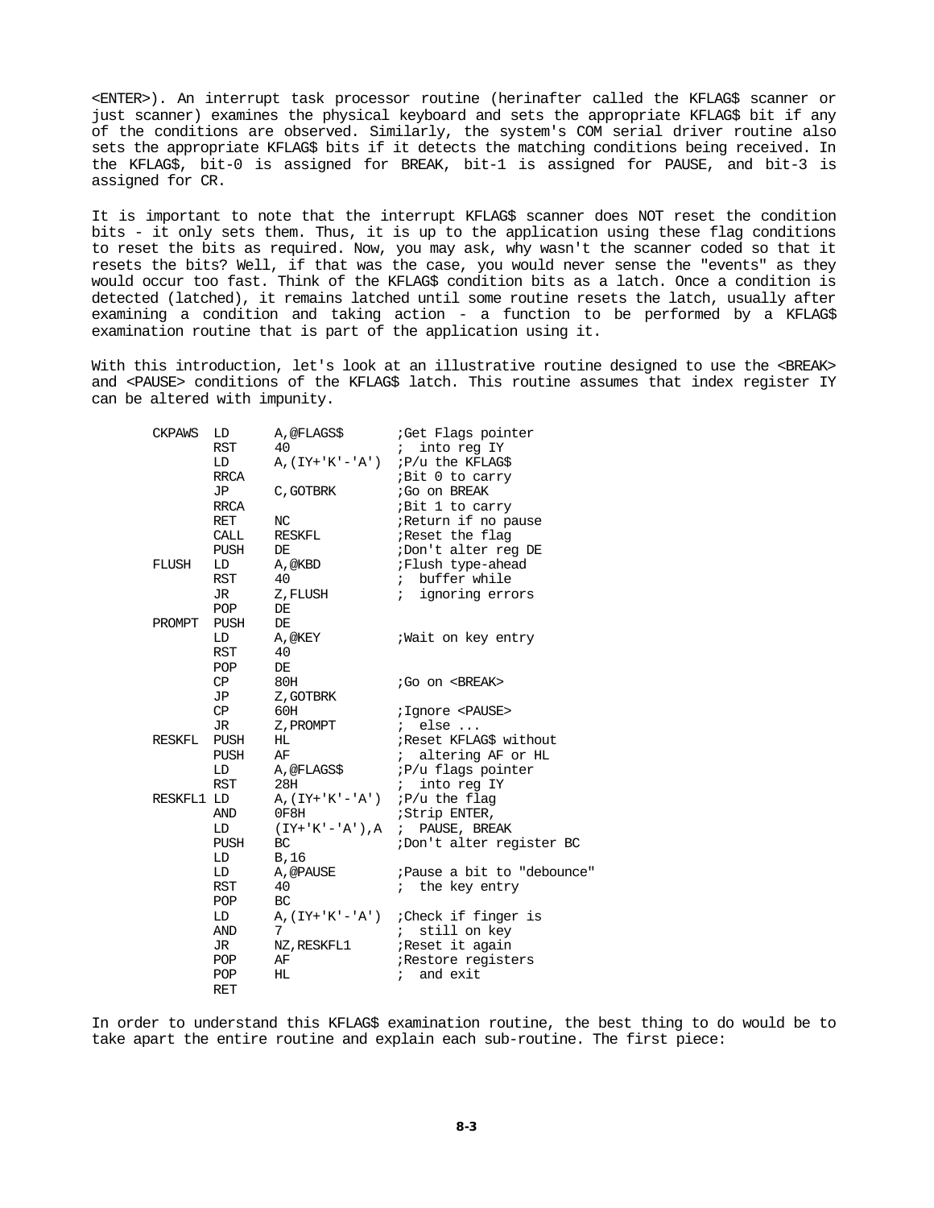<ENTER>). An interrupt task processor routine (herinafter called the KFLAG$ scanner or just scanner) examines the physical keyboard and sets the appropriate KFLAG$ bit if any of the conditions are observed. Similarly, the system's COM serial driver routine also sets the appropriate KFLAG$ bits if it detects the matching conditions being received. In the KFLAG$, bit-0 is assigned for BREAK, bit-1 is assigned for PAUSE, and bit-3 is assigned for CR.

It is important to note that the interrupt KFLAG$ scanner does NOT reset the condition bits - it only sets them. Thus, it is up to the application using these flag conditions to reset the bits as required. Now, you may ask, why wasn't the scanner coded so that it resets the bits? Well, if that was the case, you would never sense the "events" as they would occur too fast. Think of the KFLAG$ condition bits as a latch. Once a condition is detected (latched), it remains latched until some routine resets the latch, usually after examining a condition and taking action - a function to be performed by a KFLAG$ examination routine that is part of the application using it.

With this introduction, let's look at an illustrative routine designed to use the <BREAK> and <PAUSE> conditions of the KFLAG$ latch. This routine assumes that index register IY can be altered with impunity.

```
CKPAWS  LD      A,@FLAGS$       ;Get Flags pointer
        RST     40              ; into reg IY
        LD      A,(IY+'K'-'A')  ;P/u the KFLAG$
        RRCA                    ;Bit 0 to carry
        JP      C,GOTBRK        ;Go on BREAK
        RRCA                    ;Bit 1 to carry
        RET     NC              ;Return if no pause
        CALL    RESKFL          ;Reset the flag
        PUSH    DE              ;Don't alter reg DE
FLUSH   LD      A,@KBD          ;Flush type-ahead
        RST     40              ; buffer while
        JR      Z,FLUSH         ; ignoring errors
        POP     DE
PROMPT  PUSH    DE
        LD      A,@KEY          ;Wait on key entry
        RST     40
        POP     DE
        CP      80H             ;Go on <BREAK>
        JP      Z,GOTBRK
        CP      60H             ;Ignore <PAUSE>
        JR      Z,PROMPT        ; else ...
RESKFL  PUSH    HL              ;Reset KFLAG$ without
        PUSH    AF              ; altering AF or HL
        LD      A,@FLAGS$       ;P/u flags pointer
        RST     28H             ; into reg IY
RESKFL1 LD      A,(IY+'K'-'A')  ;P/u the flag
        AND     0F8H            ;Strip ENTER,
        LD      (IY+'K'-'A'),A  ; PAUSE, BREAK
        PUSH    BC              ;Don't alter register BC
        LD      B,16
        LD      A,@PAUSE        ;Pause a bit to "debounce"
        RST     40              ; the key entry
        POP     BC
        LD      A,(IY+'K'-'A')  ;Check if finger is
        AND     7               ; still on key
        JR      NZ,RESKFL1      ;Reset it again
        POP     AF              ;Restore registers
        POP     HL              ; and exit
        RET
```

In order to understand this KFLAG$ examination routine, the best thing to do would be to take apart the entire routine and explain each sub-routine. The first piece: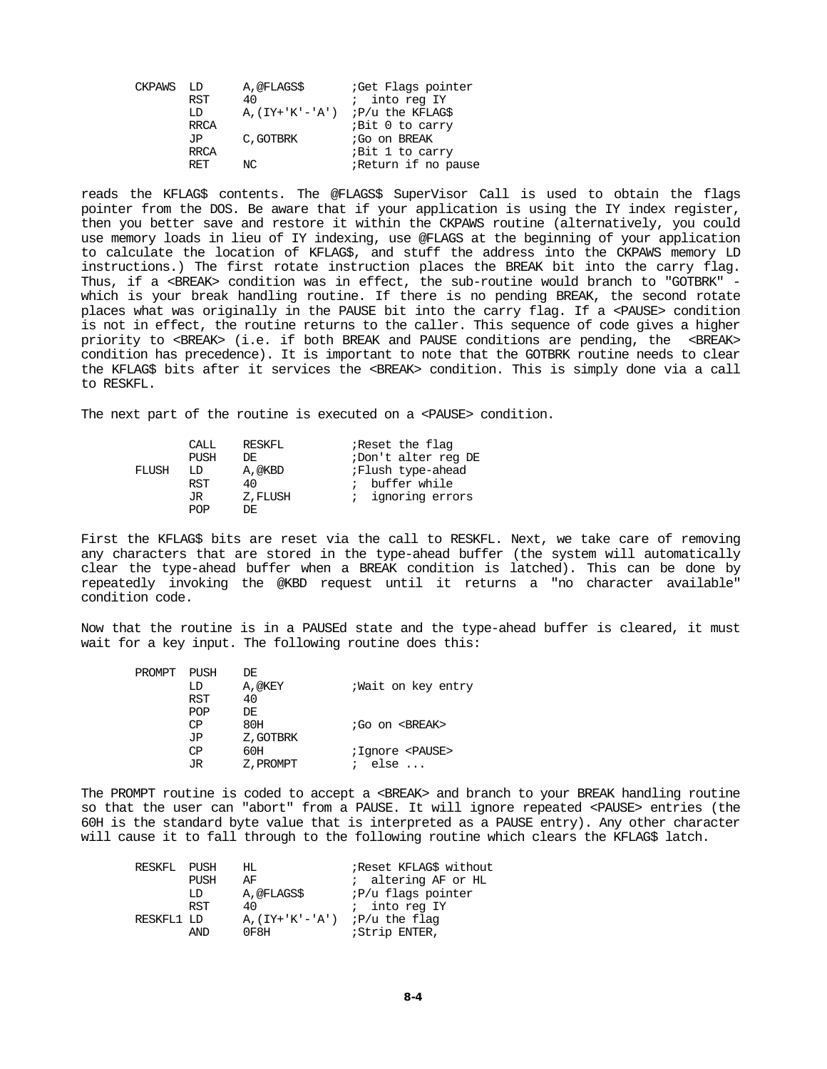```
CKPAWS  LD      A,@FLAGS$       ;Get Flags pointer
        RST     40              ;  into reg IY
        LD      A,(IY+'K'-'A')  ;P/u the KFLAG$
        RRCA                    ;Bit 0 to carry
        JP      C,GOTBRK        ;Go on BREAK
        RRCA                    ;Bit 1 to carry
        RET     NC              ;Return if no pause
```

reads the KFLAG$ contents. The @FLAGS$ SuperVisor Call is used to obtain the flags pointer from the DOS. Be aware that if your application is using the IY index register, then you better save and restore it within the CKPAWS routine (alternatively, you could use memory loads in lieu of IY indexing, use @FLAGS at the beginning of your application to calculate the location of KFLAG$, and stuff the address into the CKPAWS memory LD instructions.) The first rotate instruction places the BREAK bit into the carry flag. Thus, if a <BREAK> condition was in effect, the sub-routine would branch to "GOTBRK" - which is your break handling routine. If there is no pending BREAK, the second rotate places what was originally in the PAUSE bit into the carry flag. If a <PAUSE> condition is not in effect, the routine returns to the caller. This sequence of code gives a higher priority to <BREAK> (i.e. if both BREAK and PAUSE conditions are pending, the <BREAK> condition has precedence). It is important to note that the GOTBRK routine needs to clear the KFLAG$ bits after it services the <BREAK> condition. This is simply done via a call to RESKFL.

The next part of the routine is executed on a <PAUSE> condition.

```
        CALL    RESKFL          ;Reset the flag
        PUSH    DE              ;Don't alter reg DE
FLUSH   LD      A,@KBD          ;Flush type-ahead
        RST     40              ;  buffer while
        JR      Z,FLUSH         ;  ignoring errors
        POP     DE
```

First the KFLAG$ bits are reset via the call to RESKFL. Next, we take care of removing any characters that are stored in the type-ahead buffer (the system will automatically clear the type-ahead buffer when a BREAK condition is latched). This can be done by repeatedly invoking the @KBD request until it returns a "no character available" condition code.

Now that the routine is in a PAUSEd state and the type-ahead buffer is cleared, it must wait for a key input. The following routine does this:

```
PROMPT  PUSH    DE
        LD      A,@KEY          ;Wait on key entry
        RST     40
        POP     DE
        CP      80H             ;Go on <BREAK>
        JP      Z,GOTBRK
        CP      60H             ;Ignore <PAUSE>
        JR      Z,PROMPT        ;  else ...
```

The PROMPT routine is coded to accept a <BREAK> and branch to your BREAK handling routine so that the user can "abort" from a PAUSE. It will ignore repeated <PAUSE> entries (the 60H is the standard byte value that is interpreted as a PAUSE entry). Any other character will cause it to fall through to the following routine which clears the KFLAG$ latch.

```
RESKFL  PUSH    HL              ;Reset KFLAG$ without
        PUSH    AF              ;  altering AF or HL
        LD      A,@FLAGS$       ;P/u flags pointer
        RST     40              ;  into reg IY
RESKFL1 LD      A,(IY+'K'-'A')  ;P/u the flag
        AND     0F8H            ;Strip ENTER,
```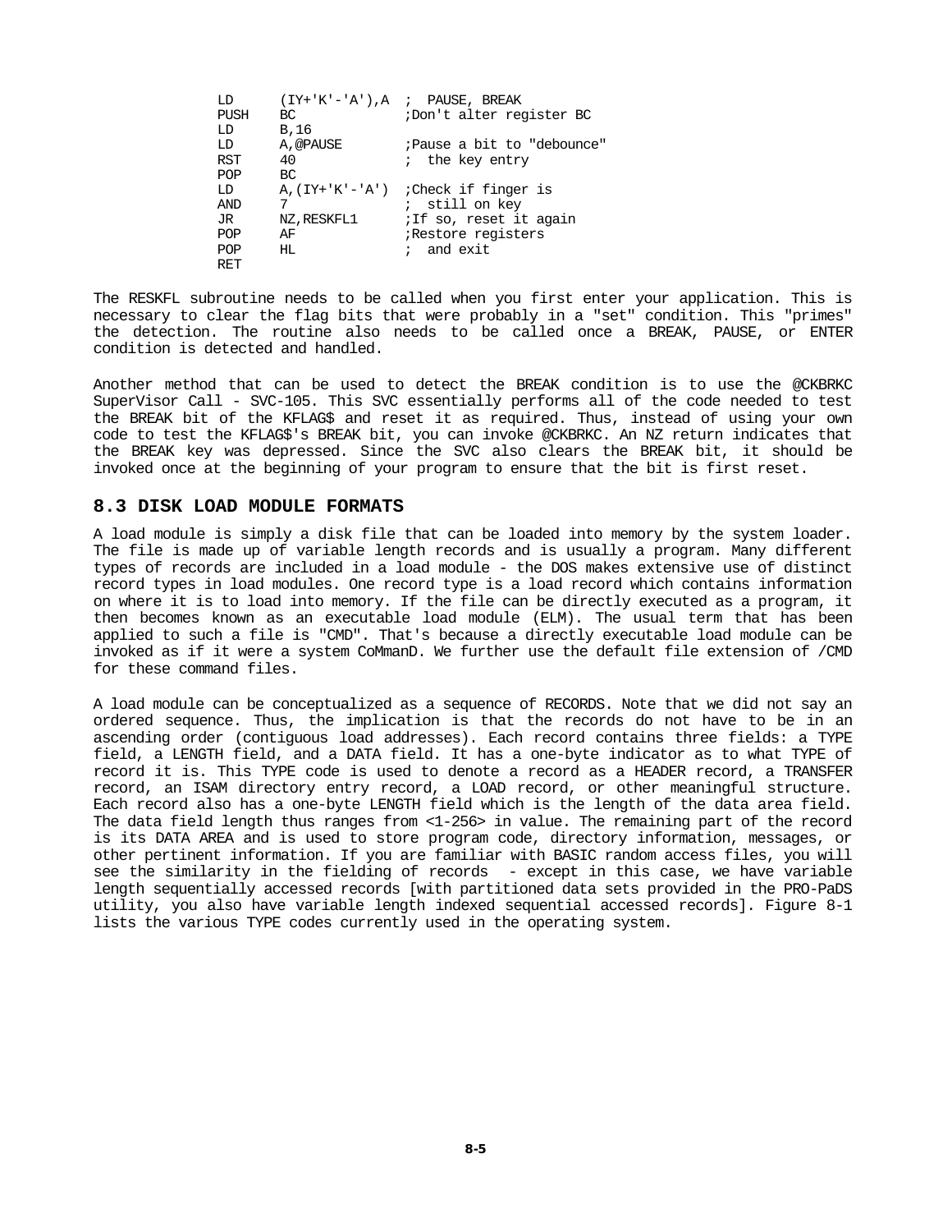```
LD      (IY+'K'-'A'),A  ;  PAUSE, BREAK
PUSH    BC              ;Don't alter register BC
LD      B,16
LD      A,@PAUSE        ;Pause a bit to "debounce"
RST     40              ;  the key entry
POP     BC
LD      A,(IY+'K'-'A')  ;Check if finger is
AND     7               ;  still on key
JR      NZ,RESKFL1      ;If so, reset it again
POP     AF              ;Restore registers
POP     HL              ;  and exit
RET
```

The RESKFL subroutine needs to be called when you first enter your application. This is necessary to clear the flag bits that were probably in a "set" condition. This "primes" the detection. The routine also needs to be called once a BREAK, PAUSE, or ENTER condition is detected and handled.

Another method that can be used to detect the BREAK condition is to use the @CKBRKC SuperVisor Call - SVC-105. This SVC essentially performs all of the code needed to test the BREAK bit of the KFLAG$ and reset it as required. Thus, instead of using your own code to test the KFLAG$'s BREAK bit, you can invoke @CKBRKC. An NZ return indicates that the BREAK key was depressed. Since the SVC also clears the BREAK bit, it should be invoked once at the beginning of your program to ensure that the bit is first reset.

## 8.3 DISK LOAD MODULE FORMATS

A load module is simply a disk file that can be loaded into memory by the system loader. The file is made up of variable length records and is usually a program. Many different types of records are included in a load module - the DOS makes extensive use of distinct record types in load modules. One record type is a load record which contains information on where it is to load into memory. If the file can be directly executed as a program, it then becomes known as an executable load module (ELM). The usual term that has been applied to such a file is "CMD". That's because a directly executable load module can be invoked as if it were a system CoMmanD. We further use the default file extension of /CMD for these command files.

A load module can be conceptualized as a sequence of RECORDS. Note that we did not say an ordered sequence. Thus, the implication is that the records do not have to be in an ascending order (contiguous load addresses). Each record contains three fields: a TYPE field, a LENGTH field, and a DATA field. It has a one-byte indicator as to what TYPE of record it is. This TYPE code is used to denote a record as a HEADER record, a TRANSFER record, an ISAM directory entry record, a LOAD record, or other meaningful structure. Each record also has a one-byte LENGTH field which is the length of the data area field. The data field length thus ranges from <1-256> in value. The remaining part of the record is its DATA AREA and is used to store program code, directory information, messages, or other pertinent information. If you are familiar with BASIC random access files, you will see the similarity in the fielding of records - except in this case, we have variable length sequentially accessed records [with partitioned data sets provided in the PRO-PaDS utility, you also have variable length indexed sequential accessed records]. Figure 8-1 lists the various TYPE codes currently used in the operating system.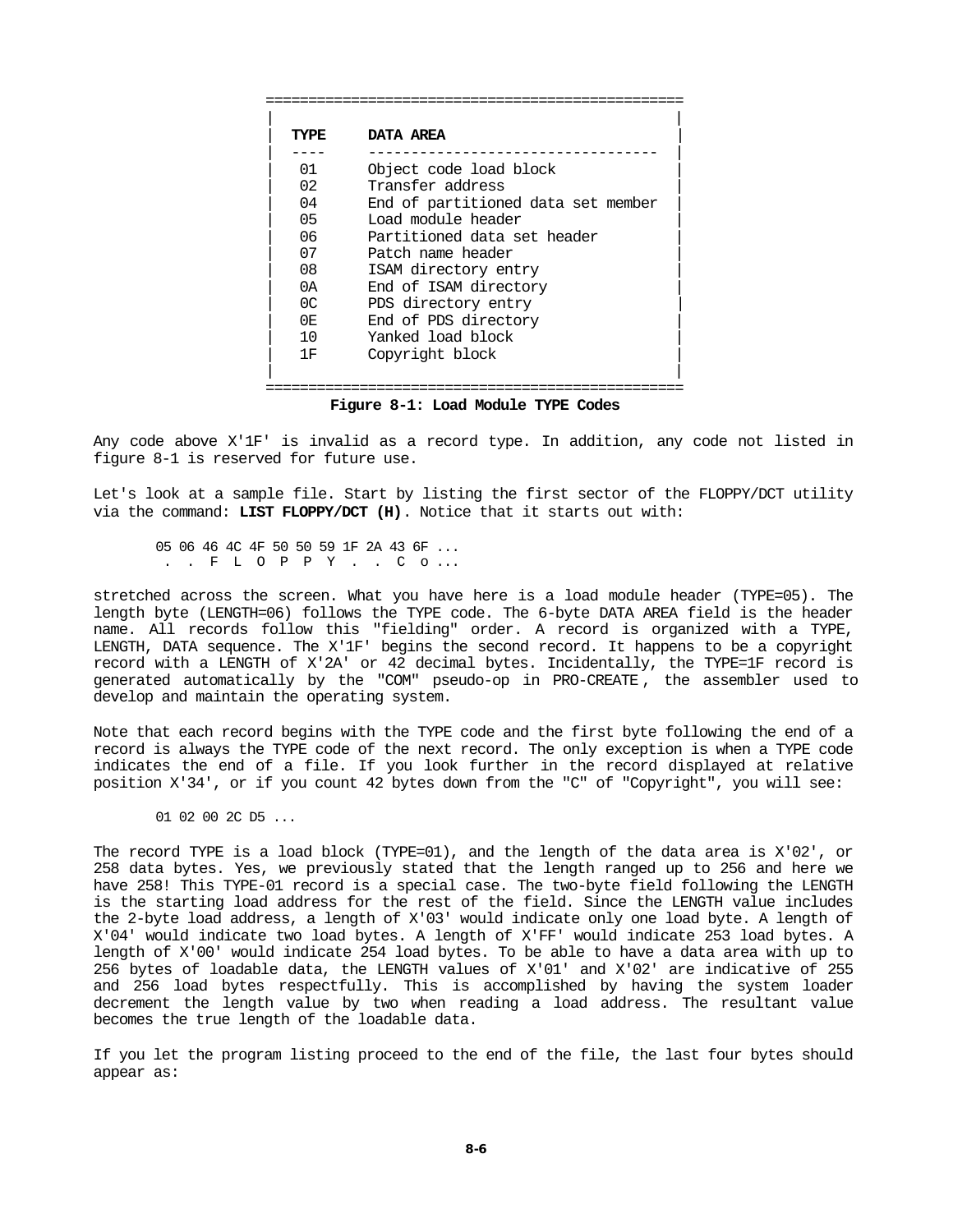| TYPE | DATA AREA |
|---|---|
| 01 | Object code load block |
| 02 | Transfer address |
| 04 | End of partitioned data set member |
| 05 | Load module header |
| 06 | Partitioned data set header |
| 07 | Patch name header |
| 08 | ISAM directory entry |
| 0A | End of ISAM directory |
| 0C | PDS directory entry |
| 0E | End of PDS directory |
| 10 | Yanked load block |
| 1F | Copyright block |

**Figure 8-1: Load Module TYPE Codes**

Any code above X'1F' is invalid as a record type. In addition, any code not listed in figure 8-1 is reserved for future use.

Let's look at a sample file. Start by listing the first sector of the FLOPPY/DCT utility via the command: **LIST FLOPPY/DCT (H)**. Notice that it starts out with:

```
05 06 46 4C 4F 50 50 59 1F 2A 43 6F ...
 .  .  F  L  O  P  P  Y  .  .  C  o ...
```

stretched across the screen. What you have here is a load module header (TYPE=05). The length byte (LENGTH=06) follows the TYPE code. The 6-byte DATA AREA field is the header name. All records follow this "fielding" order. A record is organized with a TYPE, LENGTH, DATA sequence. The X'1F' begins the second record. It happens to be a copyright record with a LENGTH of X'2A' or 42 decimal bytes. Incidentally, the TYPE=1F record is generated automatically by the "COM" pseudo-op in PRO-CREATE, the assembler used to develop and maintain the operating system.

Note that each record begins with the TYPE code and the first byte following the end of a record is always the TYPE code of the next record. The only exception is when a TYPE code indicates the end of a file. If you look further in the record displayed at relative position X'34', or if you count 42 bytes down from the "C" of "Copyright", you will see:

```
01 02 00 2C D5 ...
```

The record TYPE is a load block (TYPE=01), and the length of the data area is X'02', or 258 data bytes. Yes, we previously stated that the length ranged up to 256 and here we have 258! This TYPE-01 record is a special case. The two-byte field following the LENGTH is the starting load address for the rest of the field. Since the LENGTH value includes the 2-byte load address, a length of X'03' would indicate only one load byte. A length of X'04' would indicate two load bytes. A length of X'FF' would indicate 253 load bytes. A length of X'00' would indicate 254 load bytes. To be able to have a data area with up to 256 bytes of loadable data, the LENGTH values of X'01' and X'02' are indicative of 255 and 256 load bytes respectfully. This is accomplished by having the system loader decrement the length value by two when reading a load address. The resultant value becomes the true length of the loadable data.

If you let the program listing proceed to the end of the file, the last four bytes should appear as: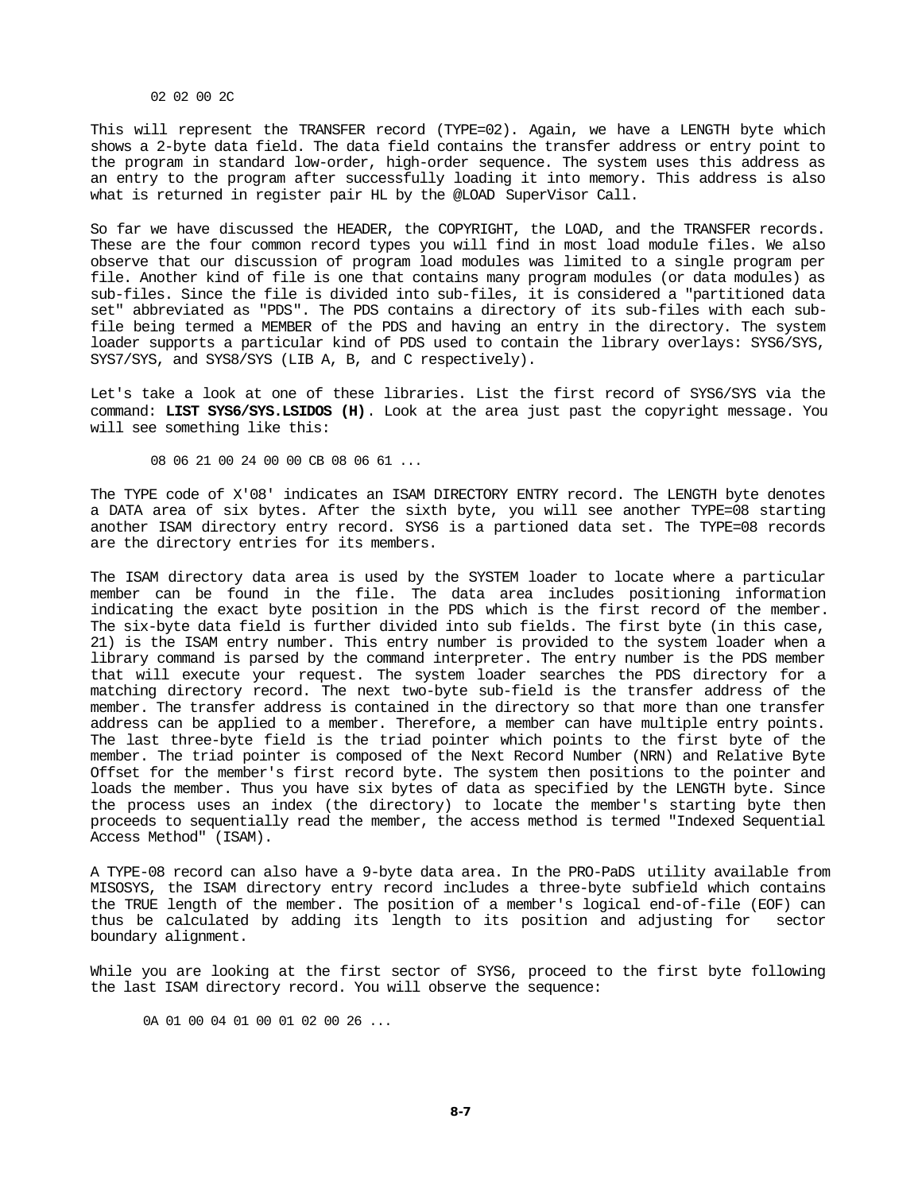```
02 02 00 2C
```

This will represent the TRANSFER record (TYPE=02). Again, we have a LENGTH byte which shows a 2-byte data field. The data field contains the transfer address or entry point to the program in standard low-order, high-order sequence. The system uses this address as an entry to the program after successfully loading it into memory. This address is also what is returned in register pair HL by the @LOAD SuperVisor Call.

So far we have discussed the HEADER, the COPYRIGHT, the LOAD, and the TRANSFER records. These are the four common record types you will find in most load module files. We also observe that our discussion of program load modules was limited to a single program per file. Another kind of file is one that contains many program modules (or data modules) as sub-files. Since the file is divided into sub-files, it is considered a "partitioned data set" abbreviated as "PDS". The PDS contains a directory of its sub-files with each sub-file being termed a MEMBER of the PDS and having an entry in the directory. The system loader supports a particular kind of PDS used to contain the library overlays: SYS6/SYS, SYS7/SYS, and SYS8/SYS (LIB A, B, and C respectively).

Let's take a look at one of these libraries. List the first record of SYS6/SYS via the command: **LIST SYS6/SYS.LSIDOS (H)**. Look at the area just past the copyright message. You will see something like this:

```
08 06 21 00 24 00 00 CB 08 06 61 ...
```

The TYPE code of X'08' indicates an ISAM DIRECTORY ENTRY record. The LENGTH byte denotes a DATA area of six bytes. After the sixth byte, you will see another TYPE=08 starting another ISAM directory entry record. SYS6 is a partioned data set. The TYPE=08 records are the directory entries for its members.

The ISAM directory data area is used by the SYSTEM loader to locate where a particular member can be found in the file. The data area includes positioning information indicating the exact byte position in the PDS which is the first record of the member. The six-byte data field is further divided into sub fields. The first byte (in this case, 21) is the ISAM entry number. This entry number is provided to the system loader when a library command is parsed by the command interpreter. The entry number is the PDS member that will execute your request. The system loader searches the PDS directory for a matching directory record. The next two-byte sub-field is the transfer address of the member. The transfer address is contained in the directory so that more than one transfer address can be applied to a member. Therefore, a member can have multiple entry points. The last three-byte field is the triad pointer which points to the first byte of the member. The triad pointer is composed of the Next Record Number (NRN) and Relative Byte Offset for the member's first record byte. The system then positions to the pointer and loads the member. Thus you have six bytes of data as specified by the LENGTH byte. Since the process uses an index (the directory) to locate the member's starting byte then proceeds to sequentially read the member, the access method is termed "Indexed Sequential Access Method" (ISAM).

A TYPE-08 record can also have a 9-byte data area. In the PRO-PaDS utility available from MISOSYS, the ISAM directory entry record includes a three-byte subfield which contains the TRUE length of the member. The position of a member's logical end-of-file (EOF) can thus be calculated by adding its length to its position and adjusting for sector boundary alignment.

While you are looking at the first sector of SYS6, proceed to the first byte following the last ISAM directory record. You will observe the sequence:

```
0A 01 00 04 01 00 01 02 00 26 ...
```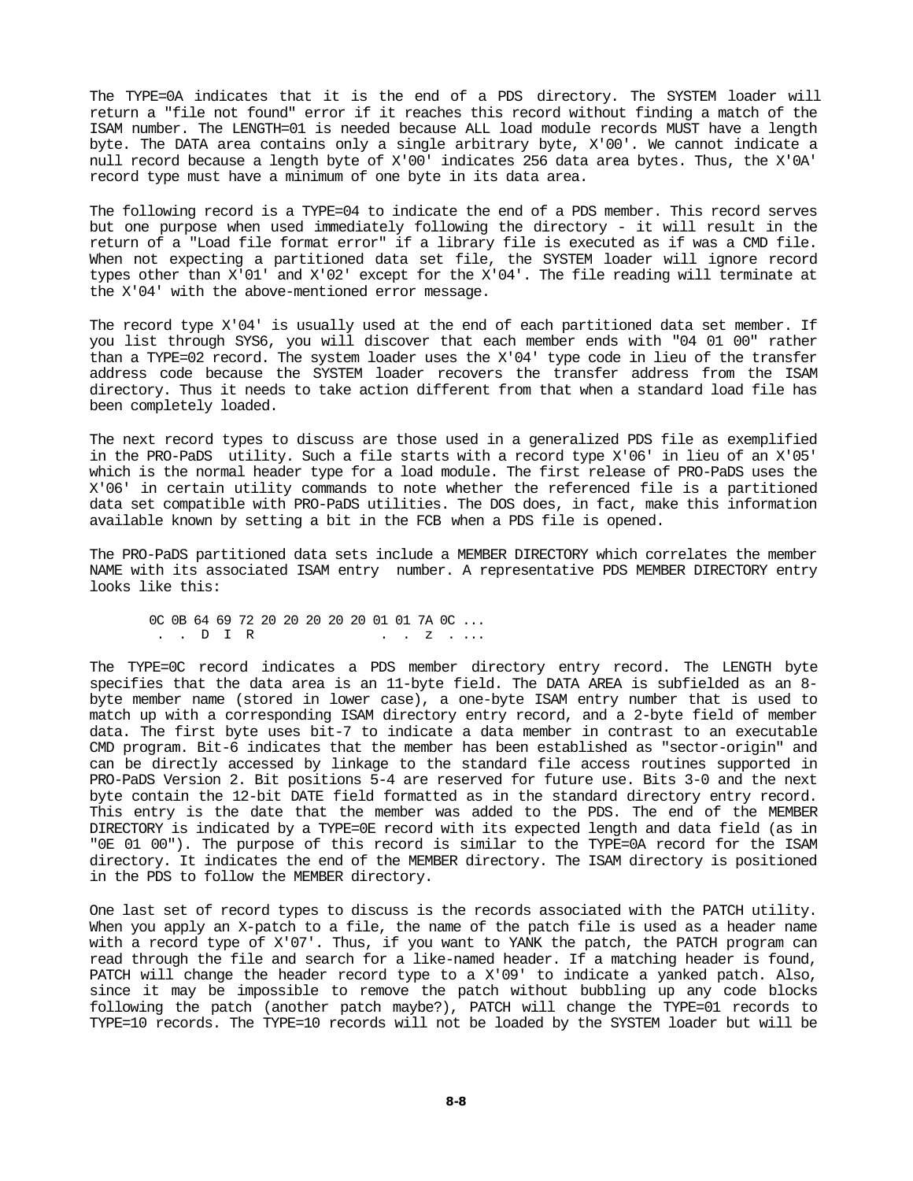The TYPE=0A indicates that it is the end of a PDS directory. The SYSTEM loader will return a "file not found" error if it reaches this record without finding a match of the ISAM number. The LENGTH=01 is needed because ALL load module records MUST have a length byte. The DATA area contains only a single arbitrary byte, X'00'. We cannot indicate a null record because a length byte of X'00' indicates 256 data area bytes. Thus, the X'0A' record type must have a minimum of one byte in its data area.

The following record is a TYPE=04 to indicate the end of a PDS member. This record serves but one purpose when used immediately following the directory - it will result in the return of a "Load file format error" if a library file is executed as if was a CMD file. When not expecting a partitioned data set file, the SYSTEM loader will ignore record types other than X'01' and X'02' except for the X'04'. The file reading will terminate at the X'04' with the above-mentioned error message.

The record type X'04' is usually used at the end of each partitioned data set member. If you list through SYS6, you will discover that each member ends with "04 01 00" rather than a TYPE=02 record. The system loader uses the X'04' type code in lieu of the transfer address code because the SYSTEM loader recovers the transfer address from the ISAM directory. Thus it needs to take action different from that when a standard load file has been completely loaded.

The next record types to discuss are those used in a generalized PDS file as exemplified in the PRO-PaDS utility. Such a file starts with a record type X'06' in lieu of an X'05' which is the normal header type for a load module. The first release of PRO-PaDS uses the X'06' in certain utility commands to note whether the referenced file is a partitioned data set compatible with PRO-PaDS utilities. The DOS does, in fact, make this information available known by setting a bit in the FCB when a PDS file is opened.

The PRO-PaDS partitioned data sets include a MEMBER DIRECTORY which correlates the member NAME with its associated ISAM entry number. A representative PDS MEMBER DIRECTORY entry looks like this:

```
0C 0B 64 69 72 20 20 20 20 20 01 01 7A 0C ...
 .  .  D  I  R                 .  .  z  . ...
```

The TYPE=0C record indicates a PDS member directory entry record. The LENGTH byte specifies that the data area is an 11-byte field. The DATA AREA is subfielded as an 8-byte member name (stored in lower case), a one-byte ISAM entry number that is used to match up with a corresponding ISAM directory entry record, and a 2-byte field of member data. The first byte uses bit-7 to indicate a data member in contrast to an executable CMD program. Bit-6 indicates that the member has been established as "sector-origin" and can be directly accessed by linkage to the standard file access routines supported in PRO-PaDS Version 2. Bit positions 5-4 are reserved for future use. Bits 3-0 and the next byte contain the 12-bit DATE field formatted as in the standard directory entry record. This entry is the date that the member was added to the PDS. The end of the MEMBER DIRECTORY is indicated by a TYPE=0E record with its expected length and data field (as in "0E 01 00"). The purpose of this record is similar to the TYPE=0A record for the ISAM directory. It indicates the end of the MEMBER directory. The ISAM directory is positioned in the PDS to follow the MEMBER directory.

One last set of record types to discuss is the records associated with the PATCH utility. When you apply an X-patch to a file, the name of the patch file is used as a header name with a record type of X'07'. Thus, if you want to YANK the patch, the PATCH program can read through the file and search for a like-named header. If a matching header is found, PATCH will change the header record type to a X'09' to indicate a yanked patch. Also, since it may be impossible to remove the patch without bubbling up any code blocks following the patch (another patch maybe?), PATCH will change the TYPE=01 records to TYPE=10 records. The TYPE=10 records will not be loaded by the SYSTEM loader but will be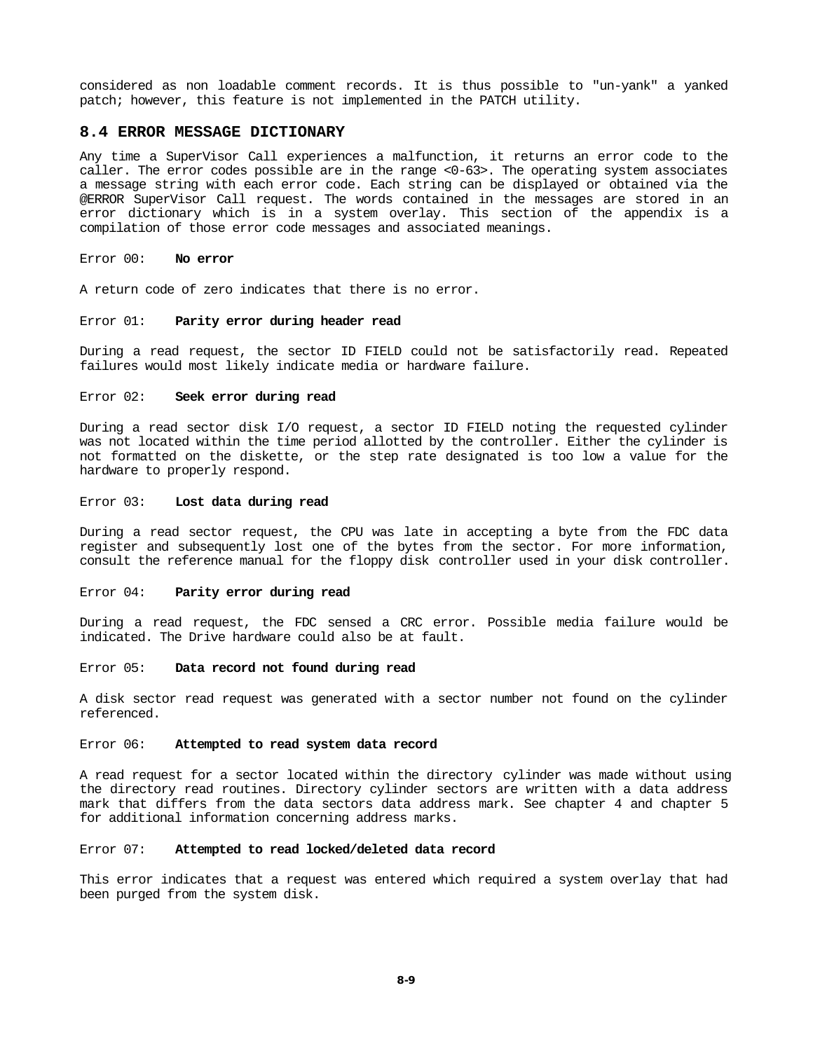considered as non loadable comment records. It is thus possible to "un-yank" a yanked patch; however, this feature is not implemented in the PATCH utility.

## 8.4 ERROR MESSAGE DICTIONARY

Any time a SuperVisor Call experiences a malfunction, it returns an error code to the caller. The error codes possible are in the range <0-63>. The operating system associates a message string with each error code. Each string can be displayed or obtained via the @ERROR SuperVisor Call request. The words contained in the messages are stored in an error dictionary which is in a system overlay. This section of the appendix is a compilation of those error code messages and associated meanings.

Error 00: **No error**

A return code of zero indicates that there is no error.

Error 01: **Parity error during header read**

During a read request, the sector ID FIELD could not be satisfactorily read. Repeated failures would most likely indicate media or hardware failure.

Error 02: **Seek error during read**

During a read sector disk I/O request, a sector ID FIELD noting the requested cylinder was not located within the time period allotted by the controller. Either the cylinder is not formatted on the diskette, or the step rate designated is too low a value for the hardware to properly respond.

Error 03: **Lost data during read**

During a read sector request, the CPU was late in accepting a byte from the FDC data register and subsequently lost one of the bytes from the sector. For more information, consult the reference manual for the floppy disk controller used in your disk controller.

Error 04: **Parity error during read**

During a read request, the FDC sensed a CRC error. Possible media failure would be indicated. The Drive hardware could also be at fault.

Error 05: **Data record not found during read**

A disk sector read request was generated with a sector number not found on the cylinder referenced.

Error 06: **Attempted to read system data record**

A read request for a sector located within the directory cylinder was made without using the directory read routines. Directory cylinder sectors are written with a data address mark that differs from the data sectors data address mark. See chapter 4 and chapter 5 for additional information concerning address marks.

Error 07: **Attempted to read locked/deleted data record**

This error indicates that a request was entered which required a system overlay that had been purged from the system disk.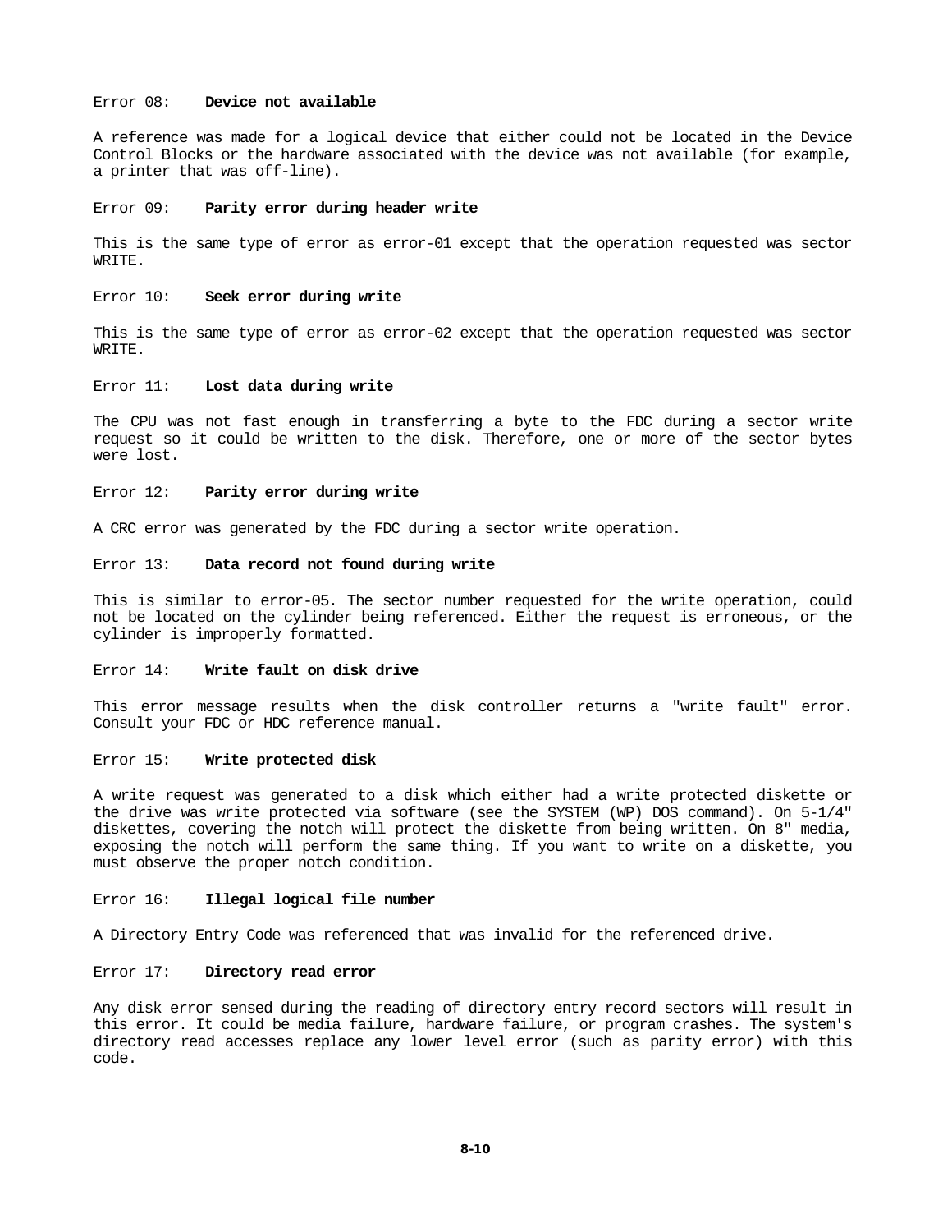Error 08: **Device not available**

A reference was made for a logical device that either could not be located in the Device Control Blocks or the hardware associated with the device was not available (for example, a printer that was off-line).

Error 09: **Parity error during header write**

This is the same type of error as error-01 except that the operation requested was sector WRITE.

Error 10: **Seek error during write**

This is the same type of error as error-02 except that the operation requested was sector WRITE.

Error 11: **Lost data during write**

The CPU was not fast enough in transferring a byte to the FDC during a sector write request so it could be written to the disk. Therefore, one or more of the sector bytes were lost.

Error 12: **Parity error during write**

A CRC error was generated by the FDC during a sector write operation.

Error 13: **Data record not found during write**

This is similar to error-05. The sector number requested for the write operation, could not be located on the cylinder being referenced. Either the request is erroneous, or the cylinder is improperly formatted.

Error 14: **Write fault on disk drive**

This error message results when the disk controller returns a "write fault" error. Consult your FDC or HDC reference manual.

Error 15: **Write protected disk**

A write request was generated to a disk which either had a write protected diskette or the drive was write protected via software (see the SYSTEM (WP) DOS command). On 5-1/4" diskettes, covering the notch will protect the diskette from being written. On 8" media, exposing the notch will perform the same thing. If you want to write on a diskette, you must observe the proper notch condition.

Error 16: **Illegal logical file number**

A Directory Entry Code was referenced that was invalid for the referenced drive.

Error 17: **Directory read error**

Any disk error sensed during the reading of directory entry record sectors will result in this error. It could be media failure, hardware failure, or program crashes. The system's directory read accesses replace any lower level error (such as parity error) with this code.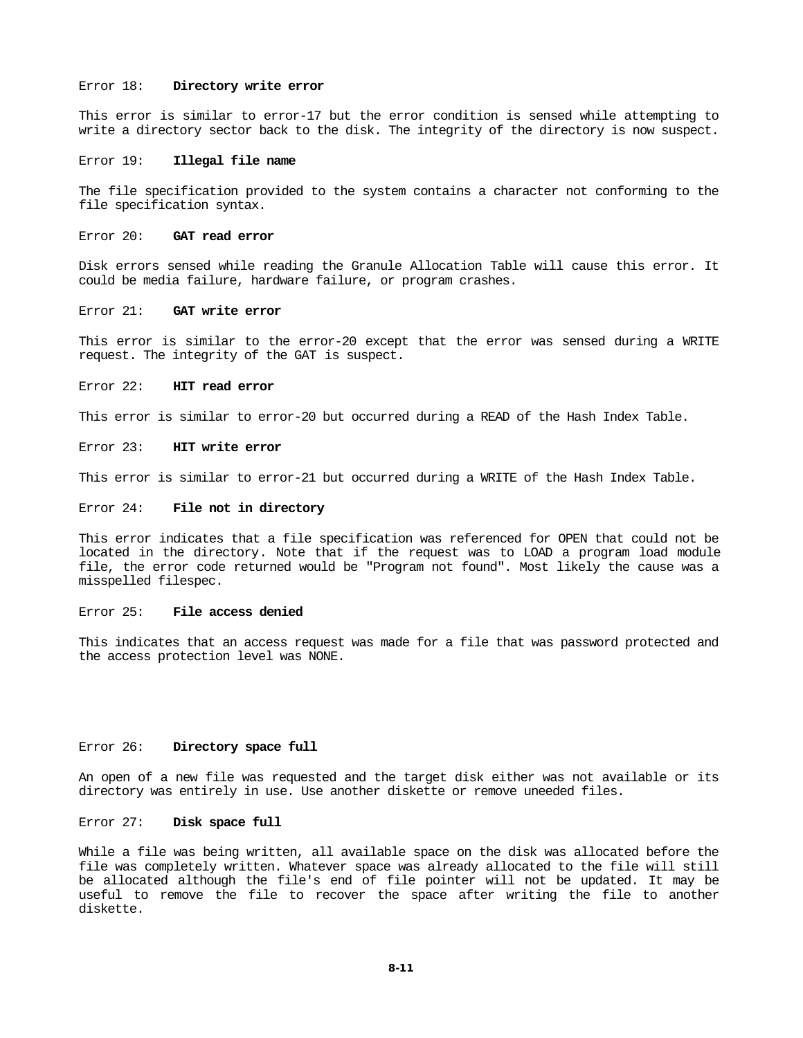Error 18: **Directory write error**

This error is similar to error-17 but the error condition is sensed while attempting to write a directory sector back to the disk. The integrity of the directory is now suspect.

Error 19: **Illegal file name**

The file specification provided to the system contains a character not conforming to the file specification syntax.

Error 20: **GAT read error**

Disk errors sensed while reading the Granule Allocation Table will cause this error. It could be media failure, hardware failure, or program crashes.

Error 21: **GAT write error**

This error is similar to the error-20 except that the error was sensed during a WRITE request. The integrity of the GAT is suspect.

Error 22: **HIT read error**

This error is similar to error-20 but occurred during a READ of the Hash Index Table.

Error 23: **HIT write error**

This error is similar to error-21 but occurred during a WRITE of the Hash Index Table.

Error 24: **File not in directory**

This error indicates that a file specification was referenced for OPEN that could not be located in the directory. Note that if the request was to LOAD a program load module file, the error code returned would be "Program not found". Most likely the cause was a misspelled filespec.

Error 25: **File access denied**

This indicates that an access request was made for a file that was password protected and the access protection level was NONE.

Error 26: **Directory space full**

An open of a new file was requested and the target disk either was not available or its directory was entirely in use. Use another diskette or remove uneeded files.

Error 27: **Disk space full**

While a file was being written, all available space on the disk was allocated before the file was completely written. Whatever space was already allocated to the file will still be allocated although the file's end of file pointer will not be updated. It may be useful to remove the file to recover the space after writing the file to another diskette.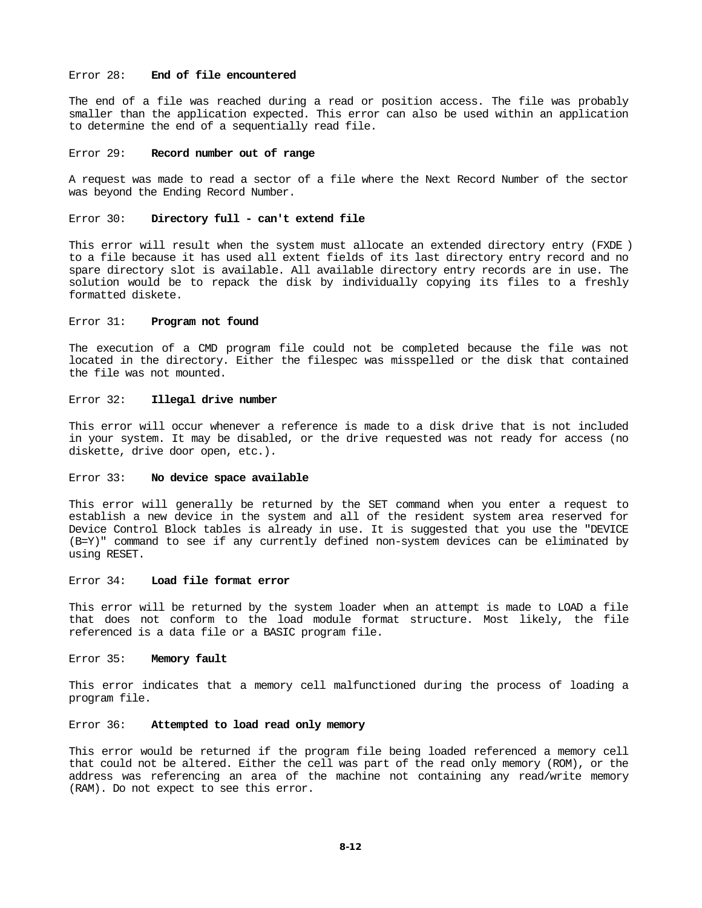Error 28: **End of file encountered**

The end of a file was reached during a read or position access. The file was probably smaller than the application expected. This error can also be used within an application to determine the end of a sequentially read file.

Error 29: **Record number out of range**

A request was made to read a sector of a file where the Next Record Number of the sector was beyond the Ending Record Number.

Error 30: **Directory full - can't extend file**

This error will result when the system must allocate an extended directory entry (FXDE ) to a file because it has used all extent fields of its last directory entry record and no spare directory slot is available. All available directory entry records are in use. The solution would be to repack the disk by individually copying its files to a freshly formatted diskete.

Error 31: **Program not found**

The execution of a CMD program file could not be completed because the file was not located in the directory. Either the filespec was misspelled or the disk that contained the file was not mounted.

Error 32: **Illegal drive number**

This error will occur whenever a reference is made to a disk drive that is not included in your system. It may be disabled, or the drive requested was not ready for access (no diskette, drive door open, etc.).

Error 33: **No device space available**

This error will generally be returned by the SET command when you enter a request to establish a new device in the system and all of the resident system area reserved for Device Control Block tables is already in use. It is suggested that you use the "DEVICE (B=Y)" command to see if any currently defined non-system devices can be eliminated by using RESET.

Error 34: **Load file format error**

This error will be returned by the system loader when an attempt is made to LOAD a file that does not conform to the load module format structure. Most likely, the file referenced is a data file or a BASIC program file.

Error 35: **Memory fault**

This error indicates that a memory cell malfunctioned during the process of loading a program file.

Error 36: **Attempted to load read only memory**

This error would be returned if the program file being loaded referenced a memory cell that could not be altered. Either the cell was part of the read only memory (ROM), or the address was referencing an area of the machine not containing any read/write memory (RAM). Do not expect to see this error.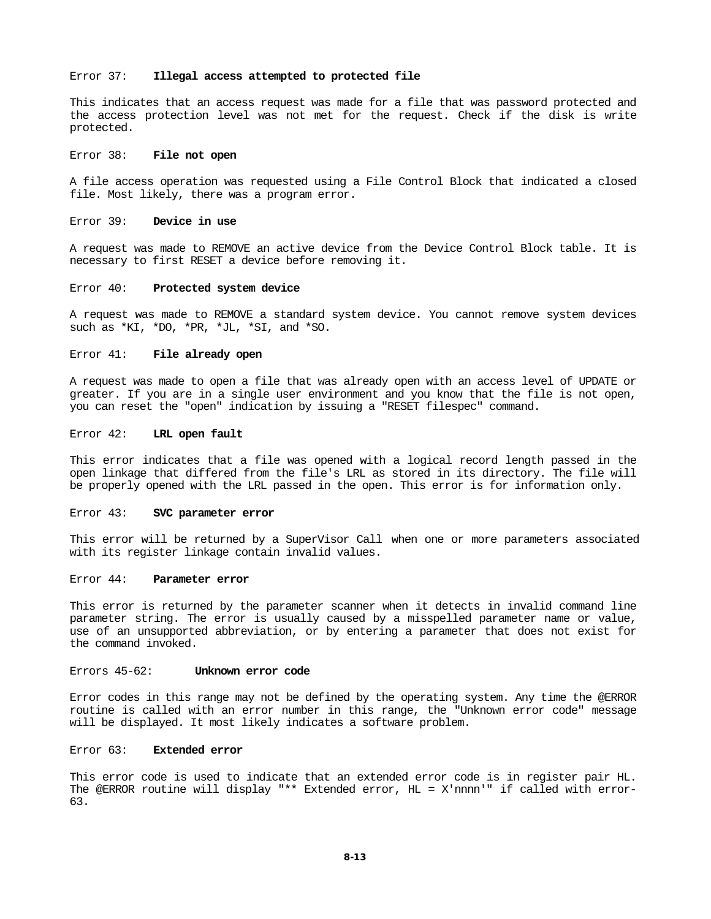Error 37: **Illegal access attempted to protected file**

This indicates that an access request was made for a file that was password protected and the access protection level was not met for the request. Check if the disk is write protected.

Error 38: **File not open**

A file access operation was requested using a File Control Block that indicated a closed file. Most likely, there was a program error.

Error 39: **Device in use**

A request was made to REMOVE an active device from the Device Control Block table. It is necessary to first RESET a device before removing it.

Error 40: **Protected system device**

A request was made to REMOVE a standard system device. You cannot remove system devices such as *KI, *DO, *PR, *JL, *SI, and *SO.

Error 41: **File already open**

A request was made to open a file that was already open with an access level of UPDATE or greater. If you are in a single user environment and you know that the file is not open, you can reset the "open" indication by issuing a "RESET filespec" command.

Error 42: **LRL open fault**

This error indicates that a file was opened with a logical record length passed in the open linkage that differed from the file's LRL as stored in its directory. The file will be properly opened with the LRL passed in the open. This error is for information only.

Error 43: **SVC parameter error**

This error will be returned by a SuperVisor Call when one or more parameters associated with its register linkage contain invalid values.

Error 44: **Parameter error**

This error is returned by the parameter scanner when it detects in invalid command line parameter string. The error is usually caused by a misspelled parameter name or value, use of an unsupported abbreviation, or by entering a parameter that does not exist for the command invoked.

Errors 45-62: **Unknown error code**

Error codes in this range may not be defined by the operating system. Any time the @ERROR routine is called with an error number in this range, the "Unknown error code" message will be displayed. It most likely indicates a software problem.

Error 63: **Extended error**

This error code is used to indicate that an extended error code is in register pair HL. The @ERROR routine will display "** Extended error, HL = X'nnnn'" if called with error-63.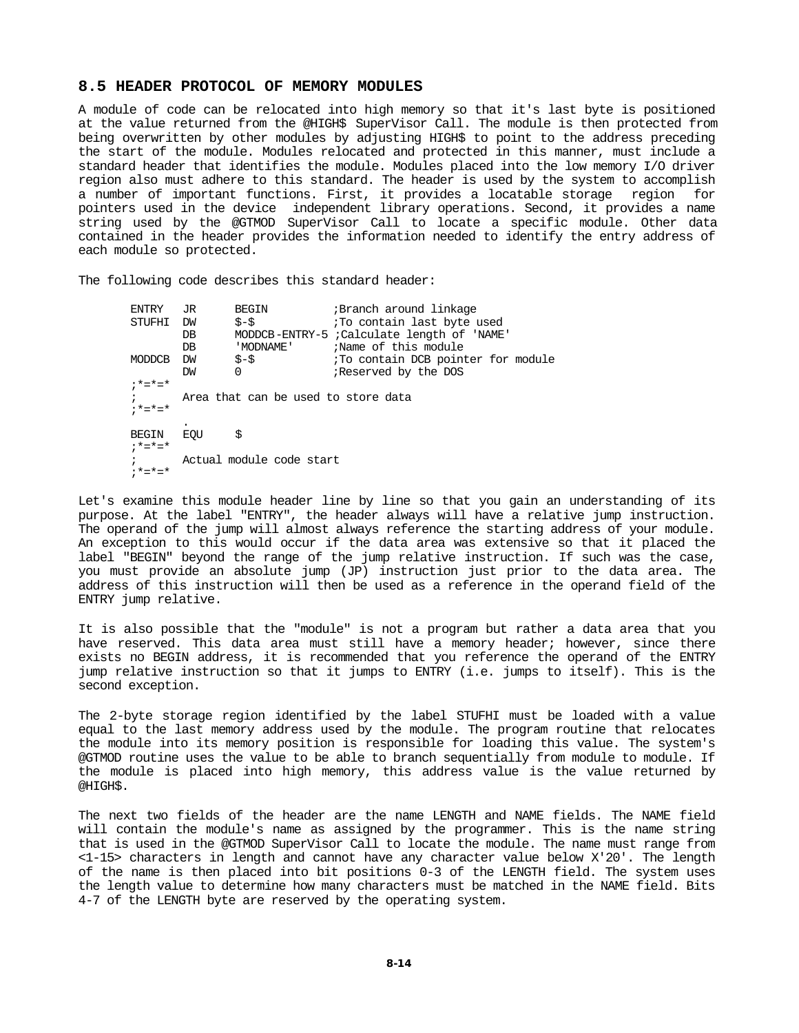## 8.5 HEADER PROTOCOL OF MEMORY MODULES

A module of code can be relocated into high memory so that it's last byte is positioned at the value returned from the @HIGH$ SuperVisor Call. The module is then protected from being overwritten by other modules by adjusting HIGH$ to point to the address preceding the start of the module. Modules relocated and protected in this manner, must include a standard header that identifies the module. Modules placed into the low memory I/O driver region also must adhere to this standard. The header is used by the system to accomplish a number of important functions. First, it provides a locatable storage region for pointers used in the device independent library operations. Second, it provides a name string used by the @GTMOD SuperVisor Call to locate a specific module. Other data contained in the header provides the information needed to identify the entry address of each module so protected.

The following code describes this standard header:

```
ENTRY   JR      BEGIN           ;Branch around linkage
STUFHI  DW      $-$             ;To contain last byte used
        DB      MODDCB-ENTRY-5 ;Calculate length of 'NAME'
        DB      'MODNAME'       ;Name of this module
MODDCB  DW      $-$             ;To contain DCB pointer for module
        DW      0               ;Reserved by the DOS
;*=*=*
;       Area that can be used to store data
;*=*=*
        .
BEGIN   EQU     $
;*=*=*
;       Actual module code start
;*=*=*
```

Let's examine this module header line by line so that you gain an understanding of its purpose. At the label "ENTRY", the header always will have a relative jump instruction. The operand of the jump will almost always reference the starting address of your module. An exception to this would occur if the data area was extensive so that it placed the label "BEGIN" beyond the range of the jump relative instruction. If such was the case, you must provide an absolute jump (JP) instruction just prior to the data area. The address of this instruction will then be used as a reference in the operand field of the ENTRY jump relative.

It is also possible that the "module" is not a program but rather a data area that you have reserved. This data area must still have a memory header; however, since there exists no BEGIN address, it is recommended that you reference the operand of the ENTRY jump relative instruction so that it jumps to ENTRY (i.e. jumps to itself). This is the second exception.

The 2-byte storage region identified by the label STUFHI must be loaded with a value equal to the last memory address used by the module. The program routine that relocates the module into its memory position is responsible for loading this value. The system's @GTMOD routine uses the value to be able to branch sequentially from module to module. If the module is placed into high memory, this address value is the value returned by @HIGH$.

The next two fields of the header are the name LENGTH and NAME fields. The NAME field will contain the module's name as assigned by the programmer. This is the name string that is used in the @GTMOD SuperVisor Call to locate the module. The name must range from <1-15> characters in length and cannot have any character value below X'20'. The length of the name is then placed into bit positions 0-3 of the LENGTH field. The system uses the length value to determine how many characters must be matched in the NAME field. Bits 4-7 of the LENGTH byte are reserved by the operating system.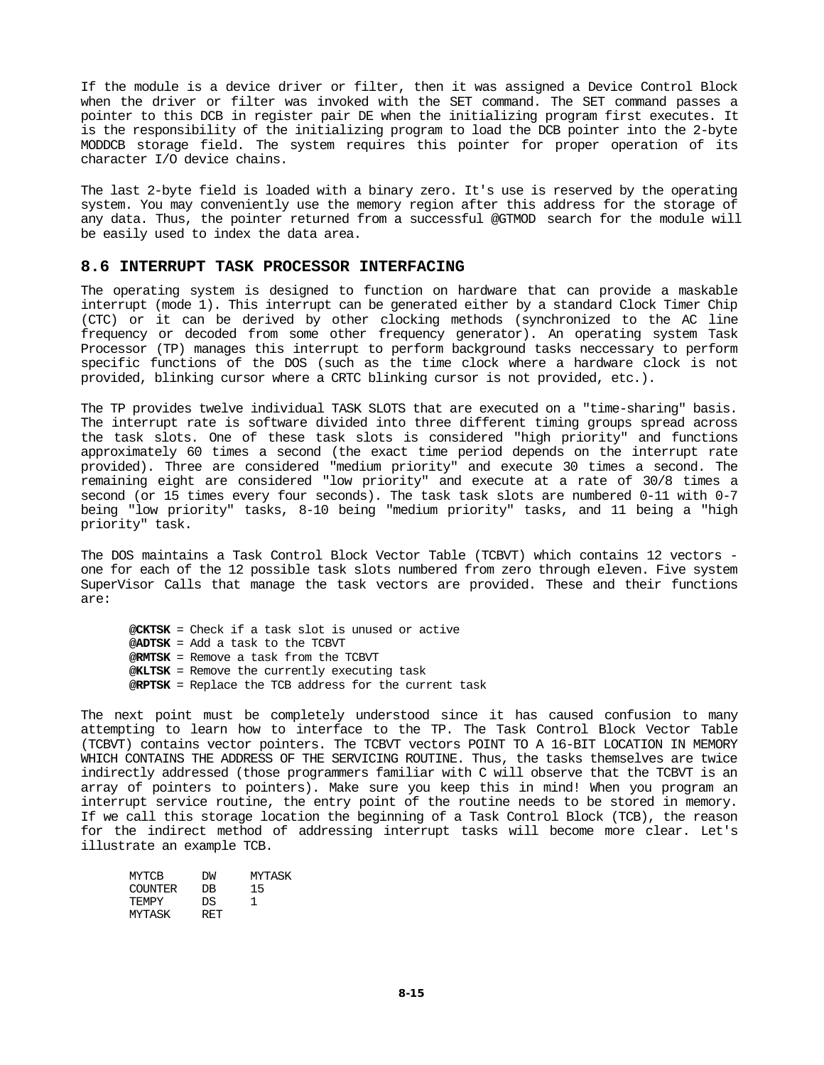If the module is a device driver or filter, then it was assigned a Device Control Block when the driver or filter was invoked with the SET command. The SET command passes a pointer to this DCB in register pair DE when the initializing program first executes. It is the responsibility of the initializing program to load the DCB pointer into the 2-byte MODDCB storage field. The system requires this pointer for proper operation of its character I/O device chains.

The last 2-byte field is loaded with a binary zero. It's use is reserved by the operating system. You may conveniently use the memory region after this address for the storage of any data. Thus, the pointer returned from a successful @GTMOD search for the module will be easily used to index the data area.

## 8.6 INTERRUPT TASK PROCESSOR INTERFACING

The operating system is designed to function on hardware that can provide a maskable interrupt (mode 1). This interrupt can be generated either by a standard Clock Timer Chip (CTC) or it can be derived by other clocking methods (synchronized to the AC line frequency or decoded from some other frequency generator). An operating system Task Processor (TP) manages this interrupt to perform background tasks neccessary to perform specific functions of the DOS (such as the time clock where a hardware clock is not provided, blinking cursor where a CRTC blinking cursor is not provided, etc.).

The TP provides twelve individual TASK SLOTS that are executed on a "time-sharing" basis. The interrupt rate is software divided into three different timing groups spread across the task slots. One of these task slots is considered "high priority" and functions approximately 60 times a second (the exact time period depends on the interrupt rate provided). Three are considered "medium priority" and execute 30 times a second. The remaining eight are considered "low priority" and execute at a rate of 30/8 times a second (or 15 times every four seconds). The task task slots are numbered 0-11 with 0-7 being "low priority" tasks, 8-10 being "medium priority" tasks, and 11 being a "high priority" task.

The DOS maintains a Task Control Block Vector Table (TCBVT) which contains 12 vectors - one for each of the 12 possible task slots numbered from zero through eleven. Five system SuperVisor Calls that manage the task vectors are provided. These and their functions are:

- **@CKTSK** = Check if a task slot is unused or active
- **@ADTSK** = Add a task to the TCBVT
- **@RMTSK** = Remove a task from the TCBVT
- **@KLTSK** = Remove the currently executing task
- **@RPTSK** = Replace the TCB address for the current task

The next point must be completely understood since it has caused confusion to many attempting to learn how to interface to the TP. The Task Control Block Vector Table (TCBVT) contains vector pointers. The TCBVT vectors POINT TO A 16-BIT LOCATION IN MEMORY WHICH CONTAINS THE ADDRESS OF THE SERVICING ROUTINE. Thus, the tasks themselves are twice indirectly addressed (those programmers familiar with C will observe that the TCBVT is an array of pointers to pointers). Make sure you keep this in mind! When you program an interrupt service routine, the entry point of the routine needs to be stored in memory. If we call this storage location the beginning of a Task Control Block (TCB), the reason for the indirect method of addressing interrupt tasks will become more clear. Let's illustrate an example TCB.

```
MYTCB       DW      MYTASK
COUNTER     DB      15
TEMPY       DS      1
MYTASK      RET
```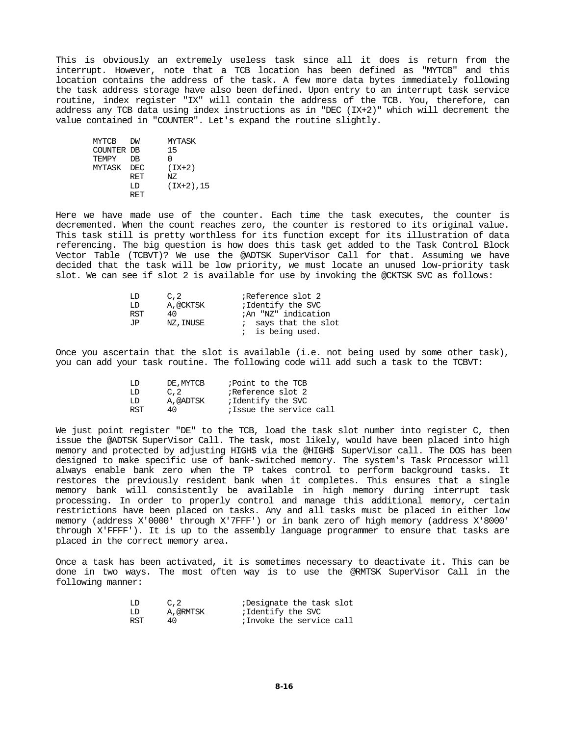This is obviously an extremely useless task since all it does is return from the interrupt. However, note that a TCB location has been defined as "MYTCB" and this location contains the address of the task. A few more data bytes immediately following the task address storage have also been defined. Upon entry to an interrupt task service routine, index register "IX" will contain the address of the TCB. You, therefore, can address any TCB data using index instructions as in "DEC (IX+2)" which will decrement the value contained in "COUNTER". Let's expand the routine slightly.

```
MYTCB   DW      MYTASK
COUNTER DB      15
TEMPY   DB      0
MYTASK  DEC     (IX+2)
        RET     NZ
        LD      (IX+2),15
        RET
```

Here we have made use of the counter. Each time the task executes, the counter is decremented. When the count reaches zero, the counter is restored to its original value. This task still is pretty worthless for its function except for its illustration of data referencing. The big question is how does this task get added to the Task Control Block Vector Table (TCBVT)? We use the @ADTSK SuperVisor Call for that. Assuming we have decided that the task will be low priority, we must locate an unused low-priority task slot. We can see if slot 2 is available for use by invoking the @CKTSK SVC as follows:

```
        LD      C,2             ;Reference slot 2
        LD      A,@CKTSK        ;Identify the SVC
        RST     40              ;An "NZ" indication
        JP      NZ,INUSE        ; says that the slot
                                ; is being used.
```

Once you ascertain that the slot is available (i.e. not being used by some other task), you can add your task routine. The following code will add such a task to the TCBVT:

```
        LD      DE,MYTCB        ;Point to the TCB
        LD      C,2             ;Reference slot 2
        LD      A,@ADTSK        ;Identify the SVC
        RST     40              ;Issue the service call
```

We just point register "DE" to the TCB, load the task slot number into register C, then issue the @ADTSK SuperVisor Call. The task, most likely, would have been placed into high memory and protected by adjusting HIGH$ via the @HIGH$ SuperVisor call. The DOS has been designed to make specific use of bank-switched memory. The system's Task Processor will always enable bank zero when the TP takes control to perform background tasks. It restores the previously resident bank when it completes. This ensures that a single memory bank will consistently be available in high memory during interrupt task processing. In order to properly control and manage this additional memory, certain restrictions have been placed on tasks. Any and all tasks must be placed in either low memory (address X'0000' through X'7FFF') or in bank zero of high memory (address X'8000' through X'FFFF'). It is up to the assembly language programmer to ensure that tasks are placed in the correct memory area.

Once a task has been activated, it is sometimes necessary to deactivate it. This can be done in two ways. The most often way is to use the @RMTSK SuperVisor Call in the following manner:

```
        LD      C,2             ;Designate the task slot
        LD      A,@RMTSK        ;Identify the SVC
        RST     40              ;Invoke the service call
```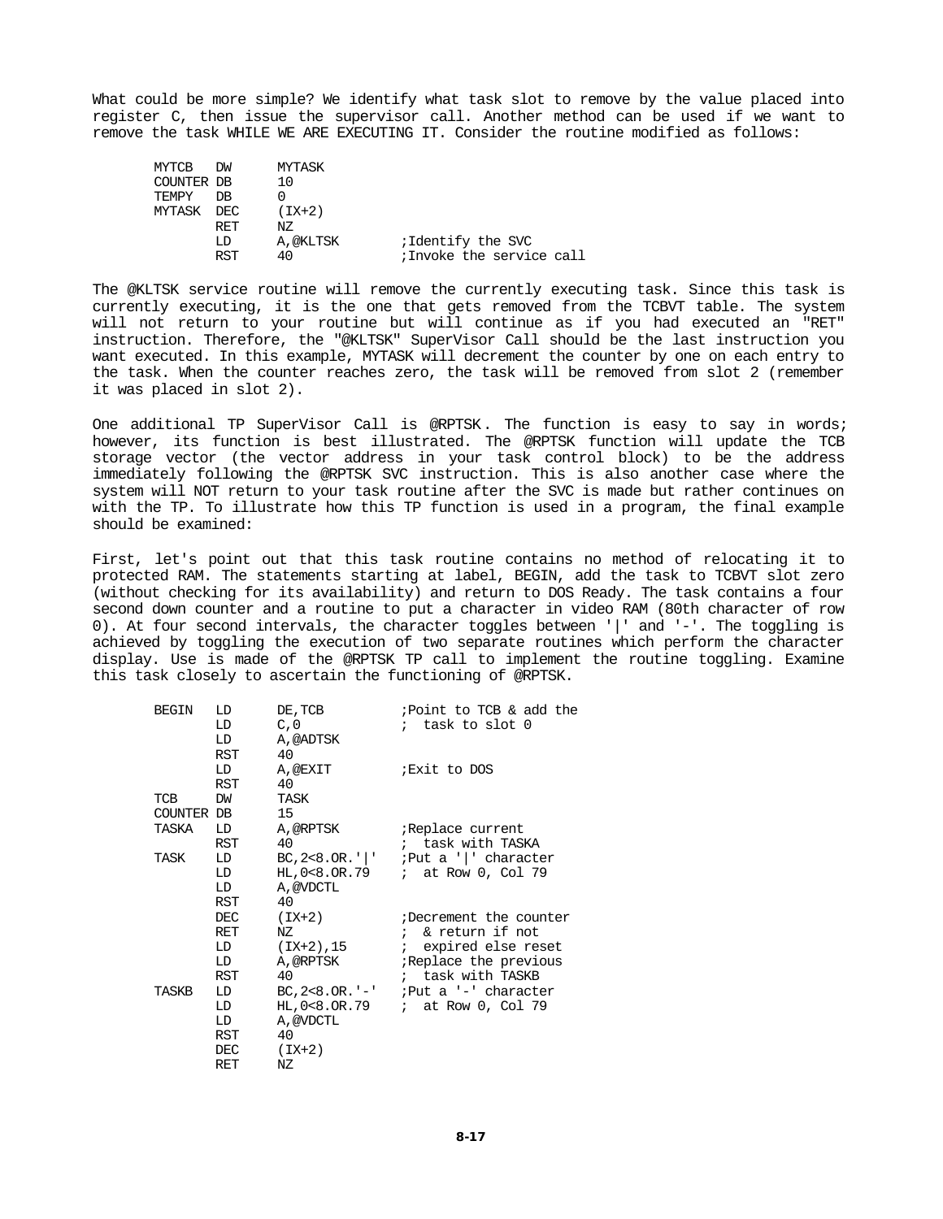What could be more simple? We identify what task slot to remove by the value placed into register C, then issue the supervisor call. Another method can be used if we want to remove the task WHILE WE ARE EXECUTING IT. Consider the routine modified as follows:

```
MYTCB   DW      MYTASK
COUNTER DB      10
TEMPY   DB      0
MYTASK  DEC     (IX+2)
        RET     NZ
        LD      A,@KLTSK        ;Identify the SVC
        RST     40              ;Invoke the service call
```

The @KLTSK service routine will remove the currently executing task. Since this task is currently executing, it is the one that gets removed from the TCBVT table. The system will not return to your routine but will continue as if you had executed an "RET" instruction. Therefore, the "@KLTSK" SuperVisor Call should be the last instruction you want executed. In this example, MYTASK will decrement the counter by one on each entry to the task. When the counter reaches zero, the task will be removed from slot 2 (remember it was placed in slot 2).

One additional TP SuperVisor Call is @RPTSK. The function is easy to say in words; however, its function is best illustrated. The @RPTSK function will update the TCB storage vector (the vector address in your task control block) to be the address immediately following the @RPTSK SVC instruction. This is also another case where the system will NOT return to your task routine after the SVC is made but rather continues on with the TP. To illustrate how this TP function is used in a program, the final example should be examined:

First, let's point out that this task routine contains no method of relocating it to protected RAM. The statements starting at label, BEGIN, add the task to TCBVT slot zero (without checking for its availability) and return to DOS Ready. The task contains a four second down counter and a routine to put a character in video RAM (80th character of row 0). At four second intervals, the character toggles between '|' and '-'. The toggling is achieved by toggling the execution of two separate routines which perform the character display. Use is made of the @RPTSK TP call to implement the routine toggling. Examine this task closely to ascertain the functioning of @RPTSK.

```
BEGIN   LD      DE,TCB          ;Point to TCB & add the
        LD      C,0             ;  task to slot 0
        LD      A,@ADTSK
        RST     40
        LD      A,@EXIT         ;Exit to DOS
        RST     40
TCB     DW      TASK
COUNTER DB      15
TASKA   LD      A,@RPTSK        ;Replace current
        RST     40              ;  task with TASKA
TASK    LD      BC,2<8.OR.'|'   ;Put a '|' character
        LD      HL,0<8.OR.79    ;  at Row 0, Col 79
        LD      A,@VDCTL
        RST     40
        DEC     (IX+2)          ;Decrement the counter
        RET     NZ              ;  & return if not
        LD      (IX+2),15       ;  expired else reset
        LD      A,@RPTSK        ;Replace the previous
        RST     40              ;  task with TASKB
TASKB   LD      BC,2<8.OR.'-'   ;Put a '-' character
        LD      HL,0<8.OR.79    ;  at Row 0, Col 79
        LD      A,@VDCTL
        RST     40
        DEC     (IX+2)
        RET     NZ
```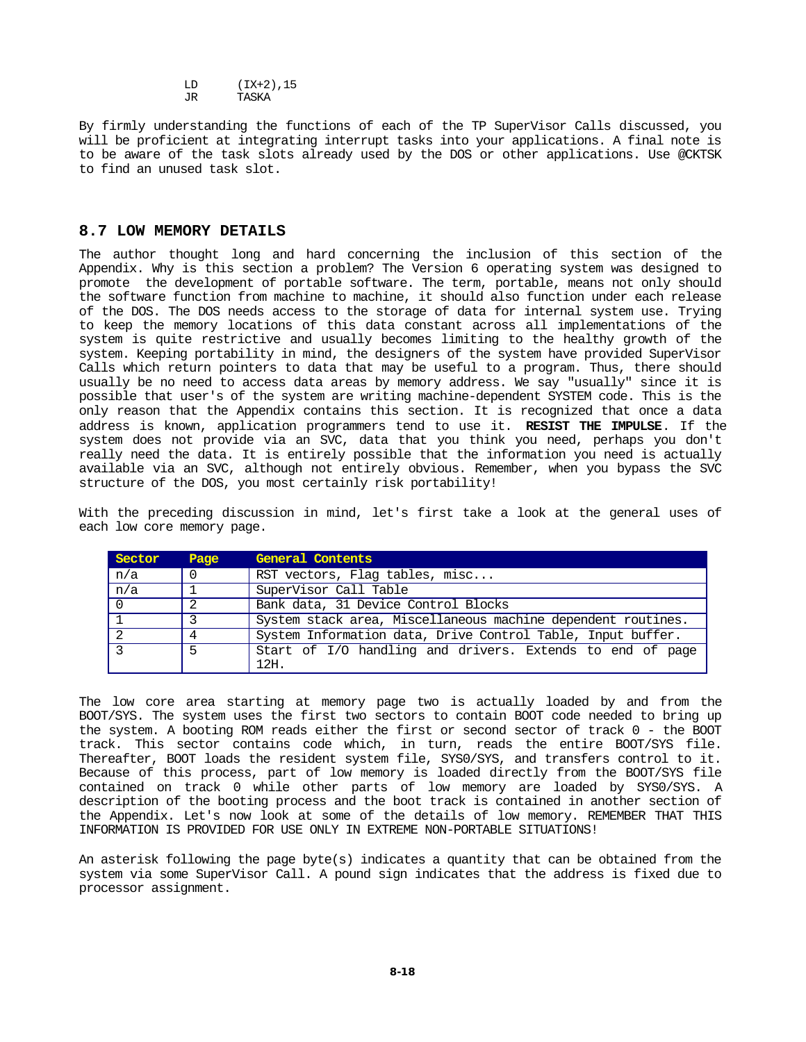```
        LD      (IX+2),15
        JR      TASKA
```

By firmly understanding the functions of each of the TP SuperVisor Calls discussed, you will be proficient at integrating interrupt tasks into your applications. A final note is to be aware of the task slots already used by the DOS or other applications. Use @CKTSK to find an unused task slot.

## 8.7 LOW MEMORY DETAILS

The author thought long and hard concerning the inclusion of this section of the Appendix. Why is this section a problem? The Version 6 operating system was designed to promote the development of portable software. The term, portable, means not only should the software function from machine to machine, it should also function under each release of the DOS. The DOS needs access to the storage of data for internal system use. Trying to keep the memory locations of this data constant across all implementations of the system is quite restrictive and usually becomes limiting to the healthy growth of the system. Keeping portability in mind, the designers of the system have provided SuperVisor Calls which return pointers to data that may be useful to a program. Thus, there should usually be no need to access data areas by memory address. We say "usually" since it is possible that user's of the system are writing machine-dependent SYSTEM code. This is the only reason that the Appendix contains this section. It is recognized that once a data address is known, application programmers tend to use it. **RESIST THE IMPULSE**. If the system does not provide via an SVC, data that you think you need, perhaps you don't really need the data. It is entirely possible that the information you need is actually available via an SVC, although not entirely obvious. Remember, when you bypass the SVC structure of the DOS, you most certainly risk portability!

With the preceding discussion in mind, let's first take a look at the general uses of each low core memory page.

| Sector | Page | General Contents |
|---|---|---|
| n/a | 0 | RST vectors, Flag tables, misc... |
| n/a | 1 | SuperVisor Call Table |
| 0 | 2 | Bank data, 31 Device Control Blocks |
| 1 | 3 | System stack area, Miscellaneous machine dependent routines. |
| 2 | 4 | System Information data, Drive Control Table, Input buffer. |
| 3 | 5 | Start of I/O handling and drivers. Extends to end of page 12H. |

The low core area starting at memory page two is actually loaded by and from the BOOT/SYS. The system uses the first two sectors to contain BOOT code needed to bring up the system. A booting ROM reads either the first or second sector of track 0 - the BOOT track. This sector contains code which, in turn, reads the entire BOOT/SYS file. Thereafter, BOOT loads the resident system file, SYS0/SYS, and transfers control to it. Because of this process, part of low memory is loaded directly from the BOOT/SYS file contained on track 0 while other parts of low memory are loaded by SYS0/SYS. A description of the booting process and the boot track is contained in another section of the Appendix. Let's now look at some of the details of low memory. REMEMBER THAT THIS INFORMATION IS PROVIDED FOR USE ONLY IN EXTREME NON-PORTABLE SITUATIONS!

An asterisk following the page byte(s) indicates a quantity that can be obtained from the system via some SuperVisor Call. A pound sign indicates that the address is fixed due to processor assignment.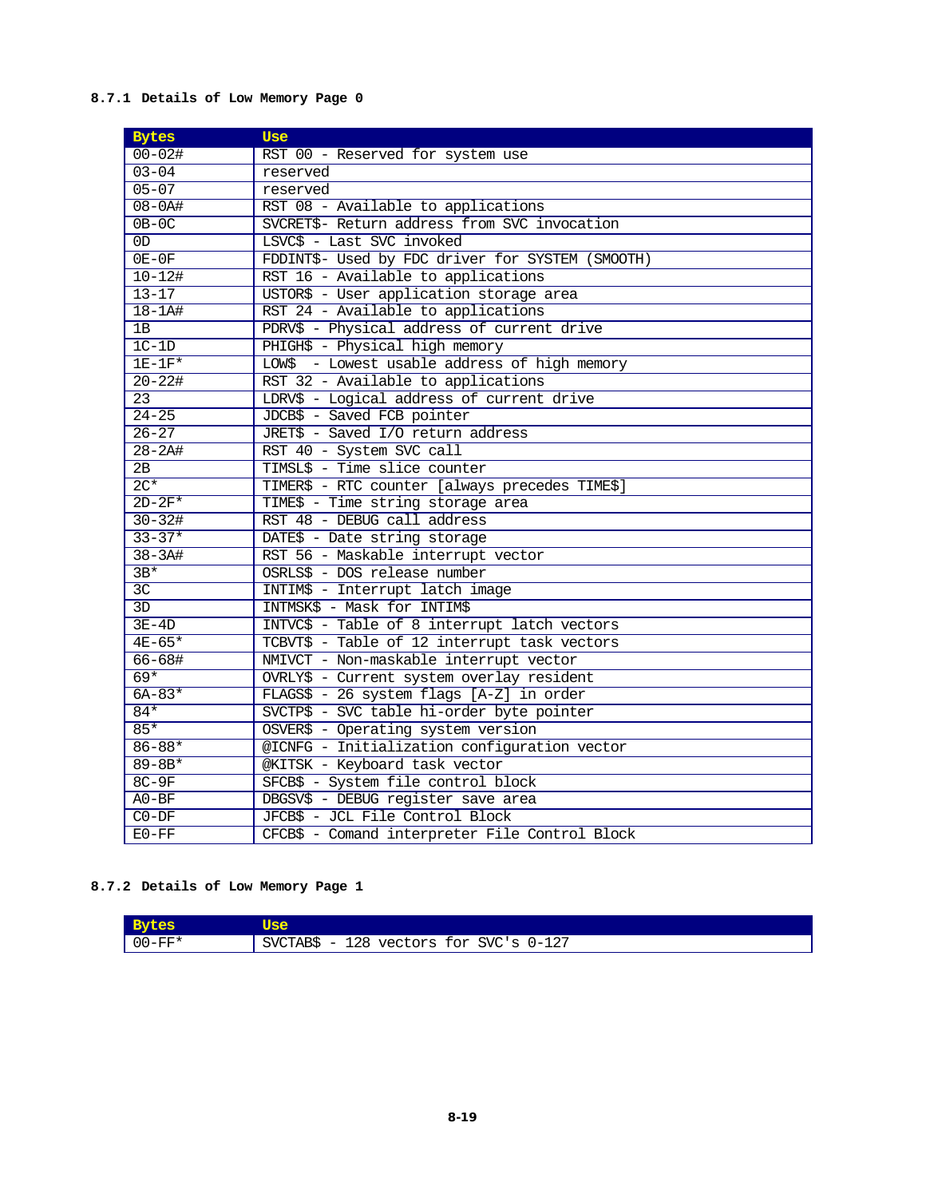### 8.7.1 Details of Low Memory Page 0

| Bytes | Use |
|---|---|
| 00-02# | RST 00 - Reserved for system use |
| 03-04 | reserved |
| 05-07 | reserved |
| 08-0A# | RST 08 - Available to applications |
| 0B-0C | SVCRET$- Return address from SVC invocation |
| 0D | LSVC$ - Last SVC invoked |
| 0E-0F | FDDINT$- Used by FDC driver for SYSTEM (SMOOTH) |
| 10-12# | RST 16 - Available to applications |
| 13-17 | USTOR$ - User application storage area |
| 18-1A# | RST 24 - Available to applications |
| 1B | PDRV$ - Physical address of current drive |
| 1C-1D | PHIGH$ - Physical high memory |
| 1E-1F* | LOW$ - Lowest usable address of high memory |
| 20-22# | RST 32 - Available to applications |
| 23 | LDRV$ - Logical address of current drive |
| 24-25 | JDCB$ - Saved FCB pointer |
| 26-27 | JRET$ - Saved I/O return address |
| 28-2A# | RST 40 - System SVC call |
| 2B | TIMSL$ - Time slice counter |
| 2C* | TIMER$ - RTC counter [always precedes TIME$] |
| 2D-2F* | TIME$ - Time string storage area |
| 30-32# | RST 48 - DEBUG call address |
| 33-37* | DATE$ - Date string storage |
| 38-3A# | RST 56 - Maskable interrupt vector |
| 3B* | OSRLS$ - DOS release number |
| 3C | INTIM$ - Interrupt latch image |
| 3D | INTMSK$ - Mask for INTIM$ |
| 3E-4D | INTVC$ - Table of 8 interrupt latch vectors |
| 4E-65* | TCBVT$ - Table of 12 interrupt task vectors |
| 66-68# | NMIVCT - Non-maskable interrupt vector |
| 69* | OVRLY$ - Current system overlay resident |
| 6A-83* | FLAGS$ - 26 system flags [A-Z] in order |
| 84* | SVCTP$ - SVC table hi-order byte pointer |
| 85* | OSVER$ - Operating system version |
| 86-88* | @ICNFG - Initialization configuration vector |
| 89-8B* | @KITSK - Keyboard task vector |
| 8C-9F | SFCB$ - System file control block |
| A0-BF | DBGSV$ - DEBUG register save area |
| C0-DF | JFCB$ - JCL File Control Block |
| E0-FF | CFCB$ - Comand interpreter File Control Block |

### 8.7.2 Details of Low Memory Page 1

| Bytes | Use |
|---|---|
| 00-FF* | SVCTAB$ - 128 vectors for SVC's 0-127 |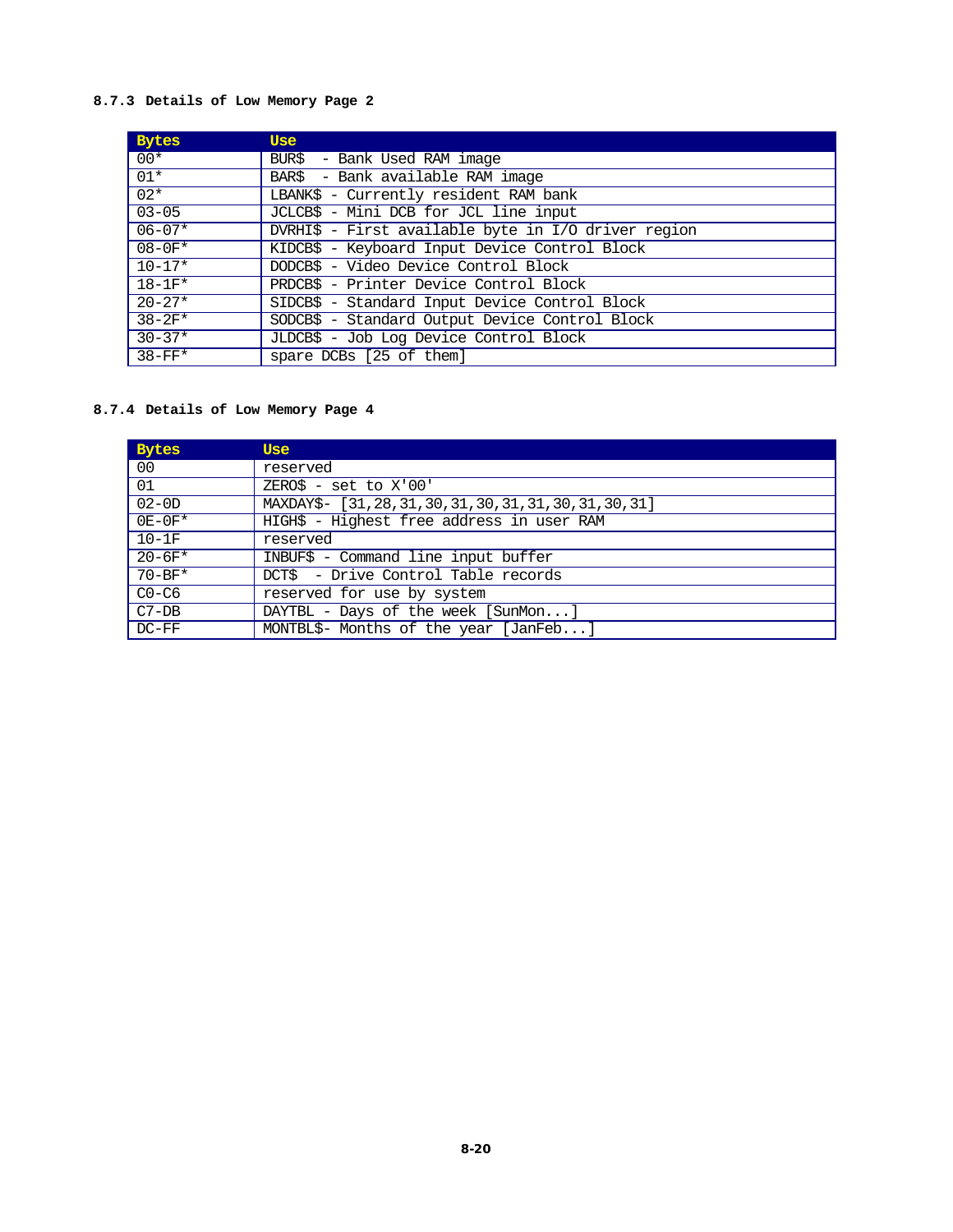### 8.7.3 Details of Low Memory Page 2

| Bytes | Use |
|---|---|
| 00* | BUR$  - Bank Used RAM image |
| 01* | BAR$  - Bank available RAM image |
| 02* | LBANK$ - Currently resident RAM bank |
| 03-05 | JCLCB$ - Mini DCB for JCL line input |
| 06-07* | DVRHI$ - First available byte in I/O driver region |
| 08-0F* | KIDCB$ - Keyboard Input Device Control Block |
| 10-17* | DODCB$ - Video Device Control Block |
| 18-1F* | PRDCB$ - Printer Device Control Block |
| 20-27* | SIDCB$ - Standard Input Device Control Block |
| 38-2F* | SODCB$ - Standard Output Device Control Block |
| 30-37* | JLDCB$ - Job Log Device Control Block |
| 38-FF* | spare DCBs [25 of them] |

### 8.7.4 Details of Low Memory Page 4

| Bytes | Use |
|---|---|
| 00 | reserved |
| 01 | ZERO$ - set to X'00' |
| 02-0D | MAXDAY$- [31,28,31,30,31,30,31,31,30,31,30,31] |
| 0E-0F* | HIGH$ - Highest free address in user RAM |
| 10-1F | reserved |
| 20-6F* | INBUF$ - Command line input buffer |
| 70-BF* | DCT$  - Drive Control Table records |
| C0-C6 | reserved for use by system |
| C7-DB | DAYTBL - Days of the week [SunMon...] |
| DC-FF | MONTBL$- Months of the year [JanFeb...] |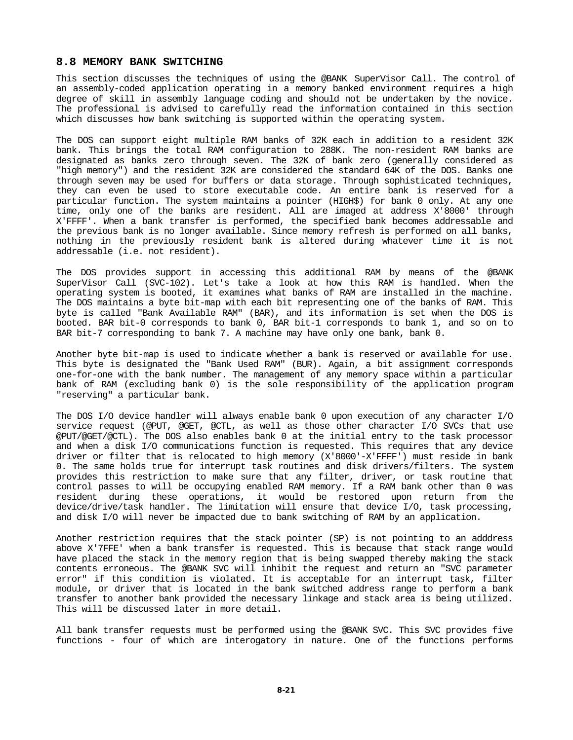## 8.8 MEMORY BANK SWITCHING

This section discusses the techniques of using the @BANK SuperVisor Call. The control of an assembly-coded application operating in a memory banked environment requires a high degree of skill in assembly language coding and should not be undertaken by the novice. The professional is advised to carefully read the information contained in this section which discusses how bank switching is supported within the operating system.

The DOS can support eight multiple RAM banks of 32K each in addition to a resident 32K bank. This brings the total RAM configuration to 288K. The non-resident RAM banks are designated as banks zero through seven. The 32K of bank zero (generally considered as "high memory") and the resident 32K are considered the standard 64K of the DOS. Banks one through seven may be used for buffers or data storage. Through sophisticated techniques, they can even be used to store executable code. An entire bank is reserved for a particular function. The system maintains a pointer (HIGH$) for bank 0 only. At any one time, only one of the banks are resident. All are imaged at address X'8000' through X'FFFF'. When a bank transfer is performed, the specified bank becomes addressable and the previous bank is no longer available. Since memory refresh is performed on all banks, nothing in the previously resident bank is altered during whatever time it is not addressable (i.e. not resident).

The DOS provides support in accessing this additional RAM by means of the @BANK SuperVisor Call (SVC-102). Let's take a look at how this RAM is handled. When the operating system is booted, it examines what banks of RAM are installed in the machine. The DOS maintains a byte bit-map with each bit representing one of the banks of RAM. This byte is called "Bank Available RAM" (BAR), and its information is set when the DOS is booted. BAR bit-0 corresponds to bank 0, BAR bit-1 corresponds to bank 1, and so on to BAR bit-7 corresponding to bank 7. A machine may have only one bank, bank 0.

Another byte bit-map is used to indicate whether a bank is reserved or available for use. This byte is designated the "Bank Used RAM" (BUR). Again, a bit assignment corresponds one-for-one with the bank number. The management of any memory space within a particular bank of RAM (excluding bank 0) is the sole responsibility of the application program "reserving" a particular bank.

The DOS I/O device handler will always enable bank 0 upon execution of any character I/O service request (@PUT, @GET, @CTL, as well as those other character I/O SVCs that use @PUT/@GET/@CTL). The DOS also enables bank 0 at the initial entry to the task processor and when a disk I/O communications function is requested. This requires that any device driver or filter that is relocated to high memory (X'8000'-X'FFFF') must reside in bank 0. The same holds true for interrupt task routines and disk drivers/filters. The system provides this restriction to make sure that any filter, driver, or task routine that control passes to will be occupying enabled RAM memory. If a RAM bank other than 0 was resident during these operations, it would be restored upon return from the device/drive/task handler. The limitation will ensure that device I/O, task processing, and disk I/O will never be impacted due to bank switching of RAM by an application.

Another restriction requires that the stack pointer (SP) is not pointing to an adddress above X'7FFE' when a bank transfer is requested. This is because that stack range would have placed the stack in the memory region that is being swapped thereby making the stack contents erroneous. The @BANK SVC will inhibit the request and return an "SVC parameter error" if this condition is violated. It is acceptable for an interrupt task, filter module, or driver that is located in the bank switched address range to perform a bank transfer to another bank provided the necessary linkage and stack area is being utilized. This will be discussed later in more detail.

All bank transfer requests must be performed using the @BANK SVC. This SVC provides five functions - four of which are interogatory in nature. One of the functions performs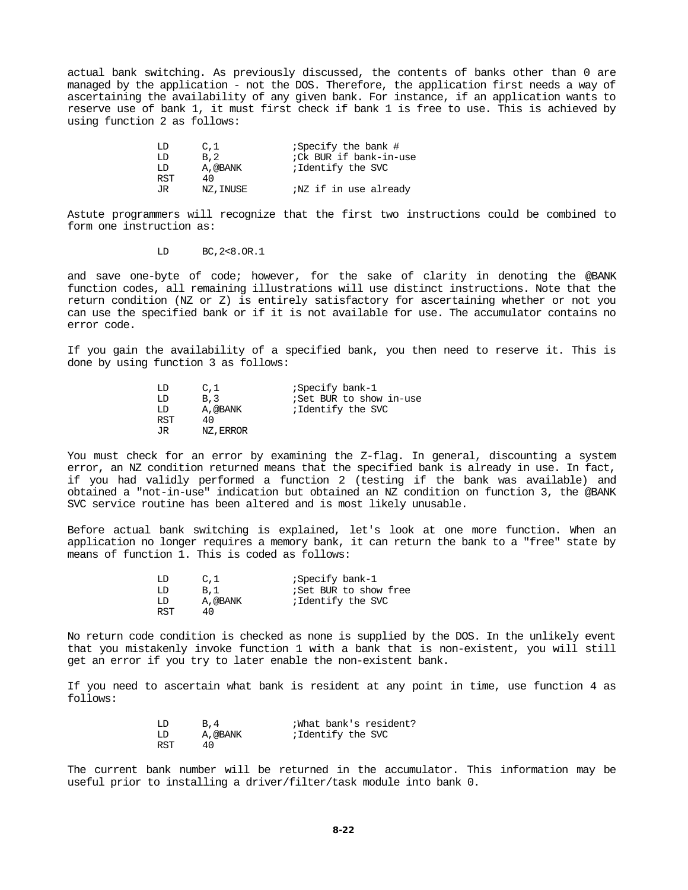actual bank switching. As previously discussed, the contents of banks other than 0 are managed by the application - not the DOS. Therefore, the application first needs a way of ascertaining the availability of any given bank. For instance, if an application wants to reserve use of bank 1, it must first check if bank 1 is free to use. This is achieved by using function 2 as follows:

```
        LD      C,1             ;Specify the bank #
        LD      B,2             ;Ck BUR if bank-in-use
        LD      A,@BANK         ;Identify the SVC
        RST     40
        JR      NZ,INUSE        ;NZ if in use already
```

Astute programmers will recognize that the first two instructions could be combined to form one instruction as:

```
        LD      BC,2<8.OR.1
```

and save one-byte of code; however, for the sake of clarity in denoting the @BANK function codes, all remaining illustrations will use distinct instructions. Note that the return condition (NZ or Z) is entirely satisfactory for ascertaining whether or not you can use the specified bank or if it is not available for use. The accumulator contains no error code.

If you gain the availability of a specified bank, you then need to reserve it. This is done by using function 3 as follows:

```
        LD      C,1             ;Specify bank-1
        LD      B,3             ;Set BUR to show in-use
        LD      A,@BANK         ;Identify the SVC
        RST     40
        JR      NZ,ERROR
```

You must check for an error by examining the Z-flag. In general, discounting a system error, an NZ condition returned means that the specified bank is already in use. In fact, if you had validly performed a function 2 (testing if the bank was available) and obtained a "not-in-use" indication but obtained an NZ condition on function 3, the @BANK SVC service routine has been altered and is most likely unusable.

Before actual bank switching is explained, let's look at one more function. When an application no longer requires a memory bank, it can return the bank to a "free" state by means of function 1. This is coded as follows:

```
        LD      C,1             ;Specify bank-1
        LD      B,1             ;Set BUR to show free
        LD      A,@BANK         ;Identify the SVC
        RST     40
```

No return code condition is checked as none is supplied by the DOS. In the unlikely event that you mistakenly invoke function 1 with a bank that is non-existent, you will still get an error if you try to later enable the non-existent bank.

If you need to ascertain what bank is resident at any point in time, use function 4 as follows:

```
        LD      B,4             ;What bank's resident?
        LD      A,@BANK         ;Identify the SVC
        RST     40
```

The current bank number will be returned in the accumulator. This information may be useful prior to installing a driver/filter/task module into bank 0.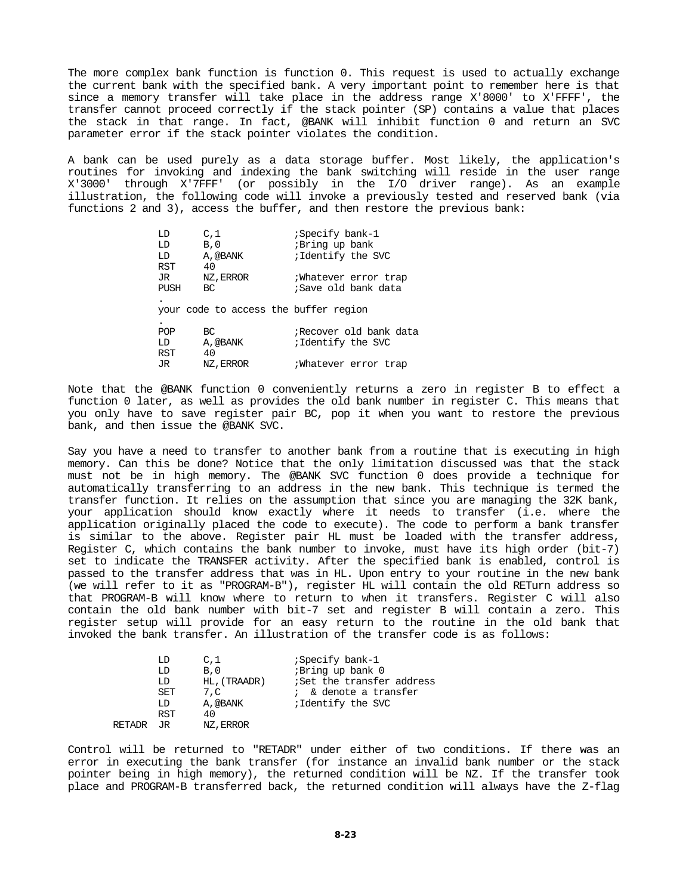The more complex bank function is function 0. This request is used to actually exchange the current bank with the specified bank. A very important point to remember here is that since a memory transfer will take place in the address range X'8000' to X'FFFF', the transfer cannot proceed correctly if the stack pointer (SP) contains a value that places the stack in that range. In fact, @BANK will inhibit function 0 and return an SVC parameter error if the stack pointer violates the condition.

A bank can be used purely as a data storage buffer. Most likely, the application's routines for invoking and indexing the bank switching will reside in the user range X'3000' through X'7FFF' (or possibly in the I/O driver range). As an example illustration, the following code will invoke a previously tested and reserved bank (via functions 2 and 3), access the buffer, and then restore the previous bank:

```
        LD      C,1             ;Specify bank-1
        LD      B,0             ;Bring up bank
        LD      A,@BANK         ;Identify the SVC
        RST     40
        JR      NZ,ERROR        ;Whatever error trap
        PUSH    BC              ;Save old bank data
        .
        your code to access the buffer region
        .
        POP     BC              ;Recover old bank data
        LD      A,@BANK         ;Identify the SVC
        RST     40
        JR      NZ,ERROR        ;Whatever error trap
```

Note that the @BANK function 0 conveniently returns a zero in register B to effect a function 0 later, as well as provides the old bank number in register C. This means that you only have to save register pair BC, pop it when you want to restore the previous bank, and then issue the @BANK SVC.

Say you have a need to transfer to another bank from a routine that is executing in high memory. Can this be done? Notice that the only limitation discussed was that the stack must not be in high memory. The @BANK SVC function 0 does provide a technique for automatically transferring to an address in the new bank. This technique is termed the transfer function. It relies on the assumption that since you are managing the 32K bank, your application should know exactly where it needs to transfer (i.e. where the application originally placed the code to execute). The code to perform a bank transfer is similar to the above. Register pair HL must be loaded with the transfer address, Register C, which contains the bank number to invoke, must have its high order (bit-7) set to indicate the TRANSFER activity. After the specified bank is enabled, control is passed to the transfer address that was in HL. Upon entry to your routine in the new bank (we will refer to it as "PROGRAM-B"), register HL will contain the old RETurn address so that PROGRAM-B will know where to return to when it transfers. Register C will also contain the old bank number with bit-7 set and register B will contain a zero. This register setup will provide for an easy return to the routine in the old bank that invoked the bank transfer. An illustration of the transfer code is as follows:

```
        LD      C,1             ;Specify bank-1
        LD      B,0             ;Bring up bank 0
        LD      HL,(TRAADR)     ;Set the transfer address
        SET     7,C             ;  & denote a transfer
        LD      A,@BANK         ;Identify the SVC
        RST     40
RETADR  JR      NZ,ERROR
```

Control will be returned to "RETADR" under either of two conditions. If there was an error in executing the bank transfer (for instance an invalid bank number or the stack pointer being in high memory), the returned condition will be NZ. If the transfer took place and PROGRAM-B transferred back, the returned condition will always have the Z-flag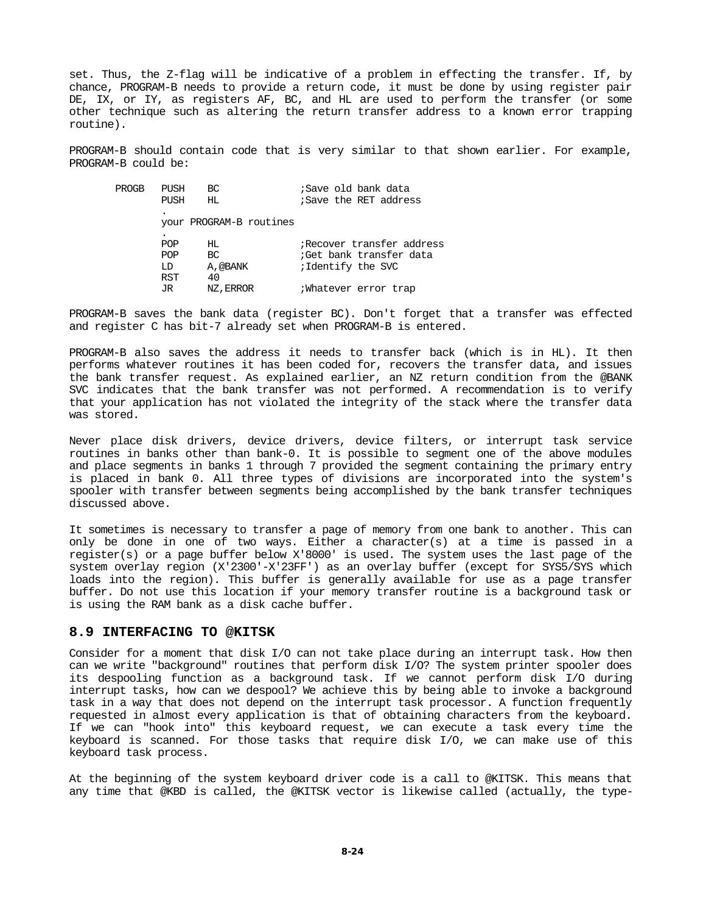set. Thus, the Z-flag will be indicative of a problem in effecting the transfer. If, by chance, PROGRAM-B needs to provide a return code, it must be done by using register pair DE, IX, or IY, as registers AF, BC, and HL are used to perform the transfer (or some other technique such as altering the return transfer address to a known error trapping routine).

PROGRAM-B should contain code that is very similar to that shown earlier. For example, PROGRAM-B could be:

```
PROGB   PUSH    BC              ;Save old bank data
        PUSH    HL              ;Save the RET address
        .
        your PROGRAM-B routines
        .
        POP     HL              ;Recover transfer address
        POP     BC              ;Get bank transfer data
        LD      A,@BANK         ;Identify the SVC
        RST     40
        JR      NZ,ERROR        ;Whatever error trap
```

PROGRAM-B saves the bank data (register BC). Don't forget that a transfer was effected and register C has bit-7 already set when PROGRAM-B is entered.

PROGRAM-B also saves the address it needs to transfer back (which is in HL). It then performs whatever routines it has been coded for, recovers the transfer data, and issues the bank transfer request. As explained earlier, an NZ return condition from the @BANK SVC indicates that the bank transfer was not performed. A recommendation is to verify that your application has not violated the integrity of the stack where the transfer data was stored.

Never place disk drivers, device drivers, device filters, or interrupt task service routines in banks other than bank-0. It is possible to segment one of the above modules and place segments in banks 1 through 7 provided the segment containing the primary entry is placed in bank 0. All three types of divisions are incorporated into the system's spooler with transfer between segments being accomplished by the bank transfer techniques discussed above.

It sometimes is necessary to transfer a page of memory from one bank to another. This can only be done in one of two ways. Either a character(s) at a time is passed in a register(s) or a page buffer below X'8000' is used. The system uses the last page of the system overlay region (X'2300'-X'23FF') as an overlay buffer (except for SYS5/SYS which loads into the region). This buffer is generally available for use as a page transfer buffer. Do not use this location if your memory transfer routine is a background task or is using the RAM bank as a disk cache buffer.

## 8.9 INTERFACING TO @KITSK

Consider for a moment that disk I/O can not take place during an interrupt task. How then can we write "background" routines that perform disk I/O? The system printer spooler does its despooling function as a background task. If we cannot perform disk I/O during interrupt tasks, how can we despool? We achieve this by being able to invoke a background task in a way that does not depend on the interrupt task processor. A function frequently requested in almost every application is that of obtaining characters from the keyboard. If we can "hook into" this keyboard request, we can execute a task every time the keyboard is scanned. For those tasks that require disk I/O, we can make use of this keyboard task process.

At the beginning of the system keyboard driver code is a call to @KITSK. This means that any time that @KBD is called, the @KITSK vector is likewise called (actually, the type-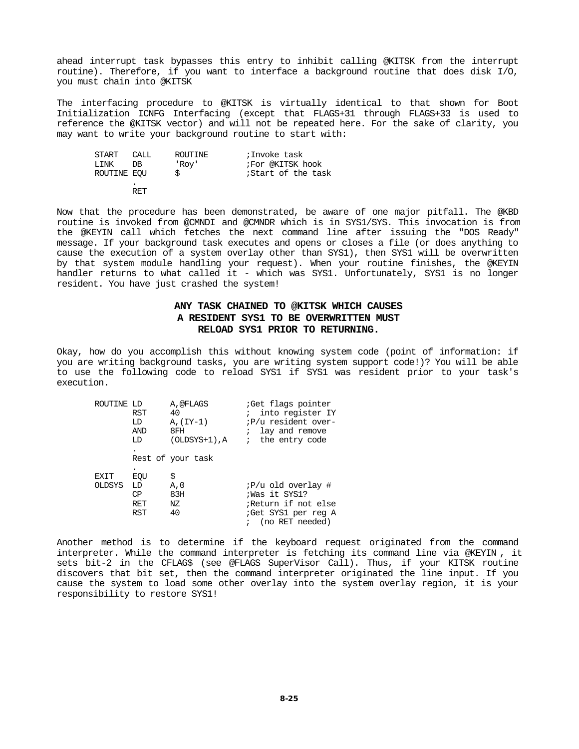ahead interrupt task bypasses this entry to inhibit calling @KITSK from the interrupt routine). Therefore, if you want to interface a background routine that does disk I/O, you must chain into @KITSK

The interfacing procedure to @KITSK is virtually identical to that shown for Boot Initialization ICNFG Interfacing (except that FLAGS+31 through FLAGS+33 is used to reference the @KITSK vector) and will not be repeated here. For the sake of clarity, you may want to write your background routine to start with:

```
START   CALL    ROUTINE     ;Invoke task
LINK    DB      'Roy'       ;For @KITSK hook
ROUTINE EQU     $           ;Start of the task
        .
        RET
```

Now that the procedure has been demonstrated, be aware of one major pitfall. The @KBD routine is invoked from @CMNDI and @CMNDR which is in SYS1/SYS. This invocation is from the @KEYIN call which fetches the next command line after issuing the "DOS Ready" message. If your background task executes and opens or closes a file (or does anything to cause the execution of a system overlay other than SYS1), then SYS1 will be overwritten by that system module handling your request). When your routine finishes, the @KEYIN handler returns to what called it - which was SYS1. Unfortunately, SYS1 is no longer resident. You have just crashed the system!

**ANY TASK CHAINED TO @KITSK WHICH CAUSES A RESIDENT SYS1 TO BE OVERWRITTEN MUST RELOAD SYS1 PRIOR TO RETURNING.**

Okay, how do you accomplish this without knowing system code (point of information: if you are writing background tasks, you are writing system support code!)? You will be able to use the following code to reload SYS1 if SYS1 was resident prior to your task's execution.

```
ROUTINE LD      A,@FLAGS        ;Get flags pointer
        RST     40              ; into register IY
        LD      A,(IY-1)        ;P/u resident over-
        AND     8FH             ; lay and remove
        LD      (OLDSYS+1),A    ; the entry code
        .
        Rest of your task
        .
EXIT    EQU     $
OLDSYS  LD      A,0             ;P/u old overlay #
        CP      83H             ;Was it SYS1?
        RET     NZ              ;Return if not else
        RST     40              ;Get SYS1 per reg A
                                ; (no RET needed)
```

Another method is to determine if the keyboard request originated from the command interpreter. While the command interpreter is fetching its command line via @KEYIN , it sets bit-2 in the CFLAG$ (see @FLAGS SuperVisor Call). Thus, if your KITSK routine discovers that bit set, then the command interpreter originated the line input. If you cause the system to load some other overlay into the system overlay region, it is your responsibility to restore SYS1!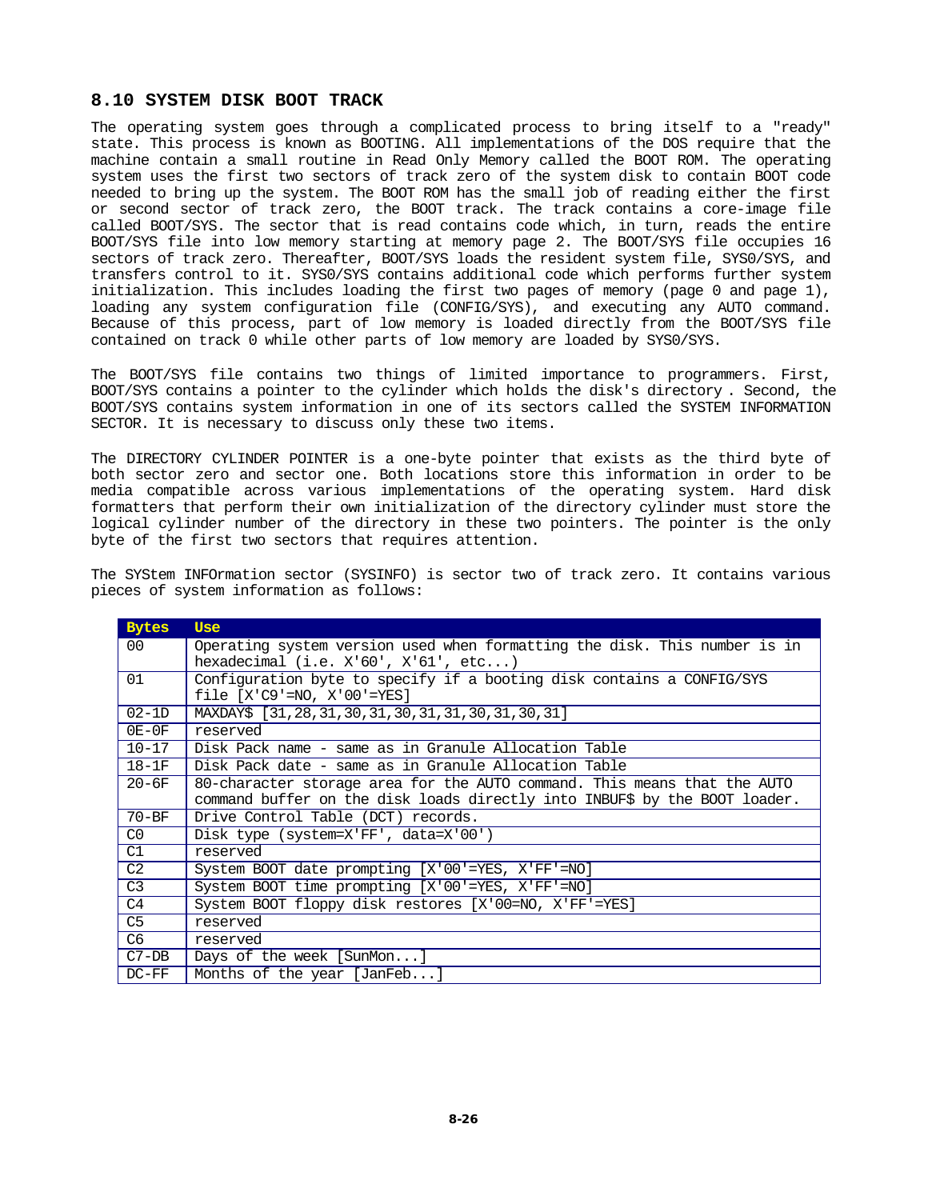### 8.10 SYSTEM DISK BOOT TRACK

The operating system goes through a complicated process to bring itself to a "ready" state. This process is known as BOOTING. All implementations of the DOS require that the machine contain a small routine in Read Only Memory called the BOOT ROM. The operating system uses the first two sectors of track zero of the system disk to contain BOOT code needed to bring up the system. The BOOT ROM has the small job of reading either the first or second sector of track zero, the BOOT track. The track contains a core-image file called BOOT/SYS. The sector that is read contains code which, in turn, reads the entire BOOT/SYS file into low memory starting at memory page 2. The BOOT/SYS file occupies 16 sectors of track zero. Thereafter, BOOT/SYS loads the resident system file, SYS0/SYS, and transfers control to it. SYS0/SYS contains additional code which performs further system initialization. This includes loading the first two pages of memory (page 0 and page 1), loading any system configuration file (CONFIG/SYS), and executing any AUTO command. Because of this process, part of low memory is loaded directly from the BOOT/SYS file contained on track 0 while other parts of low memory are loaded by SYS0/SYS.

The BOOT/SYS file contains two things of limited importance to programmers. First, BOOT/SYS contains a pointer to the cylinder which holds the disk's directory . Second, the BOOT/SYS contains system information in one of its sectors called the SYSTEM INFORMATION SECTOR. It is necessary to discuss only these two items.

The DIRECTORY CYLINDER POINTER is a one-byte pointer that exists as the third byte of both sector zero and sector one. Both locations store this information in order to be media compatible across various implementations of the operating system. Hard disk formatters that perform their own initialization of the directory cylinder must store the logical cylinder number of the directory in these two pointers. The pointer is the only byte of the first two sectors that requires attention.

The SYStem INFOrmation sector (SYSINFO) is sector two of track zero. It contains various pieces of system information as follows:

| Bytes | Use |
|---|---|
| 00 | Operating system version used when formatting the disk. This number is in hexadecimal (i.e. X'60', X'61', etc...) |
| 01 | Configuration byte to specify if a booting disk contains a CONFIG/SYS file [X'C9'=NO, X'00'=YES] |
| 02-1D | MAXDAY$ [31,28,31,30,31,30,31,31,30,31,30,31] |
| 0E-0F | reserved |
| 10-17 | Disk Pack name - same as in Granule Allocation Table |
| 18-1F | Disk Pack date - same as in Granule Allocation Table |
| 20-6F | 80-character storage area for the AUTO command. This means that the AUTO command buffer on the disk loads directly into INBUF$ by the BOOT loader. |
| 70-BF | Drive Control Table (DCT) records. |
| C0 | Disk type (system=X'FF', data=X'00') |
| C1 | reserved |
| C2 | System BOOT date prompting [X'00'=YES, X'FF'=NO] |
| C3 | System BOOT time prompting [X'00'=YES, X'FF'=NO] |
| C4 | System BOOT floppy disk restores [X'00=NO, X'FF'=YES] |
| C5 | reserved |
| C6 | reserved |
| C7-DB | Days of the week [SunMon...] |
| DC-FF | Months of the year [JanFeb...] |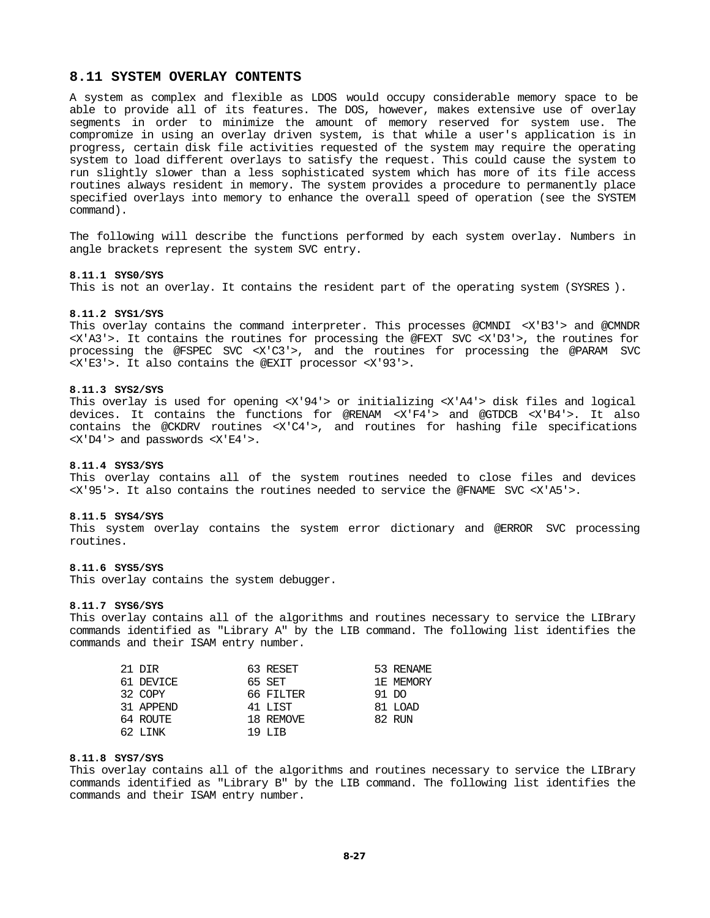## 8.11 SYSTEM OVERLAY CONTENTS

A system as complex and flexible as LDOS would occupy considerable memory space to be able to provide all of its features. The DOS, however, makes extensive use of overlay segments in order to minimize the amount of memory reserved for system use. The compromize in using an overlay driven system, is that while a user's application is in progress, certain disk file activities requested of the system may require the operating system to load different overlays to satisfy the request. This could cause the system to run slightly slower than a less sophisticated system which has more of its file access routines always resident in memory. The system provides a procedure to permanently place specified overlays into memory to enhance the overall speed of operation (see the SYSTEM command).

The following will describe the functions performed by each system overlay. Numbers in angle brackets represent the system SVC entry.

#### 8.11.1 SYS0/SYS

This is not an overlay. It contains the resident part of the operating system (SYSRES ).

#### 8.11.2 SYS1/SYS

This overlay contains the command interpreter. This processes @CMNDI <X'B3'> and @CMNDR <X'A3'>. It contains the routines for processing the @FEXT SVC <X'D3'>, the routines for processing the @FSPEC SVC <X'C3'>, and the routines for processing the @PARAM SVC <X'E3'>. It also contains the @EXIT processor <X'93'>.

#### 8.11.3 SYS2/SYS

This overlay is used for opening <X'94'> or initializing <X'A4'> disk files and logical devices. It contains the functions for @RENAM <X'F4'> and @GTDCB <X'B4'>. It also contains the @CKDRV routines <X'C4'>, and routines for hashing file specifications <X'D4'> and passwords <X'E4'>.

#### 8.11.4 SYS3/SYS

This overlay contains all of the system routines needed to close files and devices <X'95'>. It also contains the routines needed to service the @FNAME SVC <X'A5'>.

#### 8.11.5 SYS4/SYS

This system overlay contains the system error dictionary and @ERROR SVC processing routines.

#### 8.11.6 SYS5/SYS

This overlay contains the system debugger.

#### 8.11.7 SYS6/SYS

This overlay contains all of the algorithms and routines necessary to service the LIBrary commands identified as "Library A" by the LIB command. The following list identifies the commands and their ISAM entry number.

```
21 DIR            63 RESET          53 RENAME
61 DEVICE         65 SET            1E MEMORY
32 COPY           66 FILTER         91 DO
31 APPEND         41 LIST           81 LOAD
64 ROUTE          18 REMOVE         82 RUN
62 LINK           19 LIB
```

#### 8.11.8 SYS7/SYS

This overlay contains all of the algorithms and routines necessary to service the LIBrary commands identified as "Library B" by the LIB command. The following list identifies the commands and their ISAM entry number.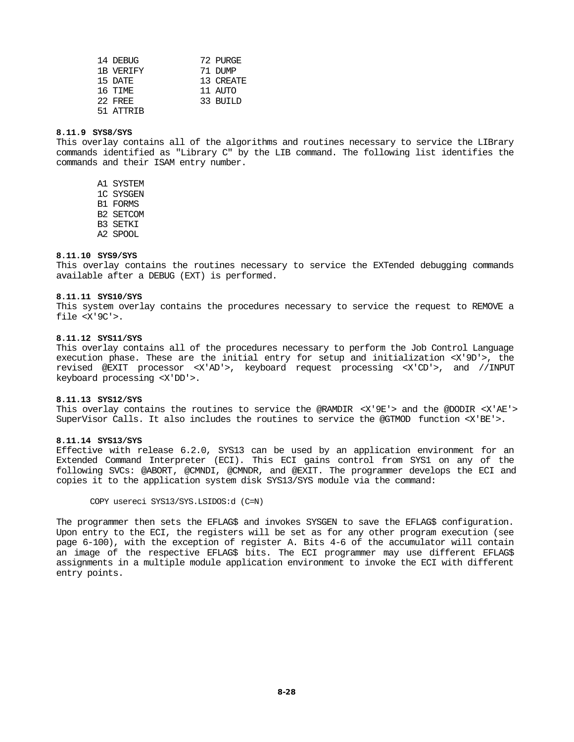```
14 DEBUG          72 PURGE
1B VERIFY         71 DUMP
15 DATE           13 CREATE
16 TIME           11 AUTO
22 FREE           33 BUILD
51 ATTRIB
```

#### 8.11.9 SYS8/SYS

This overlay contains all of the algorithms and routines necessary to service the LIBrary commands identified as "Library C" by the LIB command. The following list identifies the commands and their ISAM entry number.

```
A1 SYSTEM
1C SYSGEN
B1 FORMS
B2 SETCOM
B3 SETKI
A2 SPOOL
```

#### 8.11.10 SYS9/SYS

This overlay contains the routines necessary to service the EXTended debugging commands available after a DEBUG (EXT) is performed.

#### 8.11.11 SYS10/SYS

This system overlay contains the procedures necessary to service the request to REMOVE a file <X'9C'>.

#### 8.11.12 SYS11/SYS

This overlay contains all of the procedures necessary to perform the Job Control Language execution phase. These are the initial entry for setup and initialization <X'9D'>, the revised @EXIT processor <X'AD'>, keyboard request processing <X'CD'>, and //INPUT keyboard processing <X'DD'>.

#### 8.11.13 SYS12/SYS

This overlay contains the routines to service the @RAMDIR <X'9E'> and the @DODIR <X'AE'> SuperVisor Calls. It also includes the routines to service the @GTMOD function <X'BE'>.

#### 8.11.14 SYS13/SYS

Effective with release 6.2.0, SYS13 can be used by an application environment for an Extended Command Interpreter (ECI). This ECI gains control from SYS1 on any of the following SVCs: @ABORT, @CMNDI, @CMNDR, and @EXIT. The programmer develops the ECI and copies it to the application system disk SYS13/SYS module via the command:

```
COPY usereci SYS13/SYS.LSIDOS:d (C=N)
```

The programmer then sets the EFLAG$ and invokes SYSGEN to save the EFLAG$ configuration. Upon entry to the ECI, the registers will be set as for any other program execution (see page 6-100), with the exception of register A. Bits 4-6 of the accumulator will contain an image of the respective EFLAG$ bits. The ECI programmer may use different EFLAG$ assignments in a multiple module application environment to invoke the ECI with different entry points.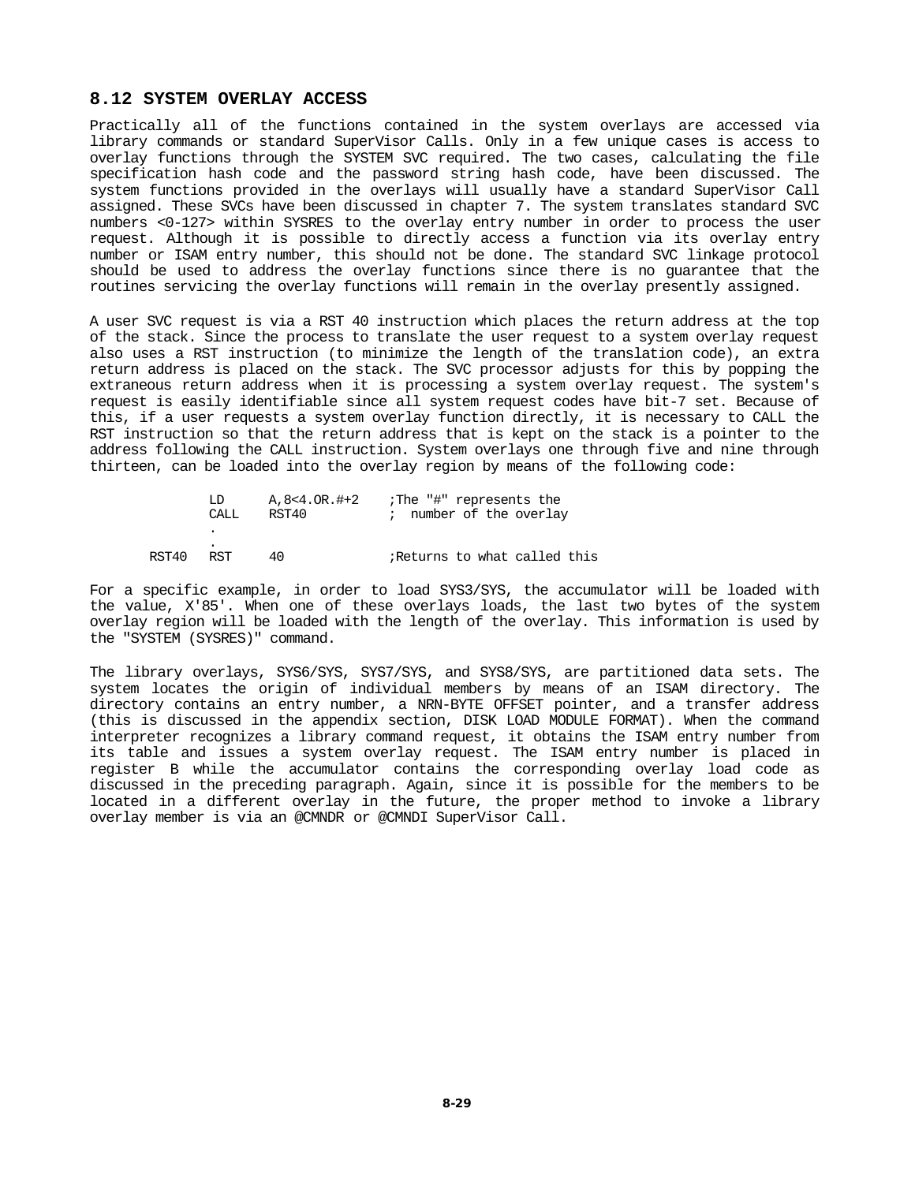## 8.12 SYSTEM OVERLAY ACCESS

Practically all of the functions contained in the system overlays are accessed via library commands or standard SuperVisor Calls. Only in a few unique cases is access to overlay functions through the SYSTEM SVC required. The two cases, calculating the file specification hash code and the password string hash code, have been discussed. The system functions provided in the overlays will usually have a standard SuperVisor Call assigned. These SVCs have been discussed in chapter 7. The system translates standard SVC numbers <0-127> within SYSRES to the overlay entry number in order to process the user request. Although it is possible to directly access a function via its overlay entry number or ISAM entry number, this should not be done. The standard SVC linkage protocol should be used to address the overlay functions since there is no guarantee that the routines servicing the overlay functions will remain in the overlay presently assigned.

A user SVC request is via a RST 40 instruction which places the return address at the top of the stack. Since the process to translate the user request to a system overlay request also uses a RST instruction (to minimize the length of the translation code), an extra return address is placed on the stack. The SVC processor adjusts for this by popping the extraneous return address when it is processing a system overlay request. The system's request is easily identifiable since all system request codes have bit-7 set. Because of this, if a user requests a system overlay function directly, it is necessary to CALL the RST instruction so that the return address that is kept on the stack is a pointer to the address following the CALL instruction. System overlays one through five and nine through thirteen, can be loaded into the overlay region by means of the following code:

```
        LD      A,8<4.OR.#+2    ;The "#" represents the
        CALL    RST40           ;  number of the overlay
        .
        .
RST40   RST     40              ;Returns to what called this
```

For a specific example, in order to load SYS3/SYS, the accumulator will be loaded with the value, X'85'. When one of these overlays loads, the last two bytes of the system overlay region will be loaded with the length of the overlay. This information is used by the "SYSTEM (SYSRES)" command.

The library overlays, SYS6/SYS, SYS7/SYS, and SYS8/SYS, are partitioned data sets. The system locates the origin of individual members by means of an ISAM directory. The directory contains an entry number, a NRN-BYTE OFFSET pointer, and a transfer address (this is discussed in the appendix section, DISK LOAD MODULE FORMAT). When the command interpreter recognizes a library command request, it obtains the ISAM entry number from its table and issues a system overlay request. The ISAM entry number is placed in register B while the accumulator contains the corresponding overlay load code as discussed in the preceding paragraph. Again, since it is possible for the members to be located in a different overlay in the future, the proper method to invoke a library overlay member is via an @CMNDR or @CMNDI SuperVisor Call.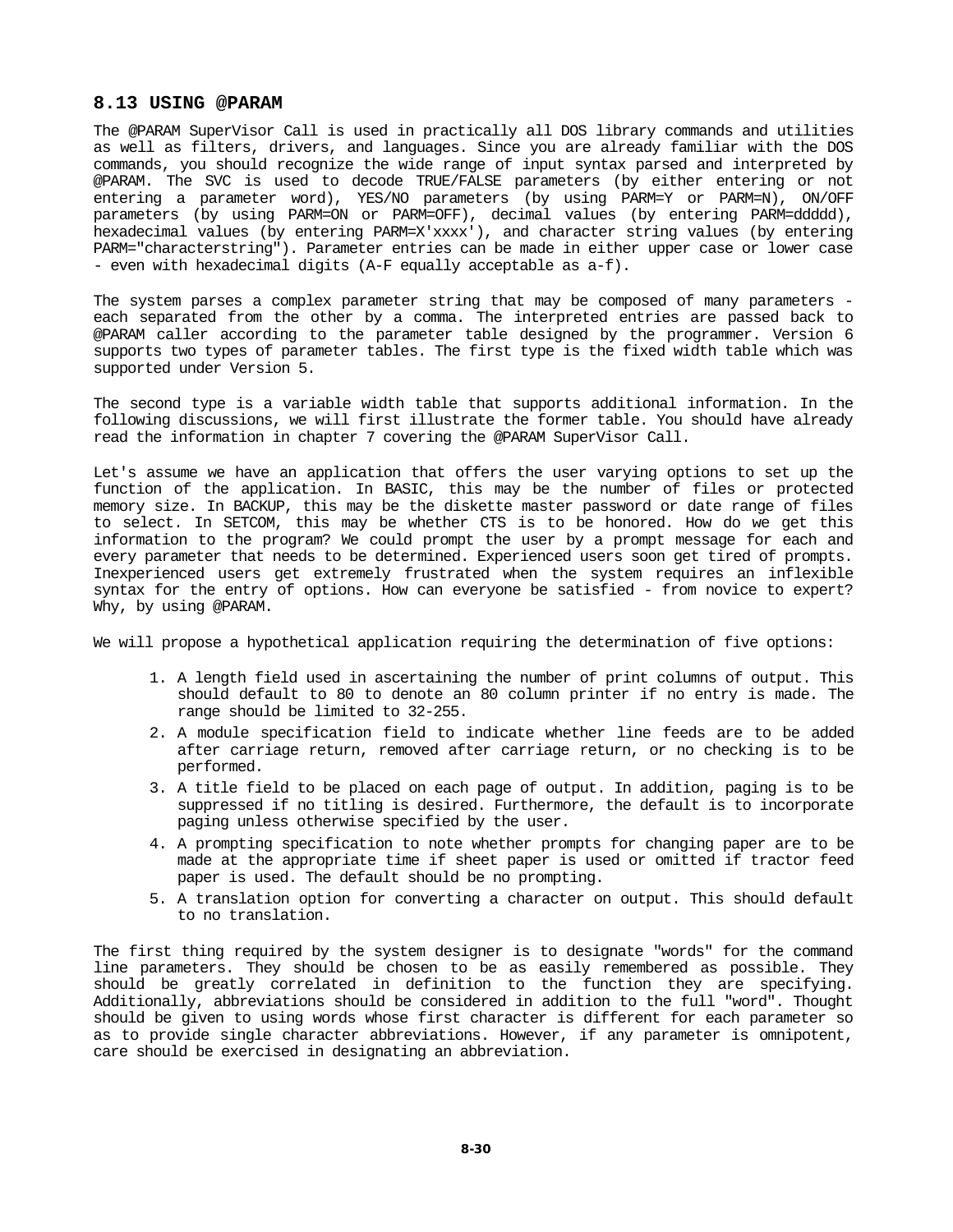## 8.13 USING @PARAM

The @PARAM SuperVisor Call is used in practically all DOS library commands and utilities as well as filters, drivers, and languages. Since you are already familiar with the DOS commands, you should recognize the wide range of input syntax parsed and interpreted by @PARAM. The SVC is used to decode TRUE/FALSE parameters (by either entering or not entering a parameter word), YES/NO parameters (by using PARM=Y or PARM=N), ON/OFF parameters (by using PARM=ON or PARM=OFF), decimal values (by entering PARM=ddddd), hexadecimal values (by entering PARM=X'xxxx'), and character string values (by entering PARM="characterstring"). Parameter entries can be made in either upper case or lower case - even with hexadecimal digits (A-F equally acceptable as a-f).

The system parses a complex parameter string that may be composed of many parameters - each separated from the other by a comma. The interpreted entries are passed back to @PARAM caller according to the parameter table designed by the programmer. Version 6 supports two types of parameter tables. The first type is the fixed width table which was supported under Version 5.

The second type is a variable width table that supports additional information. In the following discussions, we will first illustrate the former table. You should have already read the information in chapter 7 covering the @PARAM SuperVisor Call.

Let's assume we have an application that offers the user varying options to set up the function of the application. In BASIC, this may be the number of files or protected memory size. In BACKUP, this may be the diskette master password or date range of files to select. In SETCOM, this may be whether CTS is to be honored. How do we get this information to the program? We could prompt the user by a prompt message for each and every parameter that needs to be determined. Experienced users soon get tired of prompts. Inexperienced users get extremely frustrated when the system requires an inflexible syntax for the entry of options. How can everyone be satisfied - from novice to expert? Why, by using @PARAM.

We will propose a hypothetical application requiring the determination of five options:

1. A length field used in ascertaining the number of print columns of output. This should default to 80 to denote an 80 column printer if no entry is made. The range should be limited to 32-255.
2. A module specification field to indicate whether line feeds are to be added after carriage return, removed after carriage return, or no checking is to be performed.
3. A title field to be placed on each page of output. In addition, paging is to be suppressed if no titling is desired. Furthermore, the default is to incorporate paging unless otherwise specified by the user.
4. A prompting specification to note whether prompts for changing paper are to be made at the appropriate time if sheet paper is used or omitted if tractor feed paper is used. The default should be no prompting.
5. A translation option for converting a character on output. This should default to no translation.

The first thing required by the system designer is to designate "words" for the command line parameters. They should be chosen to be as easily remembered as possible. They should be greatly correlated in definition to the function they are specifying. Additionally, abbreviations should be considered in addition to the full "word". Thought should be given to using words whose first character is different for each parameter so as to provide single character abbreviations. However, if any parameter is omnipotent, care should be exercised in designating an abbreviation.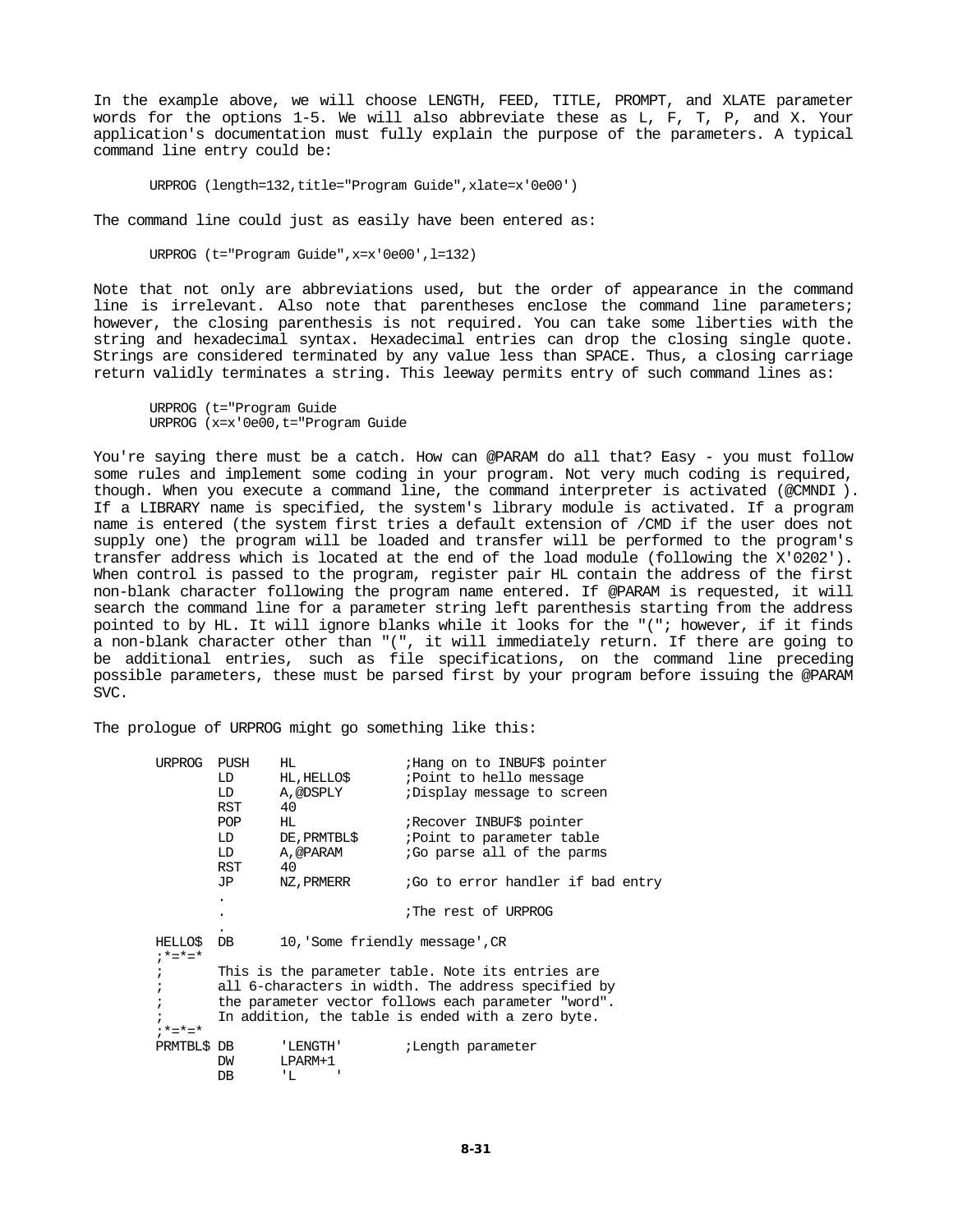In the example above, we will choose LENGTH, FEED, TITLE, PROMPT, and XLATE parameter words for the options 1-5. We will also abbreviate these as L, F, T, P, and X. Your application's documentation must fully explain the purpose of the parameters. A typical command line entry could be:

```
URPROG (length=132,title="Program Guide",xlate=x'0e00')
```

The command line could just as easily have been entered as:

```
URPROG (t="Program Guide",x=x'0e00',l=132)
```

Note that not only are abbreviations used, but the order of appearance in the command line is irrelevant. Also note that parentheses enclose the command line parameters; however, the closing parenthesis is not required. You can take some liberties with the string and hexadecimal syntax. Hexadecimal entries can drop the closing single quote. Strings are considered terminated by any value less than SPACE. Thus, a closing carriage return validly terminates a string. This leeway permits entry of such command lines as:

```
URPROG (t="Program Guide
URPROG (x=x'0e00,t="Program Guide
```

You're saying there must be a catch. How can @PARAM do all that? Easy - you must follow some rules and implement some coding in your program. Not very much coding is required, though. When you execute a command line, the command interpreter is activated (@CMNDI ). If a LIBRARY name is specified, the system's library module is activated. If a program name is entered (the system first tries a default extension of /CMD if the user does not supply one) the program will be loaded and transfer will be performed to the program's transfer address which is located at the end of the load module (following the X'0202'). When control is passed to the program, register pair HL contain the address of the first non-blank character following the program name entered. If @PARAM is requested, it will search the command line for a parameter string left parenthesis starting from the address pointed to by HL. It will ignore blanks while it looks for the "("; however, if it finds a non-blank character other than "(", it will immediately return. If there are going to be additional entries, such as file specifications, on the command line preceding possible parameters, these must be parsed first by your program before issuing the @PARAM SVC.

The prologue of URPROG might go something like this:

```
URPROG  PUSH    HL              ;Hang on to INBUF$ pointer
        LD      HL,HELLO$       ;Point to hello message
        LD      A,@DSPLY        ;Display message to screen
        RST     40
        POP     HL              ;Recover INBUF$ pointer
        LD      DE,PRMTBL$      ;Point to parameter table
        LD      A,@PARAM        ;Go parse all of the parms
        RST     40
        JP      NZ,PRMERR       ;Go to error handler if bad entry
        .
        .                       ;The rest of URPROG
        .
HELLO$  DB      10,'Some friendly message',CR
;*=*=*
;       This is the parameter table. Note its entries are
;       all 6-characters in width. The address specified by
;       the parameter vector follows each parameter "word".
;       In addition, the table is ended with a zero byte.
;*=*=*
PRMTBL$ DB      'LENGTH'        ;Length parameter
        DW      LPARM+1
        DB      'L     '
```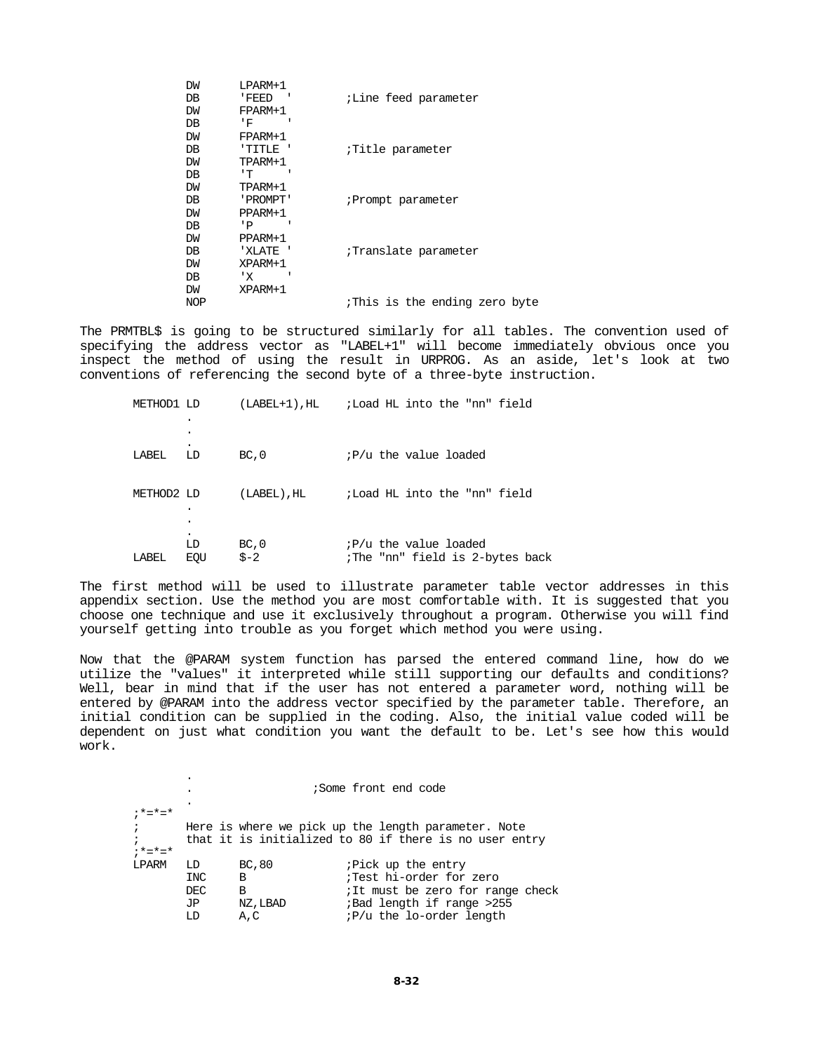```
        DW      LPARM+1
        DB      'FEED  '        ;Line feed parameter
        DW      FPARM+1
        DB      'F     '
        DW      FPARM+1
        DB      'TITLE '        ;Title parameter
        DW      TPARM+1
        DB      'T     '
        DW      TPARM+1
        DB      'PROMPT'        ;Prompt parameter
        DW      PPARM+1
        DB      'P     '
        DW      PPARM+1
        DB      'XLATE '        ;Translate parameter
        DW      XPARM+1
        DB      'X     '
        DW      XPARM+1
        NOP                     ;This is the ending zero byte
```

The PRMTBL$ is going to be structured similarly for all tables. The convention used of specifying the address vector as "LABEL+1" will become immediately obvious once you inspect the method of using the result in URPROG. As an aside, let's look at two conventions of referencing the second byte of a three-byte instruction.

```
METHOD1 LD      (LABEL+1),HL    ;Load HL into the "nn" field
        .
        .
        .
LABEL   LD      BC,0            ;P/u the value loaded


METHOD2 LD      (LABEL),HL      ;Load HL into the "nn" field
        .
        .
        .
        LD      BC,0            ;P/u the value loaded
LABEL   EQU     $-2             ;The "nn" field is 2-bytes back
```

The first method will be used to illustrate parameter table vector addresses in this appendix section. Use the method you are most comfortable with. It is suggested that you choose one technique and use it exclusively throughout a program. Otherwise you will find yourself getting into trouble as you forget which method you were using.

Now that the @PARAM system function has parsed the entered command line, how do we utilize the "values" it interpreted while still supporting our defaults and conditions? Well, bear in mind that if the user has not entered a parameter word, nothing will be entered by @PARAM into the address vector specified by the parameter table. Therefore, an initial condition can be supplied in the coding. Also, the initial value coded will be dependent on just what condition you want the default to be. Let's see how this would work.

```
        .
        .               ;Some front end code
        .
;*=*=*
;       Here is where we pick up the length parameter. Note
;       that it is initialized to 80 if there is no user entry
;*=*=*
LPARM   LD      BC,80           ;Pick up the entry
        INC     B               ;Test hi-order for zero
        DEC     B               ;It must be zero for range check
        JP      NZ,LBAD         ;Bad length if range >255
        LD      A,C             ;P/u the lo-order length
```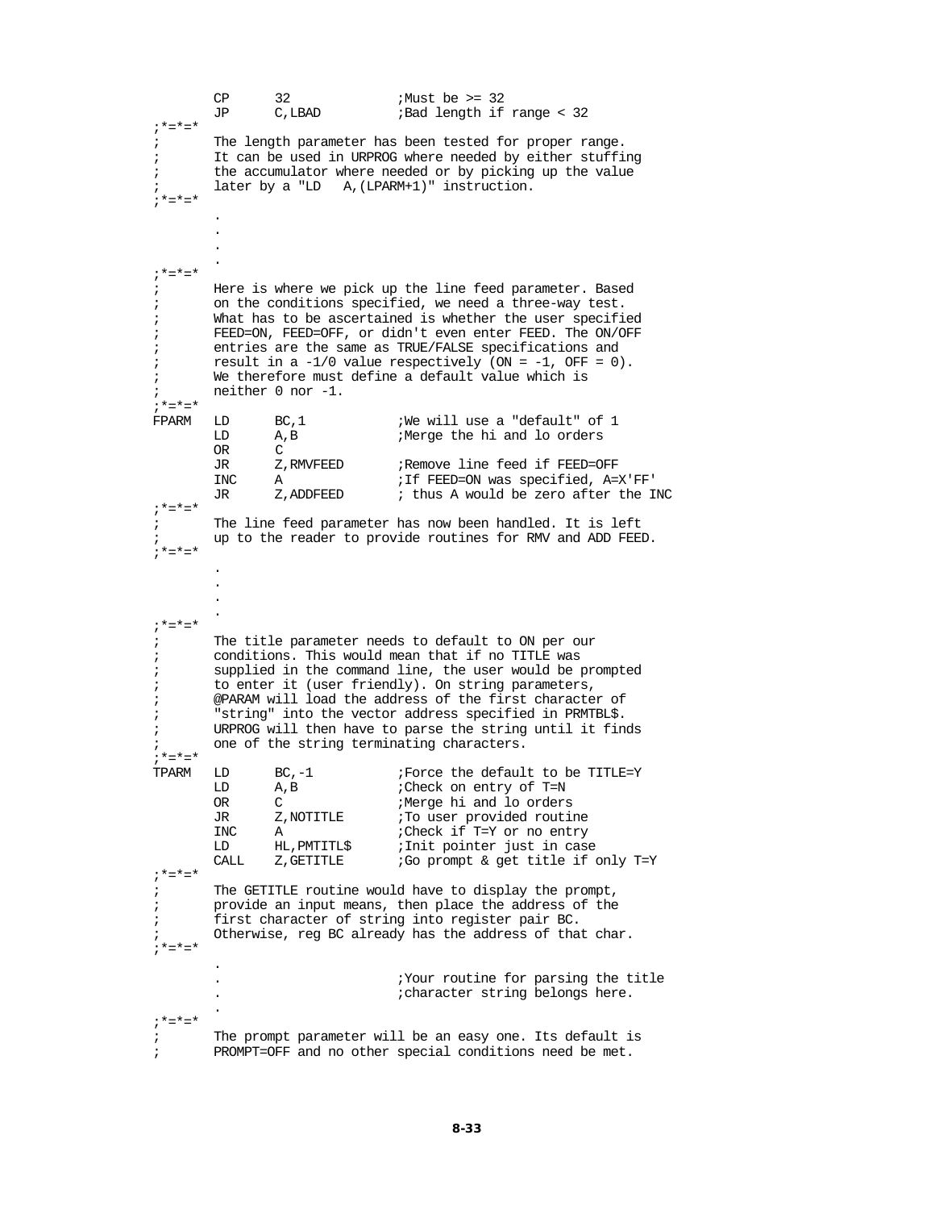```
        CP      32              ;Must be >= 32
        JP      C,LBAD          ;Bad length if range < 32
;*=*=*
;       The length parameter has been tested for proper range.
;       It can be used in URPROG where needed by either stuffing
;       the accumulator where needed or by picking up the value
;       later by a "LD   A,(LPARM+1)" instruction.
;*=*=*
        .
        .
        .
        .
;*=*=*
;       Here is where we pick up the line feed parameter. Based
;       on the conditions specified, we need a three-way test.
;       What has to be ascertained is whether the user specified
;       FEED=ON, FEED=OFF, or didn't even enter FEED. The ON/OFF
;       entries are the same as TRUE/FALSE specifications and
;       result in a -1/0 value respectively (ON = -1, OFF = 0).
;       We therefore must define a default value which is
;       neither 0 nor -1.
;*=*=*
FPARM   LD      BC,1            ;We will use a "default" of 1
        LD      A,B             ;Merge the hi and lo orders
        OR      C
        JR      Z,RMVFEED       ;Remove line feed if FEED=OFF
        INC     A               ;If FEED=ON was specified, A=X'FF'
        JR      Z,ADDFEED       ; thus A would be zero after the INC
;*=*=*
;       The line feed parameter has now been handled. It is left
;       up to the reader to provide routines for RMV and ADD FEED.
;*=*=*
        .
        .
        .
        .
;*=*=*
;       The title parameter needs to default to ON per our
;       conditions. This would mean that if no TITLE was
;       supplied in the command line, the user would be prompted
;       to enter it (user friendly). On string parameters,
;       @PARAM will load the address of the first character of
;       "string" into the vector address specified in PRMTBL$.
;       URPROG will then have to parse the string until it finds
;       one of the string terminating characters.
;*=*=*
TPARM   LD      BC,-1           ;Force the default to be TITLE=Y
        LD      A,B             ;Check on entry of T=N
        OR      C               ;Merge hi and lo orders
        JR      Z,NOTITLE       ;To user provided routine
        INC     A               ;Check if T=Y or no entry
        LD      HL,PMTITL$      ;Init pointer just in case
        CALL    Z,GETITLE       ;Go prompt & get title if only T=Y
;*=*=*
;       The GETITLE routine would have to display the prompt,
;       provide an input means, then place the address of the
;       first character of string into register pair BC.
;       Otherwise, reg BC already has the address of that char.
;*=*=*
        .
        .                       ;Your routine for parsing the title
        .                       ;character string belongs here.
        .
;*=*=*
;       The prompt parameter will be an easy one. Its default is
;       PROMPT=OFF and no other special conditions need be met.
```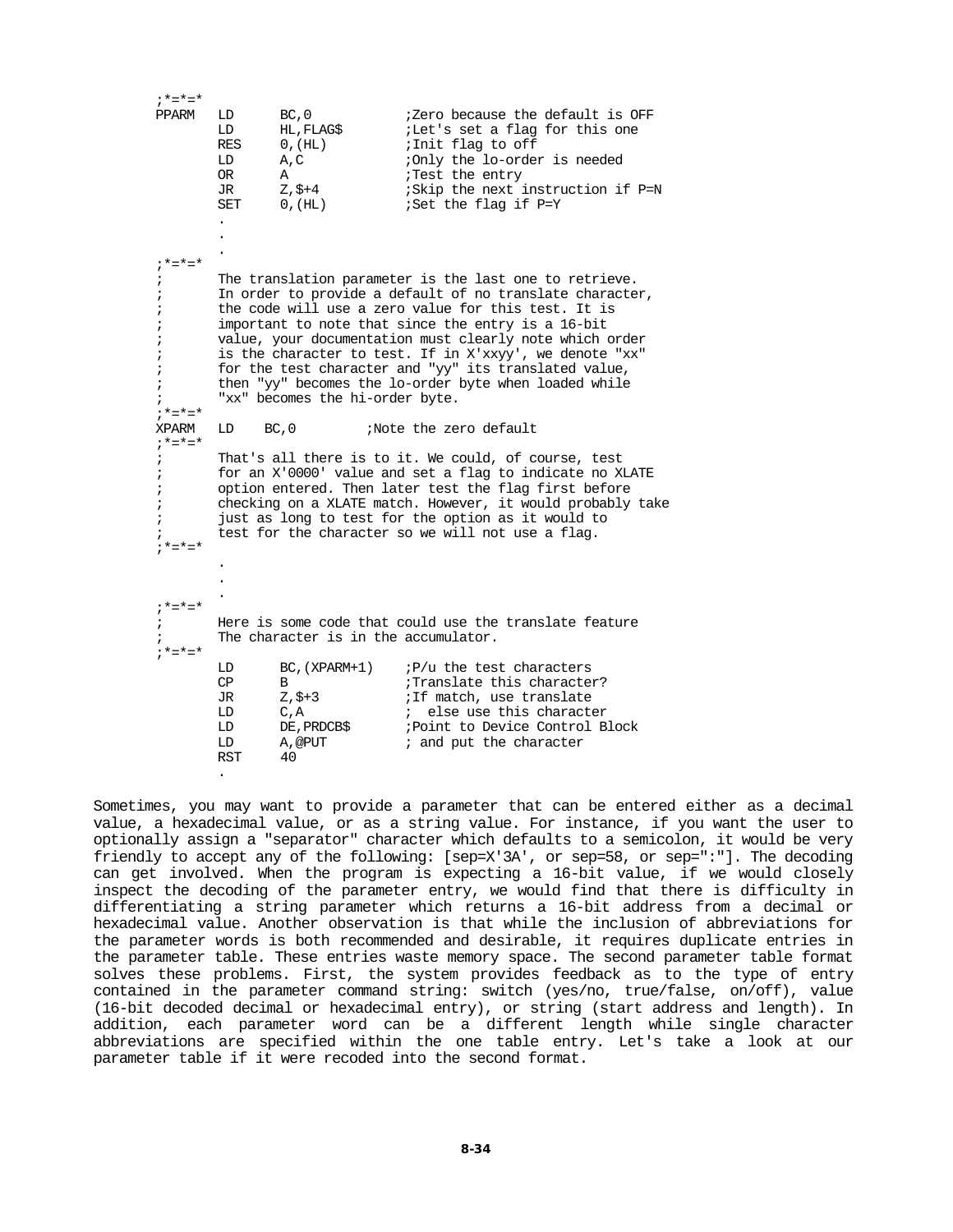```
;*=*=*
PPARM   LD      BC,0            ;Zero because the default is OFF
        LD      HL,FLAG$        ;Let's set a flag for this one
        RES     0,(HL)          ;Init flag to off
        LD      A,C             ;Only the lo-order is needed
        OR      A               ;Test the entry
        JR      Z,$+4           ;Skip the next instruction if P=N
        SET     0,(HL)          ;Set the flag if P=Y
        .
        .
        .
;*=*=*
;       The translation parameter is the last one to retrieve.
;       In order to provide a default of no translate character,
;       the code will use a zero value for this test. It is
;       important to note that since the entry is a 16-bit
;       value, your documentation must clearly note which order
;       is the character to test. If in X'xxyy', we denote "xx"
;       for the test character and "yy" its translated value,
;       then "yy" becomes the lo-order byte when loaded while
;       "xx" becomes the hi-order byte.
;*=*=*
XPARM   LD    BC,0         ;Note the zero default
;*=*=*
;       That's all there is to it. We could, of course, test
;       for an X'0000' value and set a flag to indicate no XLATE
;       option entered. Then later test the flag first before
;       checking on a XLATE match. However, it would probably take
;       just as long to test for the option as it would to
;       test for the character so we will not use a flag.
;*=*=*
        .
        .
        .
;*=*=*
;       Here is some code that could use the translate feature
;       The character is in the accumulator.
;*=*=*
        LD      BC,(XPARM+1)    ;P/u the test characters
        CP      B               ;Translate this character?
        JR      Z,$+3           ;If match, use translate
        LD      C,A             ;  else use this character
        LD      DE,PRDCB$       ;Point to Device Control Block
        LD      A,@PUT          ; and put the character
        RST     40
        .
```

Sometimes, you may want to provide a parameter that can be entered either as a decimal value, a hexadecimal value, or as a string value. For instance, if you want the user to optionally assign a "separator" character which defaults to a semicolon, it would be very friendly to accept any of the following: [sep=X'3A', or sep=58, or sep=":"]. The decoding can get involved. When the program is expecting a 16-bit value, if we would closely inspect the decoding of the parameter entry, we would find that there is difficulty in differentiating a string parameter which returns a 16-bit address from a decimal or hexadecimal value. Another observation is that while the inclusion of abbreviations for the parameter words is both recommended and desirable, it requires duplicate entries in the parameter table. These entries waste memory space. The second parameter table format solves these problems. First, the system provides feedback as to the type of entry contained in the parameter command string: switch (yes/no, true/false, on/off), value (16-bit decoded decimal or hexadecimal entry), or string (start address and length). In addition, each parameter word can be a different length while single character abbreviations are specified within the one table entry. Let's take a look at our parameter table if it were recoded into the second format.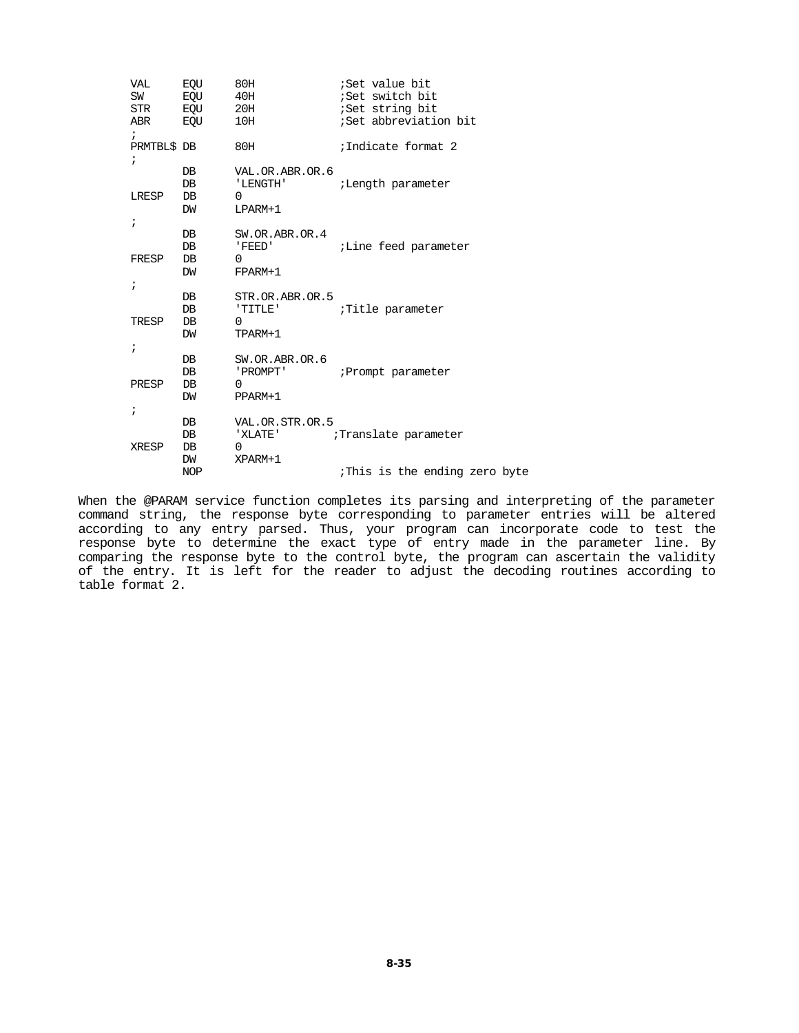```
VAL     EQU     80H             ;Set value bit
SW      EQU     40H             ;Set switch bit
STR     EQU     20H             ;Set string bit
ABR     EQU     10H             ;Set abbreviation bit
;
PRMTBL$ DB      80H             ;Indicate format 2
;
        DB      VAL.OR.ABR.OR.6
        DB      'LENGTH'        ;Length parameter
LRESP   DB      0
        DW      LPARM+1
;
        DB      SW.OR.ABR.OR.4
        DB      'FEED'          ;Line feed parameter
FRESP   DB      0
        DW      FPARM+1
;
        DB      STR.OR.ABR.OR.5
        DB      'TITLE'         ;Title parameter
TRESP   DB      0
        DW      TPARM+1
;
        DB      SW.OR.ABR.OR.6
        DB      'PROMPT'        ;Prompt parameter
PRESP   DB      0
        DW      PPARM+1
;
        DB      VAL.OR.STR.OR.5
        DB      'XLATE'         ;Translate parameter
XRESP   DB      0
        DW      XPARM+1
        NOP                     ;This is the ending zero byte
```

When the @PARAM service function completes its parsing and interpreting of the parameter command string, the response byte corresponding to parameter entries will be altered according to any entry parsed. Thus, your program can incorporate code to test the response byte to determine the exact type of entry made in the parameter line. By comparing the response byte to the control byte, the program can ascertain the validity of the entry. It is left for the reader to adjust the decoding routines according to table format 2.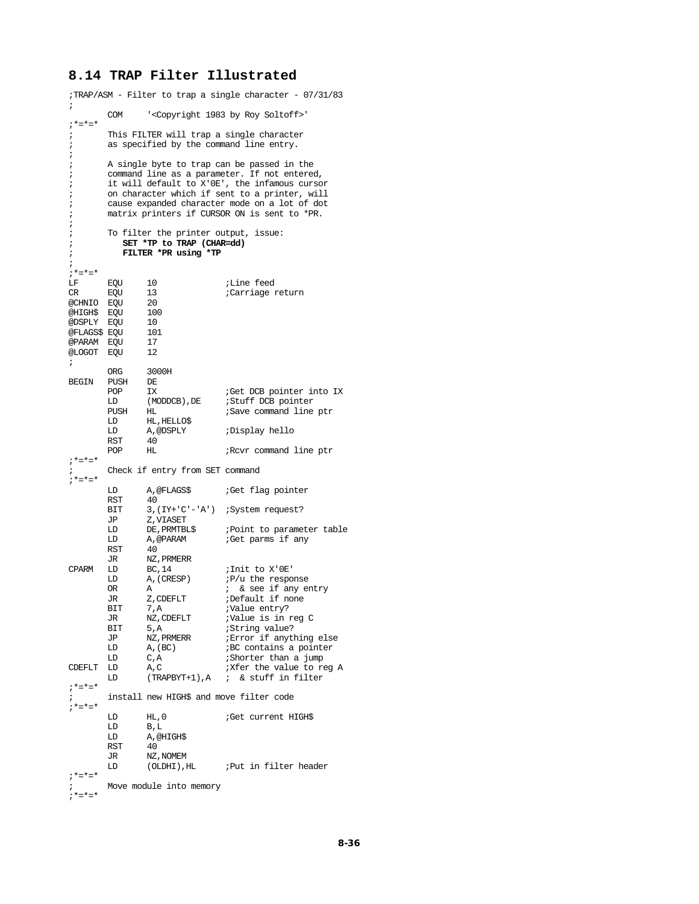## 8.14 TRAP Filter Illustrated

```
;TRAP/ASM - Filter to trap a single character - 07/31/83
;
        COM     '<Copyright 1983 by Roy Soltoff>'
;*=*=*
;       This FILTER will trap a single character
;       as specified by the command line entry.
;
;       A single byte to trap can be passed in the
;       command line as a parameter. If not entered,
;       it will default to X'0E', the infamous cursor
;       on character which if sent to a printer, will
;       cause expanded character mode on a lot of dot
;       matrix printers if CURSOR ON is sent to *PR.
;
;       To filter the printer output, issue:
;          SET *TP to TRAP (CHAR=dd)
;          FILTER *PR using *TP
;
;*=*=*
LF      EQU     10              ;Line feed
CR      EQU     13              ;Carriage return
@CHNIO  EQU     20
@HIGH$  EQU     100
@DSPLY  EQU     10
@FLAGS$ EQU     101
@PARAM  EQU     17
@LOGOT  EQU     12
;
        ORG     3000H
BEGIN   PUSH    DE
        POP     IX              ;Get DCB pointer into IX
        LD      (MODDCB),DE     ;Stuff DCB pointer
        PUSH    HL              ;Save command line ptr
        LD      HL,HELLO$
        LD      A,@DSPLY        ;Display hello
        RST     40
        POP     HL              ;Rcvr command line ptr
;*=*=*
;       Check if entry from SET command
;*=*=*
        LD      A,@FLAGS$       ;Get flag pointer
        RST     40
        BIT     3,(IY+'C'-'A')  ;System request?
        JP      Z,VIASET
        LD      DE,PRMTBL$      ;Point to parameter table
        LD      A,@PARAM        ;Get parms if any
        RST     40
        JR      NZ,PRMERR
CPARM   LD      BC,14           ;Init to X'0E'
        LD      A,(CRESP)       ;P/u the response
        OR      A               ; & see if any entry
        JR      Z,CDEFLT        ;Default if none
        BIT     7,A             ;Value entry?
        JR      NZ,CDEFLT       ;Value is in reg C
        BIT     5,A             ;String value?
        JP      NZ,PRMERR       ;Error if anything else
        LD      A,(BC)          ;BC contains a pointer
        LD      C,A             ;Shorter than a jump
CDEFLT  LD      A,C             ;Xfer the value to reg A
        LD      (TRAPBYT+1),A   ; & stuff in filter
;*=*=*
;       install new HIGH$ and move filter code
;*=*=*
        LD      HL,0            ;Get current HIGH$
        LD      B,L
        LD      A,@HIGH$
        RST     40
        JR      NZ,NOMEM
        LD      (OLDHI),HL      ;Put in filter header
;*=*=*
;       Move module into memory
;*=*=*
```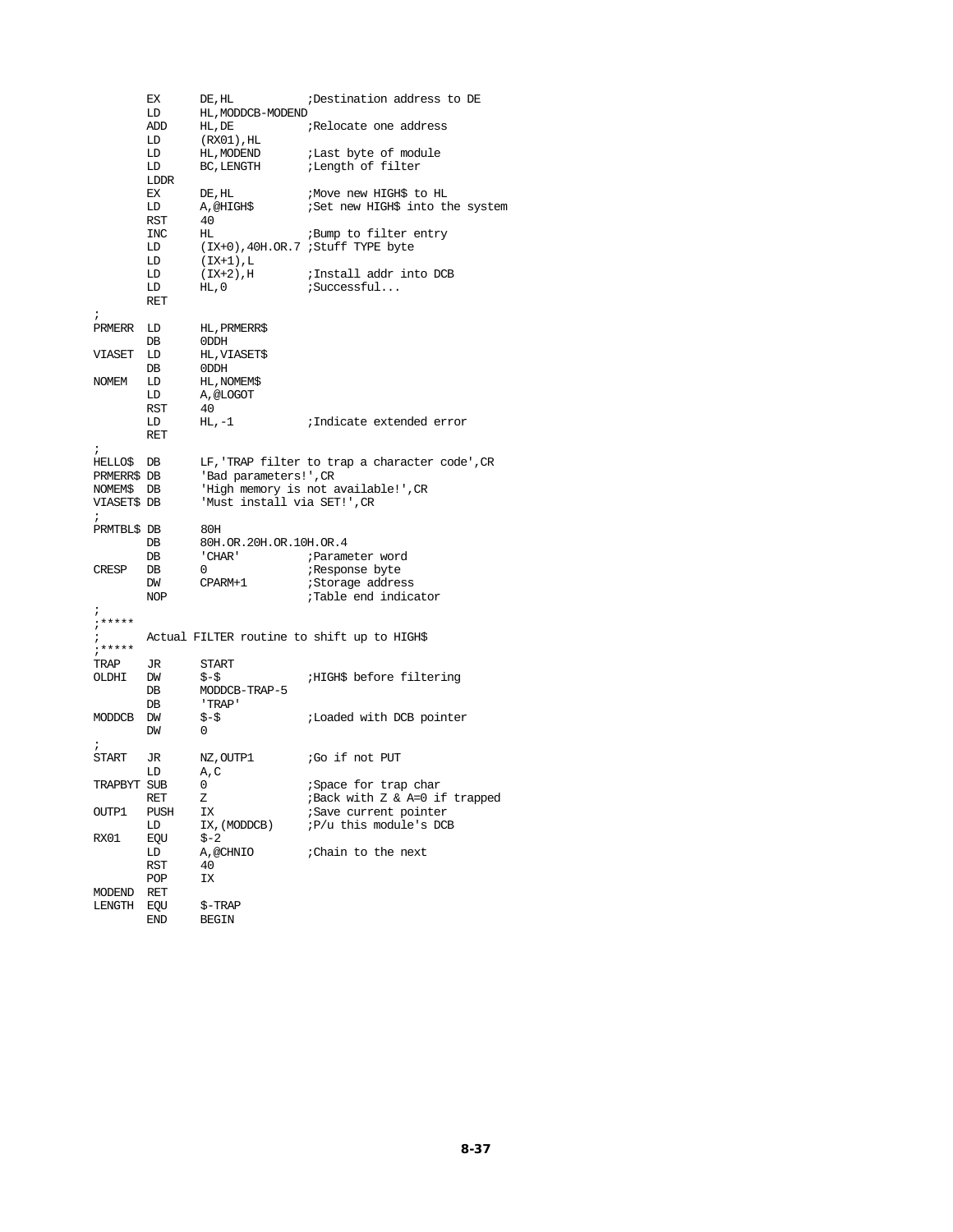```
        EX      DE,HL           ;Destination address to DE
        LD      HL,MODDCB-MODEND
        ADD     HL,DE           ;Relocate one address
        LD      (RX01),HL
        LD      HL,MODEND       ;Last byte of module
        LD      BC,LENGTH       ;Length of filter
        LDDR
        EX      DE,HL           ;Move new HIGH$ to HL
        LD      A,@HIGH$        ;Set new HIGH$ into the system
        RST     40
        INC     HL              ;Bump to filter entry
        LD      (IX+0),40H.OR.7 ;Stuff TYPE byte
        LD      (IX+1),L
        LD      (IX+2),H        ;Install addr into DCB
        LD      HL,0            ;Successful...
        RET
;
PRMERR  LD      HL,PRMERR$
        DB      0DDH
VIASET  LD      HL,VIASET$
        DB      0DDH
NOMEM   LD      HL,NOMEM$
        LD      A,@LOGOT
        RST     40
        LD      HL,-1           ;Indicate extended error
        RET
;
HELLO$  DB      LF,'TRAP filter to trap a character code',CR
PRMERR$ DB      'Bad parameters!',CR
NOMEM$  DB      'High memory is not available!',CR
VIASET$ DB      'Must install via SET!',CR
;
PRMTBL$ DB      80H
        DB      80H.OR.20H.OR.10H.OR.4
        DB      'CHAR'          ;Parameter word
CRESP   DB      0               ;Response byte
        DW      CPARM+1         ;Storage address
        NOP                     ;Table end indicator
;
;*****
;       Actual FILTER routine to shift up to HIGH$
;*****
TRAP    JR      START
OLDHI   DW      $-$             ;HIGH$ before filtering
        DB      MODDCB-TRAP-5
        DB      'TRAP'
MODDCB  DW      $-$             ;Loaded with DCB pointer
        DW      0
;
START   JR      NZ,OUTP1        ;Go if not PUT
        LD      A,C
TRAPBYT SUB     0               ;Space for trap char
        RET     Z               ;Back with Z & A=0 if trapped
OUTP1   PUSH    IX              ;Save current pointer
        LD      IX,(MODDCB)     ;P/u this module's DCB
RX01    EQU     $-2
        LD      A,@CHNIO        ;Chain to the next
        RST     40
        POP     IX
MODEND  RET
LENGTH  EQU     $-TRAP
        END     BEGIN
```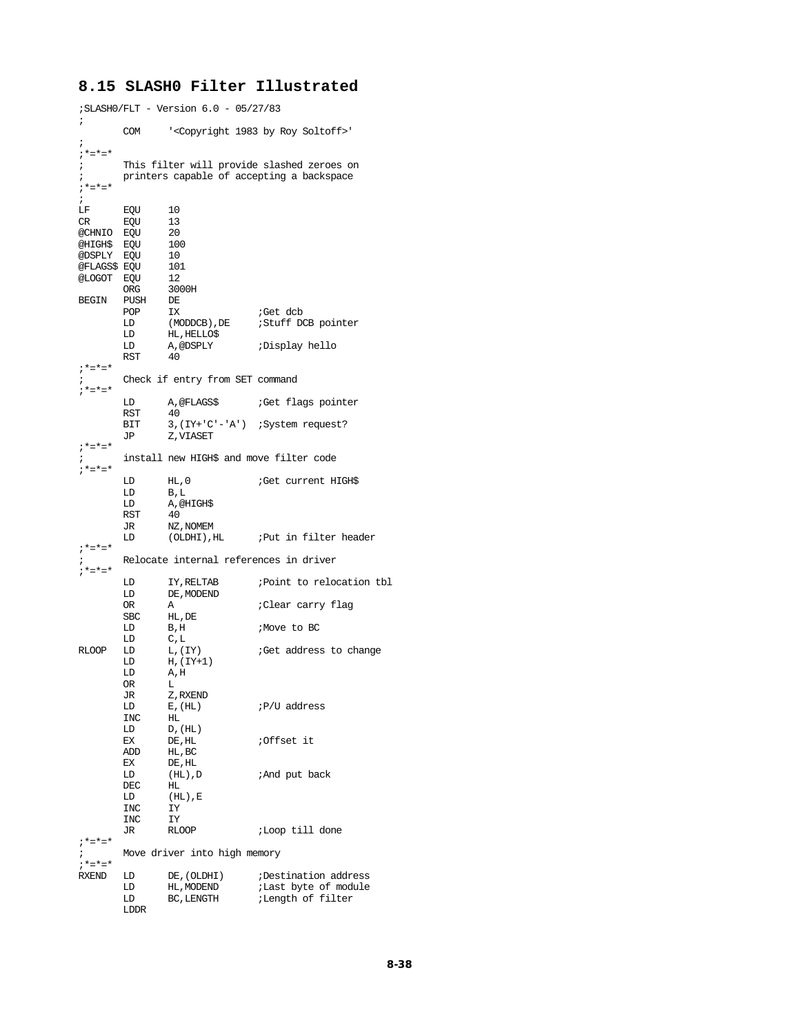## 8.15 SLASH0 Filter Illustrated

```
;SLASH0/FLT - Version 6.0 - 05/27/83
;
        COM     '<Copyright 1983 by Roy Soltoff>'
;
;*=*=*
;       This filter will provide slashed zeroes on
;       printers capable of accepting a backspace
;*=*=*
;
LF      EQU     10
CR      EQU     13
@CHNIO  EQU     20
@HIGH$  EQU     100
@DSPLY  EQU     10
@FLAGS$ EQU     101
@LOGOT  EQU     12
        ORG     3000H
BEGIN   PUSH    DE
        POP     IX              ;Get dcb
        LD      (MODDCB),DE     ;Stuff DCB pointer
        LD      HL,HELLO$
        LD      A,@DSPLY        ;Display hello
        RST     40
;*=*=*
;       Check if entry from SET command
;*=*=*
        LD      A,@FLAGS$       ;Get flags pointer
        RST     40
        BIT     3,(IY+'C'-'A')  ;System request?
        JP      Z,VIASET
;*=*=*
;       install new HIGH$ and move filter code
;*=*=*
        LD      HL,0            ;Get current HIGH$
        LD      B,L
        LD      A,@HIGH$
        RST     40
        JR      NZ,NOMEM
        LD      (OLDHI),HL      ;Put in filter header
;*=*=*
;       Relocate internal references in driver
;*=*=*
        LD      IY,RELTAB       ;Point to relocation tbl
        LD      DE,MODEND
        OR      A               ;Clear carry flag
        SBC     HL,DE
        LD      B,H             ;Move to BC
        LD      C,L
RLOOP   LD      L,(IY)          ;Get address to change
        LD      H,(IY+1)
        LD      A,H
        OR      L
        JR      Z,RXEND
        LD      E,(HL)          ;P/U address
        INC     HL
        LD      D,(HL)
        EX      DE,HL           ;Offset it
        ADD     HL,BC
        EX      DE,HL
        LD      (HL),D          ;And put back
        DEC     HL
        LD      (HL),E
        INC     IY
        INC     IY
        JR      RLOOP           ;Loop till done
;*=*=*
;       Move driver into high memory
;*=*=*
RXEND   LD      DE,(OLDHI)      ;Destination address
        LD      HL,MODEND       ;Last byte of module
        LD      BC,LENGTH       ;Length of filter
        LDDR
```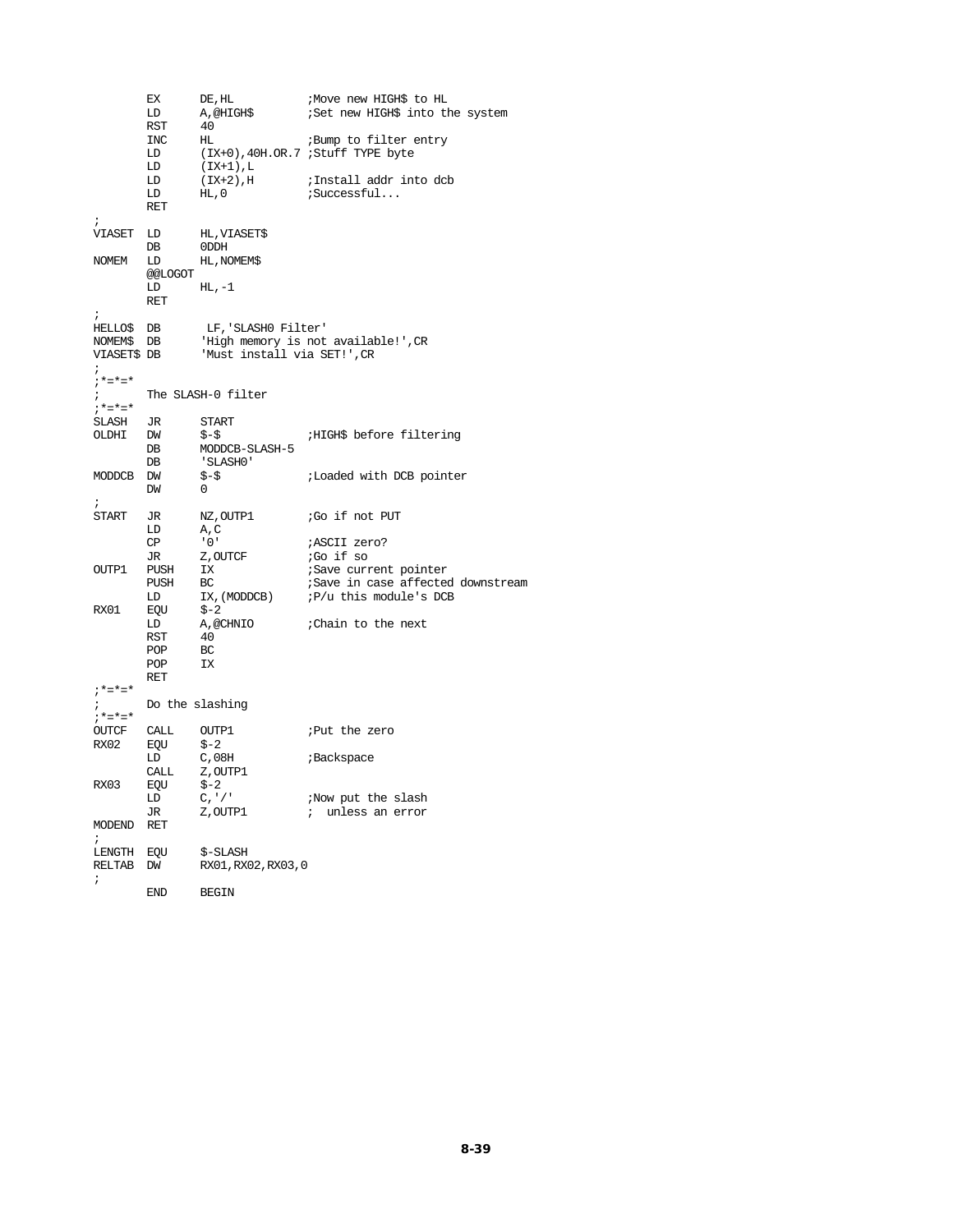```
        EX      DE,HL           ;Move new HIGH$ to HL
        LD      A,@HIGH$        ;Set new HIGH$ into the system
        RST     40
        INC     HL              ;Bump to filter entry
        LD      (IX+0),40H.OR.7 ;Stuff TYPE byte
        LD      (IX+1),L
        LD      (IX+2),H        ;Install addr into dcb
        LD      HL,0            ;Successful...
        RET
;
VIASET  LD      HL,VIASET$
        DB      0DDH
NOMEM   LD      HL,NOMEM$
        @@LOGOT
        LD      HL,-1
        RET
;
HELLO$  DB       LF,'SLASH0 Filter'
NOMEM$  DB      'High memory is not available!',CR
VIASET$ DB      'Must install via SET!',CR
;
;*=*=*
;       The SLASH-0 filter
;*=*=*
SLASH   JR      START
OLDHI   DW      $-$             ;HIGH$ before filtering
        DB      MODDCB-SLASH-5
        DB      'SLASH0'
MODDCB  DW      $-$             ;Loaded with DCB pointer
        DW      0
;
START   JR      NZ,OUTP1        ;Go if not PUT
        LD      A,C
        CP      '0'             ;ASCII zero?
        JR      Z,OUTCF         ;Go if so
OUTP1   PUSH    IX              ;Save current pointer
        PUSH    BC              ;Save in case affected downstream
        LD      IX,(MODDCB)     ;P/u this module's DCB
RX01    EQU     $-2
        LD      A,@CHNIO        ;Chain to the next
        RST     40
        POP     BC
        POP     IX
        RET
;*=*=*
;       Do the slashing
;*=*=*
OUTCF   CALL    OUTP1           ;Put the zero
RX02    EQU     $-2
        LD      C,08H           ;Backspace
        CALL    Z,OUTP1
RX03    EQU     $-2
        LD      C,'/'           ;Now put the slash
        JR      Z,OUTP1         ;  unless an error
MODEND  RET
;
LENGTH  EQU     $-SLASH
RELTAB  DW      RX01,RX02,RX03,0
;
        END     BEGIN
```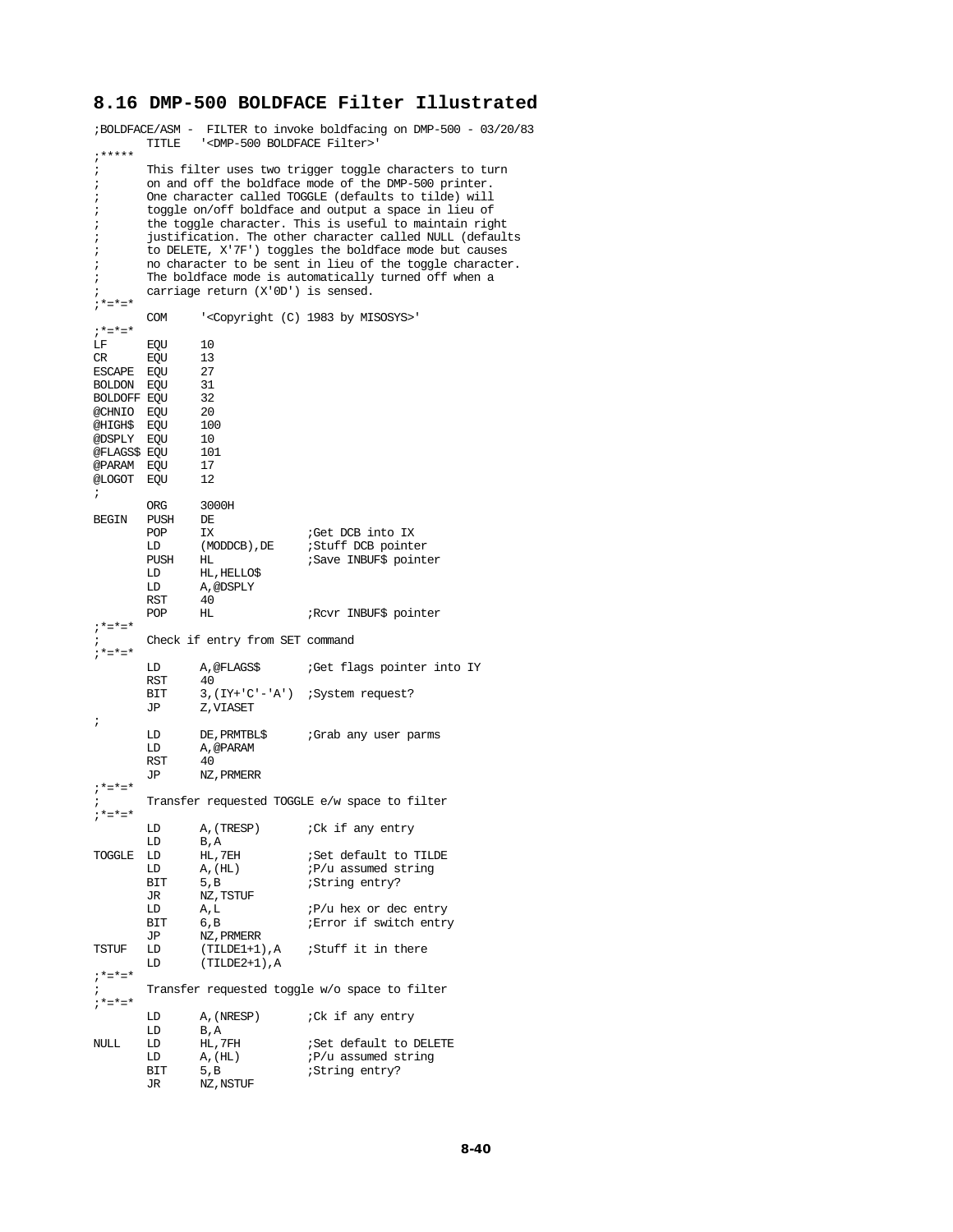## 8.16 DMP-500 BOLDFACE Filter Illustrated

```
;BOLDFACE/ASM -  FILTER to invoke boldfacing on DMP-500 - 03/20/83
        TITLE   '<DMP-500 BOLDFACE Filter>'
;*****
;       This filter uses two trigger toggle characters to turn
;       on and off the boldface mode of the DMP-500 printer.
;       One character called TOGGLE (defaults to tilde) will
;       toggle on/off boldface and output a space in lieu of
;       the toggle character. This is useful to maintain right
;       justification. The other character called NULL (defaults
;       to DELETE, X'7F') toggles the boldface mode but causes
;       no character to be sent in lieu of the toggle character.
;       The boldface mode is automatically turned off when a
;       carriage return (X'0D') is sensed.
;*=*=*
        COM     '<Copyright (C) 1983 by MISOSYS>'
;*=*=*
LF      EQU     10
CR      EQU     13
ESCAPE  EQU     27
BOLDON  EQU     31
BOLDOFF EQU     32
@CHNIO  EQU     20
@HIGH$  EQU     100
@DSPLY  EQU     10
@FLAGS$ EQU     101
@PARAM  EQU     17
@LOGOT  EQU     12
;
        ORG     3000H
BEGIN   PUSH    DE
        POP     IX              ;Get DCB into IX
        LD      (MODDCB),DE     ;Stuff DCB pointer
        PUSH    HL              ;Save INBUF$ pointer
        LD      HL,HELLO$
        LD      A,@DSPLY
        RST     40
        POP     HL              ;Rcvr INBUF$ pointer
;*=*=*
;       Check if entry from SET command
;*=*=*
        LD      A,@FLAGS$       ;Get flags pointer into IY
        RST     40
        BIT     3,(IY+'C'-'A')  ;System request?
        JP      Z,VIASET
;
        LD      DE,PRMTBL$      ;Grab any user parms
        LD      A,@PARAM
        RST     40
        JP      NZ,PRMERR
;*=*=*
;       Transfer requested TOGGLE e/w space to filter
;*=*=*
        LD      A,(TRESP)       ;Ck if any entry
        LD      B,A
TOGGLE  LD      HL,7EH          ;Set default to TILDE
        LD      A,(HL)          ;P/u assumed string
        BIT     5,B             ;String entry?
        JR      NZ,TSTUF
        LD      A,L             ;P/u hex or dec entry
        BIT     6,B             ;Error if switch entry
        JP      NZ,PRMERR
TSTUF   LD      (TILDE1+1),A    ;Stuff it in there
        LD      (TILDE2+1),A
;*=*=*
;       Transfer requested toggle w/o space to filter
;*=*=*
        LD      A,(NRESP)       ;Ck if any entry
        LD      B,A
NULL    LD      HL,7FH          ;Set default to DELETE
        LD      A,(HL)          ;P/u assumed string
        BIT     5,B             ;String entry?
        JR      NZ,NSTUF
```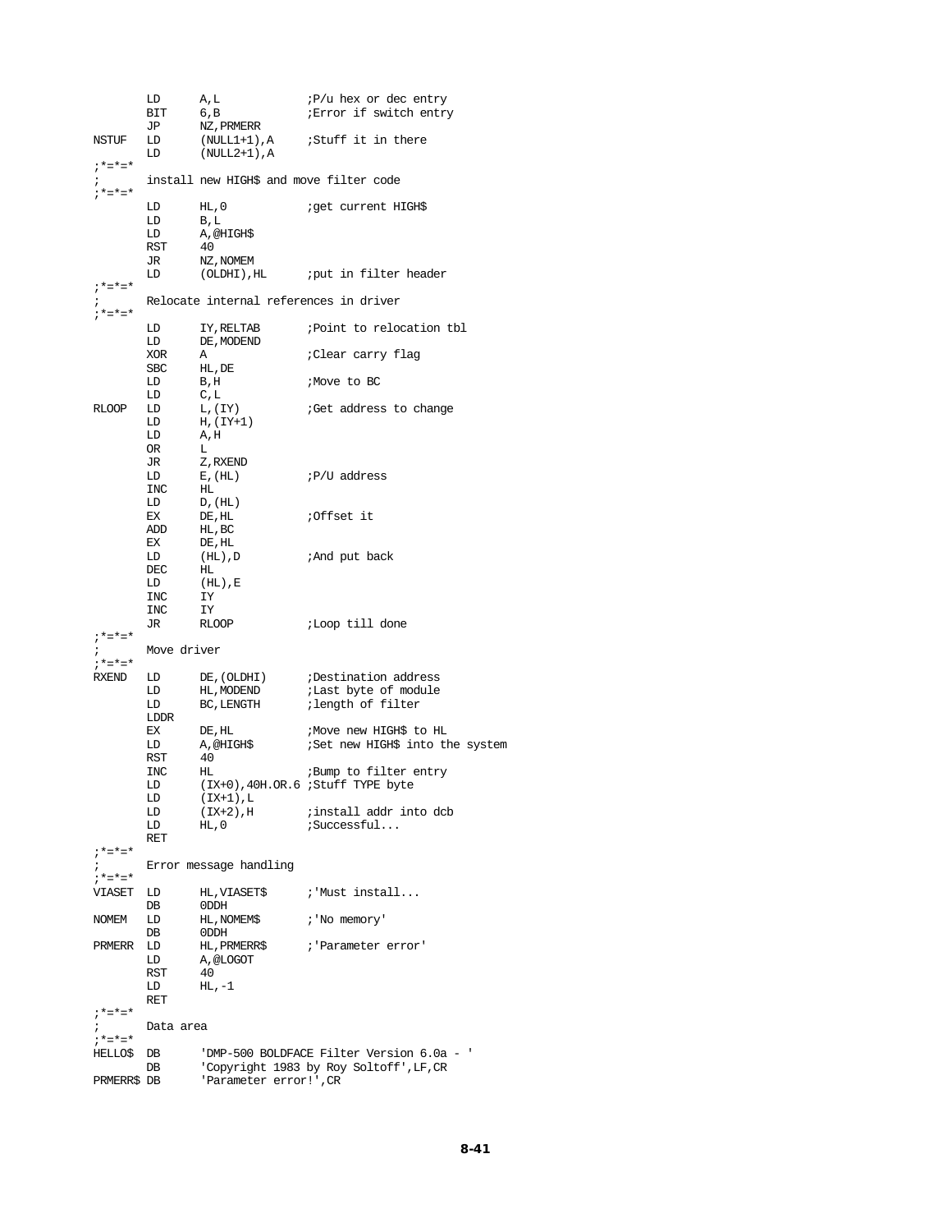```
        LD      A,L             ;P/u hex or dec entry
        BIT     6,B             ;Error if switch entry
        JP      NZ,PRMERR
NSTUF   LD      (NULL1+1),A     ;Stuff it in there
        LD      (NULL2+1),A
;*=*=*
;       install new HIGH$ and move filter code
;*=*=*
        LD      HL,0            ;get current HIGH$
        LD      B,L
        LD      A,@HIGH$
        RST     40
        JR      NZ,NOMEM
        LD      (OLDHI),HL      ;put in filter header
;*=*=*
;       Relocate internal references in driver
;*=*=*
        LD      IY,RELTAB       ;Point to relocation tbl
        LD      DE,MODEND
        XOR     A               ;Clear carry flag
        SBC     HL,DE
        LD      B,H             ;Move to BC
        LD      C,L
RLOOP   LD      L,(IY)          ;Get address to change
        LD      H,(IY+1)
        LD      A,H
        OR      L
        JR      Z,RXEND
        LD      E,(HL)          ;P/U address
        INC     HL
        LD      D,(HL)
        EX      DE,HL           ;Offset it
        ADD     HL,BC
        EX      DE,HL
        LD      (HL),D          ;And put back
        DEC     HL
        LD      (HL),E
        INC     IY
        INC     IY
        JR      RLOOP           ;Loop till done
;*=*=*
;       Move driver
;*=*=*
RXEND   LD      DE,(OLDHI)      ;Destination address
        LD      HL,MODEND       ;Last byte of module
        LD      BC,LENGTH       ;length of filter
        LDDR
        EX      DE,HL           ;Move new HIGH$ to HL
        LD      A,@HIGH$        ;Set new HIGH$ into the system
        RST     40
        INC     HL              ;Bump to filter entry
        LD      (IX+0),40H.OR.6 ;Stuff TYPE byte
        LD      (IX+1),L
        LD      (IX+2),H        ;install addr into dcb
        LD      HL,0            ;Successful...
        RET
;*=*=*
;       Error message handling
;*=*=*
VIASET  LD      HL,VIASET$      ;'Must install...
        DB      0DDH
NOMEM   LD      HL,NOMEM$       ;'No memory'
        DB      0DDH
PRMERR  LD      HL,PRMERR$      ;'Parameter error'
        LD      A,@LOGOT
        RST     40
        LD      HL,-1
        RET
;*=*=*
;       Data area
;*=*=*
HELLO$  DB      'DMP-500 BOLDFACE Filter Version 6.0a - '
        DB      'Copyright 1983 by Roy Soltoff',LF,CR
PRMERR$ DB      'Parameter error!',CR
```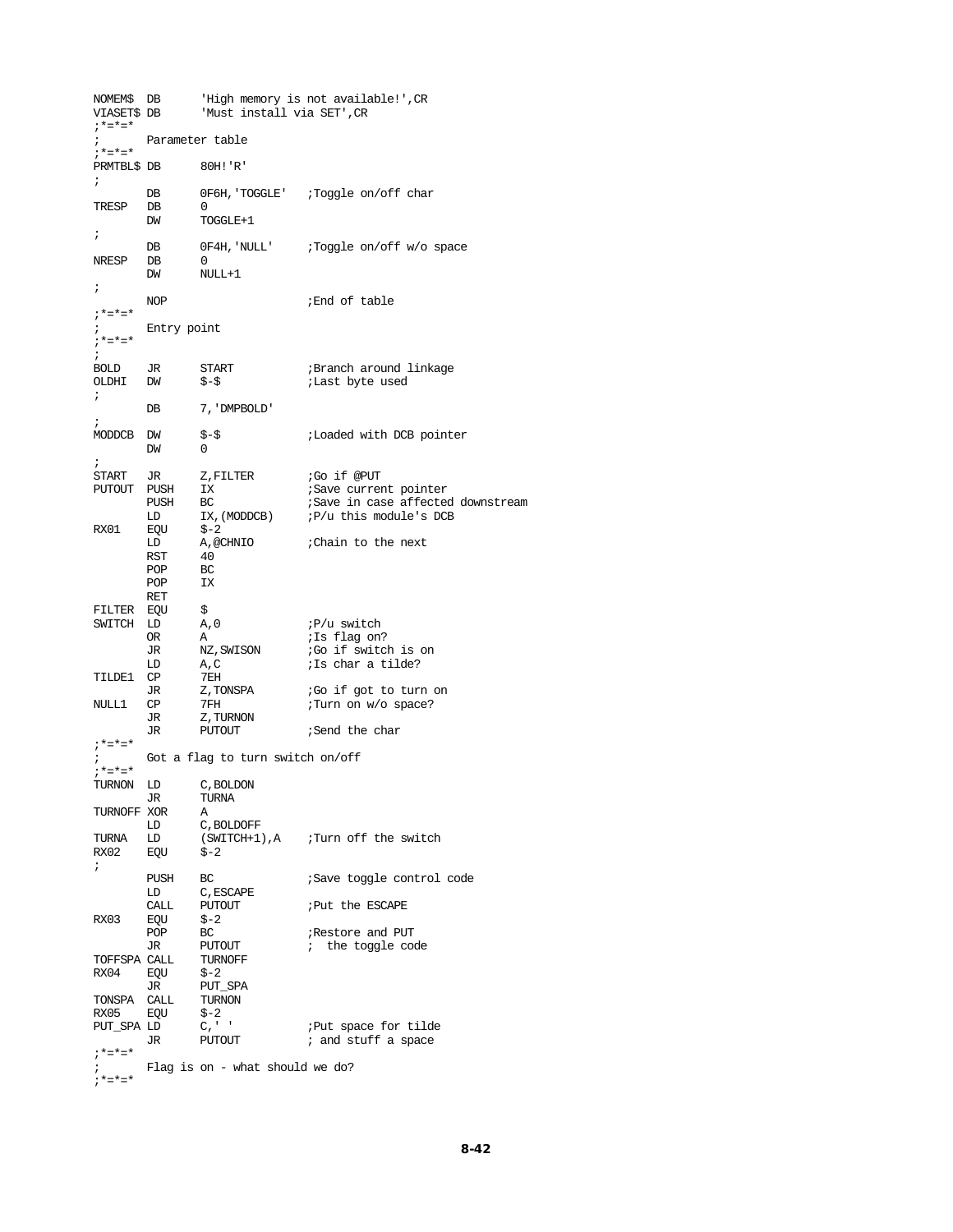```
NOMEM$  DB      'High memory is not available!',CR
VIASET$ DB      'Must install via SET',CR
;*=*=*
;       Parameter table
;*=*=*
PRMTBL$ DB      80H!'R'
;
        DB      0F6H,'TOGGLE'   ;Toggle on/off char
TRESP   DB      0
        DW      TOGGLE+1
;
        DB      0F4H,'NULL'     ;Toggle on/off w/o space
NRESP   DB      0
        DW      NULL+1
;
        NOP                     ;End of table
;*=*=*
;       Entry point
;*=*=*
;
BOLD    JR      START           ;Branch around linkage
OLDHI   DW      $-$             ;Last byte used
;
        DB      7,'DMPBOLD'
;
MODDCB  DW      $-$             ;Loaded with DCB pointer
        DW      0
;
START   JR      Z,FILTER        ;Go if @PUT
PUTOUT  PUSH    IX              ;Save current pointer
        PUSH    BC              ;Save in case affected downstream
        LD      IX,(MODDCB)     ;P/u this module's DCB
RX01    EQU     $-2
        LD      A,@CHNIO        ;Chain to the next
        RST     40
        POP     BC
        POP     IX
        RET
FILTER  EQU     $
SWITCH  LD      A,0             ;P/u switch
        OR      A               ;Is flag on?
        JR      NZ,SWISON       ;Go if switch is on
        LD      A,C             ;Is char a tilde?
TILDE1  CP      7EH
        JR      Z,TONSPA        ;Go if got to turn on
NULL1   CP      7FH             ;Turn on w/o space?
        JR      Z,TURNON
        JR      PUTOUT          ;Send the char
;*=*=*
;       Got a flag to turn switch on/off
;*=*=*
TURNON  LD      C,BOLDON
        JR      TURNA
TURNOFF XOR     A
        LD      C,BOLDOFF
TURNA   LD      (SWITCH+1),A    ;Turn off the switch
RX02    EQU     $-2
;
        PUSH    BC              ;Save toggle control code
        LD      C,ESCAPE
        CALL    PUTOUT          ;Put the ESCAPE
RX03    EQU     $-2
        POP     BC              ;Restore and PUT
        JR      PUTOUT          ;  the toggle code
TOFFSPA CALL    TURNOFF
RX04    EQU     $-2
        JR      PUT_SPA
TONSPA  CALL    TURNON
RX05    EQU     $-2
PUT_SPA LD      C,' '           ;Put space for tilde
        JR      PUTOUT          ; and stuff a space
;*=*=*
;       Flag is on - what should we do?
;*=*=*
```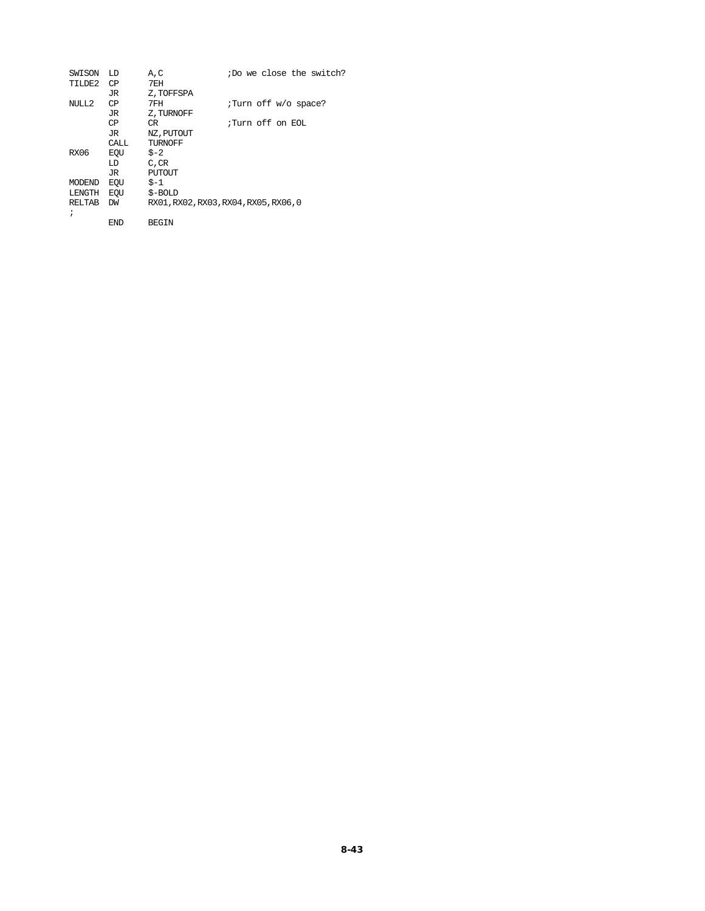```
SWISON  LD      A,C             ;Do we close the switch?
TILDE2  CP      7EH
        JR      Z,TOFFSPA
NULL2   CP      7FH             ;Turn off w/o space?
        JR      Z,TURNOFF
        CP      CR              ;Turn off on EOL
        JR      NZ,PUTOUT
        CALL    TURNOFF
RX06    EQU     $-2
        LD      C,CR
        JR      PUTOUT
MODEND  EQU     $-1
LENGTH  EQU     $-BOLD
RELTAB  DW      RX01,RX02,RX03,RX04,RX05,RX06,0
;
        END     BEGIN
```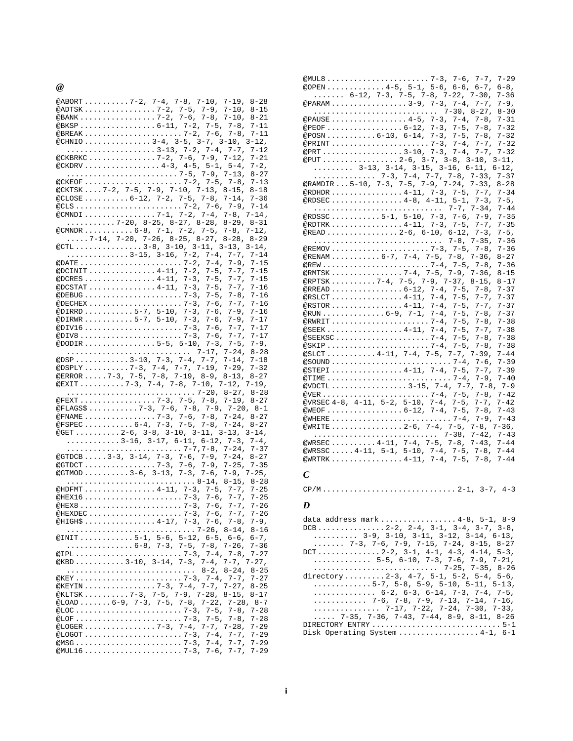## @

@ABORT .......... 7-2, 7-4, 7-8, 7-10, 7-19, 8-28
@ADTSK ................ 7-2, 7-5, 7-9, 7-10, 8-15
@BANK ................ 7-2, 7-6, 7-8, 7-10, 8-21
@BKSP ................ 6-11, 7-2, 7-5, 7-8, 7-11
@BREAK ..................... 7-2, 7-6, 7-8, 7-11
@CHNIO .............. 3-4, 3-5, 3-7, 3-10, 3-12, ................... 3-13, 7-2, 7-4, 7-7, 7-12
@CKBRKC .............. 7-2, 7-6, 7-9, 7-12, 7-21
@CKDRV ................ 4-3, 4-5, 5-1, 5-4, 7-2, ........................ 7-5, 7-9, 7-13, 8-27
@CKEOF ..................... 7-2, 7-5, 7-8, 7-13
@CKTSK .... 7-2, 7-5, 7-9, 7-10, 7-13, 8-15, 8-18
@CLOSE .......... 6-12, 7-2, 7-5, 7-8, 7-14, 7-36
@CLS ....................... 7-2, 7-6, 7-9, 7-14
@CMNDI ............... 7-1, 7-2, 7-4, 7-8, 7-14, .......... 7-20, 8-25, 8-27, 8-28, 8-29, 8-31
@CMNDR .......... 6-8, 7-1, 7-2, 7-5, 7-8, 7-12, ..... 7-14, 7-20, 7-26, 8-25, 8-27, 8-28, 8-29
@CTL .............. 3-8, 3-10, 3-11, 3-13, 3-14, ............. 3-15, 3-16, 7-2, 7-4, 7-7, 7-14
@DATE ...................... 7-2, 7-4, 7-9, 7-15
@DCINIT .............. 4-11, 7-2, 7-5, 7-7, 7-15
@DCRES ............... 4-11, 7-3, 7-5, 7-7, 7-15
@DCSTAT .............. 4-11, 7-3, 7-5, 7-7, 7-16
@DEBUG ..................... 7-3, 7-5, 7-8, 7-16
@DECHEX .................... 7-3, 7-6, 7-7, 7-16
@DIRRD .......... 5-7, 5-10, 7-3, 7-6, 7-9, 7-16
@DIRWR .......... 5-7, 5-10, 7-3, 7-6, 7-9, 7-17
@DIV16 ..................... 7-3, 7-6, 7-7, 7-17
@DIV8 ...................... 7-3, 7-6, 7-7, 7-17
@DODIR ............... 5-5, 5-10, 7-3, 7-5, 7-9, .......................... 7-17, 7-24, 8-28
@DSP ........... 3-10, 7-3, 7-4, 7-7, 7-14, 7-18
@DSPLY .......... 7-3, 7-4, 7-7, 7-19, 7-29, 7-32
@ERROR ..... 7-3, 7-5, 7-8, 7-19, 8-9, 8-13, 8-27
@EXIT .......... 7-3, 7-4, 7-8, 7-10, 7-12, 7-19, ........................... 7-20, 8-27, 8-28
@FEXT ................. 7-3, 7-5, 7-8, 7-19, 8-27
@FLAGS$ .......... 7-3, 7-6, 7-8, 7-9, 7-20, 8-1
@FNAME ............... 7-3, 7-6, 7-8, 7-24, 8-27
@FSPEC .......... 6-4, 7-3, 7-5, 7-8, 7-24, 8-27
@GET .......... 2-6, 3-8, 3-10, 3-11, 3-13, 3-14, ........... 3-16, 3-17, 6-11, 6-12, 7-3, 7-4, ........................ 7-7,7-8, 7-24, 7-37
@GTDCB ..... 3-3, 3-14, 7-3, 7-6, 7-9, 7-24, 8-27
@GTDCT ............... 7-3, 7-6, 7-9, 7-25, 7-35
@GTMOD .......... 3-6, 3-13, 7-3, 7-6, 7-9, 7-25, ........................... 8-14, 8-15, 8-28
@HDFMT ............... 4-11, 7-3, 7-5, 7-7, 7-25
@HEX16 ..................... 7-3, 7-6, 7-7, 7-25
@HEX8 ...................... 7-3, 7-6, 7-7, 7-26
@HEXDEC .................... 7-3, 7-6, 7-7, 7-26
@HIGH$ ............... 4-17, 7-3, 7-6, 7-8, 7-9, ........................... 7-26, 8-14, 8-16
@INIT ........... 5-1, 5-6, 5-12, 6-5, 6-6, 6-7, ............. 6-8, 7-3, 7-5, 7-8, 7-26, 7-36
@IPL ....................... 7-3, 7-4, 7-8, 7-27
@KBD .......... 3-10, 3-14, 7-3, 7-4, 7-7, 7-27, ........................... 8-2, 8-24, 8-25
@KEY ....................... 7-3, 7-4, 7-7, 7-27
@KEYIN ............... 7-3, 7-4, 7-7, 7-27, 8-25
@KLTSK .......... 7-3, 7-5, 7-9, 7-28, 8-15, 8-17
@LOAD ....... 6-9, 7-3, 7-5, 7-8, 7-22, 7-28, 8-7
@LOC ....................... 7-3, 7-5, 7-8, 7-28
@LOF ....................... 7-3, 7-5, 7-8, 7-28
@LOGER ............... 7-3, 7-4, 7-7, 7-28, 7-29
@LOGOT ..................... 7-3, 7-4, 7-7, 7-29
@MSG ....................... 7-3, 7-4, 7-7, 7-29
@MUL16 ..................... 7-3, 7-6, 7-7, 7-29
@MUL8 ...................... 7-3, 7-6, 7-7, 7-29
@OPEN ............ 4-5, 5-1, 5-6, 6-6, 6-7, 6-8, ....... 6-12, 7-3, 7-5, 7-8, 7-22, 7-30, 7-36
@PARAM ................ 3-9, 7-3, 7-4, 7-7, 7-9, ........................... 7-30, 8-27, 8-30
@PAUSE ................ 4-5, 7-3, 7-4, 7-8, 7-31
@PEOF ................ 6-12, 7-3, 7-5, 7-8, 7-32
@POSN .......... 6-10, 6-14, 7-3, 7-5, 7-8, 7-32
@PRINT ..................... 7-3, 7-4, 7-7, 7-32
@PRT ................ 3-10, 7-3, 7-4, 7-7, 7-32
@PUT ................ 2-6, 3-7, 3-8, 3-10, 3-11, ......... 3-13, 3-14, 3-15, 3-16, 6-11, 6-12, ............. 7-3, 7-4, 7-7, 7-8, 7-33, 7-37
@RAMDIR ... 5-10, 7-3, 7-5, 7-9, 7-24, 7-33, 8-28
@RDHDR ............... 4-11, 7-3, 7-5, 7-7, 7-34
@RDSEC ............... 4-8, 4-11, 5-1, 7-3, 7-5, ........................... 7-7, 7-34, 7-44
@RDSSC .......... 5-1, 5-10, 7-3, 7-6, 7-9, 7-35
@RDTRK ............... 4-11, 7-3, 7-5, 7-7, 7-35
@READ ............... 2-6, 6-10, 6-12, 7-3, 7-5, ........................... 7-8, 7-35, 7-36
@REMOV ..................... 7-3, 7-5, 7-8, 7-36
@RENAM .......... 6-7, 7-4, 7-5, 7-8, 7-36, 8-27
@REW ....................... 7-4, 7-5, 7-8, 7-36
@RMTSK ............... 7-4, 7-5, 7-9, 7-36, 8-15
@RPTSK .......... 7-4, 7-5, 7-9, 7-37, 8-15, 8-17
@RREAD ............... 6-12, 7-4, 7-5, 7-8, 7-37
@RSLCT ............... 4-11, 7-4, 7-5, 7-7, 7-37
@RSTOR ............... 4-11, 7-4, 7-5, 7-7, 7-37
@RUN ............. 6-9, 7-1, 7-4, 7-5, 7-8, 7-37
@RWRIT ..................... 7-4, 7-5, 7-8, 7-38
@SEEK ................ 4-11, 7-4, 7-5, 7-7, 7-38
@SEEKSC .................... 7-4, 7-5, 7-8, 7-38
@SKIP ...................... 7-4, 7-5, 7-8, 7-38
@SLCT .......... 4-11, 7-4, 7-5, 7-7, 7-39, 7-44
@SOUND ......................... 7-4, 7-6, 7-39
@STEPI ............... 4-11, 7-4, 7-5, 7-7, 7-39
@TIME .......................... 7-4, 7-9, 7-40
@VDCTL ................ 3-15, 7-4, 7-7, 7-8, 7-9
@VER ....................... 7-4, 7-5, 7-8, 7-42
@VRSEC 4-8, 4-11, 5-2, 5-10, 7-4, 7-5, 7-7, 7-42
@WEOF ................ 6-12, 7-4, 7-5, 7-8, 7-43
@WHERE ......................... 7-4, 7-9, 7-43
@WRITE ............... 2-6, 7-4, 7-5, 7-8, 7-36, .......................... 7-38, 7-42, 7-43
@WRSEC .......... 4-11, 7-4, 7-5, 7-8, 7-43, 7-44
@WRSSC ..... 4-11, 5-1, 5-10, 7-4, 7-5, 7-8, 7-44
@WRTRK ............... 4-11, 7-4, 7-5, 7-8, 7-44

## C

CP/M ............................. 2-1, 3-7, 4-3

## D

data address mark ................. 4-8, 5-1, 8-9
DCB .............. 2-2, 2-4, 3-1, 3-4, 3-7, 3-8, .......... 3-9, 3-10, 3-11, 3-12, 3-14, 6-13, ....... 7-3, 7-6, 7-9, 7-15, 7-24, 8-15, 8-27
DCT ............. 2-2, 3-1, 4-1, 4-3, 4-14, 5-3, ............. 5-5, 6-10, 7-3, 7-6, 7-9, 7-21, ........................... 7-25, 7-35, 8-26
directory ......... 2-3, 4-7, 5-1, 5-2, 5-4, 5-6, ............ 5-7, 5-8, 5-9, 5-10, 5-11, 5-13, ............. 6-2, 6-3, 6-14, 7-3, 7-4, 7-5, ............ 7-6, 7-8, 7-9, 7-13, 7-14, 7-16, .............. 7-17, 7-22, 7-24, 7-30, 7-33, ..... 7-35, 7-36, 7-43, 7-44, 8-9, 8-11, 8-26
DIRECTORY ENTRY ............................ 5-1
Disk Operating System .................. 4-1, 6-1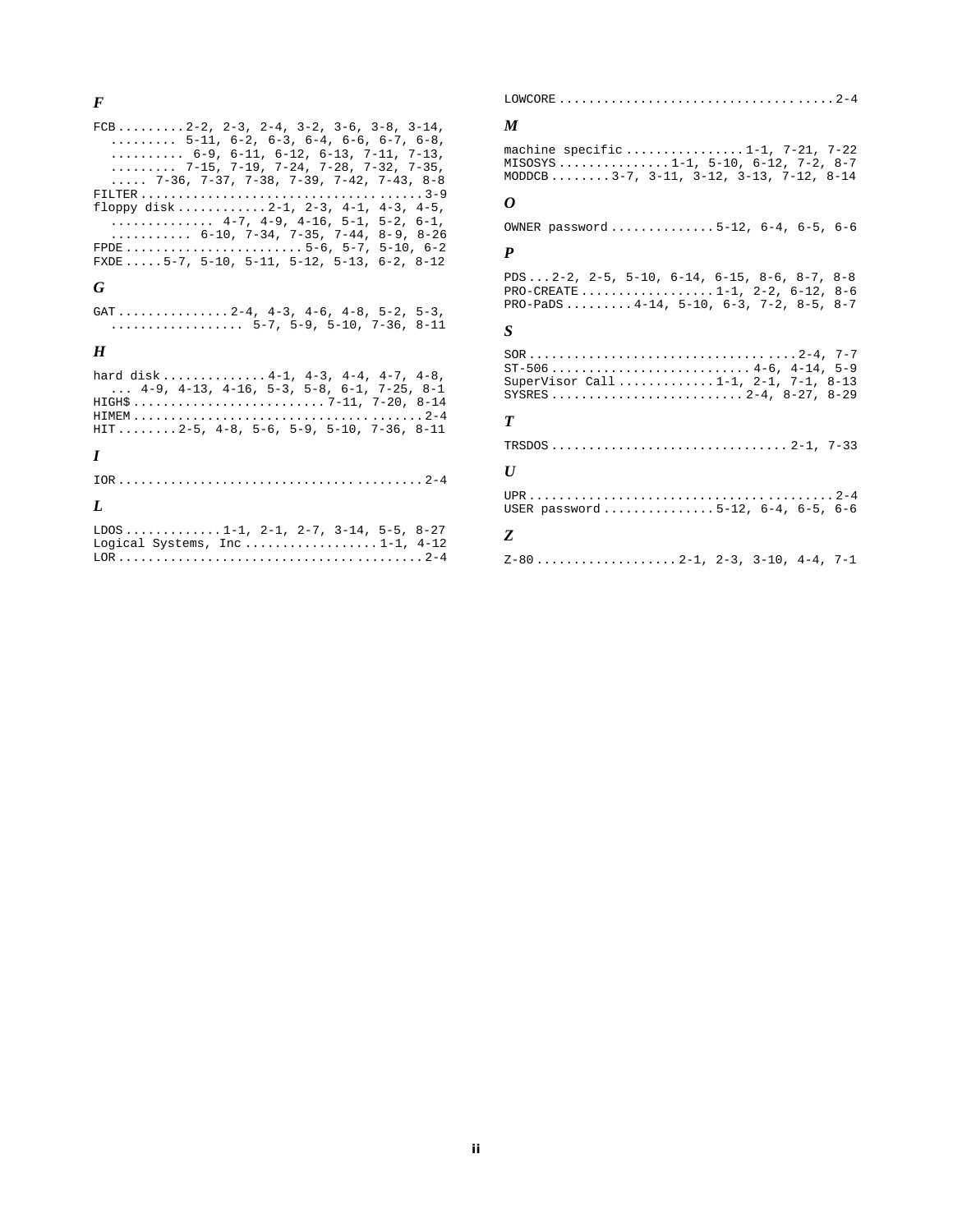## F

FCB . . . . . . . . . 2-2, 2-3, 2-4, 3-2, 3-6, 3-8, 3-14, 5-11, 6-2, 6-3, 6-4, 6-6, 6-7, 6-8, 6-9, 6-11, 6-12, 6-13, 7-11, 7-13, 7-15, 7-19, 7-24, 7-28, 7-32, 7-35, 7-36, 7-37, 7-38, 7-39, 7-42, 7-43, 8-8
FILTER . . . . . . . . . . . . . . . . . . . . . . . . . . . . . . . . . . . . . 3-9
floppy disk . . . . . . . . . . . 2-1, 2-3, 4-1, 4-3, 4-5, 4-7, 4-9, 4-16, 5-1, 5-2, 6-1, 6-10, 7-34, 7-35, 7-44, 8-9, 8-26
FPDE . . . . . . . . . . . . . . . . . . . . . . . 5-6, 5-7, 5-10, 6-2
FXDE . . . . . 5-7, 5-10, 5-11, 5-12, 5-13, 6-2, 8-12

## G

GAT . . . . . . . . . . . . . . . 2-4, 4-3, 4-6, 4-8, 5-2, 5-3, 5-7, 5-9, 5-10, 7-36, 8-11

## H

hard disk . . . . . . . . . . . . . . 4-1, 4-3, 4-4, 4-7, 4-8, 4-9, 4-13, 4-16, 5-3, 5-8, 6-1, 7-25, 8-1
HIGH$ . . . . . . . . . . . . . . . . . . . . . . . . . 7-11, 7-20, 8-14
HIMEM . . . . . . . . . . . . . . . . . . . . . . . . . . . . . . . . . . . . . . 2-4
HIT . . . . . . . . 2-5, 4-8, 5-6, 5-9, 5-10, 7-36, 8-11

## I

IOR . . . . . . . . . . . . . . . . . . . . . . . . . . . . . . . . . . . . . . . . 2-4

## L

LDOS . . . . . . . . . . . . 1-1, 2-1, 2-7, 3-14, 5-5, 8-27
Logical Systems, Inc . . . . . . . . . . . . . . . . . . 1-1, 4-12
LOR . . . . . . . . . . . . . . . . . . . . . . . . . . . . . . . . . . . . . . . . 2-4
LOWCORE . . . . . . . . . . . . . . . . . . . . . . . . . . . . . . . . . . . 2-4

## M

machine specific . . . . . . . . . . . . . . . . 1-1, 7-21, 7-22
MISOSYS . . . . . . . . . . . . . . . 1-1, 5-10, 6-12, 7-2, 8-7
MODDCB . . . . . . . . 3-7, 3-11, 3-12, 3-13, 7-12, 8-14

## O

OWNER password . . . . . . . . . . . . . . 5-12, 6-4, 6-5, 6-6

## P

PDS . . . 2-2, 2-5, 5-10, 6-14, 6-15, 8-6, 8-7, 8-8
PRO-CREATE . . . . . . . . . . . . . . . . . . 1-1, 2-2, 6-12, 8-6
PRO-PaDS . . . . . . . . . 4-14, 5-10, 6-3, 7-2, 8-5, 8-7

## S

SOR . . . . . . . . . . . . . . . . . . . . . . . . . . . . . . . . . . . 2-4, 7-7
ST-506 . . . . . . . . . . . . . . . . . . . . . . . . . . 4-6, 4-14, 5-9
SuperVisor Call . . . . . . . . . . . . . 1-1, 2-1, 7-1, 8-13
SYSRES . . . . . . . . . . . . . . . . . . . . . . . . . . 2-4, 8-27, 8-29

## T

TRSDOS . . . . . . . . . . . . . . . . . . . . . . . . . . . . . . . 2-1, 7-33

## U

UPR . . . . . . . . . . . . . . . . . . . . . . . . . . . . . . . . . . . . . . . . 2-4
USER password . . . . . . . . . . . . . . . 5-12, 6-4, 6-5, 6-6

## Z

Z-80 . . . . . . . . . . . . . . . . . . . 2-1, 2-3, 3-10, 4-4, 7-1